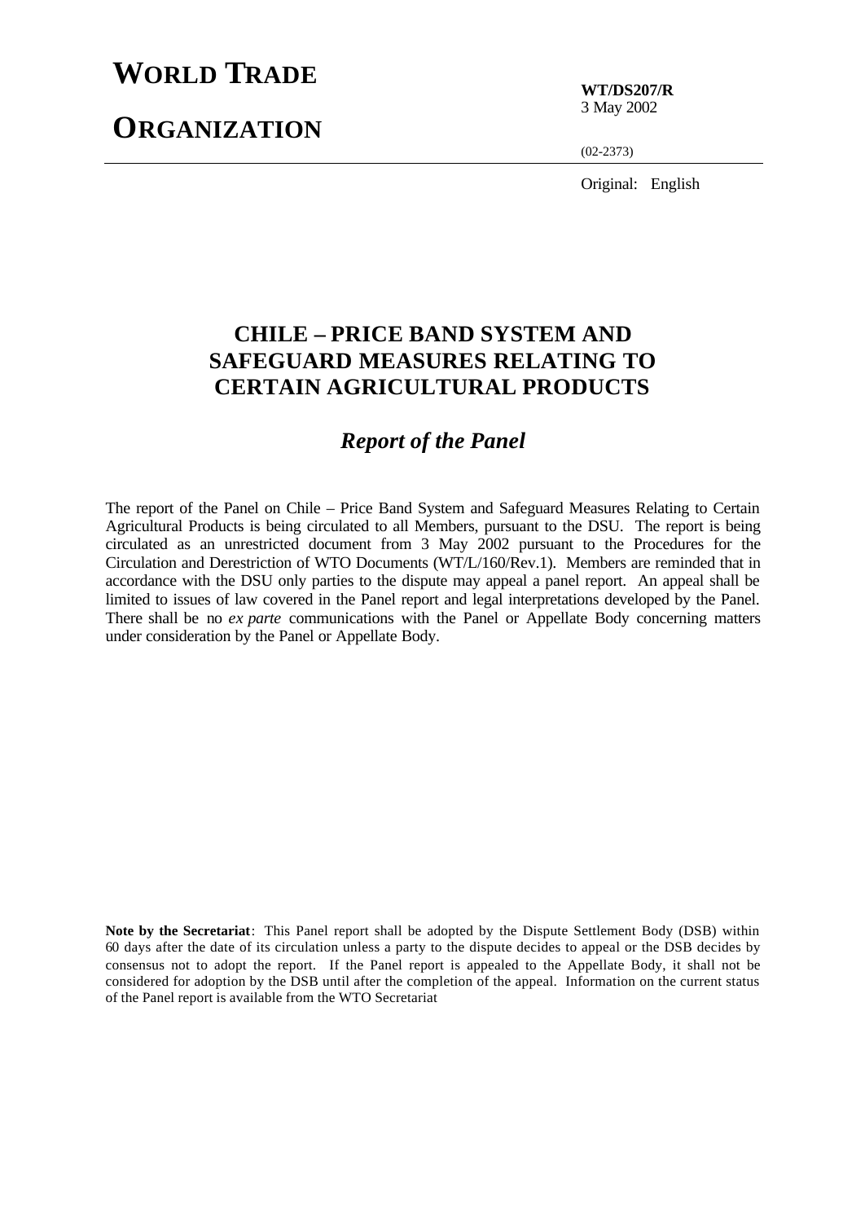# WORLD TRADE ORGANIZATION

**WT/DS207/R**
3 May 2002

(02-2373)

Original: English

## CHILE – PRICE BAND SYSTEM AND SAFEGUARD MEASURES RELATING TO CERTAIN AGRICULTURAL PRODUCTS

### *Report of the Panel*

The report of the Panel on Chile – Price Band System and Safeguard Measures Relating to Certain Agricultural Products is being circulated to all Members, pursuant to the DSU. The report is being circulated as an unrestricted document from 3 May 2002 pursuant to the Procedures for the Circulation and Derestriction of WTO Documents (WT/L/160/Rev.1). Members are reminded that in accordance with the DSU only parties to the dispute may appeal a panel report. An appeal shall be limited to issues of law covered in the Panel report and legal interpretations developed by the Panel. There shall be no *ex parte* communications with the Panel or Appellate Body concerning matters under consideration by the Panel or Appellate Body.

**Note by the Secretariat**: This Panel report shall be adopted by the Dispute Settlement Body (DSB) within 60 days after the date of its circulation unless a party to the dispute decides to appeal or the DSB decides by consensus not to adopt the report. If the Panel report is appealed to the Appellate Body, it shall not be considered for adoption by the DSB until after the completion of the appeal. Information on the current status of the Panel report is available from the WTO Secretariat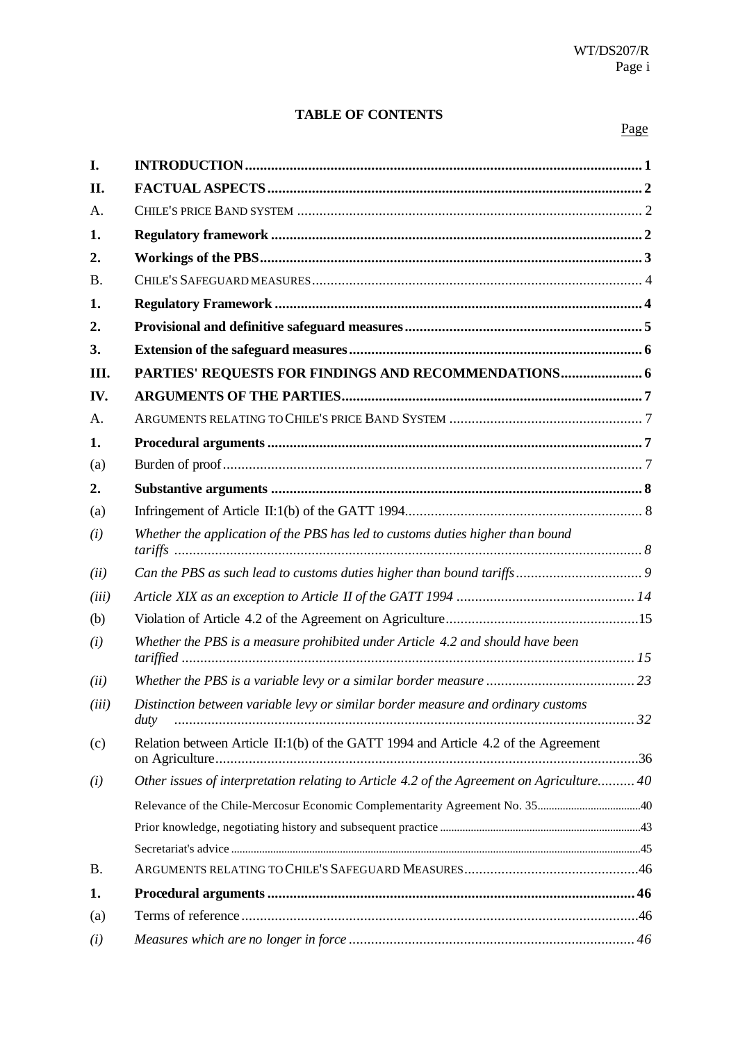**TABLE OF CONTENTS**

Page

| | | |
|---|---|---|
| **I.** | **INTRODUCTION** | **1** |
| **II.** | **FACTUAL ASPECTS** | **2** |
| A. | CHILE'S PRICE BAND SYSTEM | 2 |
| **1.** | **Regulatory framework** | **2** |
| **2.** | **Workings of the PBS** | **3** |
| B. | CHILE'S SAFEGUARD MEASURES | 4 |
| **1.** | **Regulatory Framework** | **4** |
| **2.** | **Provisional and definitive safeguard measures** | **5** |
| **3.** | **Extension of the safeguard measures** | **6** |
| **III.** | **PARTIES' REQUESTS FOR FINDINGS AND RECOMMENDATIONS** | **6** |
| **IV.** | **ARGUMENTS OF THE PARTIES** | **7** |
| A. | ARGUMENTS RELATING TO CHILE'S PRICE BAND SYSTEM | 7 |
| **1.** | **Procedural arguments** | **7** |
| (a) | Burden of proof | 7 |
| **2.** | **Substantive arguments** | **8** |
| (a) | Infringement of Article II:1(b) of the GATT 1994 | 8 |
| *(i)* | *Whether the application of the PBS has led to customs duties higher than bound tariffs* | *8* |
| *(ii)* | *Can the PBS as such lead to customs duties higher than bound tariffs* | *9* |
| *(iii)* | *Article XIX as an exception to Article II of the GATT 1994* | *14* |
| (b) | Violation of Article 4.2 of the Agreement on Agriculture | 15 |
| *(i)* | *Whether the PBS is a measure prohibited under Article 4.2 and should have been tariffied* | *15* |
| *(ii)* | *Whether the PBS is a variable levy or a similar border measure* | *23* |
| *(iii)* | *Distinction between variable levy or similar border measure and ordinary customs duty* | *32* |
| (c) | Relation between Article II:1(b) of the GATT 1994 and Article 4.2 of the Agreement on Agriculture | 36 |
| *(i)* | *Other issues of interpretation relating to Article 4.2 of the Agreement on Agriculture* | *40* |
| | Relevance of the Chile-Mercosur Economic Complementarity Agreement No. 35 | 40 |
| | Prior knowledge, negotiating history and subsequent practice | 43 |
| | Secretariat's advice | 45 |
| B. | ARGUMENTS RELATING TO CHILE'S SAFEGUARD MEASURES | 46 |
| **1.** | **Procedural arguments** | **46** |
| (a) | Terms of reference | 46 |
| *(i)* | *Measures which are no longer in force* | *46* |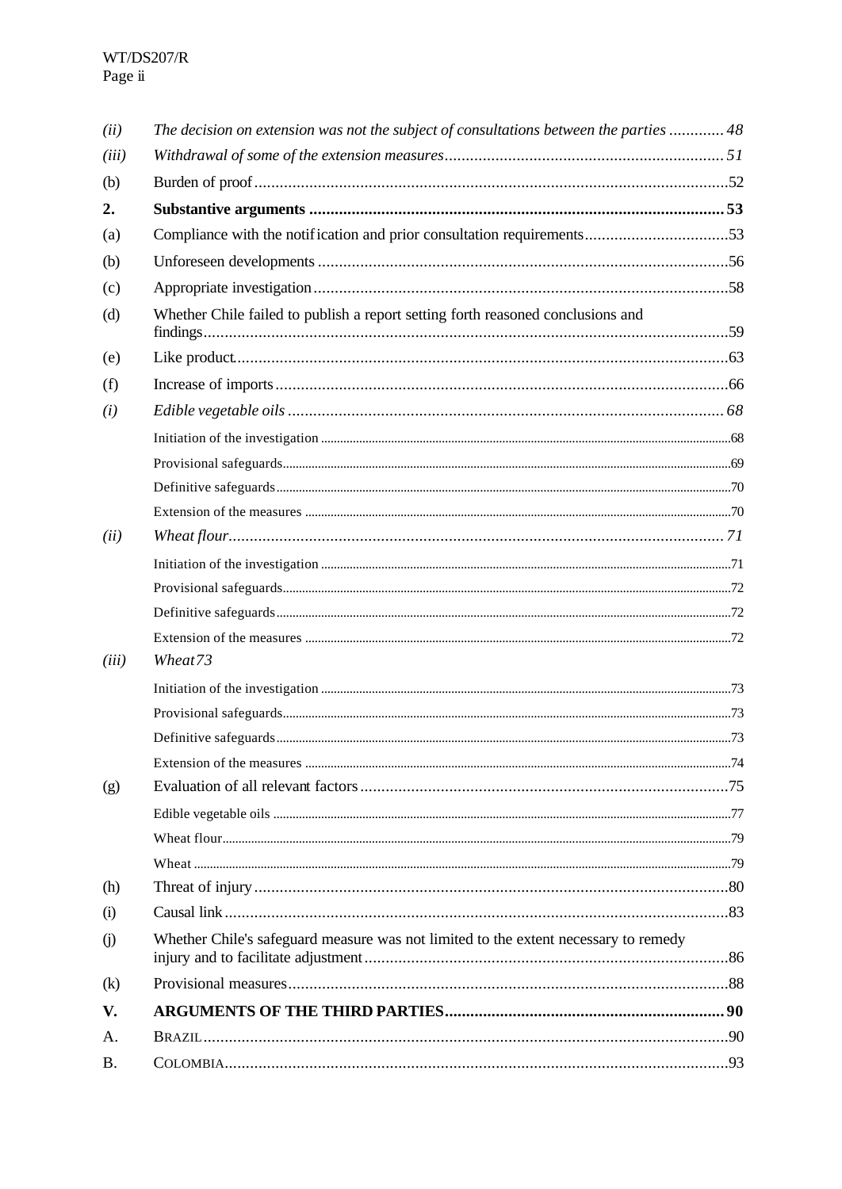| | | |
|---|---|---|
| *(ii)* | *The decision on extension was not the subject of consultations between the parties* | *48* |
| *(iii)* | *Withdrawal of some of the extension measures* | *51* |
| (b) | Burden of proof | 52 |
| **2.** | **Substantive arguments** | **53** |
| (a) | Compliance with the notification and prior consultation requirements | 53 |
| (b) | Unforeseen developments | 56 |
| (c) | Appropriate investigation | 58 |
| (d) | Whether Chile failed to publish a report setting forth reasoned conclusions and findings | 59 |
| (e) | Like product | 63 |
| (f) | Increase of imports | 66 |
| *(i)* | *Edible vegetable oils* | *68* |
| | Initiation of the investigation | 68 |
| | Provisional safeguards | 69 |
| | Definitive safeguards | 70 |
| | Extension of the measures | 70 |
| *(ii)* | *Wheat flour* | *71* |
| | Initiation of the investigation | 71 |
| | Provisional safeguards | 72 |
| | Definitive safeguards | 72 |
| | Extension of the measures | 72 |
| *(iii)* | *Wheat* | *73* |
| | Initiation of the investigation | 73 |
| | Provisional safeguards | 73 |
| | Definitive safeguards | 73 |
| | Extension of the measures | 74 |
| (g) | Evaluation of all relevant factors | 75 |
| | Edible vegetable oils | 77 |
| | Wheat flour | 79 |
| | Wheat | 79 |
| (h) | Threat of injury | 80 |
| (i) | Causal link | 83 |
| (j) | Whether Chile's safeguard measure was not limited to the extent necessary to remedy injury and to facilitate adjustment | 86 |
| (k) | Provisional measures | 88 |
| **V.** | **ARGUMENTS OF THE THIRD PARTIES** | **90** |
| A. | BRAZIL | 90 |
| B. | COLOMBIA | 93 |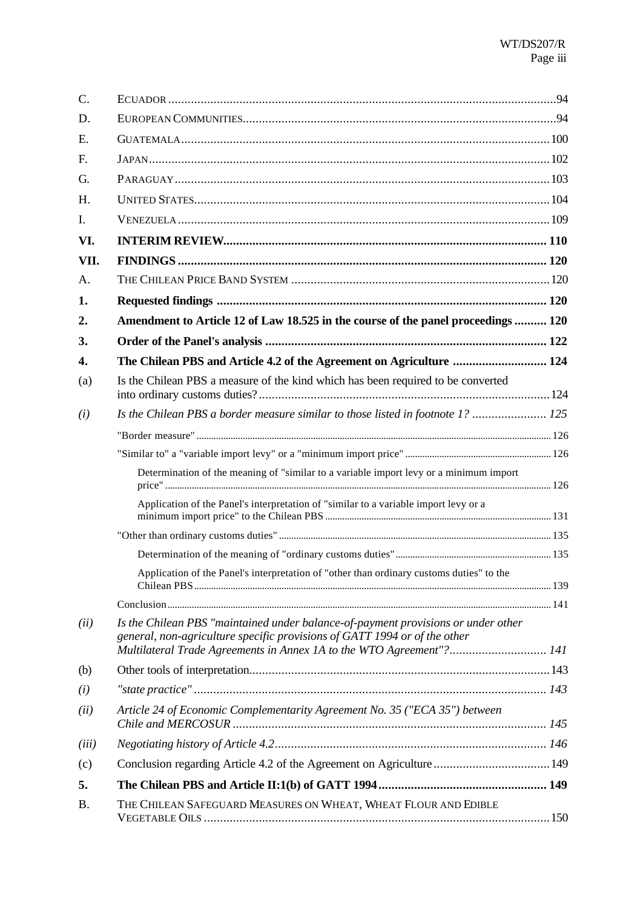| | | |
|---|---|---|
| C. | ECUADOR | 94 |
| D. | EUROPEAN COMMUNITIES | 94 |
| E. | GUATEMALA | 100 |
| F. | JAPAN | 102 |
| G. | PARAGUAY | 103 |
| H. | UNITED STATES | 104 |
| I. | VENEZUELA | 109 |
| **VI.** | **INTERIM REVIEW** | **110** |
| **VII.** | **FINDINGS** | **120** |
| A. | THE CHILEAN PRICE BAND SYSTEM | 120 |
| **1.** | **Requested findings** | **120** |
| **2.** | **Amendment to Article 12 of Law 18.525 in the course of the panel proceedings** | **120** |
| **3.** | **Order of the Panel's analysis** | **122** |
| **4.** | **The Chilean PBS and Article 4.2 of the Agreement on Agriculture** | **124** |
| (a) | Is the Chilean PBS a measure of the kind which has been required to be converted into ordinary customs duties? | 124 |
| *(i)* | *Is the Chilean PBS a border measure similar to those listed in footnote 1?* | *125* |
| | "Border measure" | 126 |
| | "Similar to" a "variable import levy" or a "minimum import price" | 126 |
| | Determination of the meaning of "similar to a variable import levy or a minimum import price" | 126 |
| | Application of the Panel's interpretation of "similar to a variable import levy or a minimum import price" to the Chilean PBS | 131 |
| | "Other than ordinary customs duties" | 135 |
| | Determination of the meaning of "ordinary customs duties" | 135 |
| | Application of the Panel's interpretation of "other than ordinary customs duties" to the Chilean PBS | 139 |
| | Conclusion | 141 |
| *(ii)* | *Is the Chilean PBS "maintained under balance-of-payment provisions or under other general, non-agriculture specific provisions of GATT 1994 or of the other Multilateral Trade Agreements in Annex 1A to the WTO Agreement"?* | *141* |
| (b) | Other tools of interpretation | 143 |
| *(i)* | *"state practice"* | *143* |
| *(ii)* | *Article 24 of Economic Complementarity Agreement No. 35 ("ECA 35") between Chile and MERCOSUR* | *145* |
| *(iii)* | *Negotiating history of Article 4.2* | *146* |
| (c) | Conclusion regarding Article 4.2 of the Agreement on Agriculture | 149 |
| **5.** | **The Chilean PBS and Article II:1(b) of GATT 1994** | **149** |
| B. | THE CHILEAN SAFEGUARD MEASURES ON WHEAT, WHEAT FLOUR AND EDIBLE VEGETABLE OILS | 150 |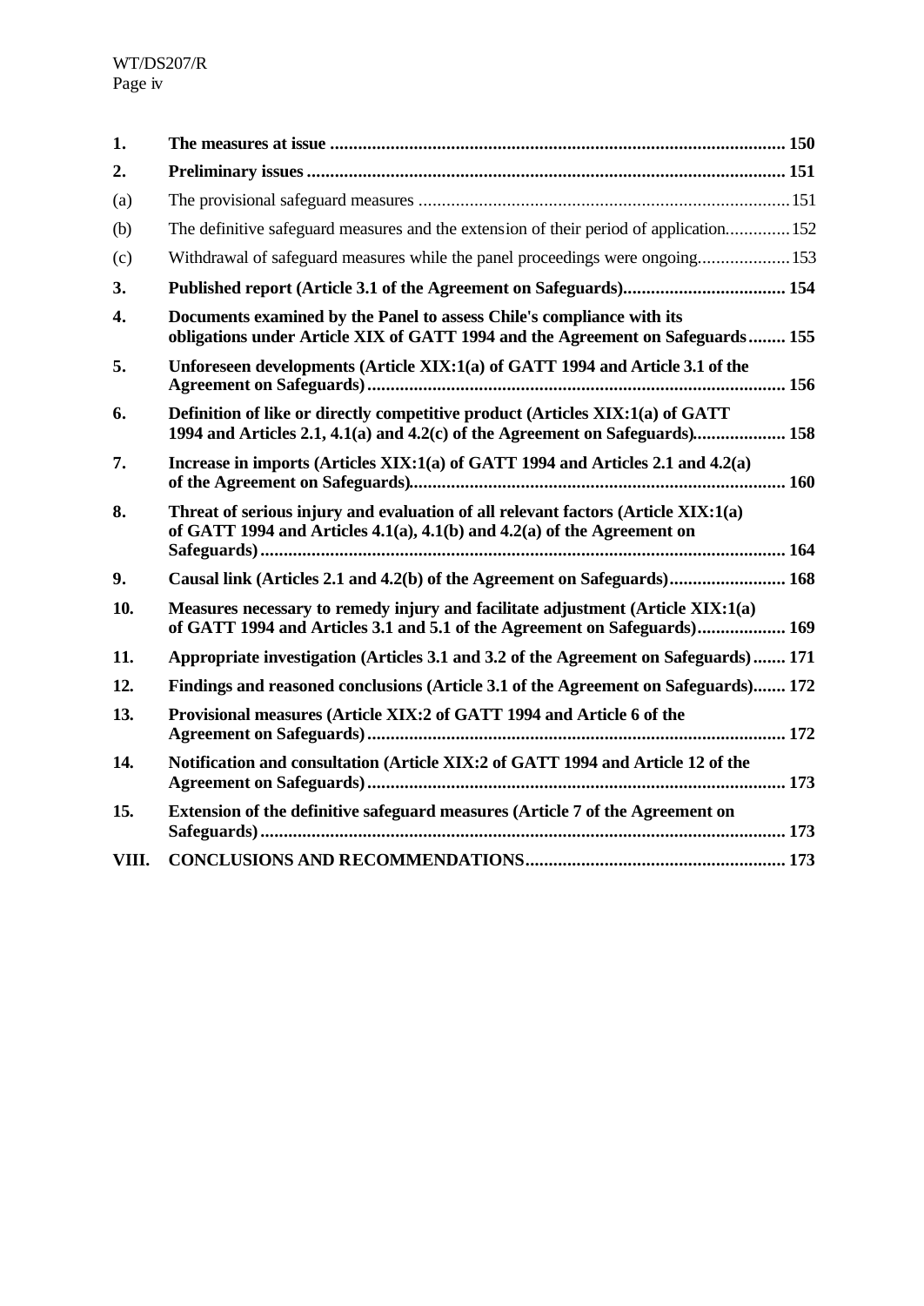| | | |
|---|---|---|
| **1.** | **The measures at issue** | **150** |
| **2.** | **Preliminary issues** | **151** |
| (a) | The provisional safeguard measures | 151 |
| (b) | The definitive safeguard measures and the extension of their period of application | 152 |
| (c) | Withdrawal of safeguard measures while the panel proceedings were ongoing | 153 |
| **3.** | **Published report (Article 3.1 of the Agreement on Safeguards)** | **154** |
| **4.** | **Documents examined by the Panel to assess Chile's compliance with its obligations under Article XIX of GATT 1994 and the Agreement on Safeguards** | **155** |
| **5.** | **Unforeseen developments (Article XIX:1(a) of GATT 1994 and Article 3.1 of the Agreement on Safeguards)** | **156** |
| **6.** | **Definition of like or directly competitive product (Articles XIX:1(a) of GATT 1994 and Articles 2.1, 4.1(a) and 4.2(c) of the Agreement on Safeguards)** | **158** |
| **7.** | **Increase in imports (Articles XIX:1(a) of GATT 1994 and Articles 2.1 and 4.2(a) of the Agreement on Safeguards)** | **160** |
| **8.** | **Threat of serious injury and evaluation of all relevant factors (Article XIX:1(a) of GATT 1994 and Articles 4.1(a), 4.1(b) and 4.2(a) of the Agreement on Safeguards)** | **164** |
| **9.** | **Causal link (Articles 2.1 and 4.2(b) of the Agreement on Safeguards)** | **168** |
| **10.** | **Measures necessary to remedy injury and facilitate adjustment (Article XIX:1(a) of GATT 1994 and Articles 3.1 and 5.1 of the Agreement on Safeguards)** | **169** |
| **11.** | **Appropriate investigation (Articles 3.1 and 3.2 of the Agreement on Safeguards)** | **171** |
| **12.** | **Findings and reasoned conclusions (Article 3.1 of the Agreement on Safeguards)** | **172** |
| **13.** | **Provisional measures (Article XIX:2 of GATT 1994 and Article 6 of the Agreement on Safeguards)** | **172** |
| **14.** | **Notification and consultation (Article XIX:2 of GATT 1994 and Article 12 of the Agreement on Safeguards)** | **173** |
| **15.** | **Extension of the definitive safeguard measures (Article 7 of the Agreement on Safeguards)** | **173** |
| **VIII.** | **CONCLUSIONS AND RECOMMENDATIONS** | **173** |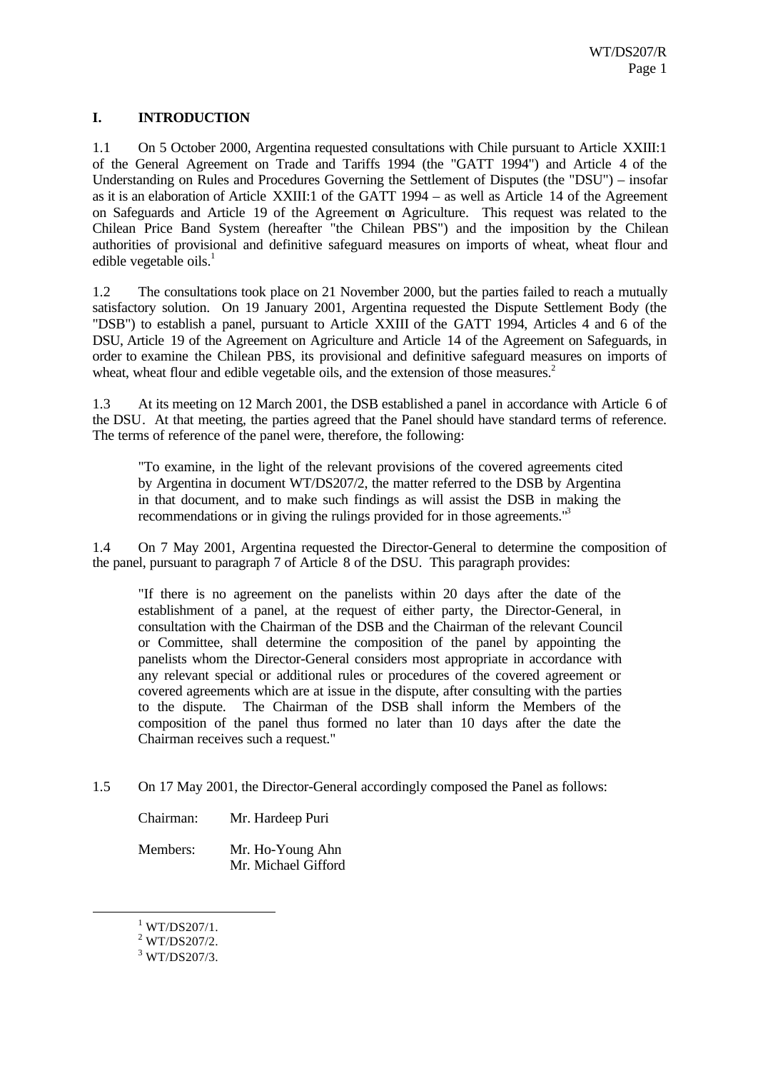## I. INTRODUCTION

1.1 On 5 October 2000, Argentina requested consultations with Chile pursuant to Article XXIII:1 of the General Agreement on Trade and Tariffs 1994 (the "GATT 1994") and Article 4 of the Understanding on Rules and Procedures Governing the Settlement of Disputes (the "DSU") – insofar as it is an elaboration of Article XXIII:1 of the GATT 1994 – as well as Article 14 of the Agreement on Safeguards and Article 19 of the Agreement on Agriculture. This request was related to the Chilean Price Band System (hereafter "the Chilean PBS") and the imposition by the Chilean authorities of provisional and definitive safeguard measures on imports of wheat, wheat flour and edible vegetable oils.[1]

1.2 The consultations took place on 21 November 2000, but the parties failed to reach a mutually satisfactory solution. On 19 January 2001, Argentina requested the Dispute Settlement Body (the "DSB") to establish a panel, pursuant to Article XXIII of the GATT 1994, Articles 4 and 6 of the DSU, Article 19 of the Agreement on Agriculture and Article 14 of the Agreement on Safeguards, in order to examine the Chilean PBS, its provisional and definitive safeguard measures on imports of wheat, wheat flour and edible vegetable oils, and the extension of those measures.[2]

1.3 At its meeting on 12 March 2001, the DSB established a panel in accordance with Article 6 of the DSU. At that meeting, the parties agreed that the Panel should have standard terms of reference. The terms of reference of the panel were, therefore, the following:

> "To examine, in the light of the relevant provisions of the covered agreements cited by Argentina in document WT/DS207/2, the matter referred to the DSB by Argentina in that document, and to make such findings as will assist the DSB in making the recommendations or in giving the rulings provided for in those agreements."[3]

1.4 On 7 May 2001, Argentina requested the Director-General to determine the composition of the panel, pursuant to paragraph 7 of Article 8 of the DSU. This paragraph provides:

> "If there is no agreement on the panelists within 20 days after the date of the establishment of a panel, at the request of either party, the Director-General, in consultation with the Chairman of the DSB and the Chairman of the relevant Council or Committee, shall determine the composition of the panel by appointing the panelists whom the Director-General considers most appropriate in accordance with any relevant special or additional rules or procedures of the covered agreement or covered agreements which are at issue in the dispute, after consulting with the parties to the dispute. The Chairman of the DSB shall inform the Members of the composition of the panel thus formed no later than 10 days after the date the Chairman receives such a request."

1.5 On 17 May 2001, the Director-General accordingly composed the Panel as follows:

Chairman: Mr. Hardeep Puri

Members: Mr. Ho-Young Ahn
Mr. Michael Gifford

---

[1] WT/DS207/1.

[2] WT/DS207/2.

[3] WT/DS207/3.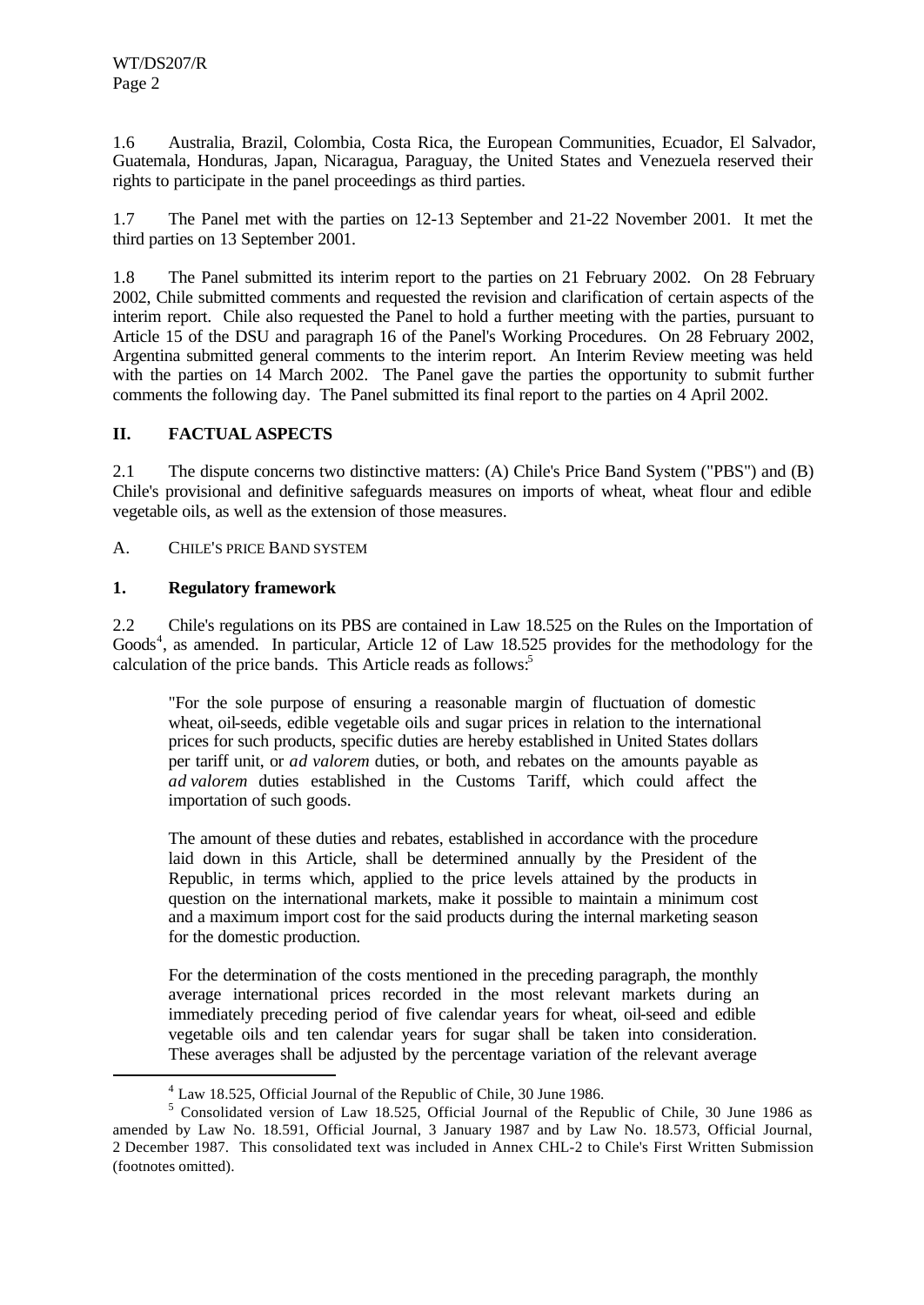1.6 Australia, Brazil, Colombia, Costa Rica, the European Communities, Ecuador, El Salvador, Guatemala, Honduras, Japan, Nicaragua, Paraguay, the United States and Venezuela reserved their rights to participate in the panel proceedings as third parties.

1.7 The Panel met with the parties on 12-13 September and 21-22 November 2001. It met the third parties on 13 September 2001.

1.8 The Panel submitted its interim report to the parties on 21 February 2002. On 28 February 2002, Chile submitted comments and requested the revision and clarification of certain aspects of the interim report. Chile also requested the Panel to hold a further meeting with the parties, pursuant to Article 15 of the DSU and paragraph 16 of the Panel's Working Procedures. On 28 February 2002, Argentina submitted general comments to the interim report. An Interim Review meeting was held with the parties on 14 March 2002. The Panel gave the parties the opportunity to submit further comments the following day. The Panel submitted its final report to the parties on 4 April 2002.

## II. FACTUAL ASPECTS

2.1 The dispute concerns two distinctive matters: (A) Chile's Price Band System ("PBS") and (B) Chile's provisional and definitive safeguards measures on imports of wheat, wheat flour and edible vegetable oils, as well as the extension of those measures.

### A. CHILE'S PRICE BAND SYSTEM

#### 1. Regulatory framework

2.2 Chile's regulations on its PBS are contained in Law 18.525 on the Rules on the Importation of Goods[4], as amended. In particular, Article 12 of Law 18.525 provides for the methodology for the calculation of the price bands. This Article reads as follows:[5]

> "For the sole purpose of ensuring a reasonable margin of fluctuation of domestic wheat, oil-seeds, edible vegetable oils and sugar prices in relation to the international prices for such products, specific duties are hereby established in United States dollars per tariff unit, or *ad valorem* duties, or both, and rebates on the amounts payable as *ad valorem* duties established in the Customs Tariff, which could affect the importation of such goods.
>
> The amount of these duties and rebates, established in accordance with the procedure laid down in this Article, shall be determined annually by the President of the Republic, in terms which, applied to the price levels attained by the products in question on the international markets, make it possible to maintain a minimum cost and a maximum import cost for the said products during the internal marketing season for the domestic production.
>
> For the determination of the costs mentioned in the preceding paragraph, the monthly average international prices recorded in the most relevant markets during an immediately preceding period of five calendar years for wheat, oil-seed and edible vegetable oils and ten calendar years for sugar shall be taken into consideration. These averages shall be adjusted by the percentage variation of the relevant average

---

[4] Law 18.525, Official Journal of the Republic of Chile, 30 June 1986.

[5] Consolidated version of Law 18.525, Official Journal of the Republic of Chile, 30 June 1986 as amended by Law No. 18.591, Official Journal, 3 January 1987 and by Law No. 18.573, Official Journal, 2 December 1987. This consolidated text was included in Annex CHL-2 to Chile's First Written Submission (footnotes omitted).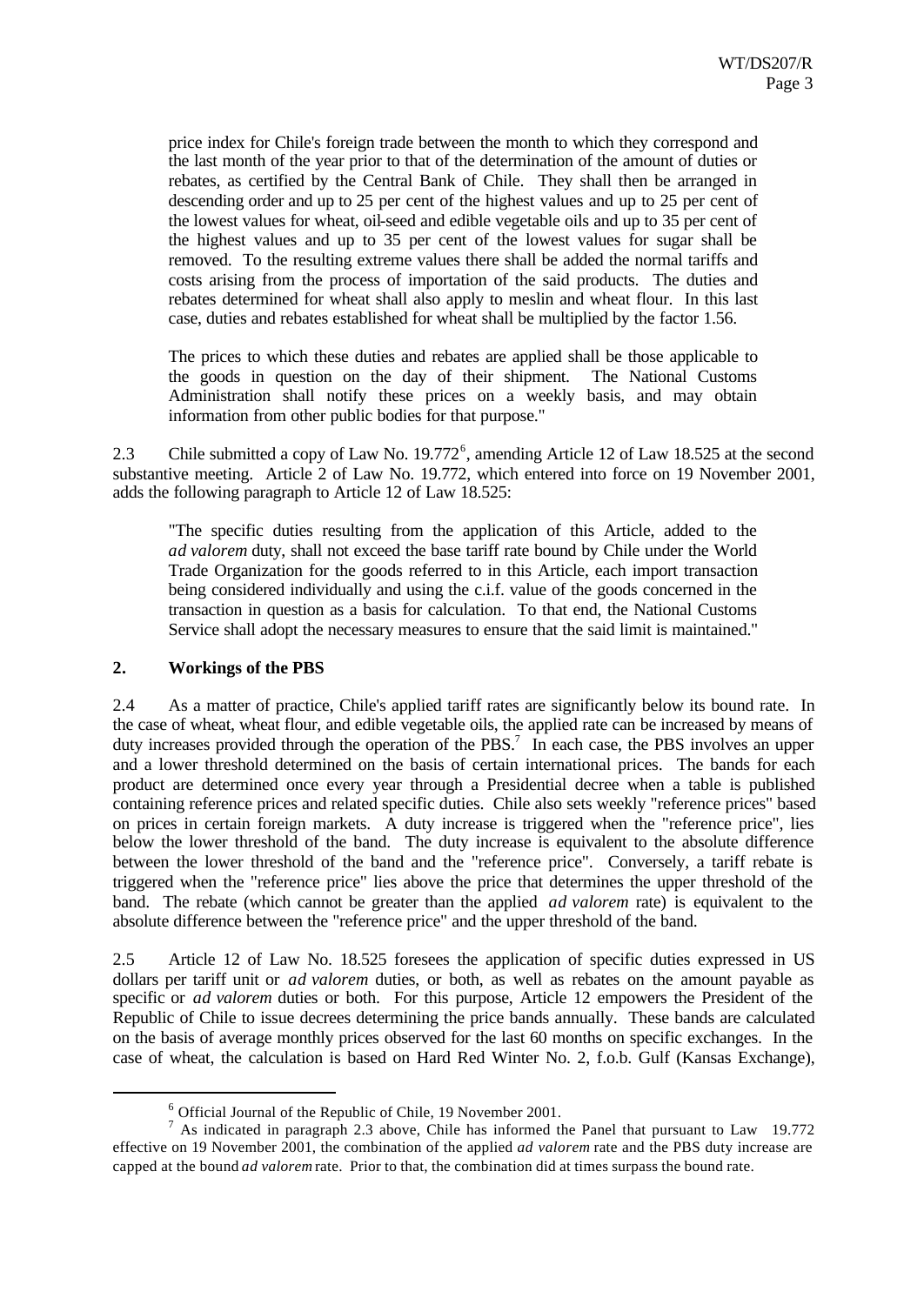price index for Chile's foreign trade between the month to which they correspond and the last month of the year prior to that of the determination of the amount of duties or rebates, as certified by the Central Bank of Chile. They shall then be arranged in descending order and up to 25 per cent of the highest values and up to 25 per cent of the lowest values for wheat, oil-seed and edible vegetable oils and up to 35 per cent of the highest values and up to 35 per cent of the lowest values for sugar shall be removed. To the resulting extreme values there shall be added the normal tariffs and costs arising from the process of importation of the said products. The duties and rebates determined for wheat shall also apply to meslin and wheat flour. In this last case, duties and rebates established for wheat shall be multiplied by the factor 1.56.

The prices to which these duties and rebates are applied shall be those applicable to the goods in question on the day of their shipment. The National Customs Administration shall notify these prices on a weekly basis, and may obtain information from other public bodies for that purpose."

2.3 Chile submitted a copy of Law No. 19.772[6], amending Article 12 of Law 18.525 at the second substantive meeting. Article 2 of Law No. 19.772, which entered into force on 19 November 2001, adds the following paragraph to Article 12 of Law 18.525:

"The specific duties resulting from the application of this Article, added to the *ad valorem* duty, shall not exceed the base tariff rate bound by Chile under the World Trade Organization for the goods referred to in this Article, each import transaction being considered individually and using the c.i.f. value of the goods concerned in the transaction in question as a basis for calculation. To that end, the National Customs Service shall adopt the necessary measures to ensure that the said limit is maintained."

### 2. Workings of the PBS

2.4 As a matter of practice, Chile's applied tariff rates are significantly below its bound rate. In the case of wheat, wheat flour, and edible vegetable oils, the applied rate can be increased by means of duty increases provided through the operation of the PBS.[7] In each case, the PBS involves an upper and a lower threshold determined on the basis of certain international prices. The bands for each product are determined once every year through a Presidential decree when a table is published containing reference prices and related specific duties. Chile also sets weekly "reference prices" based on prices in certain foreign markets. A duty increase is triggered when the "reference price", lies below the lower threshold of the band. The duty increase is equivalent to the absolute difference between the lower threshold of the band and the "reference price". Conversely, a tariff rebate is triggered when the "reference price" lies above the price that determines the upper threshold of the band. The rebate (which cannot be greater than the applied *ad valorem* rate) is equivalent to the absolute difference between the "reference price" and the upper threshold of the band.

2.5 Article 12 of Law No. 18.525 foresees the application of specific duties expressed in US dollars per tariff unit or *ad valorem* duties, or both, as well as rebates on the amount payable as specific or *ad valorem* duties or both. For this purpose, Article 12 empowers the President of the Republic of Chile to issue decrees determining the price bands annually. These bands are calculated on the basis of average monthly prices observed for the last 60 months on specific exchanges. In the case of wheat, the calculation is based on Hard Red Winter No. 2, f.o.b. Gulf (Kansas Exchange),

---

[6] Official Journal of the Republic of Chile, 19 November 2001.

[7] As indicated in paragraph 2.3 above, Chile has informed the Panel that pursuant to Law 19.772 effective on 19 November 2001, the combination of the applied *ad valorem* rate and the PBS duty increase are capped at the bound *ad valorem* rate. Prior to that, the combination did at times surpass the bound rate.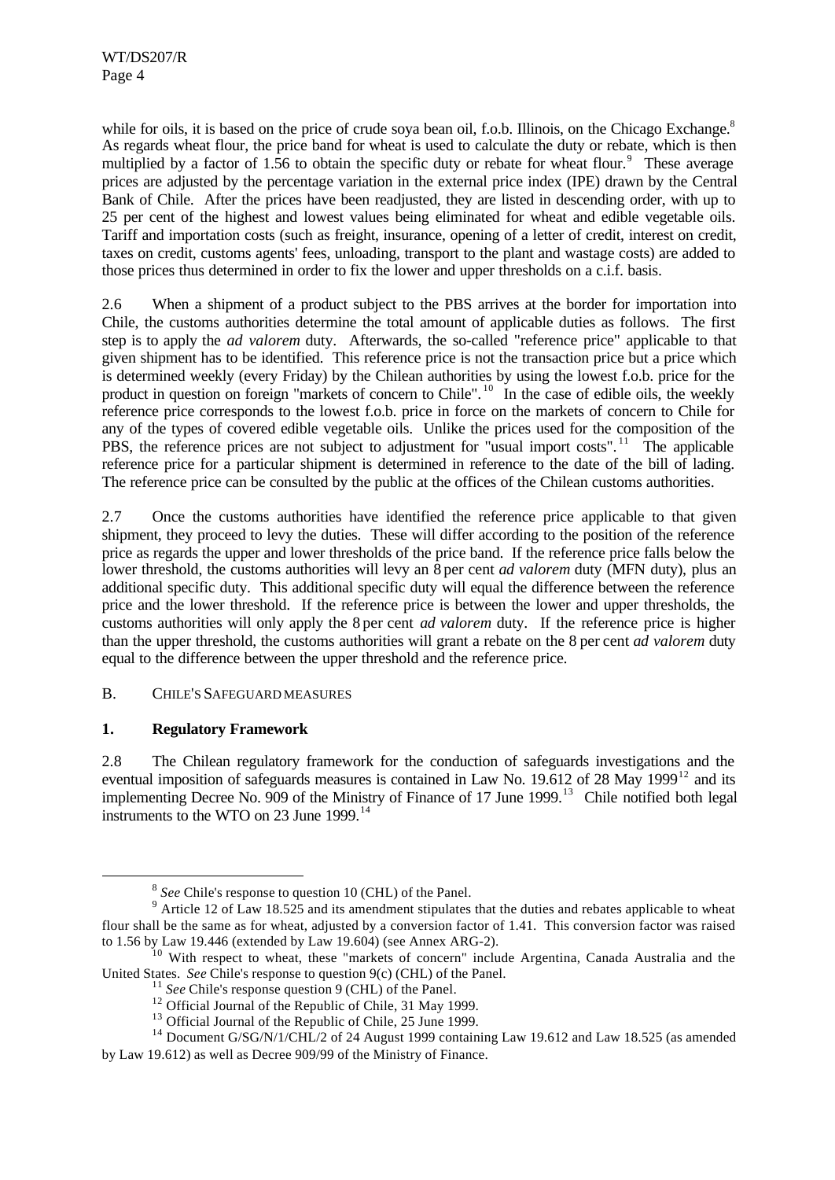while for oils, it is based on the price of crude soya bean oil, f.o.b. Illinois, on the Chicago Exchange.[8] As regards wheat flour, the price band for wheat is used to calculate the duty or rebate, which is then multiplied by a factor of 1.56 to obtain the specific duty or rebate for wheat flour.[9] These average prices are adjusted by the percentage variation in the external price index (IPE) drawn by the Central Bank of Chile. After the prices have been readjusted, they are listed in descending order, with up to 25 per cent of the highest and lowest values being eliminated for wheat and edible vegetable oils. Tariff and importation costs (such as freight, insurance, opening of a letter of credit, interest on credit, taxes on credit, customs agents' fees, unloading, transport to the plant and wastage costs) are added to those prices thus determined in order to fix the lower and upper thresholds on a c.i.f. basis.

2.6 When a shipment of a product subject to the PBS arrives at the border for importation into Chile, the customs authorities determine the total amount of applicable duties as follows. The first step is to apply the *ad valorem* duty. Afterwards, the so-called "reference price" applicable to that given shipment has to be identified. This reference price is not the transaction price but a price which is determined weekly (every Friday) by the Chilean authorities by using the lowest f.o.b. price for the product in question on foreign "markets of concern to Chile".[10] In the case of edible oils, the weekly reference price corresponds to the lowest f.o.b. price in force on the markets of concern to Chile for any of the types of covered edible vegetable oils. Unlike the prices used for the composition of the PBS, the reference prices are not subject to adjustment for "usual import costs".[11] The applicable reference price for a particular shipment is determined in reference to the date of the bill of lading. The reference price can be consulted by the public at the offices of the Chilean customs authorities.

2.7 Once the customs authorities have identified the reference price applicable to that given shipment, they proceed to levy the duties. These will differ according to the position of the reference price as regards the upper and lower thresholds of the price band. If the reference price falls below the lower threshold, the customs authorities will levy an 8 per cent *ad valorem* duty (MFN duty), plus an additional specific duty. This additional specific duty will equal the difference between the reference price and the lower threshold. If the reference price is between the lower and upper thresholds, the customs authorities will only apply the 8 per cent *ad valorem* duty. If the reference price is higher than the upper threshold, the customs authorities will grant a rebate on the 8 per cent *ad valorem* duty equal to the difference between the upper threshold and the reference price.

## B. CHILE'S SAFEGUARD MEASURES

### 1. Regulatory Framework

2.8 The Chilean regulatory framework for the conduction of safeguards investigations and the eventual imposition of safeguards measures is contained in Law No. 19.612 of 28 May 1999[12] and its implementing Decree No. 909 of the Ministry of Finance of 17 June 1999.[13] Chile notified both legal instruments to the WTO on 23 June 1999.[14]

---

[8] *See* Chile's response to question 10 (CHL) of the Panel.

[9] Article 12 of Law 18.525 and its amendment stipulates that the duties and rebates applicable to wheat flour shall be the same as for wheat, adjusted by a conversion factor of 1.41. This conversion factor was raised to 1.56 by Law 19.446 (extended by Law 19.604) (see Annex ARG-2).

[10] With respect to wheat, these "markets of concern" include Argentina, Canada Australia and the United States. *See* Chile's response to question 9(c) (CHL) of the Panel.

[11] *See* Chile's response question 9 (CHL) of the Panel.

[12] Official Journal of the Republic of Chile, 31 May 1999.

[13] Official Journal of the Republic of Chile, 25 June 1999.

[14] Document G/SG/N/1/CHL/2 of 24 August 1999 containing Law 19.612 and Law 18.525 (as amended by Law 19.612) as well as Decree 909/99 of the Ministry of Finance.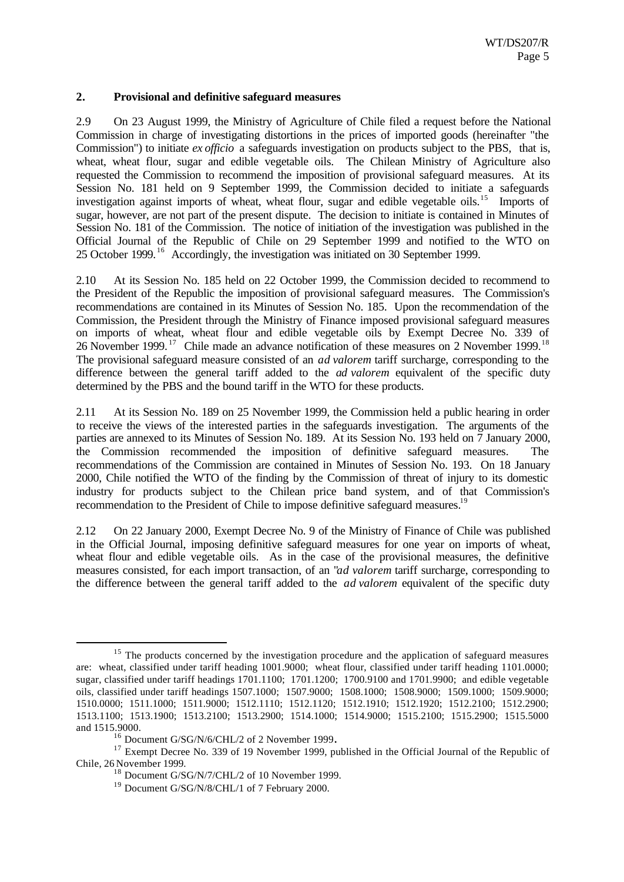## 2. Provisional and definitive safeguard measures

2.9 On 23 August 1999, the Ministry of Agriculture of Chile filed a request before the National Commission in charge of investigating distortions in the prices of imported goods (hereinafter "the Commission") to initiate *ex officio* a safeguards investigation on products subject to the PBS, that is, wheat, wheat flour, sugar and edible vegetable oils. The Chilean Ministry of Agriculture also requested the Commission to recommend the imposition of provisional safeguard measures. At its Session No. 181 held on 9 September 1999, the Commission decided to initiate a safeguards investigation against imports of wheat, wheat flour, sugar and edible vegetable oils.[15] Imports of sugar, however, are not part of the present dispute. The decision to initiate is contained in Minutes of Session No. 181 of the Commission. The notice of initiation of the investigation was published in the Official Journal of the Republic of Chile on 29 September 1999 and notified to the WTO on 25 October 1999.[16] Accordingly, the investigation was initiated on 30 September 1999.

2.10 At its Session No. 185 held on 22 October 1999, the Commission decided to recommend to the President of the Republic the imposition of provisional safeguard measures. The Commission's recommendations are contained in its Minutes of Session No. 185. Upon the recommendation of the Commission, the President through the Ministry of Finance imposed provisional safeguard measures on imports of wheat, wheat flour and edible vegetable oils by Exempt Decree No. 339 of 26 November 1999.[17] Chile made an advance notification of these measures on 2 November 1999.[18] The provisional safeguard measure consisted of an *ad valorem* tariff surcharge, corresponding to the difference between the general tariff added to the *ad valorem* equivalent of the specific duty determined by the PBS and the bound tariff in the WTO for these products.

2.11 At its Session No. 189 on 25 November 1999, the Commission held a public hearing in order to receive the views of the interested parties in the safeguards investigation. The arguments of the parties are annexed to its Minutes of Session No. 189. At its Session No. 193 held on 7 January 2000, the Commission recommended the imposition of definitive safeguard measures. The recommendations of the Commission are contained in Minutes of Session No. 193. On 18 January 2000, Chile notified the WTO of the finding by the Commission of threat of injury to its domestic industry for products subject to the Chilean price band system, and of that Commission's recommendation to the President of Chile to impose definitive safeguard measures.[19]

2.12 On 22 January 2000, Exempt Decree No. 9 of the Ministry of Finance of Chile was published in the Official Journal, imposing definitive safeguard measures for one year on imports of wheat, wheat flour and edible vegetable oils. As in the case of the provisional measures, the definitive measures consisted, for each import transaction, of an "*ad valorem* tariff surcharge, corresponding to the difference between the general tariff added to the *ad valorem* equivalent of the specific duty

---

[15] The products concerned by the investigation procedure and the application of safeguard measures are: wheat, classified under tariff heading 1001.9000; wheat flour, classified under tariff heading 1101.0000; sugar, classified under tariff headings 1701.1100; 1701.1200; 1700.9100 and 1701.9900; and edible vegetable oils, classified under tariff headings 1507.1000; 1507.9000; 1508.1000; 1508.9000; 1509.1000; 1509.9000; 1510.0000; 1511.1000; 1511.9000; 1512.1110; 1512.1120; 1512.1910; 1512.1920; 1512.2100; 1512.2900; 1513.1100; 1513.1900; 1513.2100; 1513.2900; 1514.1000; 1514.9000; 1515.2100; 1515.2900; 1515.5000 and 1515.9000.

[16] Document G/SG/N/6/CHL/2 of 2 November 1999.

[17] Exempt Decree No. 339 of 19 November 1999, published in the Official Journal of the Republic of Chile, 26 November 1999.

[18] Document G/SG/N/7/CHL/2 of 10 November 1999.

[19] Document G/SG/N/8/CHL/1 of 7 February 2000.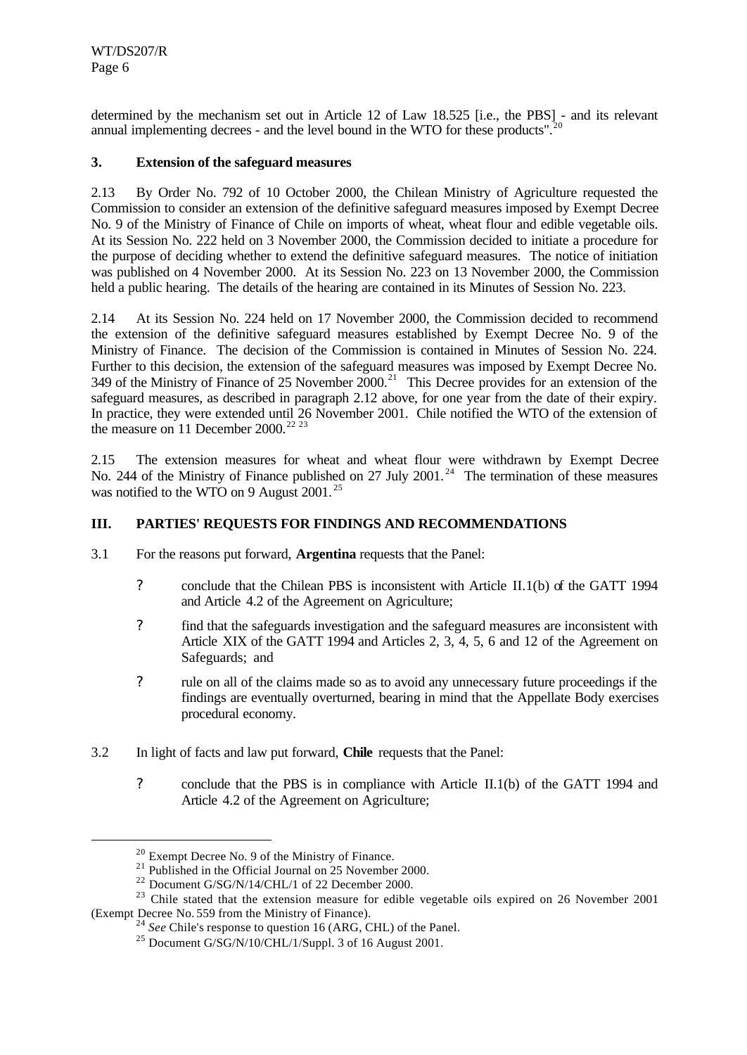determined by the mechanism set out in Article 12 of Law 18.525 [i.e., the PBS] - and its relevant annual implementing decrees - and the level bound in the WTO for these products".[20]

### 3. Extension of the safeguard measures

2.13 By Order No. 792 of 10 October 2000, the Chilean Ministry of Agriculture requested the Commission to consider an extension of the definitive safeguard measures imposed by Exempt Decree No. 9 of the Ministry of Finance of Chile on imports of wheat, wheat flour and edible vegetable oils. At its Session No. 222 held on 3 November 2000, the Commission decided to initiate a procedure for the purpose of deciding whether to extend the definitive safeguard measures. The notice of initiation was published on 4 November 2000. At its Session No. 223 on 13 November 2000, the Commission held a public hearing. The details of the hearing are contained in its Minutes of Session No. 223.

2.14 At its Session No. 224 held on 17 November 2000, the Commission decided to recommend the extension of the definitive safeguard measures established by Exempt Decree No. 9 of the Ministry of Finance. The decision of the Commission is contained in Minutes of Session No. 224. Further to this decision, the extension of the safeguard measures was imposed by Exempt Decree No. 349 of the Ministry of Finance of 25 November 2000.[21] This Decree provides for an extension of the safeguard measures, as described in paragraph 2.12 above, for one year from the date of their expiry. In practice, they were extended until 26 November 2001. Chile notified the WTO of the extension of the measure on 11 December 2000.[22] [23]

2.15 The extension measures for wheat and wheat flour were withdrawn by Exempt Decree No. 244 of the Ministry of Finance published on 27 July 2001.[24] The termination of these measures was notified to the WTO on 9 August 2001.[25]

## III. PARTIES' REQUESTS FOR FINDINGS AND RECOMMENDATIONS

3.1 For the reasons put forward, **Argentina** requests that the Panel:

- conclude that the Chilean PBS is inconsistent with Article II.1(b) of the GATT 1994 and Article 4.2 of the Agreement on Agriculture;
- find that the safeguards investigation and the safeguard measures are inconsistent with Article XIX of the GATT 1994 and Articles 2, 3, 4, 5, 6 and 12 of the Agreement on Safeguards; and
- rule on all of the claims made so as to avoid any unnecessary future proceedings if the findings are eventually overturned, bearing in mind that the Appellate Body exercises procedural economy.

3.2 In light of facts and law put forward, **Chile** requests that the Panel:

- conclude that the PBS is in compliance with Article II.1(b) of the GATT 1994 and Article 4.2 of the Agreement on Agriculture;

---

[20] Exempt Decree No. 9 of the Ministry of Finance.

[21] Published in the Official Journal on 25 November 2000.

[22] Document G/SG/N/14/CHL/1 of 22 December 2000.

[23] Chile stated that the extension measure for edible vegetable oils expired on 26 November 2001 (Exempt Decree No. 559 from the Ministry of Finance).

[24] *See* Chile's response to question 16 (ARG, CHL) of the Panel.

[25] Document G/SG/N/10/CHL/1/Suppl. 3 of 16 August 2001.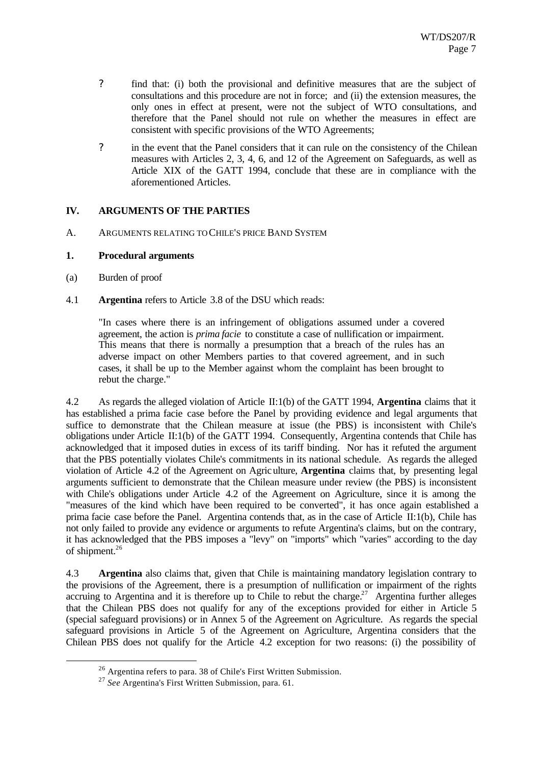- ? find that: (i) both the provisional and definitive measures that are the subject of consultations and this procedure are not in force; and (ii) the extension measures, the only ones in effect at present, were not the subject of WTO consultations, and therefore that the Panel should not rule on whether the measures in effect are consistent with specific provisions of the WTO Agreements;
- ? in the event that the Panel considers that it can rule on the consistency of the Chilean measures with Articles 2, 3, 4, 6, and 12 of the Agreement on Safeguards, as well as Article XIX of the GATT 1994, conclude that these are in compliance with the aforementioned Articles.

## IV. ARGUMENTS OF THE PARTIES

### A. ARGUMENTS RELATING TO CHILE'S PRICE BAND SYSTEM

#### 1. Procedural arguments

(a) Burden of proof

4.1 **Argentina** refers to Article 3.8 of the DSU which reads:

> "In cases where there is an infringement of obligations assumed under a covered agreement, the action is *prima facie* to constitute a case of nullification or impairment. This means that there is normally a presumption that a breach of the rules has an adverse impact on other Members parties to that covered agreement, and in such cases, it shall be up to the Member against whom the complaint has been brought to rebut the charge."

4.2 As regards the alleged violation of Article II:1(b) of the GATT 1994, **Argentina** claims that it has established a prima facie case before the Panel by providing evidence and legal arguments that suffice to demonstrate that the Chilean measure at issue (the PBS) is inconsistent with Chile's obligations under Article II:1(b) of the GATT 1994. Consequently, Argentina contends that Chile has acknowledged that it imposed duties in excess of its tariff binding. Nor has it refuted the argument that the PBS potentially violates Chile's commitments in its national schedule. As regards the alleged violation of Article 4.2 of the Agreement on Agriculture, **Argentina** claims that, by presenting legal arguments sufficient to demonstrate that the Chilean measure under review (the PBS) is inconsistent with Chile's obligations under Article 4.2 of the Agreement on Agriculture, since it is among the "measures of the kind which have been required to be converted", it has once again established a prima facie case before the Panel. Argentina contends that, as in the case of Article II:1(b), Chile has not only failed to provide any evidence or arguments to refute Argentina's claims, but on the contrary, it has acknowledged that the PBS imposes a "levy" on "imports" which "varies" according to the day of shipment.[26]

4.3 **Argentina** also claims that, given that Chile is maintaining mandatory legislation contrary to the provisions of the Agreement, there is a presumption of nullification or impairment of the rights accruing to Argentina and it is therefore up to Chile to rebut the charge.[27] Argentina further alleges that the Chilean PBS does not qualify for any of the exceptions provided for either in Article 5 (special safeguard provisions) or in Annex 5 of the Agreement on Agriculture. As regards the special safeguard provisions in Article 5 of the Agreement on Agriculture, Argentina considers that the Chilean PBS does not qualify for the Article 4.2 exception for two reasons: (i) the possibility of

---

[26] Argentina refers to para. 38 of Chile's First Written Submission.

[27] *See* Argentina's First Written Submission, para. 61.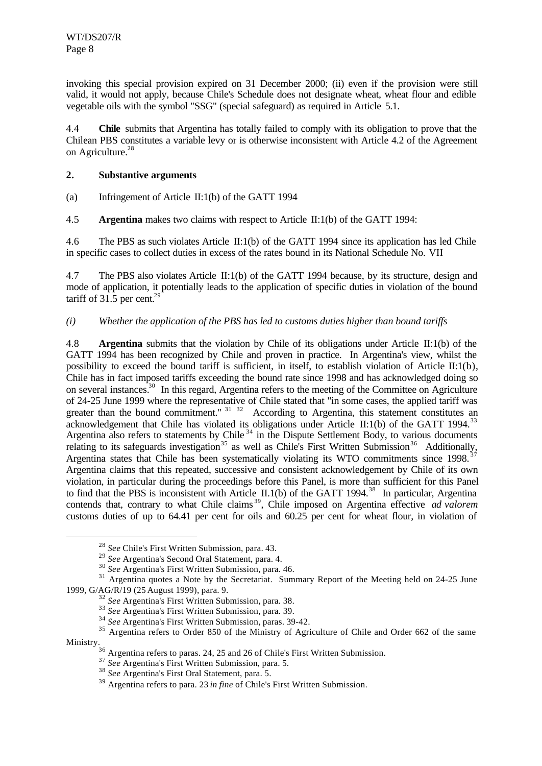invoking this special provision expired on 31 December 2000; (ii) even if the provision were still valid, it would not apply, because Chile's Schedule does not designate wheat, wheat flour and edible vegetable oils with the symbol "SSG" (special safeguard) as required in Article 5.1.

4.4 **Chile** submits that Argentina has totally failed to comply with its obligation to prove that the Chilean PBS constitutes a variable levy or is otherwise inconsistent with Article 4.2 of the Agreement on Agriculture.[28]

## 2. Substantive arguments

(a) Infringement of Article II:1(b) of the GATT 1994

4.5 **Argentina** makes two claims with respect to Article II:1(b) of the GATT 1994:

4.6 The PBS as such violates Article II:1(b) of the GATT 1994 since its application has led Chile in specific cases to collect duties in excess of the rates bound in its National Schedule No. VII

4.7 The PBS also violates Article II:1(b) of the GATT 1994 because, by its structure, design and mode of application, it potentially leads to the application of specific duties in violation of the bound tariff of 31.5 per cent.[29]

*(i) Whether the application of the PBS has led to customs duties higher than bound tariffs*

4.8 **Argentina** submits that the violation by Chile of its obligations under Article II:1(b) of the GATT 1994 has been recognized by Chile and proven in practice. In Argentina's view, whilst the possibility to exceed the bound tariff is sufficient, in itself, to establish violation of Article II:1(b), Chile has in fact imposed tariffs exceeding the bound rate since 1998 and has acknowledged doing so on several instances.[30] In this regard, Argentina refers to the meeting of the Committee on Agriculture of 24-25 June 1999 where the representative of Chile stated that "in some cases, the applied tariff was greater than the bound commitment." [31] [32] According to Argentina, this statement constitutes an acknowledgement that Chile has violated its obligations under Article II:1(b) of the GATT 1994.[33] Argentina also refers to statements by Chile[34] in the Dispute Settlement Body, to various documents relating to its safeguards investigation[35] as well as Chile's First Written Submission[36] Additionally, Argentina states that Chile has been systematically violating its WTO commitments since 1998.[37] Argentina claims that this repeated, successive and consistent acknowledgement by Chile of its own violation, in particular during the proceedings before this Panel, is more than sufficient for this Panel to find that the PBS is inconsistent with Article II.1(b) of the GATT 1994.[38] In particular, Argentina contends that, contrary to what Chile claims[39], Chile imposed on Argentina effective *ad valorem* customs duties of up to 64.41 per cent for oils and 60.25 per cent for wheat flour, in violation of

---

[28] *See* Chile's First Written Submission, para. 43.

[29] *See* Argentina's Second Oral Statement, para. 4.

[30] *See* Argentina's First Written Submission, para. 46.

[31] Argentina quotes a Note by the Secretariat. Summary Report of the Meeting held on 24-25 June 1999, G/AG/R/19 (25 August 1999), para. 9.

[32] *See* Argentina's First Written Submission, para. 38.

[33] *See* Argentina's First Written Submission, para. 39.

[34] *See* Argentina's First Written Submission, paras. 39-42.

[35] Argentina refers to Order 850 of the Ministry of Agriculture of Chile and Order 662 of the same Ministry.

[36] Argentina refers to paras. 24, 25 and 26 of Chile's First Written Submission.

[37] *See* Argentina's First Written Submission, para. 5.

[38] *See* Argentina's First Oral Statement, para. 5.

[39] Argentina refers to para. 23 *in fine* of Chile's First Written Submission.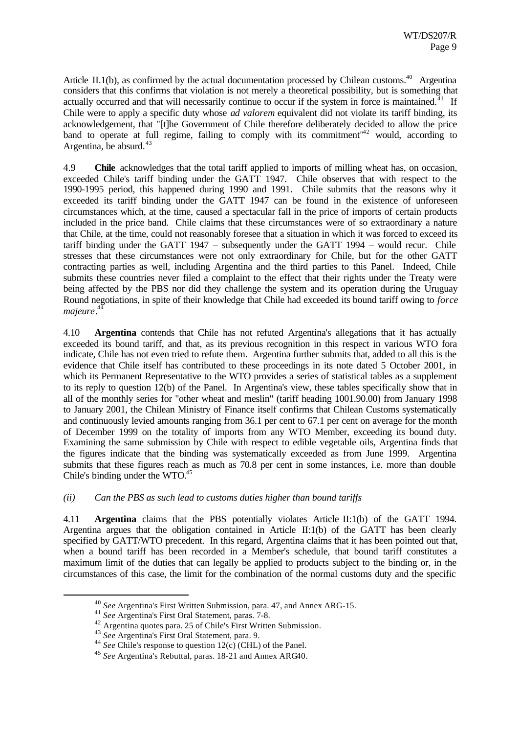Article II.1(b), as confirmed by the actual documentation processed by Chilean customs.[40] Argentina considers that this confirms that violation is not merely a theoretical possibility, but is something that actually occurred and that will necessarily continue to occur if the system in force is maintained.[41] If Chile were to apply a specific duty whose *ad valorem* equivalent did not violate its tariff binding, its acknowledgement, that "[t]he Government of Chile therefore deliberately decided to allow the price band to operate at full regime, failing to comply with its commitment"[42] would, according to Argentina, be absurd.[43]

4.9 **Chile** acknowledges that the total tariff applied to imports of milling wheat has, on occasion, exceeded Chile's tariff binding under the GATT 1947. Chile observes that with respect to the 1990-1995 period, this happened during 1990 and 1991. Chile submits that the reasons why it exceeded its tariff binding under the GATT 1947 can be found in the existence of unforeseen circumstances which, at the time, caused a spectacular fall in the price of imports of certain products included in the price band. Chile claims that these circumstances were of so extraordinary a nature that Chile, at the time, could not reasonably foresee that a situation in which it was forced to exceed its tariff binding under the GATT 1947 – subsequently under the GATT 1994 – would recur. Chile stresses that these circumstances were not only extraordinary for Chile, but for the other GATT contracting parties as well, including Argentina and the third parties to this Panel. Indeed, Chile submits these countries never filed a complaint to the effect that their rights under the Treaty were being affected by the PBS nor did they challenge the system and its operation during the Uruguay Round negotiations, in spite of their knowledge that Chile had exceeded its bound tariff owing to *force majeure*.[44]

4.10 **Argentina** contends that Chile has not refuted Argentina's allegations that it has actually exceeded its bound tariff, and that, as its previous recognition in this respect in various WTO fora indicate, Chile has not even tried to refute them. Argentina further submits that, added to all this is the evidence that Chile itself has contributed to these proceedings in its note dated 5 October 2001, in which its Permanent Representative to the WTO provides a series of statistical tables as a supplement to its reply to question 12(b) of the Panel. In Argentina's view, these tables specifically show that in all of the monthly series for "other wheat and meslin" (tariff heading 1001.90.00) from January 1998 to January 2001, the Chilean Ministry of Finance itself confirms that Chilean Customs systematically and continuously levied amounts ranging from 36.1 per cent to 67.1 per cent on average for the month of December 1999 on the totality of imports from any WTO Member, exceeding its bound duty. Examining the same submission by Chile with respect to edible vegetable oils, Argentina finds that the figures indicate that the binding was systematically exceeded as from June 1999. Argentina submits that these figures reach as much as 70.8 per cent in some instances, i.e. more than double Chile's binding under the WTO.[45]

*(ii) Can the PBS as such lead to customs duties higher than bound tariffs*

4.11 **Argentina** claims that the PBS potentially violates Article II:1(b) of the GATT 1994. Argentina argues that the obligation contained in Article II:1(b) of the GATT has been clearly specified by GATT/WTO precedent. In this regard, Argentina claims that it has been pointed out that, when a bound tariff has been recorded in a Member's schedule, that bound tariff constitutes a maximum limit of the duties that can legally be applied to products subject to the binding or, in the circumstances of this case, the limit for the combination of the normal customs duty and the specific

[40] *See* Argentina's First Written Submission, para. 47, and Annex ARG-15.

[41] *See* Argentina's First Oral Statement, paras. 7-8.

[42] Argentina quotes para. 25 of Chile's First Written Submission.

[43] *See* Argentina's First Oral Statement, para. 9.

[44] *See* Chile's response to question 12(c) (CHL) of the Panel.

[45] *See* Argentina's Rebuttal, paras. 18-21 and Annex ARG-40.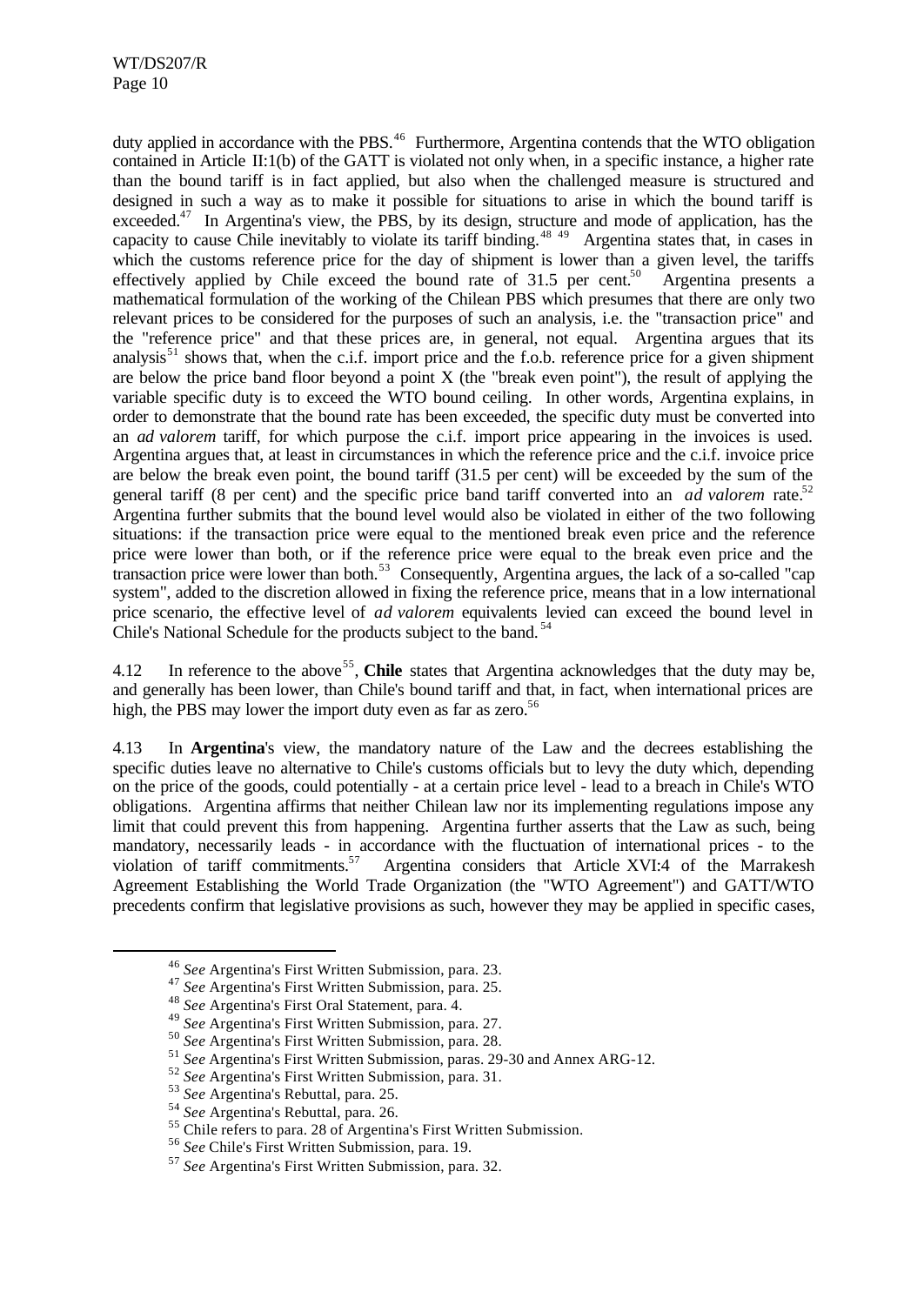duty applied in accordance with the PBS.[46] Furthermore, Argentina contends that the WTO obligation contained in Article II:1(b) of the GATT is violated not only when, in a specific instance, a higher rate than the bound tariff is in fact applied, but also when the challenged measure is structured and designed in such a way as to make it possible for situations to arise in which the bound tariff is exceeded.[47] In Argentina's view, the PBS, by its design, structure and mode of application, has the capacity to cause Chile inevitably to violate its tariff binding.[48] [49] Argentina states that, in cases in which the customs reference price for the day of shipment is lower than a given level, the tariffs effectively applied by Chile exceed the bound rate of 31.5 per cent.[50] Argentina presents a mathematical formulation of the working of the Chilean PBS which presumes that there are only two relevant prices to be considered for the purposes of such an analysis, i.e. the "transaction price" and the "reference price" and that these prices are, in general, not equal. Argentina argues that its analysis[51] shows that, when the c.i.f. import price and the f.o.b. reference price for a given shipment are below the price band floor beyond a point X (the "break even point"), the result of applying the variable specific duty is to exceed the WTO bound ceiling. In other words, Argentina explains, in order to demonstrate that the bound rate has been exceeded, the specific duty must be converted into an *ad valorem* tariff, for which purpose the c.i.f. import price appearing in the invoices is used. Argentina argues that, at least in circumstances in which the reference price and the c.i.f. invoice price are below the break even point, the bound tariff (31.5 per cent) will be exceeded by the sum of the general tariff (8 per cent) and the specific price band tariff converted into an *ad valorem* rate.[52] Argentina further submits that the bound level would also be violated in either of the two following situations: if the transaction price were equal to the mentioned break even price and the reference price were lower than both, or if the reference price were equal to the break even price and the transaction price were lower than both.[53] Consequently, Argentina argues, the lack of a so-called "cap system", added to the discretion allowed in fixing the reference price, means that in a low international price scenario, the effective level of *ad valorem* equivalents levied can exceed the bound level in Chile's National Schedule for the products subject to the band.[54]

4.12 In reference to the above[55], **Chile** states that Argentina acknowledges that the duty may be, and generally has been lower, than Chile's bound tariff and that, in fact, when international prices are high, the PBS may lower the import duty even as far as zero.[56]

4.13 In **Argentina**'s view, the mandatory nature of the Law and the decrees establishing the specific duties leave no alternative to Chile's customs officials but to levy the duty which, depending on the price of the goods, could potentially - at a certain price level - lead to a breach in Chile's WTO obligations. Argentina affirms that neither Chilean law nor its implementing regulations impose any limit that could prevent this from happening. Argentina further asserts that the Law as such, being mandatory, necessarily leads - in accordance with the fluctuation of international prices - to the violation of tariff commitments.[57] Argentina considers that Article XVI:4 of the Marrakesh Agreement Establishing the World Trade Organization (the "WTO Agreement") and GATT/WTO precedents confirm that legislative provisions as such, however they may be applied in specific cases,

---

[46] *See* Argentina's First Written Submission, para. 23.

[47] *See* Argentina's First Written Submission, para. 25.

[48] *See* Argentina's First Oral Statement, para. 4.

[49] *See* Argentina's First Written Submission, para. 27.

[50] *See* Argentina's First Written Submission, para. 28.

[51] *See* Argentina's First Written Submission, paras. 29-30 and Annex ARG-12.

[52] *See* Argentina's First Written Submission, para. 31.

[53] *See* Argentina's Rebuttal, para. 25.

[54] *See* Argentina's Rebuttal, para. 26.

[55] Chile refers to para. 28 of Argentina's First Written Submission.

[56] *See* Chile's First Written Submission, para. 19.

[57] *See* Argentina's First Written Submission, para. 32.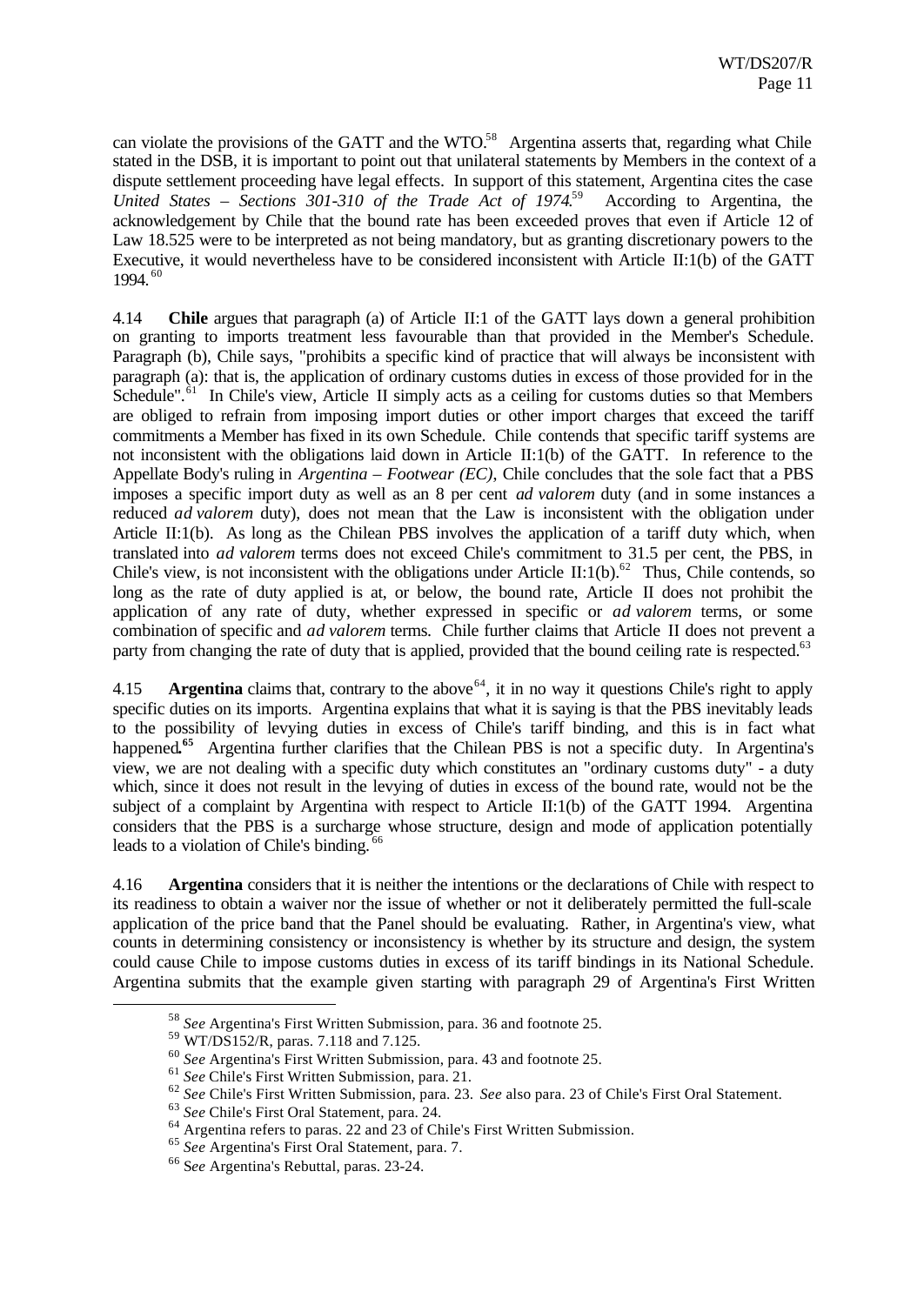can violate the provisions of the GATT and the WTO.[58] Argentina asserts that, regarding what Chile stated in the DSB, it is important to point out that unilateral statements by Members in the context of a dispute settlement proceeding have legal effects. In support of this statement, Argentina cites the case *United States – Sections 301-310 of the Trade Act of 1974*.[59] According to Argentina, the acknowledgement by Chile that the bound rate has been exceeded proves that even if Article 12 of Law 18.525 were to be interpreted as not being mandatory, but as granting discretionary powers to the Executive, it would nevertheless have to be considered inconsistent with Article II:1(b) of the GATT 1994.[60]

4.14 **Chile** argues that paragraph (a) of Article II:1 of the GATT lays down a general prohibition on granting to imports treatment less favourable than that provided in the Member's Schedule. Paragraph (b), Chile says, "prohibits a specific kind of practice that will always be inconsistent with paragraph (a): that is, the application of ordinary customs duties in excess of those provided for in the Schedule".[61] In Chile's view, Article II simply acts as a ceiling for customs duties so that Members are obliged to refrain from imposing import duties or other import charges that exceed the tariff commitments a Member has fixed in its own Schedule. Chile contends that specific tariff systems are not inconsistent with the obligations laid down in Article II:1(b) of the GATT. In reference to the Appellate Body's ruling in *Argentina – Footwear (EC)*, Chile concludes that the sole fact that a PBS imposes a specific import duty as well as an 8 per cent *ad valorem* duty (and in some instances a reduced *ad valorem* duty), does not mean that the Law is inconsistent with the obligation under Article II:1(b). As long as the Chilean PBS involves the application of a tariff duty which, when translated into *ad valorem* terms does not exceed Chile's commitment to 31.5 per cent, the PBS, in Chile's view, is not inconsistent with the obligations under Article II:1(b).[62] Thus, Chile contends, so long as the rate of duty applied is at, or below, the bound rate, Article II does not prohibit the application of any rate of duty, whether expressed in specific or *ad valorem* terms, or some combination of specific and *ad valorem* terms. Chile further claims that Article II does not prevent a party from changing the rate of duty that is applied, provided that the bound ceiling rate is respected.[63]

4.15 **Argentina** claims that, contrary to the above[64], it in no way it questions Chile's right to apply specific duties on its imports. Argentina explains that what it is saying is that the PBS inevitably leads to the possibility of levying duties in excess of Chile's tariff binding, and this is in fact what happened.[65] Argentina further clarifies that the Chilean PBS is not a specific duty. In Argentina's view, we are not dealing with a specific duty which constitutes an "ordinary customs duty" - a duty which, since it does not result in the levying of duties in excess of the bound rate, would not be the subject of a complaint by Argentina with respect to Article II:1(b) of the GATT 1994. Argentina considers that the PBS is a surcharge whose structure, design and mode of application potentially leads to a violation of Chile's binding.[66]

4.16 **Argentina** considers that it is neither the intentions or the declarations of Chile with respect to its readiness to obtain a waiver nor the issue of whether or not it deliberately permitted the full-scale application of the price band that the Panel should be evaluating. Rather, in Argentina's view, what counts in determining consistency or inconsistency is whether by its structure and design, the system could cause Chile to impose customs duties in excess of its tariff bindings in its National Schedule. Argentina submits that the example given starting with paragraph 29 of Argentina's First Written

---

[58] *See* Argentina's First Written Submission, para. 36 and footnote 25.

[59] WT/DS152/R, paras. 7.118 and 7.125.

[60] *See* Argentina's First Written Submission, para. 43 and footnote 25.

[61] *See* Chile's First Written Submission, para. 21.

[62] *See* Chile's First Written Submission, para. 23. *See* also para. 23 of Chile's First Oral Statement.

[63] *See* Chile's First Oral Statement, para. 24.

[64] Argentina refers to paras. 22 and 23 of Chile's First Written Submission.

[65] *See* Argentina's First Oral Statement, para. 7.

[66] *See* Argentina's Rebuttal, paras. 23-24.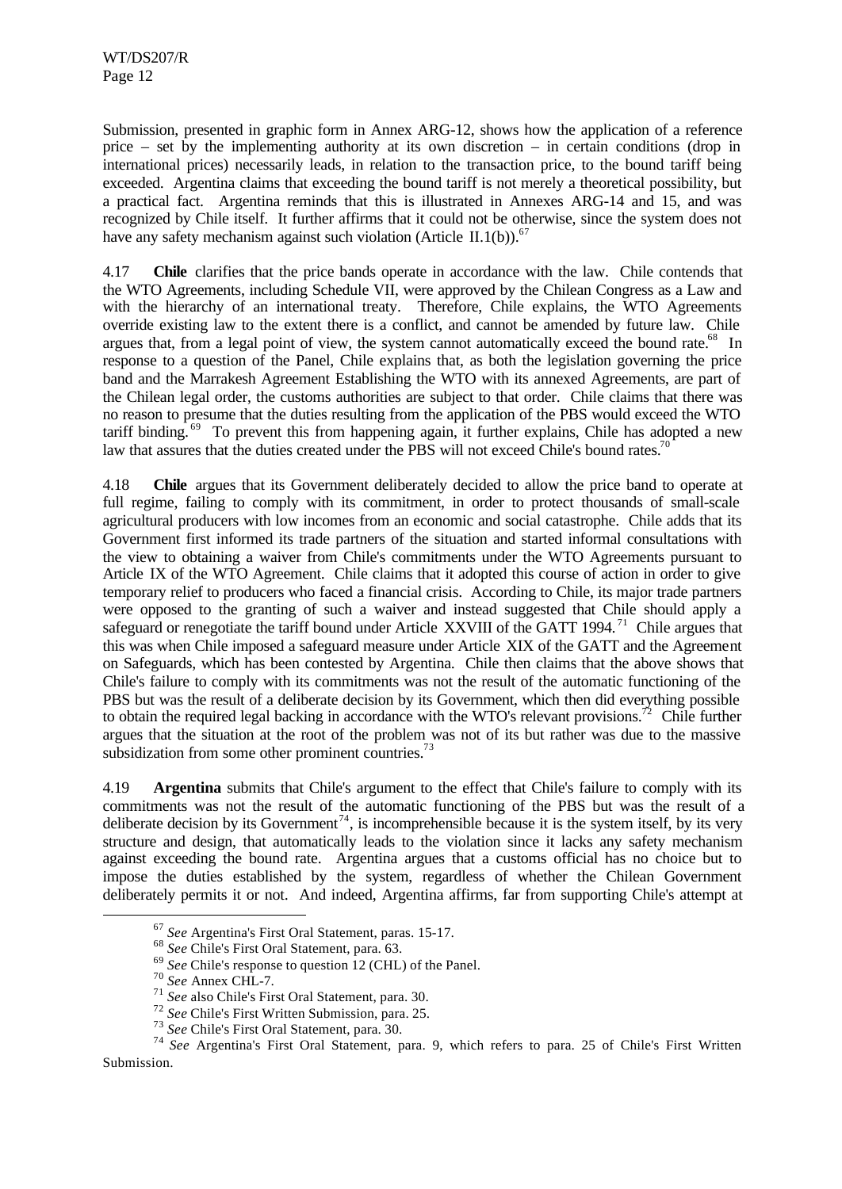Submission, presented in graphic form in Annex ARG-12, shows how the application of a reference price – set by the implementing authority at its own discretion – in certain conditions (drop in international prices) necessarily leads, in relation to the transaction price, to the bound tariff being exceeded. Argentina claims that exceeding the bound tariff is not merely a theoretical possibility, but a practical fact. Argentina reminds that this is illustrated in Annexes ARG-14 and 15, and was recognized by Chile itself. It further affirms that it could not be otherwise, since the system does not have any safety mechanism against such violation (Article II.1(b)).[67]

4.17 **Chile** clarifies that the price bands operate in accordance with the law. Chile contends that the WTO Agreements, including Schedule VII, were approved by the Chilean Congress as a Law and with the hierarchy of an international treaty. Therefore, Chile explains, the WTO Agreements override existing law to the extent there is a conflict, and cannot be amended by future law. Chile argues that, from a legal point of view, the system cannot automatically exceed the bound rate.[68] In response to a question of the Panel, Chile explains that, as both the legislation governing the price band and the Marrakesh Agreement Establishing the WTO with its annexed Agreements, are part of the Chilean legal order, the customs authorities are subject to that order. Chile claims that there was no reason to presume that the duties resulting from the application of the PBS would exceed the WTO tariff binding.[69] To prevent this from happening again, it further explains, Chile has adopted a new law that assures that the duties created under the PBS will not exceed Chile's bound rates.[70]

4.18 **Chile** argues that its Government deliberately decided to allow the price band to operate at full regime, failing to comply with its commitment, in order to protect thousands of small-scale agricultural producers with low incomes from an economic and social catastrophe. Chile adds that its Government first informed its trade partners of the situation and started informal consultations with the view to obtaining a waiver from Chile's commitments under the WTO Agreements pursuant to Article IX of the WTO Agreement. Chile claims that it adopted this course of action in order to give temporary relief to producers who faced a financial crisis. According to Chile, its major trade partners were opposed to the granting of such a waiver and instead suggested that Chile should apply a safeguard or renegotiate the tariff bound under Article XXVIII of the GATT 1994.[71] Chile argues that this was when Chile imposed a safeguard measure under Article XIX of the GATT and the Agreement on Safeguards, which has been contested by Argentina. Chile then claims that the above shows that Chile's failure to comply with its commitments was not the result of the automatic functioning of the PBS but was the result of a deliberate decision by its Government, which then did everything possible to obtain the required legal backing in accordance with the WTO's relevant provisions.[72] Chile further argues that the situation at the root of the problem was not of its but rather was due to the massive subsidization from some other prominent countries.[73]

4.19 **Argentina** submits that Chile's argument to the effect that Chile's failure to comply with its commitments was not the result of the automatic functioning of the PBS but was the result of a deliberate decision by its Government[74], is incomprehensible because it is the system itself, by its very structure and design, that automatically leads to the violation since it lacks any safety mechanism against exceeding the bound rate. Argentina argues that a customs official has no choice but to impose the duties established by the system, regardless of whether the Chilean Government deliberately permits it or not. And indeed, Argentina affirms, far from supporting Chile's attempt at

---

[67] *See* Argentina's First Oral Statement, paras. 15-17.

[68] *See* Chile's First Oral Statement, para. 63.

[69] *See* Chile's response to question 12 (CHL) of the Panel.

[70] *See* Annex CHL-7.

[71] *See* also Chile's First Oral Statement, para. 30.

[72] *See* Chile's First Written Submission, para. 25.

[73] *See* Chile's First Oral Statement, para. 30.

[74] *See* Argentina's First Oral Statement, para. 9, which refers to para. 25 of Chile's First Written Submission.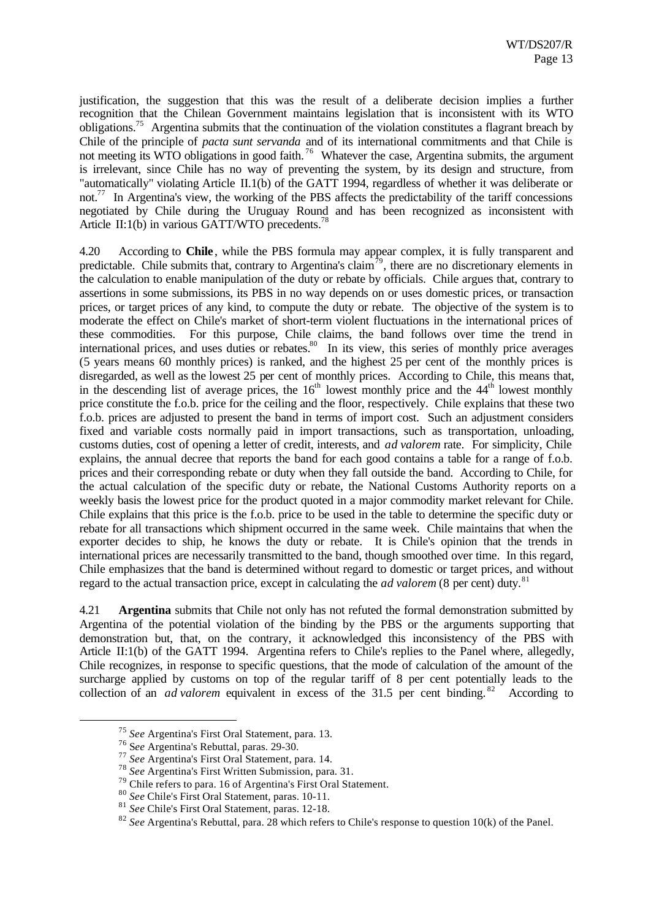justification, the suggestion that this was the result of a deliberate decision implies a further recognition that the Chilean Government maintains legislation that is inconsistent with its WTO obligations.[75] Argentina submits that the continuation of the violation constitutes a flagrant breach by Chile of the principle of *pacta sunt servanda* and of its international commitments and that Chile is not meeting its WTO obligations in good faith.[76] Whatever the case, Argentina submits, the argument is irrelevant, since Chile has no way of preventing the system, by its design and structure, from "automatically" violating Article II.1(b) of the GATT 1994, regardless of whether it was deliberate or not.[77] In Argentina's view, the working of the PBS affects the predictability of the tariff concessions negotiated by Chile during the Uruguay Round and has been recognized as inconsistent with Article II:1(b) in various GATT/WTO precedents.[78]

4.20 According to **Chile**, while the PBS formula may appear complex, it is fully transparent and predictable. Chile submits that, contrary to Argentina's claim[79], there are no discretionary elements in the calculation to enable manipulation of the duty or rebate by officials. Chile argues that, contrary to assertions in some submissions, its PBS in no way depends on or uses domestic prices, or transaction prices, or target prices of any kind, to compute the duty or rebate. The objective of the system is to moderate the effect on Chile's market of short-term violent fluctuations in the international prices of these commodities. For this purpose, Chile claims, the band follows over time the trend in international prices, and uses duties or rebates.[80] In its view, this series of monthly price averages (5 years means 60 monthly prices) is ranked, and the highest 25 per cent of the monthly prices is disregarded, as well as the lowest 25 per cent of monthly prices. According to Chile, this means that, in the descending list of average prices, the 16th lowest monthly price and the 44th lowest monthly price constitute the f.o.b. price for the ceiling and the floor, respectively. Chile explains that these two f.o.b. prices are adjusted to present the band in terms of import cost. Such an adjustment considers fixed and variable costs normally paid in import transactions, such as transportation, unloading, customs duties, cost of opening a letter of credit, interests, and *ad valorem* rate. For simplicity, Chile explains, the annual decree that reports the band for each good contains a table for a range of f.o.b. prices and their corresponding rebate or duty when they fall outside the band. According to Chile, for the actual calculation of the specific duty or rebate, the National Customs Authority reports on a weekly basis the lowest price for the product quoted in a major commodity market relevant for Chile. Chile explains that this price is the f.o.b. price to be used in the table to determine the specific duty or rebate for all transactions which shipment occurred in the same week. Chile maintains that when the exporter decides to ship, he knows the duty or rebate. It is Chile's opinion that the trends in international prices are necessarily transmitted to the band, though smoothed over time. In this regard, Chile emphasizes that the band is determined without regard to domestic or target prices, and without regard to the actual transaction price, except in calculating the *ad valorem* (8 per cent) duty.[81]

4.21 **Argentina** submits that Chile not only has not refuted the formal demonstration submitted by Argentina of the potential violation of the binding by the PBS or the arguments supporting that demonstration but, that, on the contrary, it acknowledged this inconsistency of the PBS with Article II:1(b) of the GATT 1994. Argentina refers to Chile's replies to the Panel where, allegedly, Chile recognizes, in response to specific questions, that the mode of calculation of the amount of the surcharge applied by customs on top of the regular tariff of 8 per cent potentially leads to the collection of an *ad valorem* equivalent in excess of the 31.5 per cent binding.[82] According to

[75] *See* Argentina's First Oral Statement, para. 13.

[76] *See* Argentina's Rebuttal, paras. 29-30.

[77] *See* Argentina's First Oral Statement, para. 14.

[78] *See* Argentina's First Written Submission, para. 31.

[79] Chile refers to para. 16 of Argentina's First Oral Statement.

[80] *See* Chile's First Oral Statement, paras. 10-11.

[81] *See* Chile's First Oral Statement, paras. 12-18.

[82] *See* Argentina's Rebuttal, para. 28 which refers to Chile's response to question 10(k) of the Panel.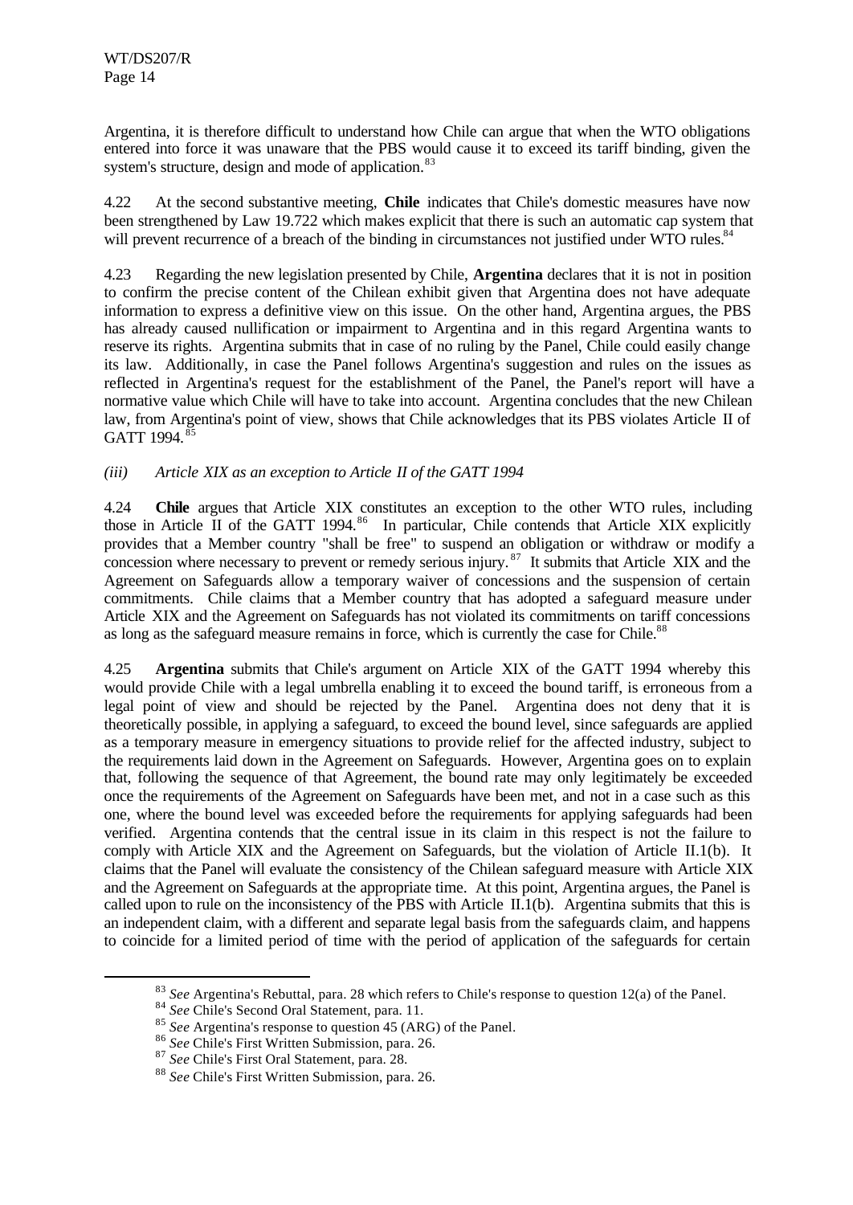Argentina, it is therefore difficult to understand how Chile can argue that when the WTO obligations entered into force it was unaware that the PBS would cause it to exceed its tariff binding, given the system's structure, design and mode of application.[83]

4.22 At the second substantive meeting, **Chile** indicates that Chile's domestic measures have now been strengthened by Law 19.722 which makes explicit that there is such an automatic cap system that will prevent recurrence of a breach of the binding in circumstances not justified under WTO rules.[84]

4.23 Regarding the new legislation presented by Chile, **Argentina** declares that it is not in position to confirm the precise content of the Chilean exhibit given that Argentina does not have adequate information to express a definitive view on this issue. On the other hand, Argentina argues, the PBS has already caused nullification or impairment to Argentina and in this regard Argentina wants to reserve its rights. Argentina submits that in case of no ruling by the Panel, Chile could easily change its law. Additionally, in case the Panel follows Argentina's suggestion and rules on the issues as reflected in Argentina's request for the establishment of the Panel, the Panel's report will have a normative value which Chile will have to take into account. Argentina concludes that the new Chilean law, from Argentina's point of view, shows that Chile acknowledges that its PBS violates Article II of GATT 1994.[85]

*(iii) Article XIX as an exception to Article II of the GATT 1994*

4.24 **Chile** argues that Article XIX constitutes an exception to the other WTO rules, including those in Article II of the GATT 1994.[86] In particular, Chile contends that Article XIX explicitly provides that a Member country "shall be free" to suspend an obligation or withdraw or modify a concession where necessary to prevent or remedy serious injury.[87] It submits that Article XIX and the Agreement on Safeguards allow a temporary waiver of concessions and the suspension of certain commitments. Chile claims that a Member country that has adopted a safeguard measure under Article XIX and the Agreement on Safeguards has not violated its commitments on tariff concessions as long as the safeguard measure remains in force, which is currently the case for Chile.[88]

4.25 **Argentina** submits that Chile's argument on Article XIX of the GATT 1994 whereby this would provide Chile with a legal umbrella enabling it to exceed the bound tariff, is erroneous from a legal point of view and should be rejected by the Panel. Argentina does not deny that it is theoretically possible, in applying a safeguard, to exceed the bound level, since safeguards are applied as a temporary measure in emergency situations to provide relief for the affected industry, subject to the requirements laid down in the Agreement on Safeguards. However, Argentina goes on to explain that, following the sequence of that Agreement, the bound rate may only legitimately be exceeded once the requirements of the Agreement on Safeguards have been met, and not in a case such as this one, where the bound level was exceeded before the requirements for applying safeguards had been verified. Argentina contends that the central issue in its claim in this respect is not the failure to comply with Article XIX and the Agreement on Safeguards, but the violation of Article II.1(b). It claims that the Panel will evaluate the consistency of the Chilean safeguard measure with Article XIX and the Agreement on Safeguards at the appropriate time. At this point, Argentina argues, the Panel is called upon to rule on the inconsistency of the PBS with Article II.1(b). Argentina submits that this is an independent claim, with a different and separate legal basis from the safeguards claim, and happens to coincide for a limited period of time with the period of application of the safeguards for certain

---

[83] *See* Argentina's Rebuttal, para. 28 which refers to Chile's response to question 12(a) of the Panel.

[84] *See* Chile's Second Oral Statement, para. 11.

[85] *See* Argentina's response to question 45 (ARG) of the Panel.

[86] *See* Chile's First Written Submission, para. 26.

[87] *See* Chile's First Oral Statement, para. 28.

[88] *See* Chile's First Written Submission, para. 26.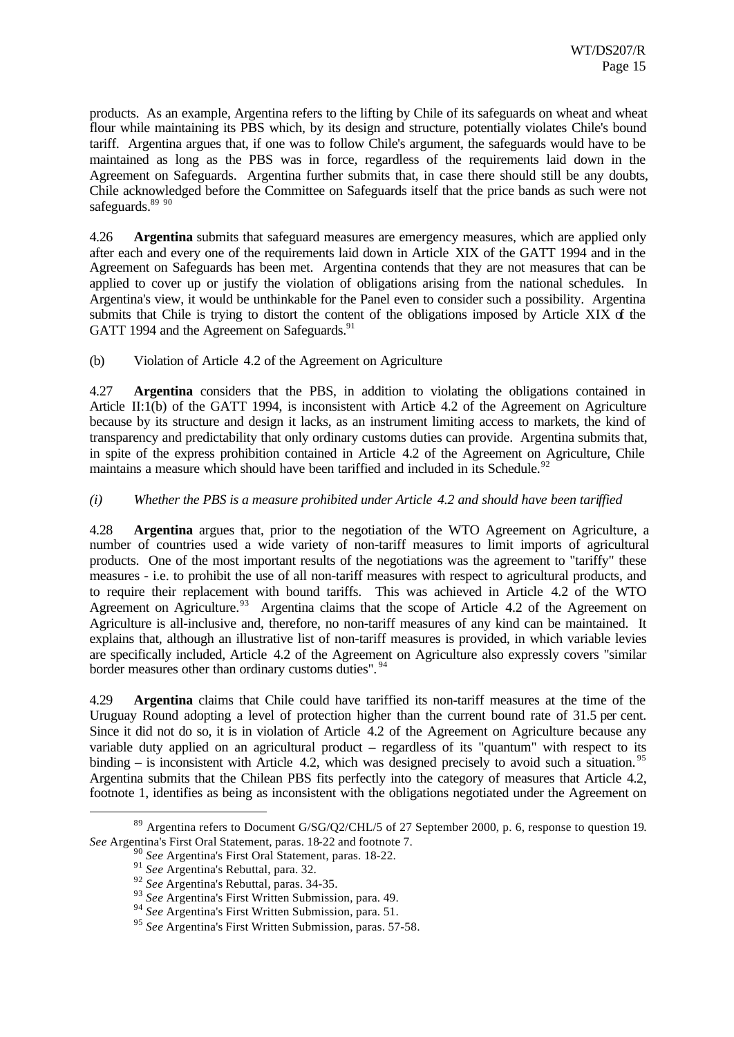products. As an example, Argentina refers to the lifting by Chile of its safeguards on wheat and wheat flour while maintaining its PBS which, by its design and structure, potentially violates Chile's bound tariff. Argentina argues that, if one was to follow Chile's argument, the safeguards would have to be maintained as long as the PBS was in force, regardless of the requirements laid down in the Agreement on Safeguards. Argentina further submits that, in case there should still be any doubts, Chile acknowledged before the Committee on Safeguards itself that the price bands as such were not safeguards.[89] [90]

4.26 **Argentina** submits that safeguard measures are emergency measures, which are applied only after each and every one of the requirements laid down in Article XIX of the GATT 1994 and in the Agreement on Safeguards has been met. Argentina contends that they are not measures that can be applied to cover up or justify the violation of obligations arising from the national schedules. In Argentina's view, it would be unthinkable for the Panel even to consider such a possibility. Argentina submits that Chile is trying to distort the content of the obligations imposed by Article XIX of the GATT 1994 and the Agreement on Safeguards.[91]

(b) Violation of Article 4.2 of the Agreement on Agriculture

4.27 **Argentina** considers that the PBS, in addition to violating the obligations contained in Article II:1(b) of the GATT 1994, is inconsistent with Article 4.2 of the Agreement on Agriculture because by its structure and design it lacks, as an instrument limiting access to markets, the kind of transparency and predictability that only ordinary customs duties can provide. Argentina submits that, in spite of the express prohibition contained in Article 4.2 of the Agreement on Agriculture, Chile maintains a measure which should have been tariffied and included in its Schedule.[92]

*(i) Whether the PBS is a measure prohibited under Article 4.2 and should have been tariffied*

4.28 **Argentina** argues that, prior to the negotiation of the WTO Agreement on Agriculture, a number of countries used a wide variety of non-tariff measures to limit imports of agricultural products. One of the most important results of the negotiations was the agreement to "tariffy" these measures - i.e. to prohibit the use of all non-tariff measures with respect to agricultural products, and to require their replacement with bound tariffs. This was achieved in Article 4.2 of the WTO Agreement on Agriculture.[93] Argentina claims that the scope of Article 4.2 of the Agreement on Agriculture is all-inclusive and, therefore, no non-tariff measures of any kind can be maintained. It explains that, although an illustrative list of non-tariff measures is provided, in which variable levies are specifically included, Article 4.2 of the Agreement on Agriculture also expressly covers "similar border measures other than ordinary customs duties".[94]

4.29 **Argentina** claims that Chile could have tariffied its non-tariff measures at the time of the Uruguay Round adopting a level of protection higher than the current bound rate of 31.5 per cent. Since it did not do so, it is in violation of Article 4.2 of the Agreement on Agriculture because any variable duty applied on an agricultural product – regardless of its "quantum" with respect to its binding – is inconsistent with Article 4.2, which was designed precisely to avoid such a situation.[95] Argentina submits that the Chilean PBS fits perfectly into the category of measures that Article 4.2, footnote 1, identifies as being as inconsistent with the obligations negotiated under the Agreement on

---

[89] Argentina refers to Document G/SG/Q2/CHL/5 of 27 September 2000, p. 6, response to question 19. *See* Argentina's First Oral Statement, paras. 18-22 and footnote 7.

[90] *See* Argentina's First Oral Statement, paras. 18-22.

[91] *See* Argentina's Rebuttal, para. 32.

[92] *See* Argentina's Rebuttal, paras. 34-35.

[93] *See* Argentina's First Written Submission, para. 49.

[94] *See* Argentina's First Written Submission, para. 51.

[95] *See* Argentina's First Written Submission, paras. 57-58.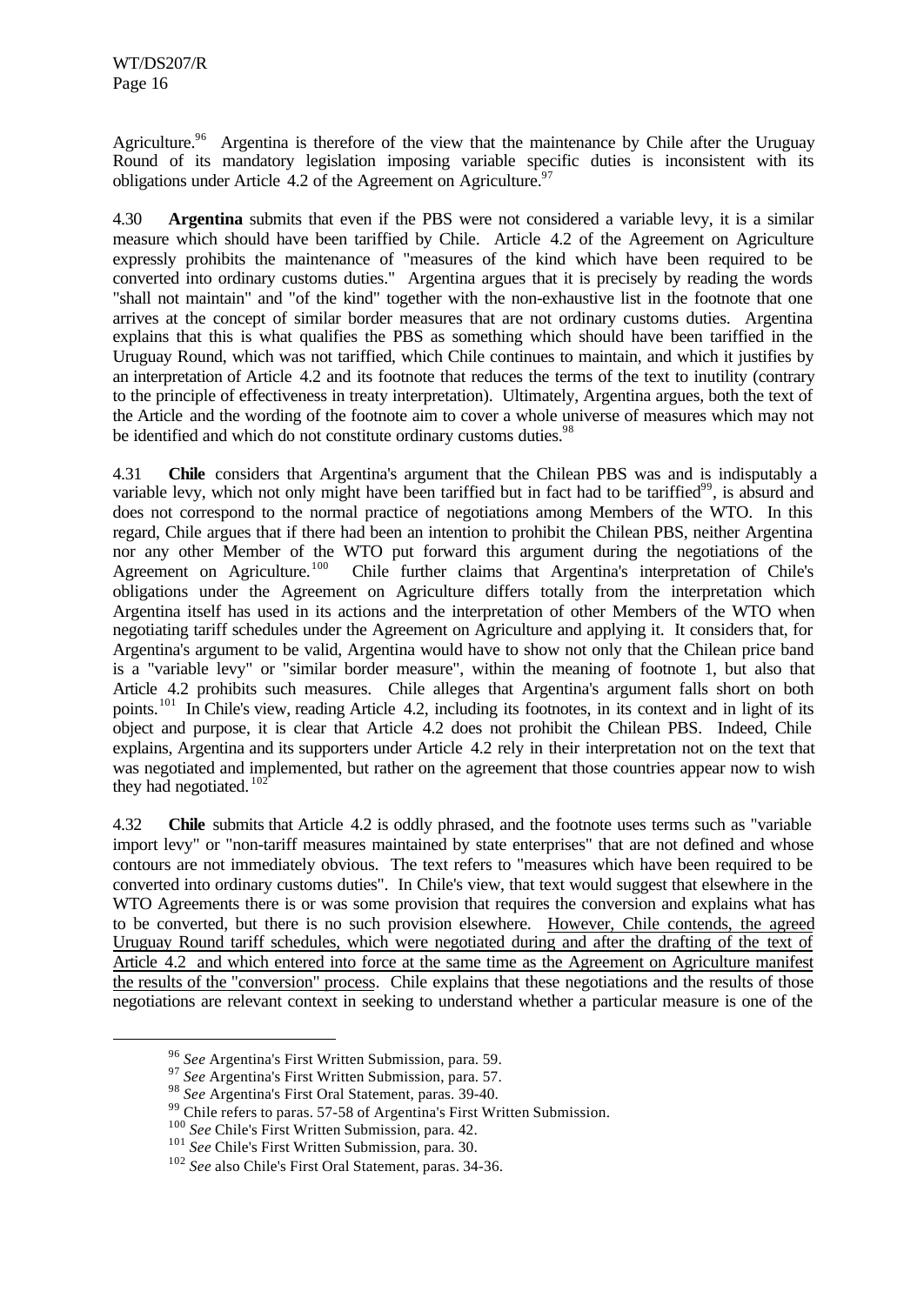Agriculture.[96] Argentina is therefore of the view that the maintenance by Chile after the Uruguay Round of its mandatory legislation imposing variable specific duties is inconsistent with its obligations under Article 4.2 of the Agreement on Agriculture.[97]

4.30 **Argentina** submits that even if the PBS were not considered a variable levy, it is a similar measure which should have been tariffied by Chile. Article 4.2 of the Agreement on Agriculture expressly prohibits the maintenance of "measures of the kind which have been required to be converted into ordinary customs duties." Argentina argues that it is precisely by reading the words "shall not maintain" and "of the kind" together with the non-exhaustive list in the footnote that one arrives at the concept of similar border measures that are not ordinary customs duties. Argentina explains that this is what qualifies the PBS as something which should have been tariffied in the Uruguay Round, which was not tariffied, which Chile continues to maintain, and which it justifies by an interpretation of Article 4.2 and its footnote that reduces the terms of the text to inutility (contrary to the principle of effectiveness in treaty interpretation). Ultimately, Argentina argues, both the text of the Article and the wording of the footnote aim to cover a whole universe of measures which may not be identified and which do not constitute ordinary customs duties.[98]

4.31 **Chile** considers that Argentina's argument that the Chilean PBS was and is indisputably a variable levy, which not only might have been tariffied but in fact had to be tariffied[99], is absurd and does not correspond to the normal practice of negotiations among Members of the WTO. In this regard, Chile argues that if there had been an intention to prohibit the Chilean PBS, neither Argentina nor any other Member of the WTO put forward this argument during the negotiations of the Agreement on Agriculture.[100] Chile further claims that Argentina's interpretation of Chile's obligations under the Agreement on Agriculture differs totally from the interpretation which Argentina itself has used in its actions and the interpretation of other Members of the WTO when negotiating tariff schedules under the Agreement on Agriculture and applying it. It considers that, for Argentina's argument to be valid, Argentina would have to show not only that the Chilean price band is a "variable levy" or "similar border measure", within the meaning of footnote 1, but also that Article 4.2 prohibits such measures. Chile alleges that Argentina's argument falls short on both points.[101] In Chile's view, reading Article 4.2, including its footnotes, in its context and in light of its object and purpose, it is clear that Article 4.2 does not prohibit the Chilean PBS. Indeed, Chile explains, Argentina and its supporters under Article 4.2 rely in their interpretation not on the text that was negotiated and implemented, but rather on the agreement that those countries appear now to wish they had negotiated.[102]

4.32 **Chile** submits that Article 4.2 is oddly phrased, and the footnote uses terms such as "variable import levy" or "non-tariff measures maintained by state enterprises" that are not defined and whose contours are not immediately obvious. The text refers to "measures which have been required to be converted into ordinary customs duties". In Chile's view, that text would suggest that elsewhere in the WTO Agreements there is or was some provision that requires the conversion and explains what has to be converted, but there is no such provision elsewhere. <u>However, Chile contends, the agreed Uruguay Round tariff schedules, which were negotiated during and after the drafting of the text of Article 4.2 and which entered into force at the same time as the Agreement on Agriculture manifest the results of the "conversion" process</u>. Chile explains that these negotiations and the results of those negotiations are relevant context in seeking to understand whether a particular measure is one of the

---

[96] *See* Argentina's First Written Submission, para. 59.

[97] *See* Argentina's First Written Submission, para. 57.

[98] *See* Argentina's First Oral Statement, paras. 39-40.

[99] Chile refers to paras. 57-58 of Argentina's First Written Submission.

[100] *See* Chile's First Written Submission, para. 42.

[101] *See* Chile's First Written Submission, para. 30.

[102] *See* also Chile's First Oral Statement, paras. 34-36.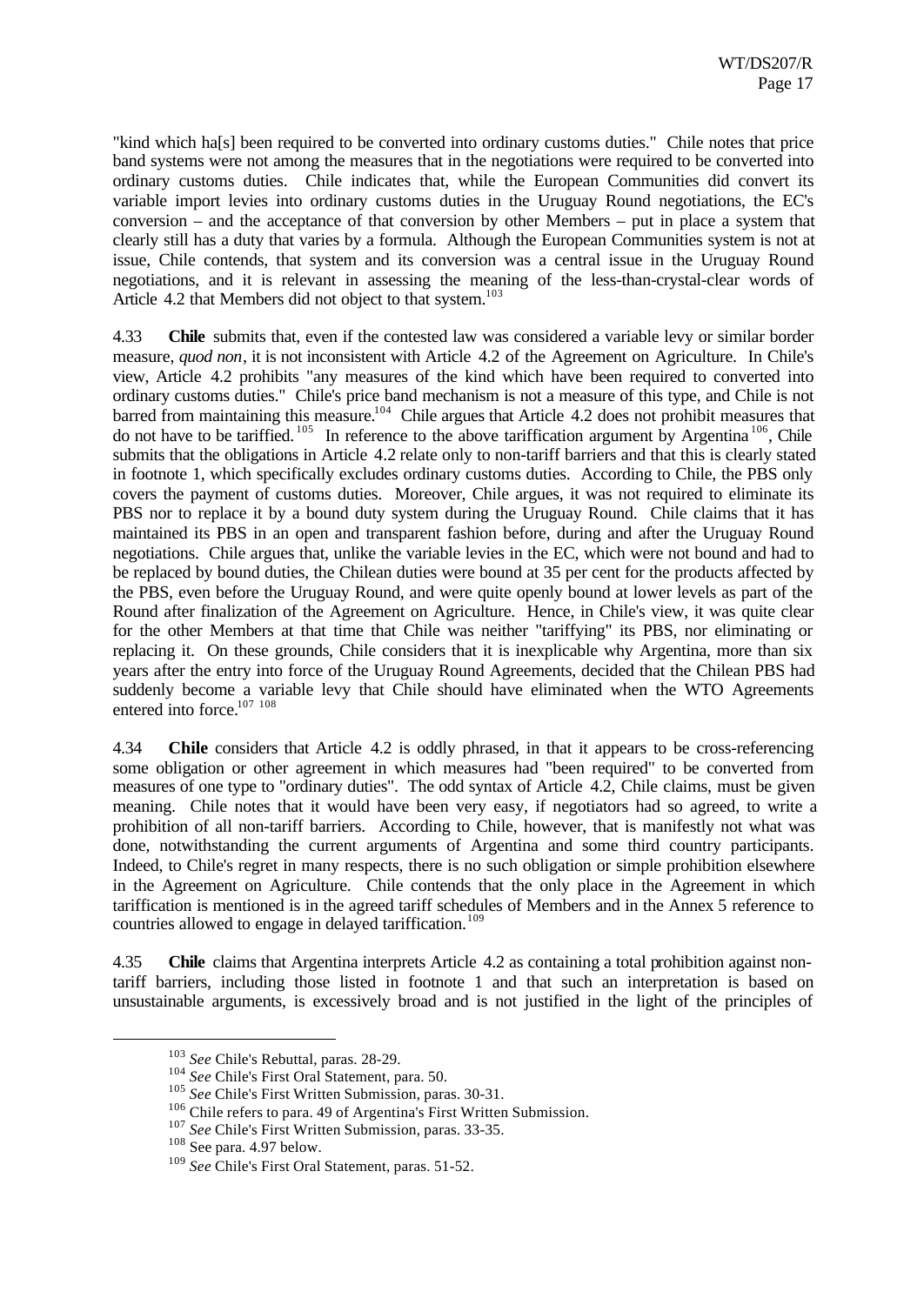"kind which ha[s] been required to be converted into ordinary customs duties." Chile notes that price band systems were not among the measures that in the negotiations were required to be converted into ordinary customs duties. Chile indicates that, while the European Communities did convert its variable import levies into ordinary customs duties in the Uruguay Round negotiations, the EC's conversion – and the acceptance of that conversion by other Members – put in place a system that clearly still has a duty that varies by a formula. Although the European Communities system is not at issue, Chile contends, that system and its conversion was a central issue in the Uruguay Round negotiations, and it is relevant in assessing the meaning of the less-than-crystal-clear words of Article 4.2 that Members did not object to that system.[103]

4.33 **Chile** submits that, even if the contested law was considered a variable levy or similar border measure, *quod non*, it is not inconsistent with Article 4.2 of the Agreement on Agriculture. In Chile's view, Article 4.2 prohibits "any measures of the kind which have been required to converted into ordinary customs duties." Chile's price band mechanism is not a measure of this type, and Chile is not barred from maintaining this measure.[104] Chile argues that Article 4.2 does not prohibit measures that do not have to be tariffied.[105] In reference to the above tariffication argument by Argentina[106], Chile submits that the obligations in Article 4.2 relate only to non-tariff barriers and that this is clearly stated in footnote 1, which specifically excludes ordinary customs duties. According to Chile, the PBS only covers the payment of customs duties. Moreover, Chile argues, it was not required to eliminate its PBS nor to replace it by a bound duty system during the Uruguay Round. Chile claims that it has maintained its PBS in an open and transparent fashion before, during and after the Uruguay Round negotiations. Chile argues that, unlike the variable levies in the EC, which were not bound and had to be replaced by bound duties, the Chilean duties were bound at 35 per cent for the products affected by the PBS, even before the Uruguay Round, and were quite openly bound at lower levels as part of the Round after finalization of the Agreement on Agriculture. Hence, in Chile's view, it was quite clear for the other Members at that time that Chile was neither "tariffying" its PBS, nor eliminating or replacing it. On these grounds, Chile considers that it is inexplicable why Argentina, more than six years after the entry into force of the Uruguay Round Agreements, decided that the Chilean PBS had suddenly become a variable levy that Chile should have eliminated when the WTO Agreements entered into force.[107] [108]

4.34 **Chile** considers that Article 4.2 is oddly phrased, in that it appears to be cross-referencing some obligation or other agreement in which measures had "been required" to be converted from measures of one type to "ordinary duties". The odd syntax of Article 4.2, Chile claims, must be given meaning. Chile notes that it would have been very easy, if negotiators had so agreed, to write a prohibition of all non-tariff barriers. According to Chile, however, that is manifestly not what was done, notwithstanding the current arguments of Argentina and some third country participants. Indeed, to Chile's regret in many respects, there is no such obligation or simple prohibition elsewhere in the Agreement on Agriculture. Chile contends that the only place in the Agreement in which tariffication is mentioned is in the agreed tariff schedules of Members and in the Annex 5 reference to countries allowed to engage in delayed tariffication.[109]

4.35 **Chile** claims that Argentina interprets Article 4.2 as containing a total prohibition against non-tariff barriers, including those listed in footnote 1 and that such an interpretation is based on unsustainable arguments, is excessively broad and is not justified in the light of the principles of

---

[103] *See* Chile's Rebuttal, paras. 28-29.

[104] *See* Chile's First Oral Statement, para. 50.

[105] *See* Chile's First Written Submission, paras. 30-31.

[106] Chile refers to para. 49 of Argentina's First Written Submission.

[107] *See* Chile's First Written Submission, paras. 33-35.

[108] See para. 4.97 below.

[109] *See* Chile's First Oral Statement, paras. 51-52.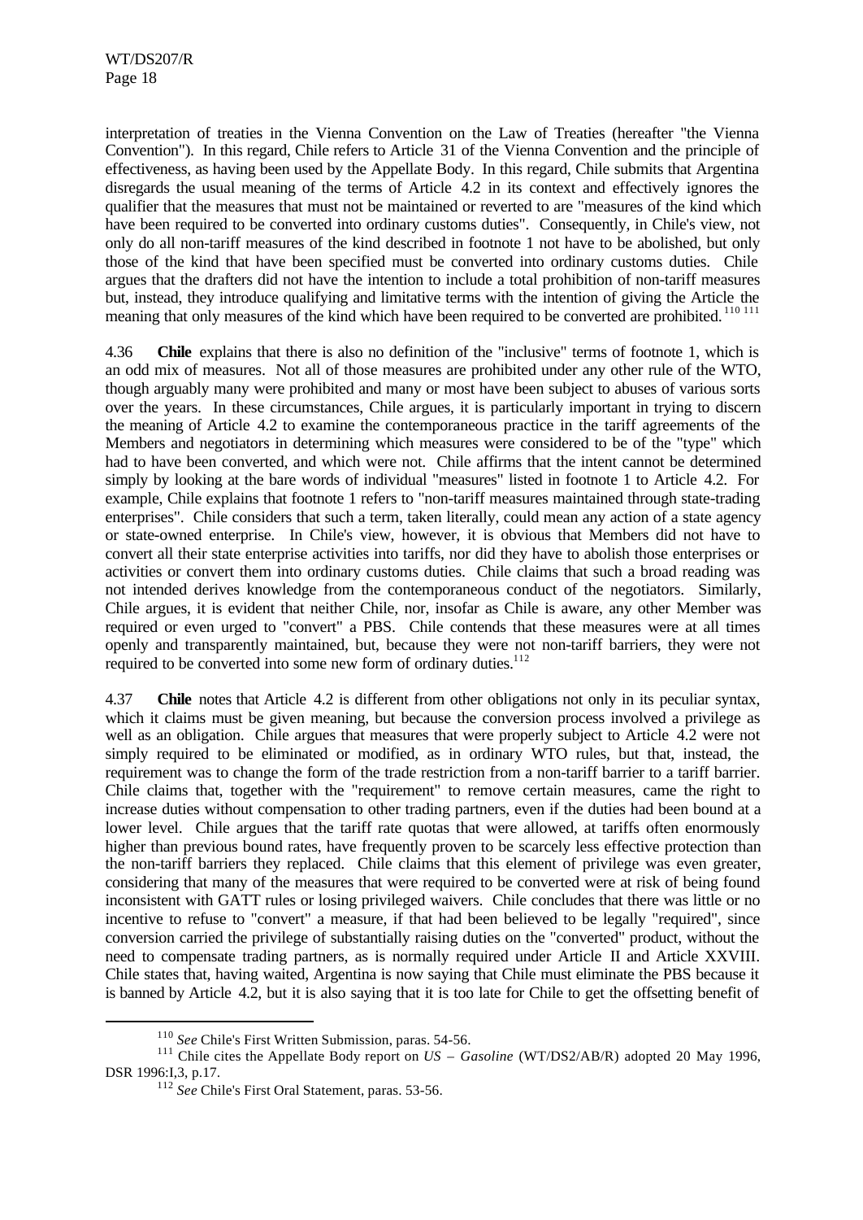interpretation of treaties in the Vienna Convention on the Law of Treaties (hereafter "the Vienna Convention"). In this regard, Chile refers to Article 31 of the Vienna Convention and the principle of effectiveness, as having been used by the Appellate Body. In this regard, Chile submits that Argentina disregards the usual meaning of the terms of Article 4.2 in its context and effectively ignores the qualifier that the measures that must not be maintained or reverted to are "measures of the kind which have been required to be converted into ordinary customs duties". Consequently, in Chile's view, not only do all non-tariff measures of the kind described in footnote 1 not have to be abolished, but only those of the kind that have been specified must be converted into ordinary customs duties. Chile argues that the drafters did not have the intention to include a total prohibition of non-tariff measures but, instead, they introduce qualifying and limitative terms with the intention of giving the Article the meaning that only measures of the kind which have been required to be converted are prohibited.[110] [111]

4.36 **Chile** explains that there is also no definition of the "inclusive" terms of footnote 1, which is an odd mix of measures. Not all of those measures are prohibited under any other rule of the WTO, though arguably many were prohibited and many or most have been subject to abuses of various sorts over the years. In these circumstances, Chile argues, it is particularly important in trying to discern the meaning of Article 4.2 to examine the contemporaneous practice in the tariff agreements of the Members and negotiators in determining which measures were considered to be of the "type" which had to have been converted, and which were not. Chile affirms that the intent cannot be determined simply by looking at the bare words of individual "measures" listed in footnote 1 to Article 4.2. For example, Chile explains that footnote 1 refers to "non-tariff measures maintained through state-trading enterprises". Chile considers that such a term, taken literally, could mean any action of a state agency or state-owned enterprise. In Chile's view, however, it is obvious that Members did not have to convert all their state enterprise activities into tariffs, nor did they have to abolish those enterprises or activities or convert them into ordinary customs duties. Chile claims that such a broad reading was not intended derives knowledge from the contemporaneous conduct of the negotiators. Similarly, Chile argues, it is evident that neither Chile, nor, insofar as Chile is aware, any other Member was required or even urged to "convert" a PBS. Chile contends that these measures were at all times openly and transparently maintained, but, because they were not non-tariff barriers, they were not required to be converted into some new form of ordinary duties.[112]

4.37 **Chile** notes that Article 4.2 is different from other obligations not only in its peculiar syntax, which it claims must be given meaning, but because the conversion process involved a privilege as well as an obligation. Chile argues that measures that were properly subject to Article 4.2 were not simply required to be eliminated or modified, as in ordinary WTO rules, but that, instead, the requirement was to change the form of the trade restriction from a non-tariff barrier to a tariff barrier. Chile claims that, together with the "requirement" to remove certain measures, came the right to increase duties without compensation to other trading partners, even if the duties had been bound at a lower level. Chile argues that the tariff rate quotas that were allowed, at tariffs often enormously higher than previous bound rates, have frequently proven to be scarcely less effective protection than the non-tariff barriers they replaced. Chile claims that this element of privilege was even greater, considering that many of the measures that were required to be converted were at risk of being found inconsistent with GATT rules or losing privileged waivers. Chile concludes that there was little or no incentive to refuse to "convert" a measure, if that had been believed to be legally "required", since conversion carried the privilege of substantially raising duties on the "converted" product, without the need to compensate trading partners, as is normally required under Article II and Article XXVIII. Chile states that, having waited, Argentina is now saying that Chile must eliminate the PBS because it is banned by Article 4.2, but it is also saying that it is too late for Chile to get the offsetting benefit of

---

[110] *See* Chile's First Written Submission, paras. 54-56.

[111] Chile cites the Appellate Body report on *US – Gasoline* (WT/DS2/AB/R) adopted 20 May 1996, DSR 1996:I,3, p.17.

[112] *See* Chile's First Oral Statement, paras. 53-56.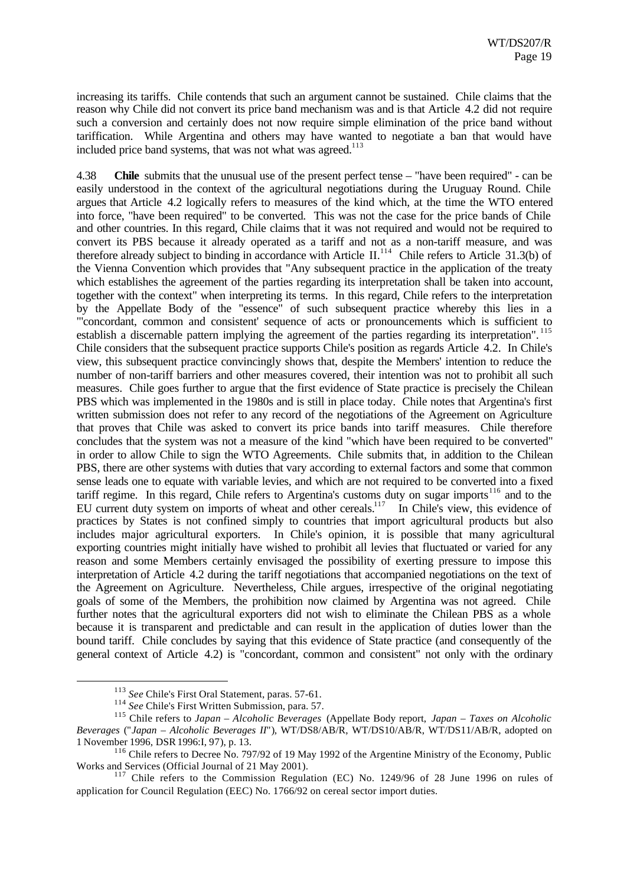increasing its tariffs. Chile contends that such an argument cannot be sustained. Chile claims that the reason why Chile did not convert its price band mechanism was and is that Article 4.2 did not require such a conversion and certainly does not now require simple elimination of the price band without tariffication. While Argentina and others may have wanted to negotiate a ban that would have included price band systems, that was not what was agreed.[113]

4.38 **Chile** submits that the unusual use of the present perfect tense – "have been required" - can be easily understood in the context of the agricultural negotiations during the Uruguay Round. Chile argues that Article 4.2 logically refers to measures of the kind which, at the time the WTO entered into force, "have been required" to be converted. This was not the case for the price bands of Chile and other countries. In this regard, Chile claims that it was not required and would not be required to convert its PBS because it already operated as a tariff and not as a non-tariff measure, and was therefore already subject to binding in accordance with Article II.[114] Chile refers to Article 31.3(b) of the Vienna Convention which provides that "Any subsequent practice in the application of the treaty which establishes the agreement of the parties regarding its interpretation shall be taken into account, together with the context" when interpreting its terms. In this regard, Chile refers to the interpretation by the Appellate Body of the "essence" of such subsequent practice whereby this lies in a "'concordant, common and consistent' sequence of acts or pronouncements which is sufficient to establish a discernable pattern implying the agreement of the parties regarding its interpretation".[115] Chile considers that the subsequent practice supports Chile's position as regards Article 4.2. In Chile's view, this subsequent practice convincingly shows that, despite the Members' intention to reduce the number of non-tariff barriers and other measures covered, their intention was not to prohibit all such measures. Chile goes further to argue that the first evidence of State practice is precisely the Chilean PBS which was implemented in the 1980s and is still in place today. Chile notes that Argentina's first written submission does not refer to any record of the negotiations of the Agreement on Agriculture that proves that Chile was asked to convert its price bands into tariff measures. Chile therefore concludes that the system was not a measure of the kind "which have been required to be converted" in order to allow Chile to sign the WTO Agreements. Chile submits that, in addition to the Chilean PBS, there are other systems with duties that vary according to external factors and some that common sense leads one to equate with variable levies, and which are not required to be converted into a fixed tariff regime. In this regard, Chile refers to Argentina's customs duty on sugar imports[116] and to the EU current duty system on imports of wheat and other cereals.[117] In Chile's view, this evidence of practices by States is not confined simply to countries that import agricultural products but also includes major agricultural exporters. In Chile's opinion, it is possible that many agricultural exporting countries might initially have wished to prohibit all levies that fluctuated or varied for any reason and some Members certainly envisaged the possibility of exerting pressure to impose this interpretation of Article 4.2 during the tariff negotiations that accompanied negotiations on the text of the Agreement on Agriculture. Nevertheless, Chile argues, irrespective of the original negotiating goals of some of the Members, the prohibition now claimed by Argentina was not agreed. Chile further notes that the agricultural exporters did not wish to eliminate the Chilean PBS as a whole because it is transparent and predictable and can result in the application of duties lower than the bound tariff. Chile concludes by saying that this evidence of State practice (and consequently of the general context of Article 4.2) is "concordant, common and consistent" not only with the ordinary

---

[113] *See* Chile's First Oral Statement, paras. 57-61.

[114] *See* Chile's First Written Submission, para. 57.

[115] Chile refers to *Japan – Alcoholic Beverages* (Appellate Body report, *Japan – Taxes on Alcoholic Beverages* ("*Japan – Alcoholic Beverages II*"), WT/DS8/AB/R, WT/DS10/AB/R, WT/DS11/AB/R, adopted on 1 November 1996, DSR 1996:I, 97), p. 13.

[116] Chile refers to Decree No. 797/92 of 19 May 1992 of the Argentine Ministry of the Economy, Public Works and Services (Official Journal of 21 May 2001).

[117] Chile refers to the Commission Regulation (EC) No. 1249/96 of 28 June 1996 on rules of application for Council Regulation (EEC) No. 1766/92 on cereal sector import duties.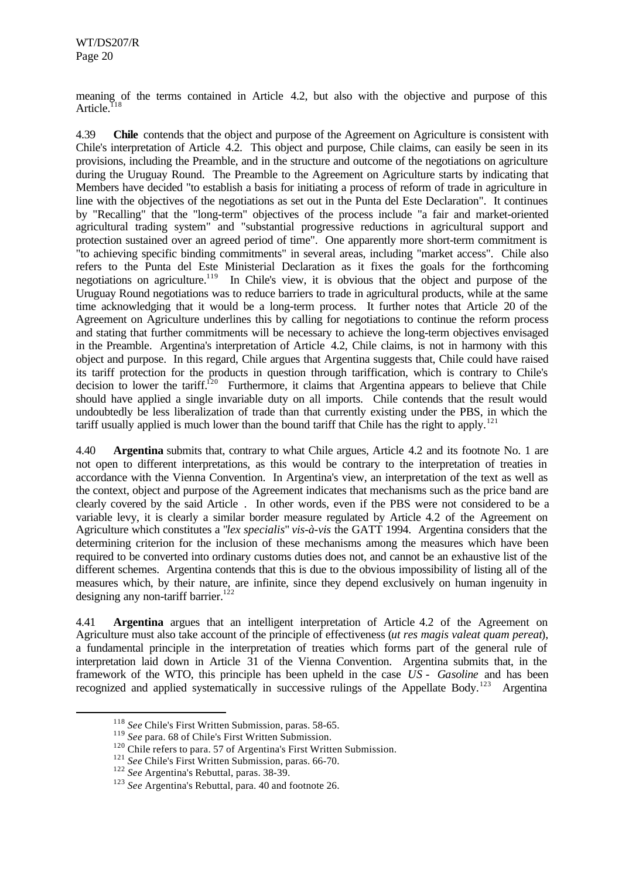meaning of the terms contained in Article 4.2, but also with the objective and purpose of this Article.[118]

4.39 **Chile** contends that the object and purpose of the Agreement on Agriculture is consistent with Chile's interpretation of Article 4.2. This object and purpose, Chile claims, can easily be seen in its provisions, including the Preamble, and in the structure and outcome of the negotiations on agriculture during the Uruguay Round. The Preamble to the Agreement on Agriculture starts by indicating that Members have decided "to establish a basis for initiating a process of reform of trade in agriculture in line with the objectives of the negotiations as set out in the Punta del Este Declaration". It continues by "Recalling" that the "long-term" objectives of the process include "a fair and market-oriented agricultural trading system" and "substantial progressive reductions in agricultural support and protection sustained over an agreed period of time". One apparently more short-term commitment is "to achieving specific binding commitments" in several areas, including "market access". Chile also refers to the Punta del Este Ministerial Declaration as it fixes the goals for the forthcoming negotiations on agriculture.[119] In Chile's view, it is obvious that the object and purpose of the Uruguay Round negotiations was to reduce barriers to trade in agricultural products, while at the same time acknowledging that it would be a long-term process. It further notes that Article 20 of the Agreement on Agriculture underlines this by calling for negotiations to continue the reform process and stating that further commitments will be necessary to achieve the long-term objectives envisaged in the Preamble. Argentina's interpretation of Article 4.2, Chile claims, is not in harmony with this object and purpose. In this regard, Chile argues that Argentina suggests that, Chile could have raised its tariff protection for the products in question through tariffication, which is contrary to Chile's decision to lower the tariff.[120] Furthermore, it claims that Argentina appears to believe that Chile should have applied a single invariable duty on all imports. Chile contends that the result would undoubtedly be less liberalization of trade than that currently existing under the PBS, in which the tariff usually applied is much lower than the bound tariff that Chile has the right to apply.[121]

4.40 **Argentina** submits that, contrary to what Chile argues, Article 4.2 and its footnote No. 1 are not open to different interpretations, as this would be contrary to the interpretation of treaties in accordance with the Vienna Convention. In Argentina's view, an interpretation of the text as well as the context, object and purpose of the Agreement indicates that mechanisms such as the price band are clearly covered by the said Article . In other words, even if the PBS were not considered to be a variable levy, it is clearly a similar border measure regulated by Article 4.2 of the Agreement on Agriculture which constitutes a "*lex specialis*" *vis-à-vis* the GATT 1994. Argentina considers that the determining criterion for the inclusion of these mechanisms among the measures which have been required to be converted into ordinary customs duties does not, and cannot be an exhaustive list of the different schemes. Argentina contends that this is due to the obvious impossibility of listing all of the measures which, by their nature, are infinite, since they depend exclusively on human ingenuity in designing any non-tariff barrier.[122]

4.41 **Argentina** argues that an intelligent interpretation of Article 4.2 of the Agreement on Agriculture must also take account of the principle of effectiveness (*ut res magis valeat quam pereat*), a fundamental principle in the interpretation of treaties which forms part of the general rule of interpretation laid down in Article 31 of the Vienna Convention. Argentina submits that, in the framework of the WTO, this principle has been upheld in the case *US - Gasoline* and has been recognized and applied systematically in successive rulings of the Appellate Body.[123] Argentina

[118] *See* Chile's First Written Submission, paras. 58-65.

[119] *See* para. 68 of Chile's First Written Submission.

[120] Chile refers to para. 57 of Argentina's First Written Submission.

[121] *See* Chile's First Written Submission, paras. 66-70.

[122] *See* Argentina's Rebuttal, paras. 38-39.

[123] *See* Argentina's Rebuttal, para. 40 and footnote 26.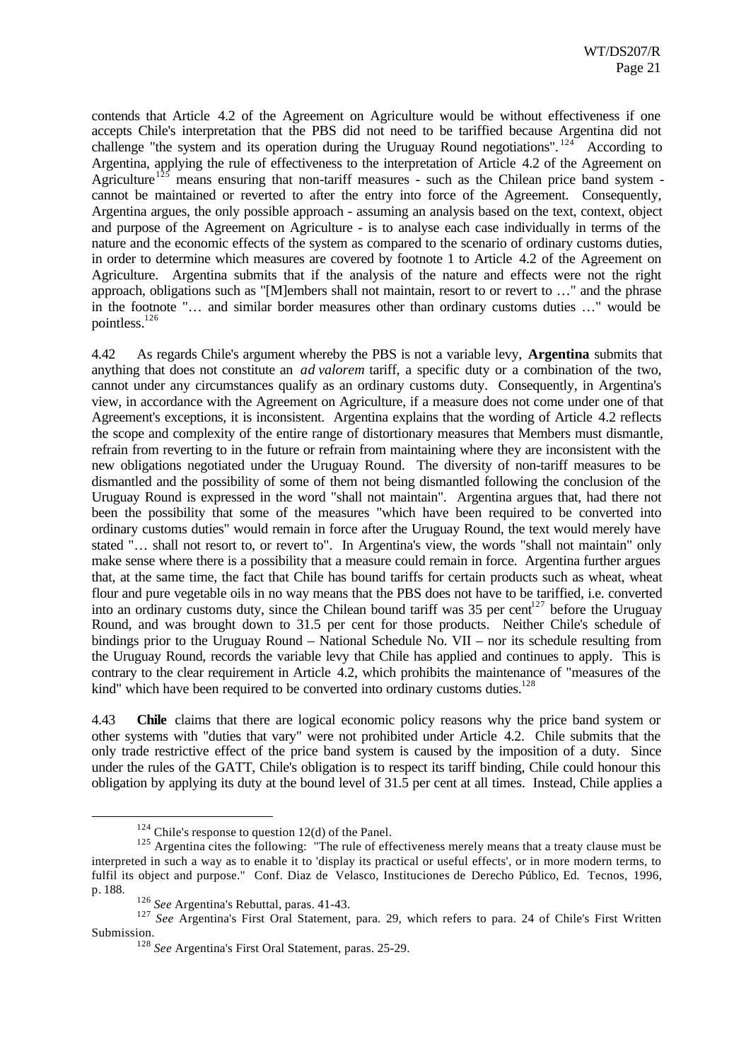contends that Article 4.2 of the Agreement on Agriculture would be without effectiveness if one accepts Chile's interpretation that the PBS did not need to be tariffied because Argentina did not challenge "the system and its operation during the Uruguay Round negotiations".[124] According to Argentina, applying the rule of effectiveness to the interpretation of Article 4.2 of the Agreement on Agriculture[125] means ensuring that non-tariff measures - such as the Chilean price band system - cannot be maintained or reverted to after the entry into force of the Agreement. Consequently, Argentina argues, the only possible approach - assuming an analysis based on the text, context, object and purpose of the Agreement on Agriculture - is to analyse each case individually in terms of the nature and the economic effects of the system as compared to the scenario of ordinary customs duties, in order to determine which measures are covered by footnote 1 to Article 4.2 of the Agreement on Agriculture. Argentina submits that if the analysis of the nature and effects were not the right approach, obligations such as "[M]embers shall not maintain, resort to or revert to …" and the phrase in the footnote "… and similar border measures other than ordinary customs duties …" would be pointless.[126]

4.42 As regards Chile's argument whereby the PBS is not a variable levy, **Argentina** submits that anything that does not constitute an *ad valorem* tariff, a specific duty or a combination of the two, cannot under any circumstances qualify as an ordinary customs duty. Consequently, in Argentina's view, in accordance with the Agreement on Agriculture, if a measure does not come under one of that Agreement's exceptions, it is inconsistent. Argentina explains that the wording of Article 4.2 reflects the scope and complexity of the entire range of distortionary measures that Members must dismantle, refrain from reverting to in the future or refrain from maintaining where they are inconsistent with the new obligations negotiated under the Uruguay Round. The diversity of non-tariff measures to be dismantled and the possibility of some of them not being dismantled following the conclusion of the Uruguay Round is expressed in the word "shall not maintain". Argentina argues that, had there not been the possibility that some of the measures "which have been required to be converted into ordinary customs duties" would remain in force after the Uruguay Round, the text would merely have stated "… shall not resort to, or revert to". In Argentina's view, the words "shall not maintain" only make sense where there is a possibility that a measure could remain in force. Argentina further argues that, at the same time, the fact that Chile has bound tariffs for certain products such as wheat, wheat flour and pure vegetable oils in no way means that the PBS does not have to be tariffied, i.e. converted into an ordinary customs duty, since the Chilean bound tariff was 35 per cent[127] before the Uruguay Round, and was brought down to 31.5 per cent for those products. Neither Chile's schedule of bindings prior to the Uruguay Round – National Schedule No. VII – nor its schedule resulting from the Uruguay Round, records the variable levy that Chile has applied and continues to apply. This is contrary to the clear requirement in Article 4.2, which prohibits the maintenance of "measures of the kind" which have been required to be converted into ordinary customs duties.[128]

4.43 **Chile** claims that there are logical economic policy reasons why the price band system or other systems with "duties that vary" were not prohibited under Article 4.2. Chile submits that the only trade restrictive effect of the price band system is caused by the imposition of a duty. Since under the rules of the GATT, Chile's obligation is to respect its tariff binding, Chile could honour this obligation by applying its duty at the bound level of 31.5 per cent at all times. Instead, Chile applies a

---

[124] Chile's response to question 12(d) of the Panel.

[125] Argentina cites the following: "The rule of effectiveness merely means that a treaty clause must be interpreted in such a way as to enable it to 'display its practical or useful effects', or in more modern terms, to fulfil its object and purpose." Conf. Diaz de Velasco, Instituciones de Derecho Público, Ed. Tecnos, 1996, p. 188.

[126] *See* Argentina's Rebuttal, paras. 41-43.

[127] *See* Argentina's First Oral Statement, para. 29, which refers to para. 24 of Chile's First Written Submission.

[128] *See* Argentina's First Oral Statement, paras. 25-29.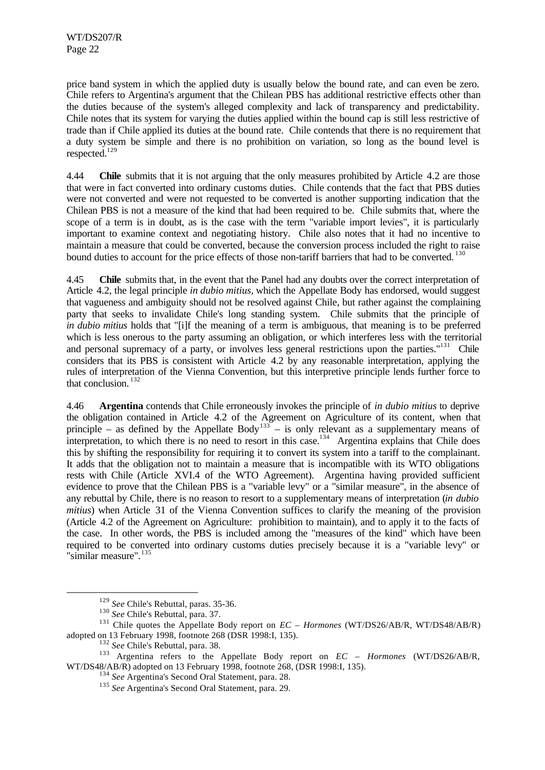price band system in which the applied duty is usually below the bound rate, and can even be zero. Chile refers to Argentina's argument that the Chilean PBS has additional restrictive effects other than the duties because of the system's alleged complexity and lack of transparency and predictability. Chile notes that its system for varying the duties applied within the bound cap is still less restrictive of trade than if Chile applied its duties at the bound rate. Chile contends that there is no requirement that a duty system be simple and there is no prohibition on variation, so long as the bound level is respected.[129]

4.44 **Chile** submits that it is not arguing that the only measures prohibited by Article 4.2 are those that were in fact converted into ordinary customs duties. Chile contends that the fact that PBS duties were not converted and were not requested to be converted is another supporting indication that the Chilean PBS is not a measure of the kind that had been required to be. Chile submits that, where the scope of a term is in doubt, as is the case with the term "variable import levies", it is particularly important to examine context and negotiating history. Chile also notes that it had no incentive to maintain a measure that could be converted, because the conversion process included the right to raise bound duties to account for the price effects of those non-tariff barriers that had to be converted.[130]

4.45 **Chile** submits that, in the event that the Panel had any doubts over the correct interpretation of Article 4.2, the legal principle *in dubio mitius*, which the Appellate Body has endorsed, would suggest that vagueness and ambiguity should not be resolved against Chile, but rather against the complaining party that seeks to invalidate Chile's long standing system. Chile submits that the principle of *in dubio mitius* holds that "[i]f the meaning of a term is ambiguous, that meaning is to be preferred which is less onerous to the party assuming an obligation, or which interferes less with the territorial and personal supremacy of a party, or involves less general restrictions upon the parties."[131] Chile considers that its PBS is consistent with Article 4.2 by any reasonable interpretation, applying the rules of interpretation of the Vienna Convention, but this interpretive principle lends further force to that conclusion.[132]

4.46 **Argentina** contends that Chile erroneously invokes the principle of *in dubio mitius* to deprive the obligation contained in Article 4.2 of the Agreement on Agriculture of its content, when that principle – as defined by the Appellate Body[133] – is only relevant as a supplementary means of interpretation, to which there is no need to resort in this case.[134] Argentina explains that Chile does this by shifting the responsibility for requiring it to convert its system into a tariff to the complainant. It adds that the obligation not to maintain a measure that is incompatible with its WTO obligations rests with Chile (Article XVI.4 of the WTO Agreement). Argentina having provided sufficient evidence to prove that the Chilean PBS is a "variable levy" or a "similar measure", in the absence of any rebuttal by Chile, there is no reason to resort to a supplementary means of interpretation (*in dubio mitius*) when Article 31 of the Vienna Convention suffices to clarify the meaning of the provision (Article 4.2 of the Agreement on Agriculture: prohibition to maintain), and to apply it to the facts of the case. In other words, the PBS is included among the "measures of the kind" which have been required to be converted into ordinary customs duties precisely because it is a "variable levy" or "similar measure".[135]

---

[129] *See* Chile's Rebuttal, paras. 35-36.

[130] *See* Chile's Rebuttal, para. 37.

[131] Chile quotes the Appellate Body report on *EC – Hormones* (WT/DS26/AB/R, WT/DS48/AB/R) adopted on 13 February 1998, footnote 268 (DSR 1998:I, 135).

[132] *See* Chile's Rebuttal, para. 38.

[133] Argentina refers to the Appellate Body report on *EC – Hormones* (WT/DS26/AB/R, WT/DS48/AB/R) adopted on 13 February 1998, footnote 268, (DSR 1998:I, 135).

[134] *See* Argentina's Second Oral Statement, para. 28.

[135] *See* Argentina's Second Oral Statement, para. 29.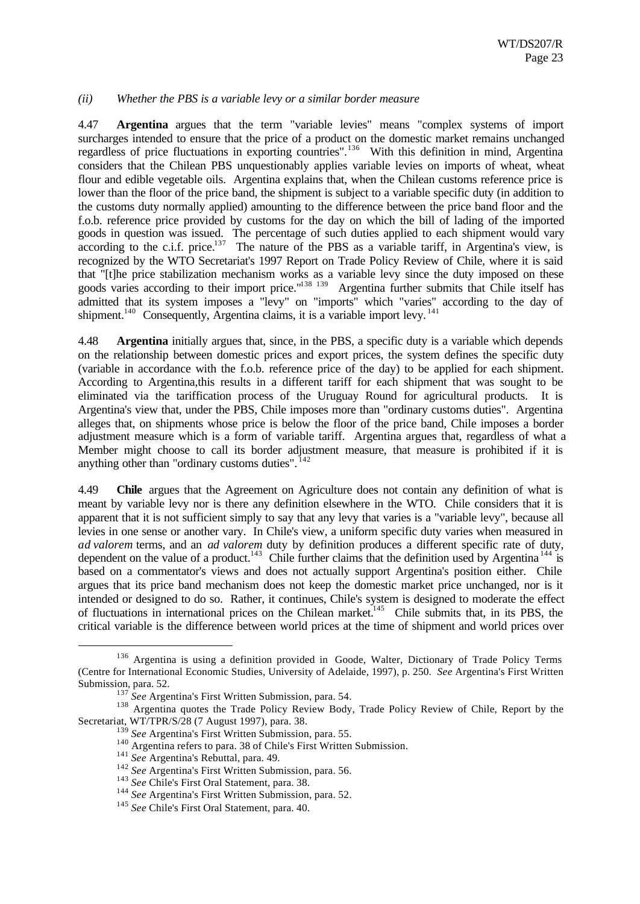*(ii) Whether the PBS is a variable levy or a similar border measure*

4.47 **Argentina** argues that the term "variable levies" means "complex systems of import surcharges intended to ensure that the price of a product on the domestic market remains unchanged regardless of price fluctuations in exporting countries".[136] With this definition in mind, Argentina considers that the Chilean PBS unquestionably applies variable levies on imports of wheat, wheat flour and edible vegetable oils. Argentina explains that, when the Chilean customs reference price is lower than the floor of the price band, the shipment is subject to a variable specific duty (in addition to the customs duty normally applied) amounting to the difference between the price band floor and the f.o.b. reference price provided by customs for the day on which the bill of lading of the imported goods in question was issued. The percentage of such duties applied to each shipment would vary according to the c.i.f. price.[137] The nature of the PBS as a variable tariff, in Argentina's view, is recognized by the WTO Secretariat's 1997 Report on Trade Policy Review of Chile, where it is said that "[t]he price stabilization mechanism works as a variable levy since the duty imposed on these goods varies according to their import price."[138] [139] Argentina further submits that Chile itself has admitted that its system imposes a "levy" on "imports" which "varies" according to the day of shipment.[140] Consequently, Argentina claims, it is a variable import levy.[141]

4.48 **Argentina** initially argues that, since, in the PBS, a specific duty is a variable which depends on the relationship between domestic prices and export prices, the system defines the specific duty (variable in accordance with the f.o.b. reference price of the day) to be applied for each shipment. According to Argentina,this results in a different tariff for each shipment that was sought to be eliminated via the tariffication process of the Uruguay Round for agricultural products. It is Argentina's view that, under the PBS, Chile imposes more than "ordinary customs duties". Argentina alleges that, on shipments whose price is below the floor of the price band, Chile imposes a border adjustment measure which is a form of variable tariff. Argentina argues that, regardless of what a Member might choose to call its border adjustment measure, that measure is prohibited if it is anything other than "ordinary customs duties".[142]

4.49 **Chile** argues that the Agreement on Agriculture does not contain any definition of what is meant by variable levy nor is there any definition elsewhere in the WTO. Chile considers that it is apparent that it is not sufficient simply to say that any levy that varies is a "variable levy", because all levies in one sense or another vary. In Chile's view, a uniform specific duty varies when measured in *ad valorem* terms, and an *ad valorem* duty by definition produces a different specific rate of duty, dependent on the value of a product.[143] Chile further claims that the definition used by Argentina[144] is based on a commentator's views and does not actually support Argentina's position either. Chile argues that its price band mechanism does not keep the domestic market price unchanged, nor is it intended or designed to do so. Rather, it continues, Chile's system is designed to moderate the effect of fluctuations in international prices on the Chilean market.[145] Chile submits that, in its PBS, the critical variable is the difference between world prices at the time of shipment and world prices over

---

[136] Argentina is using a definition provided in Goode, Walter, Dictionary of Trade Policy Terms (Centre for International Economic Studies, University of Adelaide, 1997), p. 250. *See* Argentina's First Written Submission, para. 52.

[137] *See* Argentina's First Written Submission, para. 54.

[138] Argentina quotes the Trade Policy Review Body, Trade Policy Review of Chile, Report by the Secretariat, WT/TPR/S/28 (7 August 1997), para. 38.

[139] *See* Argentina's First Written Submission, para. 55.

[140] Argentina refers to para. 38 of Chile's First Written Submission.

[141] *See* Argentina's Rebuttal, para. 49.

[142] *See* Argentina's First Written Submission, para. 56.

[143] *See* Chile's First Oral Statement, para. 38.

[144] *See* Argentina's First Written Submission, para. 52.

[145] *See* Chile's First Oral Statement, para. 40.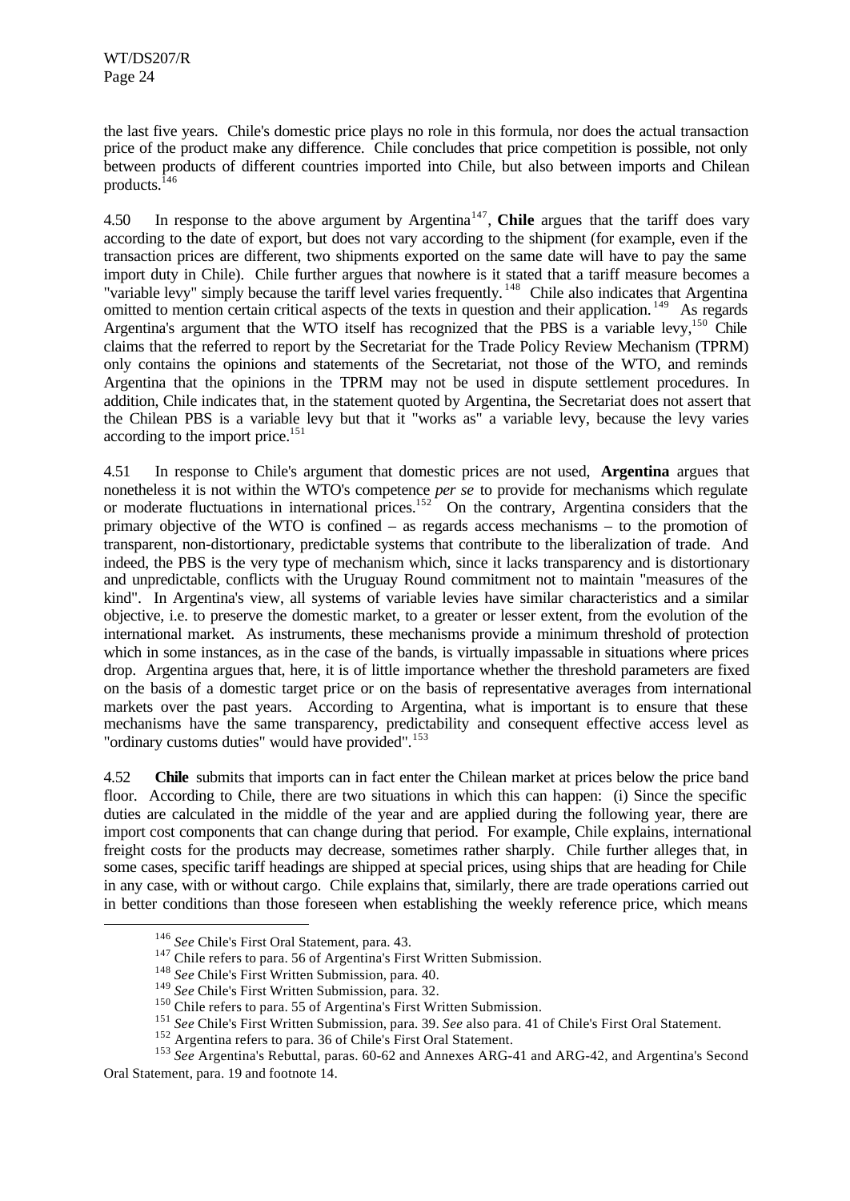the last five years. Chile's domestic price plays no role in this formula, nor does the actual transaction price of the product make any difference. Chile concludes that price competition is possible, not only between products of different countries imported into Chile, but also between imports and Chilean products.[146]

4.50 In response to the above argument by Argentina[147], **Chile** argues that the tariff does vary according to the date of export, but does not vary according to the shipment (for example, even if the transaction prices are different, two shipments exported on the same date will have to pay the same import duty in Chile). Chile further argues that nowhere is it stated that a tariff measure becomes a "variable levy" simply because the tariff level varies frequently.[148] Chile also indicates that Argentina omitted to mention certain critical aspects of the texts in question and their application.[149] As regards Argentina's argument that the WTO itself has recognized that the PBS is a variable levy,[150] Chile claims that the referred to report by the Secretariat for the Trade Policy Review Mechanism (TPRM) only contains the opinions and statements of the Secretariat, not those of the WTO, and reminds Argentina that the opinions in the TPRM may not be used in dispute settlement procedures. In addition, Chile indicates that, in the statement quoted by Argentina, the Secretariat does not assert that the Chilean PBS is a variable levy but that it "works as" a variable levy, because the levy varies according to the import price.[151]

4.51 In response to Chile's argument that domestic prices are not used, **Argentina** argues that nonetheless it is not within the WTO's competence *per se* to provide for mechanisms which regulate or moderate fluctuations in international prices.[152] On the contrary, Argentina considers that the primary objective of the WTO is confined – as regards access mechanisms – to the promotion of transparent, non-distortionary, predictable systems that contribute to the liberalization of trade. And indeed, the PBS is the very type of mechanism which, since it lacks transparency and is distortionary and unpredictable, conflicts with the Uruguay Round commitment not to maintain "measures of the kind". In Argentina's view, all systems of variable levies have similar characteristics and a similar objective, i.e. to preserve the domestic market, to a greater or lesser extent, from the evolution of the international market. As instruments, these mechanisms provide a minimum threshold of protection which in some instances, as in the case of the bands, is virtually impassable in situations where prices drop. Argentina argues that, here, it is of little importance whether the threshold parameters are fixed on the basis of a domestic target price or on the basis of representative averages from international markets over the past years. According to Argentina, what is important is to ensure that these mechanisms have the same transparency, predictability and consequent effective access level as "ordinary customs duties" would have provided".[153]

4.52 **Chile** submits that imports can in fact enter the Chilean market at prices below the price band floor. According to Chile, there are two situations in which this can happen: (i) Since the specific duties are calculated in the middle of the year and are applied during the following year, there are import cost components that can change during that period. For example, Chile explains, international freight costs for the products may decrease, sometimes rather sharply. Chile further alleges that, in some cases, specific tariff headings are shipped at special prices, using ships that are heading for Chile in any case, with or without cargo. Chile explains that, similarly, there are trade operations carried out in better conditions than those foreseen when establishing the weekly reference price, which means

---

[146] *See* Chile's First Oral Statement, para. 43.

[147] Chile refers to para. 56 of Argentina's First Written Submission.

[148] *See* Chile's First Written Submission, para. 40.

[149] *See* Chile's First Written Submission, para. 32.

[150] Chile refers to para. 55 of Argentina's First Written Submission.

[151] *See* Chile's First Written Submission, para. 39. *See* also para. 41 of Chile's First Oral Statement.

[152] Argentina refers to para. 36 of Chile's First Oral Statement.

[153] *See* Argentina's Rebuttal, paras. 60-62 and Annexes ARG-41 and ARG-42, and Argentina's Second Oral Statement, para. 19 and footnote 14.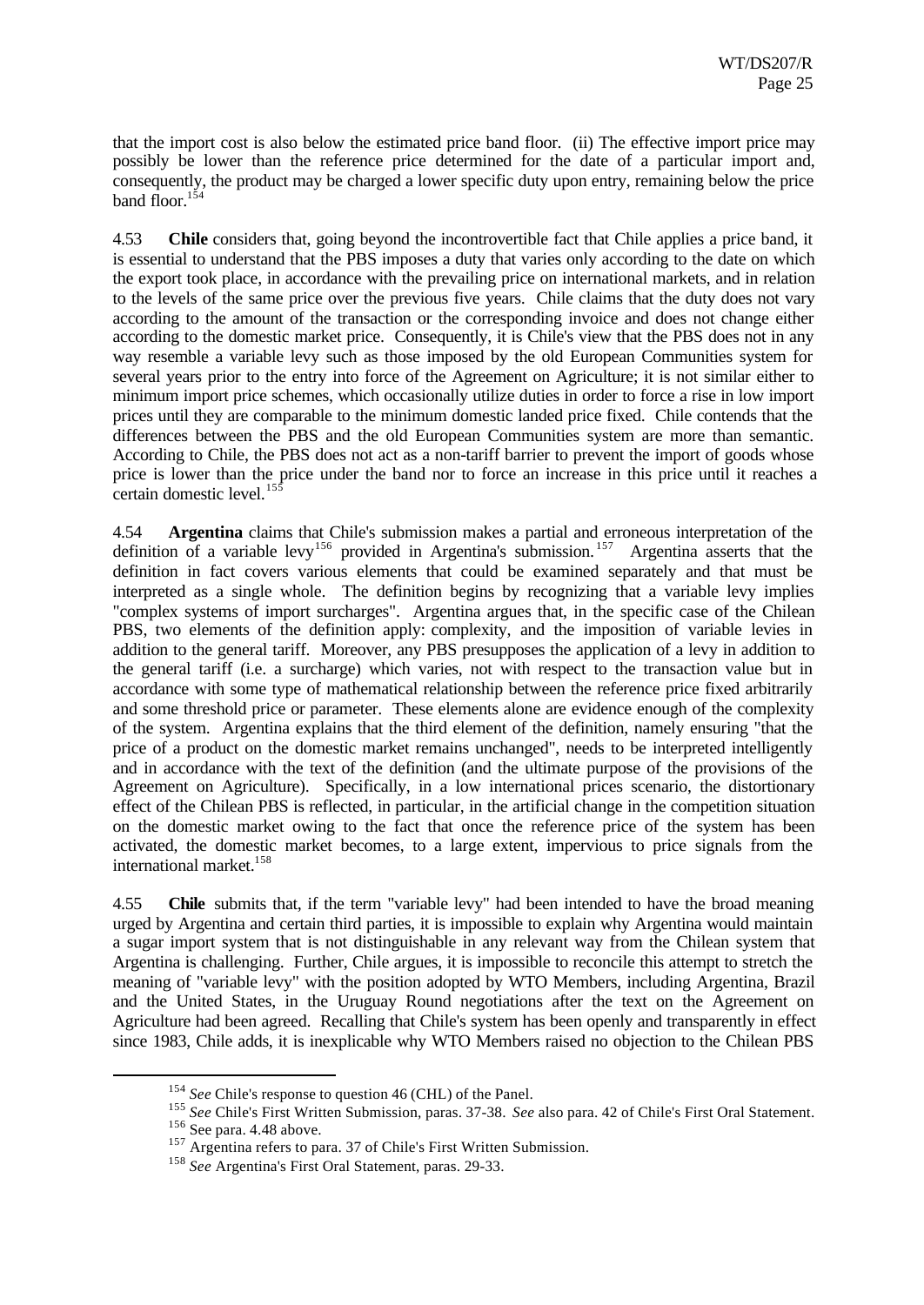that the import cost is also below the estimated price band floor. (ii) The effective import price may possibly be lower than the reference price determined for the date of a particular import and, consequently, the product may be charged a lower specific duty upon entry, remaining below the price band floor.[154]

4.53 **Chile** considers that, going beyond the incontrovertible fact that Chile applies a price band, it is essential to understand that the PBS imposes a duty that varies only according to the date on which the export took place, in accordance with the prevailing price on international markets, and in relation to the levels of the same price over the previous five years. Chile claims that the duty does not vary according to the amount of the transaction or the corresponding invoice and does not change either according to the domestic market price. Consequently, it is Chile's view that the PBS does not in any way resemble a variable levy such as those imposed by the old European Communities system for several years prior to the entry into force of the Agreement on Agriculture; it is not similar either to minimum import price schemes, which occasionally utilize duties in order to force a rise in low import prices until they are comparable to the minimum domestic landed price fixed. Chile contends that the differences between the PBS and the old European Communities system are more than semantic. According to Chile, the PBS does not act as a non-tariff barrier to prevent the import of goods whose price is lower than the price under the band nor to force an increase in this price until it reaches a certain domestic level.[155]

4.54 **Argentina** claims that Chile's submission makes a partial and erroneous interpretation of the definition of a variable levy[156] provided in Argentina's submission.[157] Argentina asserts that the definition in fact covers various elements that could be examined separately and that must be interpreted as a single whole. The definition begins by recognizing that a variable levy implies "complex systems of import surcharges". Argentina argues that, in the specific case of the Chilean PBS, two elements of the definition apply: complexity, and the imposition of variable levies in addition to the general tariff. Moreover, any PBS presupposes the application of a levy in addition to the general tariff (i.e. a surcharge) which varies, not with respect to the transaction value but in accordance with some type of mathematical relationship between the reference price fixed arbitrarily and some threshold price or parameter. These elements alone are evidence enough of the complexity of the system. Argentina explains that the third element of the definition, namely ensuring "that the price of a product on the domestic market remains unchanged", needs to be interpreted intelligently and in accordance with the text of the definition (and the ultimate purpose of the provisions of the Agreement on Agriculture). Specifically, in a low international prices scenario, the distortionary effect of the Chilean PBS is reflected, in particular, in the artificial change in the competition situation on the domestic market owing to the fact that once the reference price of the system has been activated, the domestic market becomes, to a large extent, impervious to price signals from the international market.[158]

4.55 **Chile** submits that, if the term "variable levy" had been intended to have the broad meaning urged by Argentina and certain third parties, it is impossible to explain why Argentina would maintain a sugar import system that is not distinguishable in any relevant way from the Chilean system that Argentina is challenging. Further, Chile argues, it is impossible to reconcile this attempt to stretch the meaning of "variable levy" with the position adopted by WTO Members, including Argentina, Brazil and the United States, in the Uruguay Round negotiations after the text on the Agreement on Agriculture had been agreed. Recalling that Chile's system has been openly and transparently in effect since 1983, Chile adds, it is inexplicable why WTO Members raised no objection to the Chilean PBS

[154] *See* Chile's response to question 46 (CHL) of the Panel.

[155] *See* Chile's First Written Submission, paras. 37-38. *See* also para. 42 of Chile's First Oral Statement.

[156] See para. 4.48 above.

[157] Argentina refers to para. 37 of Chile's First Written Submission.

[158] *See* Argentina's First Oral Statement, paras. 29-33.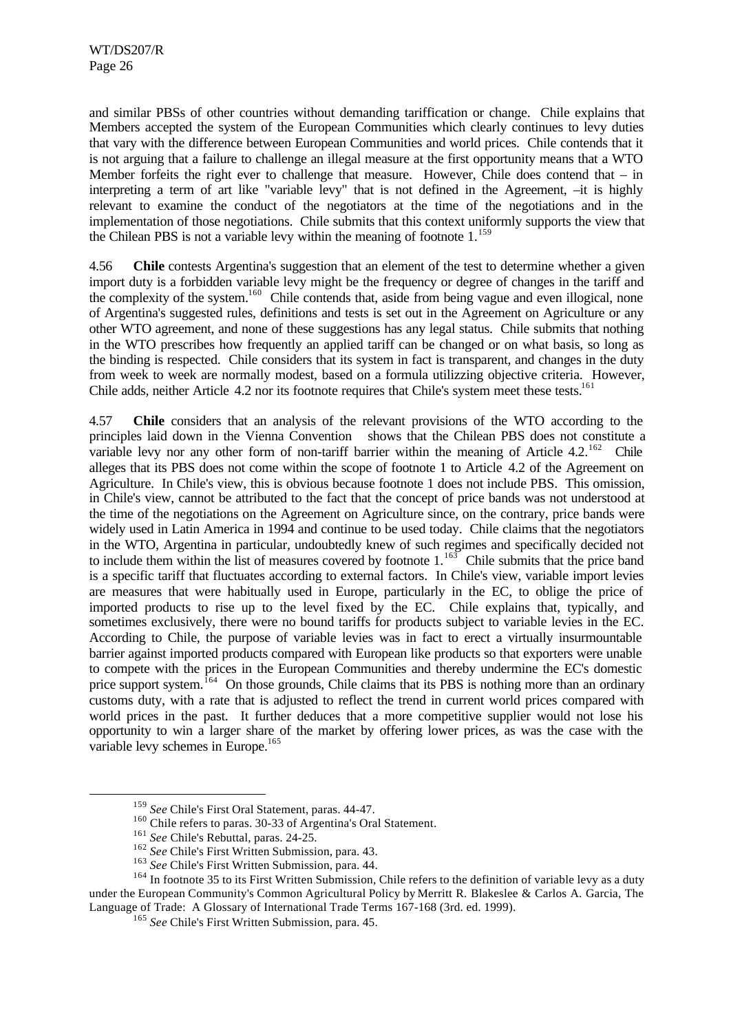and similar PBSs of other countries without demanding tariffication or change. Chile explains that Members accepted the system of the European Communities which clearly continues to levy duties that vary with the difference between European Communities and world prices. Chile contends that it is not arguing that a failure to challenge an illegal measure at the first opportunity means that a WTO Member forfeits the right ever to challenge that measure. However, Chile does contend that – in interpreting a term of art like "variable levy" that is not defined in the Agreement, –it is highly relevant to examine the conduct of the negotiators at the time of the negotiations and in the implementation of those negotiations. Chile submits that this context uniformly supports the view that the Chilean PBS is not a variable levy within the meaning of footnote 1.[159]

4.56 **Chile** contests Argentina's suggestion that an element of the test to determine whether a given import duty is a forbidden variable levy might be the frequency or degree of changes in the tariff and the complexity of the system.[160] Chile contends that, aside from being vague and even illogical, none of Argentina's suggested rules, definitions and tests is set out in the Agreement on Agriculture or any other WTO agreement, and none of these suggestions has any legal status. Chile submits that nothing in the WTO prescribes how frequently an applied tariff can be changed or on what basis, so long as the binding is respected. Chile considers that its system in fact is transparent, and changes in the duty from week to week are normally modest, based on a formula utilizzing objective criteria. However, Chile adds, neither Article 4.2 nor its footnote requires that Chile's system meet these tests.[161]

4.57 **Chile** considers that an analysis of the relevant provisions of the WTO according to the principles laid down in the Vienna Convention shows that the Chilean PBS does not constitute a variable levy nor any other form of non-tariff barrier within the meaning of Article 4.2.[162] Chile alleges that its PBS does not come within the scope of footnote 1 to Article 4.2 of the Agreement on Agriculture. In Chile's view, this is obvious because footnote 1 does not include PBS. This omission, in Chile's view, cannot be attributed to the fact that the concept of price bands was not understood at the time of the negotiations on the Agreement on Agriculture since, on the contrary, price bands were widely used in Latin America in 1994 and continue to be used today. Chile claims that the negotiators in the WTO, Argentina in particular, undoubtedly knew of such regimes and specifically decided not to include them within the list of measures covered by footnote 1.[163] Chile submits that the price band is a specific tariff that fluctuates according to external factors. In Chile's view, variable import levies are measures that were habitually used in Europe, particularly in the EC, to oblige the price of imported products to rise up to the level fixed by the EC. Chile explains that, typically, and sometimes exclusively, there were no bound tariffs for products subject to variable levies in the EC. According to Chile, the purpose of variable levies was in fact to erect a virtually insurmountable barrier against imported products compared with European like products so that exporters were unable to compete with the prices in the European Communities and thereby undermine the EC's domestic price support system.[164] On those grounds, Chile claims that its PBS is nothing more than an ordinary customs duty, with a rate that is adjusted to reflect the trend in current world prices compared with world prices in the past. It further deduces that a more competitive supplier would not lose his opportunity to win a larger share of the market by offering lower prices, as was the case with the variable levy schemes in Europe.[165]

---

[159] *See* Chile's First Oral Statement, paras. 44-47.

[160] Chile refers to paras. 30-33 of Argentina's Oral Statement.

[161] *See* Chile's Rebuttal, paras. 24-25.

[162] *See* Chile's First Written Submission, para. 43.

[163] *See* Chile's First Written Submission, para. 44.

[164] In footnote 35 to its First Written Submission, Chile refers to the definition of variable levy as a duty under the European Community's Common Agricultural Policy by Merritt R. Blakeslee & Carlos A. Garcia, The Language of Trade: A Glossary of International Trade Terms 167-168 (3rd. ed. 1999).

[165] *See* Chile's First Written Submission, para. 45.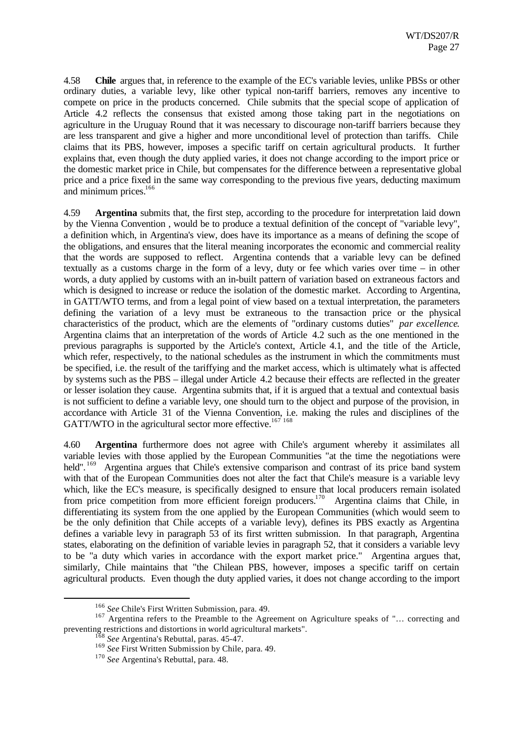4.58 **Chile** argues that, in reference to the example of the EC's variable levies, unlike PBSs or other ordinary duties, a variable levy, like other typical non-tariff barriers, removes any incentive to compete on price in the products concerned. Chile submits that the special scope of application of Article 4.2 reflects the consensus that existed among those taking part in the negotiations on agriculture in the Uruguay Round that it was necessary to discourage non-tariff barriers because they are less transparent and give a higher and more unconditional level of protection than tariffs. Chile claims that its PBS, however, imposes a specific tariff on certain agricultural products. It further explains that, even though the duty applied varies, it does not change according to the import price or the domestic market price in Chile, but compensates for the difference between a representative global price and a price fixed in the same way corresponding to the previous five years, deducting maximum and minimum prices.[166]

4.59 **Argentina** submits that, the first step, according to the procedure for interpretation laid down by the Vienna Convention , would be to produce a textual definition of the concept of "variable levy", a definition which, in Argentina's view, does have its importance as a means of defining the scope of the obligations, and ensures that the literal meaning incorporates the economic and commercial reality that the words are supposed to reflect. Argentina contends that a variable levy can be defined textually as a customs charge in the form of a levy, duty or fee which varies over time – in other words, a duty applied by customs with an in-built pattern of variation based on extraneous factors and which is designed to increase or reduce the isolation of the domestic market. According to Argentina, in GATT/WTO terms, and from a legal point of view based on a textual interpretation, the parameters defining the variation of a levy must be extraneous to the transaction price or the physical characteristics of the product, which are the elements of "ordinary customs duties" *par excellence*. Argentina claims that an interpretation of the words of Article 4.2 such as the one mentioned in the previous paragraphs is supported by the Article's context, Article 4.1, and the title of the Article, which refer, respectively, to the national schedules as the instrument in which the commitments must be specified, i.e. the result of the tariffying and the market access, which is ultimately what is affected by systems such as the PBS – illegal under Article 4.2 because their effects are reflected in the greater or lesser isolation they cause. Argentina submits that, if it is argued that a textual and contextual basis is not sufficient to define a variable levy, one should turn to the object and purpose of the provision, in accordance with Article 31 of the Vienna Convention, i.e. making the rules and disciplines of the GATT/WTO in the agricultural sector more effective.[167] [168]

4.60 **Argentina** furthermore does not agree with Chile's argument whereby it assimilates all variable levies with those applied by the European Communities "at the time the negotiations were held".[169] Argentina argues that Chile's extensive comparison and contrast of its price band system with that of the European Communities does not alter the fact that Chile's measure is a variable levy which, like the EC's measure, is specifically designed to ensure that local producers remain isolated from price competition from more efficient foreign producers.[170] Argentina claims that Chile, in differentiating its system from the one applied by the European Communities (which would seem to be the only definition that Chile accepts of a variable levy), defines its PBS exactly as Argentina defines a variable levy in paragraph 53 of its first written submission. In that paragraph, Argentina states, elaborating on the definition of variable levies in paragraph 52, that it considers a variable levy to be "a duty which varies in accordance with the export market price." Argentina argues that, similarly, Chile maintains that "the Chilean PBS, however, imposes a specific tariff on certain agricultural products. Even though the duty applied varies, it does not change according to the import

---

[166] *See* Chile's First Written Submission, para. 49.

[167] Argentina refers to the Preamble to the Agreement on Agriculture speaks of "… correcting and preventing restrictions and distortions in world agricultural markets".

[168] *See* Argentina's Rebuttal, paras. 45-47.

[169] *See* First Written Submission by Chile, para. 49.

[170] *See* Argentina's Rebuttal, para. 48.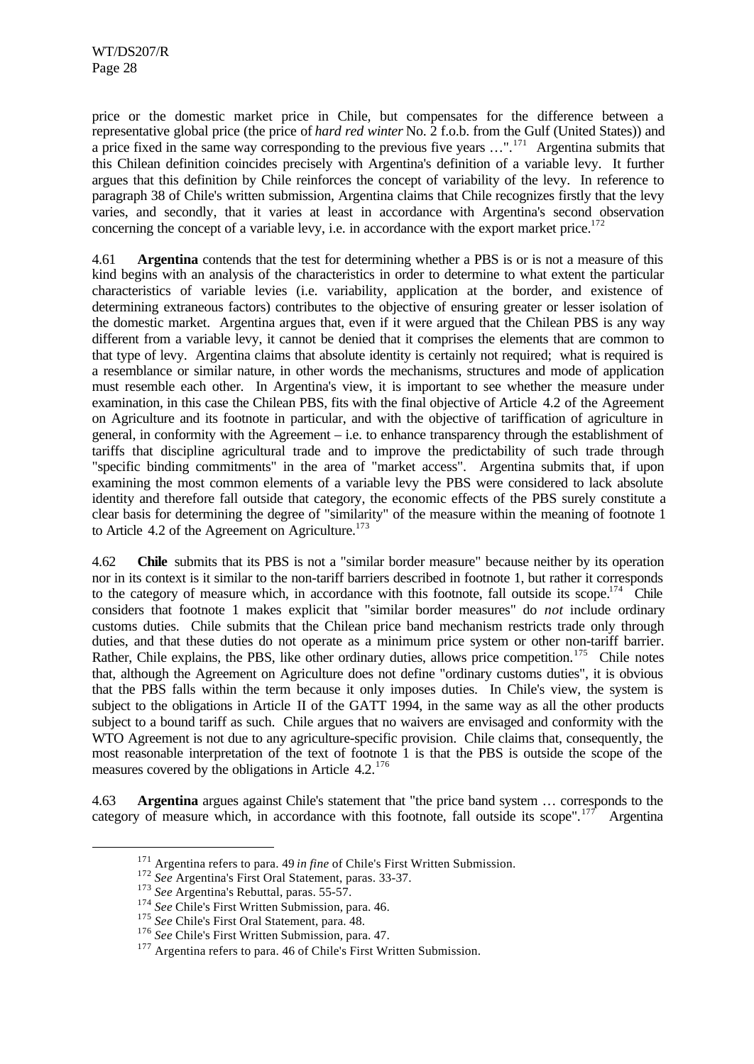price or the domestic market price in Chile, but compensates for the difference between a representative global price (the price of *hard red winter* No. 2 f.o.b. from the Gulf (United States)) and a price fixed in the same way corresponding to the previous five years …".[171] Argentina submits that this Chilean definition coincides precisely with Argentina's definition of a variable levy. It further argues that this definition by Chile reinforces the concept of variability of the levy. In reference to paragraph 38 of Chile's written submission, Argentina claims that Chile recognizes firstly that the levy varies, and secondly, that it varies at least in accordance with Argentina's second observation concerning the concept of a variable levy, i.e. in accordance with the export market price.[172]

4.61 **Argentina** contends that the test for determining whether a PBS is or is not a measure of this kind begins with an analysis of the characteristics in order to determine to what extent the particular characteristics of variable levies (i.e. variability, application at the border, and existence of determining extraneous factors) contributes to the objective of ensuring greater or lesser isolation of the domestic market. Argentina argues that, even if it were argued that the Chilean PBS is any way different from a variable levy, it cannot be denied that it comprises the elements that are common to that type of levy. Argentina claims that absolute identity is certainly not required; what is required is a resemblance or similar nature, in other words the mechanisms, structures and mode of application must resemble each other. In Argentina's view, it is important to see whether the measure under examination, in this case the Chilean PBS, fits with the final objective of Article 4.2 of the Agreement on Agriculture and its footnote in particular, and with the objective of tariffication of agriculture in general, in conformity with the Agreement – i.e. to enhance transparency through the establishment of tariffs that discipline agricultural trade and to improve the predictability of such trade through "specific binding commitments" in the area of "market access". Argentina submits that, if upon examining the most common elements of a variable levy the PBS were considered to lack absolute identity and therefore fall outside that category, the economic effects of the PBS surely constitute a clear basis for determining the degree of "similarity" of the measure within the meaning of footnote 1 to Article 4.2 of the Agreement on Agriculture.[173]

4.62 **Chile** submits that its PBS is not a "similar border measure" because neither by its operation nor in its context is it similar to the non-tariff barriers described in footnote 1, but rather it corresponds to the category of measure which, in accordance with this footnote, fall outside its scope.[174] Chile considers that footnote 1 makes explicit that "similar border measures" do *not* include ordinary customs duties. Chile submits that the Chilean price band mechanism restricts trade only through duties, and that these duties do not operate as a minimum price system or other non-tariff barrier. Rather, Chile explains, the PBS, like other ordinary duties, allows price competition.[175] Chile notes that, although the Agreement on Agriculture does not define "ordinary customs duties", it is obvious that the PBS falls within the term because it only imposes duties. In Chile's view, the system is subject to the obligations in Article II of the GATT 1994, in the same way as all the other products subject to a bound tariff as such. Chile argues that no waivers are envisaged and conformity with the WTO Agreement is not due to any agriculture-specific provision. Chile claims that, consequently, the most reasonable interpretation of the text of footnote 1 is that the PBS is outside the scope of the measures covered by the obligations in Article 4.2.[176]

4.63 **Argentina** argues against Chile's statement that "the price band system … corresponds to the category of measure which, in accordance with this footnote, fall outside its scope".[177] Argentina

---

[171] Argentina refers to para. 49 *in fine* of Chile's First Written Submission.

[172] *See* Argentina's First Oral Statement, paras. 33-37.

[173] *See* Argentina's Rebuttal, paras. 55-57.

[174] *See* Chile's First Written Submission, para. 46.

[175] *See* Chile's First Oral Statement, para. 48.

[176] *See* Chile's First Written Submission, para. 47.

[177] Argentina refers to para. 46 of Chile's First Written Submission.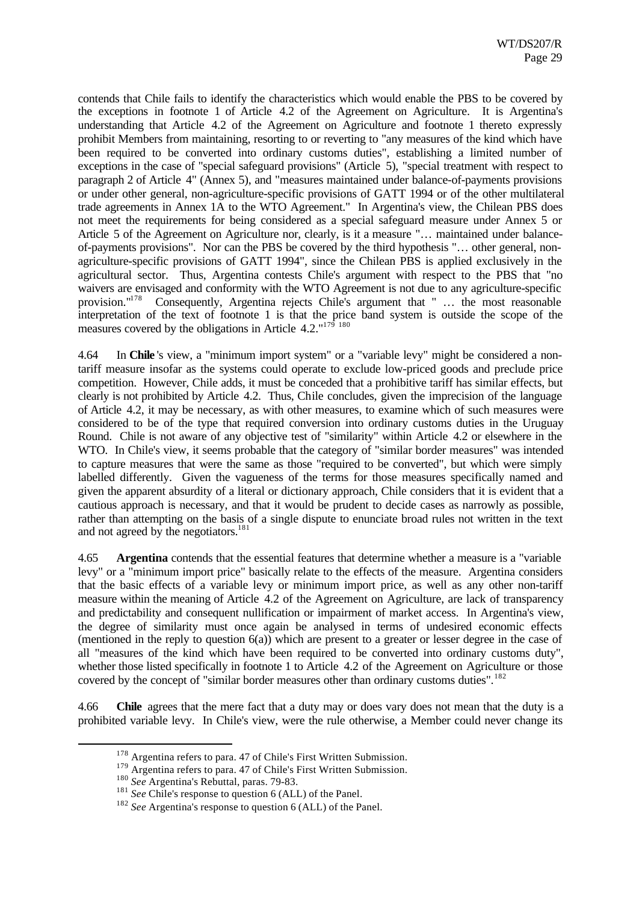contends that Chile fails to identify the characteristics which would enable the PBS to be covered by the exceptions in footnote 1 of Article 4.2 of the Agreement on Agriculture. It is Argentina's understanding that Article 4.2 of the Agreement on Agriculture and footnote 1 thereto expressly prohibit Members from maintaining, resorting to or reverting to "any measures of the kind which have been required to be converted into ordinary customs duties", establishing a limited number of exceptions in the case of "special safeguard provisions" (Article 5), "special treatment with respect to paragraph 2 of Article 4" (Annex 5), and "measures maintained under balance-of-payments provisions or under other general, non-agriculture-specific provisions of GATT 1994 or of the other multilateral trade agreements in Annex 1A to the WTO Agreement." In Argentina's view, the Chilean PBS does not meet the requirements for being considered as a special safeguard measure under Annex 5 or Article 5 of the Agreement on Agriculture nor, clearly, is it a measure "… maintained under balance-of-payments provisions". Nor can the PBS be covered by the third hypothesis "… other general, non-agriculture-specific provisions of GATT 1994", since the Chilean PBS is applied exclusively in the agricultural sector. Thus, Argentina contests Chile's argument with respect to the PBS that "no waivers are envisaged and conformity with the WTO Agreement is not due to any agriculture-specific provision."[178] Consequently, Argentina rejects Chile's argument that " … the most reasonable interpretation of the text of footnote 1 is that the price band system is outside the scope of the measures covered by the obligations in Article 4.2."[179] [180]

4.64 In **Chile**'s view, a "minimum import system" or a "variable levy" might be considered a non-tariff measure insofar as the systems could operate to exclude low-priced goods and preclude price competition. However, Chile adds, it must be conceded that a prohibitive tariff has similar effects, but clearly is not prohibited by Article 4.2. Thus, Chile concludes, given the imprecision of the language of Article 4.2, it may be necessary, as with other measures, to examine which of such measures were considered to be of the type that required conversion into ordinary customs duties in the Uruguay Round. Chile is not aware of any objective test of "similarity" within Article 4.2 or elsewhere in the WTO. In Chile's view, it seems probable that the category of "similar border measures" was intended to capture measures that were the same as those "required to be converted", but which were simply labelled differently. Given the vagueness of the terms for those measures specifically named and given the apparent absurdity of a literal or dictionary approach, Chile considers that it is evident that a cautious approach is necessary, and that it would be prudent to decide cases as narrowly as possible, rather than attempting on the basis of a single dispute to enunciate broad rules not written in the text and not agreed by the negotiators.[181]

4.65 **Argentina** contends that the essential features that determine whether a measure is a "variable levy" or a "minimum import price" basically relate to the effects of the measure. Argentina considers that the basic effects of a variable levy or minimum import price, as well as any other non-tariff measure within the meaning of Article 4.2 of the Agreement on Agriculture, are lack of transparency and predictability and consequent nullification or impairment of market access. In Argentina's view, the degree of similarity must once again be analysed in terms of undesired economic effects (mentioned in the reply to question 6(a)) which are present to a greater or lesser degree in the case of all "measures of the kind which have been required to be converted into ordinary customs duty", whether those listed specifically in footnote 1 to Article 4.2 of the Agreement on Agriculture or those covered by the concept of "similar border measures other than ordinary customs duties".[182]

4.66 **Chile** agrees that the mere fact that a duty may or does vary does not mean that the duty is a prohibited variable levy. In Chile's view, were the rule otherwise, a Member could never change its

---

[178] Argentina refers to para. 47 of Chile's First Written Submission.

[179] Argentina refers to para. 47 of Chile's First Written Submission.

[180] *See* Argentina's Rebuttal, paras. 79-83.

[181] *See* Chile's response to question 6 (ALL) of the Panel.

[182] *See* Argentina's response to question 6 (ALL) of the Panel.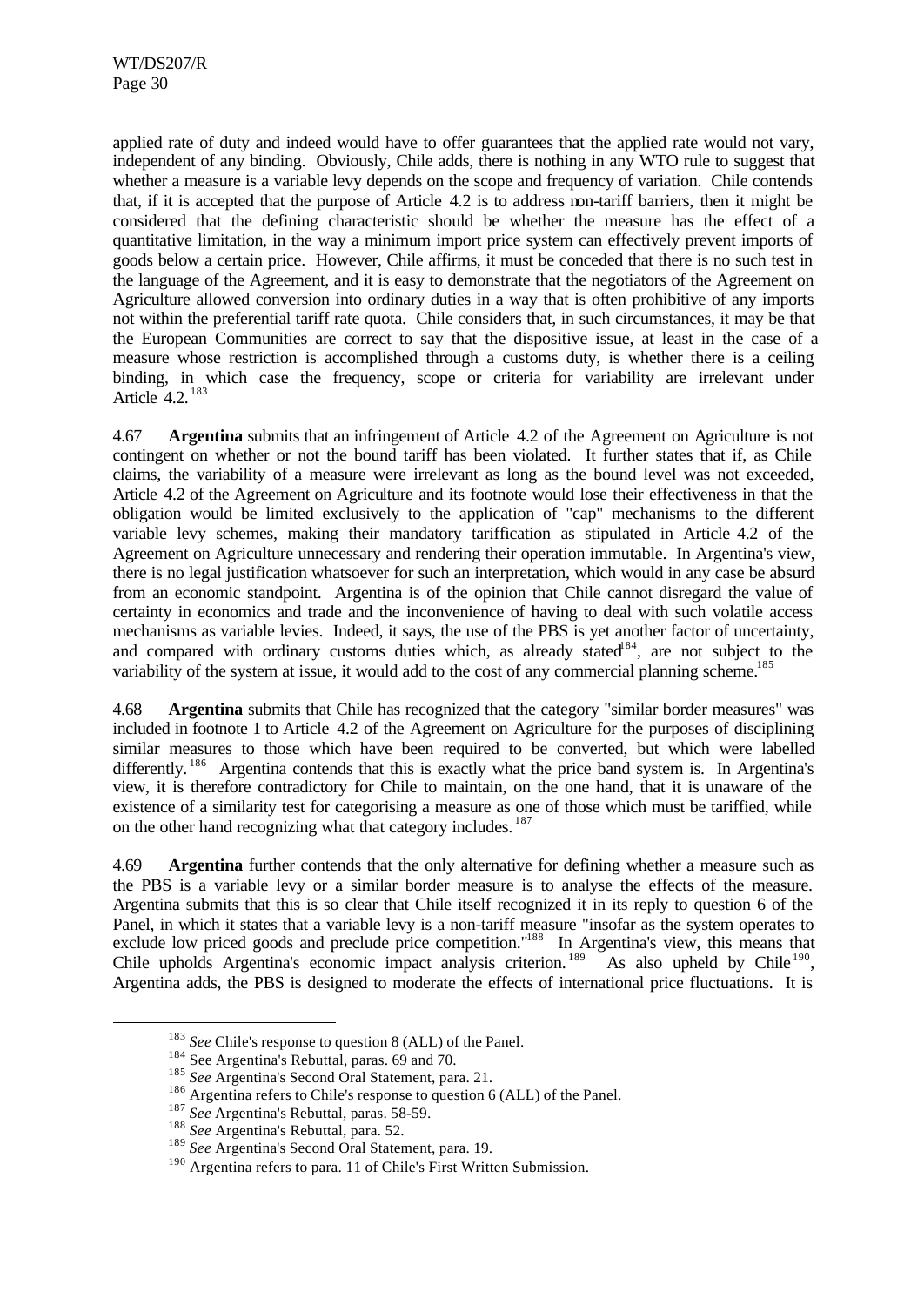applied rate of duty and indeed would have to offer guarantees that the applied rate would not vary, independent of any binding. Obviously, Chile adds, there is nothing in any WTO rule to suggest that whether a measure is a variable levy depends on the scope and frequency of variation. Chile contends that, if it is accepted that the purpose of Article 4.2 is to address non-tariff barriers, then it might be considered that the defining characteristic should be whether the measure has the effect of a quantitative limitation, in the way a minimum import price system can effectively prevent imports of goods below a certain price. However, Chile affirms, it must be conceded that there is no such test in the language of the Agreement, and it is easy to demonstrate that the negotiators of the Agreement on Agriculture allowed conversion into ordinary duties in a way that is often prohibitive of any imports not within the preferential tariff rate quota. Chile considers that, in such circumstances, it may be that the European Communities are correct to say that the dispositive issue, at least in the case of a measure whose restriction is accomplished through a customs duty, is whether there is a ceiling binding, in which case the frequency, scope or criteria for variability are irrelevant under Article 4.2.[183]

4.67 **Argentina** submits that an infringement of Article 4.2 of the Agreement on Agriculture is not contingent on whether or not the bound tariff has been violated. It further states that if, as Chile claims, the variability of a measure were irrelevant as long as the bound level was not exceeded, Article 4.2 of the Agreement on Agriculture and its footnote would lose their effectiveness in that the obligation would be limited exclusively to the application of "cap" mechanisms to the different variable levy schemes, making their mandatory tariffication as stipulated in Article 4.2 of the Agreement on Agriculture unnecessary and rendering their operation immutable. In Argentina's view, there is no legal justification whatsoever for such an interpretation, which would in any case be absurd from an economic standpoint. Argentina is of the opinion that Chile cannot disregard the value of certainty in economics and trade and the inconvenience of having to deal with such volatile access mechanisms as variable levies. Indeed, it says, the use of the PBS is yet another factor of uncertainty, and compared with ordinary customs duties which, as already stated[184], are not subject to the variability of the system at issue, it would add to the cost of any commercial planning scheme.[185]

4.68 **Argentina** submits that Chile has recognized that the category "similar border measures" was included in footnote 1 to Article 4.2 of the Agreement on Agriculture for the purposes of disciplining similar measures to those which have been required to be converted, but which were labelled differently.[186] Argentina contends that this is exactly what the price band system is. In Argentina's view, it is therefore contradictory for Chile to maintain, on the one hand, that it is unaware of the existence of a similarity test for categorising a measure as one of those which must be tariffied, while on the other hand recognizing what that category includes.[187]

4.69 **Argentina** further contends that the only alternative for defining whether a measure such as the PBS is a variable levy or a similar border measure is to analyse the effects of the measure. Argentina submits that this is so clear that Chile itself recognized it in its reply to question 6 of the Panel, in which it states that a variable levy is a non-tariff measure "insofar as the system operates to exclude low priced goods and preclude price competition."[188] In Argentina's view, this means that Chile upholds Argentina's economic impact analysis criterion.[189] As also upheld by Chile[190], Argentina adds, the PBS is designed to moderate the effects of international price fluctuations. It is

---

[183] *See* Chile's response to question 8 (ALL) of the Panel.

[184] See Argentina's Rebuttal, paras. 69 and 70.

[185] *See* Argentina's Second Oral Statement, para. 21.

[186] Argentina refers to Chile's response to question 6 (ALL) of the Panel.

[187] *See* Argentina's Rebuttal, paras. 58-59.

[188] *See* Argentina's Rebuttal, para. 52.

[189] *See* Argentina's Second Oral Statement, para. 19.

[190] Argentina refers to para. 11 of Chile's First Written Submission.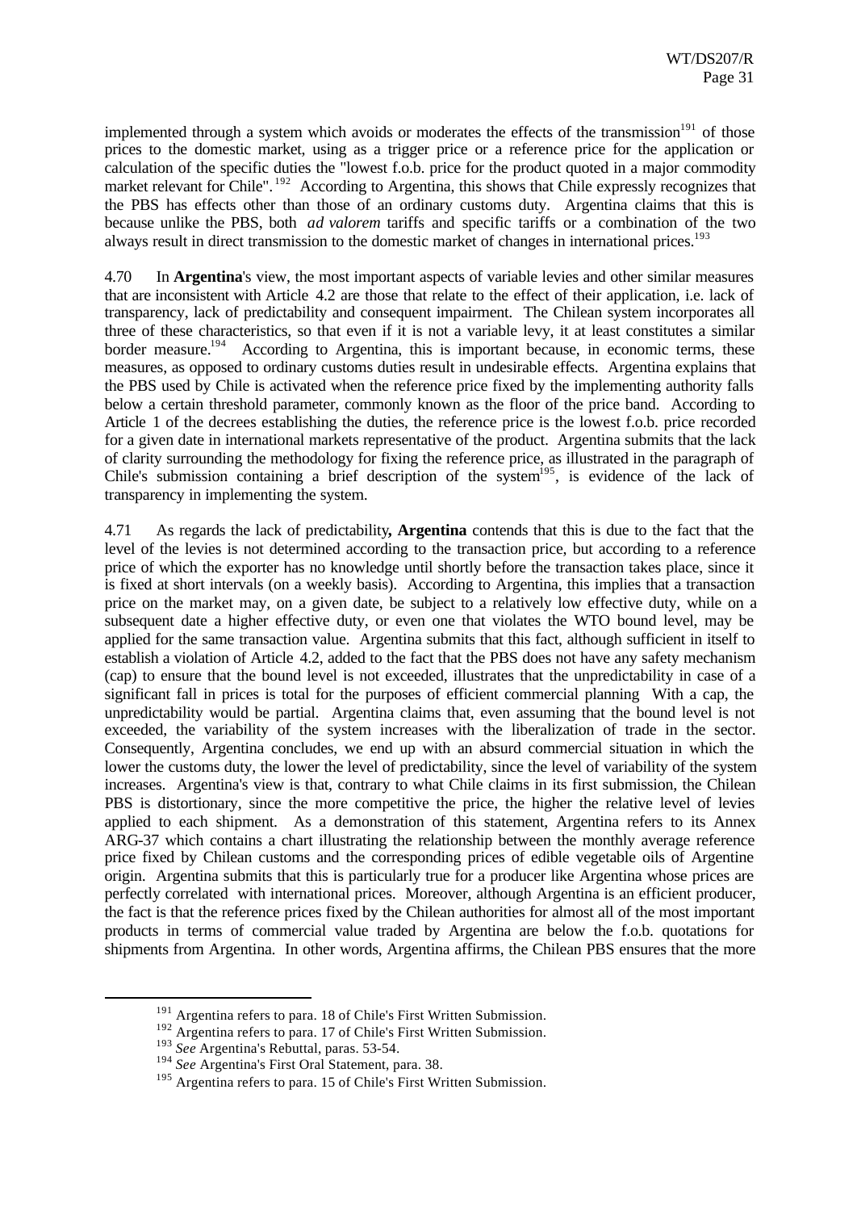implemented through a system which avoids or moderates the effects of the transmission[191] of those prices to the domestic market, using as a trigger price or a reference price for the application or calculation of the specific duties the "lowest f.o.b. price for the product quoted in a major commodity market relevant for Chile".[192] According to Argentina, this shows that Chile expressly recognizes that the PBS has effects other than those of an ordinary customs duty. Argentina claims that this is because unlike the PBS, both *ad valorem* tariffs and specific tariffs or a combination of the two always result in direct transmission to the domestic market of changes in international prices.[193]

4.70 In **Argentina**'s view, the most important aspects of variable levies and other similar measures that are inconsistent with Article 4.2 are those that relate to the effect of their application, i.e. lack of transparency, lack of predictability and consequent impairment. The Chilean system incorporates all three of these characteristics, so that even if it is not a variable levy, it at least constitutes a similar border measure.[194] According to Argentina, this is important because, in economic terms, these measures, as opposed to ordinary customs duties result in undesirable effects. Argentina explains that the PBS used by Chile is activated when the reference price fixed by the implementing authority falls below a certain threshold parameter, commonly known as the floor of the price band. According to Article 1 of the decrees establishing the duties, the reference price is the lowest f.o.b. price recorded for a given date in international markets representative of the product. Argentina submits that the lack of clarity surrounding the methodology for fixing the reference price, as illustrated in the paragraph of Chile's submission containing a brief description of the system[195], is evidence of the lack of transparency in implementing the system.

4.71 As regards the lack of predictability**, Argentina** contends that this is due to the fact that the level of the levies is not determined according to the transaction price, but according to a reference price of which the exporter has no knowledge until shortly before the transaction takes place, since it is fixed at short intervals (on a weekly basis). According to Argentina, this implies that a transaction price on the market may, on a given date, be subject to a relatively low effective duty, while on a subsequent date a higher effective duty, or even one that violates the WTO bound level, may be applied for the same transaction value. Argentina submits that this fact, although sufficient in itself to establish a violation of Article 4.2, added to the fact that the PBS does not have any safety mechanism (cap) to ensure that the bound level is not exceeded, illustrates that the unpredictability in case of a significant fall in prices is total for the purposes of efficient commercial planning With a cap, the unpredictability would be partial. Argentina claims that, even assuming that the bound level is not exceeded, the variability of the system increases with the liberalization of trade in the sector. Consequently, Argentina concludes, we end up with an absurd commercial situation in which the lower the customs duty, the lower the level of predictability, since the level of variability of the system increases. Argentina's view is that, contrary to what Chile claims in its first submission, the Chilean PBS is distortionary, since the more competitive the price, the higher the relative level of levies applied to each shipment. As a demonstration of this statement, Argentina refers to its Annex ARG-37 which contains a chart illustrating the relationship between the monthly average reference price fixed by Chilean customs and the corresponding prices of edible vegetable oils of Argentine origin. Argentina submits that this is particularly true for a producer like Argentina whose prices are perfectly correlated with international prices. Moreover, although Argentina is an efficient producer, the fact is that the reference prices fixed by the Chilean authorities for almost all of the most important products in terms of commercial value traded by Argentina are below the f.o.b. quotations for shipments from Argentina. In other words, Argentina affirms, the Chilean PBS ensures that the more

---

[191] Argentina refers to para. 18 of Chile's First Written Submission.

[192] Argentina refers to para. 17 of Chile's First Written Submission.

[193] *See* Argentina's Rebuttal, paras. 53-54.

[194] *See* Argentina's First Oral Statement, para. 38.

[195] Argentina refers to para. 15 of Chile's First Written Submission.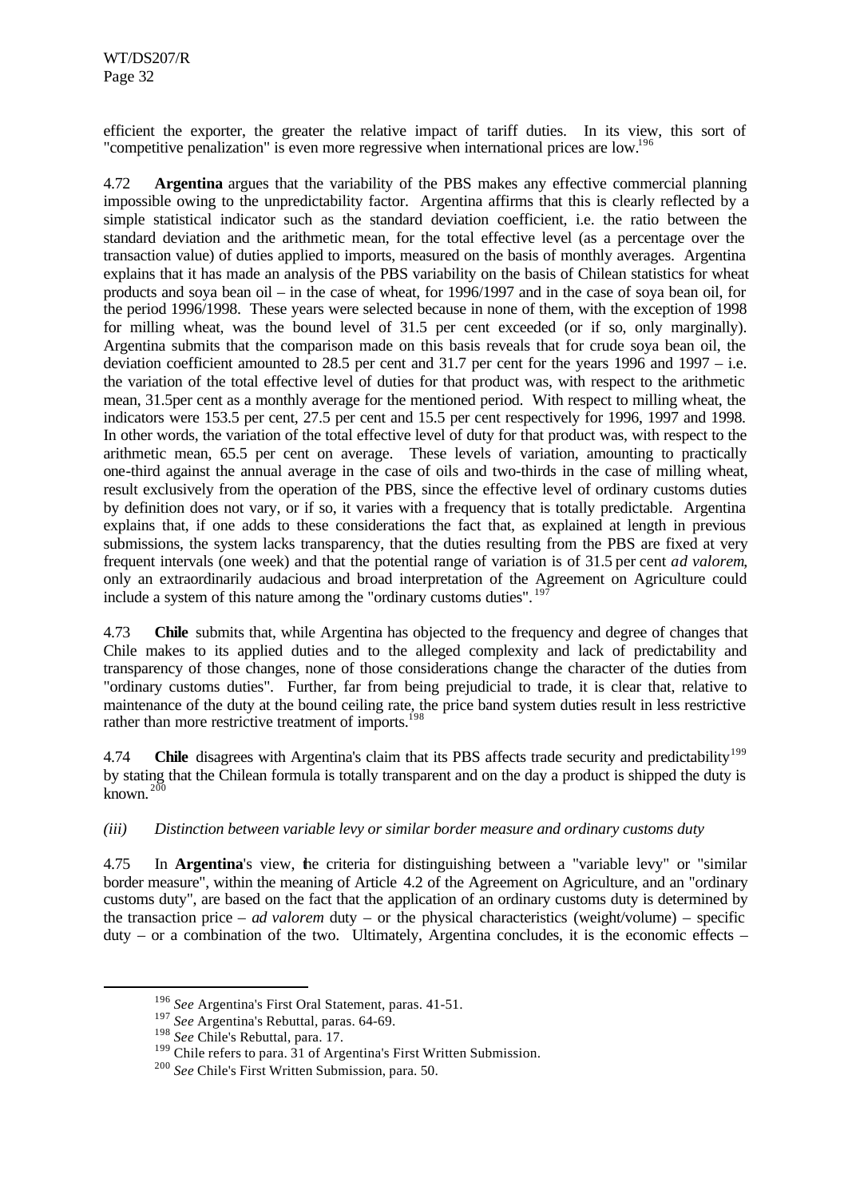efficient the exporter, the greater the relative impact of tariff duties. In its view, this sort of "competitive penalization" is even more regressive when international prices are low.[196]

4.72 **Argentina** argues that the variability of the PBS makes any effective commercial planning impossible owing to the unpredictability factor. Argentina affirms that this is clearly reflected by a simple statistical indicator such as the standard deviation coefficient, i.e. the ratio between the standard deviation and the arithmetic mean, for the total effective level (as a percentage over the transaction value) of duties applied to imports, measured on the basis of monthly averages. Argentina explains that it has made an analysis of the PBS variability on the basis of Chilean statistics for wheat products and soya bean oil – in the case of wheat, for 1996/1997 and in the case of soya bean oil, for the period 1996/1998. These years were selected because in none of them, with the exception of 1998 for milling wheat, was the bound level of 31.5 per cent exceeded (or if so, only marginally). Argentina submits that the comparison made on this basis reveals that for crude soya bean oil, the deviation coefficient amounted to 28.5 per cent and 31.7 per cent for the years 1996 and 1997 – i.e. the variation of the total effective level of duties for that product was, with respect to the arithmetic mean, 31.5per cent as a monthly average for the mentioned period. With respect to milling wheat, the indicators were 153.5 per cent, 27.5 per cent and 15.5 per cent respectively for 1996, 1997 and 1998. In other words, the variation of the total effective level of duty for that product was, with respect to the arithmetic mean, 65.5 per cent on average. These levels of variation, amounting to practically one-third against the annual average in the case of oils and two-thirds in the case of milling wheat, result exclusively from the operation of the PBS, since the effective level of ordinary customs duties by definition does not vary, or if so, it varies with a frequency that is totally predictable. Argentina explains that, if one adds to these considerations the fact that, as explained at length in previous submissions, the system lacks transparency, that the duties resulting from the PBS are fixed at very frequent intervals (one week) and that the potential range of variation is of 31.5 per cent *ad valorem*, only an extraordinarily audacious and broad interpretation of the Agreement on Agriculture could include a system of this nature among the "ordinary customs duties".[197]

4.73 **Chile** submits that, while Argentina has objected to the frequency and degree of changes that Chile makes to its applied duties and to the alleged complexity and lack of predictability and transparency of those changes, none of those considerations change the character of the duties from "ordinary customs duties". Further, far from being prejudicial to trade, it is clear that, relative to maintenance of the duty at the bound ceiling rate, the price band system duties result in less restrictive rather than more restrictive treatment of imports.[198]

4.74 **Chile** disagrees with Argentina's claim that its PBS affects trade security and predictability[199] by stating that the Chilean formula is totally transparent and on the day a product is shipped the duty is known.[200]

*(iii) Distinction between variable levy or similar border measure and ordinary customs duty*

4.75 In **Argentina**'s view, the criteria for distinguishing between a "variable levy" or "similar border measure", within the meaning of Article 4.2 of the Agreement on Agriculture, and an "ordinary customs duty", are based on the fact that the application of an ordinary customs duty is determined by the transaction price – *ad valorem* duty – or the physical characteristics (weight/volume) – specific duty – or a combination of the two. Ultimately, Argentina concludes, it is the economic effects –

[196] *See* Argentina's First Oral Statement, paras. 41-51.

[197] *See* Argentina's Rebuttal, paras. 64-69.

[198] *See* Chile's Rebuttal, para. 17.

[199] Chile refers to para. 31 of Argentina's First Written Submission.

[200] *See* Chile's First Written Submission, para. 50.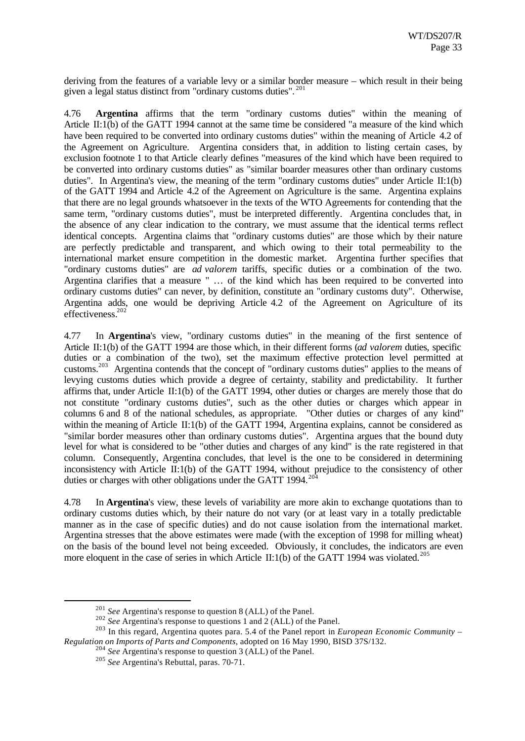deriving from the features of a variable levy or a similar border measure – which result in their being given a legal status distinct from "ordinary customs duties".[201]

4.76 **Argentina** affirms that the term "ordinary customs duties" within the meaning of Article II:1(b) of the GATT 1994 cannot at the same time be considered "a measure of the kind which have been required to be converted into ordinary customs duties" within the meaning of Article 4.2 of the Agreement on Agriculture. Argentina considers that, in addition to listing certain cases, by exclusion footnote 1 to that Article clearly defines "measures of the kind which have been required to be converted into ordinary customs duties" as "similar boarder measures other than ordinary customs duties". In Argentina's view, the meaning of the term "ordinary customs duties" under Article II:1(b) of the GATT 1994 and Article 4.2 of the Agreement on Agriculture is the same. Argentina explains that there are no legal grounds whatsoever in the texts of the WTO Agreements for contending that the same term, "ordinary customs duties", must be interpreted differently. Argentina concludes that, in the absence of any clear indication to the contrary, we must assume that the identical terms reflect identical concepts. Argentina claims that "ordinary customs duties" are those which by their nature are perfectly predictable and transparent, and which owing to their total permeability to the international market ensure competition in the domestic market. Argentina further specifies that "ordinary customs duties" are *ad valorem* tariffs, specific duties or a combination of the two. Argentina clarifies that a measure " … of the kind which has been required to be converted into ordinary customs duties" can never, by definition, constitute an "ordinary customs duty". Otherwise, Argentina adds, one would be depriving Article 4.2 of the Agreement on Agriculture of its effectiveness.[202]

4.77 In **Argentina**'s view, "ordinary customs duties" in the meaning of the first sentence of Article II:1(b) of the GATT 1994 are those which, in their different forms (*ad valorem* duties, specific duties or a combination of the two), set the maximum effective protection level permitted at customs.[203] Argentina contends that the concept of "ordinary customs duties" applies to the means of levying customs duties which provide a degree of certainty, stability and predictability. It further affirms that, under Article II:1(b) of the GATT 1994, other duties or charges are merely those that do not constitute "ordinary customs duties", such as the other duties or charges which appear in columns 6 and 8 of the national schedules, as appropriate. "Other duties or charges of any kind" within the meaning of Article II:1(b) of the GATT 1994, Argentina explains, cannot be considered as "similar border measures other than ordinary customs duties". Argentina argues that the bound duty level for what is considered to be "other duties and charges of any kind" is the rate registered in that column. Consequently, Argentina concludes, that level is the one to be considered in determining inconsistency with Article II:1(b) of the GATT 1994, without prejudice to the consistency of other duties or charges with other obligations under the GATT 1994.[204]

4.78 In **Argentina**'s view, these levels of variability are more akin to exchange quotations than to ordinary customs duties which, by their nature do not vary (or at least vary in a totally predictable manner as in the case of specific duties) and do not cause isolation from the international market. Argentina stresses that the above estimates were made (with the exception of 1998 for milling wheat) on the basis of the bound level not being exceeded. Obviously, it concludes, the indicators are even more eloquent in the case of series in which Article II:1(b) of the GATT 1994 was violated.[205]

---

[201] *See* Argentina's response to question 8 (ALL) of the Panel.

[202] *See* Argentina's response to questions 1 and 2 (ALL) of the Panel.

[203] In this regard, Argentina quotes para. 5.4 of the Panel report in *European Economic Community – Regulation on Imports of Parts and Components*, adopted on 16 May 1990, BISD 37S/132.

[204] *See* Argentina's response to question 3 (ALL) of the Panel.

[205] *See* Argentina's Rebuttal, paras. 70-71.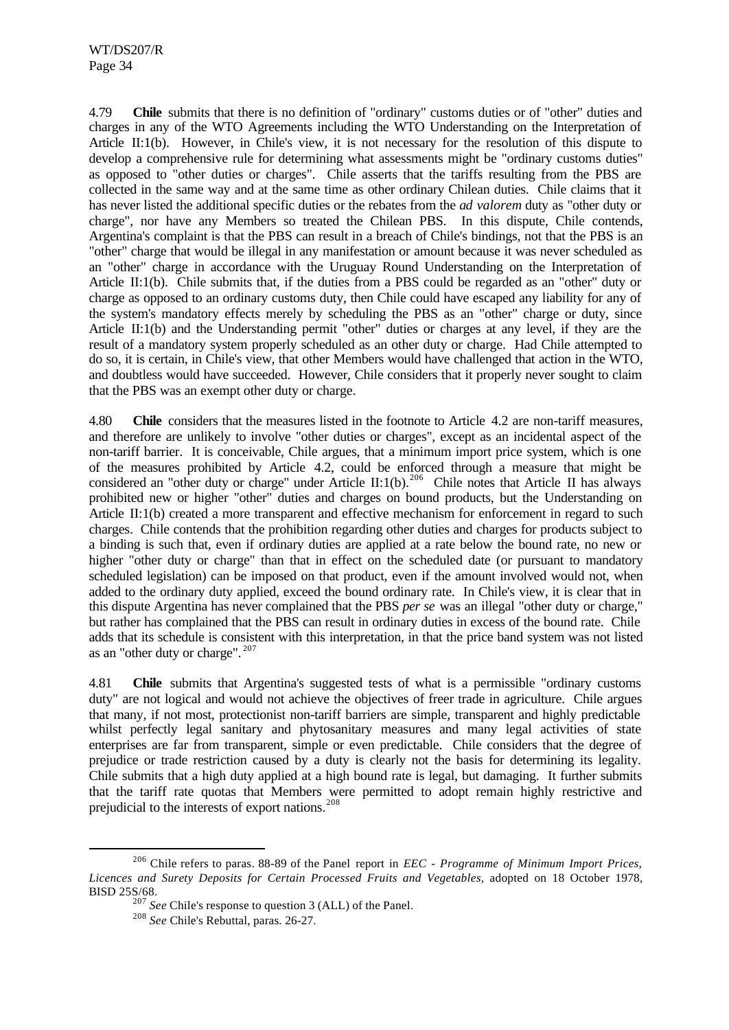4.79 **Chile** submits that there is no definition of "ordinary" customs duties or of "other" duties and charges in any of the WTO Agreements including the WTO Understanding on the Interpretation of Article II:1(b). However, in Chile's view, it is not necessary for the resolution of this dispute to develop a comprehensive rule for determining what assessments might be "ordinary customs duties" as opposed to "other duties or charges". Chile asserts that the tariffs resulting from the PBS are collected in the same way and at the same time as other ordinary Chilean duties. Chile claims that it has never listed the additional specific duties or the rebates from the *ad valorem* duty as "other duty or charge", nor have any Members so treated the Chilean PBS. In this dispute, Chile contends, Argentina's complaint is that the PBS can result in a breach of Chile's bindings, not that the PBS is an "other" charge that would be illegal in any manifestation or amount because it was never scheduled as an "other" charge in accordance with the Uruguay Round Understanding on the Interpretation of Article II:1(b). Chile submits that, if the duties from a PBS could be regarded as an "other" duty or charge as opposed to an ordinary customs duty, then Chile could have escaped any liability for any of the system's mandatory effects merely by scheduling the PBS as an "other" charge or duty, since Article II:1(b) and the Understanding permit "other" duties or charges at any level, if they are the result of a mandatory system properly scheduled as an other duty or charge. Had Chile attempted to do so, it is certain, in Chile's view, that other Members would have challenged that action in the WTO, and doubtless would have succeeded. However, Chile considers that it properly never sought to claim that the PBS was an exempt other duty or charge.

4.80 **Chile** considers that the measures listed in the footnote to Article 4.2 are non-tariff measures, and therefore are unlikely to involve "other duties or charges", except as an incidental aspect of the non-tariff barrier. It is conceivable, Chile argues, that a minimum import price system, which is one of the measures prohibited by Article 4.2, could be enforced through a measure that might be considered an "other duty or charge" under Article II:1(b).[206] Chile notes that Article II has always prohibited new or higher "other" duties and charges on bound products, but the Understanding on Article II:1(b) created a more transparent and effective mechanism for enforcement in regard to such charges. Chile contends that the prohibition regarding other duties and charges for products subject to a binding is such that, even if ordinary duties are applied at a rate below the bound rate, no new or higher "other duty or charge" than that in effect on the scheduled date (or pursuant to mandatory scheduled legislation) can be imposed on that product, even if the amount involved would not, when added to the ordinary duty applied, exceed the bound ordinary rate. In Chile's view, it is clear that in this dispute Argentina has never complained that the PBS *per se* was an illegal "other duty or charge," but rather has complained that the PBS can result in ordinary duties in excess of the bound rate. Chile adds that its schedule is consistent with this interpretation, in that the price band system was not listed as an "other duty or charge".[207]

4.81 **Chile** submits that Argentina's suggested tests of what is a permissible "ordinary customs duty" are not logical and would not achieve the objectives of freer trade in agriculture. Chile argues that many, if not most, protectionist non-tariff barriers are simple, transparent and highly predictable whilst perfectly legal sanitary and phytosanitary measures and many legal activities of state enterprises are far from transparent, simple or even predictable. Chile considers that the degree of prejudice or trade restriction caused by a duty is clearly not the basis for determining its legality. Chile submits that a high duty applied at a high bound rate is legal, but damaging. It further submits that the tariff rate quotas that Members were permitted to adopt remain highly restrictive and prejudicial to the interests of export nations.[208]

---

[206] Chile refers to paras. 88-89 of the Panel report in *EEC - Programme of Minimum Import Prices, Licences and Surety Deposits for Certain Processed Fruits and Vegetables*, adopted on 18 October 1978, BISD 25S/68.

[207] *See* Chile's response to question 3 (ALL) of the Panel.

[208] *See* Chile's Rebuttal, paras. 26-27.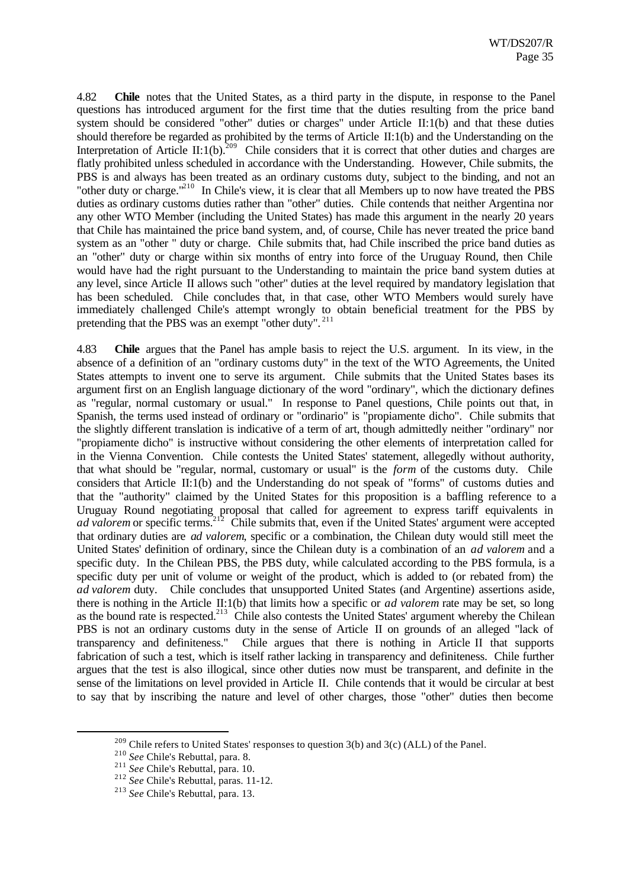4.82 **Chile** notes that the United States, as a third party in the dispute, in response to the Panel questions has introduced argument for the first time that the duties resulting from the price band system should be considered "other" duties or charges" under Article II:1(b) and that these duties should therefore be regarded as prohibited by the terms of Article II:1(b) and the Understanding on the Interpretation of Article II:1(b).[209] Chile considers that it is correct that other duties and charges are flatly prohibited unless scheduled in accordance with the Understanding. However, Chile submits, the PBS is and always has been treated as an ordinary customs duty, subject to the binding, and not an "other duty or charge."[210] In Chile's view, it is clear that all Members up to now have treated the PBS duties as ordinary customs duties rather than "other" duties. Chile contends that neither Argentina nor any other WTO Member (including the United States) has made this argument in the nearly 20 years that Chile has maintained the price band system, and, of course, Chile has never treated the price band system as an "other " duty or charge. Chile submits that, had Chile inscribed the price band duties as an "other" duty or charge within six months of entry into force of the Uruguay Round, then Chile would have had the right pursuant to the Understanding to maintain the price band system duties at any level, since Article II allows such "other" duties at the level required by mandatory legislation that has been scheduled. Chile concludes that, in that case, other WTO Members would surely have immediately challenged Chile's attempt wrongly to obtain beneficial treatment for the PBS by pretending that the PBS was an exempt "other duty".[211]

4.83 **Chile** argues that the Panel has ample basis to reject the U.S. argument. In its view, in the absence of a definition of an "ordinary customs duty" in the text of the WTO Agreements, the United States attempts to invent one to serve its argument. Chile submits that the United States bases its argument first on an English language dictionary of the word "ordinary", which the dictionary defines as "regular, normal customary or usual." In response to Panel questions, Chile points out that, in Spanish, the terms used instead of ordinary or "ordinario" is "propiamente dicho". Chile submits that the slightly different translation is indicative of a term of art, though admittedly neither "ordinary" nor "propiamente dicho" is instructive without considering the other elements of interpretation called for in the Vienna Convention. Chile contests the United States' statement, allegedly without authority, that what should be "regular, normal, customary or usual" is the *form* of the customs duty. Chile considers that Article II:1(b) and the Understanding do not speak of "forms" of customs duties and that the "authority" claimed by the United States for this proposition is a baffling reference to a Uruguay Round negotiating proposal that called for agreement to express tariff equivalents in *ad valorem* or specific terms.[212] Chile submits that, even if the United States' argument were accepted that ordinary duties are *ad valorem*, specific or a combination, the Chilean duty would still meet the United States' definition of ordinary, since the Chilean duty is a combination of an *ad valorem* and a specific duty. In the Chilean PBS, the PBS duty, while calculated according to the PBS formula, is a specific duty per unit of volume or weight of the product, which is added to (or rebated from) the *ad valorem* duty. Chile concludes that unsupported United States (and Argentine) assertions aside, there is nothing in the Article II:1(b) that limits how a specific or *ad valorem* rate may be set, so long as the bound rate is respected.[213] Chile also contests the United States' argument whereby the Chilean PBS is not an ordinary customs duty in the sense of Article II on grounds of an alleged "lack of transparency and definiteness." Chile argues that there is nothing in Article II that supports fabrication of such a test, which is itself rather lacking in transparency and definiteness. Chile further argues that the test is also illogical, since other duties now must be transparent, and definite in the sense of the limitations on level provided in Article II. Chile contends that it would be circular at best to say that by inscribing the nature and level of other charges, those "other" duties then become

---

[209] Chile refers to United States' responses to question 3(b) and 3(c) (ALL) of the Panel.

[210] *See* Chile's Rebuttal, para. 8.

[211] *See* Chile's Rebuttal, para. 10.

[212] *See* Chile's Rebuttal, paras. 11-12.

[213] *See* Chile's Rebuttal, para. 13.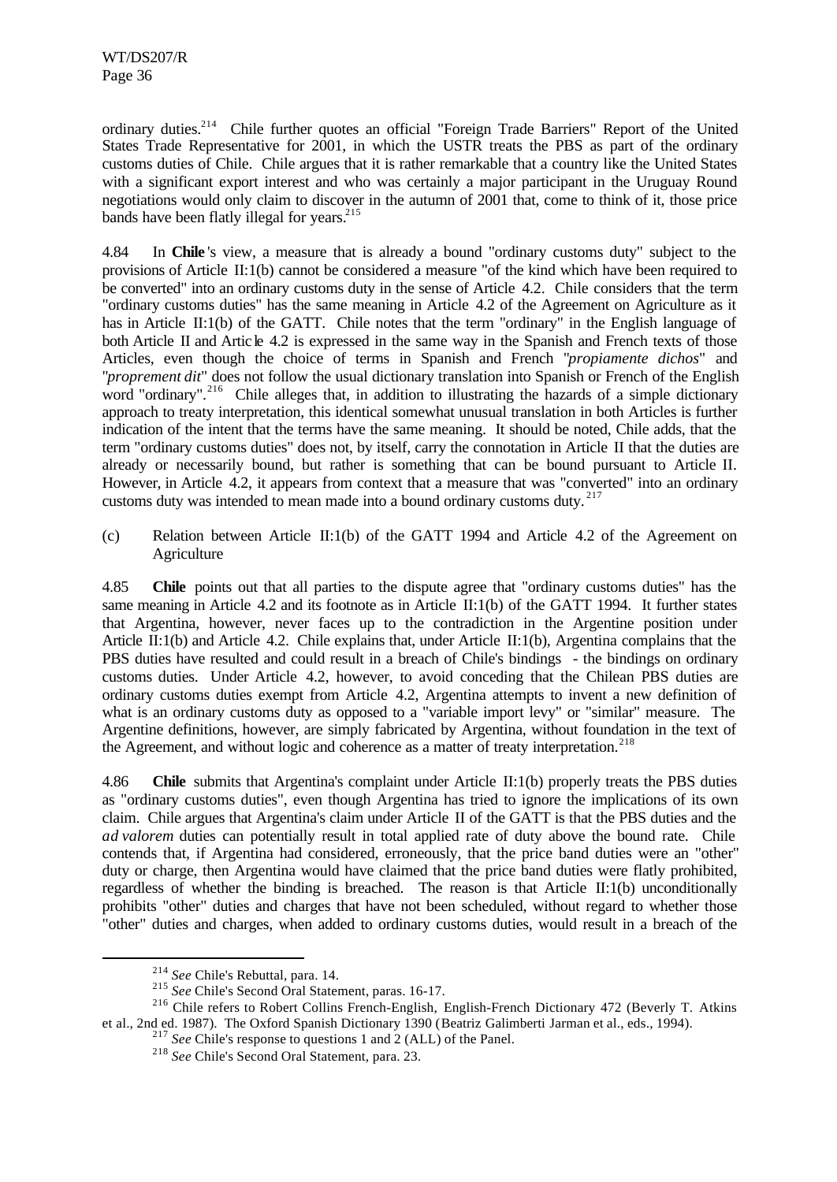ordinary duties.[214] Chile further quotes an official "Foreign Trade Barriers" Report of the United States Trade Representative for 2001, in which the USTR treats the PBS as part of the ordinary customs duties of Chile. Chile argues that it is rather remarkable that a country like the United States with a significant export interest and who was certainly a major participant in the Uruguay Round negotiations would only claim to discover in the autumn of 2001 that, come to think of it, those price bands have been flatly illegal for years.[215]

4.84 In **Chile**'s view, a measure that is already a bound "ordinary customs duty" subject to the provisions of Article II:1(b) cannot be considered a measure "of the kind which have been required to be converted" into an ordinary customs duty in the sense of Article 4.2. Chile considers that the term "ordinary customs duties" has the same meaning in Article 4.2 of the Agreement on Agriculture as it has in Article II:1(b) of the GATT. Chile notes that the term "ordinary" in the English language of both Article II and Article 4.2 is expressed in the same way in the Spanish and French texts of those Articles, even though the choice of terms in Spanish and French "*propiamente dichos*" and "*proprement dit*" does not follow the usual dictionary translation into Spanish or French of the English word "ordinary".[216] Chile alleges that, in addition to illustrating the hazards of a simple dictionary approach to treaty interpretation, this identical somewhat unusual translation in both Articles is further indication of the intent that the terms have the same meaning. It should be noted, Chile adds, that the term "ordinary customs duties" does not, by itself, carry the connotation in Article II that the duties are already or necessarily bound, but rather is something that can be bound pursuant to Article II. However, in Article 4.2, it appears from context that a measure that was "converted" into an ordinary customs duty was intended to mean made into a bound ordinary customs duty.[217]

(c) Relation between Article II:1(b) of the GATT 1994 and Article 4.2 of the Agreement on Agriculture

4.85 **Chile** points out that all parties to the dispute agree that "ordinary customs duties" has the same meaning in Article 4.2 and its footnote as in Article II:1(b) of the GATT 1994. It further states that Argentina, however, never faces up to the contradiction in the Argentine position under Article II:1(b) and Article 4.2. Chile explains that, under Article II:1(b), Argentina complains that the PBS duties have resulted and could result in a breach of Chile's bindings - the bindings on ordinary customs duties. Under Article 4.2, however, to avoid conceding that the Chilean PBS duties are ordinary customs duties exempt from Article 4.2, Argentina attempts to invent a new definition of what is an ordinary customs duty as opposed to a "variable import levy" or "similar" measure. The Argentine definitions, however, are simply fabricated by Argentina, without foundation in the text of the Agreement, and without logic and coherence as a matter of treaty interpretation.[218]

4.86 **Chile** submits that Argentina's complaint under Article II:1(b) properly treats the PBS duties as "ordinary customs duties", even though Argentina has tried to ignore the implications of its own claim. Chile argues that Argentina's claim under Article II of the GATT is that the PBS duties and the *ad valorem* duties can potentially result in total applied rate of duty above the bound rate. Chile contends that, if Argentina had considered, erroneously, that the price band duties were an "other" duty or charge, then Argentina would have claimed that the price band duties were flatly prohibited, regardless of whether the binding is breached. The reason is that Article II:1(b) unconditionally prohibits "other" duties and charges that have not been scheduled, without regard to whether those "other" duties and charges, when added to ordinary customs duties, would result in a breach of the

[214] *See* Chile's Rebuttal, para. 14.

[215] *See* Chile's Second Oral Statement, paras. 16-17.

[216] Chile refers to Robert Collins French-English, English-French Dictionary 472 (Beverly T. Atkins et al., 2nd ed. 1987). The Oxford Spanish Dictionary 1390 (Beatriz Galimberti Jarman et al., eds., 1994).

[217] *See* Chile's response to questions 1 and 2 (ALL) of the Panel.

[218] *See* Chile's Second Oral Statement, para. 23.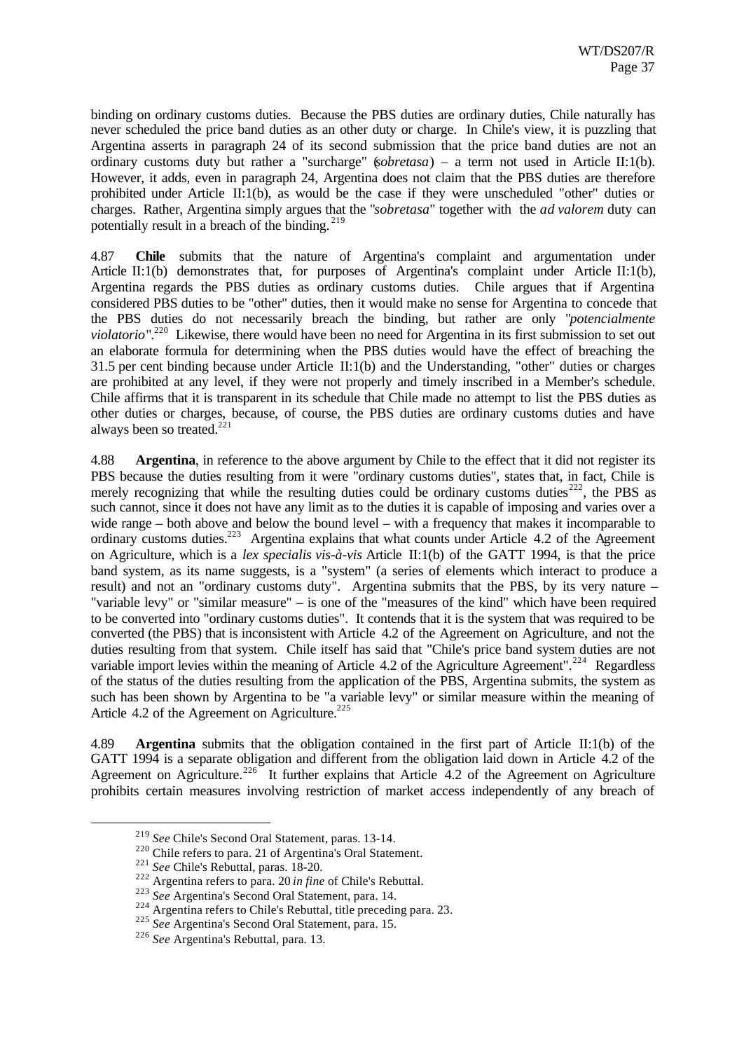binding on ordinary customs duties. Because the PBS duties are ordinary duties, Chile naturally has never scheduled the price band duties as an other duty or charge. In Chile's view, it is puzzling that Argentina asserts in paragraph 24 of its second submission that the price band duties are not an ordinary customs duty but rather a "surcharge" (*sobretasa*) – a term not used in Article II:1(b). However, it adds, even in paragraph 24, Argentina does not claim that the PBS duties are therefore prohibited under Article II:1(b), as would be the case if they were unscheduled "other" duties or charges. Rather, Argentina simply argues that the "*sobretasa*" together with the *ad valorem* duty can potentially result in a breach of the binding.[219]

4.87 **Chile** submits that the nature of Argentina's complaint and argumentation under Article II:1(b) demonstrates that, for purposes of Argentina's complaint under Article II:1(b), Argentina regards the PBS duties as ordinary customs duties. Chile argues that if Argentina considered PBS duties to be "other" duties, then it would make no sense for Argentina to concede that the PBS duties do not necessarily breach the binding, but rather are only "*potencialmente violatorio*".[220] Likewise, there would have been no need for Argentina in its first submission to set out an elaborate formula for determining when the PBS duties would have the effect of breaching the 31.5 per cent binding because under Article II:1(b) and the Understanding, "other" duties or charges are prohibited at any level, if they were not properly and timely inscribed in a Member's schedule. Chile affirms that it is transparent in its schedule that Chile made no attempt to list the PBS duties as other duties or charges, because, of course, the PBS duties are ordinary customs duties and have always been so treated.[221]

4.88 **Argentina**, in reference to the above argument by Chile to the effect that it did not register its PBS because the duties resulting from it were "ordinary customs duties", states that, in fact, Chile is merely recognizing that while the resulting duties could be ordinary customs duties[222], the PBS as such cannot, since it does not have any limit as to the duties it is capable of imposing and varies over a wide range – both above and below the bound level – with a frequency that makes it incomparable to ordinary customs duties.[223] Argentina explains that what counts under Article 4.2 of the Agreement on Agriculture, which is a *lex specialis vis-à-vis* Article II:1(b) of the GATT 1994, is that the price band system, as its name suggests, is a "system" (a series of elements which interact to produce a result) and not an "ordinary customs duty". Argentina submits that the PBS, by its very nature – "variable levy" or "similar measure" – is one of the "measures of the kind" which have been required to be converted into "ordinary customs duties". It contends that it is the system that was required to be converted (the PBS) that is inconsistent with Article 4.2 of the Agreement on Agriculture, and not the duties resulting from that system. Chile itself has said that "Chile's price band system duties are not variable import levies within the meaning of Article 4.2 of the Agriculture Agreement".[224] Regardless of the status of the duties resulting from the application of the PBS, Argentina submits, the system as such has been shown by Argentina to be "a variable levy" or similar measure within the meaning of Article 4.2 of the Agreement on Agriculture.[225]

4.89 **Argentina** submits that the obligation contained in the first part of Article II:1(b) of the GATT 1994 is a separate obligation and different from the obligation laid down in Article 4.2 of the Agreement on Agriculture.[226] It further explains that Article 4.2 of the Agreement on Agriculture prohibits certain measures involving restriction of market access independently of any breach of

[219] *See* Chile's Second Oral Statement, paras. 13-14.

[220] Chile refers to para. 21 of Argentina's Oral Statement.

[221] *See* Chile's Rebuttal, paras. 18-20.

[222] Argentina refers to para. 20 *in fine* of Chile's Rebuttal.

[223] *See* Argentina's Second Oral Statement, para. 14.

[224] Argentina refers to Chile's Rebuttal, title preceding para. 23.

[225] *See* Argentina's Second Oral Statement, para. 15.

[226] *See* Argentina's Rebuttal, para. 13.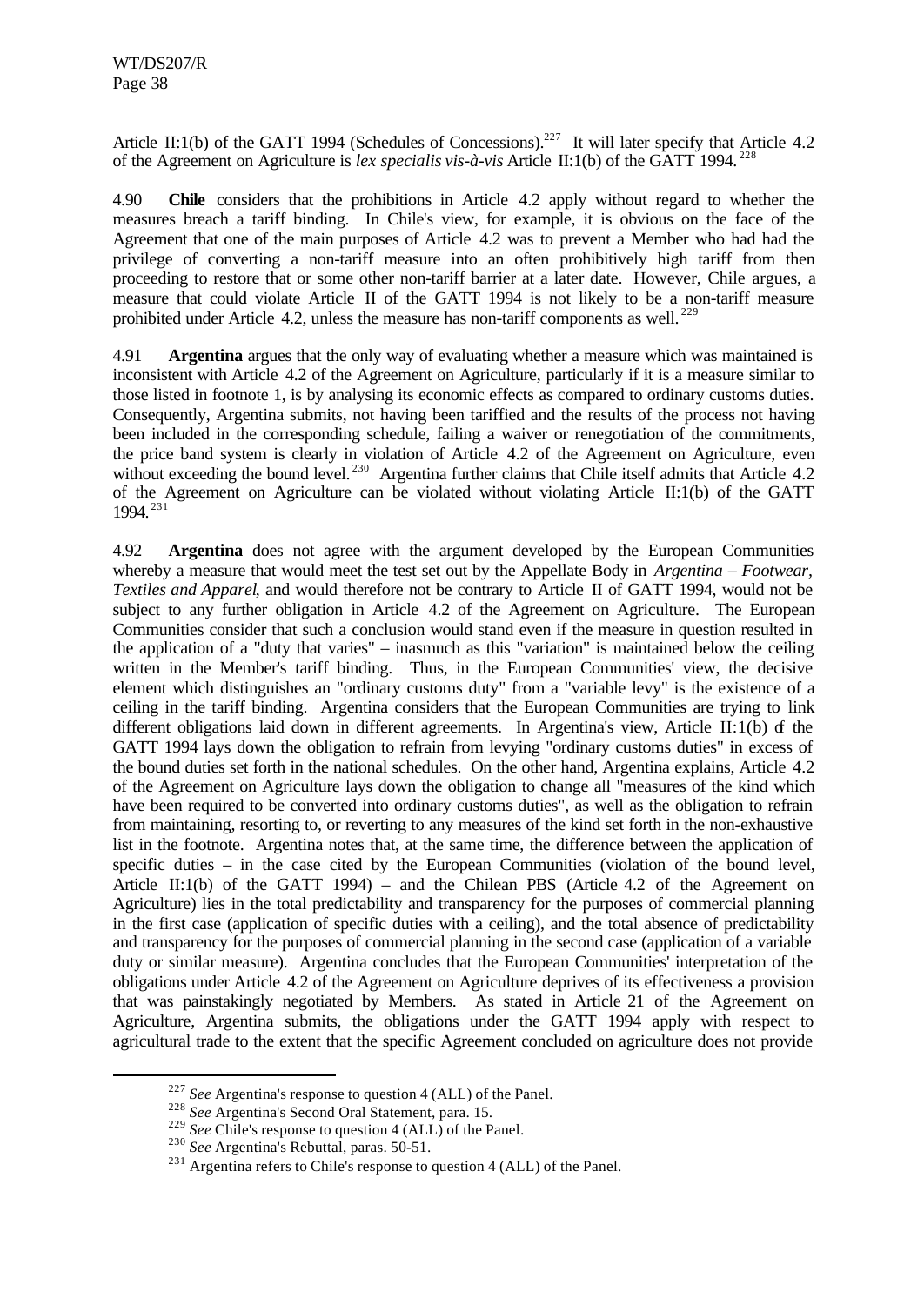Article II:1(b) of the GATT 1994 (Schedules of Concessions).[227] It will later specify that Article 4.2 of the Agreement on Agriculture is *lex specialis vis-à-vis* Article II:1(b) of the GATT 1994.[228]

4.90 **Chile** considers that the prohibitions in Article 4.2 apply without regard to whether the measures breach a tariff binding. In Chile's view, for example, it is obvious on the face of the Agreement that one of the main purposes of Article 4.2 was to prevent a Member who had had the privilege of converting a non-tariff measure into an often prohibitively high tariff from then proceeding to restore that or some other non-tariff barrier at a later date. However, Chile argues, a measure that could violate Article II of the GATT 1994 is not likely to be a non-tariff measure prohibited under Article 4.2, unless the measure has non-tariff components as well.[229]

4.91 **Argentina** argues that the only way of evaluating whether a measure which was maintained is inconsistent with Article 4.2 of the Agreement on Agriculture, particularly if it is a measure similar to those listed in footnote 1, is by analysing its economic effects as compared to ordinary customs duties. Consequently, Argentina submits, not having been tariffied and the results of the process not having been included in the corresponding schedule, failing a waiver or renegotiation of the commitments, the price band system is clearly in violation of Article 4.2 of the Agreement on Agriculture, even without exceeding the bound level.[230] Argentina further claims that Chile itself admits that Article 4.2 of the Agreement on Agriculture can be violated without violating Article II:1(b) of the GATT 1994.[231]

4.92 **Argentina** does not agree with the argument developed by the European Communities whereby a measure that would meet the test set out by the Appellate Body in *Argentina – Footwear, Textiles and Apparel*, and would therefore not be contrary to Article II of GATT 1994, would not be subject to any further obligation in Article 4.2 of the Agreement on Agriculture. The European Communities consider that such a conclusion would stand even if the measure in question resulted in the application of a "duty that varies" – inasmuch as this "variation" is maintained below the ceiling written in the Member's tariff binding. Thus, in the European Communities' view, the decisive element which distinguishes an "ordinary customs duty" from a "variable levy" is the existence of a ceiling in the tariff binding. Argentina considers that the European Communities are trying to link different obligations laid down in different agreements. In Argentina's view, Article II:1(b) of the GATT 1994 lays down the obligation to refrain from levying "ordinary customs duties" in excess of the bound duties set forth in the national schedules. On the other hand, Argentina explains, Article 4.2 of the Agreement on Agriculture lays down the obligation to change all "measures of the kind which have been required to be converted into ordinary customs duties", as well as the obligation to refrain from maintaining, resorting to, or reverting to any measures of the kind set forth in the non-exhaustive list in the footnote. Argentina notes that, at the same time, the difference between the application of specific duties – in the case cited by the European Communities (violation of the bound level, Article II:1(b) of the GATT 1994) – and the Chilean PBS (Article 4.2 of the Agreement on Agriculture) lies in the total predictability and transparency for the purposes of commercial planning in the first case (application of specific duties with a ceiling), and the total absence of predictability and transparency for the purposes of commercial planning in the second case (application of a variable duty or similar measure). Argentina concludes that the European Communities' interpretation of the obligations under Article 4.2 of the Agreement on Agriculture deprives of its effectiveness a provision that was painstakingly negotiated by Members. As stated in Article 21 of the Agreement on Agriculture, Argentina submits, the obligations under the GATT 1994 apply with respect to agricultural trade to the extent that the specific Agreement concluded on agriculture does not provide

[227] *See* Argentina's response to question 4 (ALL) of the Panel.

[228] *See* Argentina's Second Oral Statement, para. 15.

[229] *See* Chile's response to question 4 (ALL) of the Panel.

[230] *See* Argentina's Rebuttal, paras. 50-51.

[231] Argentina refers to Chile's response to question 4 (ALL) of the Panel.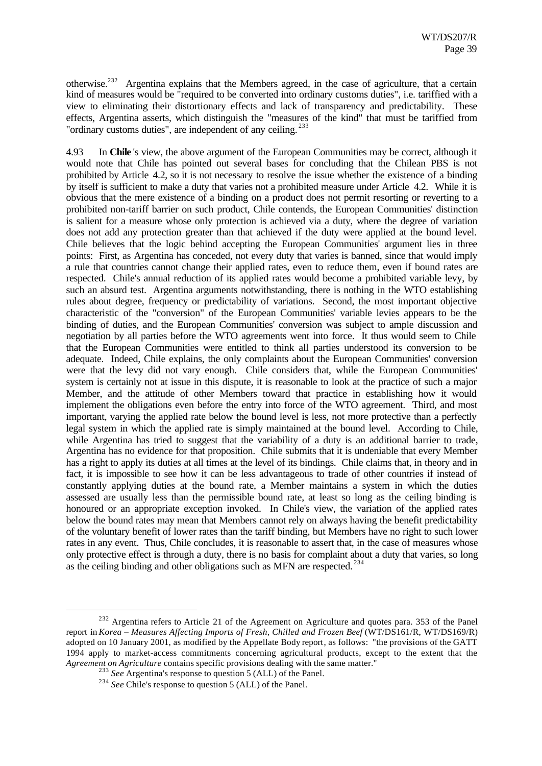otherwise.[232] Argentina explains that the Members agreed, in the case of agriculture, that a certain kind of measures would be "required to be converted into ordinary customs duties", i.e. tariffied with a view to eliminating their distortionary effects and lack of transparency and predictability. These effects, Argentina asserts, which distinguish the "measures of the kind" that must be tariffied from "ordinary customs duties", are independent of any ceiling.[233]

4.93 In **Chile**'s view, the above argument of the European Communities may be correct, although it would note that Chile has pointed out several bases for concluding that the Chilean PBS is not prohibited by Article 4.2, so it is not necessary to resolve the issue whether the existence of a binding by itself is sufficient to make a duty that varies not a prohibited measure under Article 4.2. While it is obvious that the mere existence of a binding on a product does not permit resorting or reverting to a prohibited non-tariff barrier on such product, Chile contends, the European Communities' distinction is salient for a measure whose only protection is achieved via a duty, where the degree of variation does not add any protection greater than that achieved if the duty were applied at the bound level. Chile believes that the logic behind accepting the European Communities' argument lies in three points: First, as Argentina has conceded, not every duty that varies is banned, since that would imply a rule that countries cannot change their applied rates, even to reduce them, even if bound rates are respected. Chile's annual reduction of its applied rates would become a prohibited variable levy, by such an absurd test. Argentina arguments notwithstanding, there is nothing in the WTO establishing rules about degree, frequency or predictability of variations. Second, the most important objective characteristic of the "conversion" of the European Communities' variable levies appears to be the binding of duties, and the European Communities' conversion was subject to ample discussion and negotiation by all parties before the WTO agreements went into force. It thus would seem to Chile that the European Communities were entitled to think all parties understood its conversion to be adequate. Indeed, Chile explains, the only complaints about the European Communities' conversion were that the levy did not vary enough. Chile considers that, while the European Communities' system is certainly not at issue in this dispute, it is reasonable to look at the practice of such a major Member, and the attitude of other Members toward that practice in establishing how it would implement the obligations even before the entry into force of the WTO agreement. Third, and most important, varying the applied rate below the bound level is less, not more protective than a perfectly legal system in which the applied rate is simply maintained at the bound level. According to Chile, while Argentina has tried to suggest that the variability of a duty is an additional barrier to trade, Argentina has no evidence for that proposition. Chile submits that it is undeniable that every Member has a right to apply its duties at all times at the level of its bindings. Chile claims that, in theory and in fact, it is impossible to see how it can be less advantageous to trade of other countries if instead of constantly applying duties at the bound rate, a Member maintains a system in which the duties assessed are usually less than the permissible bound rate, at least so long as the ceiling binding is honoured or an appropriate exception invoked. In Chile's view, the variation of the applied rates below the bound rates may mean that Members cannot rely on always having the benefit predictability of the voluntary benefit of lower rates than the tariff binding, but Members have no right to such lower rates in any event. Thus, Chile concludes, it is reasonable to assert that, in the case of measures whose only protective effect is through a duty, there is no basis for complaint about a duty that varies, so long as the ceiling binding and other obligations such as MFN are respected.[234]

[232] Argentina refers to Article 21 of the Agreement on Agriculture and quotes para. 353 of the Panel report in *Korea – Measures Affecting Imports of Fresh, Chilled and Frozen Beef* (WT/DS161/R, WT/DS169/R) adopted on 10 January 2001, as modified by the Appellate Body report, as follows: "the provisions of the GATT 1994 apply to market-access commitments concerning agricultural products, except to the extent that the *Agreement on Agriculture* contains specific provisions dealing with the same matter."

[233] *See* Argentina's response to question 5 (ALL) of the Panel.

[234] *See* Chile's response to question 5 (ALL) of the Panel.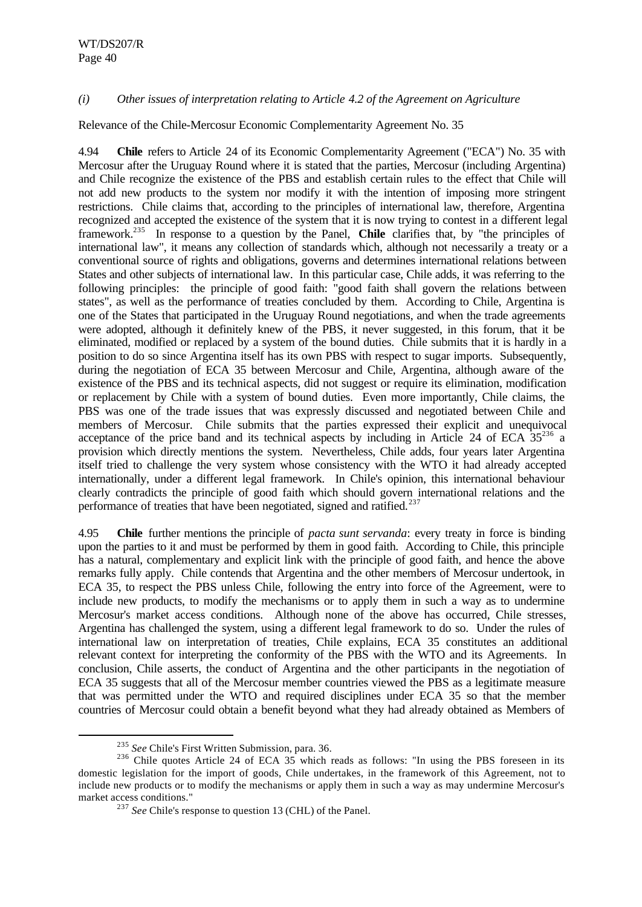*(i) Other issues of interpretation relating to Article 4.2 of the Agreement on Agriculture*

Relevance of the Chile-Mercosur Economic Complementarity Agreement No. 35

4.94 **Chile** refers to Article 24 of its Economic Complementarity Agreement ("ECA") No. 35 with Mercosur after the Uruguay Round where it is stated that the parties, Mercosur (including Argentina) and Chile recognize the existence of the PBS and establish certain rules to the effect that Chile will not add new products to the system nor modify it with the intention of imposing more stringent restrictions. Chile claims that, according to the principles of international law, therefore, Argentina recognized and accepted the existence of the system that it is now trying to contest in a different legal framework.[235] In response to a question by the Panel, **Chile** clarifies that, by "the principles of international law", it means any collection of standards which, although not necessarily a treaty or a conventional source of rights and obligations, governs and determines international relations between States and other subjects of international law. In this particular case, Chile adds, it was referring to the following principles: the principle of good faith: "good faith shall govern the relations between states", as well as the performance of treaties concluded by them. According to Chile, Argentina is one of the States that participated in the Uruguay Round negotiations, and when the trade agreements were adopted, although it definitely knew of the PBS, it never suggested, in this forum, that it be eliminated, modified or replaced by a system of the bound duties. Chile submits that it is hardly in a position to do so since Argentina itself has its own PBS with respect to sugar imports. Subsequently, during the negotiation of ECA 35 between Mercosur and Chile, Argentina, although aware of the existence of the PBS and its technical aspects, did not suggest or require its elimination, modification or replacement by Chile with a system of bound duties. Even more importantly, Chile claims, the PBS was one of the trade issues that was expressly discussed and negotiated between Chile and members of Mercosur. Chile submits that the parties expressed their explicit and unequivocal acceptance of the price band and its technical aspects by including in Article 24 of ECA 35[236] a provision which directly mentions the system. Nevertheless, Chile adds, four years later Argentina itself tried to challenge the very system whose consistency with the WTO it had already accepted internationally, under a different legal framework. In Chile's opinion, this international behaviour clearly contradicts the principle of good faith which should govern international relations and the performance of treaties that have been negotiated, signed and ratified.[237]

4.95 **Chile** further mentions the principle of *pacta sunt servanda*: every treaty in force is binding upon the parties to it and must be performed by them in good faith. According to Chile, this principle has a natural, complementary and explicit link with the principle of good faith, and hence the above remarks fully apply. Chile contends that Argentina and the other members of Mercosur undertook, in ECA 35, to respect the PBS unless Chile, following the entry into force of the Agreement, were to include new products, to modify the mechanisms or to apply them in such a way as to undermine Mercosur's market access conditions. Although none of the above has occurred, Chile stresses, Argentina has challenged the system, using a different legal framework to do so. Under the rules of international law on interpretation of treaties, Chile explains, ECA 35 constitutes an additional relevant context for interpreting the conformity of the PBS with the WTO and its Agreements. In conclusion, Chile asserts, the conduct of Argentina and the other participants in the negotiation of ECA 35 suggests that all of the Mercosur member countries viewed the PBS as a legitimate measure that was permitted under the WTO and required disciplines under ECA 35 so that the member countries of Mercosur could obtain a benefit beyond what they had already obtained as Members of

[235] *See* Chile's First Written Submission, para. 36.

[236] Chile quotes Article 24 of ECA 35 which reads as follows: "In using the PBS foreseen in its domestic legislation for the import of goods, Chile undertakes, in the framework of this Agreement, not to include new products or to modify the mechanisms or apply them in such a way as may undermine Mercosur's market access conditions."

[237] *See* Chile's response to question 13 (CHL) of the Panel.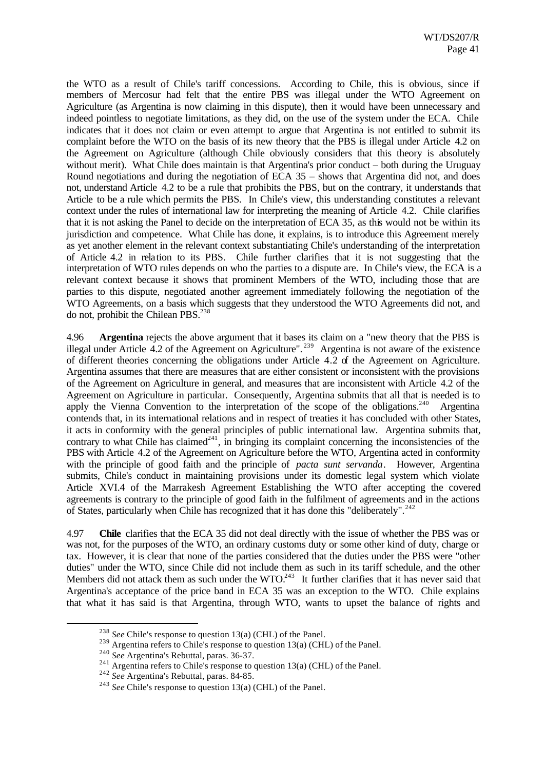the WTO as a result of Chile's tariff concessions. According to Chile, this is obvious, since if members of Mercosur had felt that the entire PBS was illegal under the WTO Agreement on Agriculture (as Argentina is now claiming in this dispute), then it would have been unnecessary and indeed pointless to negotiate limitations, as they did, on the use of the system under the ECA. Chile indicates that it does not claim or even attempt to argue that Argentina is not entitled to submit its complaint before the WTO on the basis of its new theory that the PBS is illegal under Article 4.2 on the Agreement on Agriculture (although Chile obviously considers that this theory is absolutely without merit). What Chile does maintain is that Argentina's prior conduct – both during the Uruguay Round negotiations and during the negotiation of ECA 35 – shows that Argentina did not, and does not, understand Article 4.2 to be a rule that prohibits the PBS, but on the contrary, it understands that Article to be a rule which permits the PBS. In Chile's view, this understanding constitutes a relevant context under the rules of international law for interpreting the meaning of Article 4.2. Chile clarifies that it is not asking the Panel to decide on the interpretation of ECA 35, as this would not be within its jurisdiction and competence. What Chile has done, it explains, is to introduce this Agreement merely as yet another element in the relevant context substantiating Chile's understanding of the interpretation of Article 4.2 in relation to its PBS. Chile further clarifies that it is not suggesting that the interpretation of WTO rules depends on who the parties to a dispute are. In Chile's view, the ECA is a relevant context because it shows that prominent Members of the WTO, including those that are parties to this dispute, negotiated another agreement immediately following the negotiation of the WTO Agreements, on a basis which suggests that they understood the WTO Agreements did not, and do not, prohibit the Chilean PBS.[238]

4.96 **Argentina** rejects the above argument that it bases its claim on a "new theory that the PBS is illegal under Article 4.2 of the Agreement on Agriculture".[239] Argentina is not aware of the existence of different theories concerning the obligations under Article 4.2 of the Agreement on Agriculture. Argentina assumes that there are measures that are either consistent or inconsistent with the provisions of the Agreement on Agriculture in general, and measures that are inconsistent with Article 4.2 of the Agreement on Agriculture in particular. Consequently, Argentina submits that all that is needed is to apply the Vienna Convention to the interpretation of the scope of the obligations.[240] Argentina contends that, in its international relations and in respect of treaties it has concluded with other States, it acts in conformity with the general principles of public international law. Argentina submits that, contrary to what Chile has claimed[241], in bringing its complaint concerning the inconsistencies of the PBS with Article 4.2 of the Agreement on Agriculture before the WTO, Argentina acted in conformity with the principle of good faith and the principle of *pacta sunt servanda*. However, Argentina submits, Chile's conduct in maintaining provisions under its domestic legal system which violate Article XVI.4 of the Marrakesh Agreement Establishing the WTO after accepting the covered agreements is contrary to the principle of good faith in the fulfilment of agreements and in the actions of States, particularly when Chile has recognized that it has done this "deliberately".[242]

4.97 **Chile** clarifies that the ECA 35 did not deal directly with the issue of whether the PBS was or was not, for the purposes of the WTO, an ordinary customs duty or some other kind of duty, charge or tax. However, it is clear that none of the parties considered that the duties under the PBS were "other duties" under the WTO, since Chile did not include them as such in its tariff schedule, and the other Members did not attack them as such under the WTO.[243] It further clarifies that it has never said that Argentina's acceptance of the price band in ECA 35 was an exception to the WTO. Chile explains that what it has said is that Argentina, through WTO, wants to upset the balance of rights and

---

[238] *See* Chile's response to question 13(a) (CHL) of the Panel.

[239] Argentina refers to Chile's response to question 13(a) (CHL) of the Panel.

[240] *See* Argentina's Rebuttal, paras. 36-37.

[241] Argentina refers to Chile's response to question 13(a) (CHL) of the Panel.

[242] *See* Argentina's Rebuttal, paras. 84-85.

[243] *See* Chile's response to question 13(a) (CHL) of the Panel.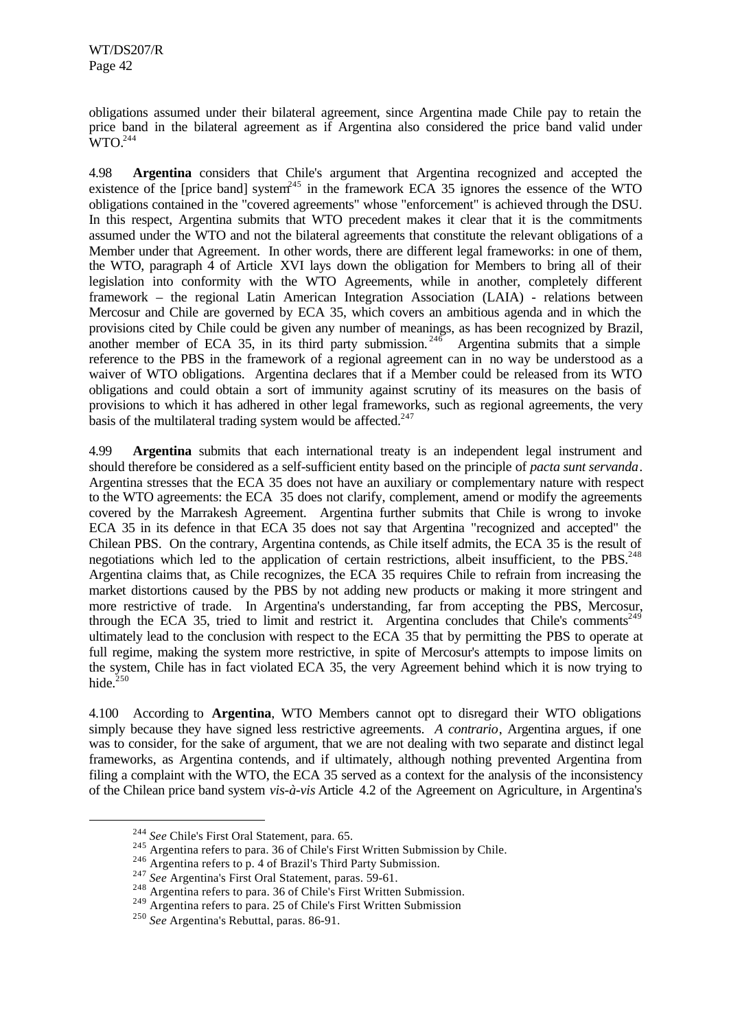obligations assumed under their bilateral agreement, since Argentina made Chile pay to retain the price band in the bilateral agreement as if Argentina also considered the price band valid under WTO.[244]

4.98 **Argentina** considers that Chile's argument that Argentina recognized and accepted the existence of the [price band] system[245] in the framework ECA 35 ignores the essence of the WTO obligations contained in the "covered agreements" whose "enforcement" is achieved through the DSU. In this respect, Argentina submits that WTO precedent makes it clear that it is the commitments assumed under the WTO and not the bilateral agreements that constitute the relevant obligations of a Member under that Agreement. In other words, there are different legal frameworks: in one of them, the WTO, paragraph 4 of Article XVI lays down the obligation for Members to bring all of their legislation into conformity with the WTO Agreements, while in another, completely different framework – the regional Latin American Integration Association (LAIA) - relations between Mercosur and Chile are governed by ECA 35, which covers an ambitious agenda and in which the provisions cited by Chile could be given any number of meanings, as has been recognized by Brazil, another member of ECA 35, in its third party submission.[246] Argentina submits that a simple reference to the PBS in the framework of a regional agreement can in no way be understood as a waiver of WTO obligations. Argentina declares that if a Member could be released from its WTO obligations and could obtain a sort of immunity against scrutiny of its measures on the basis of provisions to which it has adhered in other legal frameworks, such as regional agreements, the very basis of the multilateral trading system would be affected.[247]

4.99 **Argentina** submits that each international treaty is an independent legal instrument and should therefore be considered as a self-sufficient entity based on the principle of *pacta sunt servanda*. Argentina stresses that the ECA 35 does not have an auxiliary or complementary nature with respect to the WTO agreements: the ECA 35 does not clarify, complement, amend or modify the agreements covered by the Marrakesh Agreement. Argentina further submits that Chile is wrong to invoke ECA 35 in its defence in that ECA 35 does not say that Argentina "recognized and accepted" the Chilean PBS. On the contrary, Argentina contends, as Chile itself admits, the ECA 35 is the result of negotiations which led to the application of certain restrictions, albeit insufficient, to the PBS.[248] Argentina claims that, as Chile recognizes, the ECA 35 requires Chile to refrain from increasing the market distortions caused by the PBS by not adding new products or making it more stringent and more restrictive of trade. In Argentina's understanding, far from accepting the PBS, Mercosur, through the ECA 35, tried to limit and restrict it. Argentina concludes that Chile's comments[249] ultimately lead to the conclusion with respect to the ECA 35 that by permitting the PBS to operate at full regime, making the system more restrictive, in spite of Mercosur's attempts to impose limits on the system, Chile has in fact violated ECA 35, the very Agreement behind which it is now trying to hide.[250]

4.100 According to **Argentina**, WTO Members cannot opt to disregard their WTO obligations simply because they have signed less restrictive agreements. *A contrario*, Argentina argues, if one was to consider, for the sake of argument, that we are not dealing with two separate and distinct legal frameworks, as Argentina contends, and if ultimately, although nothing prevented Argentina from filing a complaint with the WTO, the ECA 35 served as a context for the analysis of the inconsistency of the Chilean price band system *vis-à-vis* Article 4.2 of the Agreement on Agriculture, in Argentina's

---

[244] *See* Chile's First Oral Statement, para. 65.

[245] Argentina refers to para. 36 of Chile's First Written Submission by Chile.

[246] Argentina refers to p. 4 of Brazil's Third Party Submission.

[247] *See* Argentina's First Oral Statement, paras. 59-61.

[248] Argentina refers to para. 36 of Chile's First Written Submission.

[249] Argentina refers to para. 25 of Chile's First Written Submission

[250] *See* Argentina's Rebuttal, paras. 86-91.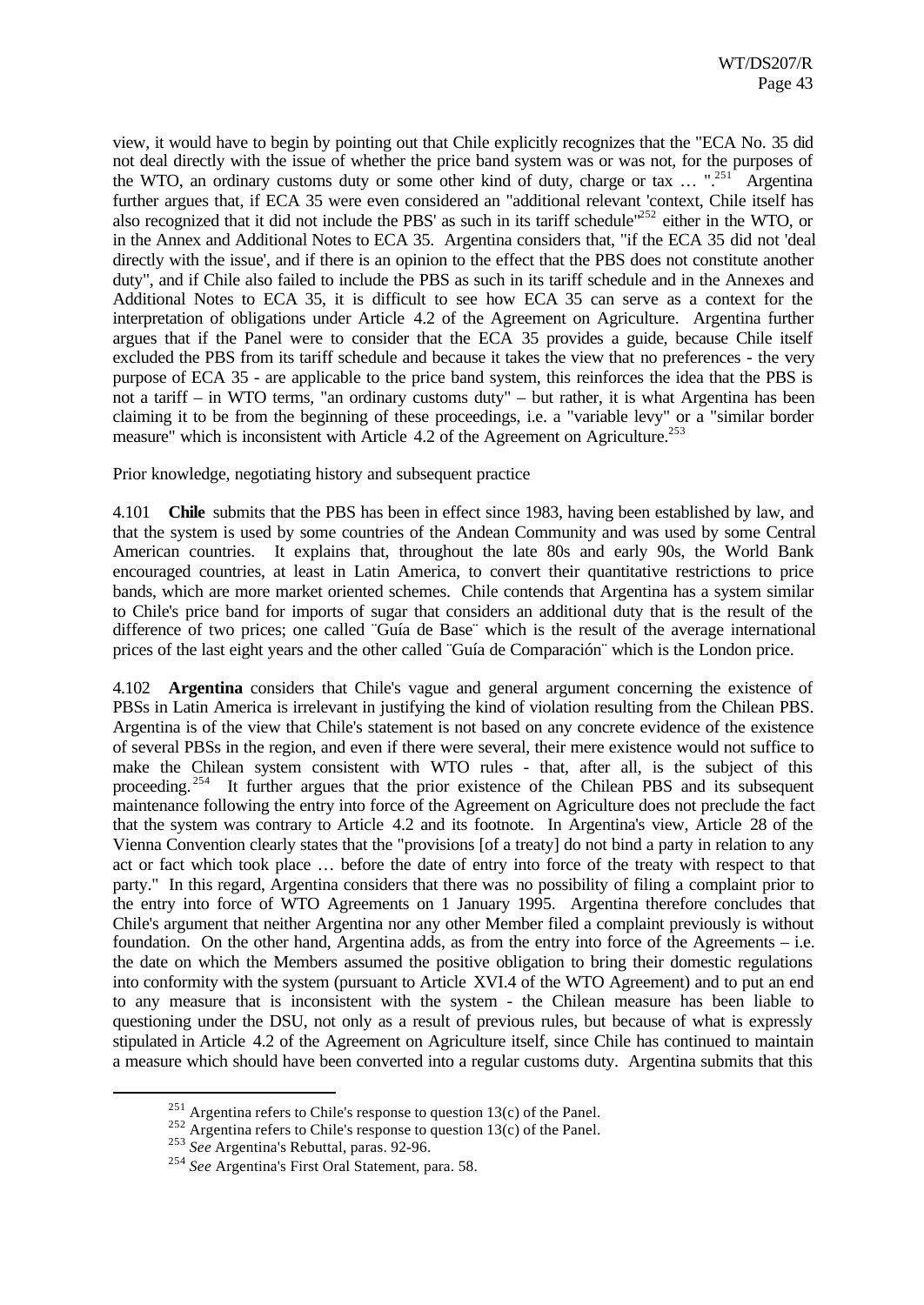view, it would have to begin by pointing out that Chile explicitly recognizes that the "ECA No. 35 did not deal directly with the issue of whether the price band system was or was not, for the purposes of the WTO, an ordinary customs duty or some other kind of duty, charge or tax … ".[251] Argentina further argues that, if ECA 35 were even considered an "additional relevant 'context, Chile itself has also recognized that it did not include the PBS' as such in its tariff schedule"[252] either in the WTO, or in the Annex and Additional Notes to ECA 35. Argentina considers that, "if the ECA 35 did not 'deal directly with the issue', and if there is an opinion to the effect that the PBS does not constitute another duty", and if Chile also failed to include the PBS as such in its tariff schedule and in the Annexes and Additional Notes to ECA 35, it is difficult to see how ECA 35 can serve as a context for the interpretation of obligations under Article 4.2 of the Agreement on Agriculture. Argentina further argues that if the Panel were to consider that the ECA 35 provides a guide, because Chile itself excluded the PBS from its tariff schedule and because it takes the view that no preferences - the very purpose of ECA 35 - are applicable to the price band system, this reinforces the idea that the PBS is not a tariff – in WTO terms, "an ordinary customs duty" – but rather, it is what Argentina has been claiming it to be from the beginning of these proceedings, i.e. a "variable levy" or a "similar border measure" which is inconsistent with Article 4.2 of the Agreement on Agriculture.[253]

Prior knowledge, negotiating history and subsequent practice

4.101 **Chile** submits that the PBS has been in effect since 1983, having been established by law, and that the system is used by some countries of the Andean Community and was used by some Central American countries. It explains that, throughout the late 80s and early 90s, the World Bank encouraged countries, at least in Latin America, to convert their quantitative restrictions to price bands, which are more market oriented schemes. Chile contends that Argentina has a system similar to Chile's price band for imports of sugar that considers an additional duty that is the result of the difference of two prices; one called ¨Guía de Base¨ which is the result of the average international prices of the last eight years and the other called ¨Guía de Comparación¨ which is the London price.

4.102 **Argentina** considers that Chile's vague and general argument concerning the existence of PBSs in Latin America is irrelevant in justifying the kind of violation resulting from the Chilean PBS. Argentina is of the view that Chile's statement is not based on any concrete evidence of the existence of several PBSs in the region, and even if there were several, their mere existence would not suffice to make the Chilean system consistent with WTO rules - that, after all, is the subject of this proceeding.[254] It further argues that the prior existence of the Chilean PBS and its subsequent maintenance following the entry into force of the Agreement on Agriculture does not preclude the fact that the system was contrary to Article 4.2 and its footnote. In Argentina's view, Article 28 of the Vienna Convention clearly states that the "provisions [of a treaty] do not bind a party in relation to any act or fact which took place … before the date of entry into force of the treaty with respect to that party." In this regard, Argentina considers that there was no possibility of filing a complaint prior to the entry into force of WTO Agreements on 1 January 1995. Argentina therefore concludes that Chile's argument that neither Argentina nor any other Member filed a complaint previously is without foundation. On the other hand, Argentina adds, as from the entry into force of the Agreements – i.e. the date on which the Members assumed the positive obligation to bring their domestic regulations into conformity with the system (pursuant to Article XVI.4 of the WTO Agreement) and to put an end to any measure that is inconsistent with the system - the Chilean measure has been liable to questioning under the DSU, not only as a result of previous rules, but because of what is expressly stipulated in Article 4.2 of the Agreement on Agriculture itself, since Chile has continued to maintain a measure which should have been converted into a regular customs duty. Argentina submits that this

[251] Argentina refers to Chile's response to question 13(c) of the Panel.

[252] Argentina refers to Chile's response to question 13(c) of the Panel.

[253] *See* Argentina's Rebuttal, paras. 92-96.

[254] *See* Argentina's First Oral Statement, para. 58.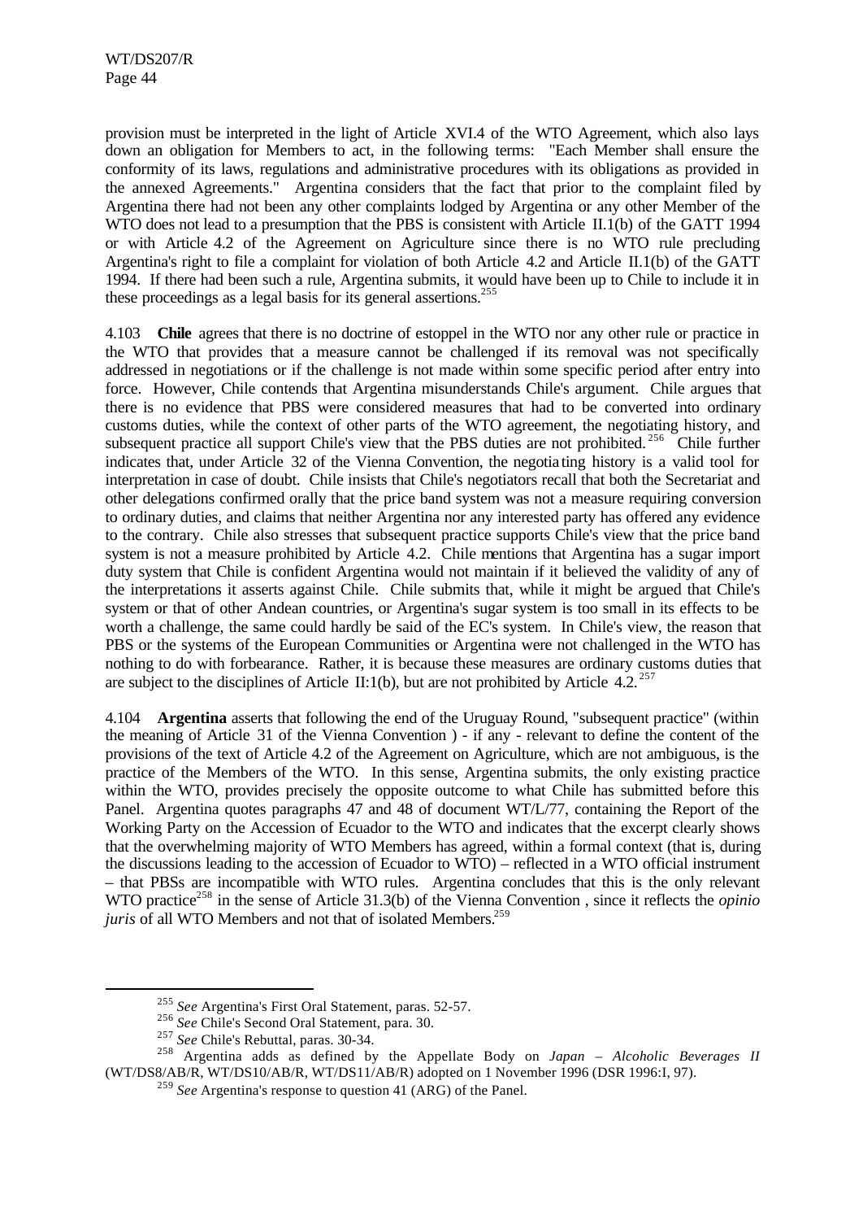provision must be interpreted in the light of Article XVI.4 of the WTO Agreement, which also lays down an obligation for Members to act, in the following terms: "Each Member shall ensure the conformity of its laws, regulations and administrative procedures with its obligations as provided in the annexed Agreements." Argentina considers that the fact that prior to the complaint filed by Argentina there had not been any other complaints lodged by Argentina or any other Member of the WTO does not lead to a presumption that the PBS is consistent with Article II.1(b) of the GATT 1994 or with Article 4.2 of the Agreement on Agriculture since there is no WTO rule precluding Argentina's right to file a complaint for violation of both Article 4.2 and Article II.1(b) of the GATT 1994. If there had been such a rule, Argentina submits, it would have been up to Chile to include it in these proceedings as a legal basis for its general assertions.[255]

4.103 **Chile** agrees that there is no doctrine of estoppel in the WTO nor any other rule or practice in the WTO that provides that a measure cannot be challenged if its removal was not specifically addressed in negotiations or if the challenge is not made within some specific period after entry into force. However, Chile contends that Argentina misunderstands Chile's argument. Chile argues that there is no evidence that PBS were considered measures that had to be converted into ordinary customs duties, while the context of other parts of the WTO agreement, the negotiating history, and subsequent practice all support Chile's view that the PBS duties are not prohibited.[256] Chile further indicates that, under Article 32 of the Vienna Convention, the negotiating history is a valid tool for interpretation in case of doubt. Chile insists that Chile's negotiators recall that both the Secretariat and other delegations confirmed orally that the price band system was not a measure requiring conversion to ordinary duties, and claims that neither Argentina nor any interested party has offered any evidence to the contrary. Chile also stresses that subsequent practice supports Chile's view that the price band system is not a measure prohibited by Article 4.2. Chile mentions that Argentina has a sugar import duty system that Chile is confident Argentina would not maintain if it believed the validity of any of the interpretations it asserts against Chile. Chile submits that, while it might be argued that Chile's system or that of other Andean countries, or Argentina's sugar system is too small in its effects to be worth a challenge, the same could hardly be said of the EC's system. In Chile's view, the reason that PBS or the systems of the European Communities or Argentina were not challenged in the WTO has nothing to do with forbearance. Rather, it is because these measures are ordinary customs duties that are subject to the disciplines of Article II:1(b), but are not prohibited by Article 4.2.[257]

4.104 **Argentina** asserts that following the end of the Uruguay Round, "subsequent practice" (within the meaning of Article 31 of the Vienna Convention ) - if any - relevant to define the content of the provisions of the text of Article 4.2 of the Agreement on Agriculture, which are not ambiguous, is the practice of the Members of the WTO. In this sense, Argentina submits, the only existing practice within the WTO, provides precisely the opposite outcome to what Chile has submitted before this Panel. Argentina quotes paragraphs 47 and 48 of document WT/L/77, containing the Report of the Working Party on the Accession of Ecuador to the WTO and indicates that the excerpt clearly shows that the overwhelming majority of WTO Members has agreed, within a formal context (that is, during the discussions leading to the accession of Ecuador to WTO) – reflected in a WTO official instrument – that PBSs are incompatible with WTO rules. Argentina concludes that this is the only relevant WTO practice[258] in the sense of Article 31.3(b) of the Vienna Convention , since it reflects the *opinio juris* of all WTO Members and not that of isolated Members.[259]

---

[255] *See* Argentina's First Oral Statement, paras. 52-57.

[256] *See* Chile's Second Oral Statement, para. 30.

[257] *See* Chile's Rebuttal, paras. 30-34.

[258] Argentina adds as defined by the Appellate Body on *Japan – Alcoholic Beverages II* (WT/DS8/AB/R, WT/DS10/AB/R, WT/DS11/AB/R) adopted on 1 November 1996 (DSR 1996:I, 97).

[259] *See* Argentina's response to question 41 (ARG) of the Panel.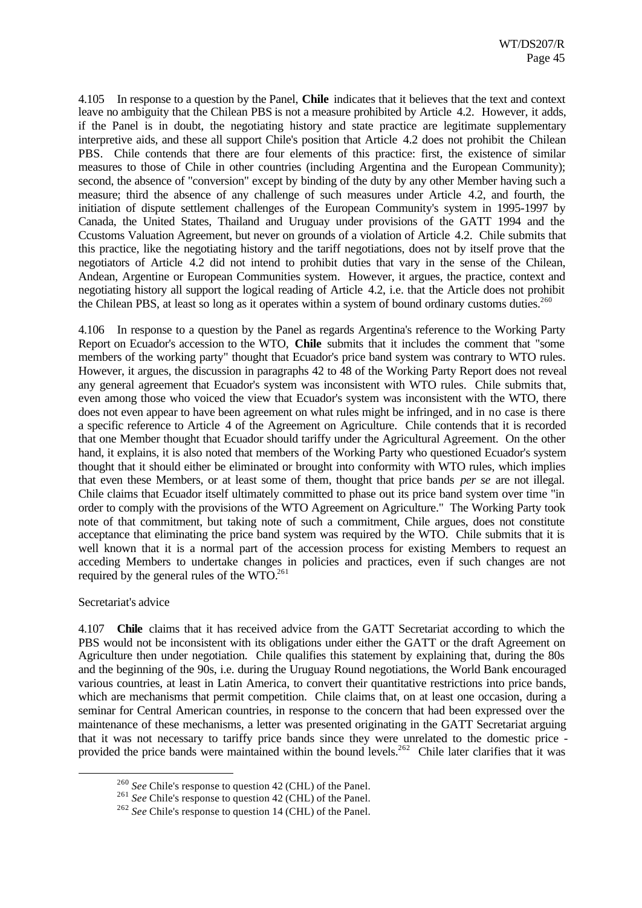4.105 In response to a question by the Panel, **Chile** indicates that it believes that the text and context leave no ambiguity that the Chilean PBS is not a measure prohibited by Article 4.2. However, it adds, if the Panel is in doubt, the negotiating history and state practice are legitimate supplementary interpretive aids, and these all support Chile's position that Article 4.2 does not prohibit the Chilean PBS. Chile contends that there are four elements of this practice: first, the existence of similar measures to those of Chile in other countries (including Argentina and the European Community); second, the absence of "conversion" except by binding of the duty by any other Member having such a measure; third the absence of any challenge of such measures under Article 4.2, and fourth, the initiation of dispute settlement challenges of the European Community's system in 1995-1997 by Canada, the United States, Thailand and Uruguay under provisions of the GATT 1994 and the Ccustoms Valuation Agreement, but never on grounds of a violation of Article 4.2. Chile submits that this practice, like the negotiating history and the tariff negotiations, does not by itself prove that the negotiators of Article 4.2 did not intend to prohibit duties that vary in the sense of the Chilean, Andean, Argentine or European Communities system. However, it argues, the practice, context and negotiating history all support the logical reading of Article 4.2, i.e. that the Article does not prohibit the Chilean PBS, at least so long as it operates within a system of bound ordinary customs duties.[260]

4.106 In response to a question by the Panel as regards Argentina's reference to the Working Party Report on Ecuador's accession to the WTO, **Chile** submits that it includes the comment that "some members of the working party" thought that Ecuador's price band system was contrary to WTO rules. However, it argues, the discussion in paragraphs 42 to 48 of the Working Party Report does not reveal any general agreement that Ecuador's system was inconsistent with WTO rules. Chile submits that, even among those who voiced the view that Ecuador's system was inconsistent with the WTO, there does not even appear to have been agreement on what rules might be infringed, and in no case is there a specific reference to Article 4 of the Agreement on Agriculture. Chile contends that it is recorded that one Member thought that Ecuador should tariffy under the Agricultural Agreement. On the other hand, it explains, it is also noted that members of the Working Party who questioned Ecuador's system thought that it should either be eliminated or brought into conformity with WTO rules, which implies that even these Members, or at least some of them, thought that price bands *per se* are not illegal. Chile claims that Ecuador itself ultimately committed to phase out its price band system over time "in order to comply with the provisions of the WTO Agreement on Agriculture." The Working Party took note of that commitment, but taking note of such a commitment, Chile argues, does not constitute acceptance that eliminating the price band system was required by the WTO. Chile submits that it is well known that it is a normal part of the accession process for existing Members to request an acceding Members to undertake changes in policies and practices, even if such changes are not required by the general rules of the WTO.[261]

Secretariat's advice

4.107 **Chile** claims that it has received advice from the GATT Secretariat according to which the PBS would not be inconsistent with its obligations under either the GATT or the draft Agreement on Agriculture then under negotiation. Chile qualifies this statement by explaining that, during the 80s and the beginning of the 90s, i.e. during the Uruguay Round negotiations, the World Bank encouraged various countries, at least in Latin America, to convert their quantitative restrictions into price bands, which are mechanisms that permit competition. Chile claims that, on at least one occasion, during a seminar for Central American countries, in response to the concern that had been expressed over the maintenance of these mechanisms, a letter was presented originating in the GATT Secretariat arguing that it was not necessary to tariffy price bands since they were unrelated to the domestic price - provided the price bands were maintained within the bound levels.[262] Chile later clarifies that it was

[260] *See* Chile's response to question 42 (CHL) of the Panel.

[261] *See* Chile's response to question 42 (CHL) of the Panel.

[262] *See* Chile's response to question 14 (CHL) of the Panel.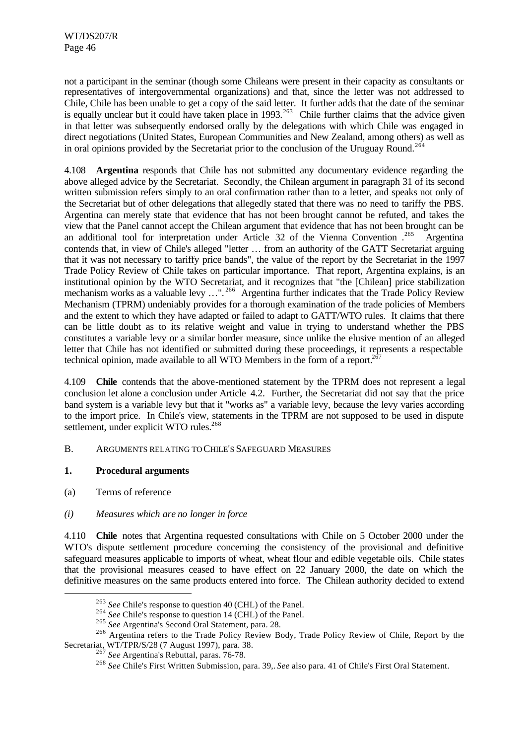not a participant in the seminar (though some Chileans were present in their capacity as consultants or representatives of intergovernmental organizations) and that, since the letter was not addressed to Chile, Chile has been unable to get a copy of the said letter. It further adds that the date of the seminar is equally unclear but it could have taken place in 1993.[263] Chile further claims that the advice given in that letter was subsequently endorsed orally by the delegations with which Chile was engaged in direct negotiations (United States, European Communities and New Zealand, among others) as well as in oral opinions provided by the Secretariat prior to the conclusion of the Uruguay Round.[264]

4.108 **Argentina** responds that Chile has not submitted any documentary evidence regarding the above alleged advice by the Secretariat. Secondly, the Chilean argument in paragraph 31 of its second written submission refers simply to an oral confirmation rather than to a letter, and speaks not only of the Secretariat but of other delegations that allegedly stated that there was no need to tariffy the PBS. Argentina can merely state that evidence that has not been brought cannot be refuted, and takes the view that the Panel cannot accept the Chilean argument that evidence that has not been brought can be an additional tool for interpretation under Article 32 of the Vienna Convention .[265] Argentina contends that, in view of Chile's alleged "letter … from an authority of the GATT Secretariat arguing that it was not necessary to tariffy price bands", the value of the report by the Secretariat in the 1997 Trade Policy Review of Chile takes on particular importance. That report, Argentina explains, is an institutional opinion by the WTO Secretariat, and it recognizes that "the [Chilean] price stabilization mechanism works as a valuable levy …".[266] Argentina further indicates that the Trade Policy Review Mechanism (TPRM) undeniably provides for a thorough examination of the trade policies of Members and the extent to which they have adapted or failed to adapt to GATT/WTO rules. It claims that there can be little doubt as to its relative weight and value in trying to understand whether the PBS constitutes a variable levy or a similar border measure, since unlike the elusive mention of an alleged letter that Chile has not identified or submitted during these proceedings, it represents a respectable technical opinion, made available to all WTO Members in the form of a report.[267]

4.109 **Chile** contends that the above-mentioned statement by the TPRM does not represent a legal conclusion let alone a conclusion under Article 4.2. Further, the Secretariat did not say that the price band system is a variable levy but that it "works as" a variable levy, because the levy varies according to the import price. In Chile's view, statements in the TPRM are not supposed to be used in dispute settlement, under explicit WTO rules.[268]

## B. ARGUMENTS RELATING TO CHILE'S SAFEGUARD MEASURES

### 1. Procedural arguments

(a) Terms of reference

*(i) Measures which are no longer in force*

4.110 **Chile** notes that Argentina requested consultations with Chile on 5 October 2000 under the WTO's dispute settlement procedure concerning the consistency of the provisional and definitive safeguard measures applicable to imports of wheat, wheat flour and edible vegetable oils. Chile states that the provisional measures ceased to have effect on 22 January 2000, the date on which the definitive measures on the same products entered into force. The Chilean authority decided to extend

---

[263] *See* Chile's response to question 40 (CHL) of the Panel.

[264] *See* Chile's response to question 14 (CHL) of the Panel.

[265] *See* Argentina's Second Oral Statement, para. 28.

[266] Argentina refers to the Trade Policy Review Body, Trade Policy Review of Chile, Report by the Secretariat, WT/TPR/S/28 (7 August 1997), para. 38.

[267] *See* Argentina's Rebuttal, paras. 76-78.

[268] *See* Chile's First Written Submission, para. 39,. *See* also para. 41 of Chile's First Oral Statement.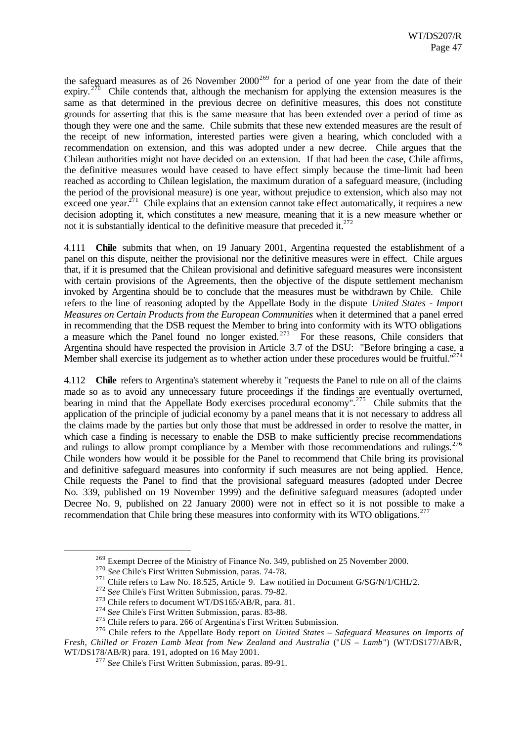the safeguard measures as of 26 November 2000[269] for a period of one year from the date of their expiry.[270] Chile contends that, although the mechanism for applying the extension measures is the same as that determined in the previous decree on definitive measures, this does not constitute grounds for asserting that this is the same measure that has been extended over a period of time as though they were one and the same. Chile submits that these new extended measures are the result of the receipt of new information, interested parties were given a hearing, which concluded with a recommendation on extension, and this was adopted under a new decree. Chile argues that the Chilean authorities might not have decided on an extension. If that had been the case, Chile affirms, the definitive measures would have ceased to have effect simply because the time-limit had been reached as according to Chilean legislation, the maximum duration of a safeguard measure, (including the period of the provisional measure) is one year, without prejudice to extension, which also may not exceed one year.[271] Chile explains that an extension cannot take effect automatically, it requires a new decision adopting it, which constitutes a new measure, meaning that it is a new measure whether or not it is substantially identical to the definitive measure that preceded it.[272]

4.111 **Chile** submits that when, on 19 January 2001, Argentina requested the establishment of a panel on this dispute, neither the provisional nor the definitive measures were in effect. Chile argues that, if it is presumed that the Chilean provisional and definitive safeguard measures were inconsistent with certain provisions of the Agreements, then the objective of the dispute settlement mechanism invoked by Argentina should be to conclude that the measures must be withdrawn by Chile. Chile refers to the line of reasoning adopted by the Appellate Body in the dispute *United States - Import Measures on Certain Products from the European Communities* when it determined that a panel erred in recommending that the DSB request the Member to bring into conformity with its WTO obligations a measure which the Panel found no longer existed.[273] For these reasons, Chile considers that Argentina should have respected the provision in Article 3.7 of the DSU: "Before bringing a case, a Member shall exercise its judgement as to whether action under these procedures would be fruitful."[274]

4.112 **Chile** refers to Argentina's statement whereby it "requests the Panel to rule on all of the claims made so as to avoid any unnecessary future proceedings if the findings are eventually overturned, bearing in mind that the Appellate Body exercises procedural economy".[275] Chile submits that the application of the principle of judicial economy by a panel means that it is not necessary to address all the claims made by the parties but only those that must be addressed in order to resolve the matter, in which case a finding is necessary to enable the DSB to make sufficiently precise recommendations and rulings to allow prompt compliance by a Member with those recommendations and rulings.[276] Chile wonders how would it be possible for the Panel to recommend that Chile bring its provisional and definitive safeguard measures into conformity if such measures are not being applied. Hence, Chile requests the Panel to find that the provisional safeguard measures (adopted under Decree No. 339, published on 19 November 1999) and the definitive safeguard measures (adopted under Decree No. 9, published on 22 January 2000) were not in effect so it is not possible to make a recommendation that Chile bring these measures into conformity with its WTO obligations.[277]

---

[269] Exempt Decree of the Ministry of Finance No. 349, published on 25 November 2000.

[270] *See* Chile's First Written Submission, paras. 74-78.

[271] Chile refers to Law No. 18.525, Article 9. Law notified in Document G/SG/N/1/CHL/2.

[272] S*ee* Chile's First Written Submission, paras. 79-82.

[273] Chile refers to document WT/DS165/AB/R, para. 81.

[274] S*ee* Chile's First Written Submission, paras. 83-88.

[275] Chile refers to para. 266 of Argentina's First Written Submission.

[276] Chile refers to the Appellate Body report on *United States – Safeguard Measures on Imports of Fresh, Chilled or Frozen Lamb Meat from New Zealand and Australia* ("*US – Lamb*") (WT/DS177/AB/R, WT/DS178/AB/R) para. 191, adopted on 16 May 2001.

[277] S*ee* Chile's First Written Submission, paras. 89-91.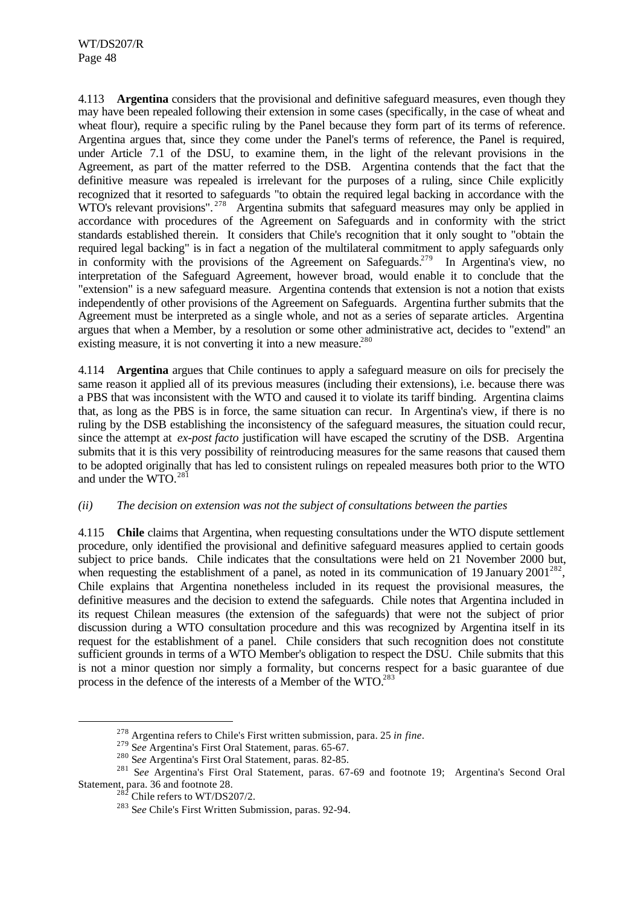4.113 **Argentina** considers that the provisional and definitive safeguard measures, even though they may have been repealed following their extension in some cases (specifically, in the case of wheat and wheat flour), require a specific ruling by the Panel because they form part of its terms of reference. Argentina argues that, since they come under the Panel's terms of reference, the Panel is required, under Article 7.1 of the DSU, to examine them, in the light of the relevant provisions in the Agreement, as part of the matter referred to the DSB. Argentina contends that the fact that the definitive measure was repealed is irrelevant for the purposes of a ruling, since Chile explicitly recognized that it resorted to safeguards "to obtain the required legal backing in accordance with the WTO's relevant provisions".[278] Argentina submits that safeguard measures may only be applied in accordance with procedures of the Agreement on Safeguards and in conformity with the strict standards established therein. It considers that Chile's recognition that it only sought to "obtain the required legal backing" is in fact a negation of the multilateral commitment to apply safeguards only in conformity with the provisions of the Agreement on Safeguards.[279] In Argentina's view, no interpretation of the Safeguard Agreement, however broad, would enable it to conclude that the "extension" is a new safeguard measure. Argentina contends that extension is not a notion that exists independently of other provisions of the Agreement on Safeguards. Argentina further submits that the Agreement must be interpreted as a single whole, and not as a series of separate articles. Argentina argues that when a Member, by a resolution or some other administrative act, decides to "extend" an existing measure, it is not converting it into a new measure.[280]

4.114 **Argentina** argues that Chile continues to apply a safeguard measure on oils for precisely the same reason it applied all of its previous measures (including their extensions), i.e. because there was a PBS that was inconsistent with the WTO and caused it to violate its tariff binding. Argentina claims that, as long as the PBS is in force, the same situation can recur. In Argentina's view, if there is no ruling by the DSB establishing the inconsistency of the safeguard measures, the situation could recur, since the attempt at *ex-post facto* justification will have escaped the scrutiny of the DSB. Argentina submits that it is this very possibility of reintroducing measures for the same reasons that caused them to be adopted originally that has led to consistent rulings on repealed measures both prior to the WTO and under the WTO.[281]

*(ii) The decision on extension was not the subject of consultations between the parties*

4.115 **Chile** claims that Argentina, when requesting consultations under the WTO dispute settlement procedure, only identified the provisional and definitive safeguard measures applied to certain goods subject to price bands. Chile indicates that the consultations were held on 21 November 2000 but, when requesting the establishment of a panel, as noted in its communication of 19 January 2001[282], Chile explains that Argentina nonetheless included in its request the provisional measures, the definitive measures and the decision to extend the safeguards. Chile notes that Argentina included in its request Chilean measures (the extension of the safeguards) that were not the subject of prior discussion during a WTO consultation procedure and this was recognized by Argentina itself in its request for the establishment of a panel. Chile considers that such recognition does not constitute sufficient grounds in terms of a WTO Member's obligation to respect the DSU. Chile submits that this is not a minor question nor simply a formality, but concerns respect for a basic guarantee of due process in the defence of the interests of a Member of the WTO.[283]

---

[278] Argentina refers to Chile's First written submission, para. 25 *in fine*.

[279] *See* Argentina's First Oral Statement, paras. 65-67.

[280] *See* Argentina's First Oral Statement, paras. 82-85.

[281] *See* Argentina's First Oral Statement, paras. 67-69 and footnote 19; Argentina's Second Oral Statement, para. 36 and footnote 28.

[282] Chile refers to WT/DS207/2.

[283] *See* Chile's First Written Submission, paras. 92-94.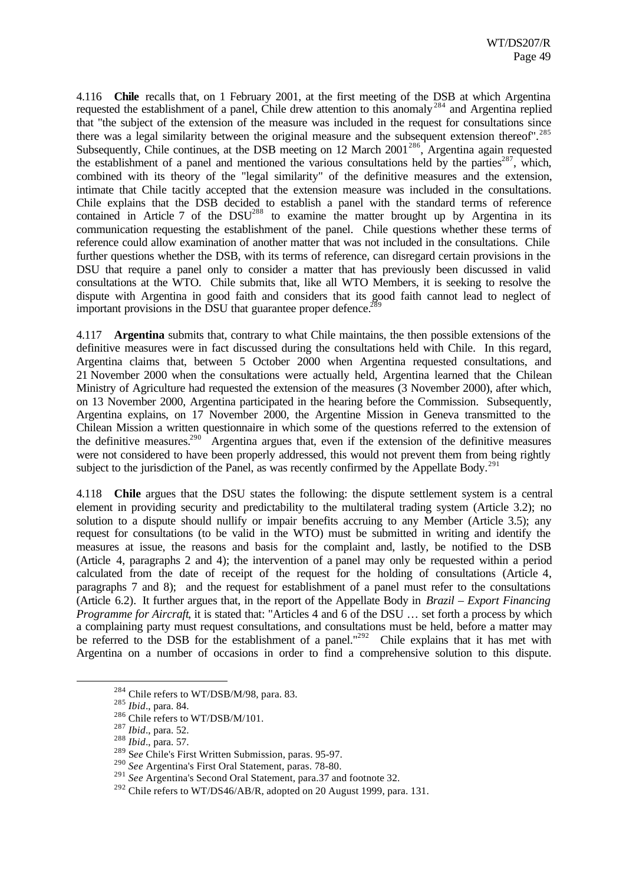4.116 **Chile** recalls that, on 1 February 2001, at the first meeting of the DSB at which Argentina requested the establishment of a panel, Chile drew attention to this anomaly[284] and Argentina replied that "the subject of the extension of the measure was included in the request for consultations since there was a legal similarity between the original measure and the subsequent extension thereof".[285] Subsequently, Chile continues, at the DSB meeting on 12 March 2001[286], Argentina again requested the establishment of a panel and mentioned the various consultations held by the parties[287], which, combined with its theory of the "legal similarity" of the definitive measures and the extension, intimate that Chile tacitly accepted that the extension measure was included in the consultations. Chile explains that the DSB decided to establish a panel with the standard terms of reference contained in Article 7 of the DSU[288] to examine the matter brought up by Argentina in its communication requesting the establishment of the panel. Chile questions whether these terms of reference could allow examination of another matter that was not included in the consultations. Chile further questions whether the DSB, with its terms of reference, can disregard certain provisions in the DSU that require a panel only to consider a matter that has previously been discussed in valid consultations at the WTO. Chile submits that, like all WTO Members, it is seeking to resolve the dispute with Argentina in good faith and considers that its good faith cannot lead to neglect of important provisions in the DSU that guarantee proper defence.[289]

4.117 **Argentina** submits that, contrary to what Chile maintains, the then possible extensions of the definitive measures were in fact discussed during the consultations held with Chile. In this regard, Argentina claims that, between 5 October 2000 when Argentina requested consultations, and 21 November 2000 when the consultations were actually held, Argentina learned that the Chilean Ministry of Agriculture had requested the extension of the measures (3 November 2000), after which, on 13 November 2000, Argentina participated in the hearing before the Commission. Subsequently, Argentina explains, on 17 November 2000, the Argentine Mission in Geneva transmitted to the Chilean Mission a written questionnaire in which some of the questions referred to the extension of the definitive measures.[290] Argentina argues that, even if the extension of the definitive measures were not considered to have been properly addressed, this would not prevent them from being rightly subject to the jurisdiction of the Panel, as was recently confirmed by the Appellate Body.[291]

4.118 **Chile** argues that the DSU states the following: the dispute settlement system is a central element in providing security and predictability to the multilateral trading system (Article 3.2); no solution to a dispute should nullify or impair benefits accruing to any Member (Article 3.5); any request for consultations (to be valid in the WTO) must be submitted in writing and identify the measures at issue, the reasons and basis for the complaint and, lastly, be notified to the DSB (Article 4, paragraphs 2 and 4); the intervention of a panel may only be requested within a period calculated from the date of receipt of the request for the holding of consultations (Article 4, paragraphs 7 and 8); and the request for establishment of a panel must refer to the consultations (Article 6.2). It further argues that, in the report of the Appellate Body in *Brazil – Export Financing Programme for Aircraft*, it is stated that: "Articles 4 and 6 of the DSU … set forth a process by which a complaining party must request consultations, and consultations must be held, before a matter may be referred to the DSB for the establishment of a panel."[292] Chile explains that it has met with Argentina on a number of occasions in order to find a comprehensive solution to this dispute.

---

[284] Chile refers to WT/DSB/M/98, para. 83.

[285] *Ibid*., para. 84.

[286] Chile refers to WT/DSB/M/101.

[287] *Ibid*., para. 52.

[288] *Ibid*., para. 57.

[289] *See* Chile's First Written Submission, paras. 95-97.

[290] *See* Argentina's First Oral Statement, paras. 78-80.

[291] *See* Argentina's Second Oral Statement, para.37 and footnote 32.

[292] Chile refers to WT/DS46/AB/R, adopted on 20 August 1999, para. 131.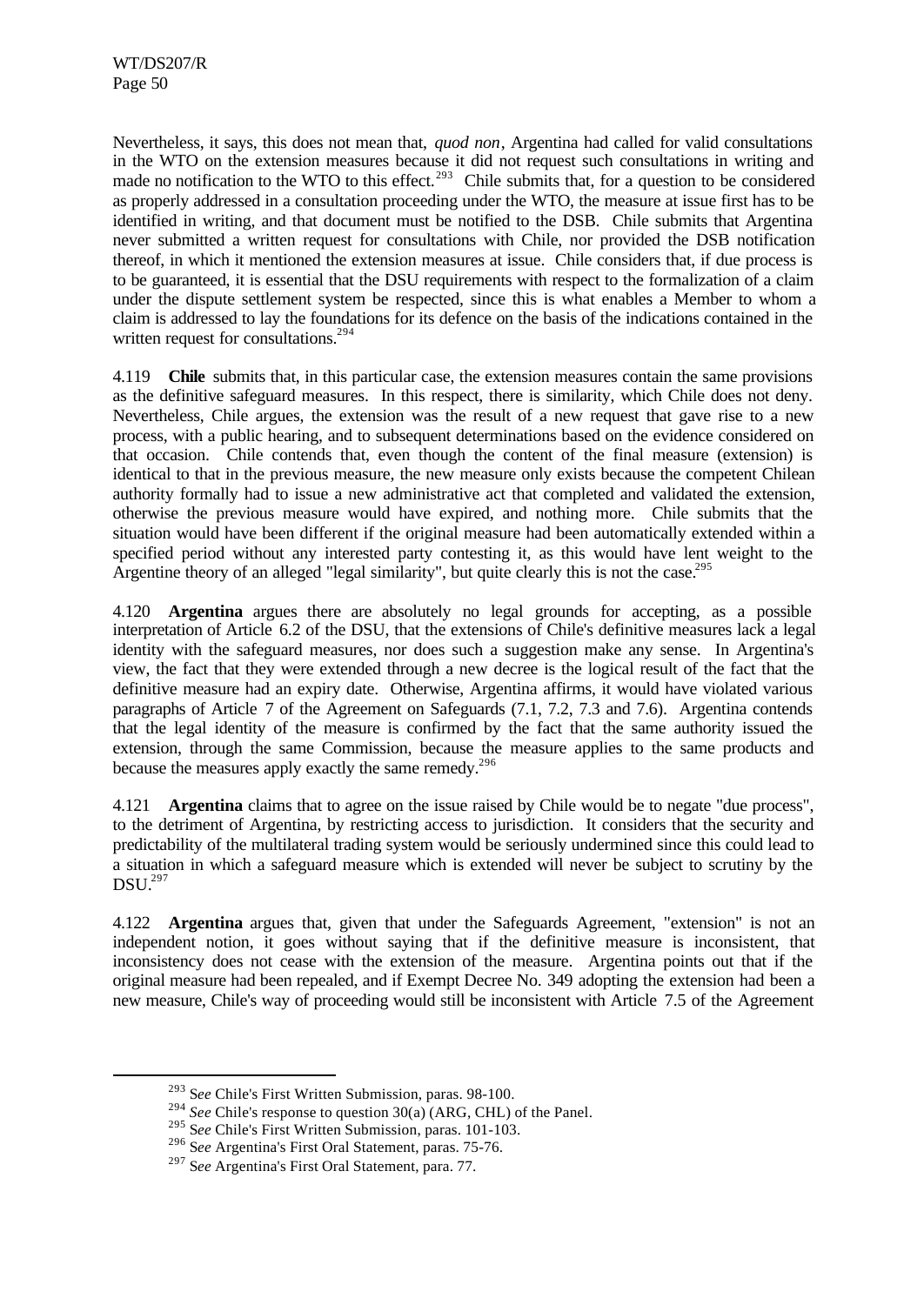Nevertheless, it says, this does not mean that, *quod non*, Argentina had called for valid consultations in the WTO on the extension measures because it did not request such consultations in writing and made no notification to the WTO to this effect.[293] Chile submits that, for a question to be considered as properly addressed in a consultation proceeding under the WTO, the measure at issue first has to be identified in writing, and that document must be notified to the DSB. Chile submits that Argentina never submitted a written request for consultations with Chile, nor provided the DSB notification thereof, in which it mentioned the extension measures at issue. Chile considers that, if due process is to be guaranteed, it is essential that the DSU requirements with respect to the formalization of a claim under the dispute settlement system be respected, since this is what enables a Member to whom a claim is addressed to lay the foundations for its defence on the basis of the indications contained in the written request for consultations.[294]

4.119 **Chile** submits that, in this particular case, the extension measures contain the same provisions as the definitive safeguard measures. In this respect, there is similarity, which Chile does not deny. Nevertheless, Chile argues, the extension was the result of a new request that gave rise to a new process, with a public hearing, and to subsequent determinations based on the evidence considered on that occasion. Chile contends that, even though the content of the final measure (extension) is identical to that in the previous measure, the new measure only exists because the competent Chilean authority formally had to issue a new administrative act that completed and validated the extension, otherwise the previous measure would have expired, and nothing more. Chile submits that the situation would have been different if the original measure had been automatically extended within a specified period without any interested party contesting it, as this would have lent weight to the Argentine theory of an alleged "legal similarity", but quite clearly this is not the case.[295]

4.120 **Argentina** argues there are absolutely no legal grounds for accepting, as a possible interpretation of Article 6.2 of the DSU, that the extensions of Chile's definitive measures lack a legal identity with the safeguard measures, nor does such a suggestion make any sense. In Argentina's view, the fact that they were extended through a new decree is the logical result of the fact that the definitive measure had an expiry date. Otherwise, Argentina affirms, it would have violated various paragraphs of Article 7 of the Agreement on Safeguards (7.1, 7.2, 7.3 and 7.6). Argentina contends that the legal identity of the measure is confirmed by the fact that the same authority issued the extension, through the same Commission, because the measure applies to the same products and because the measures apply exactly the same remedy.[296]

4.121 **Argentina** claims that to agree on the issue raised by Chile would be to negate "due process", to the detriment of Argentina, by restricting access to jurisdiction. It considers that the security and predictability of the multilateral trading system would be seriously undermined since this could lead to a situation in which a safeguard measure which is extended will never be subject to scrutiny by the DSU.[297]

4.122 **Argentina** argues that, given that under the Safeguards Agreement, "extension" is not an independent notion, it goes without saying that if the definitive measure is inconsistent, that inconsistency does not cease with the extension of the measure. Argentina points out that if the original measure had been repealed, and if Exempt Decree No. 349 adopting the extension had been a new measure, Chile's way of proceeding would still be inconsistent with Article 7.5 of the Agreement

---

[293] *See* Chile's First Written Submission, paras. 98-100.

[294] *See* Chile's response to question 30(a) (ARG, CHL) of the Panel.

[295] *See* Chile's First Written Submission, paras. 101-103.

[296] *See* Argentina's First Oral Statement, paras. 75-76.

[297] *See* Argentina's First Oral Statement, para. 77.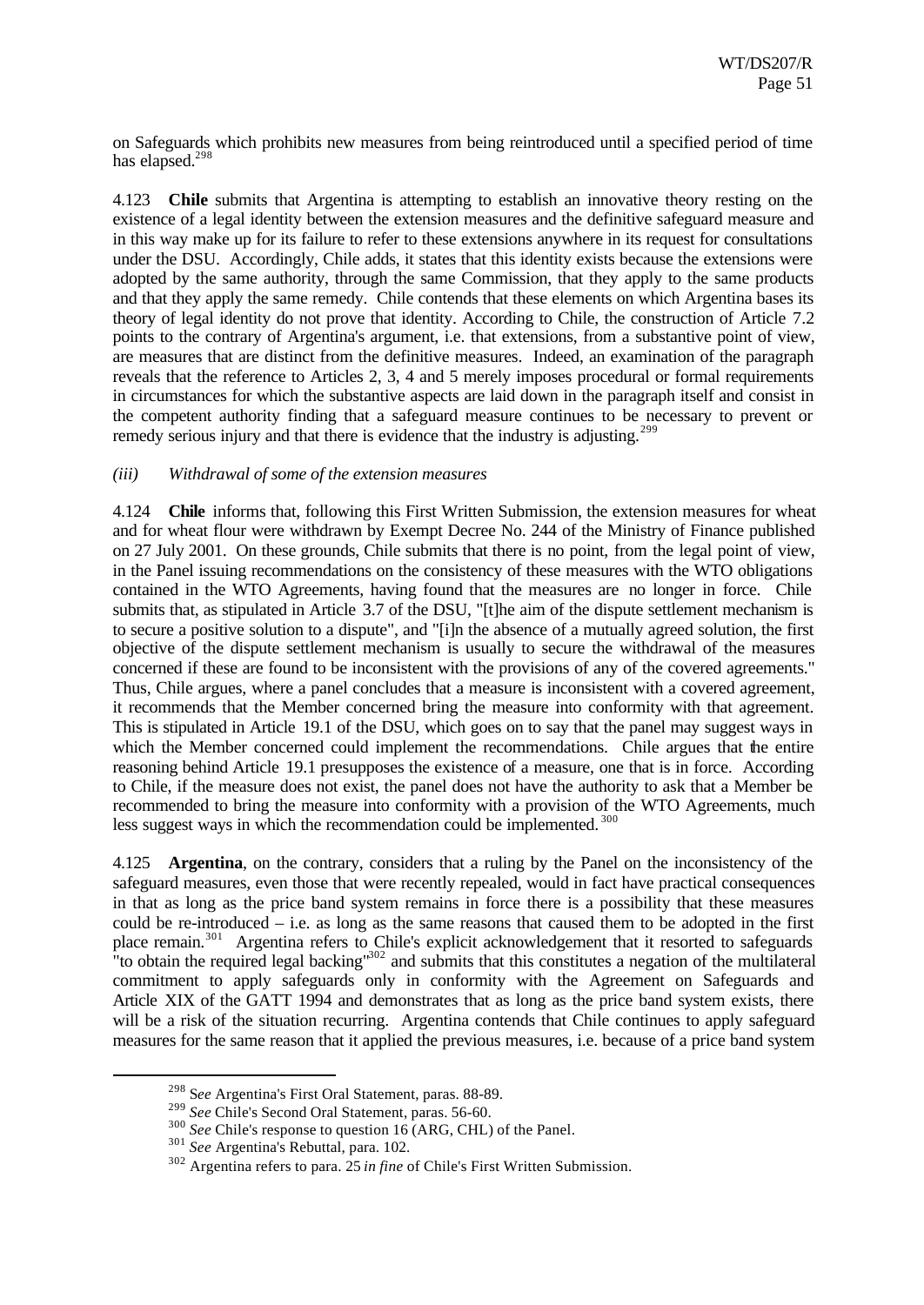on Safeguards which prohibits new measures from being reintroduced until a specified period of time has elapsed.[298]

4.123 **Chile** submits that Argentina is attempting to establish an innovative theory resting on the existence of a legal identity between the extension measures and the definitive safeguard measure and in this way make up for its failure to refer to these extensions anywhere in its request for consultations under the DSU. Accordingly, Chile adds, it states that this identity exists because the extensions were adopted by the same authority, through the same Commission, that they apply to the same products and that they apply the same remedy. Chile contends that these elements on which Argentina bases its theory of legal identity do not prove that identity. According to Chile, the construction of Article 7.2 points to the contrary of Argentina's argument, i.e. that extensions, from a substantive point of view, are measures that are distinct from the definitive measures. Indeed, an examination of the paragraph reveals that the reference to Articles 2, 3, 4 and 5 merely imposes procedural or formal requirements in circumstances for which the substantive aspects are laid down in the paragraph itself and consist in the competent authority finding that a safeguard measure continues to be necessary to prevent or remedy serious injury and that there is evidence that the industry is adjusting.[299]

*(iii) Withdrawal of some of the extension measures*

4.124 **Chile** informs that, following this First Written Submission, the extension measures for wheat and for wheat flour were withdrawn by Exempt Decree No. 244 of the Ministry of Finance published on 27 July 2001. On these grounds, Chile submits that there is no point, from the legal point of view, in the Panel issuing recommendations on the consistency of these measures with the WTO obligations contained in the WTO Agreements, having found that the measures are no longer in force. Chile submits that, as stipulated in Article 3.7 of the DSU, "[t]he aim of the dispute settlement mechanism is to secure a positive solution to a dispute", and "[i]n the absence of a mutually agreed solution, the first objective of the dispute settlement mechanism is usually to secure the withdrawal of the measures concerned if these are found to be inconsistent with the provisions of any of the covered agreements." Thus, Chile argues, where a panel concludes that a measure is inconsistent with a covered agreement, it recommends that the Member concerned bring the measure into conformity with that agreement. This is stipulated in Article 19.1 of the DSU, which goes on to say that the panel may suggest ways in which the Member concerned could implement the recommendations. Chile argues that the entire reasoning behind Article 19.1 presupposes the existence of a measure, one that is in force. According to Chile, if the measure does not exist, the panel does not have the authority to ask that a Member be recommended to bring the measure into conformity with a provision of the WTO Agreements, much less suggest ways in which the recommendation could be implemented.[300]

4.125 **Argentina**, on the contrary, considers that a ruling by the Panel on the inconsistency of the safeguard measures, even those that were recently repealed, would in fact have practical consequences in that as long as the price band system remains in force there is a possibility that these measures could be re-introduced – i.e. as long as the same reasons that caused them to be adopted in the first place remain.[301] Argentina refers to Chile's explicit acknowledgement that it resorted to safeguards "to obtain the required legal backing"[302] and submits that this constitutes a negation of the multilateral commitment to apply safeguards only in conformity with the Agreement on Safeguards and Article XIX of the GATT 1994 and demonstrates that as long as the price band system exists, there will be a risk of the situation recurring. Argentina contends that Chile continues to apply safeguard measures for the same reason that it applied the previous measures, i.e. because of a price band system

---

[298] *See* Argentina's First Oral Statement, paras. 88-89.

[299] *See* Chile's Second Oral Statement, paras. 56-60.

[300] *See* Chile's response to question 16 (ARG, CHL) of the Panel.

[301] *See* Argentina's Rebuttal, para. 102.

[302] Argentina refers to para. 25 *in fine* of Chile's First Written Submission.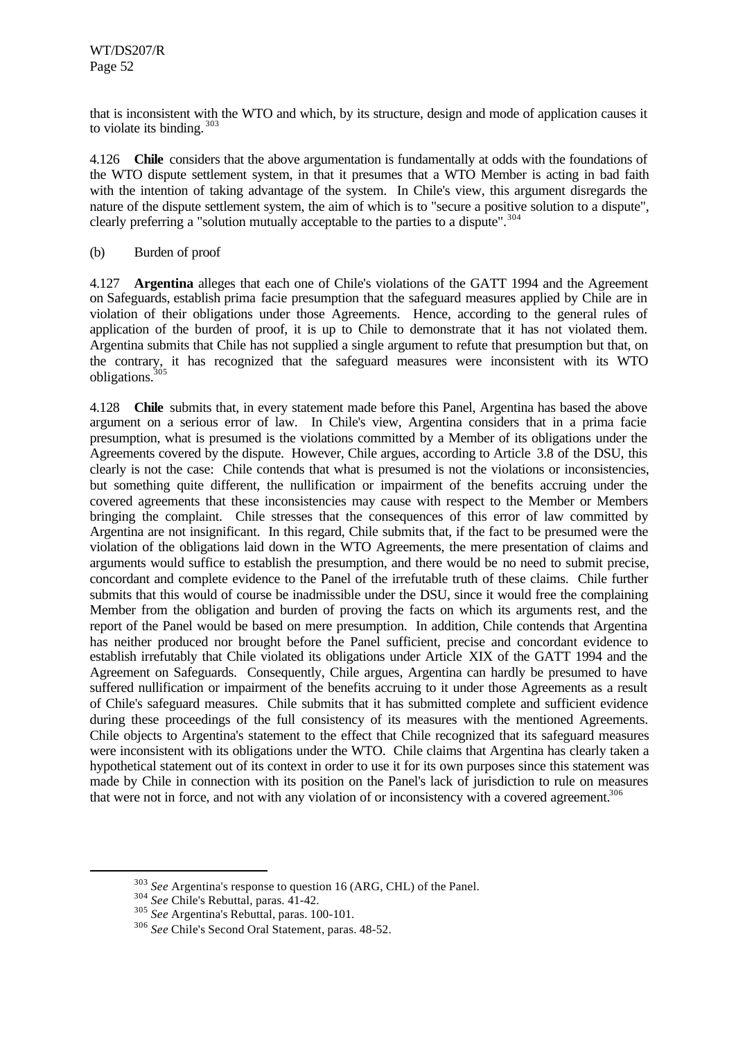that is inconsistent with the WTO and which, by its structure, design and mode of application causes it to violate its binding.[303]

4.126 **Chile** considers that the above argumentation is fundamentally at odds with the foundations of the WTO dispute settlement system, in that it presumes that a WTO Member is acting in bad faith with the intention of taking advantage of the system. In Chile's view, this argument disregards the nature of the dispute settlement system, the aim of which is to "secure a positive solution to a dispute", clearly preferring a "solution mutually acceptable to the parties to a dispute".[304]

(b) Burden of proof

4.127 **Argentina** alleges that each one of Chile's violations of the GATT 1994 and the Agreement on Safeguards, establish prima facie presumption that the safeguard measures applied by Chile are in violation of their obligations under those Agreements. Hence, according to the general rules of application of the burden of proof, it is up to Chile to demonstrate that it has not violated them. Argentina submits that Chile has not supplied a single argument to refute that presumption but that, on the contrary, it has recognized that the safeguard measures were inconsistent with its WTO obligations.[305]

4.128 **Chile** submits that, in every statement made before this Panel, Argentina has based the above argument on a serious error of law. In Chile's view, Argentina considers that in a prima facie presumption, what is presumed is the violations committed by a Member of its obligations under the Agreements covered by the dispute. However, Chile argues, according to Article 3.8 of the DSU, this clearly is not the case: Chile contends that what is presumed is not the violations or inconsistencies, but something quite different, the nullification or impairment of the benefits accruing under the covered agreements that these inconsistencies may cause with respect to the Member or Members bringing the complaint. Chile stresses that the consequences of this error of law committed by Argentina are not insignificant. In this regard, Chile submits that, if the fact to be presumed were the violation of the obligations laid down in the WTO Agreements, the mere presentation of claims and arguments would suffice to establish the presumption, and there would be no need to submit precise, concordant and complete evidence to the Panel of the irrefutable truth of these claims. Chile further submits that this would of course be inadmissible under the DSU, since it would free the complaining Member from the obligation and burden of proving the facts on which its arguments rest, and the report of the Panel would be based on mere presumption. In addition, Chile contends that Argentina has neither produced nor brought before the Panel sufficient, precise and concordant evidence to establish irrefutably that Chile violated its obligations under Article XIX of the GATT 1994 and the Agreement on Safeguards. Consequently, Chile argues, Argentina can hardly be presumed to have suffered nullification or impairment of the benefits accruing to it under those Agreements as a result of Chile's safeguard measures. Chile submits that it has submitted complete and sufficient evidence during these proceedings of the full consistency of its measures with the mentioned Agreements. Chile objects to Argentina's statement to the effect that Chile recognized that its safeguard measures were inconsistent with its obligations under the WTO. Chile claims that Argentina has clearly taken a hypothetical statement out of its context in order to use it for its own purposes since this statement was made by Chile in connection with its position on the Panel's lack of jurisdiction to rule on measures that were not in force, and not with any violation of or inconsistency with a covered agreement.[306]

---

[303] *See* Argentina's response to question 16 (ARG, CHL) of the Panel.

[304] *See* Chile's Rebuttal, paras. 41-42.

[305] *See* Argentina's Rebuttal, paras. 100-101.

[306] *See* Chile's Second Oral Statement, paras. 48-52.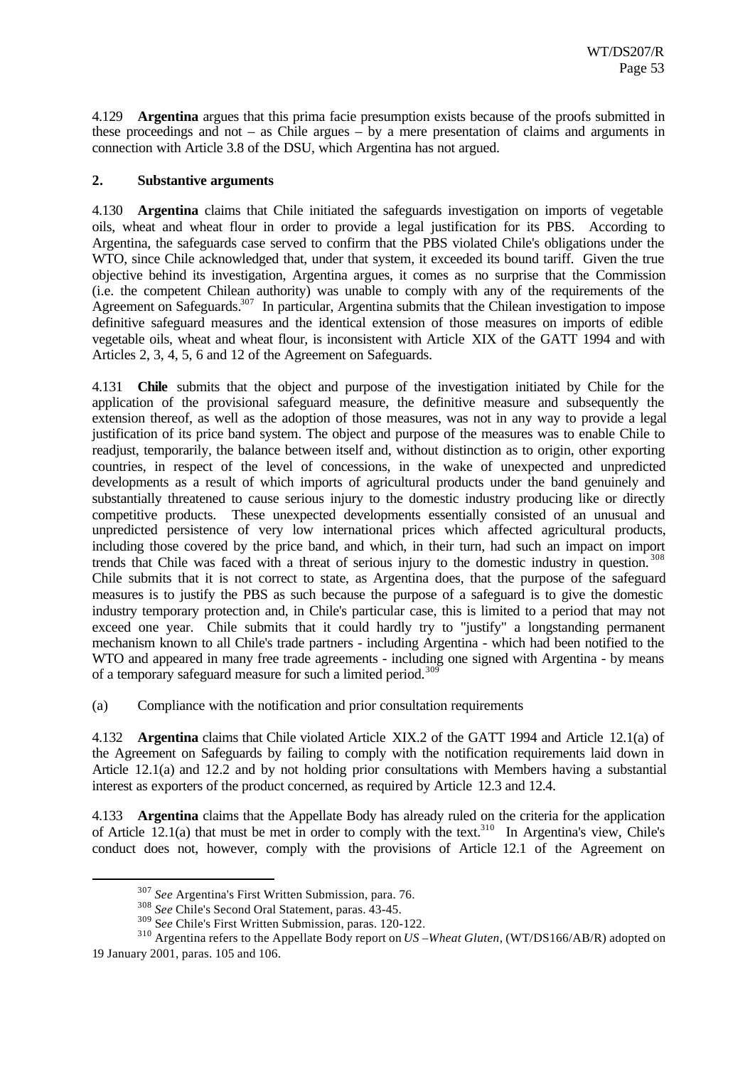4.129 **Argentina** argues that this prima facie presumption exists because of the proofs submitted in these proceedings and not – as Chile argues – by a mere presentation of claims and arguments in connection with Article 3.8 of the DSU, which Argentina has not argued.

## 2. Substantive arguments

4.130 **Argentina** claims that Chile initiated the safeguards investigation on imports of vegetable oils, wheat and wheat flour in order to provide a legal justification for its PBS. According to Argentina, the safeguards case served to confirm that the PBS violated Chile's obligations under the WTO, since Chile acknowledged that, under that system, it exceeded its bound tariff. Given the true objective behind its investigation, Argentina argues, it comes as no surprise that the Commission (i.e. the competent Chilean authority) was unable to comply with any of the requirements of the Agreement on Safeguards.[307] In particular, Argentina submits that the Chilean investigation to impose definitive safeguard measures and the identical extension of those measures on imports of edible vegetable oils, wheat and wheat flour, is inconsistent with Article XIX of the GATT 1994 and with Articles 2, 3, 4, 5, 6 and 12 of the Agreement on Safeguards.

4.131 **Chile** submits that the object and purpose of the investigation initiated by Chile for the application of the provisional safeguard measure, the definitive measure and subsequently the extension thereof, as well as the adoption of those measures, was not in any way to provide a legal justification of its price band system. The object and purpose of the measures was to enable Chile to readjust, temporarily, the balance between itself and, without distinction as to origin, other exporting countries, in respect of the level of concessions, in the wake of unexpected and unpredicted developments as a result of which imports of agricultural products under the band genuinely and substantially threatened to cause serious injury to the domestic industry producing like or directly competitive products. These unexpected developments essentially consisted of an unusual and unpredicted persistence of very low international prices which affected agricultural products, including those covered by the price band, and which, in their turn, had such an impact on import trends that Chile was faced with a threat of serious injury to the domestic industry in question.[308] Chile submits that it is not correct to state, as Argentina does, that the purpose of the safeguard measures is to justify the PBS as such because the purpose of a safeguard is to give the domestic industry temporary protection and, in Chile's particular case, this is limited to a period that may not exceed one year. Chile submits that it could hardly try to "justify" a longstanding permanent mechanism known to all Chile's trade partners - including Argentina - which had been notified to the WTO and appeared in many free trade agreements - including one signed with Argentina - by means of a temporary safeguard measure for such a limited period.[309]

(a) Compliance with the notification and prior consultation requirements

4.132 **Argentina** claims that Chile violated Article XIX.2 of the GATT 1994 and Article 12.1(a) of the Agreement on Safeguards by failing to comply with the notification requirements laid down in Article 12.1(a) and 12.2 and by not holding prior consultations with Members having a substantial interest as exporters of the product concerned, as required by Article 12.3 and 12.4.

4.133 **Argentina** claims that the Appellate Body has already ruled on the criteria for the application of Article 12.1(a) that must be met in order to comply with the text.[310] In Argentina's view, Chile's conduct does not, however, comply with the provisions of Article 12.1 of the Agreement on

---

[307] *See* Argentina's First Written Submission, para. 76.

[308] *See* Chile's Second Oral Statement, paras. 43-45.

[309] S*ee* Chile's First Written Submission, paras. 120-122.

[310] Argentina refers to the Appellate Body report on *US –Wheat Gluten*, (WT/DS166/AB/R) adopted on 19 January 2001, paras. 105 and 106.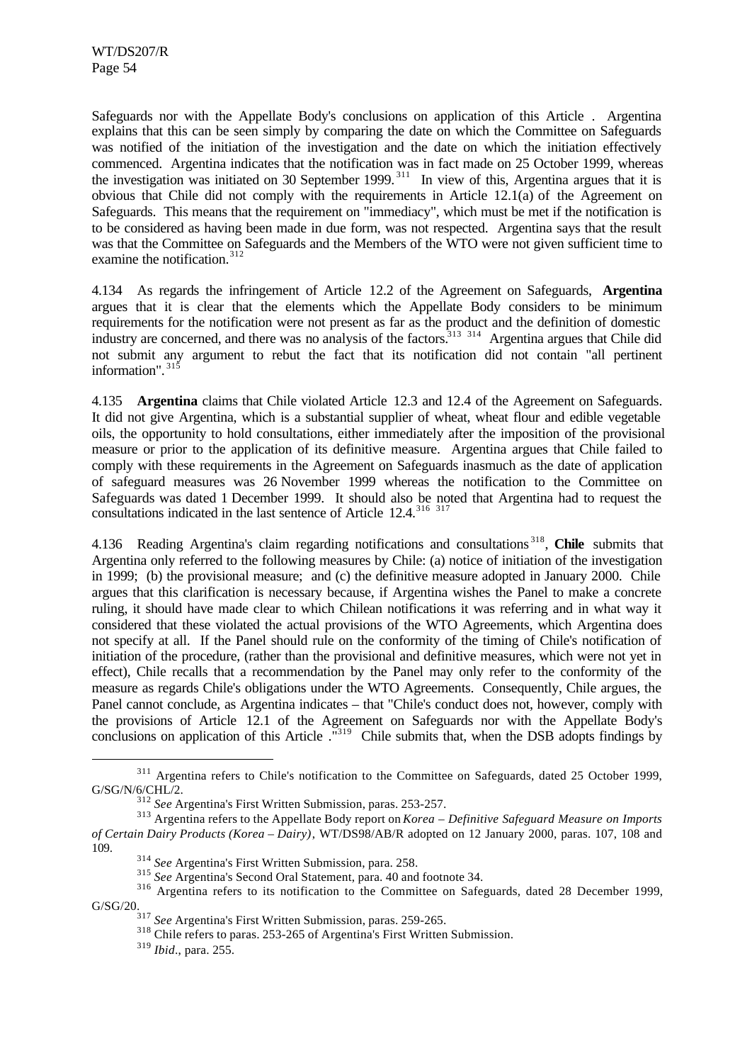Safeguards nor with the Appellate Body's conclusions on application of this Article . Argentina explains that this can be seen simply by comparing the date on which the Committee on Safeguards was notified of the initiation of the investigation and the date on which the initiation effectively commenced. Argentina indicates that the notification was in fact made on 25 October 1999, whereas the investigation was initiated on 30 September 1999.[311] In view of this, Argentina argues that it is obvious that Chile did not comply with the requirements in Article 12.1(a) of the Agreement on Safeguards. This means that the requirement on "immediacy", which must be met if the notification is to be considered as having been made in due form, was not respected. Argentina says that the result was that the Committee on Safeguards and the Members of the WTO were not given sufficient time to examine the notification.[312]

4.134 As regards the infringement of Article 12.2 of the Agreement on Safeguards, **Argentina** argues that it is clear that the elements which the Appellate Body considers to be minimum requirements for the notification were not present as far as the product and the definition of domestic industry are concerned, and there was no analysis of the factors.[313] [314] Argentina argues that Chile did not submit any argument to rebut the fact that its notification did not contain "all pertinent information".[315]

4.135 **Argentina** claims that Chile violated Article 12.3 and 12.4 of the Agreement on Safeguards. It did not give Argentina, which is a substantial supplier of wheat, wheat flour and edible vegetable oils, the opportunity to hold consultations, either immediately after the imposition of the provisional measure or prior to the application of its definitive measure. Argentina argues that Chile failed to comply with these requirements in the Agreement on Safeguards inasmuch as the date of application of safeguard measures was 26 November 1999 whereas the notification to the Committee on Safeguards was dated 1 December 1999. It should also be noted that Argentina had to request the consultations indicated in the last sentence of Article 12.4.[316] [317]

4.136 Reading Argentina's claim regarding notifications and consultations[318], **Chile** submits that Argentina only referred to the following measures by Chile: (a) notice of initiation of the investigation in 1999; (b) the provisional measure; and (c) the definitive measure adopted in January 2000. Chile argues that this clarification is necessary because, if Argentina wishes the Panel to make a concrete ruling, it should have made clear to which Chilean notifications it was referring and in what way it considered that these violated the actual provisions of the WTO Agreements, which Argentina does not specify at all. If the Panel should rule on the conformity of the timing of Chile's notification of initiation of the procedure, (rather than the provisional and definitive measures, which were not yet in effect), Chile recalls that a recommendation by the Panel may only refer to the conformity of the measure as regards Chile's obligations under the WTO Agreements. Consequently, Chile argues, the Panel cannot conclude, as Argentina indicates – that "Chile's conduct does not, however, comply with the provisions of Article 12.1 of the Agreement on Safeguards nor with the Appellate Body's conclusions on application of this Article ."[319] Chile submits that, when the DSB adopts findings by

---

[311] Argentina refers to Chile's notification to the Committee on Safeguards, dated 25 October 1999, G/SG/N/6/CHL/2.

[312] *See* Argentina's First Written Submission, paras. 253-257.

[313] Argentina refers to the Appellate Body report on *Korea – Definitive Safeguard Measure on Imports of Certain Dairy Products (Korea – Dairy)*, WT/DS98/AB/R adopted on 12 January 2000, paras. 107, 108 and 109.

[314] *See* Argentina's First Written Submission, para. 258.

[315] *See* Argentina's Second Oral Statement, para. 40 and footnote 34.

[316] Argentina refers to its notification to the Committee on Safeguards, dated 28 December 1999, G/SG/20.

[317] *See* Argentina's First Written Submission, paras. 259-265.

[318] Chile refers to paras. 253-265 of Argentina's First Written Submission.

[319] *Ibid*., para. 255.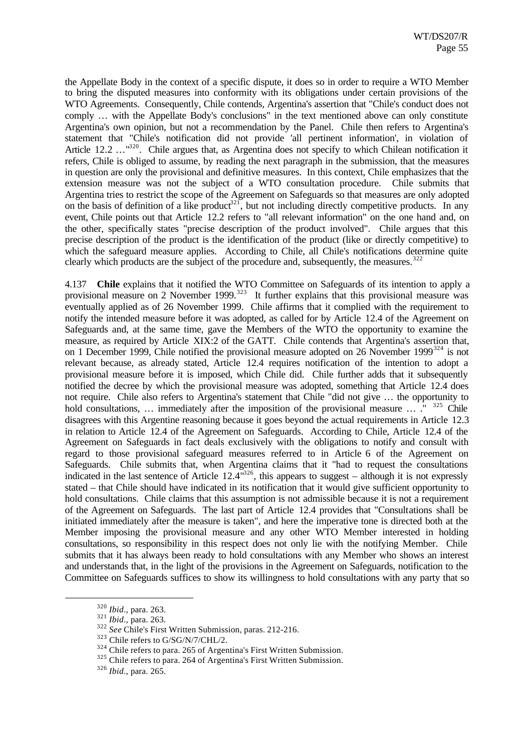the Appellate Body in the context of a specific dispute, it does so in order to require a WTO Member to bring the disputed measures into conformity with its obligations under certain provisions of the WTO Agreements. Consequently, Chile contends, Argentina's assertion that "Chile's conduct does not comply … with the Appellate Body's conclusions" in the text mentioned above can only constitute Argentina's own opinion, but not a recommendation by the Panel. Chile then refers to Argentina's statement that "Chile's notification did not provide 'all pertinent information', in violation of Article 12.2 …"[320]. Chile argues that, as Argentina does not specify to which Chilean notification it refers, Chile is obliged to assume, by reading the next paragraph in the submission, that the measures in question are only the provisional and definitive measures. In this context, Chile emphasizes that the extension measure was not the subject of a WTO consultation procedure. Chile submits that Argentina tries to restrict the scope of the Agreement on Safeguards so that measures are only adopted on the basis of definition of a like product[321], but not including directly competitive products. In any event, Chile points out that Article 12.2 refers to "all relevant information" on the one hand and, on the other, specifically states "precise description of the product involved". Chile argues that this precise description of the product is the identification of the product (like or directly competitive) to which the safeguard measure applies. According to Chile, all Chile's notifications determine quite clearly which products are the subject of the procedure and, subsequently, the measures.[322]

4.137 **Chile** explains that it notified the WTO Committee on Safeguards of its intention to apply a provisional measure on 2 November 1999.[323] It further explains that this provisional measure was eventually applied as of 26 November 1999. Chile affirms that it complied with the requirement to notify the intended measure before it was adopted, as called for by Article 12.4 of the Agreement on Safeguards and, at the same time, gave the Members of the WTO the opportunity to examine the measure, as required by Article XIX:2 of the GATT. Chile contends that Argentina's assertion that, on 1 December 1999, Chile notified the provisional measure adopted on 26 November 1999[324] is not relevant because, as already stated, Article 12.4 requires notification of the intention to adopt a provisional measure before it is imposed, which Chile did. Chile further adds that it subsequently notified the decree by which the provisional measure was adopted, something that Article 12.4 does not require. Chile also refers to Argentina's statement that Chile "did not give … the opportunity to hold consultations, … immediately after the imposition of the provisional measure … ."[325] Chile disagrees with this Argentine reasoning because it goes beyond the actual requirements in Article 12.3 in relation to Article 12.4 of the Agreement on Safeguards. According to Chile, Article 12.4 of the Agreement on Safeguards in fact deals exclusively with the obligations to notify and consult with regard to those provisional safeguard measures referred to in Article 6 of the Agreement on Safeguards. Chile submits that, when Argentina claims that it "had to request the consultations indicated in the last sentence of Article 12.4"[326], this appears to suggest – although it is not expressly stated – that Chile should have indicated in its notification that it would give sufficient opportunity to hold consultations. Chile claims that this assumption is not admissible because it is not a requirement of the Agreement on Safeguards. The last part of Article 12.4 provides that "Consultations shall be initiated immediately after the measure is taken", and here the imperative tone is directed both at the Member imposing the provisional measure and any other WTO Member interested in holding consultations, so responsibility in this respect does not only lie with the notifying Member. Chile submits that it has always been ready to hold consultations with any Member who shows an interest and understands that, in the light of the provisions in the Agreement on Safeguards, notification to the Committee on Safeguards suffices to show its willingness to hold consultations with any party that so

---

[320] *Ibid.*, para. 263.

[321] *Ibid.*, para. 263.

[322] *See* Chile's First Written Submission, paras. 212-216.

[323] Chile refers to G/SG/N/7/CHL/2.

[324] Chile refers to para. 265 of Argentina's First Written Submission.

[325] Chile refers to para. 264 of Argentina's First Written Submission.

[326] *Ibid.*, para. 265.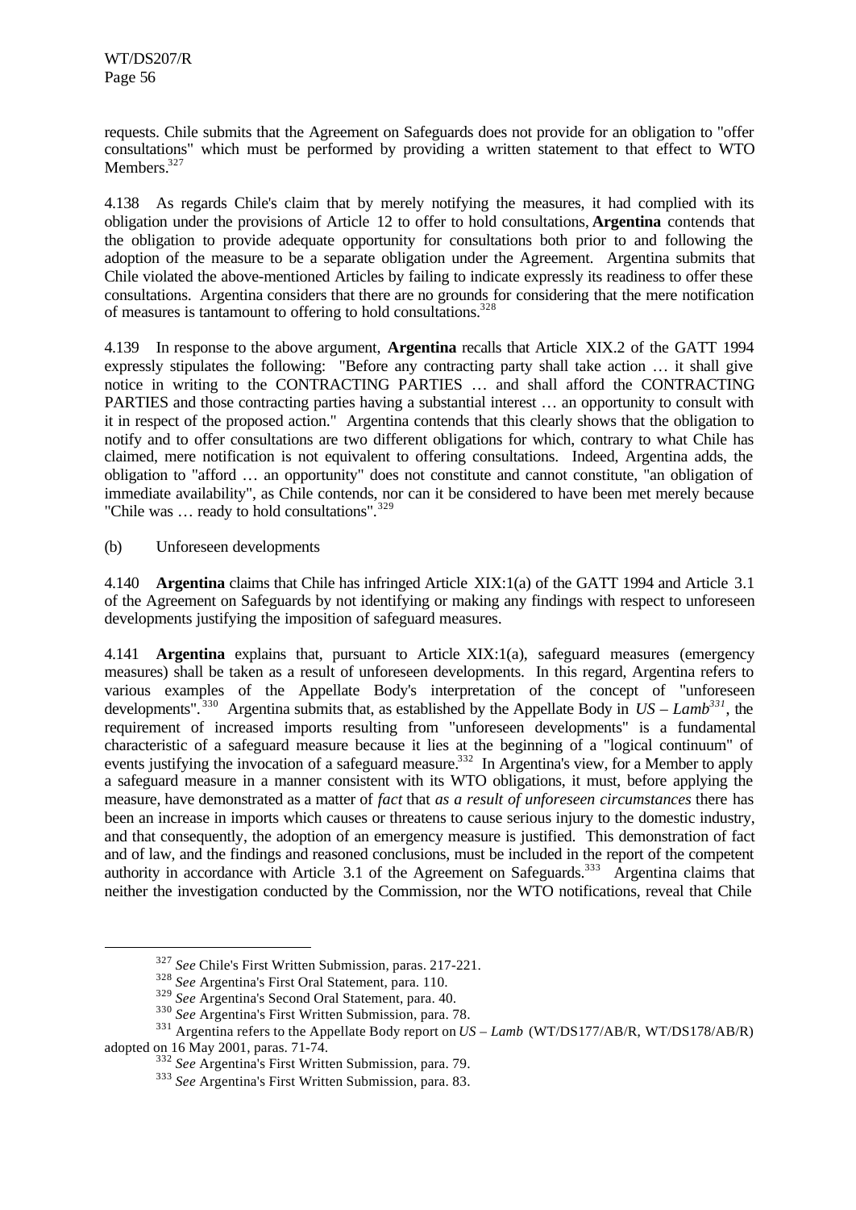requests. Chile submits that the Agreement on Safeguards does not provide for an obligation to "offer consultations" which must be performed by providing a written statement to that effect to WTO Members.[327]

4.138 As regards Chile's claim that by merely notifying the measures, it had complied with its obligation under the provisions of Article 12 to offer to hold consultations, **Argentina** contends that the obligation to provide adequate opportunity for consultations both prior to and following the adoption of the measure to be a separate obligation under the Agreement. Argentina submits that Chile violated the above-mentioned Articles by failing to indicate expressly its readiness to offer these consultations. Argentina considers that there are no grounds for considering that the mere notification of measures is tantamount to offering to hold consultations.[328]

4.139 In response to the above argument, **Argentina** recalls that Article XIX.2 of the GATT 1994 expressly stipulates the following: "Before any contracting party shall take action … it shall give notice in writing to the CONTRACTING PARTIES … and shall afford the CONTRACTING PARTIES and those contracting parties having a substantial interest … an opportunity to consult with it in respect of the proposed action." Argentina contends that this clearly shows that the obligation to notify and to offer consultations are two different obligations for which, contrary to what Chile has claimed, mere notification is not equivalent to offering consultations. Indeed, Argentina adds, the obligation to "afford … an opportunity" does not constitute and cannot constitute, "an obligation of immediate availability", as Chile contends, nor can it be considered to have been met merely because "Chile was … ready to hold consultations".[329]

(b) Unforeseen developments

4.140 **Argentina** claims that Chile has infringed Article XIX:1(a) of the GATT 1994 and Article 3.1 of the Agreement on Safeguards by not identifying or making any findings with respect to unforeseen developments justifying the imposition of safeguard measures.

4.141 **Argentina** explains that, pursuant to Article XIX:1(a), safeguard measures (emergency measures) shall be taken as a result of unforeseen developments. In this regard, Argentina refers to various examples of the Appellate Body's interpretation of the concept of "unforeseen developments".[330] Argentina submits that, as established by the Appellate Body in *US – Lamb*[331], the requirement of increased imports resulting from "unforeseen developments" is a fundamental characteristic of a safeguard measure because it lies at the beginning of a "logical continuum" of events justifying the invocation of a safeguard measure.[332] In Argentina's view, for a Member to apply a safeguard measure in a manner consistent with its WTO obligations, it must, before applying the measure, have demonstrated as a matter of *fact* that *as a result of unforeseen circumstances* there has been an increase in imports which causes or threatens to cause serious injury to the domestic industry, and that consequently, the adoption of an emergency measure is justified. This demonstration of fact and of law, and the findings and reasoned conclusions, must be included in the report of the competent authority in accordance with Article 3.1 of the Agreement on Safeguards.[333] Argentina claims that neither the investigation conducted by the Commission, nor the WTO notifications, reveal that Chile

---

[327] *See* Chile's First Written Submission, paras. 217-221.

[328] *See* Argentina's First Oral Statement, para. 110.

[329] *See* Argentina's Second Oral Statement, para. 40.

[330] *See* Argentina's First Written Submission, para. 78.

[331] Argentina refers to the Appellate Body report on *US – Lamb* (WT/DS177/AB/R, WT/DS178/AB/R) adopted on 16 May 2001, paras. 71-74.

[332] *See* Argentina's First Written Submission, para. 79.

[333] *See* Argentina's First Written Submission, para. 83.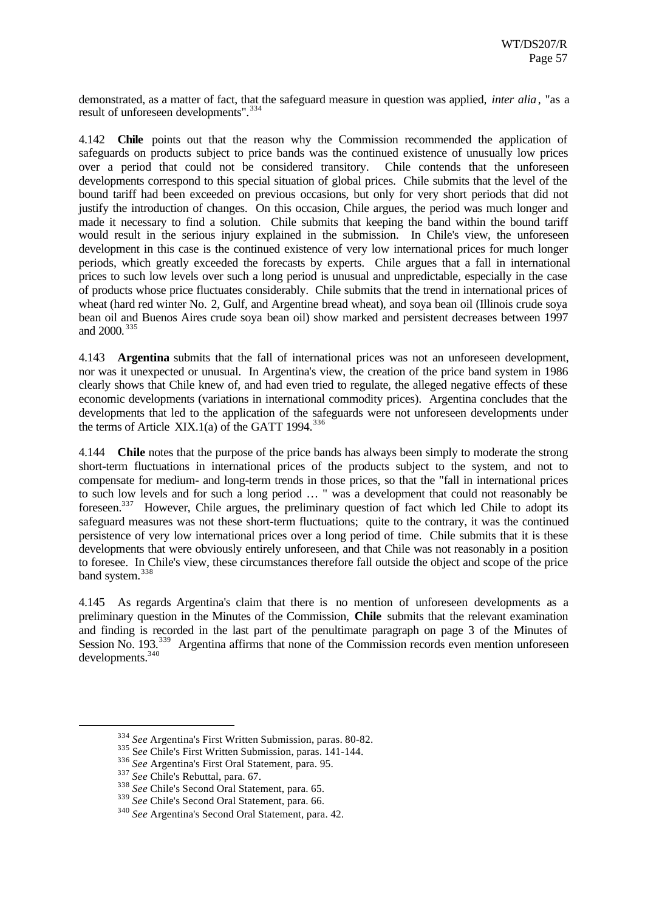demonstrated, as a matter of fact, that the safeguard measure in question was applied, *inter alia*, "as a result of unforeseen developments".[334]

4.142 **Chile** points out that the reason why the Commission recommended the application of safeguards on products subject to price bands was the continued existence of unusually low prices over a period that could not be considered transitory. Chile contends that the unforeseen developments correspond to this special situation of global prices. Chile submits that the level of the bound tariff had been exceeded on previous occasions, but only for very short periods that did not justify the introduction of changes. On this occasion, Chile argues, the period was much longer and made it necessary to find a solution. Chile submits that keeping the band within the bound tariff would result in the serious injury explained in the submission. In Chile's view, the unforeseen development in this case is the continued existence of very low international prices for much longer periods, which greatly exceeded the forecasts by experts. Chile argues that a fall in international prices to such low levels over such a long period is unusual and unpredictable, especially in the case of products whose price fluctuates considerably. Chile submits that the trend in international prices of wheat (hard red winter No. 2, Gulf, and Argentine bread wheat), and soya bean oil (Illinois crude soya bean oil and Buenos Aires crude soya bean oil) show marked and persistent decreases between 1997 and 2000.[335]

4.143 **Argentina** submits that the fall of international prices was not an unforeseen development, nor was it unexpected or unusual. In Argentina's view, the creation of the price band system in 1986 clearly shows that Chile knew of, and had even tried to regulate, the alleged negative effects of these economic developments (variations in international commodity prices). Argentina concludes that the developments that led to the application of the safeguards were not unforeseen developments under the terms of Article XIX.1(a) of the GATT 1994.[336]

4.144 **Chile** notes that the purpose of the price bands has always been simply to moderate the strong short-term fluctuations in international prices of the products subject to the system, and not to compensate for medium- and long-term trends in those prices, so that the "fall in international prices to such low levels and for such a long period … " was a development that could not reasonably be foreseen.[337] However, Chile argues, the preliminary question of fact which led Chile to adopt its safeguard measures was not these short-term fluctuations; quite to the contrary, it was the continued persistence of very low international prices over a long period of time. Chile submits that it is these developments that were obviously entirely unforeseen, and that Chile was not reasonably in a position to foresee. In Chile's view, these circumstances therefore fall outside the object and scope of the price band system.[338]

4.145 As regards Argentina's claim that there is no mention of unforeseen developments as a preliminary question in the Minutes of the Commission, **Chile** submits that the relevant examination and finding is recorded in the last part of the penultimate paragraph on page 3 of the Minutes of Session No. 193.[339] Argentina affirms that none of the Commission records even mention unforeseen developments.[340]

---

[334] *See* Argentina's First Written Submission, paras. 80-82.

[335] *See* Chile's First Written Submission, paras. 141-144.

[336] *See* Argentina's First Oral Statement, para. 95.

[337] *See* Chile's Rebuttal, para. 67.

[338] *See* Chile's Second Oral Statement, para. 65.

[339] *See* Chile's Second Oral Statement, para. 66.

[340] *See* Argentina's Second Oral Statement, para. 42.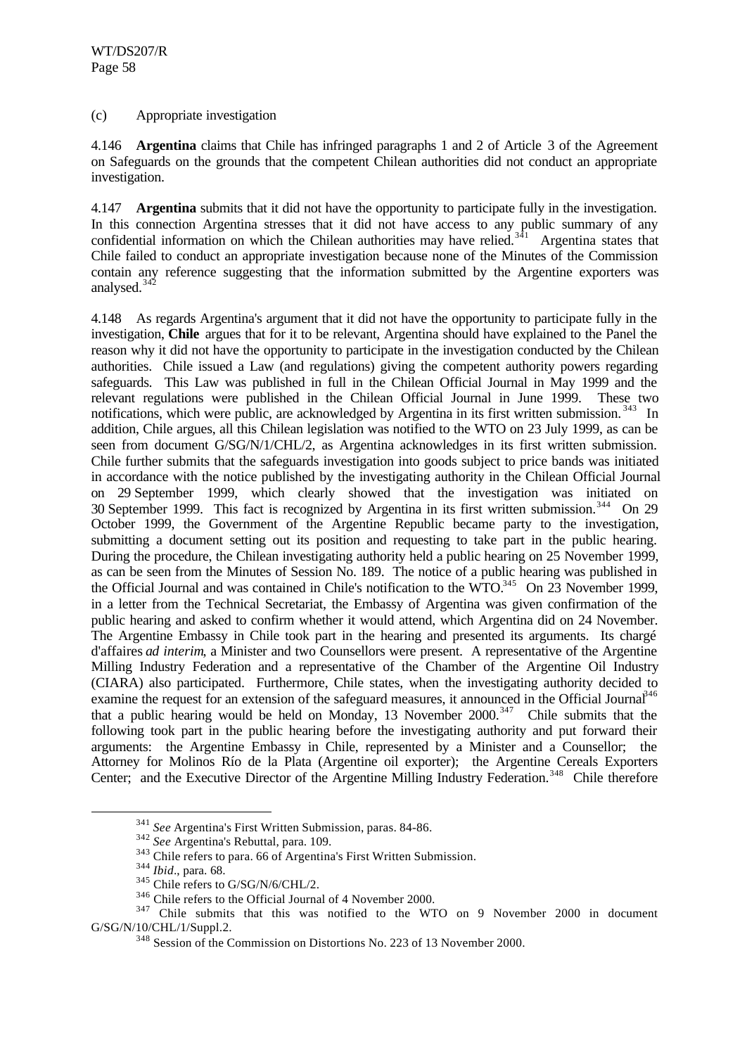(c) Appropriate investigation

4.146 **Argentina** claims that Chile has infringed paragraphs 1 and 2 of Article 3 of the Agreement on Safeguards on the grounds that the competent Chilean authorities did not conduct an appropriate investigation.

4.147 **Argentina** submits that it did not have the opportunity to participate fully in the investigation. In this connection Argentina stresses that it did not have access to any public summary of any confidential information on which the Chilean authorities may have relied.[341] Argentina states that Chile failed to conduct an appropriate investigation because none of the Minutes of the Commission contain any reference suggesting that the information submitted by the Argentine exporters was analysed.[342]

4.148 As regards Argentina's argument that it did not have the opportunity to participate fully in the investigation, **Chile** argues that for it to be relevant, Argentina should have explained to the Panel the reason why it did not have the opportunity to participate in the investigation conducted by the Chilean authorities. Chile issued a Law (and regulations) giving the competent authority powers regarding safeguards. This Law was published in full in the Chilean Official Journal in May 1999 and the relevant regulations were published in the Chilean Official Journal in June 1999. These two notifications, which were public, are acknowledged by Argentina in its first written submission.[343] In addition, Chile argues, all this Chilean legislation was notified to the WTO on 23 July 1999, as can be seen from document G/SG/N/1/CHL/2, as Argentina acknowledges in its first written submission. Chile further submits that the safeguards investigation into goods subject to price bands was initiated in accordance with the notice published by the investigating authority in the Chilean Official Journal on 29 September 1999, which clearly showed that the investigation was initiated on 30 September 1999. This fact is recognized by Argentina in its first written submission.[344] On 29 October 1999, the Government of the Argentine Republic became party to the investigation, submitting a document setting out its position and requesting to take part in the public hearing. During the procedure, the Chilean investigating authority held a public hearing on 25 November 1999, as can be seen from the Minutes of Session No. 189. The notice of a public hearing was published in the Official Journal and was contained in Chile's notification to the WTO.[345] On 23 November 1999, in a letter from the Technical Secretariat, the Embassy of Argentina was given confirmation of the public hearing and asked to confirm whether it would attend, which Argentina did on 24 November. The Argentine Embassy in Chile took part in the hearing and presented its arguments. Its chargé d'affaires *ad interim*, a Minister and two Counsellors were present. A representative of the Argentine Milling Industry Federation and a representative of the Chamber of the Argentine Oil Industry (CIARA) also participated. Furthermore, Chile states, when the investigating authority decided to examine the request for an extension of the safeguard measures, it announced in the Official Journal[346] that a public hearing would be held on Monday, 13 November 2000.[347] Chile submits that the following took part in the public hearing before the investigating authority and put forward their arguments: the Argentine Embassy in Chile, represented by a Minister and a Counsellor; the Attorney for Molinos Río de la Plata (Argentine oil exporter); the Argentine Cereals Exporters Center; and the Executive Director of the Argentine Milling Industry Federation.[348] Chile therefore

---

[341] *See* Argentina's First Written Submission, paras. 84-86.

[342] *See* Argentina's Rebuttal, para. 109.

[343] Chile refers to para. 66 of Argentina's First Written Submission.

[344] *Ibid*., para. 68.

[345] Chile refers to G/SG/N/6/CHL/2.

[346] Chile refers to the Official Journal of 4 November 2000.

[347] Chile submits that this was notified to the WTO on 9 November 2000 in document G/SG/N/10/CHL/1/Suppl.2.

[348] Session of the Commission on Distortions No. 223 of 13 November 2000.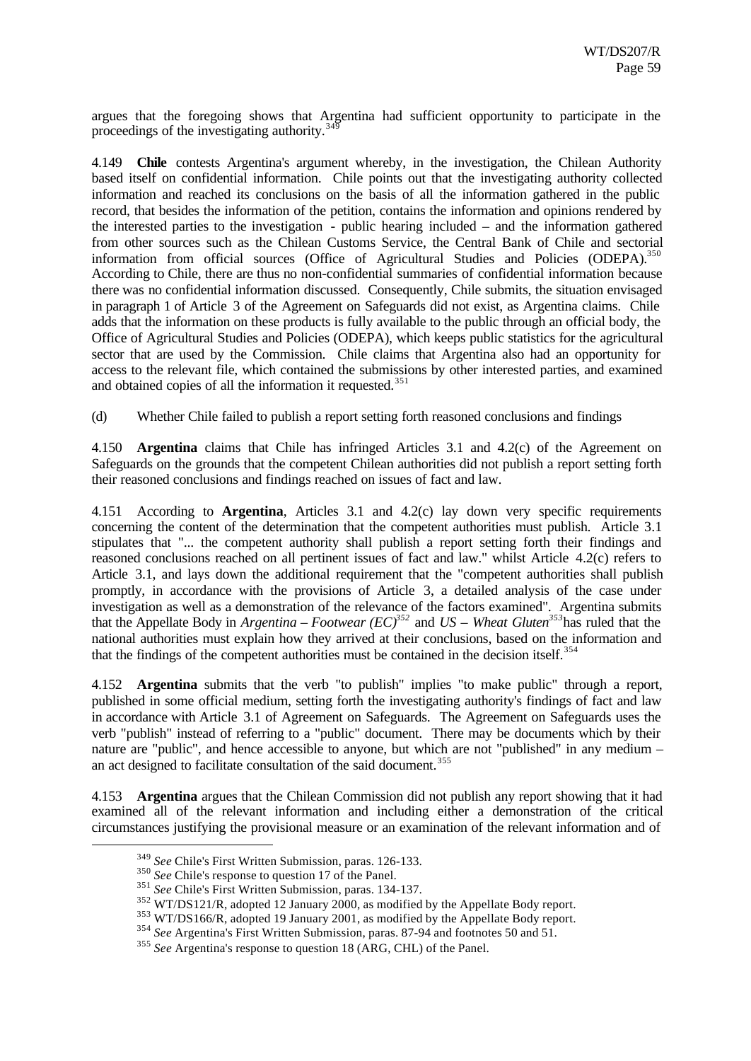argues that the foregoing shows that Argentina had sufficient opportunity to participate in the proceedings of the investigating authority.[349]

4.149 **Chile** contests Argentina's argument whereby, in the investigation, the Chilean Authority based itself on confidential information. Chile points out that the investigating authority collected information and reached its conclusions on the basis of all the information gathered in the public record, that besides the information of the petition, contains the information and opinions rendered by the interested parties to the investigation - public hearing included – and the information gathered from other sources such as the Chilean Customs Service, the Central Bank of Chile and sectorial information from official sources (Office of Agricultural Studies and Policies (ODEPA).[350] According to Chile, there are thus no non-confidential summaries of confidential information because there was no confidential information discussed. Consequently, Chile submits, the situation envisaged in paragraph 1 of Article 3 of the Agreement on Safeguards did not exist, as Argentina claims. Chile adds that the information on these products is fully available to the public through an official body, the Office of Agricultural Studies and Policies (ODEPA), which keeps public statistics for the agricultural sector that are used by the Commission. Chile claims that Argentina also had an opportunity for access to the relevant file, which contained the submissions by other interested parties, and examined and obtained copies of all the information it requested.[351]

(d) Whether Chile failed to publish a report setting forth reasoned conclusions and findings

4.150 **Argentina** claims that Chile has infringed Articles 3.1 and 4.2(c) of the Agreement on Safeguards on the grounds that the competent Chilean authorities did not publish a report setting forth their reasoned conclusions and findings reached on issues of fact and law.

4.151 According to **Argentina**, Articles 3.1 and 4.2(c) lay down very specific requirements concerning the content of the determination that the competent authorities must publish. Article 3.1 stipulates that "... the competent authority shall publish a report setting forth their findings and reasoned conclusions reached on all pertinent issues of fact and law." whilst Article 4.2(c) refers to Article 3.1, and lays down the additional requirement that the "competent authorities shall publish promptly, in accordance with the provisions of Article 3, a detailed analysis of the case under investigation as well as a demonstration of the relevance of the factors examined". Argentina submits that the Appellate Body in *Argentina – Footwear (EC)*[352] and *US – Wheat Gluten*[353] has ruled that the national authorities must explain how they arrived at their conclusions, based on the information and that the findings of the competent authorities must be contained in the decision itself.[354]

4.152 **Argentina** submits that the verb "to publish" implies "to make public" through a report, published in some official medium, setting forth the investigating authority's findings of fact and law in accordance with Article 3.1 of Agreement on Safeguards. The Agreement on Safeguards uses the verb "publish" instead of referring to a "public" document. There may be documents which by their nature are "public", and hence accessible to anyone, but which are not "published" in any medium – an act designed to facilitate consultation of the said document.[355]

4.153 **Argentina** argues that the Chilean Commission did not publish any report showing that it had examined all of the relevant information and including either a demonstration of the critical circumstances justifying the provisional measure or an examination of the relevant information and of

[349] *See* Chile's First Written Submission, paras. 126-133.

[350] *See* Chile's response to question 17 of the Panel.

[351] *See* Chile's First Written Submission, paras. 134-137.

[352] WT/DS121/R, adopted 12 January 2000, as modified by the Appellate Body report.

[353] WT/DS166/R, adopted 19 January 2001, as modified by the Appellate Body report.

[354] *See* Argentina's First Written Submission, paras. 87-94 and footnotes 50 and 51.

[355] *See* Argentina's response to question 18 (ARG, CHL) of the Panel.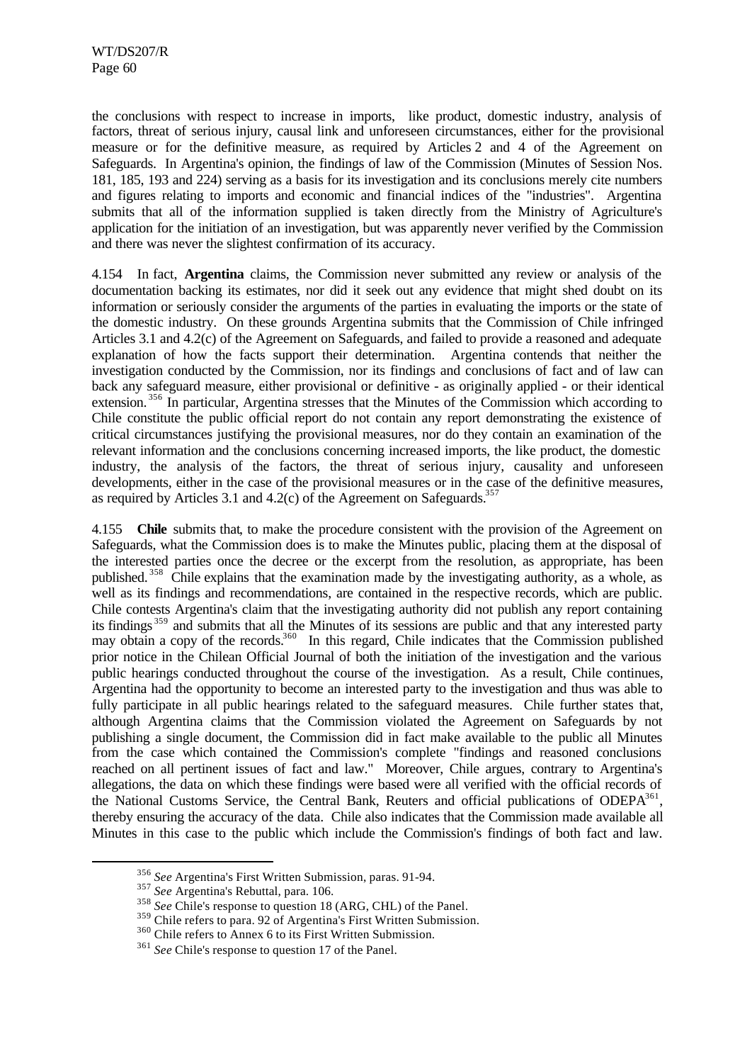the conclusions with respect to increase in imports, like product, domestic industry, analysis of factors, threat of serious injury, causal link and unforeseen circumstances, either for the provisional measure or for the definitive measure, as required by Articles 2 and 4 of the Agreement on Safeguards. In Argentina's opinion, the findings of law of the Commission (Minutes of Session Nos. 181, 185, 193 and 224) serving as a basis for its investigation and its conclusions merely cite numbers and figures relating to imports and economic and financial indices of the "industries". Argentina submits that all of the information supplied is taken directly from the Ministry of Agriculture's application for the initiation of an investigation, but was apparently never verified by the Commission and there was never the slightest confirmation of its accuracy.

4.154 In fact, **Argentina** claims, the Commission never submitted any review or analysis of the documentation backing its estimates, nor did it seek out any evidence that might shed doubt on its information or seriously consider the arguments of the parties in evaluating the imports or the state of the domestic industry. On these grounds Argentina submits that the Commission of Chile infringed Articles 3.1 and 4.2(c) of the Agreement on Safeguards, and failed to provide a reasoned and adequate explanation of how the facts support their determination. Argentina contends that neither the investigation conducted by the Commission, nor its findings and conclusions of fact and of law can back any safeguard measure, either provisional or definitive - as originally applied - or their identical extension.[356] In particular, Argentina stresses that the Minutes of the Commission which according to Chile constitute the public official report do not contain any report demonstrating the existence of critical circumstances justifying the provisional measures, nor do they contain an examination of the relevant information and the conclusions concerning increased imports, the like product, the domestic industry, the analysis of the factors, the threat of serious injury, causality and unforeseen developments, either in the case of the provisional measures or in the case of the definitive measures, as required by Articles 3.1 and 4.2(c) of the Agreement on Safeguards.[357]

4.155 **Chile** submits that, to make the procedure consistent with the provision of the Agreement on Safeguards, what the Commission does is to make the Minutes public, placing them at the disposal of the interested parties once the decree or the excerpt from the resolution, as appropriate, has been published.[358] Chile explains that the examination made by the investigating authority, as a whole, as well as its findings and recommendations, are contained in the respective records, which are public. Chile contests Argentina's claim that the investigating authority did not publish any report containing its findings[359] and submits that all the Minutes of its sessions are public and that any interested party may obtain a copy of the records.[360] In this regard, Chile indicates that the Commission published prior notice in the Chilean Official Journal of both the initiation of the investigation and the various public hearings conducted throughout the course of the investigation. As a result, Chile continues, Argentina had the opportunity to become an interested party to the investigation and thus was able to fully participate in all public hearings related to the safeguard measures. Chile further states that, although Argentina claims that the Commission violated the Agreement on Safeguards by not publishing a single document, the Commission did in fact make available to the public all Minutes from the case which contained the Commission's complete "findings and reasoned conclusions reached on all pertinent issues of fact and law." Moreover, Chile argues, contrary to Argentina's allegations, the data on which these findings were based were all verified with the official records of the National Customs Service, the Central Bank, Reuters and official publications of ODEPA[361], thereby ensuring the accuracy of the data. Chile also indicates that the Commission made available all Minutes in this case to the public which include the Commission's findings of both fact and law.

---

[356] *See* Argentina's First Written Submission, paras. 91-94.

[357] *See* Argentina's Rebuttal, para. 106.

[358] *See* Chile's response to question 18 (ARG, CHL) of the Panel.

[359] Chile refers to para. 92 of Argentina's First Written Submission.

[360] Chile refers to Annex 6 to its First Written Submission.

[361] *See* Chile's response to question 17 of the Panel.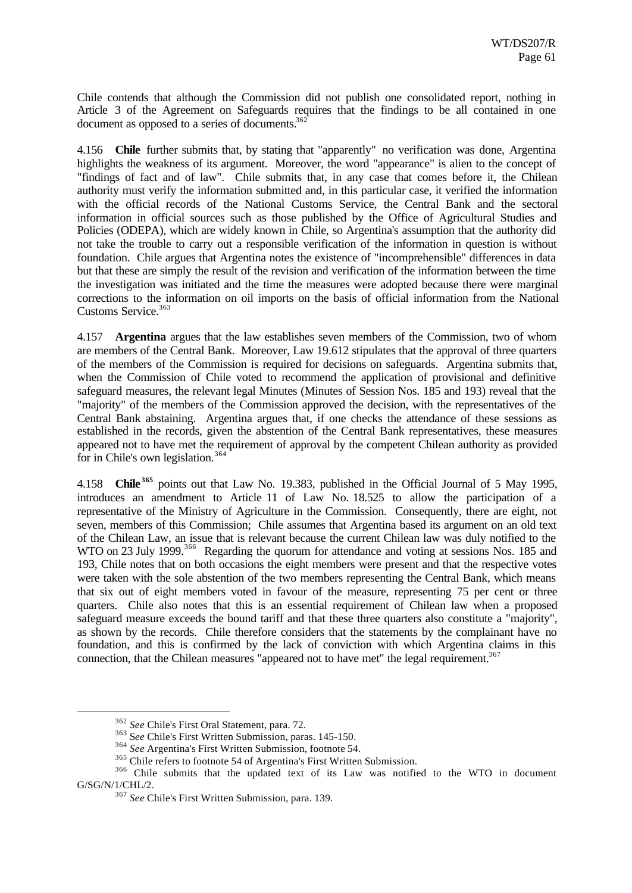Chile contends that although the Commission did not publish one consolidated report, nothing in Article 3 of the Agreement on Safeguards requires that the findings to be all contained in one document as opposed to a series of documents.[362]

4.156 **Chile** further submits that, by stating that "apparently" no verification was done, Argentina highlights the weakness of its argument. Moreover, the word "appearance" is alien to the concept of "findings of fact and of law". Chile submits that, in any case that comes before it, the Chilean authority must verify the information submitted and, in this particular case, it verified the information with the official records of the National Customs Service, the Central Bank and the sectoral information in official sources such as those published by the Office of Agricultural Studies and Policies (ODEPA), which are widely known in Chile, so Argentina's assumption that the authority did not take the trouble to carry out a responsible verification of the information in question is without foundation. Chile argues that Argentina notes the existence of "incomprehensible" differences in data but that these are simply the result of the revision and verification of the information between the time the investigation was initiated and the time the measures were adopted because there were marginal corrections to the information on oil imports on the basis of official information from the National Customs Service.[363]

4.157 **Argentina** argues that the law establishes seven members of the Commission, two of whom are members of the Central Bank. Moreover, Law 19.612 stipulates that the approval of three quarters of the members of the Commission is required for decisions on safeguards. Argentina submits that, when the Commission of Chile voted to recommend the application of provisional and definitive safeguard measures, the relevant legal Minutes (Minutes of Session Nos. 185 and 193) reveal that the "majority" of the members of the Commission approved the decision, with the representatives of the Central Bank abstaining. Argentina argues that, if one checks the attendance of these sessions as established in the records, given the abstention of the Central Bank representatives, these measures appeared not to have met the requirement of approval by the competent Chilean authority as provided for in Chile's own legislation.[364]

4.158 **Chile**[365] points out that Law No. 19.383, published in the Official Journal of 5 May 1995, introduces an amendment to Article 11 of Law No. 18.525 to allow the participation of a representative of the Ministry of Agriculture in the Commission. Consequently, there are eight, not seven, members of this Commission; Chile assumes that Argentina based its argument on an old text of the Chilean Law, an issue that is relevant because the current Chilean law was duly notified to the WTO on 23 July 1999.[366] Regarding the quorum for attendance and voting at sessions Nos. 185 and 193, Chile notes that on both occasions the eight members were present and that the respective votes were taken with the sole abstention of the two members representing the Central Bank, which means that six out of eight members voted in favour of the measure, representing 75 per cent or three quarters. Chile also notes that this is an essential requirement of Chilean law when a proposed safeguard measure exceeds the bound tariff and that these three quarters also constitute a "majority", as shown by the records. Chile therefore considers that the statements by the complainant have no foundation, and this is confirmed by the lack of conviction with which Argentina claims in this connection, that the Chilean measures "appeared not to have met" the legal requirement.[367]

---

[362] *See* Chile's First Oral Statement, para. 72.

[363] *See* Chile's First Written Submission, paras. 145-150.

[364] *See* Argentina's First Written Submission, footnote 54.

[365] Chile refers to footnote 54 of Argentina's First Written Submission.

[366] Chile submits that the updated text of its Law was notified to the WTO in document G/SG/N/1/CHL/2.

[367] *See* Chile's First Written Submission, para. 139.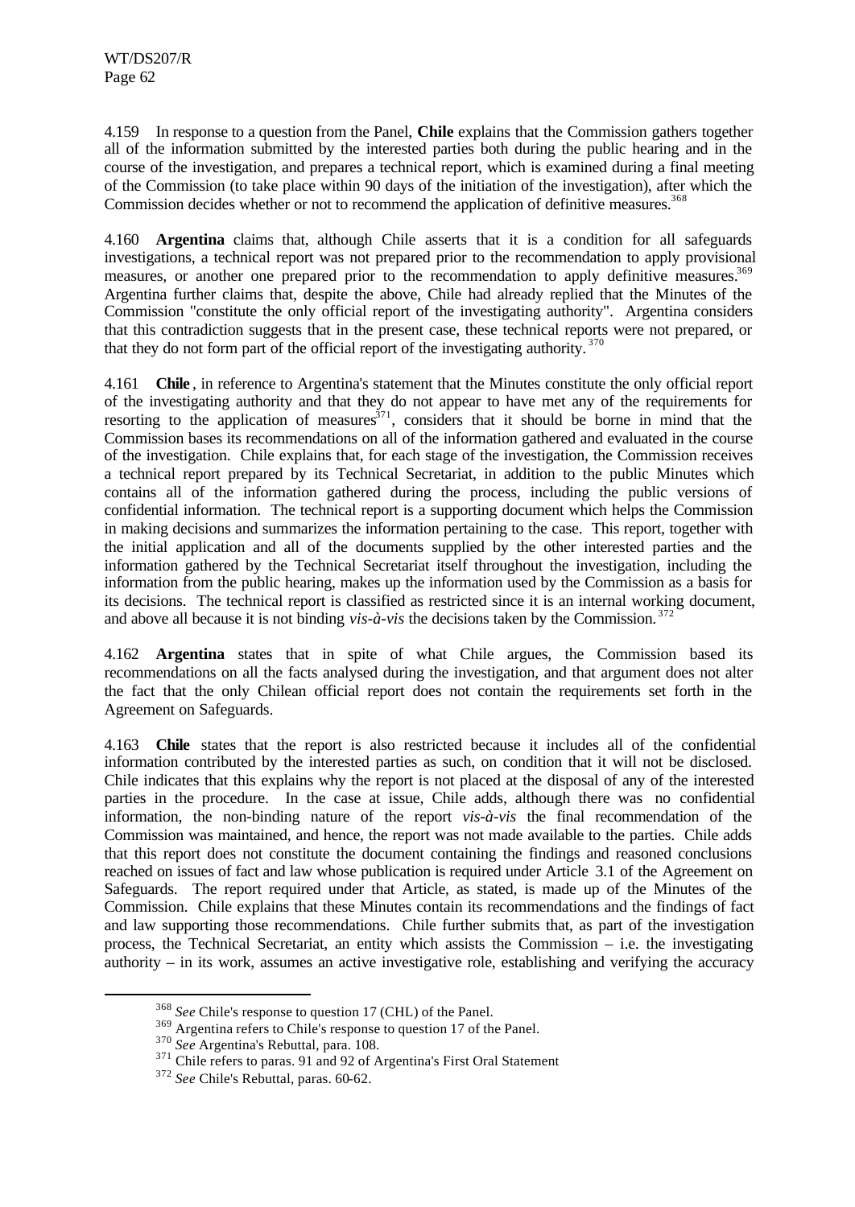4.159 In response to a question from the Panel, **Chile** explains that the Commission gathers together all of the information submitted by the interested parties both during the public hearing and in the course of the investigation, and prepares a technical report, which is examined during a final meeting of the Commission (to take place within 90 days of the initiation of the investigation), after which the Commission decides whether or not to recommend the application of definitive measures.[368]

4.160 **Argentina** claims that, although Chile asserts that it is a condition for all safeguards investigations, a technical report was not prepared prior to the recommendation to apply provisional measures, or another one prepared prior to the recommendation to apply definitive measures.[369] Argentina further claims that, despite the above, Chile had already replied that the Minutes of the Commission "constitute the only official report of the investigating authority". Argentina considers that this contradiction suggests that in the present case, these technical reports were not prepared, or that they do not form part of the official report of the investigating authority.[370]

4.161 **Chile**, in reference to Argentina's statement that the Minutes constitute the only official report of the investigating authority and that they do not appear to have met any of the requirements for resorting to the application of measures[371], considers that it should be borne in mind that the Commission bases its recommendations on all of the information gathered and evaluated in the course of the investigation. Chile explains that, for each stage of the investigation, the Commission receives a technical report prepared by its Technical Secretariat, in addition to the public Minutes which contains all of the information gathered during the process, including the public versions of confidential information. The technical report is a supporting document which helps the Commission in making decisions and summarizes the information pertaining to the case. This report, together with the initial application and all of the documents supplied by the other interested parties and the information gathered by the Technical Secretariat itself throughout the investigation, including the information from the public hearing, makes up the information used by the Commission as a basis for its decisions. The technical report is classified as restricted since it is an internal working document, and above all because it is not binding *vis-à-vis* the decisions taken by the Commission.[372]

4.162 **Argentina** states that in spite of what Chile argues, the Commission based its recommendations on all the facts analysed during the investigation, and that argument does not alter the fact that the only Chilean official report does not contain the requirements set forth in the Agreement on Safeguards.

4.163 **Chile** states that the report is also restricted because it includes all of the confidential information contributed by the interested parties as such, on condition that it will not be disclosed. Chile indicates that this explains why the report is not placed at the disposal of any of the interested parties in the procedure. In the case at issue, Chile adds, although there was no confidential information, the non-binding nature of the report *vis-à-vis* the final recommendation of the Commission was maintained, and hence, the report was not made available to the parties. Chile adds that this report does not constitute the document containing the findings and reasoned conclusions reached on issues of fact and law whose publication is required under Article 3.1 of the Agreement on Safeguards. The report required under that Article, as stated, is made up of the Minutes of the Commission. Chile explains that these Minutes contain its recommendations and the findings of fact and law supporting those recommendations. Chile further submits that, as part of the investigation process, the Technical Secretariat, an entity which assists the Commission – i.e. the investigating authority – in its work, assumes an active investigative role, establishing and verifying the accuracy

---

[368] *See* Chile's response to question 17 (CHL) of the Panel.

[369] Argentina refers to Chile's response to question 17 of the Panel.

[370] *See* Argentina's Rebuttal, para. 108.

[371] Chile refers to paras. 91 and 92 of Argentina's First Oral Statement

[372] *See* Chile's Rebuttal, paras. 60-62.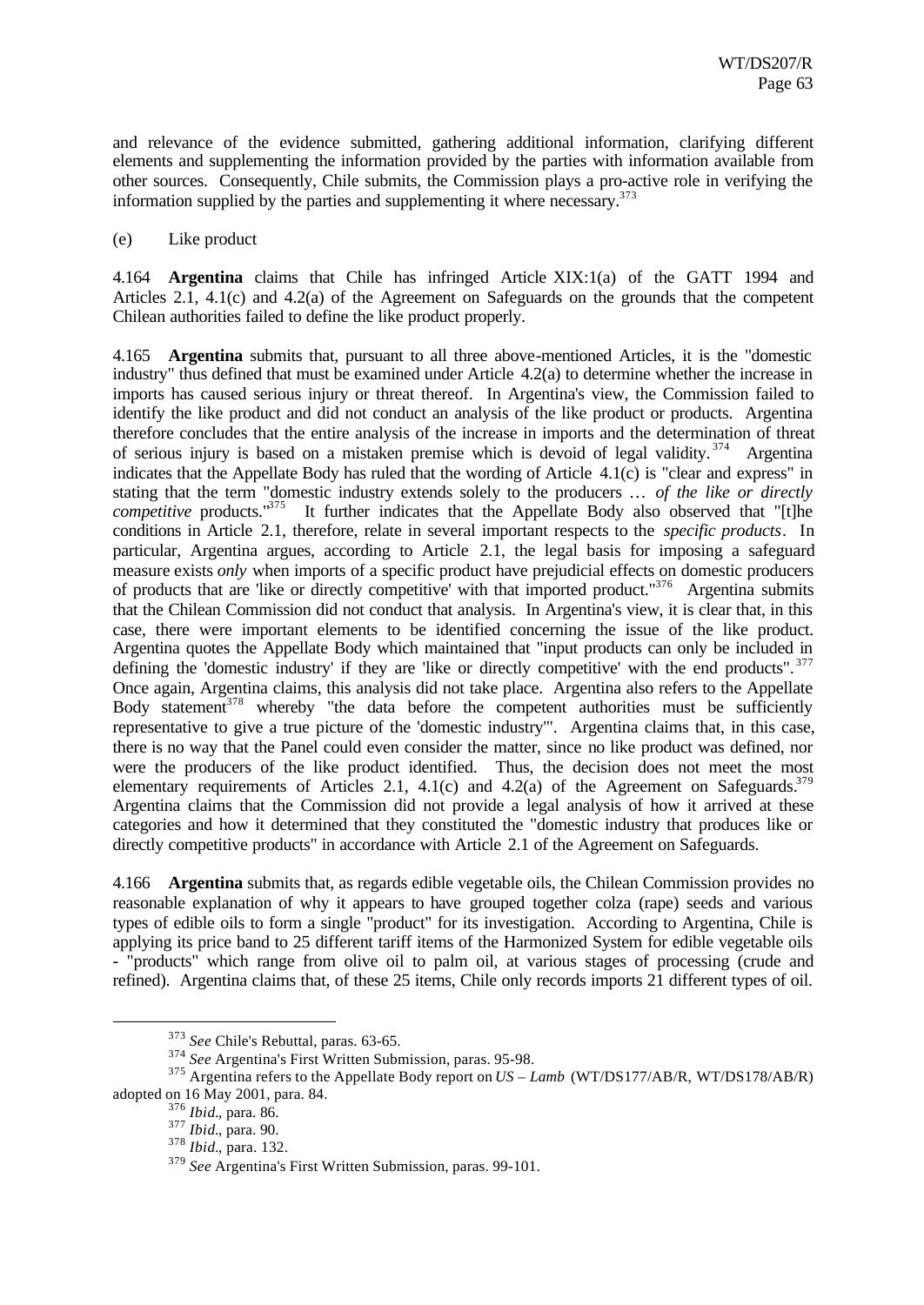and relevance of the evidence submitted, gathering additional information, clarifying different elements and supplementing the information provided by the parties with information available from other sources. Consequently, Chile submits, the Commission plays a pro-active role in verifying the information supplied by the parties and supplementing it where necessary.[373]

(e) Like product

4.164 **Argentina** claims that Chile has infringed Article XIX:1(a) of the GATT 1994 and Articles 2.1, 4.1(c) and 4.2(a) of the Agreement on Safeguards on the grounds that the competent Chilean authorities failed to define the like product properly.

4.165 **Argentina** submits that, pursuant to all three above-mentioned Articles, it is the "domestic industry" thus defined that must be examined under Article 4.2(a) to determine whether the increase in imports has caused serious injury or threat thereof. In Argentina's view, the Commission failed to identify the like product and did not conduct an analysis of the like product or products. Argentina therefore concludes that the entire analysis of the increase in imports and the determination of threat of serious injury is based on a mistaken premise which is devoid of legal validity.[374] Argentina indicates that the Appellate Body has ruled that the wording of Article 4.1(c) is "clear and express" in stating that the term "domestic industry extends solely to the producers … *of the like or directly competitive* products."[375] It further indicates that the Appellate Body also observed that "[t]he conditions in Article 2.1, therefore, relate in several important respects to the *specific products*. In particular, Argentina argues, according to Article 2.1, the legal basis for imposing a safeguard measure exists *only* when imports of a specific product have prejudicial effects on domestic producers of products that are 'like or directly competitive' with that imported product."[376] Argentina submits that the Chilean Commission did not conduct that analysis. In Argentina's view, it is clear that, in this case, there were important elements to be identified concerning the issue of the like product. Argentina quotes the Appellate Body which maintained that "input products can only be included in defining the 'domestic industry' if they are 'like or directly competitive' with the end products".[377] Once again, Argentina claims, this analysis did not take place. Argentina also refers to the Appellate Body statement[378] whereby "the data before the competent authorities must be sufficiently representative to give a true picture of the 'domestic industry'". Argentina claims that, in this case, there is no way that the Panel could even consider the matter, since no like product was defined, nor were the producers of the like product identified. Thus, the decision does not meet the most elementary requirements of Articles 2.1, 4.1(c) and 4.2(a) of the Agreement on Safeguards.[379] Argentina claims that the Commission did not provide a legal analysis of how it arrived at these categories and how it determined that they constituted the "domestic industry that produces like or directly competitive products" in accordance with Article 2.1 of the Agreement on Safeguards.

4.166 **Argentina** submits that, as regards edible vegetable oils, the Chilean Commission provides no reasonable explanation of why it appears to have grouped together colza (rape) seeds and various types of edible oils to form a single "product" for its investigation. According to Argentina, Chile is applying its price band to 25 different tariff items of the Harmonized System for edible vegetable oils - "products" which range from olive oil to palm oil, at various stages of processing (crude and refined). Argentina claims that, of these 25 items, Chile only records imports 21 different types of oil.

---

[373] *See* Chile's Rebuttal, paras. 63-65.

[374] *See* Argentina's First Written Submission, paras. 95-98.

[375] Argentina refers to the Appellate Body report on *US – Lamb* (WT/DS177/AB/R, WT/DS178/AB/R) adopted on 16 May 2001, para. 84.

[376] *Ibid.*, para. 86.

[377] *Ibid.*, para. 90.

[378] *Ibid.*, para. 132.

[379] *See* Argentina's First Written Submission, paras. 99-101.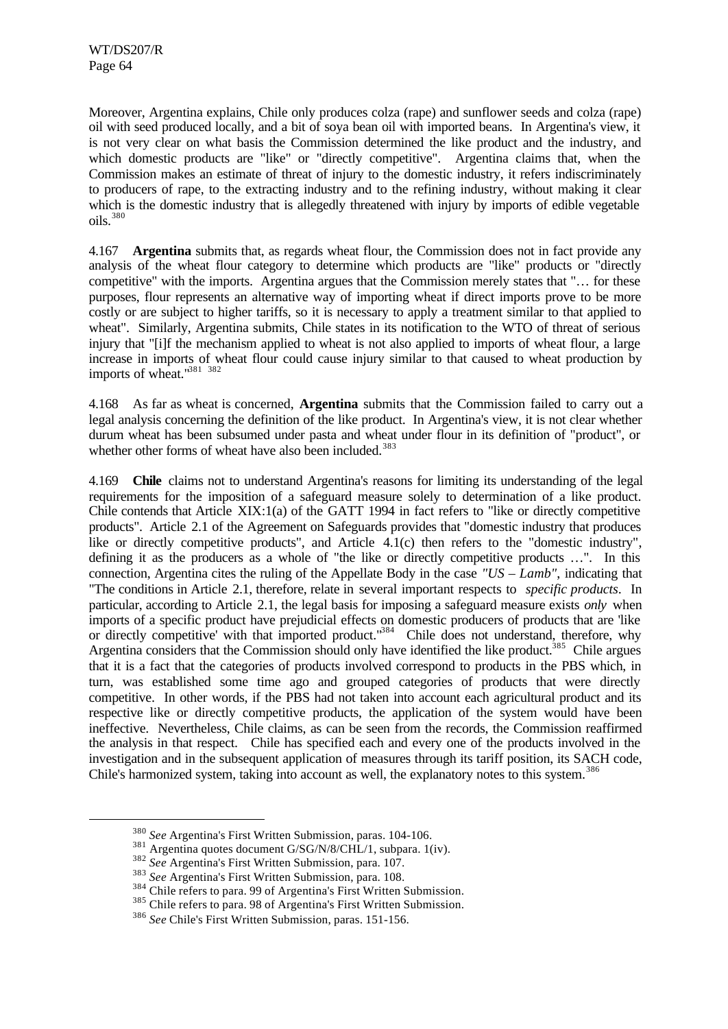Moreover, Argentina explains, Chile only produces colza (rape) and sunflower seeds and colza (rape) oil with seed produced locally, and a bit of soya bean oil with imported beans. In Argentina's view, it is not very clear on what basis the Commission determined the like product and the industry, and which domestic products are "like" or "directly competitive". Argentina claims that, when the Commission makes an estimate of threat of injury to the domestic industry, it refers indiscriminately to producers of rape, to the extracting industry and to the refining industry, without making it clear which is the domestic industry that is allegedly threatened with injury by imports of edible vegetable oils.[380]

4.167 **Argentina** submits that, as regards wheat flour, the Commission does not in fact provide any analysis of the wheat flour category to determine which products are "like" products or "directly competitive" with the imports. Argentina argues that the Commission merely states that "… for these purposes, flour represents an alternative way of importing wheat if direct imports prove to be more costly or are subject to higher tariffs, so it is necessary to apply a treatment similar to that applied to wheat". Similarly, Argentina submits, Chile states in its notification to the WTO of threat of serious injury that "[i]f the mechanism applied to wheat is not also applied to imports of wheat flour, a large increase in imports of wheat flour could cause injury similar to that caused to wheat production by imports of wheat."[381] [382]

4.168 As far as wheat is concerned, **Argentina** submits that the Commission failed to carry out a legal analysis concerning the definition of the like product. In Argentina's view, it is not clear whether durum wheat has been subsumed under pasta and wheat under flour in its definition of "product", or whether other forms of wheat have also been included.[383]

4.169 **Chile** claims not to understand Argentina's reasons for limiting its understanding of the legal requirements for the imposition of a safeguard measure solely to determination of a like product. Chile contends that Article XIX:1(a) of the GATT 1994 in fact refers to "like or directly competitive products". Article 2.1 of the Agreement on Safeguards provides that "domestic industry that produces like or directly competitive products", and Article 4.1(c) then refers to the "domestic industry", defining it as the producers as a whole of "the like or directly competitive products …". In this connection, Argentina cites the ruling of the Appellate Body in the case *"US – Lamb"*, indicating that "The conditions in Article 2.1, therefore, relate in several important respects to *specific products*. In particular, according to Article 2.1, the legal basis for imposing a safeguard measure exists *only* when imports of a specific product have prejudicial effects on domestic producers of products that are 'like or directly competitive' with that imported product."[384] Chile does not understand, therefore, why Argentina considers that the Commission should only have identified the like product.[385] Chile argues that it is a fact that the categories of products involved correspond to products in the PBS which, in turn, was established some time ago and grouped categories of products that were directly competitive. In other words, if the PBS had not taken into account each agricultural product and its respective like or directly competitive products, the application of the system would have been ineffective. Nevertheless, Chile claims, as can be seen from the records, the Commission reaffirmed the analysis in that respect. Chile has specified each and every one of the products involved in the investigation and in the subsequent application of measures through its tariff position, its SACH code, Chile's harmonized system, taking into account as well, the explanatory notes to this system.[386]

---

[380] *See* Argentina's First Written Submission, paras. 104-106.

[381] Argentina quotes document G/SG/N/8/CHL/1, subpara. 1(iv).

[382] *See* Argentina's First Written Submission, para. 107.

[383] *See* Argentina's First Written Submission, para. 108.

[384] Chile refers to para. 99 of Argentina's First Written Submission.

[385] Chile refers to para. 98 of Argentina's First Written Submission.

[386] *See* Chile's First Written Submission, paras. 151-156.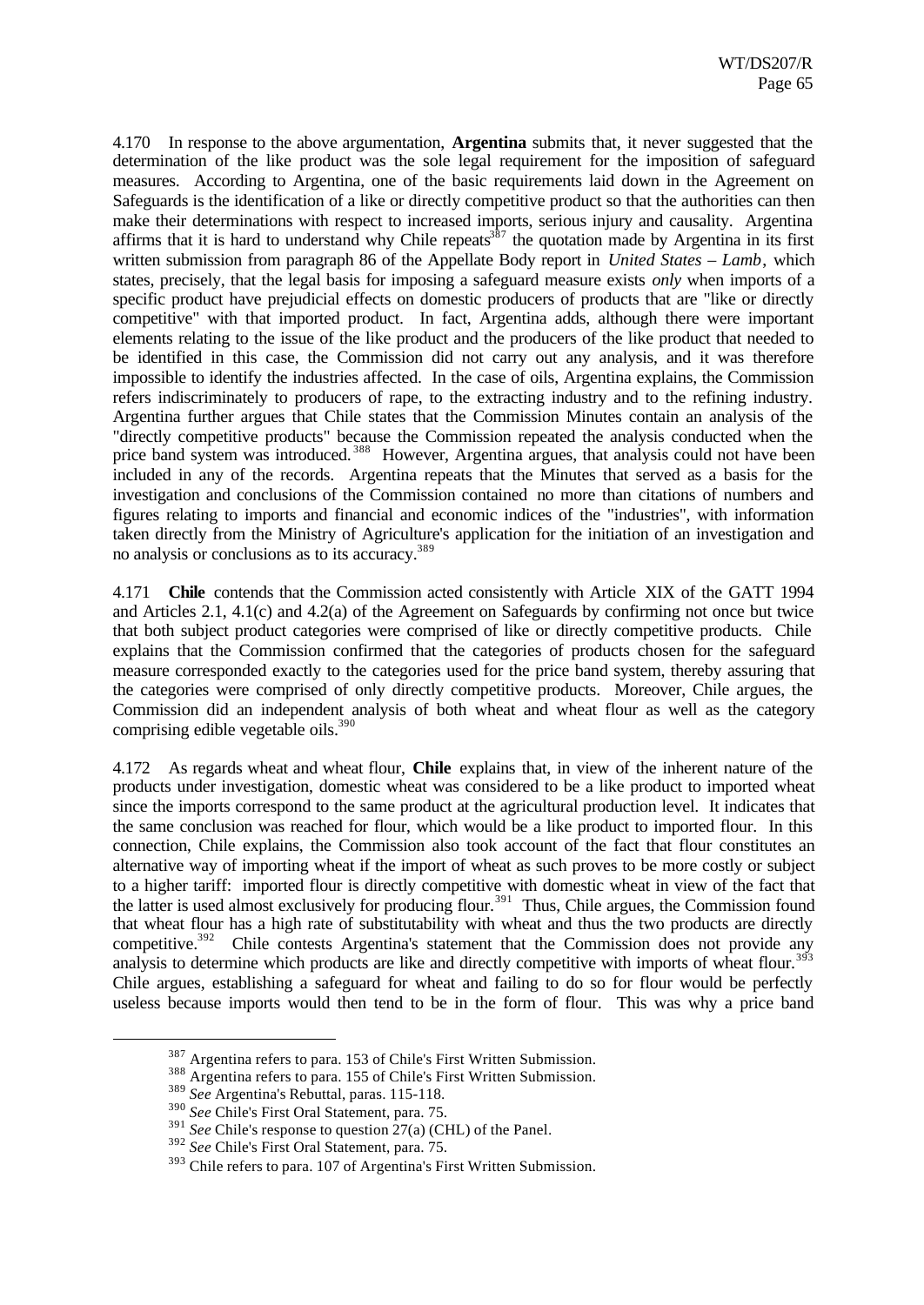4.170 In response to the above argumentation, **Argentina** submits that, it never suggested that the determination of the like product was the sole legal requirement for the imposition of safeguard measures. According to Argentina, one of the basic requirements laid down in the Agreement on Safeguards is the identification of a like or directly competitive product so that the authorities can then make their determinations with respect to increased imports, serious injury and causality. Argentina affirms that it is hard to understand why Chile repeats[387] the quotation made by Argentina in its first written submission from paragraph 86 of the Appellate Body report in *United States – Lamb*, which states, precisely, that the legal basis for imposing a safeguard measure exists *only* when imports of a specific product have prejudicial effects on domestic producers of products that are "like or directly competitive" with that imported product. In fact, Argentina adds, although there were important elements relating to the issue of the like product and the producers of the like product that needed to be identified in this case, the Commission did not carry out any analysis, and it was therefore impossible to identify the industries affected. In the case of oils, Argentina explains, the Commission refers indiscriminately to producers of rape, to the extracting industry and to the refining industry. Argentina further argues that Chile states that the Commission Minutes contain an analysis of the "directly competitive products" because the Commission repeated the analysis conducted when the price band system was introduced.[388] However, Argentina argues, that analysis could not have been included in any of the records. Argentina repeats that the Minutes that served as a basis for the investigation and conclusions of the Commission contained no more than citations of numbers and figures relating to imports and financial and economic indices of the "industries", with information taken directly from the Ministry of Agriculture's application for the initiation of an investigation and no analysis or conclusions as to its accuracy.[389]

4.171 **Chile** contends that the Commission acted consistently with Article XIX of the GATT 1994 and Articles 2.1, 4.1(c) and 4.2(a) of the Agreement on Safeguards by confirming not once but twice that both subject product categories were comprised of like or directly competitive products. Chile explains that the Commission confirmed that the categories of products chosen for the safeguard measure corresponded exactly to the categories used for the price band system, thereby assuring that the categories were comprised of only directly competitive products. Moreover, Chile argues, the Commission did an independent analysis of both wheat and wheat flour as well as the category comprising edible vegetable oils.[390]

4.172 As regards wheat and wheat flour, **Chile** explains that, in view of the inherent nature of the products under investigation, domestic wheat was considered to be a like product to imported wheat since the imports correspond to the same product at the agricultural production level. It indicates that the same conclusion was reached for flour, which would be a like product to imported flour. In this connection, Chile explains, the Commission also took account of the fact that flour constitutes an alternative way of importing wheat if the import of wheat as such proves to be more costly or subject to a higher tariff: imported flour is directly competitive with domestic wheat in view of the fact that the latter is used almost exclusively for producing flour.[391] Thus, Chile argues, the Commission found that wheat flour has a high rate of substitutability with wheat and thus the two products are directly competitive.[392] Chile contests Argentina's statement that the Commission does not provide any analysis to determine which products are like and directly competitive with imports of wheat flour.[393] Chile argues, establishing a safeguard for wheat and failing to do so for flour would be perfectly useless because imports would then tend to be in the form of flour. This was why a price band

---

[387] Argentina refers to para. 153 of Chile's First Written Submission.

[388] Argentina refers to para. 155 of Chile's First Written Submission.

[389] *See* Argentina's Rebuttal, paras. 115-118.

[390] *See* Chile's First Oral Statement, para. 75.

[391] *See* Chile's response to question 27(a) (CHL) of the Panel.

[392] *See* Chile's First Oral Statement, para. 75.

[393] Chile refers to para. 107 of Argentina's First Written Submission.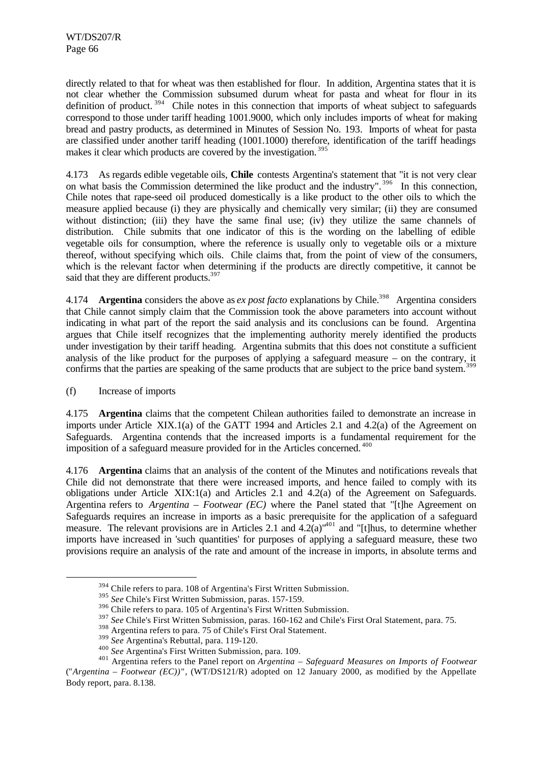directly related to that for wheat was then established for flour. In addition, Argentina states that it is not clear whether the Commission subsumed durum wheat for pasta and wheat for flour in its definition of product.[394] Chile notes in this connection that imports of wheat subject to safeguards correspond to those under tariff heading 1001.9000, which only includes imports of wheat for making bread and pastry products, as determined in Minutes of Session No. 193. Imports of wheat for pasta are classified under another tariff heading (1001.1000) therefore, identification of the tariff headings makes it clear which products are covered by the investigation.[395]

4.173 As regards edible vegetable oils, **Chile** contests Argentina's statement that "it is not very clear on what basis the Commission determined the like product and the industry".[396] In this connection, Chile notes that rape-seed oil produced domestically is a like product to the other oils to which the measure applied because (i) they are physically and chemically very similar; (ii) they are consumed without distinction; (iii) they have the same final use; (iv) they utilize the same channels of distribution. Chile submits that one indicator of this is the wording on the labelling of edible vegetable oils for consumption, where the reference is usually only to vegetable oils or a mixture thereof, without specifying which oils. Chile claims that, from the point of view of the consumers, which is the relevant factor when determining if the products are directly competitive, it cannot be said that they are different products.[397]

4.174 **Argentina** considers the above as *ex post facto* explanations by Chile.[398] Argentina considers that Chile cannot simply claim that the Commission took the above parameters into account without indicating in what part of the report the said analysis and its conclusions can be found. Argentina argues that Chile itself recognizes that the implementing authority merely identified the products under investigation by their tariff heading. Argentina submits that this does not constitute a sufficient analysis of the like product for the purposes of applying a safeguard measure – on the contrary, it confirms that the parties are speaking of the same products that are subject to the price band system.[399]

(f) Increase of imports

4.175 **Argentina** claims that the competent Chilean authorities failed to demonstrate an increase in imports under Article XIX.1(a) of the GATT 1994 and Articles 2.1 and 4.2(a) of the Agreement on Safeguards. Argentina contends that the increased imports is a fundamental requirement for the imposition of a safeguard measure provided for in the Articles concerned.[400]

4.176 **Argentina** claims that an analysis of the content of the Minutes and notifications reveals that Chile did not demonstrate that there were increased imports, and hence failed to comply with its obligations under Article XIX:1(a) and Articles 2.1 and 4.2(a) of the Agreement on Safeguards. Argentina refers to *Argentina – Footwear (EC)* where the Panel stated that "[t]he Agreement on Safeguards requires an increase in imports as a basic prerequisite for the application of a safeguard measure. The relevant provisions are in Articles 2.1 and 4.2(a)"[401] and "[t]hus, to determine whether imports have increased in 'such quantities' for purposes of applying a safeguard measure, these two provisions require an analysis of the rate and amount of the increase in imports, in absolute terms and

---

[394] Chile refers to para. 108 of Argentina's First Written Submission.

[395] *See* Chile's First Written Submission, paras. 157-159.

[396] Chile refers to para. 105 of Argentina's First Written Submission.

[397] *See* Chile's First Written Submission, paras. 160-162 and Chile's First Oral Statement, para. 75.

[398] Argentina refers to para. 75 of Chile's First Oral Statement.

[399] *See* Argentina's Rebuttal, para. 119-120.

[400] *See* Argentina's First Written Submission, para. 109.

[401] Argentina refers to the Panel report on *Argentina – Safeguard Measures on Imports of Footwear* ("*Argentina – Footwear (EC)*)", (WT/DS121/R) adopted on 12 January 2000, as modified by the Appellate Body report, para. 8.138.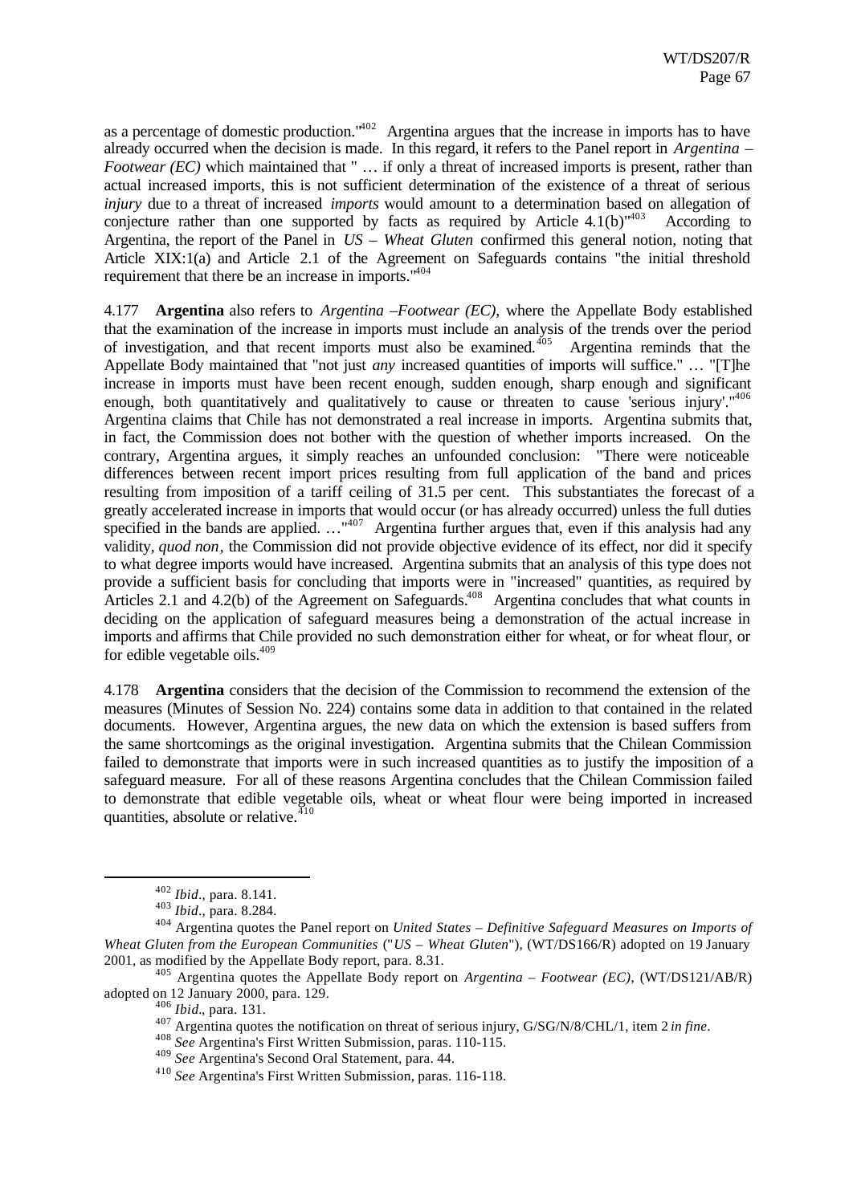as a percentage of domestic production."[402] Argentina argues that the increase in imports has to have already occurred when the decision is made. In this regard, it refers to the Panel report in *Argentina – Footwear (EC)* which maintained that " … if only a threat of increased imports is present, rather than actual increased imports, this is not sufficient determination of the existence of a threat of serious *injury* due to a threat of increased *imports* would amount to a determination based on allegation of conjecture rather than one supported by facts as required by Article 4.1(b)"[403] According to Argentina, the report of the Panel in *US – Wheat Gluten* confirmed this general notion, noting that Article XIX:1(a) and Article 2.1 of the Agreement on Safeguards contains "the initial threshold requirement that there be an increase in imports."[404]

4.177 **Argentina** also refers to *Argentina –Footwear (EC)*, where the Appellate Body established that the examination of the increase in imports must include an analysis of the trends over the period of investigation, and that recent imports must also be examined.[405] Argentina reminds that the Appellate Body maintained that "not just *any* increased quantities of imports will suffice." … "[T]he increase in imports must have been recent enough, sudden enough, sharp enough and significant enough, both quantitatively and qualitatively to cause or threaten to cause 'serious injury'."[406] Argentina claims that Chile has not demonstrated a real increase in imports. Argentina submits that, in fact, the Commission does not bother with the question of whether imports increased. On the contrary, Argentina argues, it simply reaches an unfounded conclusion: "There were noticeable differences between recent import prices resulting from full application of the band and prices resulting from imposition of a tariff ceiling of 31.5 per cent. This substantiates the forecast of a greatly accelerated increase in imports that would occur (or has already occurred) unless the full duties specified in the bands are applied. …"[407] Argentina further argues that, even if this analysis had any validity, *quod non*, the Commission did not provide objective evidence of its effect, nor did it specify to what degree imports would have increased. Argentina submits that an analysis of this type does not provide a sufficient basis for concluding that imports were in "increased" quantities, as required by Articles 2.1 and 4.2(b) of the Agreement on Safeguards.[408] Argentina concludes that what counts in deciding on the application of safeguard measures being a demonstration of the actual increase in imports and affirms that Chile provided no such demonstration either for wheat, or for wheat flour, or for edible vegetable oils.[409]

4.178 **Argentina** considers that the decision of the Commission to recommend the extension of the measures (Minutes of Session No. 224) contains some data in addition to that contained in the related documents. However, Argentina argues, the new data on which the extension is based suffers from the same shortcomings as the original investigation. Argentina submits that the Chilean Commission failed to demonstrate that imports were in such increased quantities as to justify the imposition of a safeguard measure. For all of these reasons Argentina concludes that the Chilean Commission failed to demonstrate that edible vegetable oils, wheat or wheat flour were being imported in increased quantities, absolute or relative.[410]

---

[402] *Ibid*., para. 8.141.

[403] *Ibid*., para. 8.284.

[404] Argentina quotes the Panel report on *United States – Definitive Safeguard Measures on Imports of Wheat Gluten from the European Communities* ("*US – Wheat Gluten*"), (WT/DS166/R) adopted on 19 January 2001, as modified by the Appellate Body report, para. 8.31.

[405] Argentina quotes the Appellate Body report on *Argentina – Footwear (EC)*, (WT/DS121/AB/R) adopted on 12 January 2000, para. 129.

[406] *Ibid*., para. 131.

[407] Argentina quotes the notification on threat of serious injury, G/SG/N/8/CHL/1, item 2 *in fine*.

[408] *See* Argentina's First Written Submission, paras. 110-115.

[409] *See* Argentina's Second Oral Statement, para. 44.

[410] *See* Argentina's First Written Submission, paras. 116-118.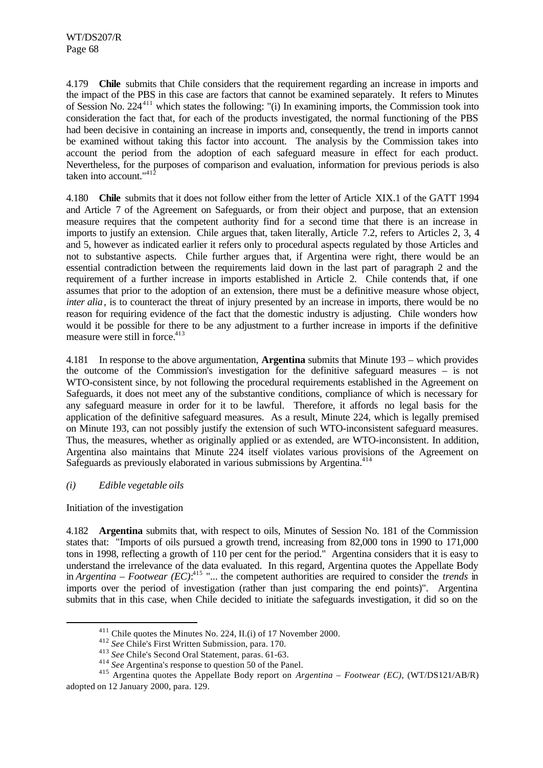4.179 **Chile** submits that Chile considers that the requirement regarding an increase in imports and the impact of the PBS in this case are factors that cannot be examined separately. It refers to Minutes of Session No. 224[411] which states the following: "(i) In examining imports, the Commission took into consideration the fact that, for each of the products investigated, the normal functioning of the PBS had been decisive in containing an increase in imports and, consequently, the trend in imports cannot be examined without taking this factor into account. The analysis by the Commission takes into account the period from the adoption of each safeguard measure in effect for each product. Nevertheless, for the purposes of comparison and evaluation, information for previous periods is also taken into account."[412]

4.180 **Chile** submits that it does not follow either from the letter of Article XIX.1 of the GATT 1994 and Article 7 of the Agreement on Safeguards, or from their object and purpose, that an extension measure requires that the competent authority find for a second time that there is an increase in imports to justify an extension. Chile argues that, taken literally, Article 7.2, refers to Articles 2, 3, 4 and 5, however as indicated earlier it refers only to procedural aspects regulated by those Articles and not to substantive aspects. Chile further argues that, if Argentina were right, there would be an essential contradiction between the requirements laid down in the last part of paragraph 2 and the requirement of a further increase in imports established in Article 2. Chile contends that, if one assumes that prior to the adoption of an extension, there must be a definitive measure whose object, *inter alia*, is to counteract the threat of injury presented by an increase in imports, there would be no reason for requiring evidence of the fact that the domestic industry is adjusting. Chile wonders how would it be possible for there to be any adjustment to a further increase in imports if the definitive measure were still in force.[413]

4.181 In response to the above argumentation, **Argentina** submits that Minute 193 – which provides the outcome of the Commission's investigation for the definitive safeguard measures – is not WTO-consistent since, by not following the procedural requirements established in the Agreement on Safeguards, it does not meet any of the substantive conditions, compliance of which is necessary for any safeguard measure in order for it to be lawful. Therefore, it affords no legal basis for the application of the definitive safeguard measures. As a result, Minute 224, which is legally premised on Minute 193, can not possibly justify the extension of such WTO-inconsistent safeguard measures. Thus, the measures, whether as originally applied or as extended, are WTO-inconsistent. In addition, Argentina also maintains that Minute 224 itself violates various provisions of the Agreement on Safeguards as previously elaborated in various submissions by Argentina.[414]

*(i) Edible vegetable oils*

Initiation of the investigation

4.182 **Argentina** submits that, with respect to oils, Minutes of Session No. 181 of the Commission states that: "Imports of oils pursued a growth trend, increasing from 82,000 tons in 1990 to 171,000 tons in 1998, reflecting a growth of 110 per cent for the period." Argentina considers that it is easy to understand the irrelevance of the data evaluated. In this regard, Argentina quotes the Appellate Body in *Argentina – Footwear (EC)*:[415] "... the competent authorities are required to consider the *trends* in imports over the period of investigation (rather than just comparing the end points)". Argentina submits that in this case, when Chile decided to initiate the safeguards investigation, it did so on the

---

[411] Chile quotes the Minutes No. 224, II.(i) of 17 November 2000.

[412] *See* Chile's First Written Submission, para. 170.

[413] *See* Chile's Second Oral Statement, paras. 61-63.

[414] *See* Argentina's response to question 50 of the Panel.

[415] Argentina quotes the Appellate Body report on *Argentina – Footwear (EC)*, (WT/DS121/AB/R) adopted on 12 January 2000, para. 129.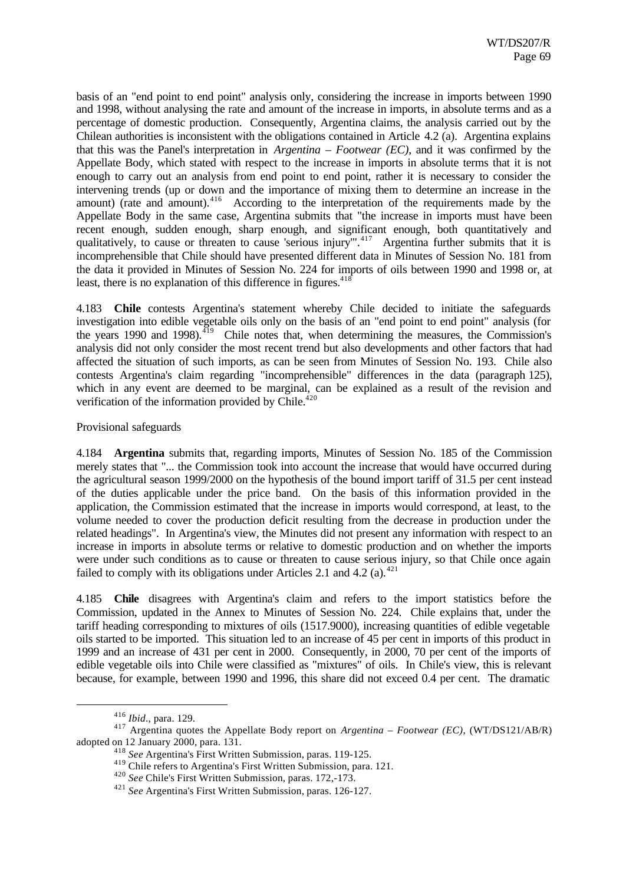basis of an "end point to end point" analysis only, considering the increase in imports between 1990 and 1998, without analysing the rate and amount of the increase in imports, in absolute terms and as a percentage of domestic production. Consequently, Argentina claims, the analysis carried out by the Chilean authorities is inconsistent with the obligations contained in Article 4.2 (a). Argentina explains that this was the Panel's interpretation in *Argentina – Footwear (EC)*, and it was confirmed by the Appellate Body, which stated with respect to the increase in imports in absolute terms that it is not enough to carry out an analysis from end point to end point, rather it is necessary to consider the intervening trends (up or down and the importance of mixing them to determine an increase in the amount) (rate and amount).[416] According to the interpretation of the requirements made by the Appellate Body in the same case, Argentina submits that "the increase in imports must have been recent enough, sudden enough, sharp enough, and significant enough, both quantitatively and qualitatively, to cause or threaten to cause 'serious injury'".[417] Argentina further submits that it is incomprehensible that Chile should have presented different data in Minutes of Session No. 181 from the data it provided in Minutes of Session No. 224 for imports of oils between 1990 and 1998 or, at least, there is no explanation of this difference in figures.[418]

4.183 **Chile** contests Argentina's statement whereby Chile decided to initiate the safeguards investigation into edible vegetable oils only on the basis of an "end point to end point" analysis (for the years 1990 and 1998).[419] Chile notes that, when determining the measures, the Commission's analysis did not only consider the most recent trend but also developments and other factors that had affected the situation of such imports, as can be seen from Minutes of Session No. 193. Chile also contests Argentina's claim regarding "incomprehensible" differences in the data (paragraph 125), which in any event are deemed to be marginal, can be explained as a result of the revision and verification of the information provided by Chile.[420]

Provisional safeguards

4.184 **Argentina** submits that, regarding imports, Minutes of Session No. 185 of the Commission merely states that "... the Commission took into account the increase that would have occurred during the agricultural season 1999/2000 on the hypothesis of the bound import tariff of 31.5 per cent instead of the duties applicable under the price band. On the basis of this information provided in the application, the Commission estimated that the increase in imports would correspond, at least, to the volume needed to cover the production deficit resulting from the decrease in production under the related headings". In Argentina's view, the Minutes did not present any information with respect to an increase in imports in absolute terms or relative to domestic production and on whether the imports were under such conditions as to cause or threaten to cause serious injury, so that Chile once again failed to comply with its obligations under Articles 2.1 and 4.2 (a).[421]

4.185 **Chile** disagrees with Argentina's claim and refers to the import statistics before the Commission, updated in the Annex to Minutes of Session No. 224. Chile explains that, under the tariff heading corresponding to mixtures of oils (1517.9000), increasing quantities of edible vegetable oils started to be imported. This situation led to an increase of 45 per cent in imports of this product in 1999 and an increase of 431 per cent in 2000. Consequently, in 2000, 70 per cent of the imports of edible vegetable oils into Chile were classified as "mixtures" of oils. In Chile's view, this is relevant because, for example, between 1990 and 1996, this share did not exceed 0.4 per cent. The dramatic

---

[416] *Ibid.*, para. 129.

[417] Argentina quotes the Appellate Body report on *Argentina – Footwear (EC)*, (WT/DS121/AB/R) adopted on 12 January 2000, para. 131.

[418] *See* Argentina's First Written Submission, paras. 119-125.

[419] Chile refers to Argentina's First Written Submission, para. 121.

[420] *See* Chile's First Written Submission, paras. 172,-173.

[421] *See* Argentina's First Written Submission, paras. 126-127.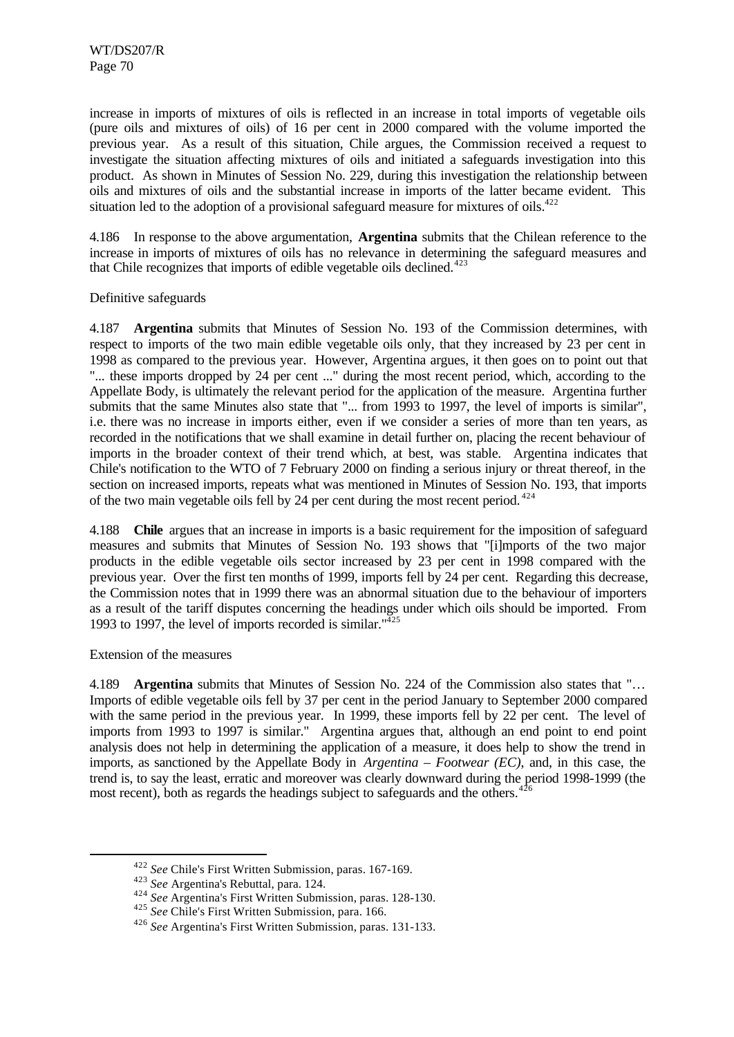increase in imports of mixtures of oils is reflected in an increase in total imports of vegetable oils (pure oils and mixtures of oils) of 16 per cent in 2000 compared with the volume imported the previous year. As a result of this situation, Chile argues, the Commission received a request to investigate the situation affecting mixtures of oils and initiated a safeguards investigation into this product. As shown in Minutes of Session No. 229, during this investigation the relationship between oils and mixtures of oils and the substantial increase in imports of the latter became evident. This situation led to the adoption of a provisional safeguard measure for mixtures of oils.[422]

4.186 In response to the above argumentation, **Argentina** submits that the Chilean reference to the increase in imports of mixtures of oils has no relevance in determining the safeguard measures and that Chile recognizes that imports of edible vegetable oils declined.[423]

Definitive safeguards

4.187 **Argentina** submits that Minutes of Session No. 193 of the Commission determines, with respect to imports of the two main edible vegetable oils only, that they increased by 23 per cent in 1998 as compared to the previous year. However, Argentina argues, it then goes on to point out that "... these imports dropped by 24 per cent ..." during the most recent period, which, according to the Appellate Body, is ultimately the relevant period for the application of the measure. Argentina further submits that the same Minutes also state that "... from 1993 to 1997, the level of imports is similar", i.e. there was no increase in imports either, even if we consider a series of more than ten years, as recorded in the notifications that we shall examine in detail further on, placing the recent behaviour of imports in the broader context of their trend which, at best, was stable. Argentina indicates that Chile's notification to the WTO of 7 February 2000 on finding a serious injury or threat thereof, in the section on increased imports, repeats what was mentioned in Minutes of Session No. 193, that imports of the two main vegetable oils fell by 24 per cent during the most recent period.[424]

4.188 **Chile** argues that an increase in imports is a basic requirement for the imposition of safeguard measures and submits that Minutes of Session No. 193 shows that "[i]mports of the two major products in the edible vegetable oils sector increased by 23 per cent in 1998 compared with the previous year. Over the first ten months of 1999, imports fell by 24 per cent. Regarding this decrease, the Commission notes that in 1999 there was an abnormal situation due to the behaviour of importers as a result of the tariff disputes concerning the headings under which oils should be imported. From 1993 to 1997, the level of imports recorded is similar."[425]

Extension of the measures

4.189 **Argentina** submits that Minutes of Session No. 224 of the Commission also states that "… Imports of edible vegetable oils fell by 37 per cent in the period January to September 2000 compared with the same period in the previous year. In 1999, these imports fell by 22 per cent. The level of imports from 1993 to 1997 is similar." Argentina argues that, although an end point to end point analysis does not help in determining the application of a measure, it does help to show the trend in imports, as sanctioned by the Appellate Body in *Argentina – Footwear (EC)*, and, in this case, the trend is, to say the least, erratic and moreover was clearly downward during the period 1998-1999 (the most recent), both as regards the headings subject to safeguards and the others.[426]

---

[422] *See* Chile's First Written Submission, paras. 167-169.

[423] *See* Argentina's Rebuttal, para. 124.

[424] *See* Argentina's First Written Submission, paras. 128-130.

[425] *See* Chile's First Written Submission, para. 166.

[426] *See* Argentina's First Written Submission, paras. 131-133.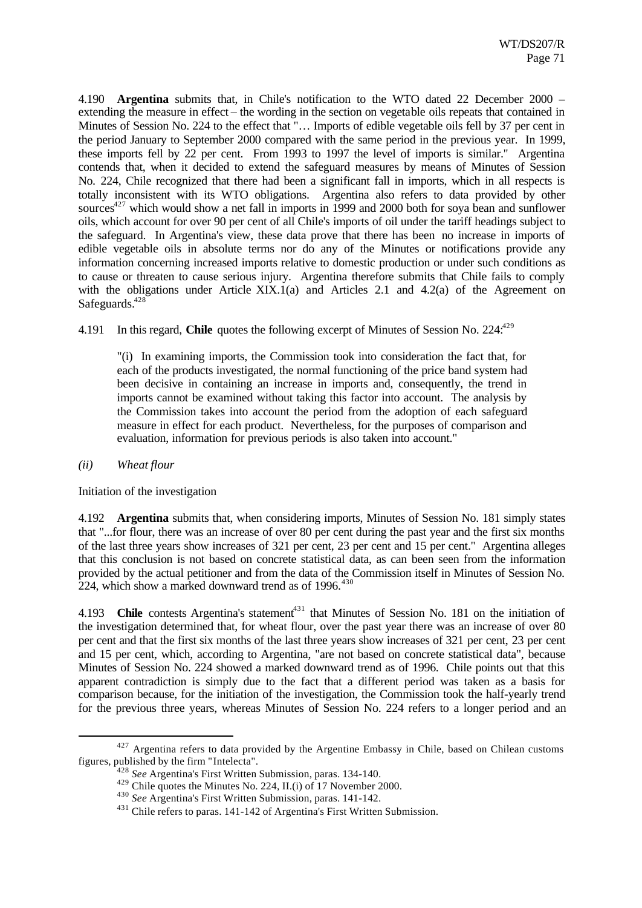4.190 **Argentina** submits that, in Chile's notification to the WTO dated 22 December 2000 – extending the measure in effect – the wording in the section on vegetable oils repeats that contained in Minutes of Session No. 224 to the effect that "… Imports of edible vegetable oils fell by 37 per cent in the period January to September 2000 compared with the same period in the previous year. In 1999, these imports fell by 22 per cent. From 1993 to 1997 the level of imports is similar." Argentina contends that, when it decided to extend the safeguard measures by means of Minutes of Session No. 224, Chile recognized that there had been a significant fall in imports, which in all respects is totally inconsistent with its WTO obligations. Argentina also refers to data provided by other sources[427] which would show a net fall in imports in 1999 and 2000 both for soya bean and sunflower oils, which account for over 90 per cent of all Chile's imports of oil under the tariff headings subject to the safeguard. In Argentina's view, these data prove that there has been no increase in imports of edible vegetable oils in absolute terms nor do any of the Minutes or notifications provide any information concerning increased imports relative to domestic production or under such conditions as to cause or threaten to cause serious injury. Argentina therefore submits that Chile fails to comply with the obligations under Article XIX.1(a) and Articles 2.1 and 4.2(a) of the Agreement on Safeguards.[428]

4.191 In this regard, **Chile** quotes the following excerpt of Minutes of Session No. 224:[429]

> "(i) In examining imports, the Commission took into consideration the fact that, for each of the products investigated, the normal functioning of the price band system had been decisive in containing an increase in imports and, consequently, the trend in imports cannot be examined without taking this factor into account. The analysis by the Commission takes into account the period from the adoption of each safeguard measure in effect for each product. Nevertheless, for the purposes of comparison and evaluation, information for previous periods is also taken into account."

*(ii) Wheat flour*

Initiation of the investigation

4.192 **Argentina** submits that, when considering imports, Minutes of Session No. 181 simply states that "...for flour, there was an increase of over 80 per cent during the past year and the first six months of the last three years show increases of 321 per cent, 23 per cent and 15 per cent." Argentina alleges that this conclusion is not based on concrete statistical data, as can been seen from the information provided by the actual petitioner and from the data of the Commission itself in Minutes of Session No. 224, which show a marked downward trend as of 1996.[430]

4.193 **Chile** contests Argentina's statement[431] that Minutes of Session No. 181 on the initiation of the investigation determined that, for wheat flour, over the past year there was an increase of over 80 per cent and that the first six months of the last three years show increases of 321 per cent, 23 per cent and 15 per cent, which, according to Argentina, "are not based on concrete statistical data", because Minutes of Session No. 224 showed a marked downward trend as of 1996. Chile points out that this apparent contradiction is simply due to the fact that a different period was taken as a basis for comparison because, for the initiation of the investigation, the Commission took the half-yearly trend for the previous three years, whereas Minutes of Session No. 224 refers to a longer period and an

---

[427] Argentina refers to data provided by the Argentine Embassy in Chile, based on Chilean customs figures, published by the firm "Intelecta".

[428] *See* Argentina's First Written Submission, paras. 134-140.

[429] Chile quotes the Minutes No. 224, II.(i) of 17 November 2000.

[430] *See* Argentina's First Written Submission, paras. 141-142.

[431] Chile refers to paras. 141-142 of Argentina's First Written Submission.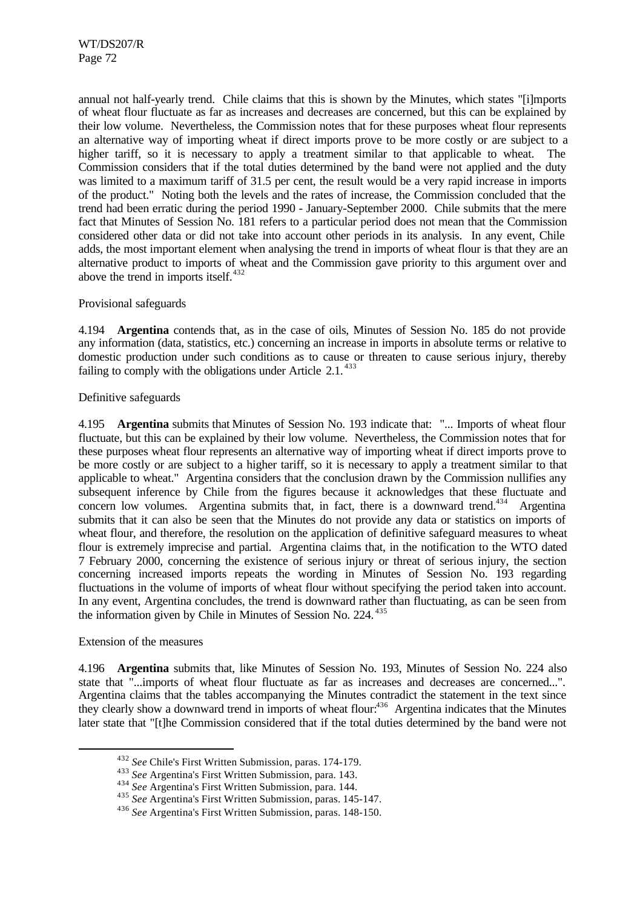annual not half-yearly trend. Chile claims that this is shown by the Minutes, which states "[i]mports of wheat flour fluctuate as far as increases and decreases are concerned, but this can be explained by their low volume. Nevertheless, the Commission notes that for these purposes wheat flour represents an alternative way of importing wheat if direct imports prove to be more costly or are subject to a higher tariff, so it is necessary to apply a treatment similar to that applicable to wheat. The Commission considers that if the total duties determined by the band were not applied and the duty was limited to a maximum tariff of 31.5 per cent, the result would be a very rapid increase in imports of the product." Noting both the levels and the rates of increase, the Commission concluded that the trend had been erratic during the period 1990 - January-September 2000. Chile submits that the mere fact that Minutes of Session No. 181 refers to a particular period does not mean that the Commission considered other data or did not take into account other periods in its analysis. In any event, Chile adds, the most important element when analysing the trend in imports of wheat flour is that they are an alternative product to imports of wheat and the Commission gave priority to this argument over and above the trend in imports itself.[432]

Provisional safeguards

4.194 **Argentina** contends that, as in the case of oils, Minutes of Session No. 185 do not provide any information (data, statistics, etc.) concerning an increase in imports in absolute terms or relative to domestic production under such conditions as to cause or threaten to cause serious injury, thereby failing to comply with the obligations under Article 2.1.[433]

Definitive safeguards

4.195 **Argentina** submits that Minutes of Session No. 193 indicate that: "... Imports of wheat flour fluctuate, but this can be explained by their low volume. Nevertheless, the Commission notes that for these purposes wheat flour represents an alternative way of importing wheat if direct imports prove to be more costly or are subject to a higher tariff, so it is necessary to apply a treatment similar to that applicable to wheat." Argentina considers that the conclusion drawn by the Commission nullifies any subsequent inference by Chile from the figures because it acknowledges that these fluctuate and concern low volumes. Argentina submits that, in fact, there is a downward trend.[434] Argentina submits that it can also be seen that the Minutes do not provide any data or statistics on imports of wheat flour, and therefore, the resolution on the application of definitive safeguard measures to wheat flour is extremely imprecise and partial. Argentina claims that, in the notification to the WTO dated 7 February 2000, concerning the existence of serious injury or threat of serious injury, the section concerning increased imports repeats the wording in Minutes of Session No. 193 regarding fluctuations in the volume of imports of wheat flour without specifying the period taken into account. In any event, Argentina concludes, the trend is downward rather than fluctuating, as can be seen from the information given by Chile in Minutes of Session No. 224.[435]

Extension of the measures

4.196 **Argentina** submits that, like Minutes of Session No. 193, Minutes of Session No. 224 also state that "...imports of wheat flour fluctuate as far as increases and decreases are concerned...". Argentina claims that the tables accompanying the Minutes contradict the statement in the text since they clearly show a downward trend in imports of wheat flour:[436] Argentina indicates that the Minutes later state that "[t]he Commission considered that if the total duties determined by the band were not

[432] *See* Chile's First Written Submission, paras. 174-179.

[433] *See* Argentina's First Written Submission, para. 143.

[434] *See* Argentina's First Written Submission, para. 144.

[435] *See* Argentina's First Written Submission, paras. 145-147.

[436] *See* Argentina's First Written Submission, paras. 148-150.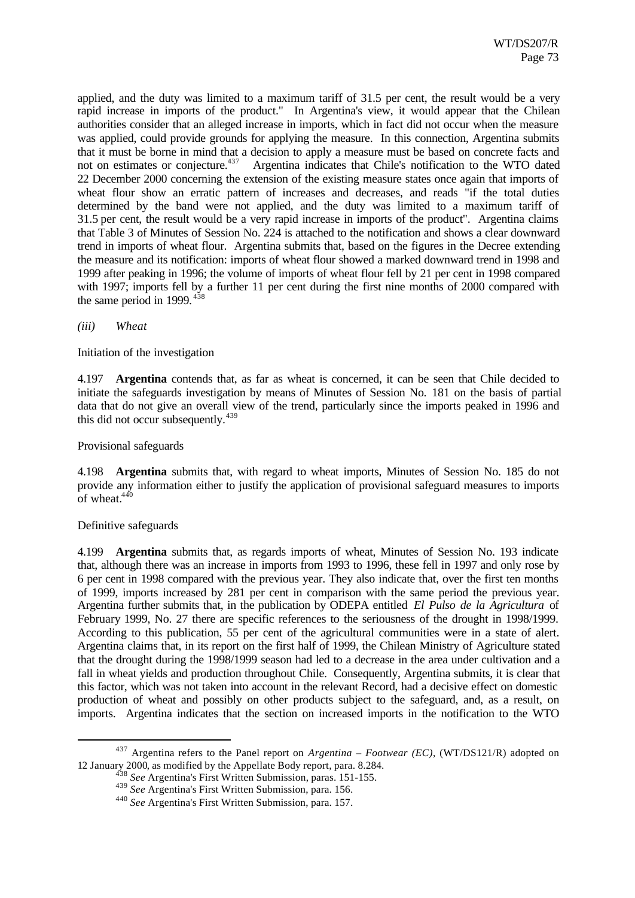applied, and the duty was limited to a maximum tariff of 31.5 per cent, the result would be a very rapid increase in imports of the product." In Argentina's view, it would appear that the Chilean authorities consider that an alleged increase in imports, which in fact did not occur when the measure was applied, could provide grounds for applying the measure. In this connection, Argentina submits that it must be borne in mind that a decision to apply a measure must be based on concrete facts and not on estimates or conjecture.[437] Argentina indicates that Chile's notification to the WTO dated 22 December 2000 concerning the extension of the existing measure states once again that imports of wheat flour show an erratic pattern of increases and decreases, and reads "if the total duties determined by the band were not applied, and the duty was limited to a maximum tariff of 31.5 per cent, the result would be a very rapid increase in imports of the product". Argentina claims that Table 3 of Minutes of Session No. 224 is attached to the notification and shows a clear downward trend in imports of wheat flour. Argentina submits that, based on the figures in the Decree extending the measure and its notification: imports of wheat flour showed a marked downward trend in 1998 and 1999 after peaking in 1996; the volume of imports of wheat flour fell by 21 per cent in 1998 compared with 1997; imports fell by a further 11 per cent during the first nine months of 2000 compared with the same period in 1999.[438]

*(iii) Wheat*

Initiation of the investigation

4.197 **Argentina** contends that, as far as wheat is concerned, it can be seen that Chile decided to initiate the safeguards investigation by means of Minutes of Session No. 181 on the basis of partial data that do not give an overall view of the trend, particularly since the imports peaked in 1996 and this did not occur subsequently.[439]

Provisional safeguards

4.198 **Argentina** submits that, with regard to wheat imports, Minutes of Session No. 185 do not provide any information either to justify the application of provisional safeguard measures to imports of wheat.[440]

Definitive safeguards

4.199 **Argentina** submits that, as regards imports of wheat, Minutes of Session No. 193 indicate that, although there was an increase in imports from 1993 to 1996, these fell in 1997 and only rose by 6 per cent in 1998 compared with the previous year. They also indicate that, over the first ten months of 1999, imports increased by 281 per cent in comparison with the same period the previous year. Argentina further submits that, in the publication by ODEPA entitled *El Pulso de la Agricultura* of February 1999, No. 27 there are specific references to the seriousness of the drought in 1998/1999. According to this publication, 55 per cent of the agricultural communities were in a state of alert. Argentina claims that, in its report on the first half of 1999, the Chilean Ministry of Agriculture stated that the drought during the 1998/1999 season had led to a decrease in the area under cultivation and a fall in wheat yields and production throughout Chile. Consequently, Argentina submits, it is clear that this factor, which was not taken into account in the relevant Record, had a decisive effect on domestic production of wheat and possibly on other products subject to the safeguard, and, as a result, on imports. Argentina indicates that the section on increased imports in the notification to the WTO

---

[437] Argentina refers to the Panel report on *Argentina – Footwear (EC)*, (WT/DS121/R) adopted on 12 January 2000, as modified by the Appellate Body report, para. 8.284.

[438] *See* Argentina's First Written Submission, paras. 151-155.

[439] *See* Argentina's First Written Submission, para. 156.

[440] *See* Argentina's First Written Submission, para. 157.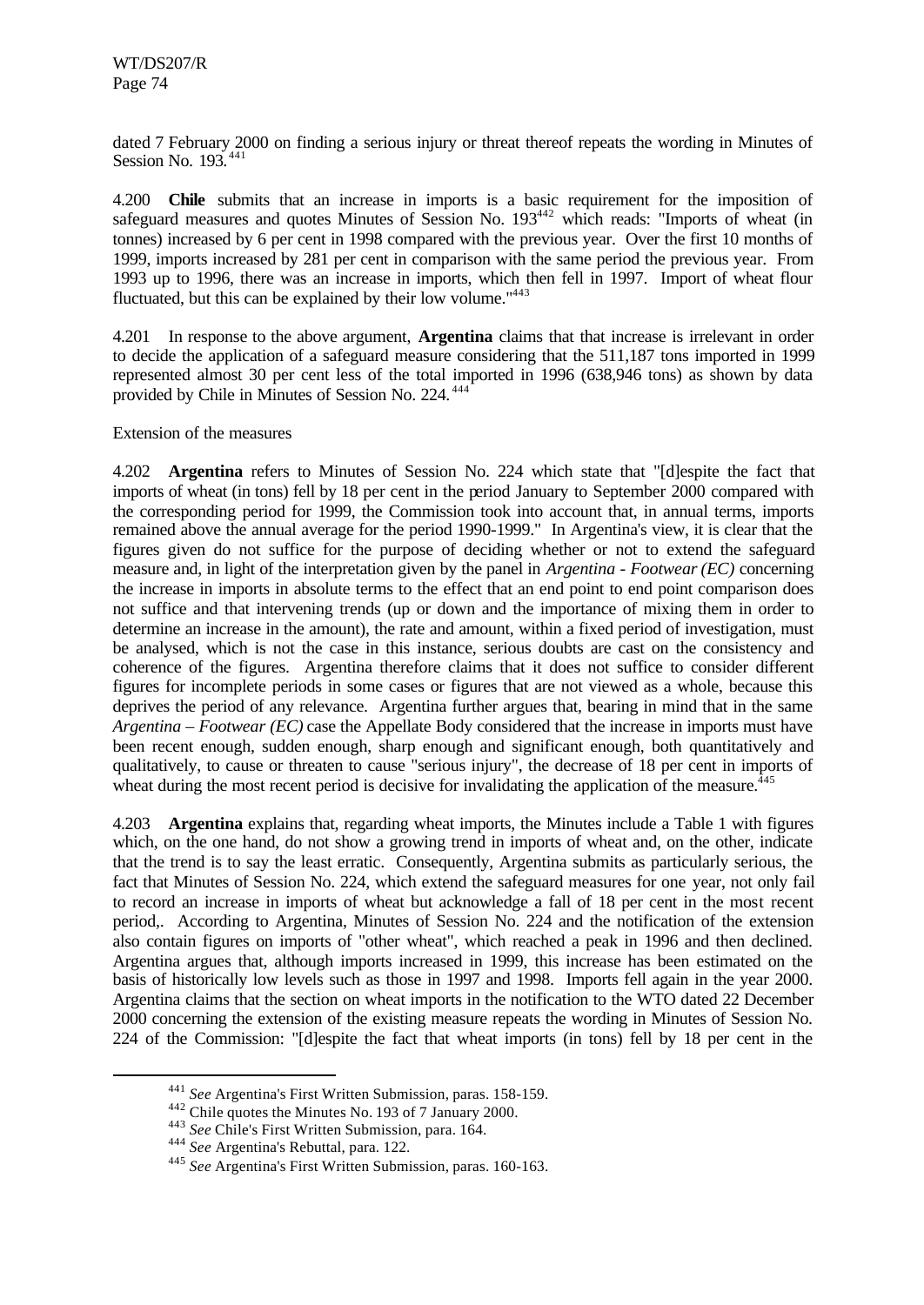dated 7 February 2000 on finding a serious injury or threat thereof repeats the wording in Minutes of Session No. 193.[441]

4.200 **Chile** submits that an increase in imports is a basic requirement for the imposition of safeguard measures and quotes Minutes of Session No. 193[442] which reads: "Imports of wheat (in tonnes) increased by 6 per cent in 1998 compared with the previous year. Over the first 10 months of 1999, imports increased by 281 per cent in comparison with the same period the previous year. From 1993 up to 1996, there was an increase in imports, which then fell in 1997. Import of wheat flour fluctuated, but this can be explained by their low volume."[443]

4.201 In response to the above argument, **Argentina** claims that that increase is irrelevant in order to decide the application of a safeguard measure considering that the 511,187 tons imported in 1999 represented almost 30 per cent less of the total imported in 1996 (638,946 tons) as shown by data provided by Chile in Minutes of Session No. 224.[444]

Extension of the measures

4.202 **Argentina** refers to Minutes of Session No. 224 which state that "[d]espite the fact that imports of wheat (in tons) fell by 18 per cent in the period January to September 2000 compared with the corresponding period for 1999, the Commission took into account that, in annual terms, imports remained above the annual average for the period 1990-1999." In Argentina's view, it is clear that the figures given do not suffice for the purpose of deciding whether or not to extend the safeguard measure and, in light of the interpretation given by the panel in *Argentina - Footwear (EC)* concerning the increase in imports in absolute terms to the effect that an end point to end point comparison does not suffice and that intervening trends (up or down and the importance of mixing them in order to determine an increase in the amount), the rate and amount, within a fixed period of investigation, must be analysed, which is not the case in this instance, serious doubts are cast on the consistency and coherence of the figures. Argentina therefore claims that it does not suffice to consider different figures for incomplete periods in some cases or figures that are not viewed as a whole, because this deprives the period of any relevance. Argentina further argues that, bearing in mind that in the same *Argentina – Footwear (EC)* case the Appellate Body considered that the increase in imports must have been recent enough, sudden enough, sharp enough and significant enough, both quantitatively and qualitatively, to cause or threaten to cause "serious injury", the decrease of 18 per cent in imports of wheat during the most recent period is decisive for invalidating the application of the measure.[445]

4.203 **Argentina** explains that, regarding wheat imports, the Minutes include a Table 1 with figures which, on the one hand, do not show a growing trend in imports of wheat and, on the other, indicate that the trend is to say the least erratic. Consequently, Argentina submits as particularly serious, the fact that Minutes of Session No. 224, which extend the safeguard measures for one year, not only fail to record an increase in imports of wheat but acknowledge a fall of 18 per cent in the most recent period,. According to Argentina, Minutes of Session No. 224 and the notification of the extension also contain figures on imports of "other wheat", which reached a peak in 1996 and then declined. Argentina argues that, although imports increased in 1999, this increase has been estimated on the basis of historically low levels such as those in 1997 and 1998. Imports fell again in the year 2000. Argentina claims that the section on wheat imports in the notification to the WTO dated 22 December 2000 concerning the extension of the existing measure repeats the wording in Minutes of Session No. 224 of the Commission: "[d]espite the fact that wheat imports (in tons) fell by 18 per cent in the

---

[441] *See* Argentina's First Written Submission, paras. 158-159.

[442] Chile quotes the Minutes No. 193 of 7 January 2000.

[443] *See* Chile's First Written Submission, para. 164.

[444] *See* Argentina's Rebuttal, para. 122.

[445] *See* Argentina's First Written Submission, paras. 160-163.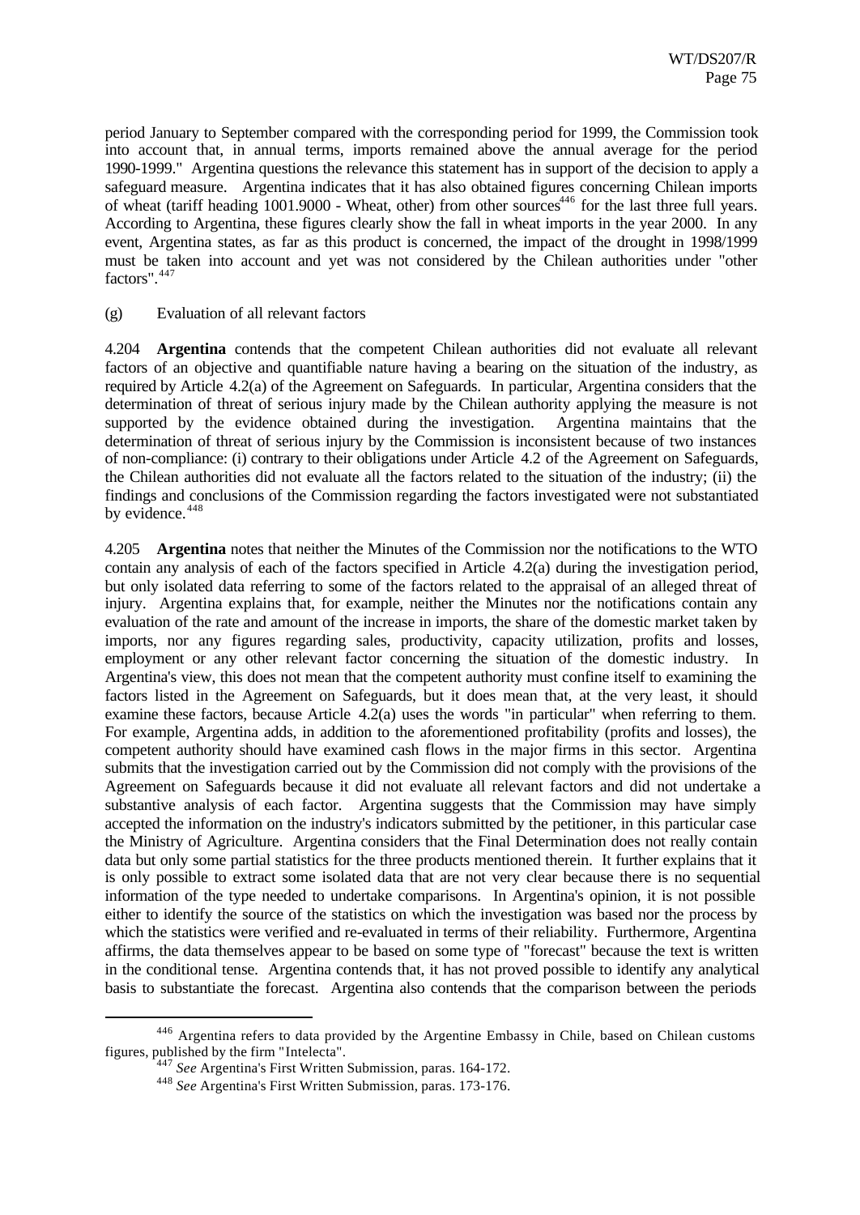period January to September compared with the corresponding period for 1999, the Commission took into account that, in annual terms, imports remained above the annual average for the period 1990-1999." Argentina questions the relevance this statement has in support of the decision to apply a safeguard measure. Argentina indicates that it has also obtained figures concerning Chilean imports of wheat (tariff heading 1001.9000 - Wheat, other) from other sources[446] for the last three full years. According to Argentina, these figures clearly show the fall in wheat imports in the year 2000. In any event, Argentina states, as far as this product is concerned, the impact of the drought in 1998/1999 must be taken into account and yet was not considered by the Chilean authorities under "other factors".[447]

(g) Evaluation of all relevant factors

4.204 **Argentina** contends that the competent Chilean authorities did not evaluate all relevant factors of an objective and quantifiable nature having a bearing on the situation of the industry, as required by Article 4.2(a) of the Agreement on Safeguards. In particular, Argentina considers that the determination of threat of serious injury made by the Chilean authority applying the measure is not supported by the evidence obtained during the investigation. Argentina maintains that the determination of threat of serious injury by the Commission is inconsistent because of two instances of non-compliance: (i) contrary to their obligations under Article 4.2 of the Agreement on Safeguards, the Chilean authorities did not evaluate all the factors related to the situation of the industry; (ii) the findings and conclusions of the Commission regarding the factors investigated were not substantiated by evidence.[448]

4.205 **Argentina** notes that neither the Minutes of the Commission nor the notifications to the WTO contain any analysis of each of the factors specified in Article 4.2(a) during the investigation period, but only isolated data referring to some of the factors related to the appraisal of an alleged threat of injury. Argentina explains that, for example, neither the Minutes nor the notifications contain any evaluation of the rate and amount of the increase in imports, the share of the domestic market taken by imports, nor any figures regarding sales, productivity, capacity utilization, profits and losses, employment or any other relevant factor concerning the situation of the domestic industry. In Argentina's view, this does not mean that the competent authority must confine itself to examining the factors listed in the Agreement on Safeguards, but it does mean that, at the very least, it should examine these factors, because Article 4.2(a) uses the words "in particular" when referring to them. For example, Argentina adds, in addition to the aforementioned profitability (profits and losses), the competent authority should have examined cash flows in the major firms in this sector. Argentina submits that the investigation carried out by the Commission did not comply with the provisions of the Agreement on Safeguards because it did not evaluate all relevant factors and did not undertake a substantive analysis of each factor. Argentina suggests that the Commission may have simply accepted the information on the industry's indicators submitted by the petitioner, in this particular case the Ministry of Agriculture. Argentina considers that the Final Determination does not really contain data but only some partial statistics for the three products mentioned therein. It further explains that it is only possible to extract some isolated data that are not very clear because there is no sequential information of the type needed to undertake comparisons. In Argentina's opinion, it is not possible either to identify the source of the statistics on which the investigation was based nor the process by which the statistics were verified and re-evaluated in terms of their reliability. Furthermore, Argentina affirms, the data themselves appear to be based on some type of "forecast" because the text is written in the conditional tense. Argentina contends that, it has not proved possible to identify any analytical basis to substantiate the forecast. Argentina also contends that the comparison between the periods

[446] Argentina refers to data provided by the Argentine Embassy in Chile, based on Chilean customs figures, published by the firm "Intelecta".

[447] *See* Argentina's First Written Submission, paras. 164-172.

[448] *See* Argentina's First Written Submission, paras. 173-176.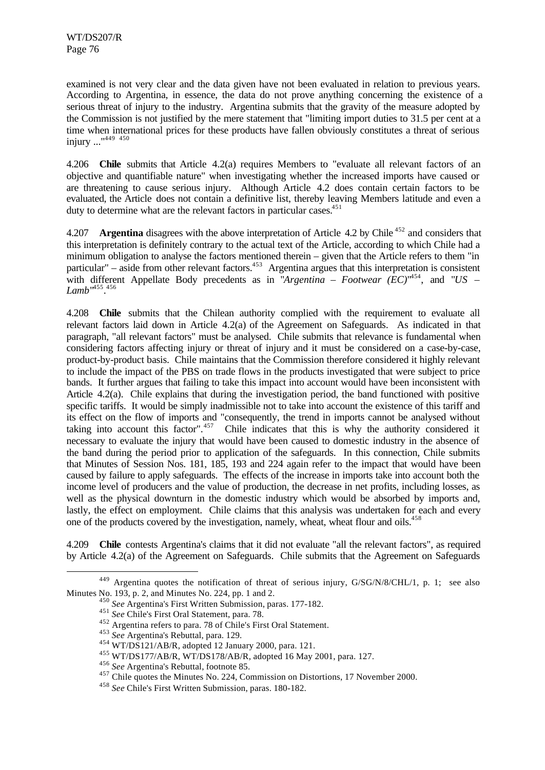examined is not very clear and the data given have not been evaluated in relation to previous years. According to Argentina, in essence, the data do not prove anything concerning the existence of a serious threat of injury to the industry. Argentina submits that the gravity of the measure adopted by the Commission is not justified by the mere statement that "limiting import duties to 31.5 per cent at a time when international prices for these products have fallen obviously constitutes a threat of serious injury ..."[449] [450]

4.206 **Chile** submits that Article 4.2(a) requires Members to "evaluate all relevant factors of an objective and quantifiable nature" when investigating whether the increased imports have caused or are threatening to cause serious injury. Although Article 4.2 does contain certain factors to be evaluated, the Article does not contain a definitive list, thereby leaving Members latitude and even a duty to determine what are the relevant factors in particular cases.[451]

4.207 **Argentina** disagrees with the above interpretation of Article 4.2 by Chile[452] and considers that this interpretation is definitely contrary to the actual text of the Article, according to which Chile had a minimum obligation to analyse the factors mentioned therein – given that the Article refers to them "in particular" – aside from other relevant factors.[453] Argentina argues that this interpretation is consistent with different Appellate Body precedents as in "*Argentina – Footwear (EC)*"[454], and "*US – Lamb*"[455].[456]

4.208 **Chile** submits that the Chilean authority complied with the requirement to evaluate all relevant factors laid down in Article 4.2(a) of the Agreement on Safeguards. As indicated in that paragraph, "all relevant factors" must be analysed. Chile submits that relevance is fundamental when considering factors affecting injury or threat of injury and it must be considered on a case-by-case, product-by-product basis. Chile maintains that the Commission therefore considered it highly relevant to include the impact of the PBS on trade flows in the products investigated that were subject to price bands. It further argues that failing to take this impact into account would have been inconsistent with Article 4.2(a). Chile explains that during the investigation period, the band functioned with positive specific tariffs. It would be simply inadmissible not to take into account the existence of this tariff and its effect on the flow of imports and "consequently, the trend in imports cannot be analysed without taking into account this factor".[457] Chile indicates that this is why the authority considered it necessary to evaluate the injury that would have been caused to domestic industry in the absence of the band during the period prior to application of the safeguards. In this connection, Chile submits that Minutes of Session Nos. 181, 185, 193 and 224 again refer to the impact that would have been caused by failure to apply safeguards. The effects of the increase in imports take into account both the income level of producers and the value of production, the decrease in net profits, including losses, as well as the physical downturn in the domestic industry which would be absorbed by imports and, lastly, the effect on employment. Chile claims that this analysis was undertaken for each and every one of the products covered by the investigation, namely, wheat, wheat flour and oils.[458]

4.209 **Chile** contests Argentina's claims that it did not evaluate "all the relevant factors", as required by Article 4.2(a) of the Agreement on Safeguards. Chile submits that the Agreement on Safeguards

---

[449] Argentina quotes the notification of threat of serious injury, G/SG/N/8/CHL/1, p. 1; see also Minutes No. 193, p. 2, and Minutes No. 224, pp. 1 and 2.

[450] *See* Argentina's First Written Submission, paras. 177-182.

[451] *See* Chile's First Oral Statement, para. 78.

[452] Argentina refers to para. 78 of Chile's First Oral Statement.

[453] *See* Argentina's Rebuttal, para. 129.

[454] WT/DS121/AB/R, adopted 12 January 2000, para. 121.

[455] WT/DS177/AB/R, WT/DS178/AB/R, adopted 16 May 2001, para. 127.

[456] *See* Argentina's Rebuttal, footnote 85.

[457] Chile quotes the Minutes No. 224, Commission on Distortions, 17 November 2000.

[458] *See* Chile's First Written Submission, paras. 180-182.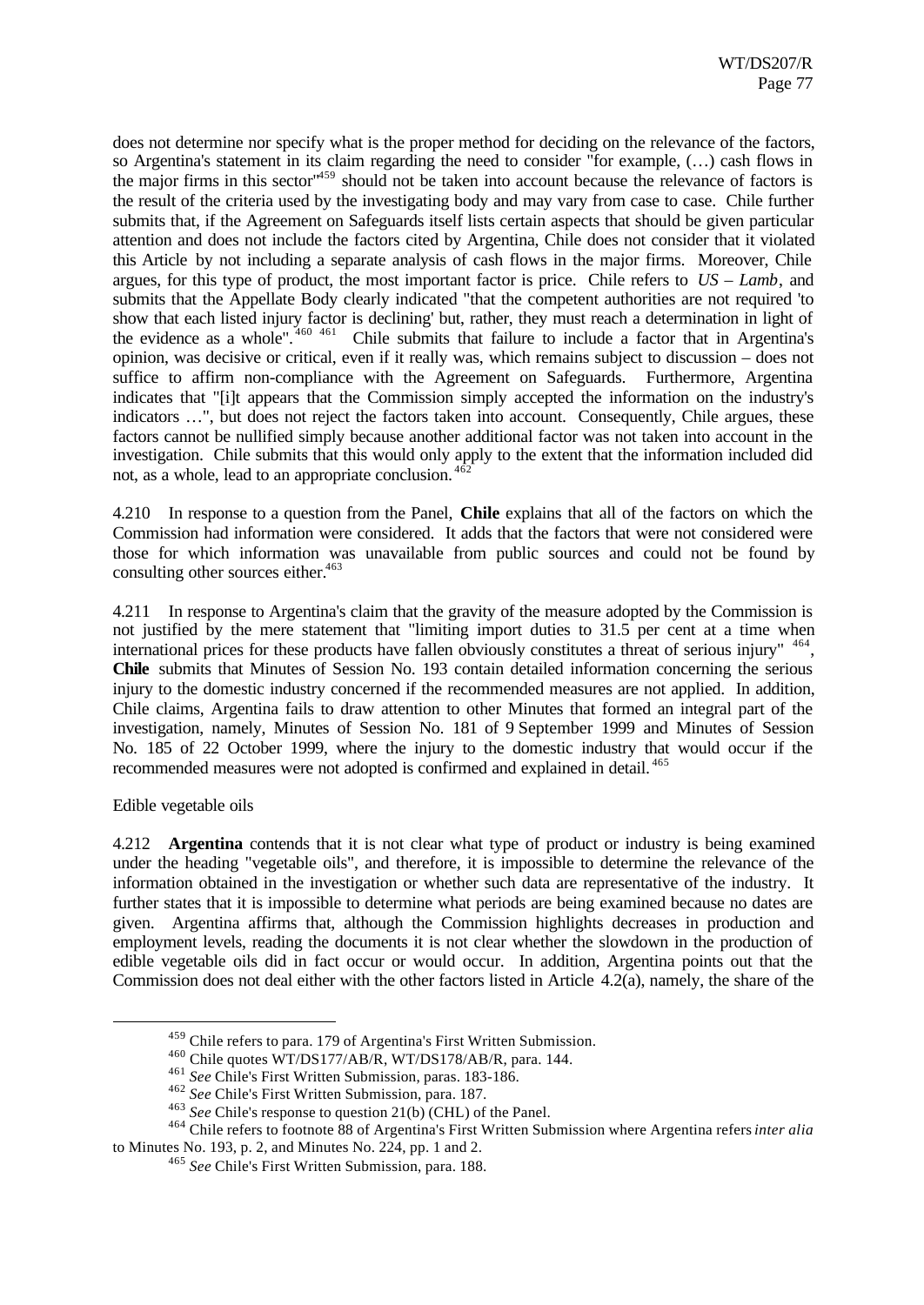does not determine nor specify what is the proper method for deciding on the relevance of the factors, so Argentina's statement in its claim regarding the need to consider "for example, (…) cash flows in the major firms in this sector"[459] should not be taken into account because the relevance of factors is the result of the criteria used by the investigating body and may vary from case to case. Chile further submits that, if the Agreement on Safeguards itself lists certain aspects that should be given particular attention and does not include the factors cited by Argentina, Chile does not consider that it violated this Article by not including a separate analysis of cash flows in the major firms. Moreover, Chile argues, for this type of product, the most important factor is price. Chile refers to *US – Lamb*, and submits that the Appellate Body clearly indicated "that the competent authorities are not required 'to show that each listed injury factor is declining' but, rather, they must reach a determination in light of the evidence as a whole".[460] [461] Chile submits that failure to include a factor that in Argentina's opinion, was decisive or critical, even if it really was, which remains subject to discussion – does not suffice to affirm non-compliance with the Agreement on Safeguards. Furthermore, Argentina indicates that "[i]t appears that the Commission simply accepted the information on the industry's indicators …", but does not reject the factors taken into account. Consequently, Chile argues, these factors cannot be nullified simply because another additional factor was not taken into account in the investigation. Chile submits that this would only apply to the extent that the information included did not, as a whole, lead to an appropriate conclusion.[462]

4.210 In response to a question from the Panel, **Chile** explains that all of the factors on which the Commission had information were considered. It adds that the factors that were not considered were those for which information was unavailable from public sources and could not be found by consulting other sources either.[463]

4.211 In response to Argentina's claim that the gravity of the measure adopted by the Commission is not justified by the mere statement that "limiting import duties to 31.5 per cent at a time when international prices for these products have fallen obviously constitutes a threat of serious injury" [464], **Chile** submits that Minutes of Session No. 193 contain detailed information concerning the serious injury to the domestic industry concerned if the recommended measures are not applied. In addition, Chile claims, Argentina fails to draw attention to other Minutes that formed an integral part of the investigation, namely, Minutes of Session No. 181 of 9 September 1999 and Minutes of Session No. 185 of 22 October 1999, where the injury to the domestic industry that would occur if the recommended measures were not adopted is confirmed and explained in detail.[465]

Edible vegetable oils

4.212 **Argentina** contends that it is not clear what type of product or industry is being examined under the heading "vegetable oils", and therefore, it is impossible to determine the relevance of the information obtained in the investigation or whether such data are representative of the industry. It further states that it is impossible to determine what periods are being examined because no dates are given. Argentina affirms that, although the Commission highlights decreases in production and employment levels, reading the documents it is not clear whether the slowdown in the production of edible vegetable oils did in fact occur or would occur. In addition, Argentina points out that the Commission does not deal either with the other factors listed in Article 4.2(a), namely, the share of the

---

[459] Chile refers to para. 179 of Argentina's First Written Submission.

[460] Chile quotes WT/DS177/AB/R, WT/DS178/AB/R, para. 144.

[461] *See* Chile's First Written Submission, paras. 183-186.

[462] *See* Chile's First Written Submission, para. 187.

[463] *See* Chile's response to question 21(b) (CHL) of the Panel.

[464] Chile refers to footnote 88 of Argentina's First Written Submission where Argentina refers *inter alia* to Minutes No. 193, p. 2, and Minutes No. 224, pp. 1 and 2.

[465] *See* Chile's First Written Submission, para. 188.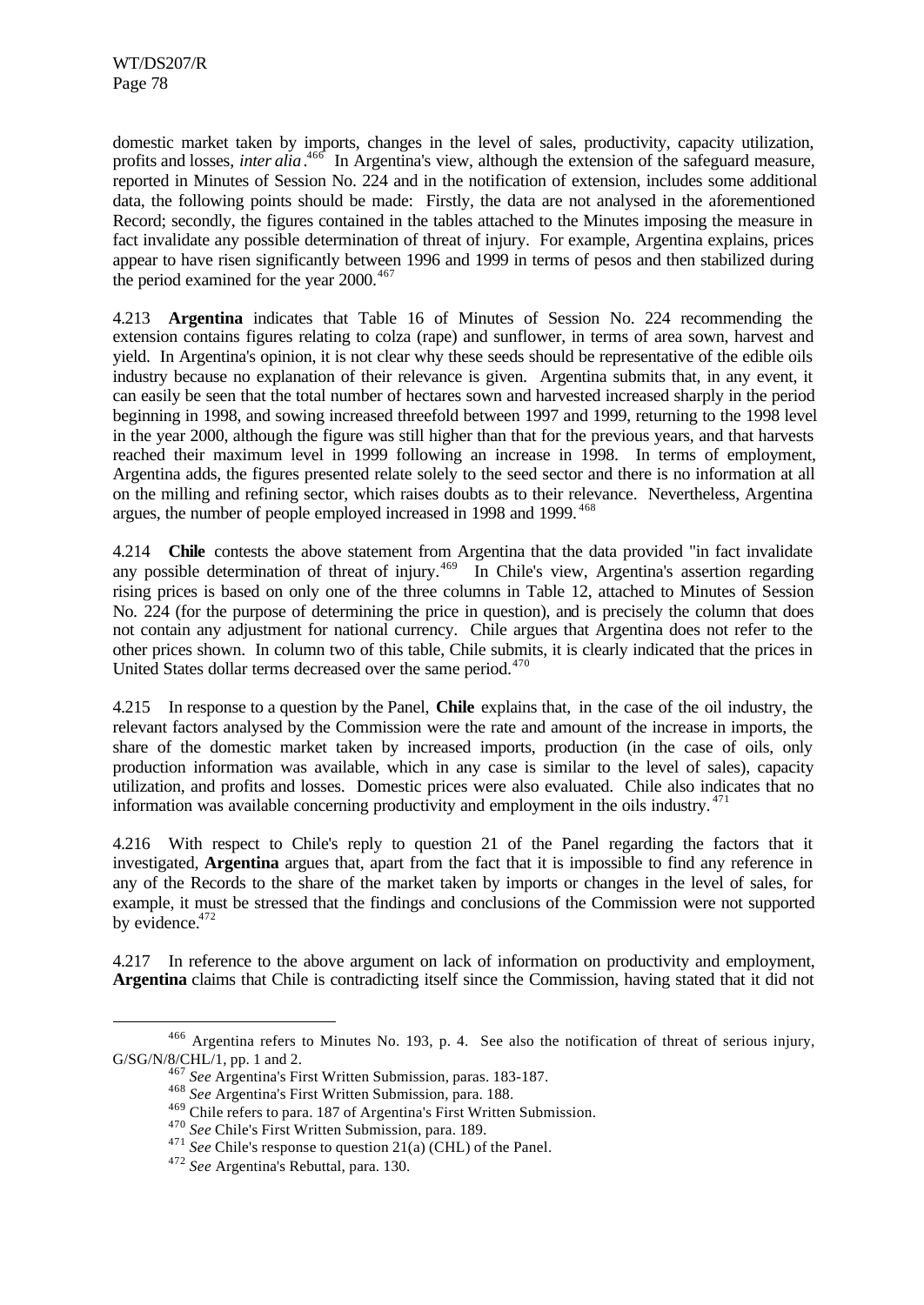domestic market taken by imports, changes in the level of sales, productivity, capacity utilization, profits and losses, *inter alia*.[466] In Argentina's view, although the extension of the safeguard measure, reported in Minutes of Session No. 224 and in the notification of extension, includes some additional data, the following points should be made: Firstly, the data are not analysed in the aforementioned Record; secondly, the figures contained in the tables attached to the Minutes imposing the measure in fact invalidate any possible determination of threat of injury. For example, Argentina explains, prices appear to have risen significantly between 1996 and 1999 in terms of pesos and then stabilized during the period examined for the year 2000.[467]

4.213 **Argentina** indicates that Table 16 of Minutes of Session No. 224 recommending the extension contains figures relating to colza (rape) and sunflower, in terms of area sown, harvest and yield. In Argentina's opinion, it is not clear why these seeds should be representative of the edible oils industry because no explanation of their relevance is given. Argentina submits that, in any event, it can easily be seen that the total number of hectares sown and harvested increased sharply in the period beginning in 1998, and sowing increased threefold between 1997 and 1999, returning to the 1998 level in the year 2000, although the figure was still higher than that for the previous years, and that harvests reached their maximum level in 1999 following an increase in 1998. In terms of employment, Argentina adds, the figures presented relate solely to the seed sector and there is no information at all on the milling and refining sector, which raises doubts as to their relevance. Nevertheless, Argentina argues, the number of people employed increased in 1998 and 1999.[468]

4.214 **Chile** contests the above statement from Argentina that the data provided "in fact invalidate any possible determination of threat of injury."[469] In Chile's view, Argentina's assertion regarding rising prices is based on only one of the three columns in Table 12, attached to Minutes of Session No. 224 (for the purpose of determining the price in question), and is precisely the column that does not contain any adjustment for national currency. Chile argues that Argentina does not refer to the other prices shown. In column two of this table, Chile submits, it is clearly indicated that the prices in United States dollar terms decreased over the same period.[470]

4.215 In response to a question by the Panel, **Chile** explains that, in the case of the oil industry, the relevant factors analysed by the Commission were the rate and amount of the increase in imports, the share of the domestic market taken by increased imports, production (in the case of oils, only production information was available, which in any case is similar to the level of sales), capacity utilization, and profits and losses. Domestic prices were also evaluated. Chile also indicates that no information was available concerning productivity and employment in the oils industry.[471]

4.216 With respect to Chile's reply to question 21 of the Panel regarding the factors that it investigated, **Argentina** argues that, apart from the fact that it is impossible to find any reference in any of the Records to the share of the market taken by imports or changes in the level of sales, for example, it must be stressed that the findings and conclusions of the Commission were not supported by evidence.[472]

4.217 In reference to the above argument on lack of information on productivity and employment, **Argentina** claims that Chile is contradicting itself since the Commission, having stated that it did not

---

[466] Argentina refers to Minutes No. 193, p. 4. See also the notification of threat of serious injury, G/SG/N/8/CHL/1, pp. 1 and 2.

[467] *See* Argentina's First Written Submission, paras. 183-187.

[468] *See* Argentina's First Written Submission, para. 188.

[469] Chile refers to para. 187 of Argentina's First Written Submission.

[470] *See* Chile's First Written Submission, para. 189.

[471] *See* Chile's response to question 21(a) (CHL) of the Panel.

[472] *See* Argentina's Rebuttal, para. 130.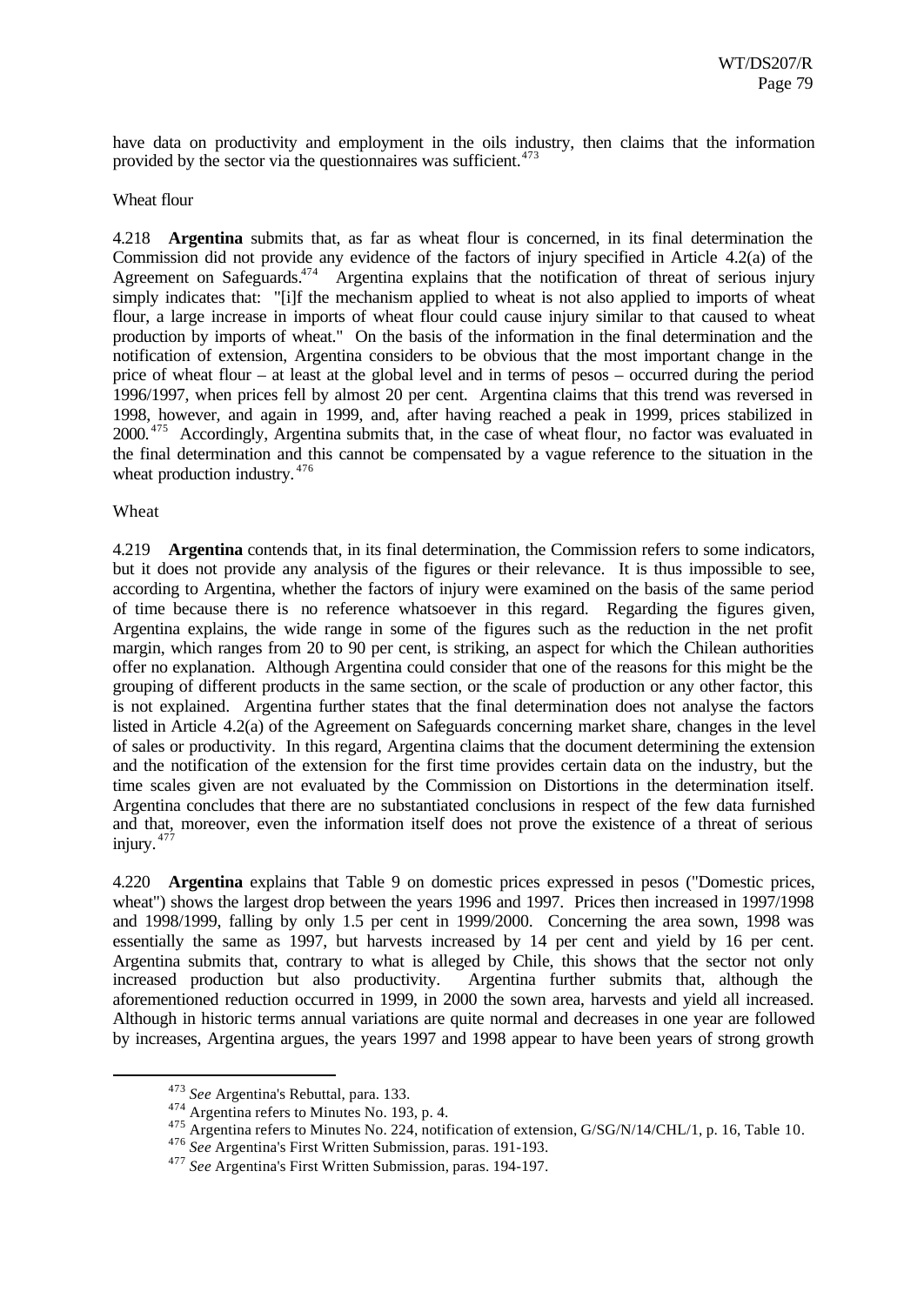have data on productivity and employment in the oils industry, then claims that the information provided by the sector via the questionnaires was sufficient.[473]

Wheat flour

4.218 **Argentina** submits that, as far as wheat flour is concerned, in its final determination the Commission did not provide any evidence of the factors of injury specified in Article 4.2(a) of the Agreement on Safeguards.[474] Argentina explains that the notification of threat of serious injury simply indicates that: "[i]f the mechanism applied to wheat is not also applied to imports of wheat flour, a large increase in imports of wheat flour could cause injury similar to that caused to wheat production by imports of wheat." On the basis of the information in the final determination and the notification of extension, Argentina considers to be obvious that the most important change in the price of wheat flour – at least at the global level and in terms of pesos – occurred during the period 1996/1997, when prices fell by almost 20 per cent. Argentina claims that this trend was reversed in 1998, however, and again in 1999, and, after having reached a peak in 1999, prices stabilized in 2000.[475] Accordingly, Argentina submits that, in the case of wheat flour, no factor was evaluated in the final determination and this cannot be compensated by a vague reference to the situation in the wheat production industry.[476]

Wheat

4.219 **Argentina** contends that, in its final determination, the Commission refers to some indicators, but it does not provide any analysis of the figures or their relevance. It is thus impossible to see, according to Argentina, whether the factors of injury were examined on the basis of the same period of time because there is no reference whatsoever in this regard. Regarding the figures given, Argentina explains, the wide range in some of the figures such as the reduction in the net profit margin, which ranges from 20 to 90 per cent, is striking, an aspect for which the Chilean authorities offer no explanation. Although Argentina could consider that one of the reasons for this might be the grouping of different products in the same section, or the scale of production or any other factor, this is not explained. Argentina further states that the final determination does not analyse the factors listed in Article 4.2(a) of the Agreement on Safeguards concerning market share, changes in the level of sales or productivity. In this regard, Argentina claims that the document determining the extension and the notification of the extension for the first time provides certain data on the industry, but the time scales given are not evaluated by the Commission on Distortions in the determination itself. Argentina concludes that there are no substantiated conclusions in respect of the few data furnished and that, moreover, even the information itself does not prove the existence of a threat of serious injury.[477]

4.220 **Argentina** explains that Table 9 on domestic prices expressed in pesos ("Domestic prices, wheat") shows the largest drop between the years 1996 and 1997. Prices then increased in 1997/1998 and 1998/1999, falling by only 1.5 per cent in 1999/2000. Concerning the area sown, 1998 was essentially the same as 1997, but harvests increased by 14 per cent and yield by 16 per cent. Argentina submits that, contrary to what is alleged by Chile, this shows that the sector not only increased production but also productivity. Argentina further submits that, although the aforementioned reduction occurred in 1999, in 2000 the sown area, harvests and yield all increased. Although in historic terms annual variations are quite normal and decreases in one year are followed by increases, Argentina argues, the years 1997 and 1998 appear to have been years of strong growth

---

[473] *See* Argentina's Rebuttal, para. 133.

[474] Argentina refers to Minutes No. 193, p. 4.

[475] Argentina refers to Minutes No. 224, notification of extension, G/SG/N/14/CHL/1, p. 16, Table 10.

[476] *See* Argentina's First Written Submission, paras. 191-193.

[477] *See* Argentina's First Written Submission, paras. 194-197.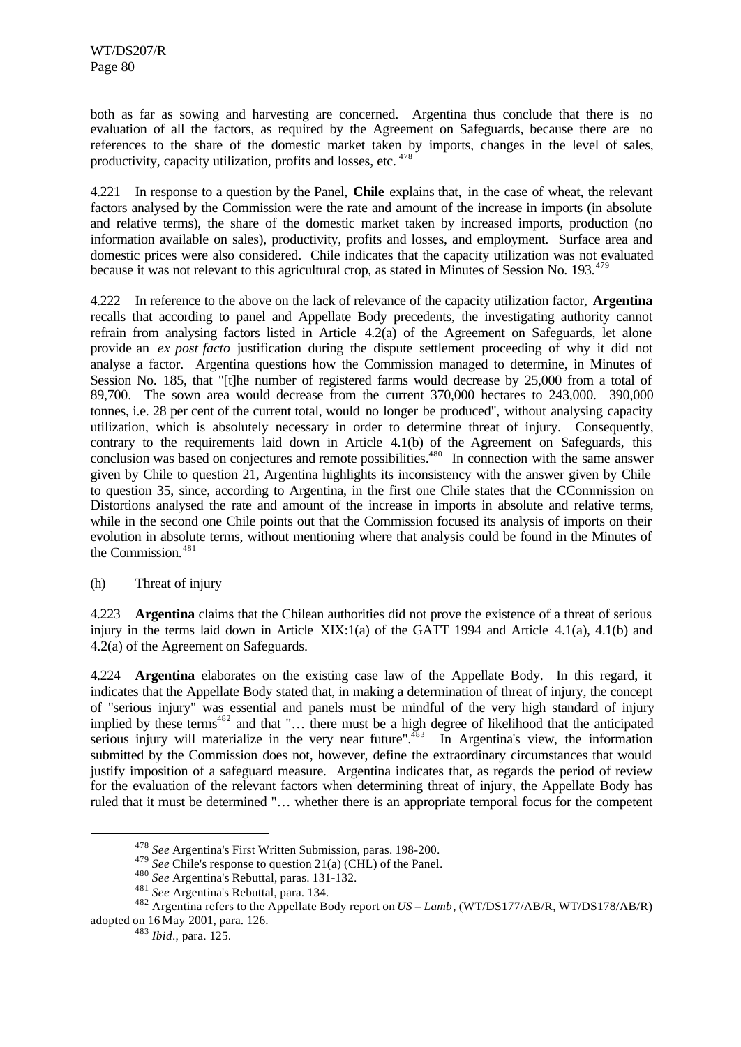both as far as sowing and harvesting are concerned. Argentina thus conclude that there is no evaluation of all the factors, as required by the Agreement on Safeguards, because there are no references to the share of the domestic market taken by imports, changes in the level of sales, productivity, capacity utilization, profits and losses, etc.[478]

4.221 In response to a question by the Panel, **Chile** explains that, in the case of wheat, the relevant factors analysed by the Commission were the rate and amount of the increase in imports (in absolute and relative terms), the share of the domestic market taken by increased imports, production (no information available on sales), productivity, profits and losses, and employment. Surface area and domestic prices were also considered. Chile indicates that the capacity utilization was not evaluated because it was not relevant to this agricultural crop, as stated in Minutes of Session No. 193.[479]

4.222 In reference to the above on the lack of relevance of the capacity utilization factor, **Argentina** recalls that according to panel and Appellate Body precedents, the investigating authority cannot refrain from analysing factors listed in Article 4.2(a) of the Agreement on Safeguards, let alone provide an *ex post facto* justification during the dispute settlement proceeding of why it did not analyse a factor. Argentina questions how the Commission managed to determine, in Minutes of Session No. 185, that "[t]he number of registered farms would decrease by 25,000 from a total of 89,700. The sown area would decrease from the current 370,000 hectares to 243,000. 390,000 tonnes, i.e. 28 per cent of the current total, would no longer be produced", without analysing capacity utilization, which is absolutely necessary in order to determine threat of injury. Consequently, contrary to the requirements laid down in Article 4.1(b) of the Agreement on Safeguards, this conclusion was based on conjectures and remote possibilities.[480] In connection with the same answer given by Chile to question 21, Argentina highlights its inconsistency with the answer given by Chile to question 35, since, according to Argentina, in the first one Chile states that the CCommission on Distortions analysed the rate and amount of the increase in imports in absolute and relative terms, while in the second one Chile points out that the Commission focused its analysis of imports on their evolution in absolute terms, without mentioning where that analysis could be found in the Minutes of the Commission.[481]

(h) Threat of injury

4.223 **Argentina** claims that the Chilean authorities did not prove the existence of a threat of serious injury in the terms laid down in Article XIX:1(a) of the GATT 1994 and Article 4.1(a), 4.1(b) and 4.2(a) of the Agreement on Safeguards.

4.224 **Argentina** elaborates on the existing case law of the Appellate Body. In this regard, it indicates that the Appellate Body stated that, in making a determination of threat of injury, the concept of "serious injury" was essential and panels must be mindful of the very high standard of injury implied by these terms[482] and that "… there must be a high degree of likelihood that the anticipated serious injury will materialize in the very near future".[483] In Argentina's view, the information submitted by the Commission does not, however, define the extraordinary circumstances that would justify imposition of a safeguard measure. Argentina indicates that, as regards the period of review for the evaluation of the relevant factors when determining threat of injury, the Appellate Body has ruled that it must be determined "… whether there is an appropriate temporal focus for the competent

---

[478] *See* Argentina's First Written Submission, paras. 198-200.

[479] *See* Chile's response to question 21(a) (CHL) of the Panel.

[480] *See* Argentina's Rebuttal, paras. 131-132.

[481] *See* Argentina's Rebuttal, para. 134.

[482] Argentina refers to the Appellate Body report on *US – Lamb*, (WT/DS177/AB/R, WT/DS178/AB/R) adopted on 16 May 2001, para. 126.

[483] *Ibid*., para. 125.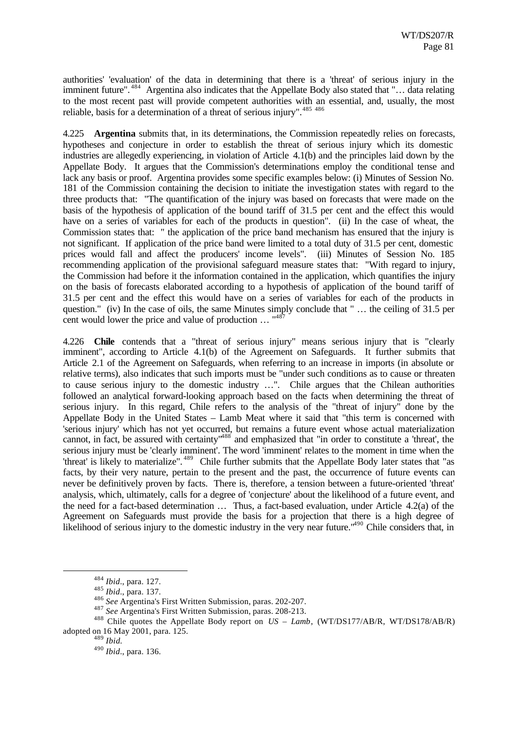authorities' 'evaluation' of the data in determining that there is a 'threat' of serious injury in the imminent future".[484] Argentina also indicates that the Appellate Body also stated that "… data relating to the most recent past will provide competent authorities with an essential, and, usually, the most reliable, basis for a determination of a threat of serious injury".[485] [486]

4.225 **Argentina** submits that, in its determinations, the Commission repeatedly relies on forecasts, hypotheses and conjecture in order to establish the threat of serious injury which its domestic industries are allegedly experiencing, in violation of Article 4.1(b) and the principles laid down by the Appellate Body. It argues that the Commission's determinations employ the conditional tense and lack any basis or proof. Argentina provides some specific examples below: (i) Minutes of Session No. 181 of the Commission containing the decision to initiate the investigation states with regard to the three products that: "The quantification of the injury was based on forecasts that were made on the basis of the hypothesis of application of the bound tariff of 31.5 per cent and the effect this would have on a series of variables for each of the products in question". (ii) In the case of wheat, the Commission states that: " the application of the price band mechanism has ensured that the injury is not significant. If application of the price band were limited to a total duty of 31.5 per cent, domestic prices would fall and affect the producers' income levels". (iii) Minutes of Session No. 185 recommending application of the provisional safeguard measure states that: "With regard to injury, the Commission had before it the information contained in the application, which quantifies the injury on the basis of forecasts elaborated according to a hypothesis of application of the bound tariff of 31.5 per cent and the effect this would have on a series of variables for each of the products in question." (iv) In the case of oils, the same Minutes simply conclude that " … the ceiling of 31.5 per cent would lower the price and value of production … "[487]

4.226 **Chile** contends that a "threat of serious injury" means serious injury that is "clearly imminent", according to Article 4.1(b) of the Agreement on Safeguards. It further submits that Article 2.1 of the Agreement on Safeguards, when referring to an increase in imports (in absolute or relative terms), also indicates that such imports must be "under such conditions as to cause or threaten to cause serious injury to the domestic industry …". Chile argues that the Chilean authorities followed an analytical forward-looking approach based on the facts when determining the threat of serious injury. In this regard, Chile refers to the analysis of the "threat of injury" done by the Appellate Body in the United States – Lamb Meat where it said that "this term is concerned with 'serious injury' which has not yet occurred, but remains a future event whose actual materialization cannot, in fact, be assured with certainty"[488] and emphasized that "in order to constitute a 'threat', the serious injury must be 'clearly imminent'. The word 'imminent' relates to the moment in time when the 'threat' is likely to materialize".[489] Chile further submits that the Appellate Body later states that "as facts, by their very nature, pertain to the present and the past, the occurrence of future events can never be definitively proven by facts. There is, therefore, a tension between a future-oriented 'threat' analysis, which, ultimately, calls for a degree of 'conjecture' about the likelihood of a future event, and the need for a fact-based determination … Thus, a fact-based evaluation, under Article 4.2(a) of the Agreement on Safeguards must provide the basis for a projection that there is a high degree of likelihood of serious injury to the domestic industry in the very near future."[490] Chile considers that, in

---

[484] *Ibid.*, para. 127.

[485] *Ibid.*, para. 137.

[486] *See* Argentina's First Written Submission, paras. 202-207.

[487] *See* Argentina's First Written Submission, paras. 208-213.

[488] Chile quotes the Appellate Body report on *US – Lamb*, (WT/DS177/AB/R, WT/DS178/AB/R) adopted on 16 May 2001, para. 125.

[489] *Ibid.*

[490] *Ibid.*, para. 136.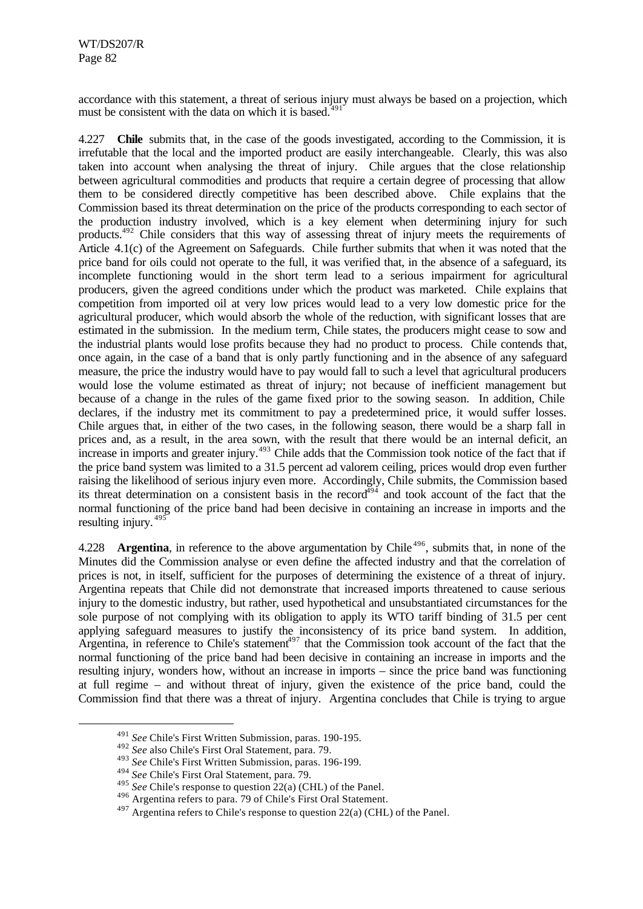accordance with this statement, a threat of serious injury must always be based on a projection, which must be consistent with the data on which it is based.[491]

4.227 **Chile** submits that, in the case of the goods investigated, according to the Commission, it is irrefutable that the local and the imported product are easily interchangeable. Clearly, this was also taken into account when analysing the threat of injury. Chile argues that the close relationship between agricultural commodities and products that require a certain degree of processing that allow them to be considered directly competitive has been described above. Chile explains that the Commission based its threat determination on the price of the products corresponding to each sector of the production industry involved, which is a key element when determining injury for such products.[492] Chile considers that this way of assessing threat of injury meets the requirements of Article 4.1(c) of the Agreement on Safeguards. Chile further submits that when it was noted that the price band for oils could not operate to the full, it was verified that, in the absence of a safeguard, its incomplete functioning would in the short term lead to a serious impairment for agricultural producers, given the agreed conditions under which the product was marketed. Chile explains that competition from imported oil at very low prices would lead to a very low domestic price for the agricultural producer, which would absorb the whole of the reduction, with significant losses that are estimated in the submission. In the medium term, Chile states, the producers might cease to sow and the industrial plants would lose profits because they had no product to process. Chile contends that, once again, in the case of a band that is only partly functioning and in the absence of any safeguard measure, the price the industry would have to pay would fall to such a level that agricultural producers would lose the volume estimated as threat of injury; not because of inefficient management but because of a change in the rules of the game fixed prior to the sowing season. In addition, Chile declares, if the industry met its commitment to pay a predetermined price, it would suffer losses. Chile argues that, in either of the two cases, in the following season, there would be a sharp fall in prices and, as a result, in the area sown, with the result that there would be an internal deficit, an increase in imports and greater injury.[493] Chile adds that the Commission took notice of the fact that if the price band system was limited to a 31.5 percent ad valorem ceiling, prices would drop even further raising the likelihood of serious injury even more. Accordingly, Chile submits, the Commission based its threat determination on a consistent basis in the record[494] and took account of the fact that the normal functioning of the price band had been decisive in containing an increase in imports and the resulting injury.[495]

4.228 **Argentina**, in reference to the above argumentation by Chile[496], submits that, in none of the Minutes did the Commission analyse or even define the affected industry and that the correlation of prices is not, in itself, sufficient for the purposes of determining the existence of a threat of injury. Argentina repeats that Chile did not demonstrate that increased imports threatened to cause serious injury to the domestic industry, but rather, used hypothetical and unsubstantiated circumstances for the sole purpose of not complying with its obligation to apply its WTO tariff binding of 31.5 per cent applying safeguard measures to justify the inconsistency of its price band system. In addition, Argentina, in reference to Chile's statement[497] that the Commission took account of the fact that the normal functioning of the price band had been decisive in containing an increase in imports and the resulting injury, wonders how, without an increase in imports – since the price band was functioning at full regime – and without threat of injury, given the existence of the price band, could the Commission find that there was a threat of injury. Argentina concludes that Chile is trying to argue

---

[491] *See* Chile's First Written Submission, paras. 190-195.

[492] *See* also Chile's First Oral Statement, para. 79.

[493] *See* Chile's First Written Submission, paras. 196-199.

[494] *See* Chile's First Oral Statement, para. 79.

[495] *See* Chile's response to question 22(a) (CHL) of the Panel.

[496] Argentina refers to para. 79 of Chile's First Oral Statement.

[497] Argentina refers to Chile's response to question 22(a) (CHL) of the Panel.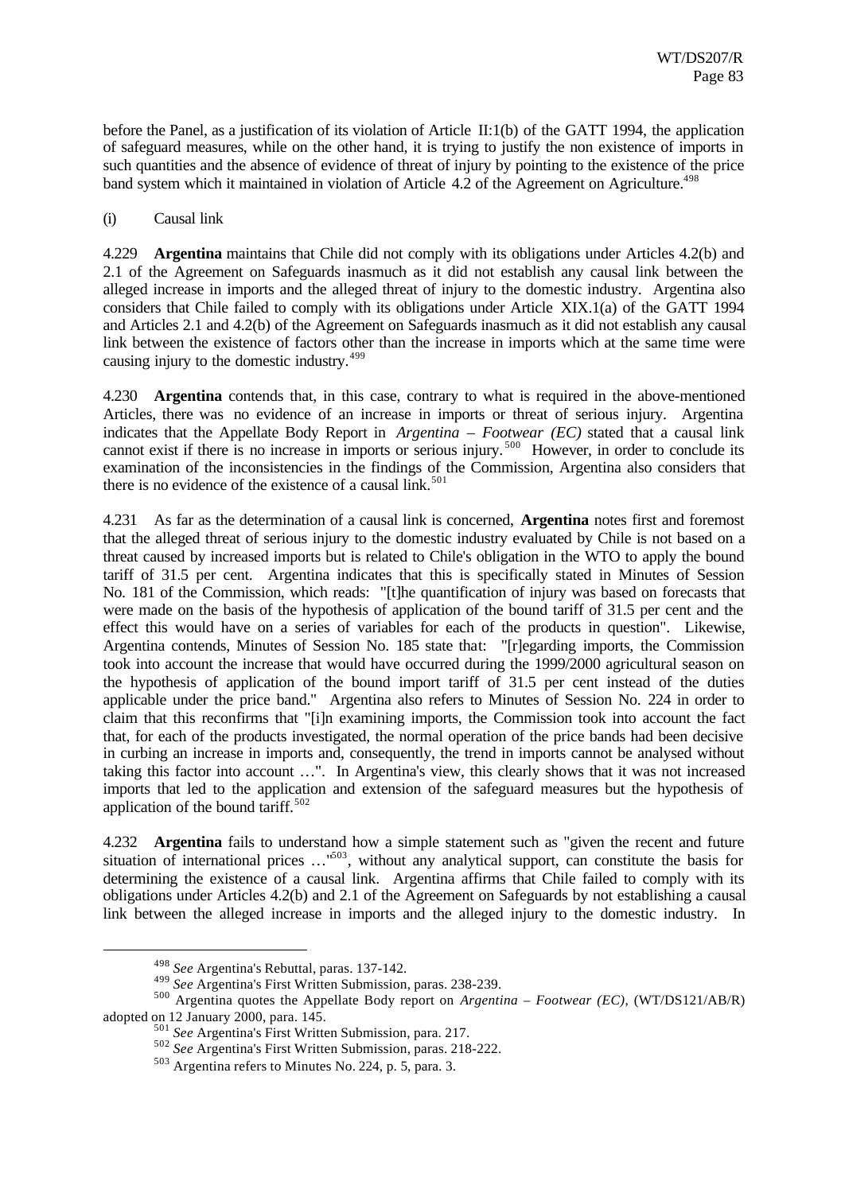before the Panel, as a justification of its violation of Article II:1(b) of the GATT 1994, the application of safeguard measures, while on the other hand, it is trying to justify the non existence of imports in such quantities and the absence of evidence of threat of injury by pointing to the existence of the price band system which it maintained in violation of Article 4.2 of the Agreement on Agriculture.[498]

(i) Causal link

4.229 **Argentina** maintains that Chile did not comply with its obligations under Articles 4.2(b) and 2.1 of the Agreement on Safeguards inasmuch as it did not establish any causal link between the alleged increase in imports and the alleged threat of injury to the domestic industry. Argentina also considers that Chile failed to comply with its obligations under Article XIX.1(a) of the GATT 1994 and Articles 2.1 and 4.2(b) of the Agreement on Safeguards inasmuch as it did not establish any causal link between the existence of factors other than the increase in imports which at the same time were causing injury to the domestic industry.[499]

4.230 **Argentina** contends that, in this case, contrary to what is required in the above-mentioned Articles, there was no evidence of an increase in imports or threat of serious injury. Argentina indicates that the Appellate Body Report in *Argentina – Footwear (EC)* stated that a causal link cannot exist if there is no increase in imports or serious injury.[500] However, in order to conclude its examination of the inconsistencies in the findings of the Commission, Argentina also considers that there is no evidence of the existence of a causal link.[501]

4.231 As far as the determination of a causal link is concerned, **Argentina** notes first and foremost that the alleged threat of serious injury to the domestic industry evaluated by Chile is not based on a threat caused by increased imports but is related to Chile's obligation in the WTO to apply the bound tariff of 31.5 per cent. Argentina indicates that this is specifically stated in Minutes of Session No. 181 of the Commission, which reads: "[t]he quantification of injury was based on forecasts that were made on the basis of the hypothesis of application of the bound tariff of 31.5 per cent and the effect this would have on a series of variables for each of the products in question". Likewise, Argentina contends, Minutes of Session No. 185 state that: "[r]egarding imports, the Commission took into account the increase that would have occurred during the 1999/2000 agricultural season on the hypothesis of application of the bound import tariff of 31.5 per cent instead of the duties applicable under the price band." Argentina also refers to Minutes of Session No. 224 in order to claim that this reconfirms that "[i]n examining imports, the Commission took into account the fact that, for each of the products investigated, the normal operation of the price bands had been decisive in curbing an increase in imports and, consequently, the trend in imports cannot be analysed without taking this factor into account …". In Argentina's view, this clearly shows that it was not increased imports that led to the application and extension of the safeguard measures but the hypothesis of application of the bound tariff.[502]

4.232 **Argentina** fails to understand how a simple statement such as "given the recent and future situation of international prices …"[503], without any analytical support, can constitute the basis for determining the existence of a causal link. Argentina affirms that Chile failed to comply with its obligations under Articles 4.2(b) and 2.1 of the Agreement on Safeguards by not establishing a causal link between the alleged increase in imports and the alleged injury to the domestic industry. In

[498] *See* Argentina's Rebuttal, paras. 137-142.

[499] *See* Argentina's First Written Submission, paras. 238-239.

[500] Argentina quotes the Appellate Body report on *Argentina – Footwear (EC)*, (WT/DS121/AB/R) adopted on 12 January 2000, para. 145.

[501] *See* Argentina's First Written Submission, para. 217.

[502] *See* Argentina's First Written Submission, paras. 218-222.

[503] Argentina refers to Minutes No. 224, p. 5, para. 3.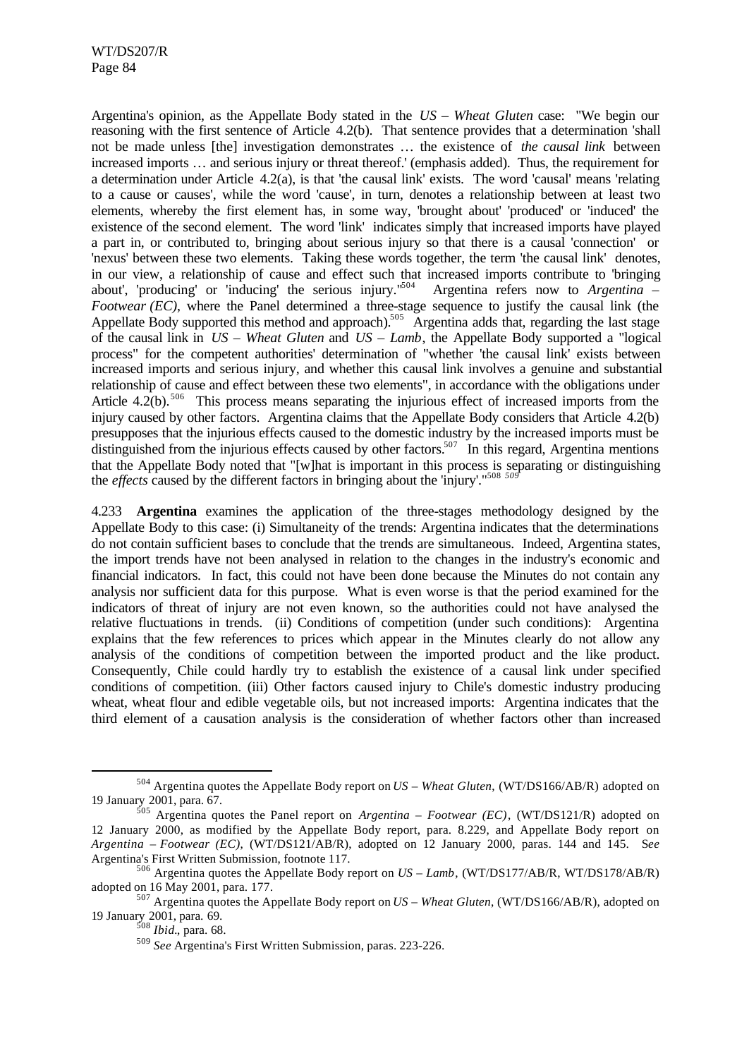Argentina's opinion, as the Appellate Body stated in the *US – Wheat Gluten* case: "We begin our reasoning with the first sentence of Article 4.2(b). That sentence provides that a determination 'shall not be made unless [the] investigation demonstrates … the existence of *the causal link* between increased imports … and serious injury or threat thereof.' (emphasis added). Thus, the requirement for a determination under Article 4.2(a), is that 'the causal link' exists. The word 'causal' means 'relating to a cause or causes', while the word 'cause', in turn, denotes a relationship between at least two elements, whereby the first element has, in some way, 'brought about' 'produced' or 'induced' the existence of the second element. The word 'link' indicates simply that increased imports have played a part in, or contributed to, bringing about serious injury so that there is a causal 'connection' or 'nexus' between these two elements. Taking these words together, the term 'the causal link' denotes, in our view, a relationship of cause and effect such that increased imports contribute to 'bringing about', 'producing' or 'inducing' the serious injury."[504] Argentina refers now to *Argentina – Footwear (EC)*, where the Panel determined a three-stage sequence to justify the causal link (the Appellate Body supported this method and approach).[505] Argentina adds that, regarding the last stage of the causal link in *US – Wheat Gluten* and *US – Lamb*, the Appellate Body supported a "logical process" for the competent authorities' determination of "whether 'the causal link' exists between increased imports and serious injury, and whether this causal link involves a genuine and substantial relationship of cause and effect between these two elements", in accordance with the obligations under Article 4.2(b).[506] This process means separating the injurious effect of increased imports from the injury caused by other factors. Argentina claims that the Appellate Body considers that Article 4.2(b) presupposes that the injurious effects caused to the domestic industry by the increased imports must be distinguished from the injurious effects caused by other factors.[507] In this regard, Argentina mentions that the Appellate Body noted that "[w]hat is important in this process is separating or distinguishing the *effects* caused by the different factors in bringing about the 'injury'."[508] [509]

4.233 **Argentina** examines the application of the three-stages methodology designed by the Appellate Body to this case: (i) Simultaneity of the trends: Argentina indicates that the determinations do not contain sufficient bases to conclude that the trends are simultaneous. Indeed, Argentina states, the import trends have not been analysed in relation to the changes in the industry's economic and financial indicators. In fact, this could not have been done because the Minutes do not contain any analysis nor sufficient data for this purpose. What is even worse is that the period examined for the indicators of threat of injury are not even known, so the authorities could not have analysed the relative fluctuations in trends. (ii) Conditions of competition (under such conditions): Argentina explains that the few references to prices which appear in the Minutes clearly do not allow any analysis of the conditions of competition between the imported product and the like product. Consequently, Chile could hardly try to establish the existence of a causal link under specified conditions of competition. (iii) Other factors caused injury to Chile's domestic industry producing wheat, wheat flour and edible vegetable oils, but not increased imports: Argentina indicates that the third element of a causation analysis is the consideration of whether factors other than increased

---

[504] Argentina quotes the Appellate Body report on *US – Wheat Gluten*, (WT/DS166/AB/R) adopted on 19 January 2001, para. 67.

[505] Argentina quotes the Panel report on *Argentina – Footwear (EC)*, (WT/DS121/R) adopted on 12 January 2000, as modified by the Appellate Body report, para. 8.229, and Appellate Body report on *Argentina – Footwear (EC)*, (WT/DS121/AB/R), adopted on 12 January 2000, paras. 144 and 145. S*ee* Argentina's First Written Submission, footnote 117.

[506] Argentina quotes the Appellate Body report on *US – Lamb*, (WT/DS177/AB/R, WT/DS178/AB/R) adopted on 16 May 2001, para. 177.

[507] Argentina quotes the Appellate Body report on *US – Wheat Gluten*, (WT/DS166/AB/R), adopted on 19 January 2001, para. 69.

[508] *Ibid*., para. 68.

[509] *See* Argentina's First Written Submission, paras. 223-226.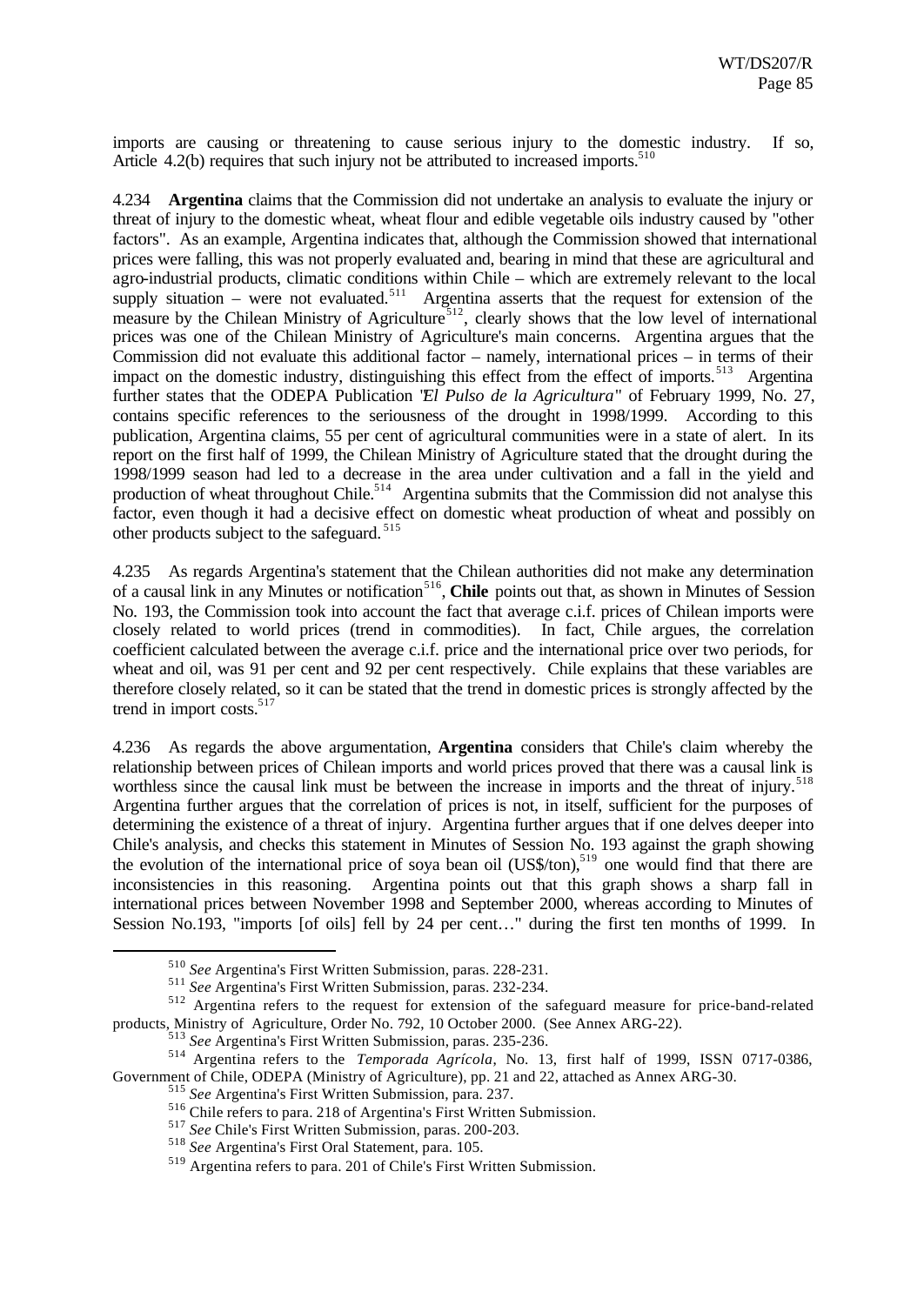imports are causing or threatening to cause serious injury to the domestic industry. If so, Article 4.2(b) requires that such injury not be attributed to increased imports.[510]

4.234 **Argentina** claims that the Commission did not undertake an analysis to evaluate the injury or threat of injury to the domestic wheat, wheat flour and edible vegetable oils industry caused by "other factors". As an example, Argentina indicates that, although the Commission showed that international prices were falling, this was not properly evaluated and, bearing in mind that these are agricultural and agro-industrial products, climatic conditions within Chile – which are extremely relevant to the local supply situation – were not evaluated.[511] Argentina asserts that the request for extension of the measure by the Chilean Ministry of Agriculture[512], clearly shows that the low level of international prices was one of the Chilean Ministry of Agriculture's main concerns. Argentina argues that the Commission did not evaluate this additional factor – namely, international prices – in terms of their impact on the domestic industry, distinguishing this effect from the effect of imports.[513] Argentina further states that the ODEPA Publication "*El Pulso de la Agricultura*" of February 1999, No. 27, contains specific references to the seriousness of the drought in 1998/1999. According to this publication, Argentina claims, 55 per cent of agricultural communities were in a state of alert. In its report on the first half of 1999, the Chilean Ministry of Agriculture stated that the drought during the 1998/1999 season had led to a decrease in the area under cultivation and a fall in the yield and production of wheat throughout Chile.[514] Argentina submits that the Commission did not analyse this factor, even though it had a decisive effect on domestic wheat production of wheat and possibly on other products subject to the safeguard.[515]

4.235 As regards Argentina's statement that the Chilean authorities did not make any determination of a causal link in any Minutes or notification[516], **Chile** points out that, as shown in Minutes of Session No. 193, the Commission took into account the fact that average c.i.f. prices of Chilean imports were closely related to world prices (trend in commodities). In fact, Chile argues, the correlation coefficient calculated between the average c.i.f. price and the international price over two periods, for wheat and oil, was 91 per cent and 92 per cent respectively. Chile explains that these variables are therefore closely related, so it can be stated that the trend in domestic prices is strongly affected by the trend in import costs.[517]

4.236 As regards the above argumentation, **Argentina** considers that Chile's claim whereby the relationship between prices of Chilean imports and world prices proved that there was a causal link is worthless since the causal link must be between the increase in imports and the threat of injury.[518] Argentina further argues that the correlation of prices is not, in itself, sufficient for the purposes of determining the existence of a threat of injury. Argentina further argues that if one delves deeper into Chile's analysis, and checks this statement in Minutes of Session No. 193 against the graph showing the evolution of the international price of soya bean oil (US$/ton),[519] one would find that there are inconsistencies in this reasoning. Argentina points out that this graph shows a sharp fall in international prices between November 1998 and September 2000, whereas according to Minutes of Session No.193, "imports [of oils] fell by 24 per cent…" during the first ten months of 1999. In

---

[510] *See* Argentina's First Written Submission, paras. 228-231.

[511] *See* Argentina's First Written Submission, paras. 232-234.

[512] Argentina refers to the request for extension of the safeguard measure for price-band-related products, Ministry of Agriculture, Order No. 792, 10 October 2000. (See Annex ARG-22).

[513] *See* Argentina's First Written Submission, paras. 235-236.

[514] Argentina refers to the *Temporada Agrícola*, No. 13, first half of 1999, ISSN 0717-0386, Government of Chile, ODEPA (Ministry of Agriculture), pp. 21 and 22, attached as Annex ARG-30.

[515] *See* Argentina's First Written Submission, para. 237.

[516] Chile refers to para. 218 of Argentina's First Written Submission.

[517] *See* Chile's First Written Submission, paras. 200-203.

[518] *See* Argentina's First Oral Statement, para. 105.

[519] Argentina refers to para. 201 of Chile's First Written Submission.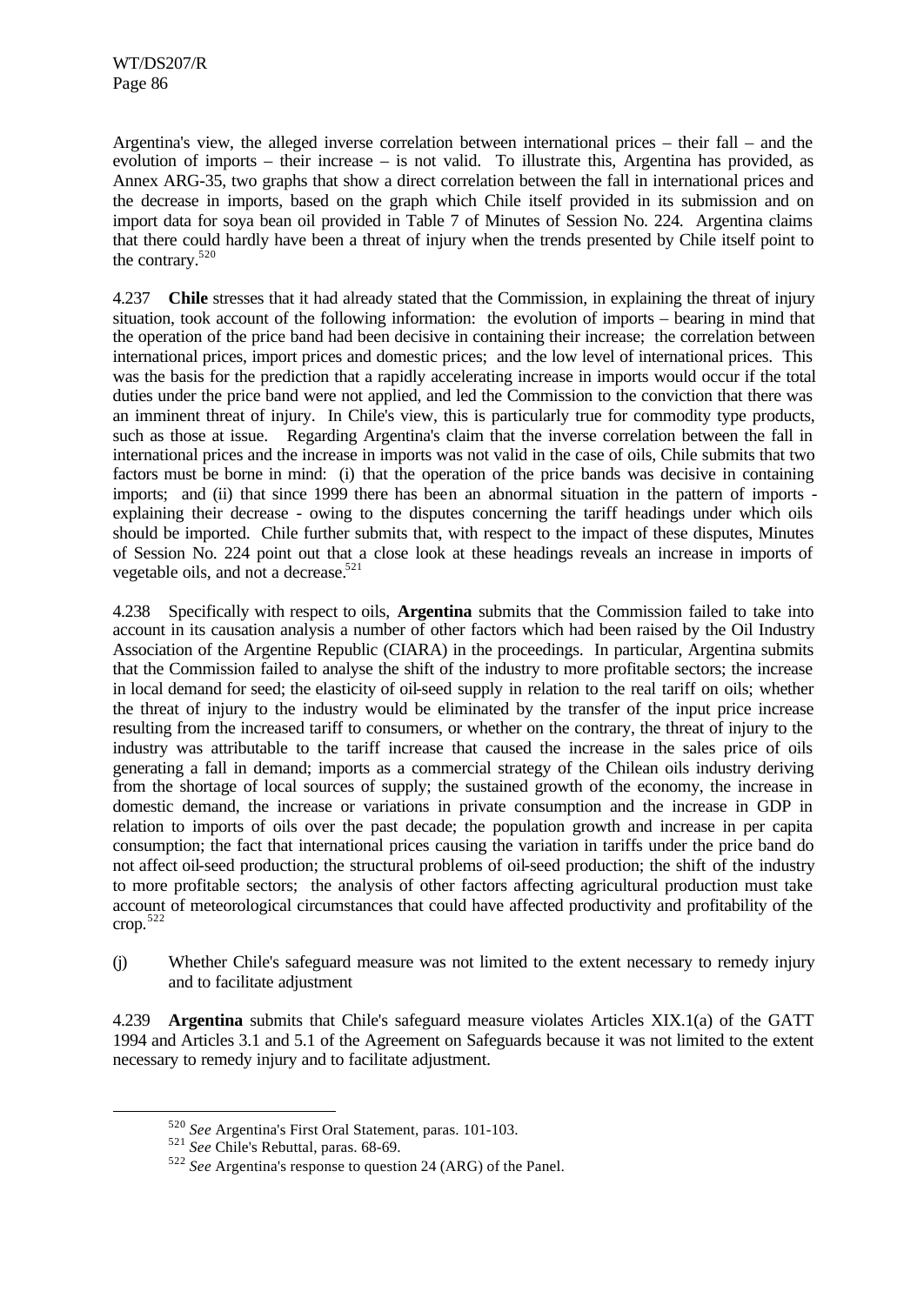Argentina's view, the alleged inverse correlation between international prices – their fall – and the evolution of imports – their increase – is not valid. To illustrate this, Argentina has provided, as Annex ARG-35, two graphs that show a direct correlation between the fall in international prices and the decrease in imports, based on the graph which Chile itself provided in its submission and on import data for soya bean oil provided in Table 7 of Minutes of Session No. 224. Argentina claims that there could hardly have been a threat of injury when the trends presented by Chile itself point to the contrary.[520]

4.237 **Chile** stresses that it had already stated that the Commission, in explaining the threat of injury situation, took account of the following information: the evolution of imports – bearing in mind that the operation of the price band had been decisive in containing their increase; the correlation between international prices, import prices and domestic prices; and the low level of international prices. This was the basis for the prediction that a rapidly accelerating increase in imports would occur if the total duties under the price band were not applied, and led the Commission to the conviction that there was an imminent threat of injury. In Chile's view, this is particularly true for commodity type products, such as those at issue. Regarding Argentina's claim that the inverse correlation between the fall in international prices and the increase in imports was not valid in the case of oils, Chile submits that two factors must be borne in mind: (i) that the operation of the price bands was decisive in containing imports; and (ii) that since 1999 there has been an abnormal situation in the pattern of imports - explaining their decrease - owing to the disputes concerning the tariff headings under which oils should be imported. Chile further submits that, with respect to the impact of these disputes, Minutes of Session No. 224 point out that a close look at these headings reveals an increase in imports of vegetable oils, and not a decrease.[521]

4.238 Specifically with respect to oils, **Argentina** submits that the Commission failed to take into account in its causation analysis a number of other factors which had been raised by the Oil Industry Association of the Argentine Republic (CIARA) in the proceedings. In particular, Argentina submits that the Commission failed to analyse the shift of the industry to more profitable sectors; the increase in local demand for seed; the elasticity of oil-seed supply in relation to the real tariff on oils; whether the threat of injury to the industry would be eliminated by the transfer of the input price increase resulting from the increased tariff to consumers, or whether on the contrary, the threat of injury to the industry was attributable to the tariff increase that caused the increase in the sales price of oils generating a fall in demand; imports as a commercial strategy of the Chilean oils industry deriving from the shortage of local sources of supply; the sustained growth of the economy, the increase in domestic demand, the increase or variations in private consumption and the increase in GDP in relation to imports of oils over the past decade; the population growth and increase in per capita consumption; the fact that international prices causing the variation in tariffs under the price band do not affect oil-seed production; the structural problems of oil-seed production; the shift of the industry to more profitable sectors; the analysis of other factors affecting agricultural production must take account of meteorological circumstances that could have affected productivity and profitability of the crop.[522]

(j) Whether Chile's safeguard measure was not limited to the extent necessary to remedy injury and to facilitate adjustment

4.239 **Argentina** submits that Chile's safeguard measure violates Articles XIX.1(a) of the GATT 1994 and Articles 3.1 and 5.1 of the Agreement on Safeguards because it was not limited to the extent necessary to remedy injury and to facilitate adjustment.

[520] *See* Argentina's First Oral Statement, paras. 101-103.

[521] *See* Chile's Rebuttal, paras. 68-69.

[522] *See* Argentina's response to question 24 (ARG) of the Panel.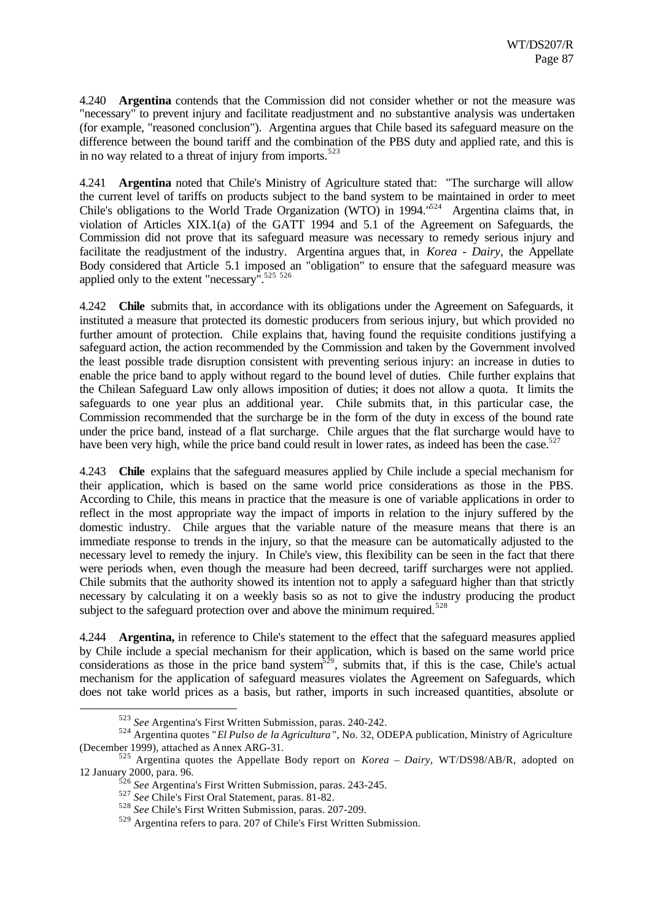4.240 **Argentina** contends that the Commission did not consider whether or not the measure was "necessary" to prevent injury and facilitate readjustment and no substantive analysis was undertaken (for example, "reasoned conclusion"). Argentina argues that Chile based its safeguard measure on the difference between the bound tariff and the combination of the PBS duty and applied rate, and this is in no way related to a threat of injury from imports.[523]

4.241 **Argentina** noted that Chile's Ministry of Agriculture stated that: "The surcharge will allow the current level of tariffs on products subject to the band system to be maintained in order to meet Chile's obligations to the World Trade Organization (WTO) in 1994."[524] Argentina claims that, in violation of Articles XIX.1(a) of the GATT 1994 and 5.1 of the Agreement on Safeguards, the Commission did not prove that its safeguard measure was necessary to remedy serious injury and facilitate the readjustment of the industry. Argentina argues that, in *Korea - Dairy*, the Appellate Body considered that Article 5.1 imposed an "obligation" to ensure that the safeguard measure was applied only to the extent "necessary".[525] [526]

4.242 **Chile** submits that, in accordance with its obligations under the Agreement on Safeguards, it instituted a measure that protected its domestic producers from serious injury, but which provided no further amount of protection. Chile explains that, having found the requisite conditions justifying a safeguard action, the action recommended by the Commission and taken by the Government involved the least possible trade disruption consistent with preventing serious injury: an increase in duties to enable the price band to apply without regard to the bound level of duties. Chile further explains that the Chilean Safeguard Law only allows imposition of duties; it does not allow a quota. It limits the safeguards to one year plus an additional year. Chile submits that, in this particular case, the Commission recommended that the surcharge be in the form of the duty in excess of the bound rate under the price band, instead of a flat surcharge. Chile argues that the flat surcharge would have to have been very high, while the price band could result in lower rates, as indeed has been the case.[527]

4.243 **Chile** explains that the safeguard measures applied by Chile include a special mechanism for their application, which is based on the same world price considerations as those in the PBS. According to Chile, this means in practice that the measure is one of variable applications in order to reflect in the most appropriate way the impact of imports in relation to the injury suffered by the domestic industry. Chile argues that the variable nature of the measure means that there is an immediate response to trends in the injury, so that the measure can be automatically adjusted to the necessary level to remedy the injury. In Chile's view, this flexibility can be seen in the fact that there were periods when, even though the measure had been decreed, tariff surcharges were not applied. Chile submits that the authority showed its intention not to apply a safeguard higher than that strictly necessary by calculating it on a weekly basis so as not to give the industry producing the product subject to the safeguard protection over and above the minimum required.[528]

4.244 **Argentina,** in reference to Chile's statement to the effect that the safeguard measures applied by Chile include a special mechanism for their application, which is based on the same world price considerations as those in the price band system[529], submits that, if this is the case, Chile's actual mechanism for the application of safeguard measures violates the Agreement on Safeguards, which does not take world prices as a basis, but rather, imports in such increased quantities, absolute or

---

[523] *See* Argentina's First Written Submission, paras. 240-242.

[524] Argentina quotes "*El Pulso de la Agricultura*", No. 32, ODEPA publication, Ministry of Agriculture (December 1999), attached as Annex ARG-31.

[525] Argentina quotes the Appellate Body report on *Korea – Dairy*, WT/DS98/AB/R, adopted on 12 January 2000, para. 96.

[526] *See* Argentina's First Written Submission, paras. 243-245.

[527] *See* Chile's First Oral Statement, paras. 81-82.

[528] *See* Chile's First Written Submission, paras. 207-209.

[529] Argentina refers to para. 207 of Chile's First Written Submission.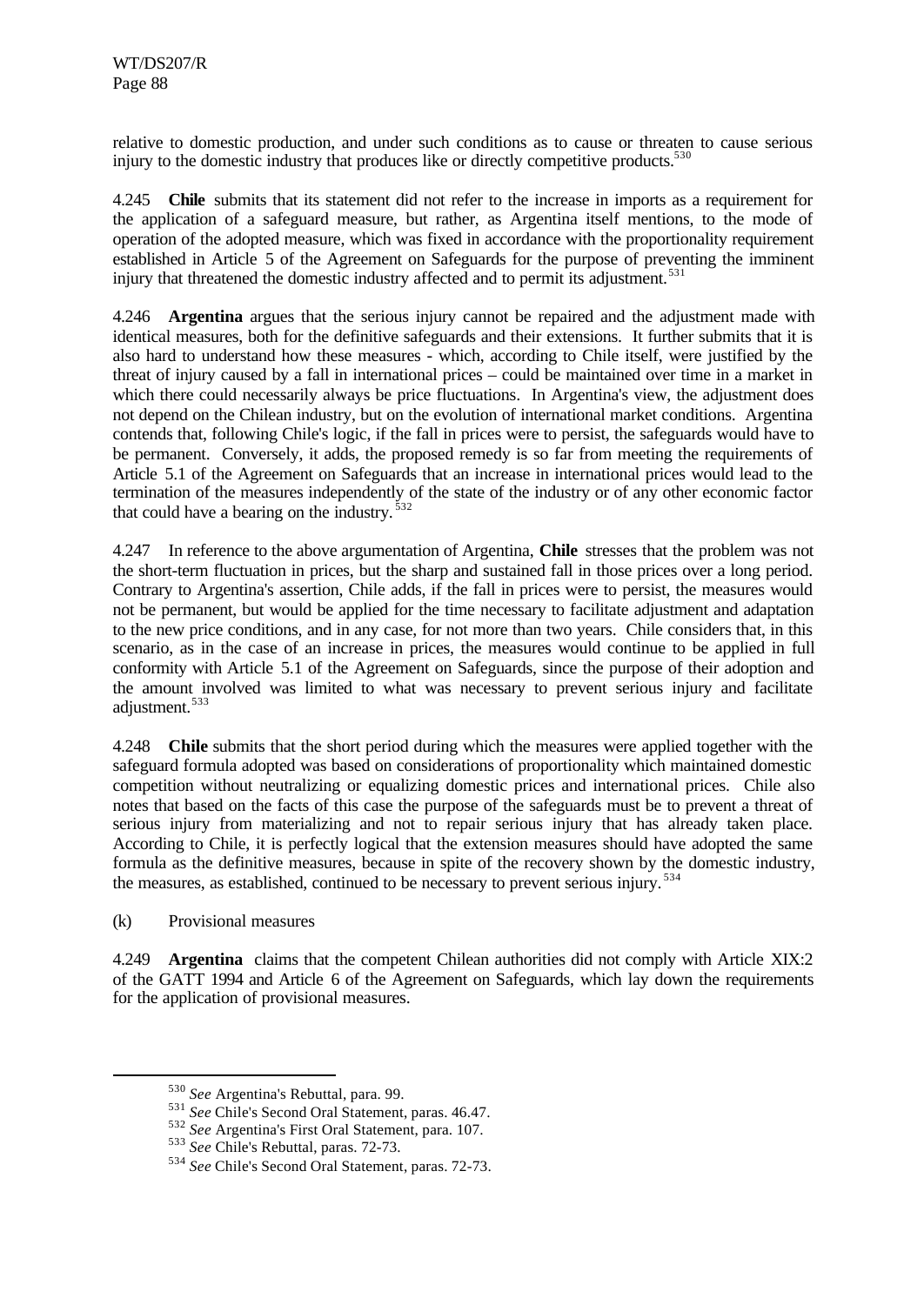relative to domestic production, and under such conditions as to cause or threaten to cause serious injury to the domestic industry that produces like or directly competitive products.[530]

4.245 **Chile** submits that its statement did not refer to the increase in imports as a requirement for the application of a safeguard measure, but rather, as Argentina itself mentions, to the mode of operation of the adopted measure, which was fixed in accordance with the proportionality requirement established in Article 5 of the Agreement on Safeguards for the purpose of preventing the imminent injury that threatened the domestic industry affected and to permit its adjustment.[531]

4.246 **Argentina** argues that the serious injury cannot be repaired and the adjustment made with identical measures, both for the definitive safeguards and their extensions. It further submits that it is also hard to understand how these measures - which, according to Chile itself, were justified by the threat of injury caused by a fall in international prices – could be maintained over time in a market in which there could necessarily always be price fluctuations. In Argentina's view, the adjustment does not depend on the Chilean industry, but on the evolution of international market conditions. Argentina contends that, following Chile's logic, if the fall in prices were to persist, the safeguards would have to be permanent. Conversely, it adds, the proposed remedy is so far from meeting the requirements of Article 5.1 of the Agreement on Safeguards that an increase in international prices would lead to the termination of the measures independently of the state of the industry or of any other economic factor that could have a bearing on the industry.[532]

4.247 In reference to the above argumentation of Argentina, **Chile** stresses that the problem was not the short-term fluctuation in prices, but the sharp and sustained fall in those prices over a long period. Contrary to Argentina's assertion, Chile adds, if the fall in prices were to persist, the measures would not be permanent, but would be applied for the time necessary to facilitate adjustment and adaptation to the new price conditions, and in any case, for not more than two years. Chile considers that, in this scenario, as in the case of an increase in prices, the measures would continue to be applied in full conformity with Article 5.1 of the Agreement on Safeguards, since the purpose of their adoption and the amount involved was limited to what was necessary to prevent serious injury and facilitate adjustment.[533]

4.248 **Chile** submits that the short period during which the measures were applied together with the safeguard formula adopted was based on considerations of proportionality which maintained domestic competition without neutralizing or equalizing domestic prices and international prices. Chile also notes that based on the facts of this case the purpose of the safeguards must be to prevent a threat of serious injury from materializing and not to repair serious injury that has already taken place. According to Chile, it is perfectly logical that the extension measures should have adopted the same formula as the definitive measures, because in spite of the recovery shown by the domestic industry, the measures, as established, continued to be necessary to prevent serious injury.[534]

(k) Provisional measures

4.249 **Argentina** claims that the competent Chilean authorities did not comply with Article XIX:2 of the GATT 1994 and Article 6 of the Agreement on Safeguards, which lay down the requirements for the application of provisional measures.

---

[530] *See* Argentina's Rebuttal, para. 99.

[531] *See* Chile's Second Oral Statement, paras. 46.47.

[532] *See* Argentina's First Oral Statement, para. 107.

[533] *See* Chile's Rebuttal, paras. 72-73.

[534] *See* Chile's Second Oral Statement, paras. 72-73.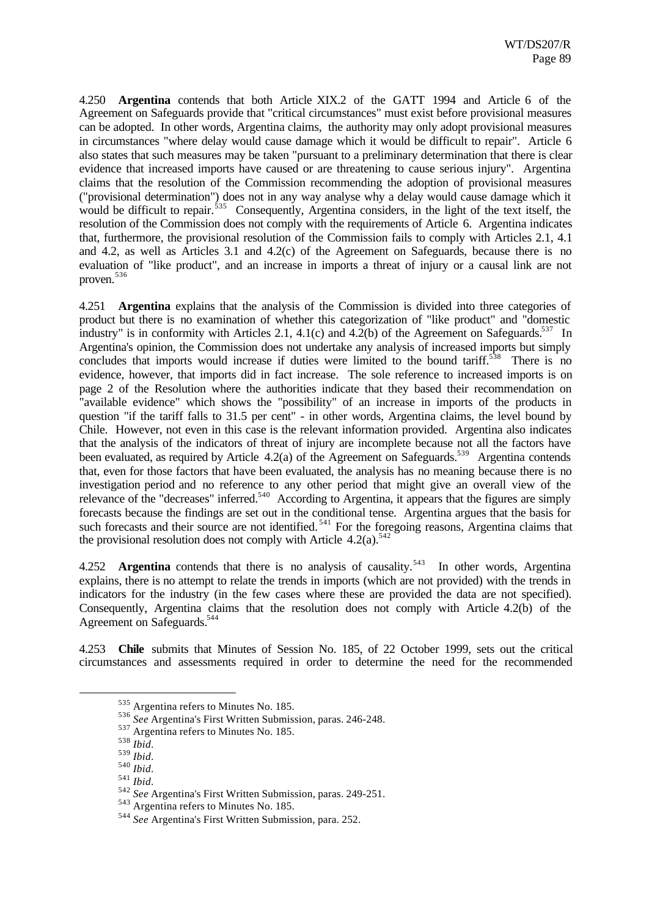4.250 **Argentina** contends that both Article XIX.2 of the GATT 1994 and Article 6 of the Agreement on Safeguards provide that "critical circumstances" must exist before provisional measures can be adopted. In other words, Argentina claims, the authority may only adopt provisional measures in circumstances "where delay would cause damage which it would be difficult to repair". Article 6 also states that such measures may be taken "pursuant to a preliminary determination that there is clear evidence that increased imports have caused or are threatening to cause serious injury". Argentina claims that the resolution of the Commission recommending the adoption of provisional measures ("provisional determination") does not in any way analyse why a delay would cause damage which it would be difficult to repair.[535] Consequently, Argentina considers, in the light of the text itself, the resolution of the Commission does not comply with the requirements of Article 6. Argentina indicates that, furthermore, the provisional resolution of the Commission fails to comply with Articles 2.1, 4.1 and 4.2, as well as Articles 3.1 and 4.2(c) of the Agreement on Safeguards, because there is no evaluation of "like product", and an increase in imports a threat of injury or a causal link are not proven.[536]

4.251 **Argentina** explains that the analysis of the Commission is divided into three categories of product but there is no examination of whether this categorization of "like product" and "domestic industry" is in conformity with Articles 2.1, 4.1(c) and 4.2(b) of the Agreement on Safeguards.[537] In Argentina's opinion, the Commission does not undertake any analysis of increased imports but simply concludes that imports would increase if duties were limited to the bound tariff.[538] There is no evidence, however, that imports did in fact increase. The sole reference to increased imports is on page 2 of the Resolution where the authorities indicate that they based their recommendation on "available evidence" which shows the "possibility" of an increase in imports of the products in question "if the tariff falls to 31.5 per cent" - in other words, Argentina claims, the level bound by Chile. However, not even in this case is the relevant information provided. Argentina also indicates that the analysis of the indicators of threat of injury are incomplete because not all the factors have been evaluated, as required by Article 4.2(a) of the Agreement on Safeguards.[539] Argentina contends that, even for those factors that have been evaluated, the analysis has no meaning because there is no investigation period and no reference to any other period that might give an overall view of the relevance of the "decreases" inferred.[540] According to Argentina, it appears that the figures are simply forecasts because the findings are set out in the conditional tense. Argentina argues that the basis for such forecasts and their source are not identified.[541] For the foregoing reasons, Argentina claims that the provisional resolution does not comply with Article 4.2(a).[542]

4.252 **Argentina** contends that there is no analysis of causality.[543] In other words, Argentina explains, there is no attempt to relate the trends in imports (which are not provided) with the trends in indicators for the industry (in the few cases where these are provided the data are not specified). Consequently, Argentina claims that the resolution does not comply with Article 4.2(b) of the Agreement on Safeguards.[544]

4.253 **Chile** submits that Minutes of Session No. 185, of 22 October 1999, sets out the critical circumstances and assessments required in order to determine the need for the recommended

---

[535] Argentina refers to Minutes No. 185.

[536] *See* Argentina's First Written Submission, paras. 246-248.

[537] Argentina refers to Minutes No. 185.

[538] *Ibid*.

[539] *Ibid*.

[540] *Ibid*.

[541] *Ibid*.

[542] *See* Argentina's First Written Submission, paras. 249-251.

[543] Argentina refers to Minutes No. 185.

[544] *See* Argentina's First Written Submission, para. 252.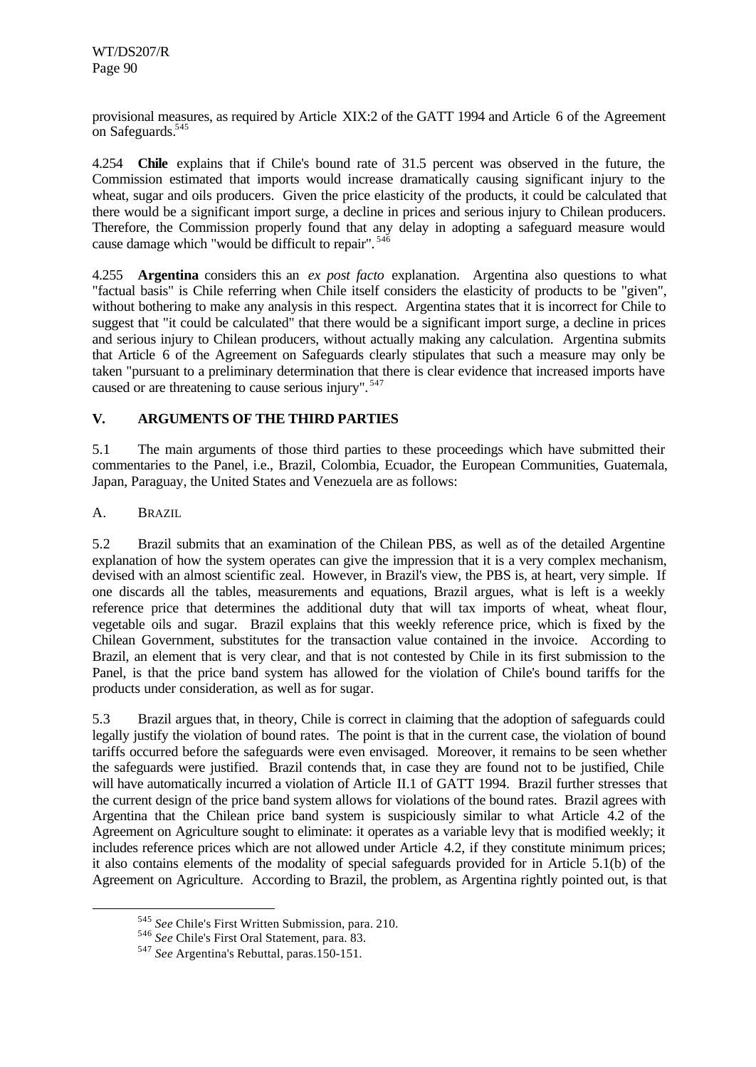provisional measures, as required by Article XIX:2 of the GATT 1994 and Article 6 of the Agreement on Safeguards.[545]

4.254 **Chile** explains that if Chile's bound rate of 31.5 percent was observed in the future, the Commission estimated that imports would increase dramatically causing significant injury to the wheat, sugar and oils producers. Given the price elasticity of the products, it could be calculated that there would be a significant import surge, a decline in prices and serious injury to Chilean producers. Therefore, the Commission properly found that any delay in adopting a safeguard measure would cause damage which "would be difficult to repair".[546]

4.255 **Argentina** considers this an *ex post facto* explanation. Argentina also questions to what "factual basis" is Chile referring when Chile itself considers the elasticity of products to be "given", without bothering to make any analysis in this respect. Argentina states that it is incorrect for Chile to suggest that "it could be calculated" that there would be a significant import surge, a decline in prices and serious injury to Chilean producers, without actually making any calculation. Argentina submits that Article 6 of the Agreement on Safeguards clearly stipulates that such a measure may only be taken "pursuant to a preliminary determination that there is clear evidence that increased imports have caused or are threatening to cause serious injury".[547]

## V. ARGUMENTS OF THE THIRD PARTIES

5.1 The main arguments of those third parties to these proceedings which have submitted their commentaries to the Panel, i.e., Brazil, Colombia, Ecuador, the European Communities, Guatemala, Japan, Paraguay, the United States and Venezuela are as follows:

### A. BRAZIL

5.2 Brazil submits that an examination of the Chilean PBS, as well as of the detailed Argentine explanation of how the system operates can give the impression that it is a very complex mechanism, devised with an almost scientific zeal. However, in Brazil's view, the PBS is, at heart, very simple. If one discards all the tables, measurements and equations, Brazil argues, what is left is a weekly reference price that determines the additional duty that will tax imports of wheat, wheat flour, vegetable oils and sugar. Brazil explains that this weekly reference price, which is fixed by the Chilean Government, substitutes for the transaction value contained in the invoice. According to Brazil, an element that is very clear, and that is not contested by Chile in its first submission to the Panel, is that the price band system has allowed for the violation of Chile's bound tariffs for the products under consideration, as well as for sugar.

5.3 Brazil argues that, in theory, Chile is correct in claiming that the adoption of safeguards could legally justify the violation of bound rates. The point is that in the current case, the violation of bound tariffs occurred before the safeguards were even envisaged. Moreover, it remains to be seen whether the safeguards were justified. Brazil contends that, in case they are found not to be justified, Chile will have automatically incurred a violation of Article II.1 of GATT 1994. Brazil further stresses that the current design of the price band system allows for violations of the bound rates. Brazil agrees with Argentina that the Chilean price band system is suspiciously similar to what Article 4.2 of the Agreement on Agriculture sought to eliminate: it operates as a variable levy that is modified weekly; it includes reference prices which are not allowed under Article 4.2, if they constitute minimum prices; it also contains elements of the modality of special safeguards provided for in Article 5.1(b) of the Agreement on Agriculture. According to Brazil, the problem, as Argentina rightly pointed out, is that

[545] *See* Chile's First Written Submission, para. 210.

[546] *See* Chile's First Oral Statement, para. 83.

[547] *See* Argentina's Rebuttal, paras.150-151.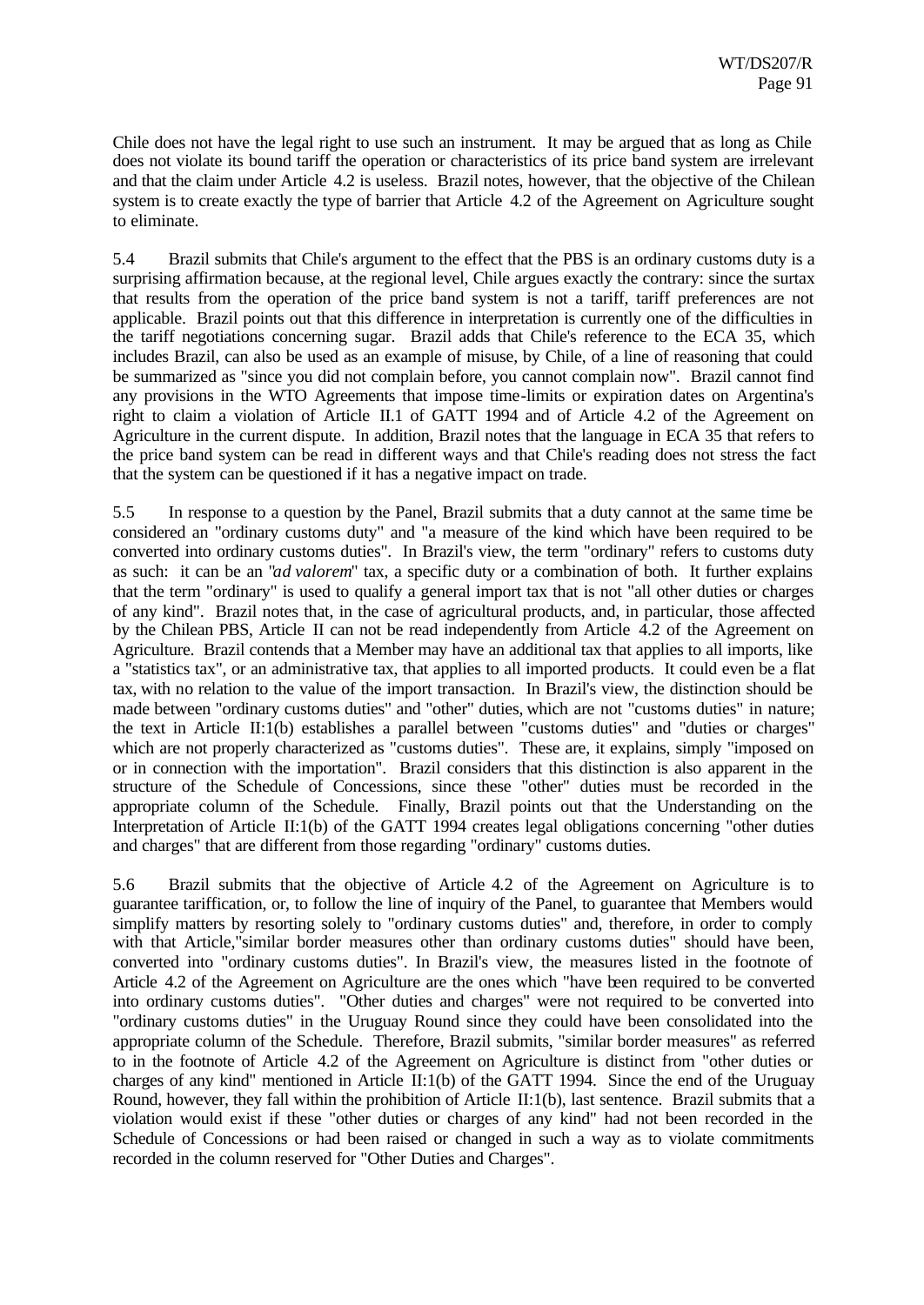Chile does not have the legal right to use such an instrument. It may be argued that as long as Chile does not violate its bound tariff the operation or characteristics of its price band system are irrelevant and that the claim under Article 4.2 is useless. Brazil notes, however, that the objective of the Chilean system is to create exactly the type of barrier that Article 4.2 of the Agreement on Agriculture sought to eliminate.

5.4 Brazil submits that Chile's argument to the effect that the PBS is an ordinary customs duty is a surprising affirmation because, at the regional level, Chile argues exactly the contrary: since the surtax that results from the operation of the price band system is not a tariff, tariff preferences are not applicable. Brazil points out that this difference in interpretation is currently one of the difficulties in the tariff negotiations concerning sugar. Brazil adds that Chile's reference to the ECA 35, which includes Brazil, can also be used as an example of misuse, by Chile, of a line of reasoning that could be summarized as "since you did not complain before, you cannot complain now". Brazil cannot find any provisions in the WTO Agreements that impose time-limits or expiration dates on Argentina's right to claim a violation of Article II.1 of GATT 1994 and of Article 4.2 of the Agreement on Agriculture in the current dispute. In addition, Brazil notes that the language in ECA 35 that refers to the price band system can be read in different ways and that Chile's reading does not stress the fact that the system can be questioned if it has a negative impact on trade.

5.5 In response to a question by the Panel, Brazil submits that a duty cannot at the same time be considered an "ordinary customs duty" and "a measure of the kind which have been required to be converted into ordinary customs duties". In Brazil's view, the term "ordinary" refers to customs duty as such: it can be an "*ad valorem*" tax, a specific duty or a combination of both. It further explains that the term "ordinary" is used to qualify a general import tax that is not "all other duties or charges of any kind". Brazil notes that, in the case of agricultural products, and, in particular, those affected by the Chilean PBS, Article II can not be read independently from Article 4.2 of the Agreement on Agriculture. Brazil contends that a Member may have an additional tax that applies to all imports, like a "statistics tax", or an administrative tax, that applies to all imported products. It could even be a flat tax, with no relation to the value of the import transaction. In Brazil's view, the distinction should be made between "ordinary customs duties" and "other" duties, which are not "customs duties" in nature; the text in Article II:1(b) establishes a parallel between "customs duties" and "duties or charges" which are not properly characterized as "customs duties". These are, it explains, simply "imposed on or in connection with the importation". Brazil considers that this distinction is also apparent in the structure of the Schedule of Concessions, since these "other" duties must be recorded in the appropriate column of the Schedule. Finally, Brazil points out that the Understanding on the Interpretation of Article II:1(b) of the GATT 1994 creates legal obligations concerning "other duties and charges" that are different from those regarding "ordinary" customs duties.

5.6 Brazil submits that the objective of Article 4.2 of the Agreement on Agriculture is to guarantee tariffication, or, to follow the line of inquiry of the Panel, to guarantee that Members would simplify matters by resorting solely to "ordinary customs duties" and, therefore, in order to comply with that Article,"similar border measures other than ordinary customs duties" should have been, converted into "ordinary customs duties". In Brazil's view, the measures listed in the footnote of Article 4.2 of the Agreement on Agriculture are the ones which "have been required to be converted into ordinary customs duties". "Other duties and charges" were not required to be converted into "ordinary customs duties" in the Uruguay Round since they could have been consolidated into the appropriate column of the Schedule. Therefore, Brazil submits, "similar border measures" as referred to in the footnote of Article 4.2 of the Agreement on Agriculture is distinct from "other duties or charges of any kind" mentioned in Article II:1(b) of the GATT 1994. Since the end of the Uruguay Round, however, they fall within the prohibition of Article II:1(b), last sentence. Brazil submits that a violation would exist if these "other duties or charges of any kind" had not been recorded in the Schedule of Concessions or had been raised or changed in such a way as to violate commitments recorded in the column reserved for "Other Duties and Charges".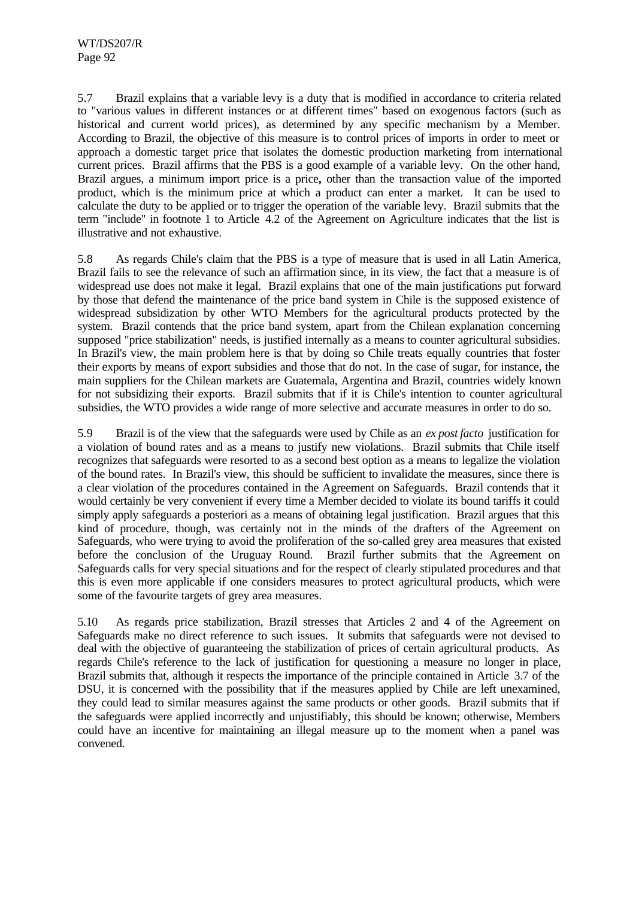5.7 Brazil explains that a variable levy is a duty that is modified in accordance to criteria related to "various values in different instances or at different times" based on exogenous factors (such as historical and current world prices), as determined by any specific mechanism by a Member. According to Brazil, the objective of this measure is to control prices of imports in order to meet or approach a domestic target price that isolates the domestic production marketing from international current prices. Brazil affirms that the PBS is a good example of a variable levy. On the other hand, Brazil argues, a minimum import price is a price**,** other than the transaction value of the imported product, which is the minimum price at which a product can enter a market. It can be used to calculate the duty to be applied or to trigger the operation of the variable levy. Brazil submits that the term "include" in footnote 1 to Article 4.2 of the Agreement on Agriculture indicates that the list is illustrative and not exhaustive.

5.8 As regards Chile's claim that the PBS is a type of measure that is used in all Latin America, Brazil fails to see the relevance of such an affirmation since, in its view, the fact that a measure is of widespread use does not make it legal. Brazil explains that one of the main justifications put forward by those that defend the maintenance of the price band system in Chile is the supposed existence of widespread subsidization by other WTO Members for the agricultural products protected by the system. Brazil contends that the price band system, apart from the Chilean explanation concerning supposed "price stabilization" needs, is justified internally as a means to counter agricultural subsidies. In Brazil's view, the main problem here is that by doing so Chile treats equally countries that foster their exports by means of export subsidies and those that do not. In the case of sugar, for instance, the main suppliers for the Chilean markets are Guatemala, Argentina and Brazil, countries widely known for not subsidizing their exports. Brazil submits that if it is Chile's intention to counter agricultural subsidies, the WTO provides a wide range of more selective and accurate measures in order to do so.

5.9 Brazil is of the view that the safeguards were used by Chile as an *ex post facto* justification for a violation of bound rates and as a means to justify new violations. Brazil submits that Chile itself recognizes that safeguards were resorted to as a second best option as a means to legalize the violation of the bound rates. In Brazil's view, this should be sufficient to invalidate the measures, since there is a clear violation of the procedures contained in the Agreement on Safeguards. Brazil contends that it would certainly be very convenient if every time a Member decided to violate its bound tariffs it could simply apply safeguards a posteriori as a means of obtaining legal justification. Brazil argues that this kind of procedure, though, was certainly not in the minds of the drafters of the Agreement on Safeguards, who were trying to avoid the proliferation of the so-called grey area measures that existed before the conclusion of the Uruguay Round. Brazil further submits that the Agreement on Safeguards calls for very special situations and for the respect of clearly stipulated procedures and that this is even more applicable if one considers measures to protect agricultural products, which were some of the favourite targets of grey area measures.

5.10 As regards price stabilization, Brazil stresses that Articles 2 and 4 of the Agreement on Safeguards make no direct reference to such issues. It submits that safeguards were not devised to deal with the objective of guaranteeing the stabilization of prices of certain agricultural products. As regards Chile's reference to the lack of justification for questioning a measure no longer in place, Brazil submits that, although it respects the importance of the principle contained in Article 3.7 of the DSU, it is concerned with the possibility that if the measures applied by Chile are left unexamined, they could lead to similar measures against the same products or other goods. Brazil submits that if the safeguards were applied incorrectly and unjustifiably, this should be known; otherwise, Members could have an incentive for maintaining an illegal measure up to the moment when a panel was convened.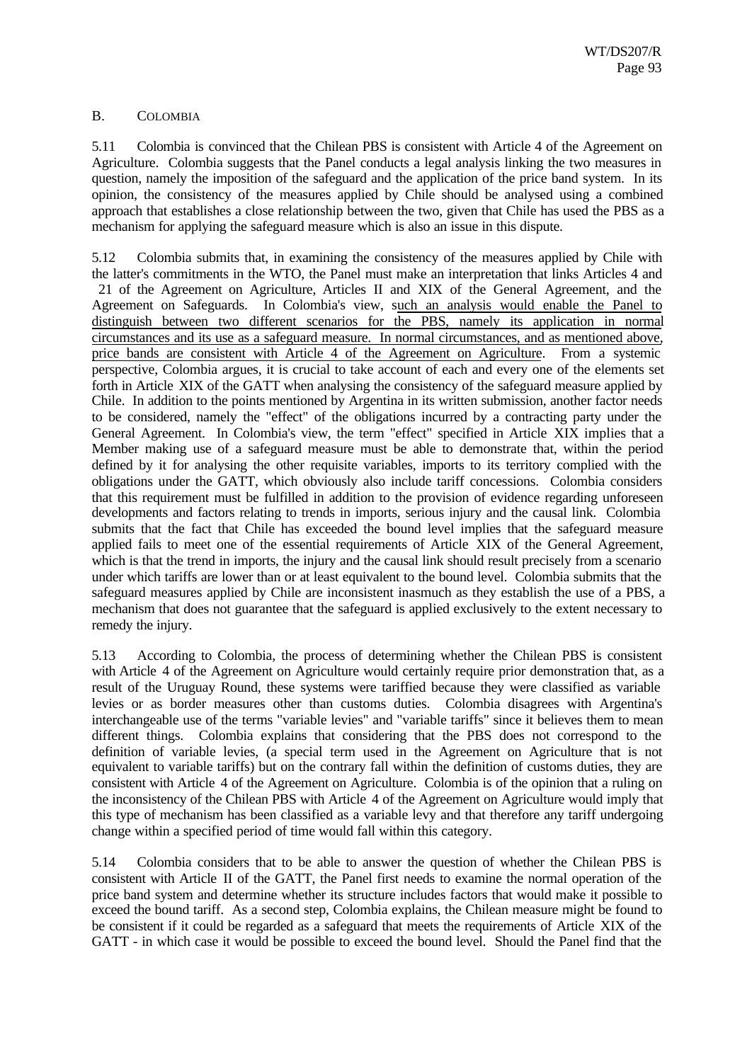## B. COLOMBIA

5.11 Colombia is convinced that the Chilean PBS is consistent with Article 4 of the Agreement on Agriculture. Colombia suggests that the Panel conducts a legal analysis linking the two measures in question, namely the imposition of the safeguard and the application of the price band system. In its opinion, the consistency of the measures applied by Chile should be analysed using a combined approach that establishes a close relationship between the two, given that Chile has used the PBS as a mechanism for applying the safeguard measure which is also an issue in this dispute.

5.12 Colombia submits that, in examining the consistency of the measures applied by Chile with the latter's commitments in the WTO, the Panel must make an interpretation that links Articles 4 and 21 of the Agreement on Agriculture, Articles II and XIX of the General Agreement, and the Agreement on Safeguards. In Colombia's view, such an analysis would enable the Panel to distinguish between two different scenarios for the PBS, namely its application in normal circumstances and its use as a safeguard measure. In normal circumstances, and as mentioned above, price bands are consistent with Article 4 of the Agreement on Agriculture. From a systemic perspective, Colombia argues, it is crucial to take account of each and every one of the elements set forth in Article XIX of the GATT when analysing the consistency of the safeguard measure applied by Chile. In addition to the points mentioned by Argentina in its written submission, another factor needs to be considered, namely the "effect" of the obligations incurred by a contracting party under the General Agreement. In Colombia's view, the term "effect" specified in Article XIX implies that a Member making use of a safeguard measure must be able to demonstrate that, within the period defined by it for analysing the other requisite variables, imports to its territory complied with the obligations under the GATT, which obviously also include tariff concessions. Colombia considers that this requirement must be fulfilled in addition to the provision of evidence regarding unforeseen developments and factors relating to trends in imports, serious injury and the causal link. Colombia submits that the fact that Chile has exceeded the bound level implies that the safeguard measure applied fails to meet one of the essential requirements of Article XIX of the General Agreement, which is that the trend in imports, the injury and the causal link should result precisely from a scenario under which tariffs are lower than or at least equivalent to the bound level. Colombia submits that the safeguard measures applied by Chile are inconsistent inasmuch as they establish the use of a PBS, a mechanism that does not guarantee that the safeguard is applied exclusively to the extent necessary to remedy the injury.

5.13 According to Colombia, the process of determining whether the Chilean PBS is consistent with Article 4 of the Agreement on Agriculture would certainly require prior demonstration that, as a result of the Uruguay Round, these systems were tariffied because they were classified as variable levies or as border measures other than customs duties. Colombia disagrees with Argentina's interchangeable use of the terms "variable levies" and "variable tariffs" since it believes them to mean different things. Colombia explains that considering that the PBS does not correspond to the definition of variable levies, (a special term used in the Agreement on Agriculture that is not equivalent to variable tariffs) but on the contrary fall within the definition of customs duties, they are consistent with Article 4 of the Agreement on Agriculture. Colombia is of the opinion that a ruling on the inconsistency of the Chilean PBS with Article 4 of the Agreement on Agriculture would imply that this type of mechanism has been classified as a variable levy and that therefore any tariff undergoing change within a specified period of time would fall within this category.

5.14 Colombia considers that to be able to answer the question of whether the Chilean PBS is consistent with Article II of the GATT, the Panel first needs to examine the normal operation of the price band system and determine whether its structure includes factors that would make it possible to exceed the bound tariff. As a second step, Colombia explains, the Chilean measure might be found to be consistent if it could be regarded as a safeguard that meets the requirements of Article XIX of the GATT - in which case it would be possible to exceed the bound level. Should the Panel find that the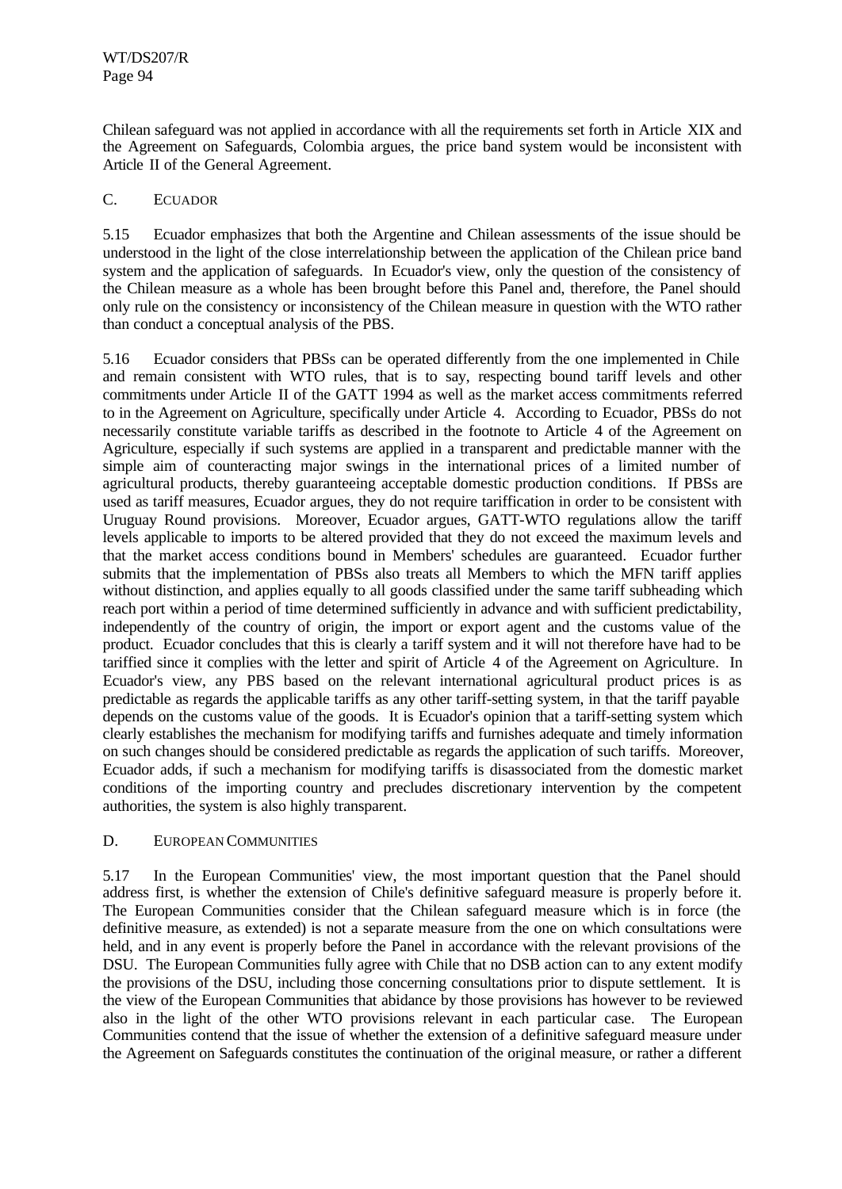Chilean safeguard was not applied in accordance with all the requirements set forth in Article XIX and the Agreement on Safeguards, Colombia argues, the price band system would be inconsistent with Article II of the General Agreement.

## C. ECUADOR

5.15 Ecuador emphasizes that both the Argentine and Chilean assessments of the issue should be understood in the light of the close interrelationship between the application of the Chilean price band system and the application of safeguards. In Ecuador's view, only the question of the consistency of the Chilean measure as a whole has been brought before this Panel and, therefore, the Panel should only rule on the consistency or inconsistency of the Chilean measure in question with the WTO rather than conduct a conceptual analysis of the PBS.

5.16 Ecuador considers that PBSs can be operated differently from the one implemented in Chile and remain consistent with WTO rules, that is to say, respecting bound tariff levels and other commitments under Article II of the GATT 1994 as well as the market access commitments referred to in the Agreement on Agriculture, specifically under Article 4. According to Ecuador, PBSs do not necessarily constitute variable tariffs as described in the footnote to Article 4 of the Agreement on Agriculture, especially if such systems are applied in a transparent and predictable manner with the simple aim of counteracting major swings in the international prices of a limited number of agricultural products, thereby guaranteeing acceptable domestic production conditions. If PBSs are used as tariff measures, Ecuador argues, they do not require tariffication in order to be consistent with Uruguay Round provisions. Moreover, Ecuador argues, GATT-WTO regulations allow the tariff levels applicable to imports to be altered provided that they do not exceed the maximum levels and that the market access conditions bound in Members' schedules are guaranteed. Ecuador further submits that the implementation of PBSs also treats all Members to which the MFN tariff applies without distinction, and applies equally to all goods classified under the same tariff subheading which reach port within a period of time determined sufficiently in advance and with sufficient predictability, independently of the country of origin, the import or export agent and the customs value of the product. Ecuador concludes that this is clearly a tariff system and it will not therefore have had to be tariffied since it complies with the letter and spirit of Article 4 of the Agreement on Agriculture. In Ecuador's view, any PBS based on the relevant international agricultural product prices is as predictable as regards the applicable tariffs as any other tariff-setting system, in that the tariff payable depends on the customs value of the goods. It is Ecuador's opinion that a tariff-setting system which clearly establishes the mechanism for modifying tariffs and furnishes adequate and timely information on such changes should be considered predictable as regards the application of such tariffs. Moreover, Ecuador adds, if such a mechanism for modifying tariffs is disassociated from the domestic market conditions of the importing country and precludes discretionary intervention by the competent authorities, the system is also highly transparent.

## D. EUROPEAN COMMUNITIES

5.17 In the European Communities' view, the most important question that the Panel should address first, is whether the extension of Chile's definitive safeguard measure is properly before it. The European Communities consider that the Chilean safeguard measure which is in force (the definitive measure, as extended) is not a separate measure from the one on which consultations were held, and in any event is properly before the Panel in accordance with the relevant provisions of the DSU. The European Communities fully agree with Chile that no DSB action can to any extent modify the provisions of the DSU, including those concerning consultations prior to dispute settlement. It is the view of the European Communities that abidance by those provisions has however to be reviewed also in the light of the other WTO provisions relevant in each particular case. The European Communities contend that the issue of whether the extension of a definitive safeguard measure under the Agreement on Safeguards constitutes the continuation of the original measure, or rather a different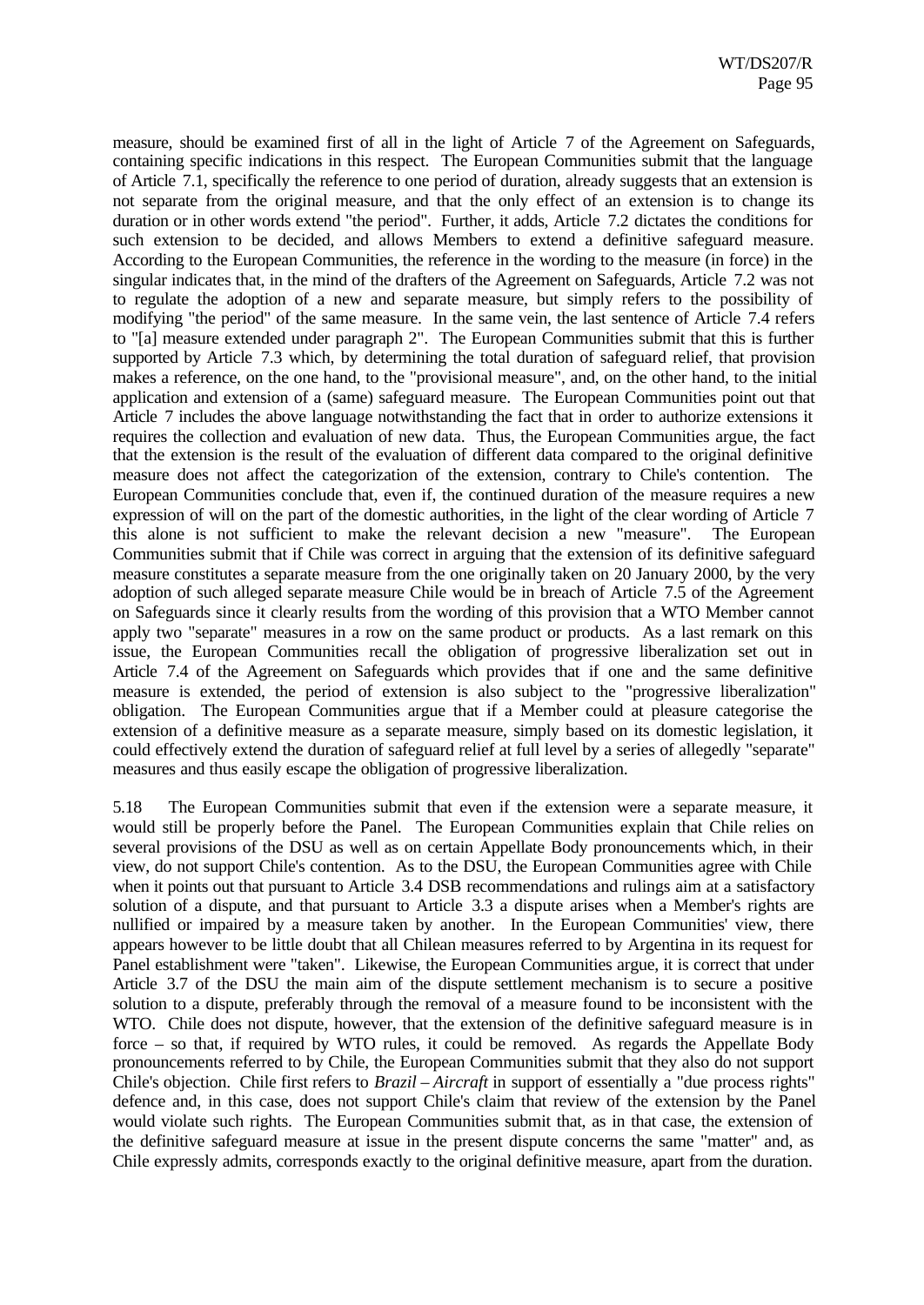measure, should be examined first of all in the light of Article 7 of the Agreement on Safeguards, containing specific indications in this respect. The European Communities submit that the language of Article 7.1, specifically the reference to one period of duration, already suggests that an extension is not separate from the original measure, and that the only effect of an extension is to change its duration or in other words extend "the period". Further, it adds, Article 7.2 dictates the conditions for such extension to be decided, and allows Members to extend a definitive safeguard measure. According to the European Communities, the reference in the wording to the measure (in force) in the singular indicates that, in the mind of the drafters of the Agreement on Safeguards, Article 7.2 was not to regulate the adoption of a new and separate measure, but simply refers to the possibility of modifying "the period" of the same measure. In the same vein, the last sentence of Article 7.4 refers to "[a] measure extended under paragraph 2". The European Communities submit that this is further supported by Article 7.3 which, by determining the total duration of safeguard relief, that provision makes a reference, on the one hand, to the "provisional measure", and, on the other hand, to the initial application and extension of a (same) safeguard measure. The European Communities point out that Article 7 includes the above language notwithstanding the fact that in order to authorize extensions it requires the collection and evaluation of new data. Thus, the European Communities argue, the fact that the extension is the result of the evaluation of different data compared to the original definitive measure does not affect the categorization of the extension, contrary to Chile's contention. The European Communities conclude that, even if, the continued duration of the measure requires a new expression of will on the part of the domestic authorities, in the light of the clear wording of Article 7 this alone is not sufficient to make the relevant decision a new "measure". The European Communities submit that if Chile was correct in arguing that the extension of its definitive safeguard measure constitutes a separate measure from the one originally taken on 20 January 2000, by the very adoption of such alleged separate measure Chile would be in breach of Article 7.5 of the Agreement on Safeguards since it clearly results from the wording of this provision that a WTO Member cannot apply two "separate" measures in a row on the same product or products. As a last remark on this issue, the European Communities recall the obligation of progressive liberalization set out in Article 7.4 of the Agreement on Safeguards which provides that if one and the same definitive measure is extended, the period of extension is also subject to the "progressive liberalization" obligation. The European Communities argue that if a Member could at pleasure categorise the extension of a definitive measure as a separate measure, simply based on its domestic legislation, it could effectively extend the duration of safeguard relief at full level by a series of allegedly "separate" measures and thus easily escape the obligation of progressive liberalization.

5.18 The European Communities submit that even if the extension were a separate measure, it would still be properly before the Panel. The European Communities explain that Chile relies on several provisions of the DSU as well as on certain Appellate Body pronouncements which, in their view, do not support Chile's contention. As to the DSU, the European Communities agree with Chile when it points out that pursuant to Article 3.4 DSB recommendations and rulings aim at a satisfactory solution of a dispute, and that pursuant to Article 3.3 a dispute arises when a Member's rights are nullified or impaired by a measure taken by another. In the European Communities' view, there appears however to be little doubt that all Chilean measures referred to by Argentina in its request for Panel establishment were "taken". Likewise, the European Communities argue, it is correct that under Article 3.7 of the DSU the main aim of the dispute settlement mechanism is to secure a positive solution to a dispute, preferably through the removal of a measure found to be inconsistent with the WTO. Chile does not dispute, however, that the extension of the definitive safeguard measure is in force – so that, if required by WTO rules, it could be removed. As regards the Appellate Body pronouncements referred to by Chile, the European Communities submit that they also do not support Chile's objection. Chile first refers to *Brazil – Aircraft* in support of essentially a "due process rights" defence and, in this case, does not support Chile's claim that review of the extension by the Panel would violate such rights. The European Communities submit that, as in that case, the extension of the definitive safeguard measure at issue in the present dispute concerns the same "matter" and, as Chile expressly admits, corresponds exactly to the original definitive measure, apart from the duration.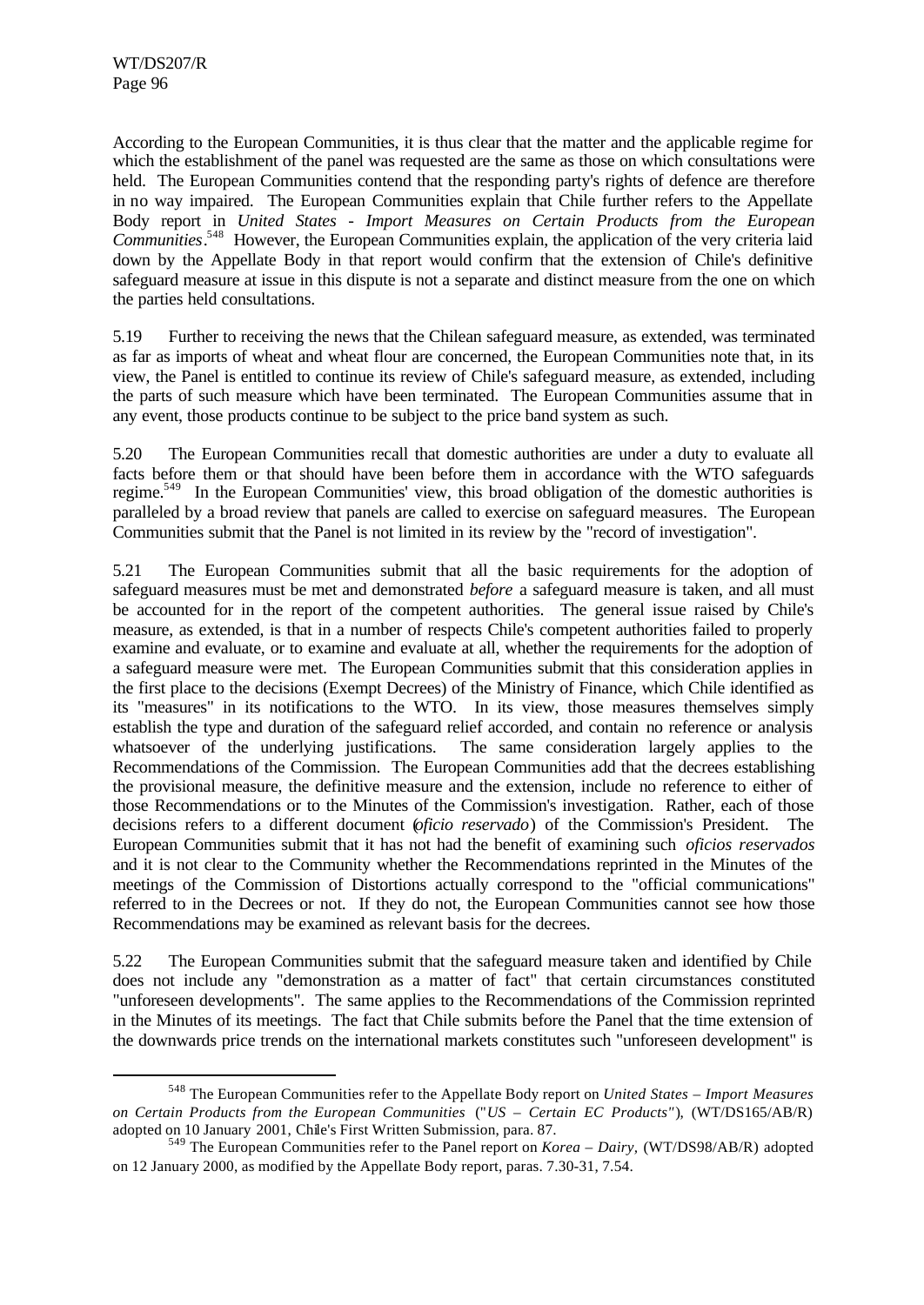According to the European Communities, it is thus clear that the matter and the applicable regime for which the establishment of the panel was requested are the same as those on which consultations were held. The European Communities contend that the responding party's rights of defence are therefore in no way impaired. The European Communities explain that Chile further refers to the Appellate Body report in *United States - Import Measures on Certain Products from the European Communities*.[548] However, the European Communities explain, the application of the very criteria laid down by the Appellate Body in that report would confirm that the extension of Chile's definitive safeguard measure at issue in this dispute is not a separate and distinct measure from the one on which the parties held consultations.

5.19 Further to receiving the news that the Chilean safeguard measure, as extended, was terminated as far as imports of wheat and wheat flour are concerned, the European Communities note that, in its view, the Panel is entitled to continue its review of Chile's safeguard measure, as extended, including the parts of such measure which have been terminated. The European Communities assume that in any event, those products continue to be subject to the price band system as such.

5.20 The European Communities recall that domestic authorities are under a duty to evaluate all facts before them or that should have been before them in accordance with the WTO safeguards regime.[549] In the European Communities' view, this broad obligation of the domestic authorities is paralleled by a broad review that panels are called to exercise on safeguard measures. The European Communities submit that the Panel is not limited in its review by the "record of investigation".

5.21 The European Communities submit that all the basic requirements for the adoption of safeguard measures must be met and demonstrated *before* a safeguard measure is taken, and all must be accounted for in the report of the competent authorities. The general issue raised by Chile's measure, as extended, is that in a number of respects Chile's competent authorities failed to properly examine and evaluate, or to examine and evaluate at all, whether the requirements for the adoption of a safeguard measure were met. The European Communities submit that this consideration applies in the first place to the decisions (Exempt Decrees) of the Ministry of Finance, which Chile identified as its "measures" in its notifications to the WTO. In its view, those measures themselves simply establish the type and duration of the safeguard relief accorded, and contain no reference or analysis whatsoever of the underlying justifications. The same consideration largely applies to the Recommendations of the Commission. The European Communities add that the decrees establishing the provisional measure, the definitive measure and the extension, include no reference to either of those Recommendations or to the Minutes of the Commission's investigation. Rather, each of those decisions refers to a different document (*oficio reservado*) of the Commission's President. The European Communities submit that it has not had the benefit of examining such *oficios reservados* and it is not clear to the Community whether the Recommendations reprinted in the Minutes of the meetings of the Commission of Distortions actually correspond to the "official communications" referred to in the Decrees or not. If they do not, the European Communities cannot see how those Recommendations may be examined as relevant basis for the decrees.

5.22 The European Communities submit that the safeguard measure taken and identified by Chile does not include any "demonstration as a matter of fact" that certain circumstances constituted "unforeseen developments". The same applies to the Recommendations of the Commission reprinted in the Minutes of its meetings. The fact that Chile submits before the Panel that the time extension of the downwards price trends on the international markets constitutes such "unforeseen development" is

---

[548] The European Communities refer to the Appellate Body report on *United States – Import Measures on Certain Products from the European Communities* ("*US – Certain EC Products*"), (WT/DS165/AB/R) adopted on 10 January 2001, Chile's First Written Submission, para. 87.

[549] The European Communities refer to the Panel report on *Korea – Dairy,* (WT/DS98/AB/R) adopted on 12 January 2000, as modified by the Appellate Body report, paras. 7.30-31, 7.54.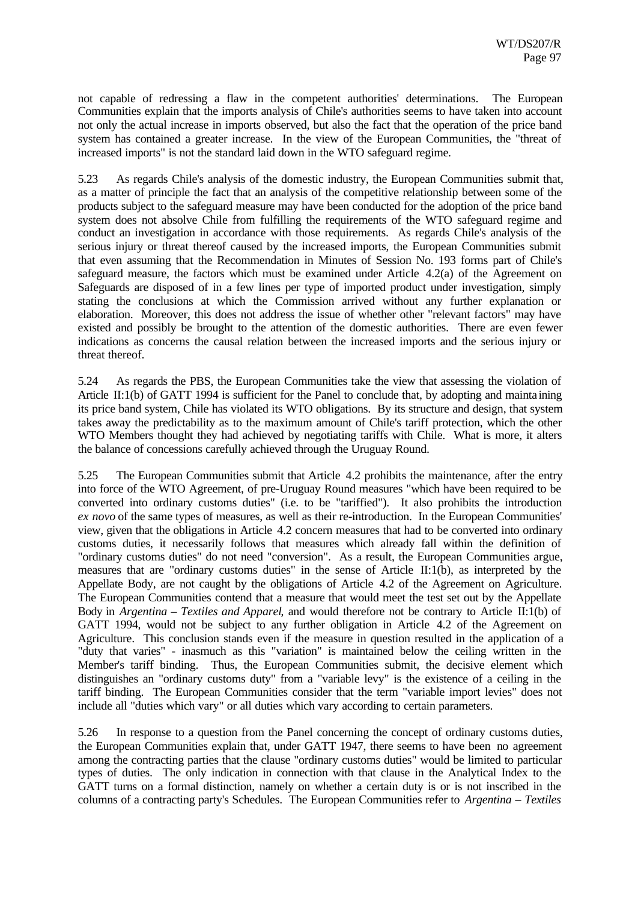not capable of redressing a flaw in the competent authorities' determinations. The European Communities explain that the imports analysis of Chile's authorities seems to have taken into account not only the actual increase in imports observed, but also the fact that the operation of the price band system has contained a greater increase. In the view of the European Communities, the "threat of increased imports" is not the standard laid down in the WTO safeguard regime.

5.23 As regards Chile's analysis of the domestic industry, the European Communities submit that, as a matter of principle the fact that an analysis of the competitive relationship between some of the products subject to the safeguard measure may have been conducted for the adoption of the price band system does not absolve Chile from fulfilling the requirements of the WTO safeguard regime and conduct an investigation in accordance with those requirements. As regards Chile's analysis of the serious injury or threat thereof caused by the increased imports, the European Communities submit that even assuming that the Recommendation in Minutes of Session No. 193 forms part of Chile's safeguard measure, the factors which must be examined under Article 4.2(a) of the Agreement on Safeguards are disposed of in a few lines per type of imported product under investigation, simply stating the conclusions at which the Commission arrived without any further explanation or elaboration. Moreover, this does not address the issue of whether other "relevant factors" may have existed and possibly be brought to the attention of the domestic authorities. There are even fewer indications as concerns the causal relation between the increased imports and the serious injury or threat thereof.

5.24 As regards the PBS, the European Communities take the view that assessing the violation of Article II:1(b) of GATT 1994 is sufficient for the Panel to conclude that, by adopting and maintaining its price band system, Chile has violated its WTO obligations. By its structure and design, that system takes away the predictability as to the maximum amount of Chile's tariff protection, which the other WTO Members thought they had achieved by negotiating tariffs with Chile. What is more, it alters the balance of concessions carefully achieved through the Uruguay Round.

5.25 The European Communities submit that Article 4.2 prohibits the maintenance, after the entry into force of the WTO Agreement, of pre-Uruguay Round measures "which have been required to be converted into ordinary customs duties" (i.e. to be "tariffied"). It also prohibits the introduction *ex novo* of the same types of measures, as well as their re-introduction. In the European Communities' view, given that the obligations in Article 4.2 concern measures that had to be converted into ordinary customs duties, it necessarily follows that measures which already fall within the definition of "ordinary customs duties" do not need "conversion". As a result, the European Communities argue, measures that are "ordinary customs duties" in the sense of Article II:1(b), as interpreted by the Appellate Body, are not caught by the obligations of Article 4.2 of the Agreement on Agriculture. The European Communities contend that a measure that would meet the test set out by the Appellate Body in *Argentina – Textiles and Apparel*, and would therefore not be contrary to Article II:1(b) of GATT 1994, would not be subject to any further obligation in Article 4.2 of the Agreement on Agriculture. This conclusion stands even if the measure in question resulted in the application of a "duty that varies" - inasmuch as this "variation" is maintained below the ceiling written in the Member's tariff binding. Thus, the European Communities submit, the decisive element which distinguishes an "ordinary customs duty" from a "variable levy" is the existence of a ceiling in the tariff binding. The European Communities consider that the term "variable import levies" does not include all "duties which vary" or all duties which vary according to certain parameters.

5.26 In response to a question from the Panel concerning the concept of ordinary customs duties, the European Communities explain that, under GATT 1947, there seems to have been no agreement among the contracting parties that the clause "ordinary customs duties" would be limited to particular types of duties. The only indication in connection with that clause in the Analytical Index to the GATT turns on a formal distinction, namely on whether a certain duty is or is not inscribed in the columns of a contracting party's Schedules. The European Communities refer to *Argentina – Textiles*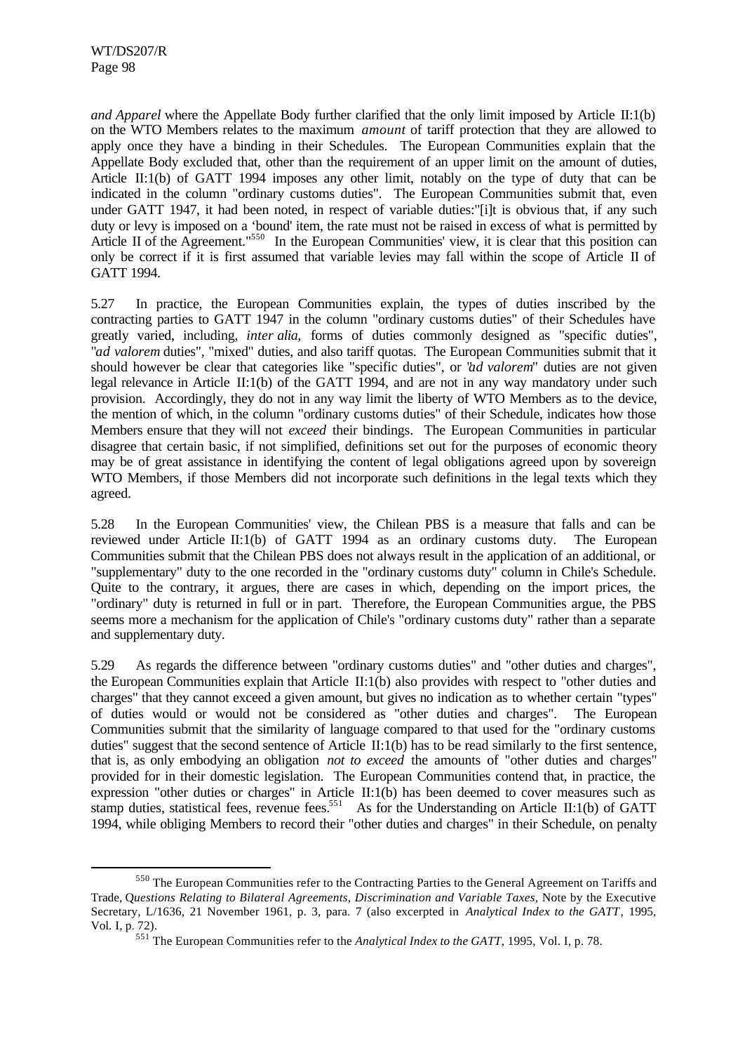*and Apparel* where the Appellate Body further clarified that the only limit imposed by Article II:1(b) on the WTO Members relates to the maximum *amount* of tariff protection that they are allowed to apply once they have a binding in their Schedules. The European Communities explain that the Appellate Body excluded that, other than the requirement of an upper limit on the amount of duties, Article II:1(b) of GATT 1994 imposes any other limit, notably on the type of duty that can be indicated in the column "ordinary customs duties". The European Communities submit that, even under GATT 1947, it had been noted, in respect of variable duties:"[i]t is obvious that, if any such duty or levy is imposed on a 'bound' item, the rate must not be raised in excess of what is permitted by Article II of the Agreement."[550] In the European Communities' view, it is clear that this position can only be correct if it is first assumed that variable levies may fall within the scope of Article II of GATT 1994.

5.27 In practice, the European Communities explain, the types of duties inscribed by the contracting parties to GATT 1947 in the column "ordinary customs duties" of their Schedules have greatly varied, including, *inter alia,* forms of duties commonly designed as "specific duties", "*ad valorem* duties", "mixed" duties, and also tariff quotas. The European Communities submit that it should however be clear that categories like "specific duties", or "*ad valorem*" duties are not given legal relevance in Article II:1(b) of the GATT 1994, and are not in any way mandatory under such provision. Accordingly, they do not in any way limit the liberty of WTO Members as to the device, the mention of which, in the column "ordinary customs duties" of their Schedule, indicates how those Members ensure that they will not *exceed* their bindings. The European Communities in particular disagree that certain basic, if not simplified, definitions set out for the purposes of economic theory may be of great assistance in identifying the content of legal obligations agreed upon by sovereign WTO Members, if those Members did not incorporate such definitions in the legal texts which they agreed.

5.28 In the European Communities' view, the Chilean PBS is a measure that falls and can be reviewed under Article II:1(b) of GATT 1994 as an ordinary customs duty. The European Communities submit that the Chilean PBS does not always result in the application of an additional, or "supplementary" duty to the one recorded in the "ordinary customs duty" column in Chile's Schedule. Quite to the contrary, it argues, there are cases in which, depending on the import prices, the "ordinary" duty is returned in full or in part. Therefore, the European Communities argue, the PBS seems more a mechanism for the application of Chile's "ordinary customs duty" rather than a separate and supplementary duty.

5.29 As regards the difference between "ordinary customs duties" and "other duties and charges", the European Communities explain that Article II:1(b) also provides with respect to "other duties and charges" that they cannot exceed a given amount, but gives no indication as to whether certain "types" of duties would or would not be considered as "other duties and charges". The European Communities submit that the similarity of language compared to that used for the "ordinary customs duties" suggest that the second sentence of Article II:1(b) has to be read similarly to the first sentence, that is, as only embodying an obligation *not to exceed* the amounts of "other duties and charges" provided for in their domestic legislation. The European Communities contend that, in practice, the expression "other duties or charges" in Article II:1(b) has been deemed to cover measures such as stamp duties, statistical fees, revenue fees.[551] As for the Understanding on Article II:1(b) of GATT 1994, while obliging Members to record their "other duties and charges" in their Schedule, on penalty

---

[550] The European Communities refer to the Contracting Parties to the General Agreement on Tariffs and Trade, *Questions Relating to Bilateral Agreements, Discrimination and Variable Taxes,* Note by the Executive Secretary, L/1636, 21 November 1961, p. 3, para. 7 (also excerpted in *Analytical Index to the GATT*, 1995, Vol. I, p. 72).

[551] The European Communities refer to the *Analytical Index to the GATT*, 1995, Vol. I, p. 78.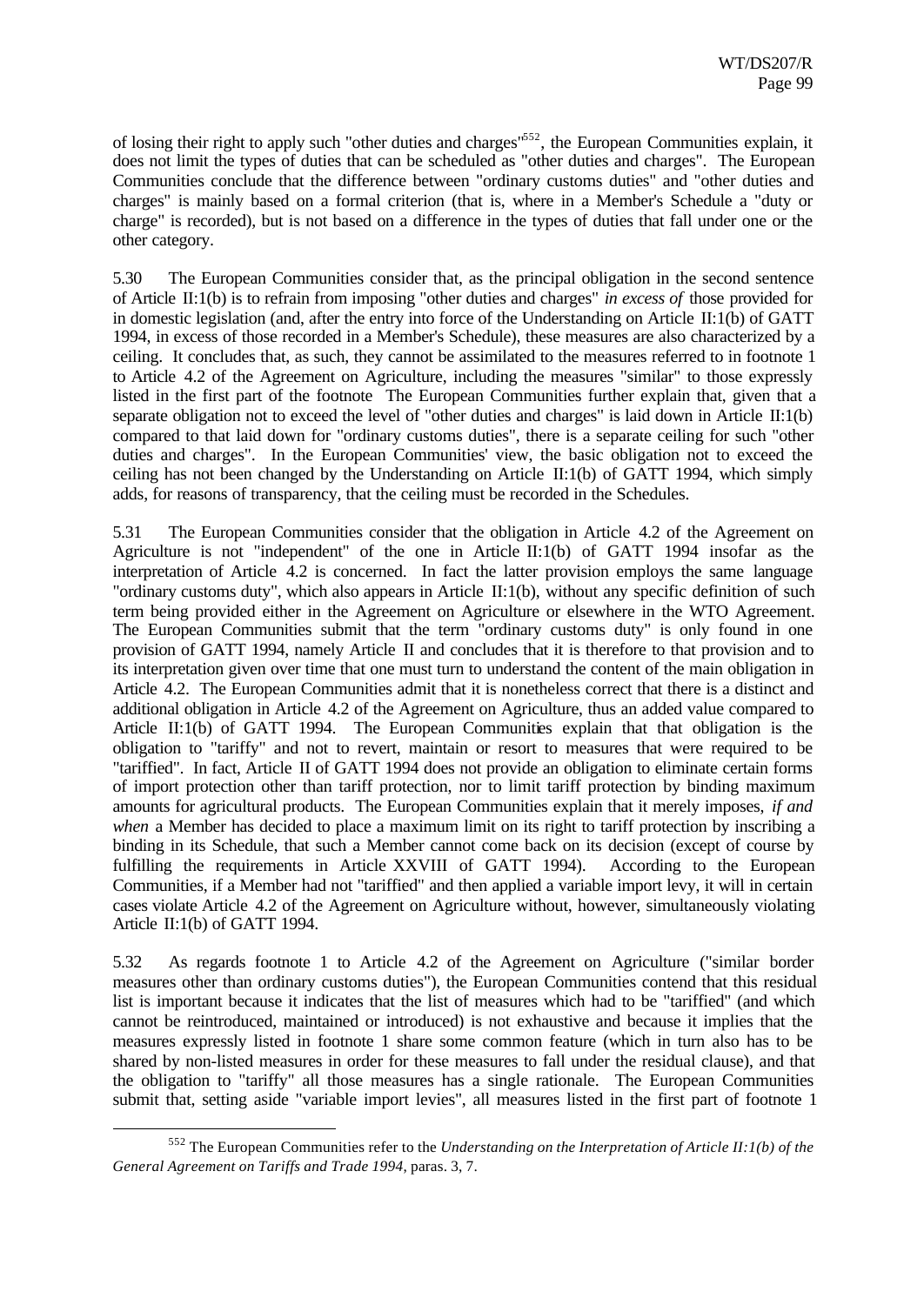of losing their right to apply such "other duties and charges"[552], the European Communities explain, it does not limit the types of duties that can be scheduled as "other duties and charges". The European Communities conclude that the difference between "ordinary customs duties" and "other duties and charges" is mainly based on a formal criterion (that is, where in a Member's Schedule a "duty or charge" is recorded), but is not based on a difference in the types of duties that fall under one or the other category.

5.30 The European Communities consider that, as the principal obligation in the second sentence of Article II:1(b) is to refrain from imposing "other duties and charges" *in excess of* those provided for in domestic legislation (and, after the entry into force of the Understanding on Article II:1(b) of GATT 1994, in excess of those recorded in a Member's Schedule), these measures are also characterized by a ceiling. It concludes that, as such, they cannot be assimilated to the measures referred to in footnote 1 to Article 4.2 of the Agreement on Agriculture, including the measures "similar" to those expressly listed in the first part of the footnote The European Communities further explain that, given that a separate obligation not to exceed the level of "other duties and charges" is laid down in Article II:1(b) compared to that laid down for "ordinary customs duties", there is a separate ceiling for such "other duties and charges". In the European Communities' view, the basic obligation not to exceed the ceiling has not been changed by the Understanding on Article II:1(b) of GATT 1994, which simply adds, for reasons of transparency, that the ceiling must be recorded in the Schedules.

5.31 The European Communities consider that the obligation in Article 4.2 of the Agreement on Agriculture is not "independent" of the one in Article II:1(b) of GATT 1994 insofar as the interpretation of Article 4.2 is concerned. In fact the latter provision employs the same language "ordinary customs duty", which also appears in Article II:1(b), without any specific definition of such term being provided either in the Agreement on Agriculture or elsewhere in the WTO Agreement. The European Communities submit that the term "ordinary customs duty" is only found in one provision of GATT 1994, namely Article II and concludes that it is therefore to that provision and to its interpretation given over time that one must turn to understand the content of the main obligation in Article 4.2. The European Communities admit that it is nonetheless correct that there is a distinct and additional obligation in Article 4.2 of the Agreement on Agriculture, thus an added value compared to Article II:1(b) of GATT 1994. The European Communities explain that that obligation is the obligation to "tariffy" and not to revert, maintain or resort to measures that were required to be "tariffied". In fact, Article II of GATT 1994 does not provide an obligation to eliminate certain forms of import protection other than tariff protection, nor to limit tariff protection by binding maximum amounts for agricultural products. The European Communities explain that it merely imposes, *if and when* a Member has decided to place a maximum limit on its right to tariff protection by inscribing a binding in its Schedule, that such a Member cannot come back on its decision (except of course by fulfilling the requirements in Article XXVIII of GATT 1994). According to the European Communities, if a Member had not "tariffied" and then applied a variable import levy, it will in certain cases violate Article 4.2 of the Agreement on Agriculture without, however, simultaneously violating Article II:1(b) of GATT 1994.

5.32 As regards footnote 1 to Article 4.2 of the Agreement on Agriculture ("similar border measures other than ordinary customs duties"), the European Communities contend that this residual list is important because it indicates that the list of measures which had to be "tariffied" (and which cannot be reintroduced, maintained or introduced) is not exhaustive and because it implies that the measures expressly listed in footnote 1 share some common feature (which in turn also has to be shared by non-listed measures in order for these measures to fall under the residual clause), and that the obligation to "tariffy" all those measures has a single rationale. The European Communities submit that, setting aside "variable import levies", all measures listed in the first part of footnote 1

[552] The European Communities refer to the *Understanding on the Interpretation of Article II:1(b) of the General Agreement on Tariffs and Trade 1994*, paras. 3, 7.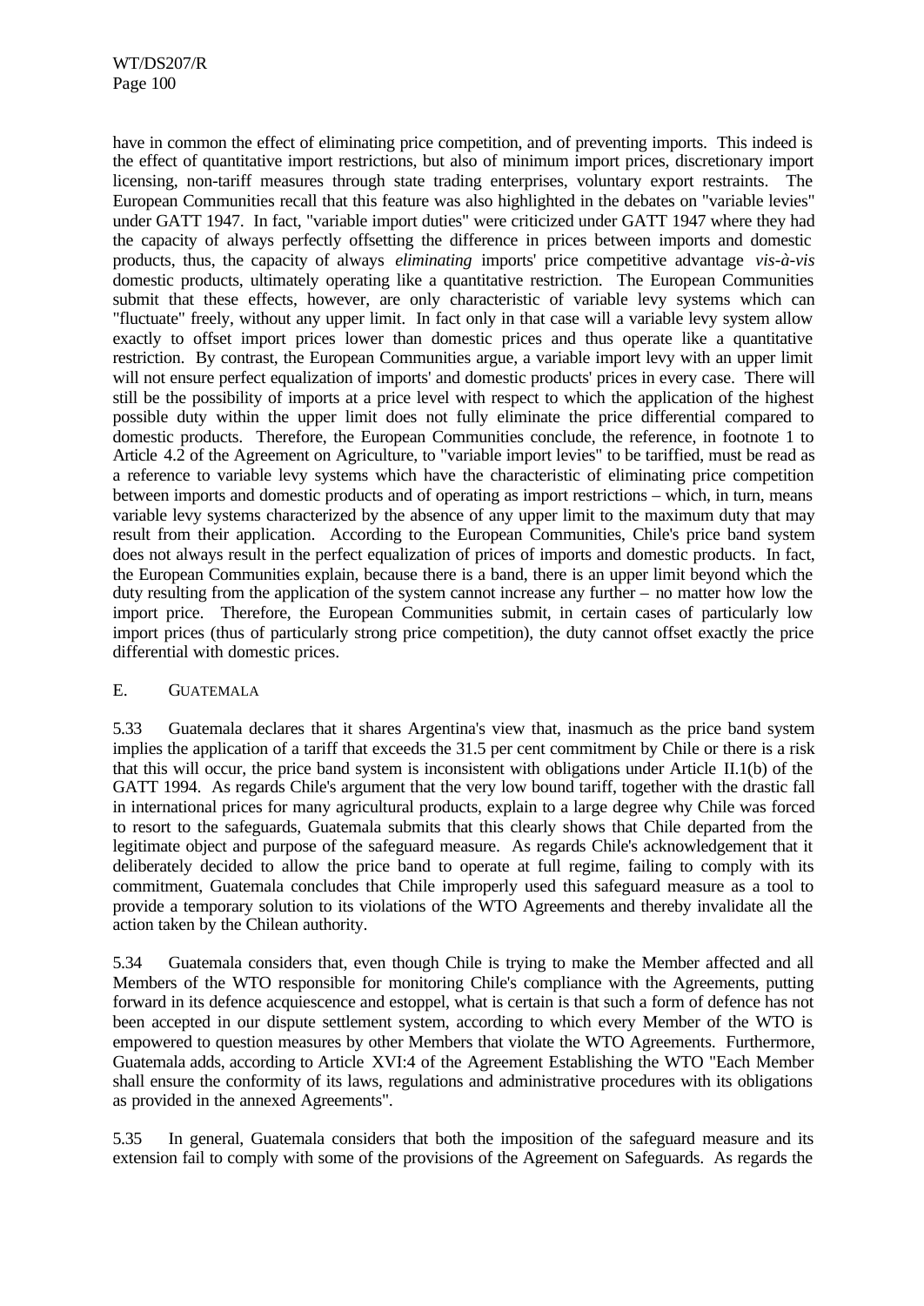have in common the effect of eliminating price competition, and of preventing imports. This indeed is the effect of quantitative import restrictions, but also of minimum import prices, discretionary import licensing, non-tariff measures through state trading enterprises, voluntary export restraints. The European Communities recall that this feature was also highlighted in the debates on "variable levies" under GATT 1947. In fact, "variable import duties" were criticized under GATT 1947 where they had the capacity of always perfectly offsetting the difference in prices between imports and domestic products, thus, the capacity of always *eliminating* imports' price competitive advantage *vis-à-vis* domestic products, ultimately operating like a quantitative restriction. The European Communities submit that these effects, however, are only characteristic of variable levy systems which can "fluctuate" freely, without any upper limit. In fact only in that case will a variable levy system allow exactly to offset import prices lower than domestic prices and thus operate like a quantitative restriction. By contrast, the European Communities argue, a variable import levy with an upper limit will not ensure perfect equalization of imports' and domestic products' prices in every case. There will still be the possibility of imports at a price level with respect to which the application of the highest possible duty within the upper limit does not fully eliminate the price differential compared to domestic products. Therefore, the European Communities conclude, the reference, in footnote 1 to Article 4.2 of the Agreement on Agriculture, to "variable import levies" to be tariffied, must be read as a reference to variable levy systems which have the characteristic of eliminating price competition between imports and domestic products and of operating as import restrictions – which, in turn, means variable levy systems characterized by the absence of any upper limit to the maximum duty that may result from their application. According to the European Communities, Chile's price band system does not always result in the perfect equalization of prices of imports and domestic products. In fact, the European Communities explain, because there is a band, there is an upper limit beyond which the duty resulting from the application of the system cannot increase any further – no matter how low the import price. Therefore, the European Communities submit, in certain cases of particularly low import prices (thus of particularly strong price competition), the duty cannot offset exactly the price differential with domestic prices.

## E. GUATEMALA

5.33 Guatemala declares that it shares Argentina's view that, inasmuch as the price band system implies the application of a tariff that exceeds the 31.5 per cent commitment by Chile or there is a risk that this will occur, the price band system is inconsistent with obligations under Article II.1(b) of the GATT 1994. As regards Chile's argument that the very low bound tariff, together with the drastic fall in international prices for many agricultural products, explain to a large degree why Chile was forced to resort to the safeguards, Guatemala submits that this clearly shows that Chile departed from the legitimate object and purpose of the safeguard measure. As regards Chile's acknowledgement that it deliberately decided to allow the price band to operate at full regime, failing to comply with its commitment, Guatemala concludes that Chile improperly used this safeguard measure as a tool to provide a temporary solution to its violations of the WTO Agreements and thereby invalidate all the action taken by the Chilean authority.

5.34 Guatemala considers that, even though Chile is trying to make the Member affected and all Members of the WTO responsible for monitoring Chile's compliance with the Agreements, putting forward in its defence acquiescence and estoppel, what is certain is that such a form of defence has not been accepted in our dispute settlement system, according to which every Member of the WTO is empowered to question measures by other Members that violate the WTO Agreements. Furthermore, Guatemala adds, according to Article XVI:4 of the Agreement Establishing the WTO "Each Member shall ensure the conformity of its laws, regulations and administrative procedures with its obligations as provided in the annexed Agreements".

5.35 In general, Guatemala considers that both the imposition of the safeguard measure and its extension fail to comply with some of the provisions of the Agreement on Safeguards. As regards the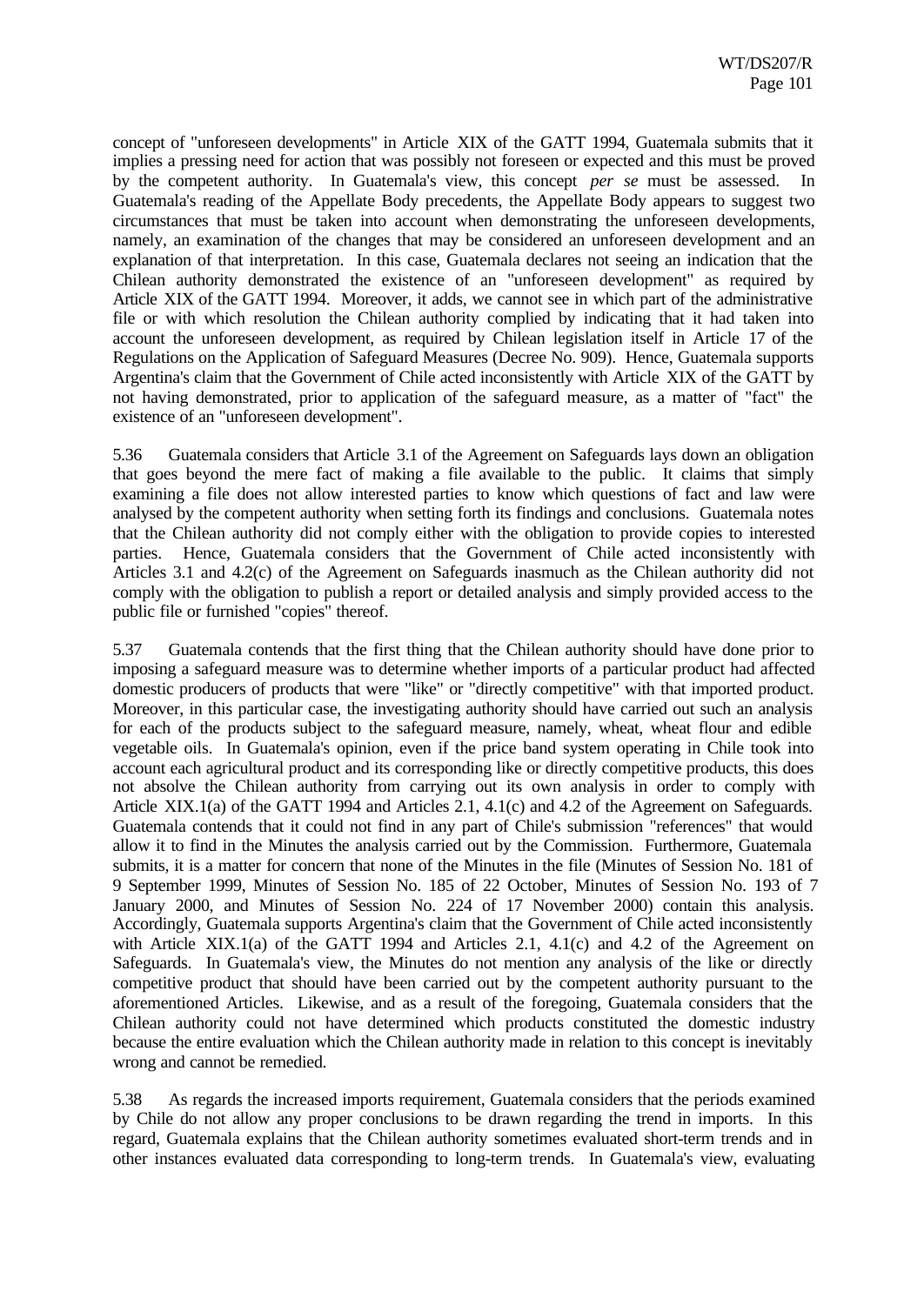concept of "unforeseen developments" in Article XIX of the GATT 1994, Guatemala submits that it implies a pressing need for action that was possibly not foreseen or expected and this must be proved by the competent authority. In Guatemala's view, this concept *per se* must be assessed. In Guatemala's reading of the Appellate Body precedents, the Appellate Body appears to suggest two circumstances that must be taken into account when demonstrating the unforeseen developments, namely, an examination of the changes that may be considered an unforeseen development and an explanation of that interpretation. In this case, Guatemala declares not seeing an indication that the Chilean authority demonstrated the existence of an "unforeseen development" as required by Article XIX of the GATT 1994. Moreover, it adds, we cannot see in which part of the administrative file or with which resolution the Chilean authority complied by indicating that it had taken into account the unforeseen development, as required by Chilean legislation itself in Article 17 of the Regulations on the Application of Safeguard Measures (Decree No. 909). Hence, Guatemala supports Argentina's claim that the Government of Chile acted inconsistently with Article XIX of the GATT by not having demonstrated, prior to application of the safeguard measure, as a matter of "fact" the existence of an "unforeseen development".

5.36 Guatemala considers that Article 3.1 of the Agreement on Safeguards lays down an obligation that goes beyond the mere fact of making a file available to the public. It claims that simply examining a file does not allow interested parties to know which questions of fact and law were analysed by the competent authority when setting forth its findings and conclusions. Guatemala notes that the Chilean authority did not comply either with the obligation to provide copies to interested parties. Hence, Guatemala considers that the Government of Chile acted inconsistently with Articles 3.1 and 4.2(c) of the Agreement on Safeguards inasmuch as the Chilean authority did not comply with the obligation to publish a report or detailed analysis and simply provided access to the public file or furnished "copies" thereof.

5.37 Guatemala contends that the first thing that the Chilean authority should have done prior to imposing a safeguard measure was to determine whether imports of a particular product had affected domestic producers of products that were "like" or "directly competitive" with that imported product. Moreover, in this particular case, the investigating authority should have carried out such an analysis for each of the products subject to the safeguard measure, namely, wheat, wheat flour and edible vegetable oils. In Guatemala's opinion, even if the price band system operating in Chile took into account each agricultural product and its corresponding like or directly competitive products, this does not absolve the Chilean authority from carrying out its own analysis in order to comply with Article XIX.1(a) of the GATT 1994 and Articles 2.1, 4.1(c) and 4.2 of the Agreement on Safeguards. Guatemala contends that it could not find in any part of Chile's submission "references" that would allow it to find in the Minutes the analysis carried out by the Commission. Furthermore, Guatemala submits, it is a matter for concern that none of the Minutes in the file (Minutes of Session No. 181 of 9 September 1999, Minutes of Session No. 185 of 22 October, Minutes of Session No. 193 of 7 January 2000, and Minutes of Session No. 224 of 17 November 2000) contain this analysis. Accordingly, Guatemala supports Argentina's claim that the Government of Chile acted inconsistently with Article XIX.1(a) of the GATT 1994 and Articles 2.1, 4.1(c) and 4.2 of the Agreement on Safeguards. In Guatemala's view, the Minutes do not mention any analysis of the like or directly competitive product that should have been carried out by the competent authority pursuant to the aforementioned Articles. Likewise, and as a result of the foregoing, Guatemala considers that the Chilean authority could not have determined which products constituted the domestic industry because the entire evaluation which the Chilean authority made in relation to this concept is inevitably wrong and cannot be remedied.

5.38 As regards the increased imports requirement, Guatemala considers that the periods examined by Chile do not allow any proper conclusions to be drawn regarding the trend in imports. In this regard, Guatemala explains that the Chilean authority sometimes evaluated short-term trends and in other instances evaluated data corresponding to long-term trends. In Guatemala's view, evaluating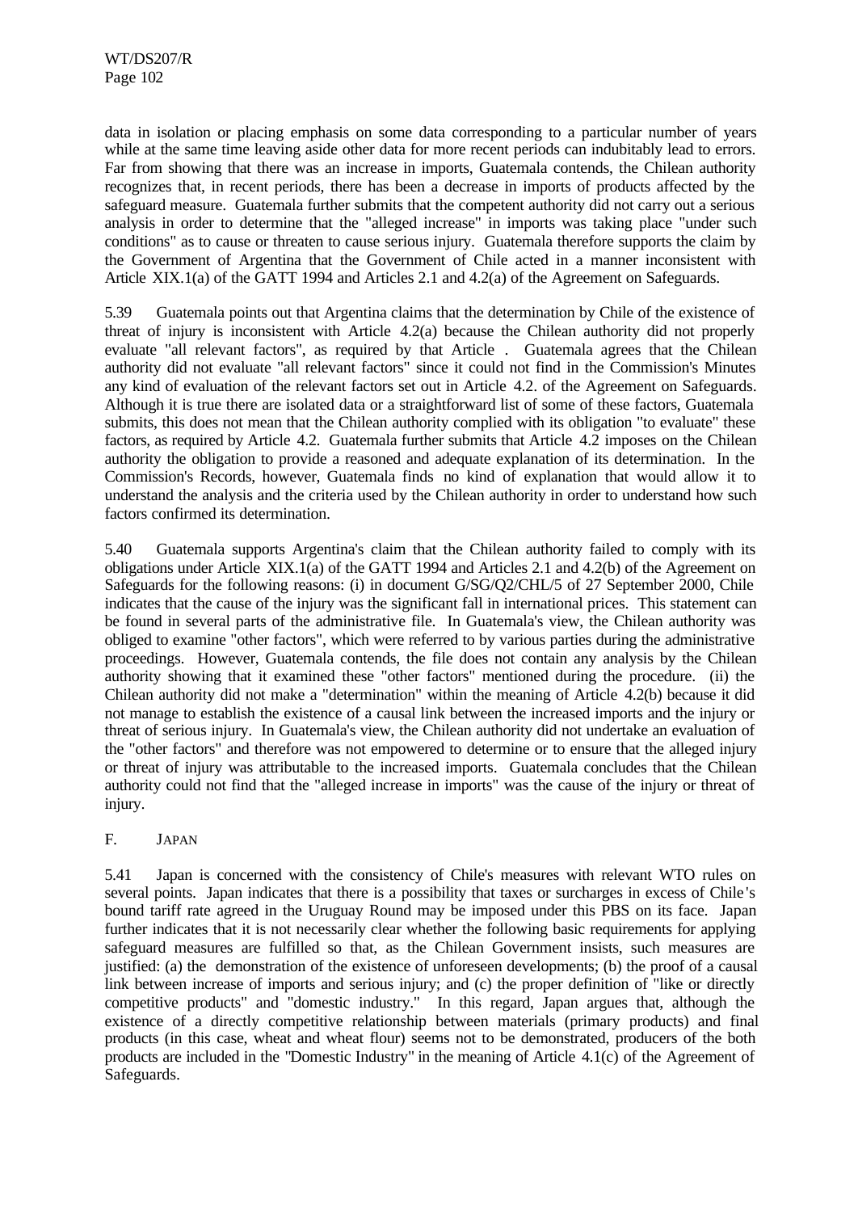data in isolation or placing emphasis on some data corresponding to a particular number of years while at the same time leaving aside other data for more recent periods can indubitably lead to errors. Far from showing that there was an increase in imports, Guatemala contends, the Chilean authority recognizes that, in recent periods, there has been a decrease in imports of products affected by the safeguard measure. Guatemala further submits that the competent authority did not carry out a serious analysis in order to determine that the "alleged increase" in imports was taking place "under such conditions" as to cause or threaten to cause serious injury. Guatemala therefore supports the claim by the Government of Argentina that the Government of Chile acted in a manner inconsistent with Article XIX.1(a) of the GATT 1994 and Articles 2.1 and 4.2(a) of the Agreement on Safeguards.

5.39 Guatemala points out that Argentina claims that the determination by Chile of the existence of threat of injury is inconsistent with Article 4.2(a) because the Chilean authority did not properly evaluate "all relevant factors", as required by that Article . Guatemala agrees that the Chilean authority did not evaluate "all relevant factors" since it could not find in the Commission's Minutes any kind of evaluation of the relevant factors set out in Article 4.2. of the Agreement on Safeguards. Although it is true there are isolated data or a straightforward list of some of these factors, Guatemala submits, this does not mean that the Chilean authority complied with its obligation "to evaluate" these factors, as required by Article 4.2. Guatemala further submits that Article 4.2 imposes on the Chilean authority the obligation to provide a reasoned and adequate explanation of its determination. In the Commission's Records, however, Guatemala finds no kind of explanation that would allow it to understand the analysis and the criteria used by the Chilean authority in order to understand how such factors confirmed its determination.

5.40 Guatemala supports Argentina's claim that the Chilean authority failed to comply with its obligations under Article XIX.1(a) of the GATT 1994 and Articles 2.1 and 4.2(b) of the Agreement on Safeguards for the following reasons: (i) in document G/SG/Q2/CHL/5 of 27 September 2000, Chile indicates that the cause of the injury was the significant fall in international prices. This statement can be found in several parts of the administrative file. In Guatemala's view, the Chilean authority was obliged to examine "other factors", which were referred to by various parties during the administrative proceedings. However, Guatemala contends, the file does not contain any analysis by the Chilean authority showing that it examined these "other factors" mentioned during the procedure. (ii) the Chilean authority did not make a "determination" within the meaning of Article 4.2(b) because it did not manage to establish the existence of a causal link between the increased imports and the injury or threat of serious injury. In Guatemala's view, the Chilean authority did not undertake an evaluation of the "other factors" and therefore was not empowered to determine or to ensure that the alleged injury or threat of injury was attributable to the increased imports. Guatemala concludes that the Chilean authority could not find that the "alleged increase in imports" was the cause of the injury or threat of injury.

## F. JAPAN

5.41 Japan is concerned with the consistency of Chile's measures with relevant WTO rules on several points. Japan indicates that there is a possibility that taxes or surcharges in excess of Chile's bound tariff rate agreed in the Uruguay Round may be imposed under this PBS on its face. Japan further indicates that it is not necessarily clear whether the following basic requirements for applying safeguard measures are fulfilled so that, as the Chilean Government insists, such measures are justified: (a) the demonstration of the existence of unforeseen developments; (b) the proof of a causal link between increase of imports and serious injury; and (c) the proper definition of "like or directly competitive products" and "domestic industry." In this regard, Japan argues that, although the existence of a directly competitive relationship between materials (primary products) and final products (in this case, wheat and wheat flour) seems not to be demonstrated, producers of the both products are included in the "Domestic Industry" in the meaning of Article 4.1(c) of the Agreement of Safeguards.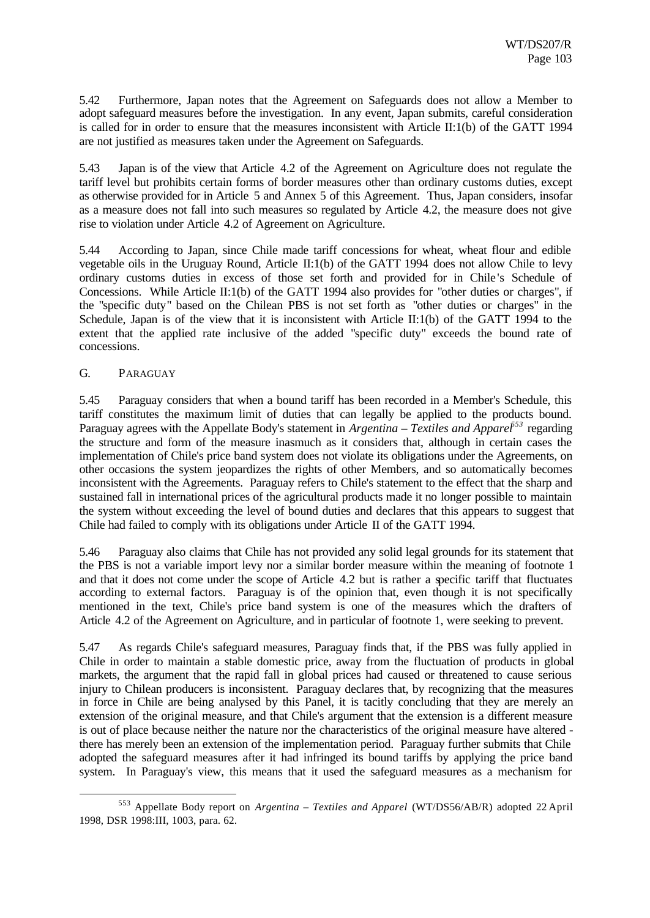5.42 Furthermore, Japan notes that the Agreement on Safeguards does not allow a Member to adopt safeguard measures before the investigation. In any event, Japan submits, careful consideration is called for in order to ensure that the measures inconsistent with Article II:1(b) of the GATT 1994 are not justified as measures taken under the Agreement on Safeguards.

5.43 Japan is of the view that Article 4.2 of the Agreement on Agriculture does not regulate the tariff level but prohibits certain forms of border measures other than ordinary customs duties, except as otherwise provided for in Article 5 and Annex 5 of this Agreement. Thus, Japan considers, insofar as a measure does not fall into such measures so regulated by Article 4.2, the measure does not give rise to violation under Article 4.2 of Agreement on Agriculture.

5.44 According to Japan, since Chile made tariff concessions for wheat, wheat flour and edible vegetable oils in the Uruguay Round, Article II:1(b) of the GATT 1994 does not allow Chile to levy ordinary customs duties in excess of those set forth and provided for in Chile's Schedule of Concessions. While Article II:1(b) of the GATT 1994 also provides for "other duties or charges", if the "specific duty" based on the Chilean PBS is not set forth as "other duties or charges" in the Schedule, Japan is of the view that it is inconsistent with Article II:1(b) of the GATT 1994 to the extent that the applied rate inclusive of the added "specific duty" exceeds the bound rate of concessions.

## G. PARAGUAY

5.45 Paraguay considers that when a bound tariff has been recorded in a Member's Schedule, this tariff constitutes the maximum limit of duties that can legally be applied to the products bound. Paraguay agrees with the Appellate Body's statement in *Argentina – Textiles and Apparel*[553] regarding the structure and form of the measure inasmuch as it considers that, although in certain cases the implementation of Chile's price band system does not violate its obligations under the Agreements, on other occasions the system jeopardizes the rights of other Members, and so automatically becomes inconsistent with the Agreements. Paraguay refers to Chile's statement to the effect that the sharp and sustained fall in international prices of the agricultural products made it no longer possible to maintain the system without exceeding the level of bound duties and declares that this appears to suggest that Chile had failed to comply with its obligations under Article II of the GATT 1994.

5.46 Paraguay also claims that Chile has not provided any solid legal grounds for its statement that the PBS is not a variable import levy nor a similar border measure within the meaning of footnote 1 and that it does not come under the scope of Article 4.2 but is rather a specific tariff that fluctuates according to external factors. Paraguay is of the opinion that, even though it is not specifically mentioned in the text, Chile's price band system is one of the measures which the drafters of Article 4.2 of the Agreement on Agriculture, and in particular of footnote 1, were seeking to prevent.

5.47 As regards Chile's safeguard measures, Paraguay finds that, if the PBS was fully applied in Chile in order to maintain a stable domestic price, away from the fluctuation of products in global markets, the argument that the rapid fall in global prices had caused or threatened to cause serious injury to Chilean producers is inconsistent. Paraguay declares that, by recognizing that the measures in force in Chile are being analysed by this Panel, it is tacitly concluding that they are merely an extension of the original measure, and that Chile's argument that the extension is a different measure is out of place because neither the nature nor the characteristics of the original measure have altered - there has merely been an extension of the implementation period. Paraguay further submits that Chile adopted the safeguard measures after it had infringed its bound tariffs by applying the price band system. In Paraguay's view, this means that it used the safeguard measures as a mechanism for

[553] Appellate Body report on *Argentina – Textiles and Apparel* (WT/DS56/AB/R) adopted 22 April 1998, DSR 1998:III, 1003, para. 62.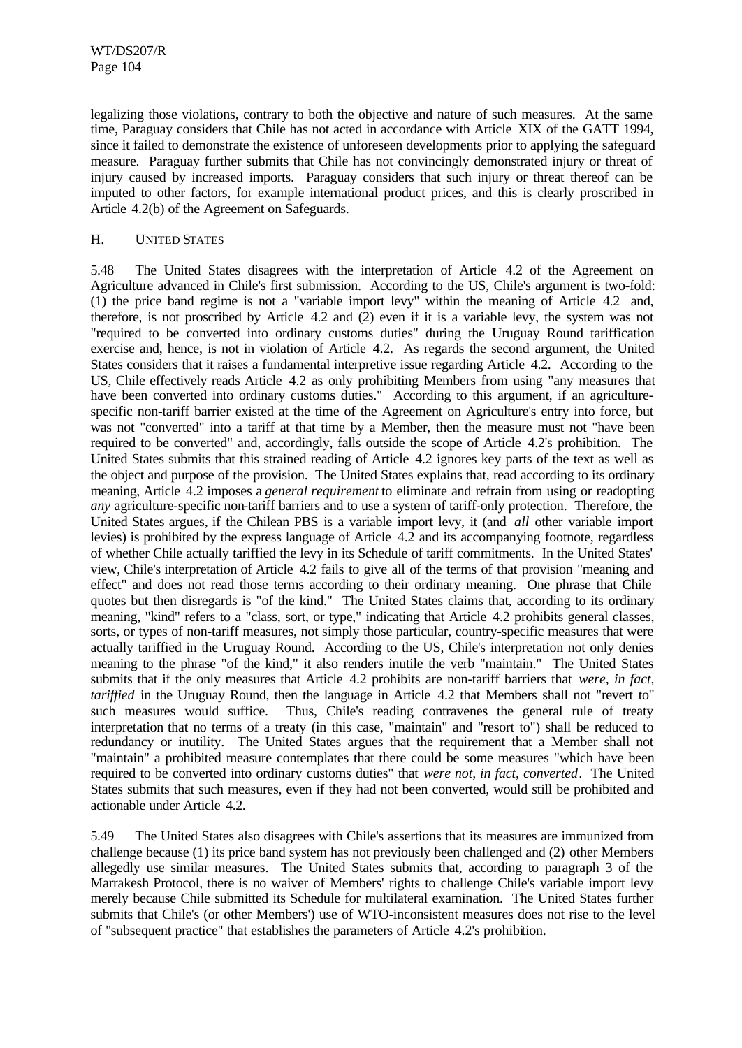legalizing those violations, contrary to both the objective and nature of such measures. At the same time, Paraguay considers that Chile has not acted in accordance with Article XIX of the GATT 1994, since it failed to demonstrate the existence of unforeseen developments prior to applying the safeguard measure. Paraguay further submits that Chile has not convincingly demonstrated injury or threat of injury caused by increased imports. Paraguay considers that such injury or threat thereof can be imputed to other factors, for example international product prices, and this is clearly proscribed in Article 4.2(b) of the Agreement on Safeguards.

## H. UNITED STATES

5.48 The United States disagrees with the interpretation of Article 4.2 of the Agreement on Agriculture advanced in Chile's first submission. According to the US, Chile's argument is two-fold: (1) the price band regime is not a "variable import levy" within the meaning of Article 4.2 and, therefore, is not proscribed by Article 4.2 and (2) even if it is a variable levy, the system was not "required to be converted into ordinary customs duties" during the Uruguay Round tariffication exercise and, hence, is not in violation of Article 4.2. As regards the second argument, the United States considers that it raises a fundamental interpretive issue regarding Article 4.2. According to the US, Chile effectively reads Article 4.2 as only prohibiting Members from using "any measures that have been converted into ordinary customs duties." According to this argument, if an agriculture-specific non-tariff barrier existed at the time of the Agreement on Agriculture's entry into force, but was not "converted" into a tariff at that time by a Member, then the measure must not "have been required to be converted" and, accordingly, falls outside the scope of Article 4.2's prohibition. The United States submits that this strained reading of Article 4.2 ignores key parts of the text as well as the object and purpose of the provision. The United States explains that, read according to its ordinary meaning, Article 4.2 imposes a *general requirement* to eliminate and refrain from using or readopting *any* agriculture-specific non-tariff barriers and to use a system of tariff-only protection. Therefore, the United States argues, if the Chilean PBS is a variable import levy, it (and *all* other variable import levies) is prohibited by the express language of Article 4.2 and its accompanying footnote, regardless of whether Chile actually tariffied the levy in its Schedule of tariff commitments. In the United States' view, Chile's interpretation of Article 4.2 fails to give all of the terms of that provision "meaning and effect" and does not read those terms according to their ordinary meaning. One phrase that Chile quotes but then disregards is "of the kind." The United States claims that, according to its ordinary meaning, "kind" refers to a "class, sort, or type," indicating that Article 4.2 prohibits general classes, sorts, or types of non-tariff measures, not simply those particular, country-specific measures that were actually tariffied in the Uruguay Round. According to the US, Chile's interpretation not only denies meaning to the phrase "of the kind," it also renders inutile the verb "maintain." The United States submits that if the only measures that Article 4.2 prohibits are non-tariff barriers that *were, in fact, tariffied* in the Uruguay Round, then the language in Article 4.2 that Members shall not "revert to" such measures would suffice. Thus, Chile's reading contravenes the general rule of treaty interpretation that no terms of a treaty (in this case, "maintain" and "resort to") shall be reduced to redundancy or inutility. The United States argues that the requirement that a Member shall not "maintain" a prohibited measure contemplates that there could be some measures "which have been required to be converted into ordinary customs duties" that *were not, in fact, converted*. The United States submits that such measures, even if they had not been converted, would still be prohibited and actionable under Article 4.2.

5.49 The United States also disagrees with Chile's assertions that its measures are immunized from challenge because (1) its price band system has not previously been challenged and (2) other Members allegedly use similar measures. The United States submits that, according to paragraph 3 of the Marrakesh Protocol, there is no waiver of Members' rights to challenge Chile's variable import levy merely because Chile submitted its Schedule for multilateral examination. The United States further submits that Chile's (or other Members') use of WTO-inconsistent measures does not rise to the level of "subsequent practice" that establishes the parameters of Article 4.2's prohibition.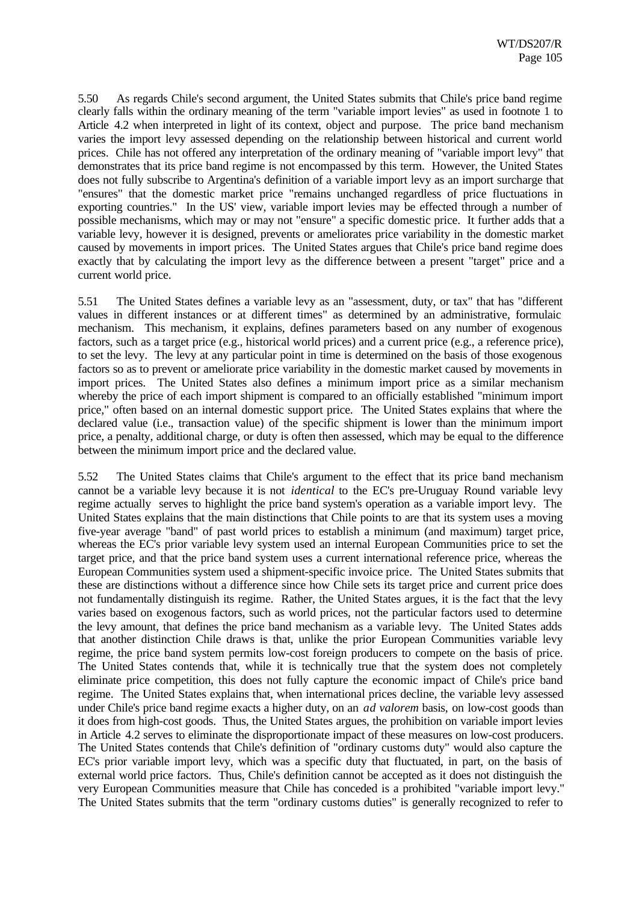5.50 As regards Chile's second argument, the United States submits that Chile's price band regime clearly falls within the ordinary meaning of the term "variable import levies" as used in footnote 1 to Article 4.2 when interpreted in light of its context, object and purpose. The price band mechanism varies the import levy assessed depending on the relationship between historical and current world prices. Chile has not offered any interpretation of the ordinary meaning of "variable import levy" that demonstrates that its price band regime is not encompassed by this term. However, the United States does not fully subscribe to Argentina's definition of a variable import levy as an import surcharge that "ensures" that the domestic market price "remains unchanged regardless of price fluctuations in exporting countries." In the US' view, variable import levies may be effected through a number of possible mechanisms, which may or may not "ensure" a specific domestic price. It further adds that a variable levy, however it is designed, prevents or ameliorates price variability in the domestic market caused by movements in import prices. The United States argues that Chile's price band regime does exactly that by calculating the import levy as the difference between a present "target" price and a current world price.

5.51 The United States defines a variable levy as an "assessment, duty, or tax" that has "different values in different instances or at different times" as determined by an administrative, formulaic mechanism. This mechanism, it explains, defines parameters based on any number of exogenous factors, such as a target price (e.g., historical world prices) and a current price (e.g., a reference price), to set the levy. The levy at any particular point in time is determined on the basis of those exogenous factors so as to prevent or ameliorate price variability in the domestic market caused by movements in import prices. The United States also defines a minimum import price as a similar mechanism whereby the price of each import shipment is compared to an officially established "minimum import price," often based on an internal domestic support price. The United States explains that where the declared value (i.e., transaction value) of the specific shipment is lower than the minimum import price, a penalty, additional charge, or duty is often then assessed, which may be equal to the difference between the minimum import price and the declared value.

5.52 The United States claims that Chile's argument to the effect that its price band mechanism cannot be a variable levy because it is not *identical* to the EC's pre-Uruguay Round variable levy regime actually serves to highlight the price band system's operation as a variable import levy. The United States explains that the main distinctions that Chile points to are that its system uses a moving five-year average "band" of past world prices to establish a minimum (and maximum) target price, whereas the EC's prior variable levy system used an internal European Communities price to set the target price, and that the price band system uses a current international reference price, whereas the European Communities system used a shipment-specific invoice price. The United States submits that these are distinctions without a difference since how Chile sets its target price and current price does not fundamentally distinguish its regime. Rather, the United States argues, it is the fact that the levy varies based on exogenous factors, such as world prices, not the particular factors used to determine the levy amount, that defines the price band mechanism as a variable levy. The United States adds that another distinction Chile draws is that, unlike the prior European Communities variable levy regime, the price band system permits low-cost foreign producers to compete on the basis of price. The United States contends that, while it is technically true that the system does not completely eliminate price competition, this does not fully capture the economic impact of Chile's price band regime. The United States explains that, when international prices decline, the variable levy assessed under Chile's price band regime exacts a higher duty, on an *ad valorem* basis, on low-cost goods than it does from high-cost goods. Thus, the United States argues, the prohibition on variable import levies in Article 4.2 serves to eliminate the disproportionate impact of these measures on low-cost producers. The United States contends that Chile's definition of "ordinary customs duty" would also capture the EC's prior variable import levy, which was a specific duty that fluctuated, in part, on the basis of external world price factors. Thus, Chile's definition cannot be accepted as it does not distinguish the very European Communities measure that Chile has conceded is a prohibited "variable import levy." The United States submits that the term "ordinary customs duties" is generally recognized to refer to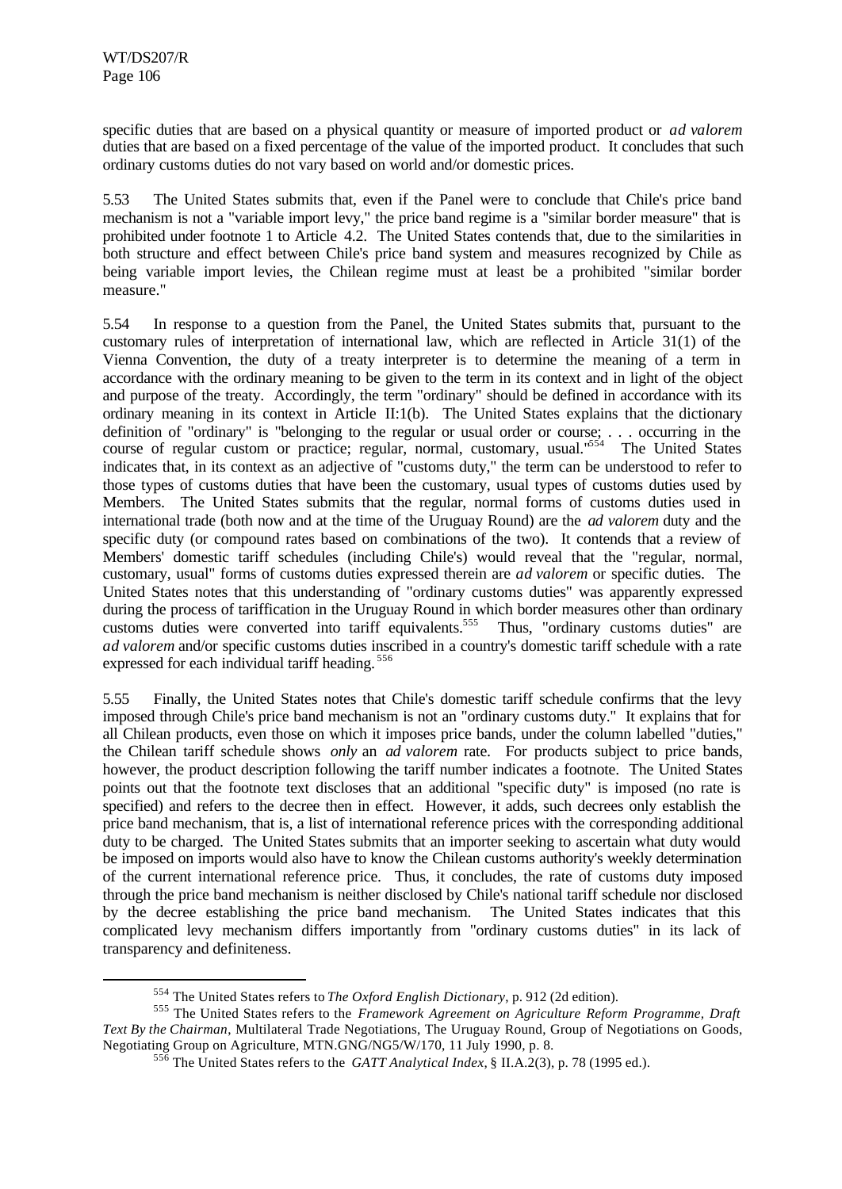specific duties that are based on a physical quantity or measure of imported product or *ad valorem* duties that are based on a fixed percentage of the value of the imported product. It concludes that such ordinary customs duties do not vary based on world and/or domestic prices.

5.53 The United States submits that, even if the Panel were to conclude that Chile's price band mechanism is not a "variable import levy," the price band regime is a "similar border measure" that is prohibited under footnote 1 to Article 4.2. The United States contends that, due to the similarities in both structure and effect between Chile's price band system and measures recognized by Chile as being variable import levies, the Chilean regime must at least be a prohibited "similar border measure."

5.54 In response to a question from the Panel, the United States submits that, pursuant to the customary rules of interpretation of international law, which are reflected in Article 31(1) of the Vienna Convention, the duty of a treaty interpreter is to determine the meaning of a term in accordance with the ordinary meaning to be given to the term in its context and in light of the object and purpose of the treaty. Accordingly, the term "ordinary" should be defined in accordance with its ordinary meaning in its context in Article II:1(b). The United States explains that the dictionary definition of "ordinary" is "belonging to the regular or usual order or course; . . . occurring in the course of regular custom or practice; regular, normal, customary, usual."[554] The United States indicates that, in its context as an adjective of "customs duty," the term can be understood to refer to those types of customs duties that have been the customary, usual types of customs duties used by Members. The United States submits that the regular, normal forms of customs duties used in international trade (both now and at the time of the Uruguay Round) are the *ad valorem* duty and the specific duty (or compound rates based on combinations of the two). It contends that a review of Members' domestic tariff schedules (including Chile's) would reveal that the "regular, normal, customary, usual" forms of customs duties expressed therein are *ad valorem* or specific duties. The United States notes that this understanding of "ordinary customs duties" was apparently expressed during the process of tariffication in the Uruguay Round in which border measures other than ordinary customs duties were converted into tariff equivalents.[555] Thus, "ordinary customs duties" are *ad valorem* and/or specific customs duties inscribed in a country's domestic tariff schedule with a rate expressed for each individual tariff heading.[556]

5.55 Finally, the United States notes that Chile's domestic tariff schedule confirms that the levy imposed through Chile's price band mechanism is not an "ordinary customs duty." It explains that for all Chilean products, even those on which it imposes price bands, under the column labelled "duties," the Chilean tariff schedule shows *only* an *ad valorem* rate. For products subject to price bands, however, the product description following the tariff number indicates a footnote. The United States points out that the footnote text discloses that an additional "specific duty" is imposed (no rate is specified) and refers to the decree then in effect. However, it adds, such decrees only establish the price band mechanism, that is, a list of international reference prices with the corresponding additional duty to be charged. The United States submits that an importer seeking to ascertain what duty would be imposed on imports would also have to know the Chilean customs authority's weekly determination of the current international reference price. Thus, it concludes, the rate of customs duty imposed through the price band mechanism is neither disclosed by Chile's national tariff schedule nor disclosed by the decree establishing the price band mechanism. The United States indicates that this complicated levy mechanism differs importantly from "ordinary customs duties" in its lack of transparency and definiteness.

---

[554] The United States refers to *The Oxford English Dictionary*, p. 912 (2d edition).

[555] The United States refers to the *Framework Agreement on Agriculture Reform Programme, Draft Text By the Chairman*, Multilateral Trade Negotiations, The Uruguay Round, Group of Negotiations on Goods, Negotiating Group on Agriculture, MTN.GNG/NG5/W/170, 11 July 1990, p. 8.

[556] The United States refers to the *GATT Analytical Index*, § II.A.2(3), p. 78 (1995 ed.).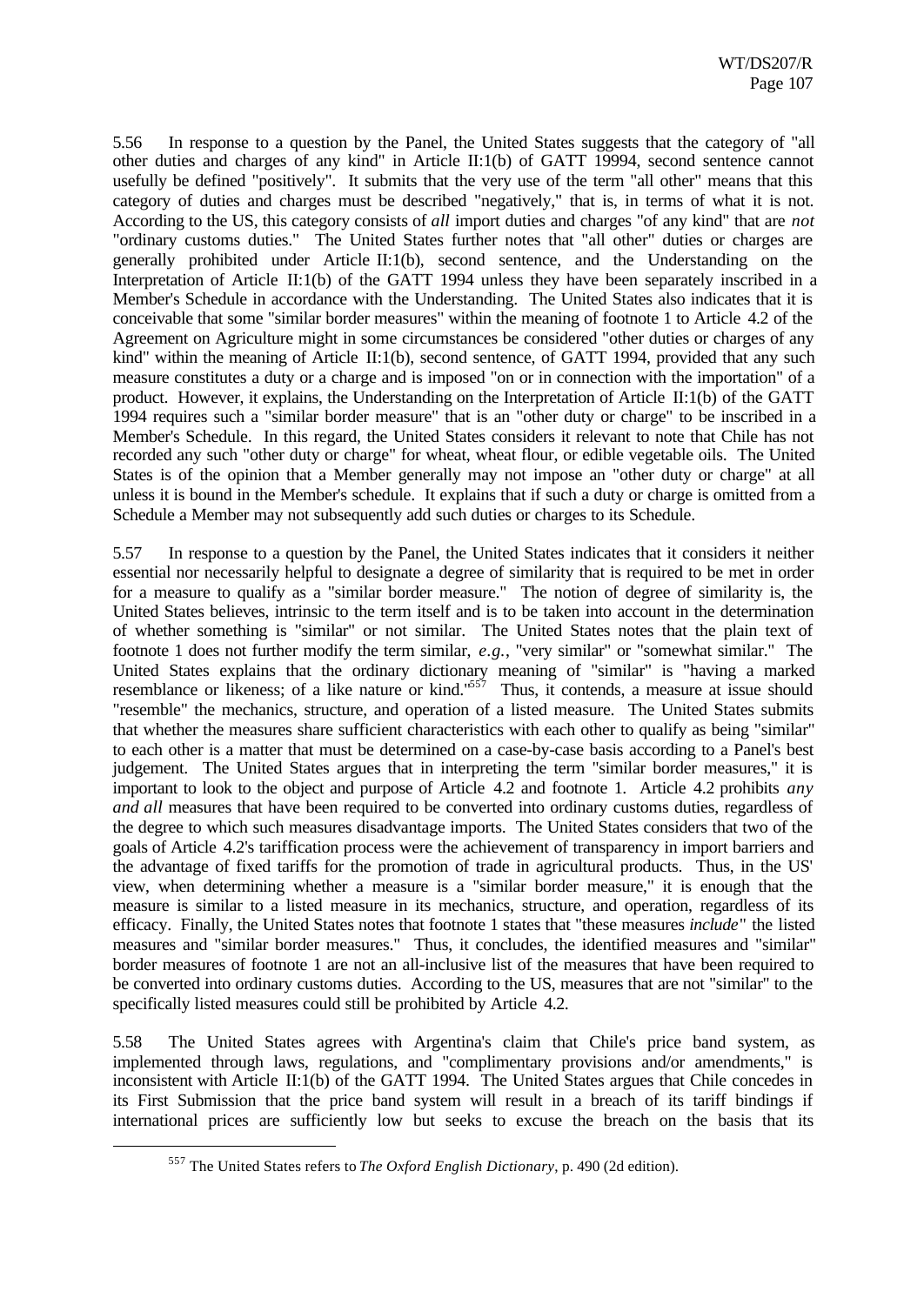5.56 In response to a question by the Panel, the United States suggests that the category of "all other duties and charges of any kind" in Article II:1(b) of GATT 19994, second sentence cannot usefully be defined "positively". It submits that the very use of the term "all other" means that this category of duties and charges must be described "negatively," that is, in terms of what it is not. According to the US, this category consists of *all* import duties and charges "of any kind" that are *not* "ordinary customs duties." The United States further notes that "all other" duties or charges are generally prohibited under Article II:1(b), second sentence, and the Understanding on the Interpretation of Article II:1(b) of the GATT 1994 unless they have been separately inscribed in a Member's Schedule in accordance with the Understanding. The United States also indicates that it is conceivable that some "similar border measures" within the meaning of footnote 1 to Article 4.2 of the Agreement on Agriculture might in some circumstances be considered "other duties or charges of any kind" within the meaning of Article II:1(b), second sentence, of GATT 1994, provided that any such measure constitutes a duty or a charge and is imposed "on or in connection with the importation" of a product. However, it explains, the Understanding on the Interpretation of Article II:1(b) of the GATT 1994 requires such a "similar border measure" that is an "other duty or charge" to be inscribed in a Member's Schedule. In this regard, the United States considers it relevant to note that Chile has not recorded any such "other duty or charge" for wheat, wheat flour, or edible vegetable oils. The United States is of the opinion that a Member generally may not impose an "other duty or charge" at all unless it is bound in the Member's schedule. It explains that if such a duty or charge is omitted from a Schedule a Member may not subsequently add such duties or charges to its Schedule.

5.57 In response to a question by the Panel, the United States indicates that it considers it neither essential nor necessarily helpful to designate a degree of similarity that is required to be met in order for a measure to qualify as a "similar border measure." The notion of degree of similarity is, the United States believes, intrinsic to the term itself and is to be taken into account in the determination of whether something is "similar" or not similar. The United States notes that the plain text of footnote 1 does not further modify the term similar, *e.g.*, "very similar" or "somewhat similar." The United States explains that the ordinary dictionary meaning of "similar" is "having a marked resemblance or likeness; of a like nature or kind."[557] Thus, it contends, a measure at issue should "resemble" the mechanics, structure, and operation of a listed measure. The United States submits that whether the measures share sufficient characteristics with each other to qualify as being "similar" to each other is a matter that must be determined on a case-by-case basis according to a Panel's best judgement. The United States argues that in interpreting the term "similar border measures," it is important to look to the object and purpose of Article 4.2 and footnote 1. Article 4.2 prohibits *any and all* measures that have been required to be converted into ordinary customs duties, regardless of the degree to which such measures disadvantage imports. The United States considers that two of the goals of Article 4.2's tariffication process were the achievement of transparency in import barriers and the advantage of fixed tariffs for the promotion of trade in agricultural products. Thus, in the US' view, when determining whether a measure is a "similar border measure," it is enough that the measure is similar to a listed measure in its mechanics, structure, and operation, regardless of its efficacy. Finally, the United States notes that footnote 1 states that "these measures *include*" the listed measures and "similar border measures." Thus, it concludes, the identified measures and "similar" border measures of footnote 1 are not an all-inclusive list of the measures that have been required to be converted into ordinary customs duties. According to the US, measures that are not "similar" to the specifically listed measures could still be prohibited by Article 4.2.

5.58 The United States agrees with Argentina's claim that Chile's price band system, as implemented through laws, regulations, and "complimentary provisions and/or amendments," is inconsistent with Article II:1(b) of the GATT 1994. The United States argues that Chile concedes in its First Submission that the price band system will result in a breach of its tariff bindings if international prices are sufficiently low but seeks to excuse the breach on the basis that its

[557] The United States refers to *The Oxford English Dictionary*, p. 490 (2d edition).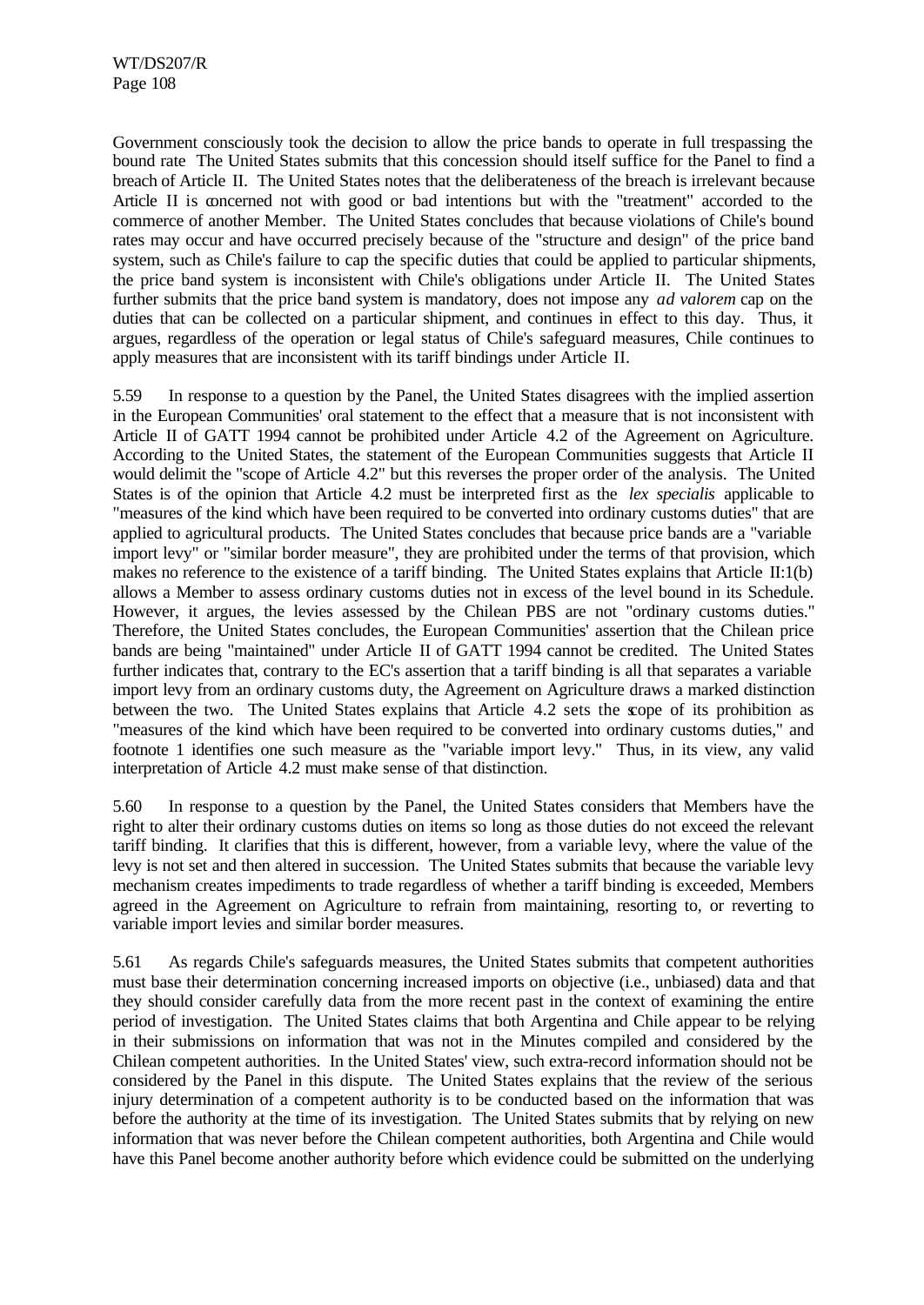Government consciously took the decision to allow the price bands to operate in full trespassing the bound rate The United States submits that this concession should itself suffice for the Panel to find a breach of Article II. The United States notes that the deliberateness of the breach is irrelevant because Article II is concerned not with good or bad intentions but with the "treatment" accorded to the commerce of another Member. The United States concludes that because violations of Chile's bound rates may occur and have occurred precisely because of the "structure and design" of the price band system, such as Chile's failure to cap the specific duties that could be applied to particular shipments, the price band system is inconsistent with Chile's obligations under Article II. The United States further submits that the price band system is mandatory, does not impose any *ad valorem* cap on the duties that can be collected on a particular shipment, and continues in effect to this day. Thus, it argues, regardless of the operation or legal status of Chile's safeguard measures, Chile continues to apply measures that are inconsistent with its tariff bindings under Article II.

5.59 In response to a question by the Panel, the United States disagrees with the implied assertion in the European Communities' oral statement to the effect that a measure that is not inconsistent with Article II of GATT 1994 cannot be prohibited under Article 4.2 of the Agreement on Agriculture. According to the United States, the statement of the European Communities suggests that Article II would delimit the "scope of Article 4.2" but this reverses the proper order of the analysis. The United States is of the opinion that Article 4.2 must be interpreted first as the *lex specialis* applicable to "measures of the kind which have been required to be converted into ordinary customs duties" that are applied to agricultural products. The United States concludes that because price bands are a "variable import levy" or "similar border measure", they are prohibited under the terms of that provision, which makes no reference to the existence of a tariff binding. The United States explains that Article II:1(b) allows a Member to assess ordinary customs duties not in excess of the level bound in its Schedule. However, it argues, the levies assessed by the Chilean PBS are not "ordinary customs duties." Therefore, the United States concludes, the European Communities' assertion that the Chilean price bands are being "maintained" under Article II of GATT 1994 cannot be credited. The United States further indicates that, contrary to the EC's assertion that a tariff binding is all that separates a variable import levy from an ordinary customs duty, the Agreement on Agriculture draws a marked distinction between the two. The United States explains that Article 4.2 sets the scope of its prohibition as "measures of the kind which have been required to be converted into ordinary customs duties," and footnote 1 identifies one such measure as the "variable import levy." Thus, in its view, any valid interpretation of Article 4.2 must make sense of that distinction.

5.60 In response to a question by the Panel, the United States considers that Members have the right to alter their ordinary customs duties on items so long as those duties do not exceed the relevant tariff binding. It clarifies that this is different, however, from a variable levy, where the value of the levy is not set and then altered in succession. The United States submits that because the variable levy mechanism creates impediments to trade regardless of whether a tariff binding is exceeded, Members agreed in the Agreement on Agriculture to refrain from maintaining, resorting to, or reverting to variable import levies and similar border measures.

5.61 As regards Chile's safeguards measures, the United States submits that competent authorities must base their determination concerning increased imports on objective (i.e., unbiased) data and that they should consider carefully data from the more recent past in the context of examining the entire period of investigation. The United States claims that both Argentina and Chile appear to be relying in their submissions on information that was not in the Minutes compiled and considered by the Chilean competent authorities. In the United States' view, such extra-record information should not be considered by the Panel in this dispute. The United States explains that the review of the serious injury determination of a competent authority is to be conducted based on the information that was before the authority at the time of its investigation. The United States submits that by relying on new information that was never before the Chilean competent authorities, both Argentina and Chile would have this Panel become another authority before which evidence could be submitted on the underlying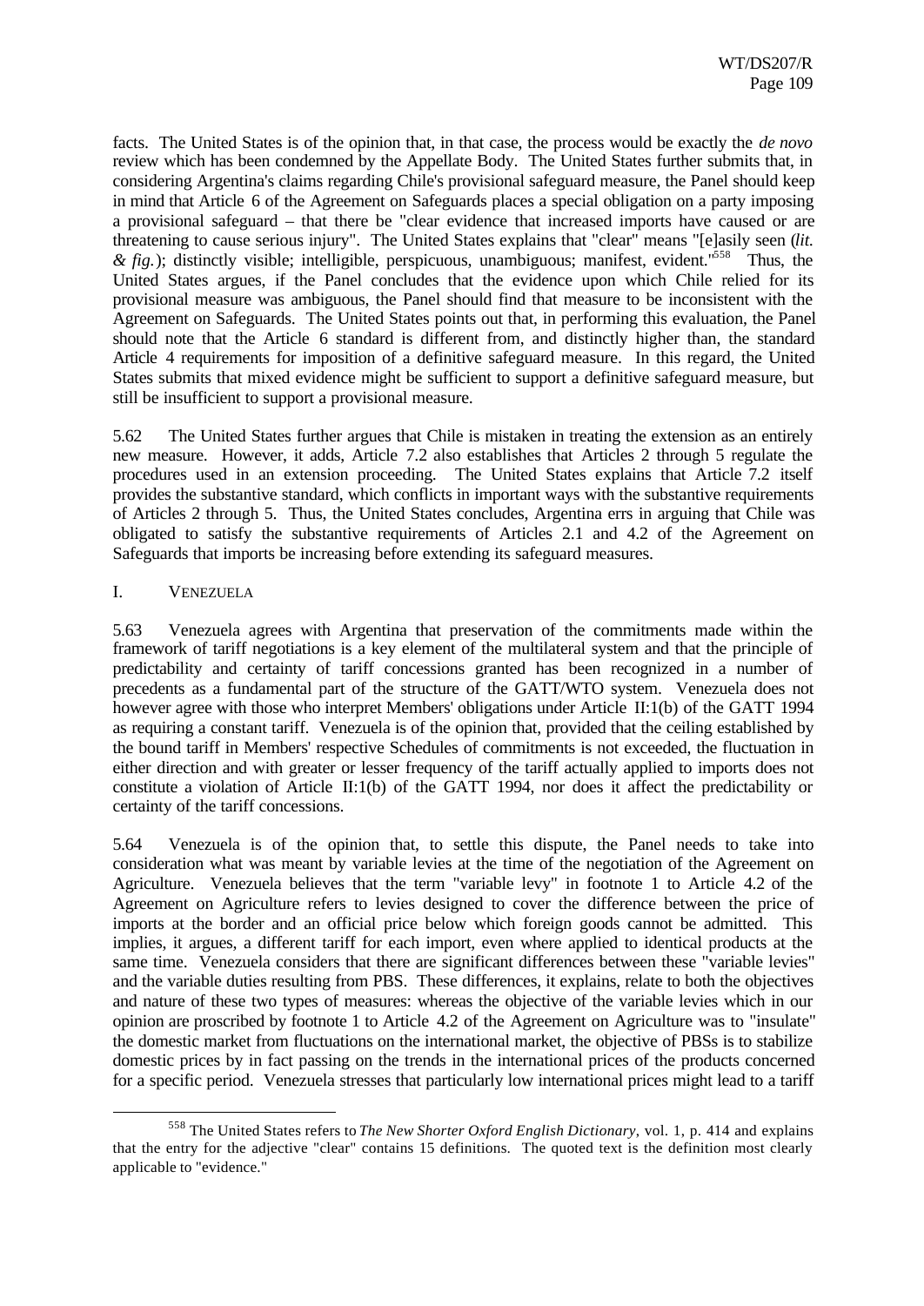facts. The United States is of the opinion that, in that case, the process would be exactly the *de novo* review which has been condemned by the Appellate Body. The United States further submits that, in considering Argentina's claims regarding Chile's provisional safeguard measure, the Panel should keep in mind that Article 6 of the Agreement on Safeguards places a special obligation on a party imposing a provisional safeguard – that there be "clear evidence that increased imports have caused or are threatening to cause serious injury". The United States explains that "clear" means "[e]asily seen (*lit. & fig.*); distinctly visible; intelligible, perspicuous, unambiguous; manifest, evident."[558] Thus, the United States argues, if the Panel concludes that the evidence upon which Chile relied for its provisional measure was ambiguous, the Panel should find that measure to be inconsistent with the Agreement on Safeguards. The United States points out that, in performing this evaluation, the Panel should note that the Article 6 standard is different from, and distinctly higher than, the standard Article 4 requirements for imposition of a definitive safeguard measure. In this regard, the United States submits that mixed evidence might be sufficient to support a definitive safeguard measure, but still be insufficient to support a provisional measure.

5.62 The United States further argues that Chile is mistaken in treating the extension as an entirely new measure. However, it adds, Article 7.2 also establishes that Articles 2 through 5 regulate the procedures used in an extension proceeding. The United States explains that Article 7.2 itself provides the substantive standard, which conflicts in important ways with the substantive requirements of Articles 2 through 5. Thus, the United States concludes, Argentina errs in arguing that Chile was obligated to satisfy the substantive requirements of Articles 2.1 and 4.2 of the Agreement on Safeguards that imports be increasing before extending its safeguard measures.

## I. VENEZUELA

5.63 Venezuela agrees with Argentina that preservation of the commitments made within the framework of tariff negotiations is a key element of the multilateral system and that the principle of predictability and certainty of tariff concessions granted has been recognized in a number of precedents as a fundamental part of the structure of the GATT/WTO system. Venezuela does not however agree with those who interpret Members' obligations under Article II:1(b) of the GATT 1994 as requiring a constant tariff. Venezuela is of the opinion that, provided that the ceiling established by the bound tariff in Members' respective Schedules of commitments is not exceeded, the fluctuation in either direction and with greater or lesser frequency of the tariff actually applied to imports does not constitute a violation of Article II:1(b) of the GATT 1994, nor does it affect the predictability or certainty of the tariff concessions.

5.64 Venezuela is of the opinion that, to settle this dispute, the Panel needs to take into consideration what was meant by variable levies at the time of the negotiation of the Agreement on Agriculture. Venezuela believes that the term "variable levy" in footnote 1 to Article 4.2 of the Agreement on Agriculture refers to levies designed to cover the difference between the price of imports at the border and an official price below which foreign goods cannot be admitted. This implies, it argues, a different tariff for each import, even where applied to identical products at the same time. Venezuela considers that there are significant differences between these "variable levies" and the variable duties resulting from PBS. These differences, it explains, relate to both the objectives and nature of these two types of measures: whereas the objective of the variable levies which in our opinion are proscribed by footnote 1 to Article 4.2 of the Agreement on Agriculture was to "insulate" the domestic market from fluctuations on the international market, the objective of PBSs is to stabilize domestic prices by in fact passing on the trends in the international prices of the products concerned for a specific period. Venezuela stresses that particularly low international prices might lead to a tariff

[558] The United States refers to *The New Shorter Oxford English Dictionary*, vol. 1, p. 414 and explains that the entry for the adjective "clear" contains 15 definitions. The quoted text is the definition most clearly applicable to "evidence."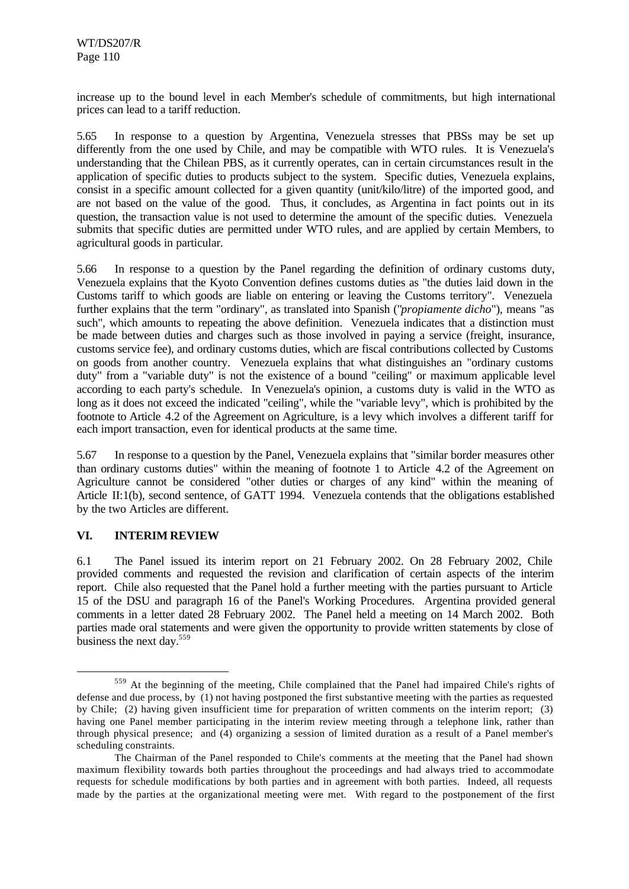increase up to the bound level in each Member's schedule of commitments, but high international prices can lead to a tariff reduction.

5.65 In response to a question by Argentina, Venezuela stresses that PBSs may be set up differently from the one used by Chile, and may be compatible with WTO rules. It is Venezuela's understanding that the Chilean PBS, as it currently operates, can in certain circumstances result in the application of specific duties to products subject to the system. Specific duties, Venezuela explains, consist in a specific amount collected for a given quantity (unit/kilo/litre) of the imported good, and are not based on the value of the good. Thus, it concludes, as Argentina in fact points out in its question, the transaction value is not used to determine the amount of the specific duties. Venezuela submits that specific duties are permitted under WTO rules, and are applied by certain Members, to agricultural goods in particular.

5.66 In response to a question by the Panel regarding the definition of ordinary customs duty, Venezuela explains that the Kyoto Convention defines customs duties as "the duties laid down in the Customs tariff to which goods are liable on entering or leaving the Customs territory". Venezuela further explains that the term "ordinary", as translated into Spanish ("*propiamente dicho*"), means "as such", which amounts to repeating the above definition. Venezuela indicates that a distinction must be made between duties and charges such as those involved in paying a service (freight, insurance, customs service fee), and ordinary customs duties, which are fiscal contributions collected by Customs on goods from another country. Venezuela explains that what distinguishes an "ordinary customs duty" from a "variable duty" is not the existence of a bound "ceiling" or maximum applicable level according to each party's schedule. In Venezuela's opinion, a customs duty is valid in the WTO as long as it does not exceed the indicated "ceiling", while the "variable levy", which is prohibited by the footnote to Article 4.2 of the Agreement on Agriculture, is a levy which involves a different tariff for each import transaction, even for identical products at the same time.

5.67 In response to a question by the Panel, Venezuela explains that "similar border measures other than ordinary customs duties" within the meaning of footnote 1 to Article 4.2 of the Agreement on Agriculture cannot be considered "other duties or charges of any kind" within the meaning of Article II:1(b), second sentence, of GATT 1994. Venezuela contends that the obligations established by the two Articles are different.

## VI. INTERIM REVIEW

6.1 The Panel issued its interim report on 21 February 2002. On 28 February 2002, Chile provided comments and requested the revision and clarification of certain aspects of the interim report. Chile also requested that the Panel hold a further meeting with the parties pursuant to Article 15 of the DSU and paragraph 16 of the Panel's Working Procedures. Argentina provided general comments in a letter dated 28 February 2002. The Panel held a meeting on 14 March 2002. Both parties made oral statements and were given the opportunity to provide written statements by close of business the next day.[559]

---

[559] At the beginning of the meeting, Chile complained that the Panel had impaired Chile's rights of defense and due process, by (1) not having postponed the first substantive meeting with the parties as requested by Chile; (2) having given insufficient time for preparation of written comments on the interim report; (3) having one Panel member participating in the interim review meeting through a telephone link, rather than through physical presence; and (4) organizing a session of limited duration as a result of a Panel member's scheduling constraints.

The Chairman of the Panel responded to Chile's comments at the meeting that the Panel had shown maximum flexibility towards both parties throughout the proceedings and had always tried to accommodate requests for schedule modifications by both parties and in agreement with both parties. Indeed, all requests made by the parties at the organizational meeting were met. With regard to the postponement of the first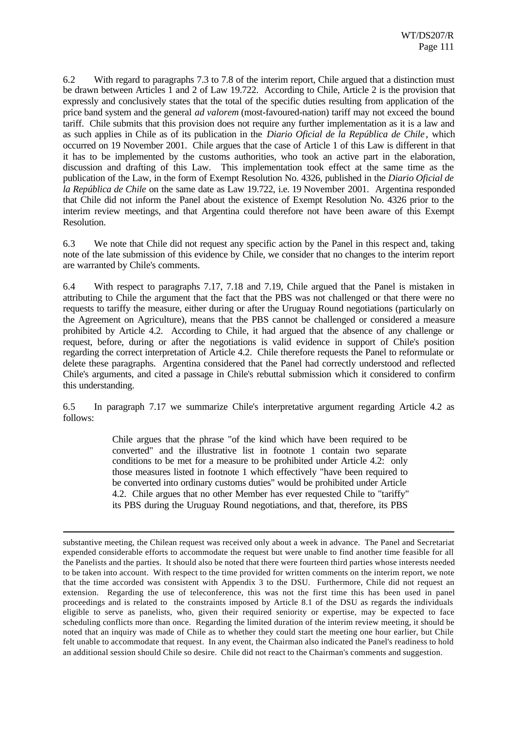6.2 With regard to paragraphs 7.3 to 7.8 of the interim report, Chile argued that a distinction must be drawn between Articles 1 and 2 of Law 19.722. According to Chile, Article 2 is the provision that expressly and conclusively states that the total of the specific duties resulting from application of the price band system and the general *ad valorem* (most-favoured-nation) tariff may not exceed the bound tariff. Chile submits that this provision does not require any further implementation as it is a law and as such applies in Chile as of its publication in the *Diario Oficial de la República de Chile*, which occurred on 19 November 2001. Chile argues that the case of Article 1 of this Law is different in that it has to be implemented by the customs authorities, who took an active part in the elaboration, discussion and drafting of this Law. This implementation took effect at the same time as the publication of the Law, in the form of Exempt Resolution No. 4326, published in the *Diario Oficial de la República de Chile* on the same date as Law 19.722, i.e. 19 November 2001. Argentina responded that Chile did not inform the Panel about the existence of Exempt Resolution No. 4326 prior to the interim review meetings, and that Argentina could therefore not have been aware of this Exempt Resolution.

6.3 We note that Chile did not request any specific action by the Panel in this respect and, taking note of the late submission of this evidence by Chile, we consider that no changes to the interim report are warranted by Chile's comments.

6.4 With respect to paragraphs 7.17, 7.18 and 7.19, Chile argued that the Panel is mistaken in attributing to Chile the argument that the fact that the PBS was not challenged or that there were no requests to tariffy the measure, either during or after the Uruguay Round negotiations (particularly on the Agreement on Agriculture), means that the PBS cannot be challenged or considered a measure prohibited by Article 4.2. According to Chile, it had argued that the absence of any challenge or request, before, during or after the negotiations is valid evidence in support of Chile's position regarding the correct interpretation of Article 4.2. Chile therefore requests the Panel to reformulate or delete these paragraphs. Argentina considered that the Panel had correctly understood and reflected Chile's arguments, and cited a passage in Chile's rebuttal submission which it considered to confirm this understanding.

6.5 In paragraph 7.17 we summarize Chile's interpretative argument regarding Article 4.2 as follows:

> Chile argues that the phrase "of the kind which have been required to be converted" and the illustrative list in footnote 1 contain two separate conditions to be met for a measure to be prohibited under Article 4.2: only those measures listed in footnote 1 which effectively "have been required to be converted into ordinary customs duties" would be prohibited under Article 4.2. Chile argues that no other Member has ever requested Chile to "tariffy" its PBS during the Uruguay Round negotiations, and that, therefore, its PBS

---

substantive meeting, the Chilean request was received only about a week in advance. The Panel and Secretariat expended considerable efforts to accommodate the request but were unable to find another time feasible for all the Panelists and the parties. It should also be noted that there were fourteen third parties whose interests needed to be taken into account. With respect to the time provided for written comments on the interim report, we note that the time accorded was consistent with Appendix 3 to the DSU. Furthermore, Chile did not request an extension. Regarding the use of teleconference, this was not the first time this has been used in panel proceedings and is related to the constraints imposed by Article 8.1 of the DSU as regards the individuals eligible to serve as panelists, who, given their required seniority or expertise, may be expected to face scheduling conflicts more than once. Regarding the limited duration of the interim review meeting, it should be noted that an inquiry was made of Chile as to whether they could start the meeting one hour earlier, but Chile felt unable to accommodate that request. In any event, the Chairman also indicated the Panel's readiness to hold an additional session should Chile so desire. Chile did not react to the Chairman's comments and suggestion.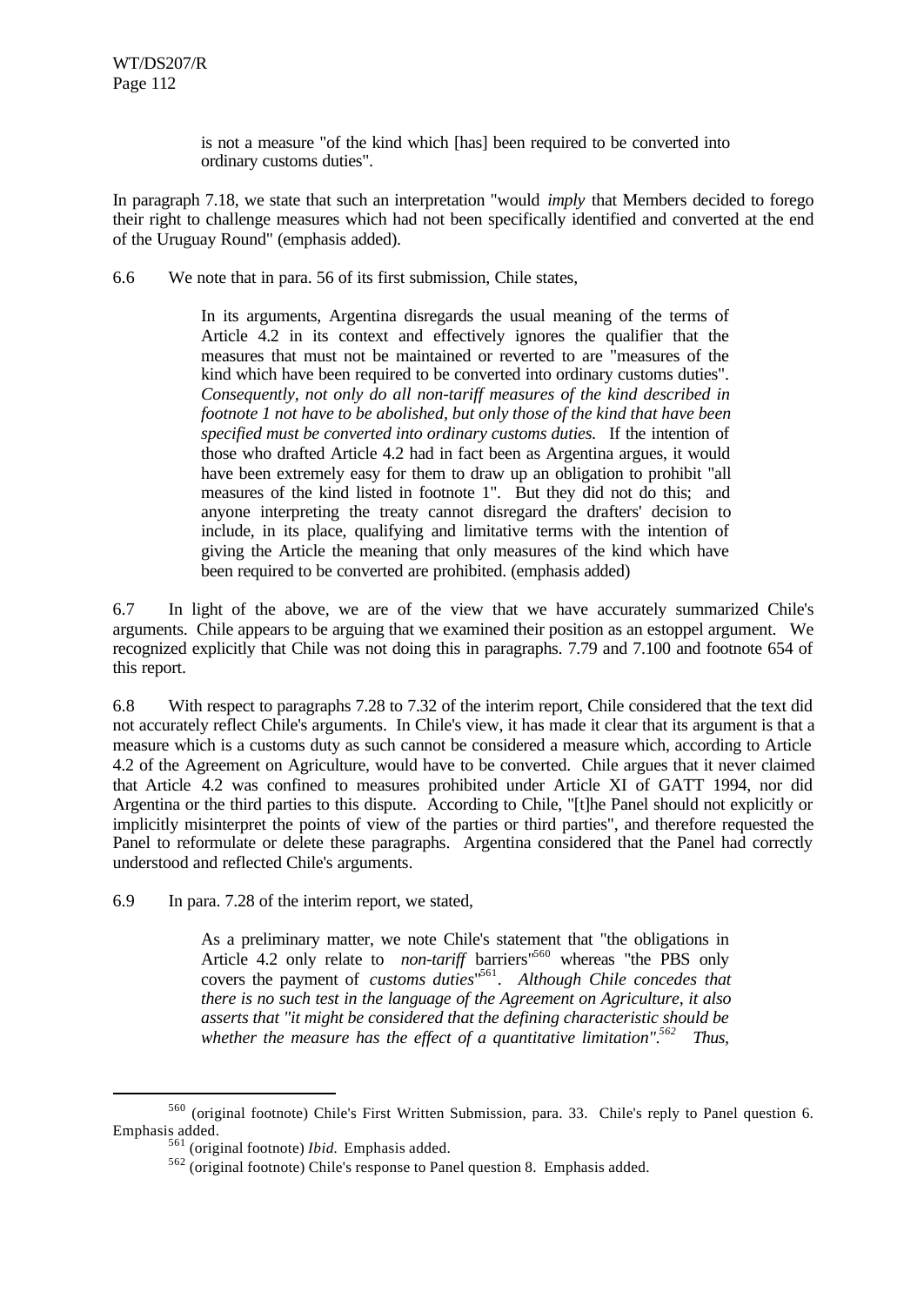> is not a measure "of the kind which [has] been required to be converted into ordinary customs duties".

In paragraph 7.18, we state that such an interpretation "would *imply* that Members decided to forego their right to challenge measures which had not been specifically identified and converted at the end of the Uruguay Round" (emphasis added).

6.6 We note that in para. 56 of its first submission, Chile states,

> In its arguments, Argentina disregards the usual meaning of the terms of Article 4.2 in its context and effectively ignores the qualifier that the measures that must not be maintained or reverted to are "measures of the kind which have been required to be converted into ordinary customs duties". *Consequently, not only do all non-tariff measures of the kind described in footnote 1 not have to be abolished, but only those of the kind that have been specified must be converted into ordinary customs duties.* If the intention of those who drafted Article 4.2 had in fact been as Argentina argues, it would have been extremely easy for them to draw up an obligation to prohibit "all measures of the kind listed in footnote 1". But they did not do this; and anyone interpreting the treaty cannot disregard the drafters' decision to include, in its place, qualifying and limitative terms with the intention of giving the Article the meaning that only measures of the kind which have been required to be converted are prohibited. (emphasis added)

6.7 In light of the above, we are of the view that we have accurately summarized Chile's arguments. Chile appears to be arguing that we examined their position as an estoppel argument. We recognized explicitly that Chile was not doing this in paragraphs. 7.79 and 7.100 and footnote 654 of this report.

6.8 With respect to paragraphs 7.28 to 7.32 of the interim report, Chile considered that the text did not accurately reflect Chile's arguments. In Chile's view, it has made it clear that its argument is that a measure which is a customs duty as such cannot be considered a measure which, according to Article 4.2 of the Agreement on Agriculture, would have to be converted. Chile argues that it never claimed that Article 4.2 was confined to measures prohibited under Article XI of GATT 1994, nor did Argentina or the third parties to this dispute. According to Chile, "[t]he Panel should not explicitly or implicitly misinterpret the points of view of the parties or third parties", and therefore requested the Panel to reformulate or delete these paragraphs. Argentina considered that the Panel had correctly understood and reflected Chile's arguments.

6.9 In para. 7.28 of the interim report, we stated,

> As a preliminary matter, we note Chile's statement that "the obligations in Article 4.2 only relate to *non-tariff* barriers"[560] whereas "the PBS only covers the payment of *customs duties*"[561]. *Although Chile concedes that there is no such test in the language of the Agreement on Agriculture, it also asserts that "it might be considered that the defining characteristic should be whether the measure has the effect of a quantitative limitation".*[562] *Thus,*

---

[560] (original footnote) Chile's First Written Submission, para. 33. Chile's reply to Panel question 6. Emphasis added.

[561] (original footnote) *Ibid.* Emphasis added.

[562] (original footnote) Chile's response to Panel question 8. Emphasis added.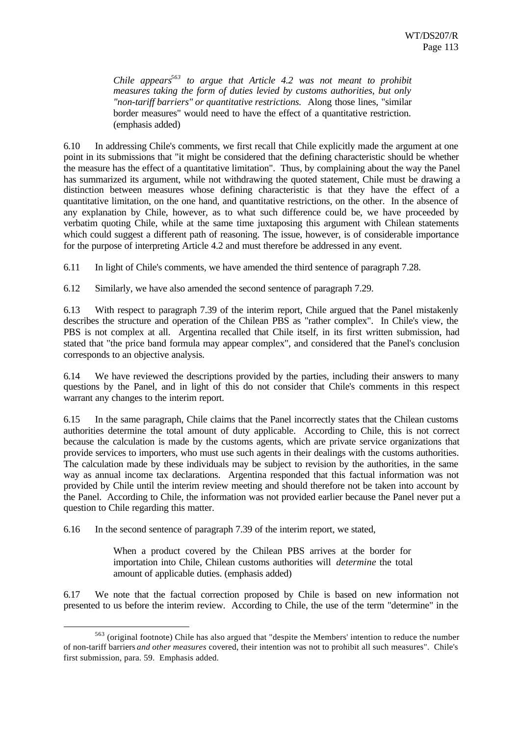> *Chile appears*[563] *to argue that Article 4.2 was not meant to prohibit measures taking the form of duties levied by customs authorities, but only "non-tariff barriers" or quantitative restrictions.* Along those lines, "similar border measures" would need to have the effect of a quantitative restriction. (emphasis added)

6.10 In addressing Chile's comments, we first recall that Chile explicitly made the argument at one point in its submissions that "it might be considered that the defining characteristic should be whether the measure has the effect of a quantitative limitation". Thus, by complaining about the way the Panel has summarized its argument, while not withdrawing the quoted statement, Chile must be drawing a distinction between measures whose defining characteristic is that they have the effect of a quantitative limitation, on the one hand, and quantitative restrictions, on the other. In the absence of any explanation by Chile, however, as to what such difference could be, we have proceeded by verbatim quoting Chile, while at the same time juxtaposing this argument with Chilean statements which could suggest a different path of reasoning. The issue, however, is of considerable importance for the purpose of interpreting Article 4.2 and must therefore be addressed in any event.

6.11 In light of Chile's comments, we have amended the third sentence of paragraph 7.28.

6.12 Similarly, we have also amended the second sentence of paragraph 7.29.

6.13 With respect to paragraph 7.39 of the interim report, Chile argued that the Panel mistakenly describes the structure and operation of the Chilean PBS as "rather complex". In Chile's view, the PBS is not complex at all. Argentina recalled that Chile itself, in its first written submission, had stated that "the price band formula may appear complex", and considered that the Panel's conclusion corresponds to an objective analysis.

6.14 We have reviewed the descriptions provided by the parties, including their answers to many questions by the Panel, and in light of this do not consider that Chile's comments in this respect warrant any changes to the interim report.

6.15 In the same paragraph, Chile claims that the Panel incorrectly states that the Chilean customs authorities determine the total amount of duty applicable. According to Chile, this is not correct because the calculation is made by the customs agents, which are private service organizations that provide services to importers, who must use such agents in their dealings with the customs authorities. The calculation made by these individuals may be subject to revision by the authorities, in the same way as annual income tax declarations. Argentina responded that this factual information was not provided by Chile until the interim review meeting and should therefore not be taken into account by the Panel. According to Chile, the information was not provided earlier because the Panel never put a question to Chile regarding this matter.

6.16 In the second sentence of paragraph 7.39 of the interim report, we stated,

> When a product covered by the Chilean PBS arrives at the border for importation into Chile, Chilean customs authorities will *determine* the total amount of applicable duties. (emphasis added)

6.17 We note that the factual correction proposed by Chile is based on new information not presented to us before the interim review. According to Chile, the use of the term "determine" in the

---

[563] (original footnote) Chile has also argued that "despite the Members' intention to reduce the number of non-tariff barriers *and other measures* covered, their intention was not to prohibit all such measures". Chile's first submission, para. 59. Emphasis added.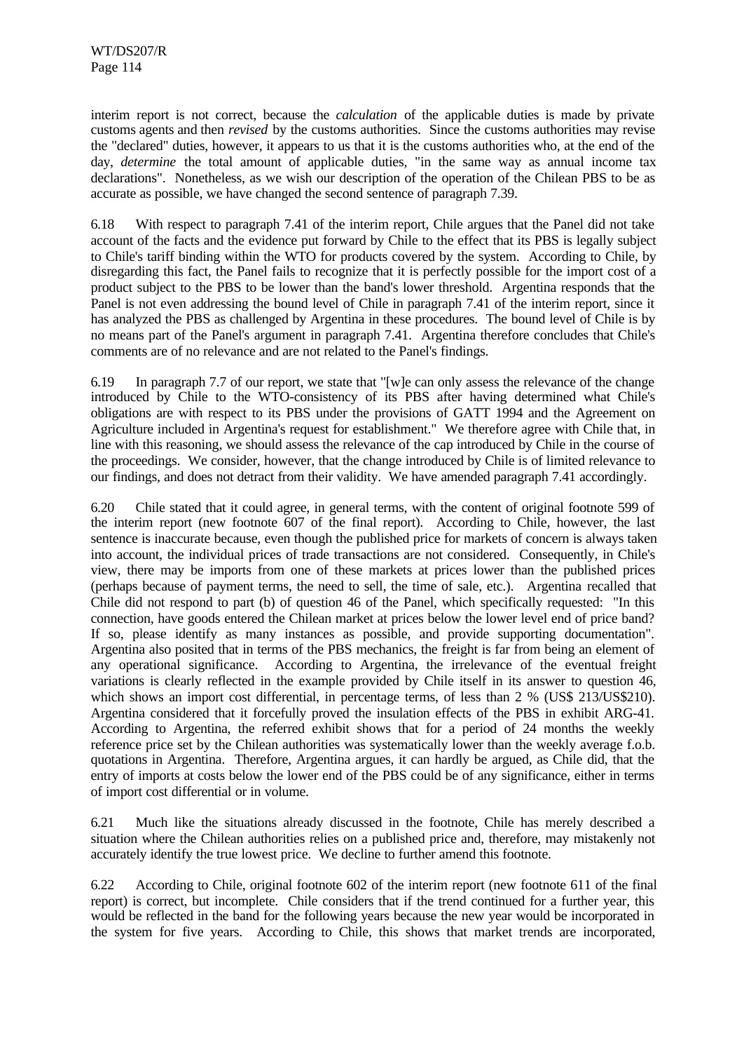interim report is not correct, because the *calculation* of the applicable duties is made by private customs agents and then *revised* by the customs authorities. Since the customs authorities may revise the "declared" duties, however, it appears to us that it is the customs authorities who, at the end of the day, *determine* the total amount of applicable duties, "in the same way as annual income tax declarations". Nonetheless, as we wish our description of the operation of the Chilean PBS to be as accurate as possible, we have changed the second sentence of paragraph 7.39.

6.18 With respect to paragraph 7.41 of the interim report, Chile argues that the Panel did not take account of the facts and the evidence put forward by Chile to the effect that its PBS is legally subject to Chile's tariff binding within the WTO for products covered by the system. According to Chile, by disregarding this fact, the Panel fails to recognize that it is perfectly possible for the import cost of a product subject to the PBS to be lower than the band's lower threshold. Argentina responds that the Panel is not even addressing the bound level of Chile in paragraph 7.41 of the interim report, since it has analyzed the PBS as challenged by Argentina in these procedures. The bound level of Chile is by no means part of the Panel's argument in paragraph 7.41. Argentina therefore concludes that Chile's comments are of no relevance and are not related to the Panel's findings.

6.19 In paragraph 7.7 of our report, we state that "[w]e can only assess the relevance of the change introduced by Chile to the WTO-consistency of its PBS after having determined what Chile's obligations are with respect to its PBS under the provisions of GATT 1994 and the Agreement on Agriculture included in Argentina's request for establishment." We therefore agree with Chile that, in line with this reasoning, we should assess the relevance of the cap introduced by Chile in the course of the proceedings. We consider, however, that the change introduced by Chile is of limited relevance to our findings, and does not detract from their validity. We have amended paragraph 7.41 accordingly.

6.20 Chile stated that it could agree, in general terms, with the content of original footnote 599 of the interim report (new footnote 607 of the final report). According to Chile, however, the last sentence is inaccurate because, even though the published price for markets of concern is always taken into account, the individual prices of trade transactions are not considered. Consequently, in Chile's view, there may be imports from one of these markets at prices lower than the published prices (perhaps because of payment terms, the need to sell, the time of sale, etc.). Argentina recalled that Chile did not respond to part (b) of question 46 of the Panel, which specifically requested: "In this connection, have goods entered the Chilean market at prices below the lower level end of price band? If so, please identify as many instances as possible, and provide supporting documentation". Argentina also posited that in terms of the PBS mechanics, the freight is far from being an element of any operational significance. According to Argentina, the irrelevance of the eventual freight variations is clearly reflected in the example provided by Chile itself in its answer to question 46, which shows an import cost differential, in percentage terms, of less than 2 % (US$ 213/US$210). Argentina considered that it forcefully proved the insulation effects of the PBS in exhibit ARG-41. According to Argentina, the referred exhibit shows that for a period of 24 months the weekly reference price set by the Chilean authorities was systematically lower than the weekly average f.o.b. quotations in Argentina. Therefore, Argentina argues, it can hardly be argued, as Chile did, that the entry of imports at costs below the lower end of the PBS could be of any significance, either in terms of import cost differential or in volume.

6.21 Much like the situations already discussed in the footnote, Chile has merely described a situation where the Chilean authorities relies on a published price and, therefore, may mistakenly not accurately identify the true lowest price. We decline to further amend this footnote.

6.22 According to Chile, original footnote 602 of the interim report (new footnote 611 of the final report) is correct, but incomplete. Chile considers that if the trend continued for a further year, this would be reflected in the band for the following years because the new year would be incorporated in the system for five years. According to Chile, this shows that market trends are incorporated,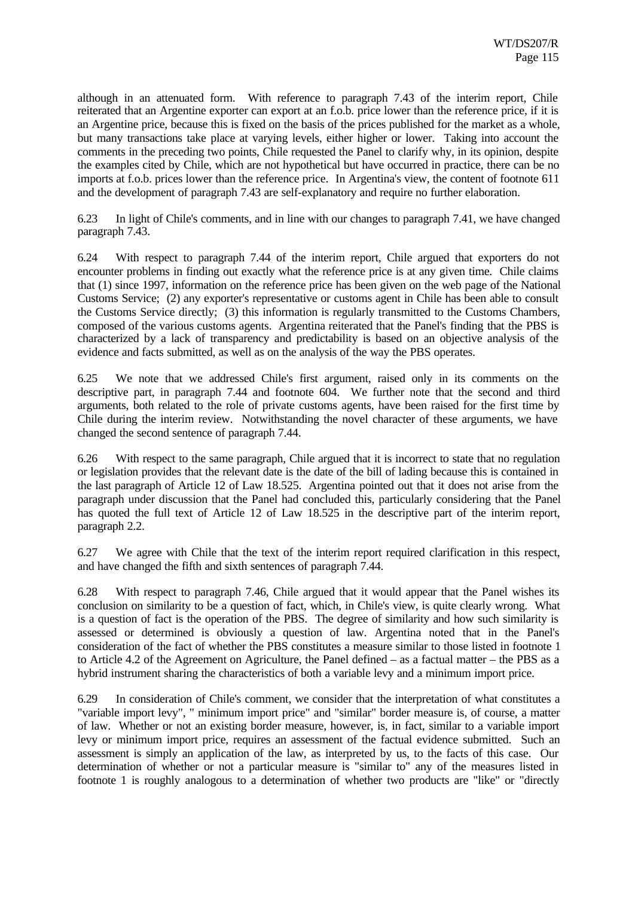although in an attenuated form. With reference to paragraph 7.43 of the interim report, Chile reiterated that an Argentine exporter can export at an f.o.b. price lower than the reference price, if it is an Argentine price, because this is fixed on the basis of the prices published for the market as a whole, but many transactions take place at varying levels, either higher or lower. Taking into account the comments in the preceding two points, Chile requested the Panel to clarify why, in its opinion, despite the examples cited by Chile, which are not hypothetical but have occurred in practice, there can be no imports at f.o.b. prices lower than the reference price. In Argentina's view, the content of footnote 611 and the development of paragraph 7.43 are self-explanatory and require no further elaboration.

6.23 In light of Chile's comments, and in line with our changes to paragraph 7.41, we have changed paragraph 7.43.

6.24 With respect to paragraph 7.44 of the interim report, Chile argued that exporters do not encounter problems in finding out exactly what the reference price is at any given time. Chile claims that (1) since 1997, information on the reference price has been given on the web page of the National Customs Service; (2) any exporter's representative or customs agent in Chile has been able to consult the Customs Service directly; (3) this information is regularly transmitted to the Customs Chambers, composed of the various customs agents. Argentina reiterated that the Panel's finding that the PBS is characterized by a lack of transparency and predictability is based on an objective analysis of the evidence and facts submitted, as well as on the analysis of the way the PBS operates.

6.25 We note that we addressed Chile's first argument, raised only in its comments on the descriptive part, in paragraph 7.44 and footnote 604. We further note that the second and third arguments, both related to the role of private customs agents, have been raised for the first time by Chile during the interim review. Notwithstanding the novel character of these arguments, we have changed the second sentence of paragraph 7.44.

6.26 With respect to the same paragraph, Chile argued that it is incorrect to state that no regulation or legislation provides that the relevant date is the date of the bill of lading because this is contained in the last paragraph of Article 12 of Law 18.525. Argentina pointed out that it does not arise from the paragraph under discussion that the Panel had concluded this, particularly considering that the Panel has quoted the full text of Article 12 of Law 18.525 in the descriptive part of the interim report, paragraph 2.2.

6.27 We agree with Chile that the text of the interim report required clarification in this respect, and have changed the fifth and sixth sentences of paragraph 7.44.

6.28 With respect to paragraph 7.46, Chile argued that it would appear that the Panel wishes its conclusion on similarity to be a question of fact, which, in Chile's view, is quite clearly wrong. What is a question of fact is the operation of the PBS. The degree of similarity and how such similarity is assessed or determined is obviously a question of law. Argentina noted that in the Panel's consideration of the fact of whether the PBS constitutes a measure similar to those listed in footnote 1 to Article 4.2 of the Agreement on Agriculture, the Panel defined – as a factual matter – the PBS as a hybrid instrument sharing the characteristics of both a variable levy and a minimum import price.

6.29 In consideration of Chile's comment, we consider that the interpretation of what constitutes a "variable import levy", " minimum import price" and "similar" border measure is, of course, a matter of law. Whether or not an existing border measure, however, is, in fact, similar to a variable import levy or minimum import price, requires an assessment of the factual evidence submitted. Such an assessment is simply an application of the law, as interpreted by us, to the facts of this case. Our determination of whether or not a particular measure is "similar to" any of the measures listed in footnote 1 is roughly analogous to a determination of whether two products are "like" or "directly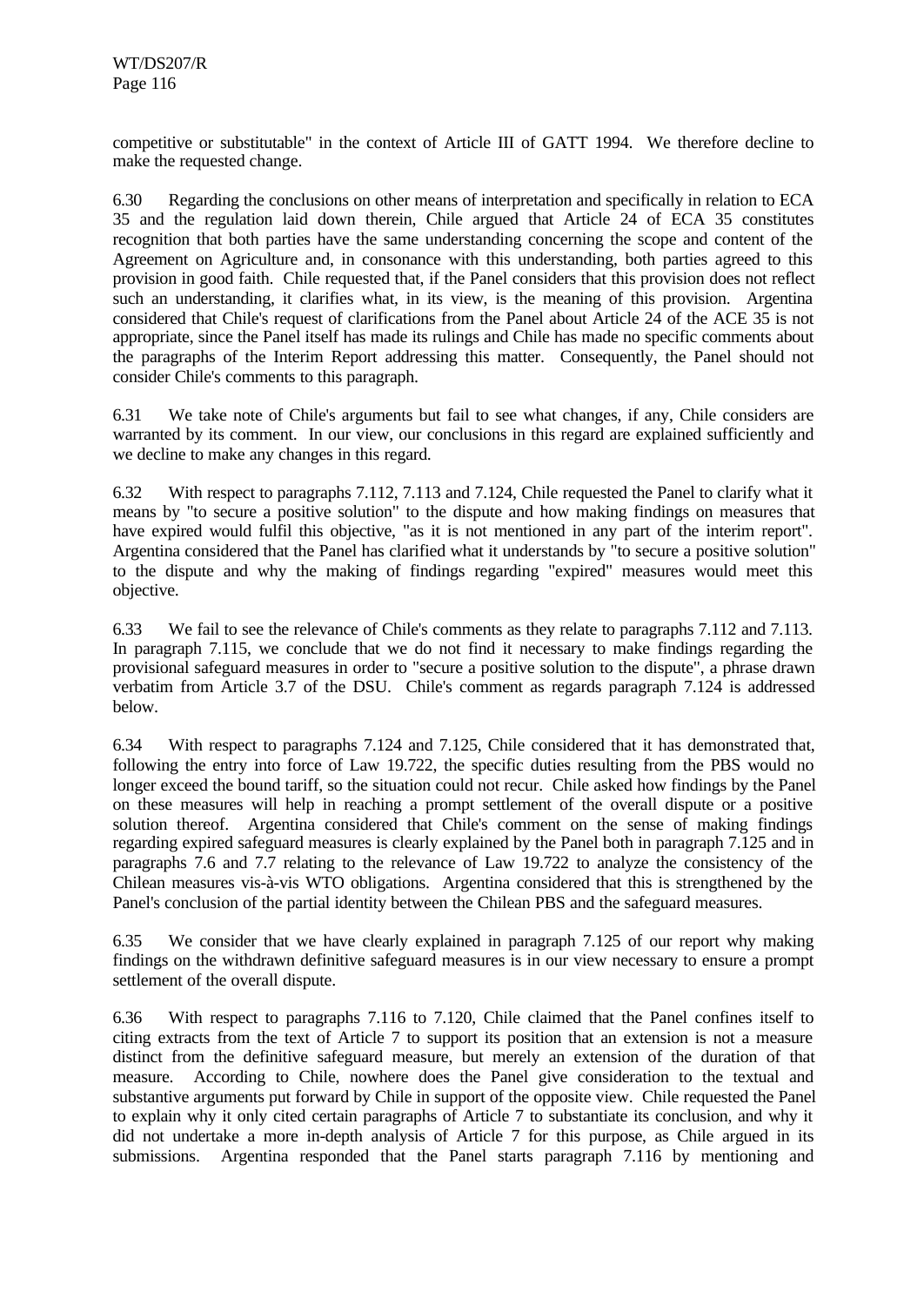competitive or substitutable" in the context of Article III of GATT 1994. We therefore decline to make the requested change.

6.30 Regarding the conclusions on other means of interpretation and specifically in relation to ECA 35 and the regulation laid down therein, Chile argued that Article 24 of ECA 35 constitutes recognition that both parties have the same understanding concerning the scope and content of the Agreement on Agriculture and, in consonance with this understanding, both parties agreed to this provision in good faith. Chile requested that, if the Panel considers that this provision does not reflect such an understanding, it clarifies what, in its view, is the meaning of this provision. Argentina considered that Chile's request of clarifications from the Panel about Article 24 of the ACE 35 is not appropriate, since the Panel itself has made its rulings and Chile has made no specific comments about the paragraphs of the Interim Report addressing this matter. Consequently, the Panel should not consider Chile's comments to this paragraph.

6.31 We take note of Chile's arguments but fail to see what changes, if any, Chile considers are warranted by its comment. In our view, our conclusions in this regard are explained sufficiently and we decline to make any changes in this regard.

6.32 With respect to paragraphs 7.112, 7.113 and 7.124, Chile requested the Panel to clarify what it means by "to secure a positive solution" to the dispute and how making findings on measures that have expired would fulfil this objective, "as it is not mentioned in any part of the interim report". Argentina considered that the Panel has clarified what it understands by "to secure a positive solution" to the dispute and why the making of findings regarding "expired" measures would meet this objective.

6.33 We fail to see the relevance of Chile's comments as they relate to paragraphs 7.112 and 7.113. In paragraph 7.115, we conclude that we do not find it necessary to make findings regarding the provisional safeguard measures in order to "secure a positive solution to the dispute", a phrase drawn verbatim from Article 3.7 of the DSU. Chile's comment as regards paragraph 7.124 is addressed below.

6.34 With respect to paragraphs 7.124 and 7.125, Chile considered that it has demonstrated that, following the entry into force of Law 19.722, the specific duties resulting from the PBS would no longer exceed the bound tariff, so the situation could not recur. Chile asked how findings by the Panel on these measures will help in reaching a prompt settlement of the overall dispute or a positive solution thereof. Argentina considered that Chile's comment on the sense of making findings regarding expired safeguard measures is clearly explained by the Panel both in paragraph 7.125 and in paragraphs 7.6 and 7.7 relating to the relevance of Law 19.722 to analyze the consistency of the Chilean measures vis-à-vis WTO obligations. Argentina considered that this is strengthened by the Panel's conclusion of the partial identity between the Chilean PBS and the safeguard measures.

6.35 We consider that we have clearly explained in paragraph 7.125 of our report why making findings on the withdrawn definitive safeguard measures is in our view necessary to ensure a prompt settlement of the overall dispute.

6.36 With respect to paragraphs 7.116 to 7.120, Chile claimed that the Panel confines itself to citing extracts from the text of Article 7 to support its position that an extension is not a measure distinct from the definitive safeguard measure, but merely an extension of the duration of that measure. According to Chile, nowhere does the Panel give consideration to the textual and substantive arguments put forward by Chile in support of the opposite view. Chile requested the Panel to explain why it only cited certain paragraphs of Article 7 to substantiate its conclusion, and why it did not undertake a more in-depth analysis of Article 7 for this purpose, as Chile argued in its submissions. Argentina responded that the Panel starts paragraph 7.116 by mentioning and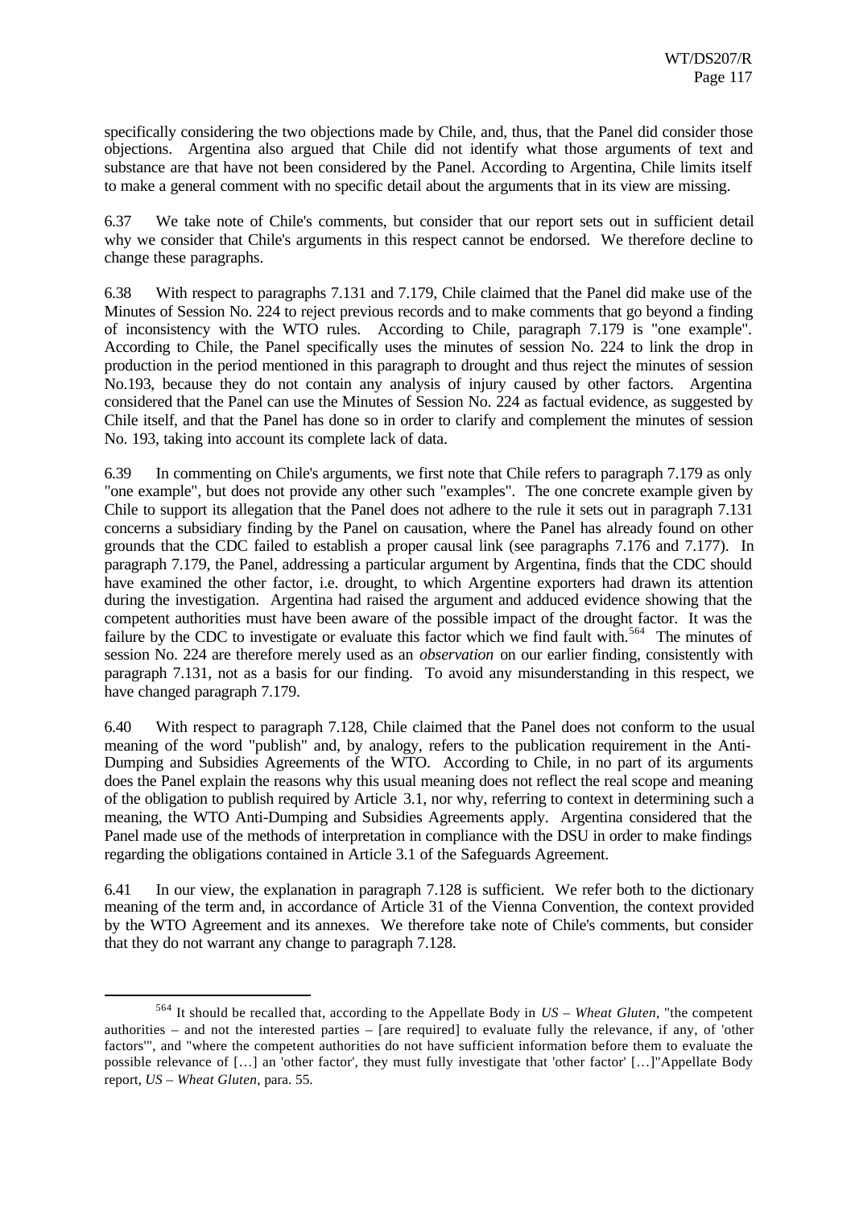specifically considering the two objections made by Chile, and, thus, that the Panel did consider those objections. Argentina also argued that Chile did not identify what those arguments of text and substance are that have not been considered by the Panel. According to Argentina, Chile limits itself to make a general comment with no specific detail about the arguments that in its view are missing.

6.37 We take note of Chile's comments, but consider that our report sets out in sufficient detail why we consider that Chile's arguments in this respect cannot be endorsed. We therefore decline to change these paragraphs.

6.38 With respect to paragraphs 7.131 and 7.179, Chile claimed that the Panel did make use of the Minutes of Session No. 224 to reject previous records and to make comments that go beyond a finding of inconsistency with the WTO rules. According to Chile, paragraph 7.179 is "one example". According to Chile, the Panel specifically uses the minutes of session No. 224 to link the drop in production in the period mentioned in this paragraph to drought and thus reject the minutes of session No.193, because they do not contain any analysis of injury caused by other factors. Argentina considered that the Panel can use the Minutes of Session No. 224 as factual evidence, as suggested by Chile itself, and that the Panel has done so in order to clarify and complement the minutes of session No. 193, taking into account its complete lack of data.

6.39 In commenting on Chile's arguments, we first note that Chile refers to paragraph 7.179 as only "one example", but does not provide any other such "examples". The one concrete example given by Chile to support its allegation that the Panel does not adhere to the rule it sets out in paragraph 7.131 concerns a subsidiary finding by the Panel on causation, where the Panel has already found on other grounds that the CDC failed to establish a proper causal link (see paragraphs 7.176 and 7.177). In paragraph 7.179, the Panel, addressing a particular argument by Argentina, finds that the CDC should have examined the other factor, i.e. drought, to which Argentine exporters had drawn its attention during the investigation. Argentina had raised the argument and adduced evidence showing that the competent authorities must have been aware of the possible impact of the drought factor. It was the failure by the CDC to investigate or evaluate this factor which we find fault with.[564] The minutes of session No. 224 are therefore merely used as an *observation* on our earlier finding, consistently with paragraph 7.131, not as a basis for our finding. To avoid any misunderstanding in this respect, we have changed paragraph 7.179.

6.40 With respect to paragraph 7.128, Chile claimed that the Panel does not conform to the usual meaning of the word "publish" and, by analogy, refers to the publication requirement in the Anti-Dumping and Subsidies Agreements of the WTO. According to Chile, in no part of its arguments does the Panel explain the reasons why this usual meaning does not reflect the real scope and meaning of the obligation to publish required by Article 3.1, nor why, referring to context in determining such a meaning, the WTO Anti-Dumping and Subsidies Agreements apply. Argentina considered that the Panel made use of the methods of interpretation in compliance with the DSU in order to make findings regarding the obligations contained in Article 3.1 of the Safeguards Agreement.

6.41 In our view, the explanation in paragraph 7.128 is sufficient. We refer both to the dictionary meaning of the term and, in accordance of Article 31 of the Vienna Convention, the context provided by the WTO Agreement and its annexes. We therefore take note of Chile's comments, but consider that they do not warrant any change to paragraph 7.128.

---

[564] It should be recalled that, according to the Appellate Body in *US – Wheat Gluten*, "the competent authorities – and not the interested parties – [are required] to evaluate fully the relevance, if any, of 'other factors'", and "where the competent authorities do not have sufficient information before them to evaluate the possible relevance of […] an 'other factor', they must fully investigate that 'other factor' […]"Appellate Body report, *US – Wheat Gluten*, para. 55.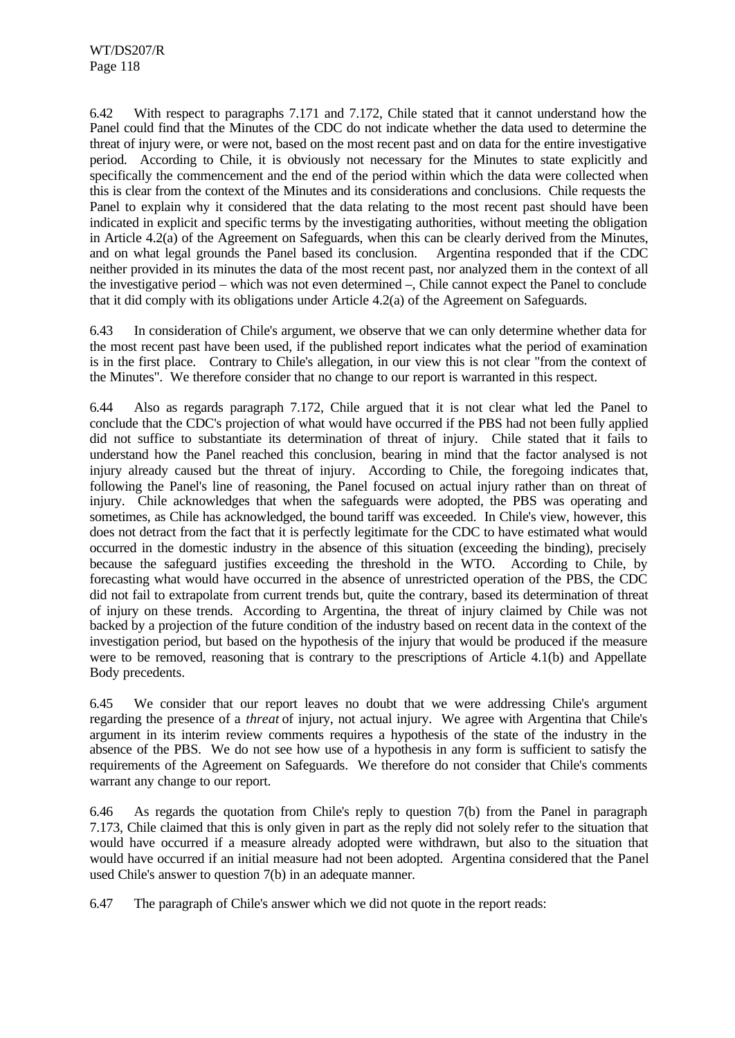6.42 With respect to paragraphs 7.171 and 7.172, Chile stated that it cannot understand how the Panel could find that the Minutes of the CDC do not indicate whether the data used to determine the threat of injury were, or were not, based on the most recent past and on data for the entire investigative period. According to Chile, it is obviously not necessary for the Minutes to state explicitly and specifically the commencement and the end of the period within which the data were collected when this is clear from the context of the Minutes and its considerations and conclusions. Chile requests the Panel to explain why it considered that the data relating to the most recent past should have been indicated in explicit and specific terms by the investigating authorities, without meeting the obligation in Article 4.2(a) of the Agreement on Safeguards, when this can be clearly derived from the Minutes, and on what legal grounds the Panel based its conclusion. Argentina responded that if the CDC neither provided in its minutes the data of the most recent past, nor analyzed them in the context of all the investigative period – which was not even determined –, Chile cannot expect the Panel to conclude that it did comply with its obligations under Article 4.2(a) of the Agreement on Safeguards.

6.43 In consideration of Chile's argument, we observe that we can only determine whether data for the most recent past have been used, if the published report indicates what the period of examination is in the first place. Contrary to Chile's allegation, in our view this is not clear "from the context of the Minutes". We therefore consider that no change to our report is warranted in this respect.

6.44 Also as regards paragraph 7.172, Chile argued that it is not clear what led the Panel to conclude that the CDC's projection of what would have occurred if the PBS had not been fully applied did not suffice to substantiate its determination of threat of injury. Chile stated that it fails to understand how the Panel reached this conclusion, bearing in mind that the factor analysed is not injury already caused but the threat of injury. According to Chile, the foregoing indicates that, following the Panel's line of reasoning, the Panel focused on actual injury rather than on threat of injury. Chile acknowledges that when the safeguards were adopted, the PBS was operating and sometimes, as Chile has acknowledged, the bound tariff was exceeded. In Chile's view, however, this does not detract from the fact that it is perfectly legitimate for the CDC to have estimated what would occurred in the domestic industry in the absence of this situation (exceeding the binding), precisely because the safeguard justifies exceeding the threshold in the WTO. According to Chile, by forecasting what would have occurred in the absence of unrestricted operation of the PBS, the CDC did not fail to extrapolate from current trends but, quite the contrary, based its determination of threat of injury on these trends. According to Argentina, the threat of injury claimed by Chile was not backed by a projection of the future condition of the industry based on recent data in the context of the investigation period, but based on the hypothesis of the injury that would be produced if the measure were to be removed, reasoning that is contrary to the prescriptions of Article 4.1(b) and Appellate Body precedents.

6.45 We consider that our report leaves no doubt that we were addressing Chile's argument regarding the presence of a *threat* of injury, not actual injury. We agree with Argentina that Chile's argument in its interim review comments requires a hypothesis of the state of the industry in the absence of the PBS. We do not see how use of a hypothesis in any form is sufficient to satisfy the requirements of the Agreement on Safeguards. We therefore do not consider that Chile's comments warrant any change to our report.

6.46 As regards the quotation from Chile's reply to question 7(b) from the Panel in paragraph 7.173, Chile claimed that this is only given in part as the reply did not solely refer to the situation that would have occurred if a measure already adopted were withdrawn, but also to the situation that would have occurred if an initial measure had not been adopted. Argentina considered that the Panel used Chile's answer to question 7(b) in an adequate manner.

6.47 The paragraph of Chile's answer which we did not quote in the report reads: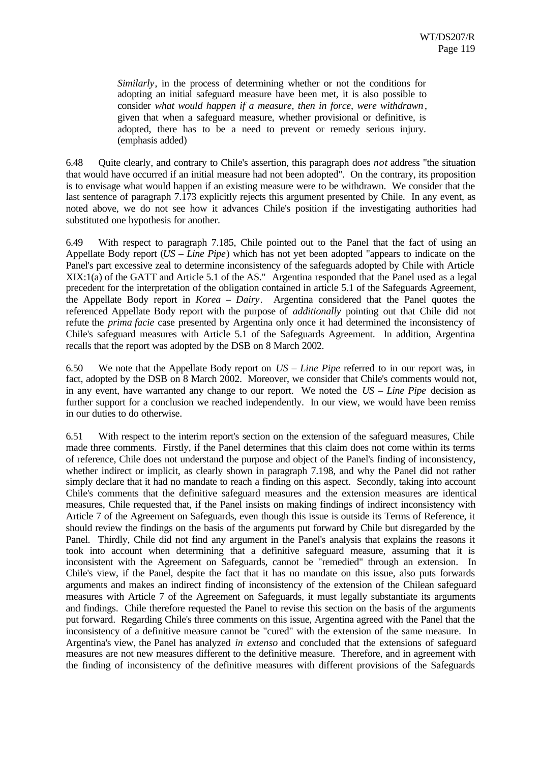> *Similarly*, in the process of determining whether or not the conditions for adopting an initial safeguard measure have been met, it is also possible to consider *what would happen if a measure, then in force, were withdrawn*, given that when a safeguard measure, whether provisional or definitive, is adopted, there has to be a need to prevent or remedy serious injury. (emphasis added)

6.48 Quite clearly, and contrary to Chile's assertion, this paragraph does *not* address "the situation that would have occurred if an initial measure had not been adopted". On the contrary, its proposition is to envisage what would happen if an existing measure were to be withdrawn. We consider that the last sentence of paragraph 7.173 explicitly rejects this argument presented by Chile. In any event, as noted above, we do not see how it advances Chile's position if the investigating authorities had substituted one hypothesis for another.

6.49 With respect to paragraph 7.185, Chile pointed out to the Panel that the fact of using an Appellate Body report (*US – Line Pipe*) which has not yet been adopted "appears to indicate on the Panel's part excessive zeal to determine inconsistency of the safeguards adopted by Chile with Article XIX:1(a) of the GATT and Article 5.1 of the AS." Argentina responded that the Panel used as a legal precedent for the interpretation of the obligation contained in article 5.1 of the Safeguards Agreement, the Appellate Body report in *Korea – Dairy*. Argentina considered that the Panel quotes the referenced Appellate Body report with the purpose of *additionally* pointing out that Chile did not refute the *prima facie* case presented by Argentina only once it had determined the inconsistency of Chile's safeguard measures with Article 5.1 of the Safeguards Agreement. In addition, Argentina recalls that the report was adopted by the DSB on 8 March 2002.

6.50 We note that the Appellate Body report on *US – Line Pipe* referred to in our report was, in fact, adopted by the DSB on 8 March 2002. Moreover, we consider that Chile's comments would not, in any event, have warranted any change to our report. We noted the *US – Line Pipe* decision as further support for a conclusion we reached independently. In our view, we would have been remiss in our duties to do otherwise.

6.51 With respect to the interim report's section on the extension of the safeguard measures, Chile made three comments. Firstly, if the Panel determines that this claim does not come within its terms of reference, Chile does not understand the purpose and object of the Panel's finding of inconsistency, whether indirect or implicit, as clearly shown in paragraph 7.198, and why the Panel did not rather simply declare that it had no mandate to reach a finding on this aspect. Secondly, taking into account Chile's comments that the definitive safeguard measures and the extension measures are identical measures, Chile requested that, if the Panel insists on making findings of indirect inconsistency with Article 7 of the Agreement on Safeguards, even though this issue is outside its Terms of Reference, it should review the findings on the basis of the arguments put forward by Chile but disregarded by the Panel. Thirdly, Chile did not find any argument in the Panel's analysis that explains the reasons it took into account when determining that a definitive safeguard measure, assuming that it is inconsistent with the Agreement on Safeguards, cannot be "remedied" through an extension. In Chile's view, if the Panel, despite the fact that it has no mandate on this issue, also puts forwards arguments and makes an indirect finding of inconsistency of the extension of the Chilean safeguard measures with Article 7 of the Agreement on Safeguards, it must legally substantiate its arguments and findings. Chile therefore requested the Panel to revise this section on the basis of the arguments put forward. Regarding Chile's three comments on this issue, Argentina agreed with the Panel that the inconsistency of a definitive measure cannot be "cured" with the extension of the same measure. In Argentina's view, the Panel has analyzed *in extenso* and concluded that the extensions of safeguard measures are not new measures different to the definitive measure. Therefore, and in agreement with the finding of inconsistency of the definitive measures with different provisions of the Safeguards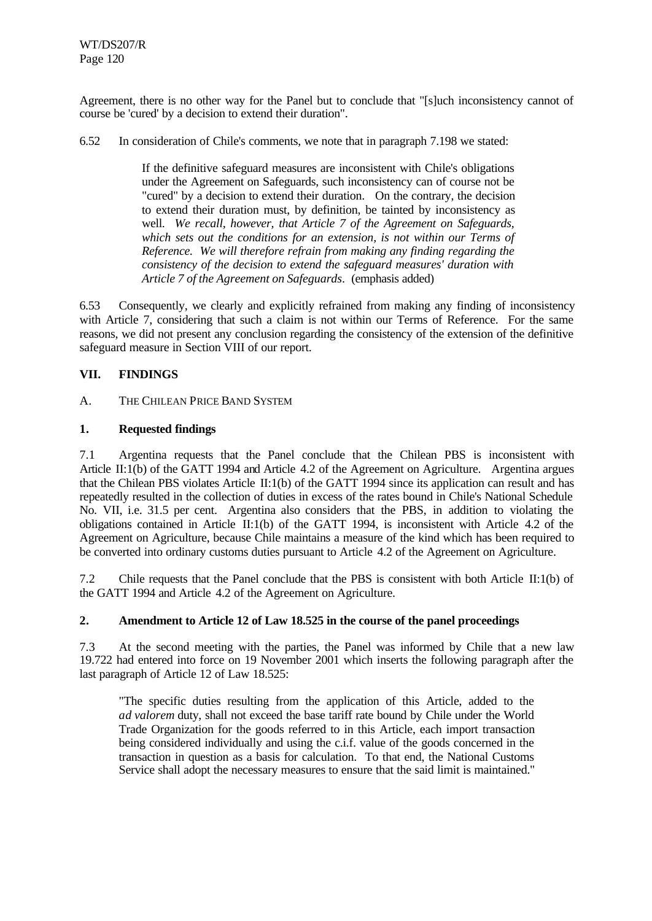Agreement, there is no other way for the Panel but to conclude that "[s]uch inconsistency cannot of course be 'cured' by a decision to extend their duration".

6.52 In consideration of Chile's comments, we note that in paragraph 7.198 we stated:

> If the definitive safeguard measures are inconsistent with Chile's obligations under the Agreement on Safeguards, such inconsistency can of course not be "cured" by a decision to extend their duration. On the contrary, the decision to extend their duration must, by definition, be tainted by inconsistency as well. *We recall, however, that Article 7 of the Agreement on Safeguards, which sets out the conditions for an extension, is not within our Terms of Reference. We will therefore refrain from making any finding regarding the consistency of the decision to extend the safeguard measures' duration with Article 7 of the Agreement on Safeguards*. (emphasis added)

6.53 Consequently, we clearly and explicitly refrained from making any finding of inconsistency with Article 7, considering that such a claim is not within our Terms of Reference. For the same reasons, we did not present any conclusion regarding the consistency of the extension of the definitive safeguard measure in Section VIII of our report.

## VII. FINDINGS

### A. THE CHILEAN PRICE BAND SYSTEM

#### 1. Requested findings

7.1 Argentina requests that the Panel conclude that the Chilean PBS is inconsistent with Article II:1(b) of the GATT 1994 and Article 4.2 of the Agreement on Agriculture. Argentina argues that the Chilean PBS violates Article II:1(b) of the GATT 1994 since its application can result and has repeatedly resulted in the collection of duties in excess of the rates bound in Chile's National Schedule No. VII, i.e. 31.5 per cent. Argentina also considers that the PBS, in addition to violating the obligations contained in Article II:1(b) of the GATT 1994, is inconsistent with Article 4.2 of the Agreement on Agriculture, because Chile maintains a measure of the kind which has been required to be converted into ordinary customs duties pursuant to Article 4.2 of the Agreement on Agriculture.

7.2 Chile requests that the Panel conclude that the PBS is consistent with both Article II:1(b) of the GATT 1994 and Article 4.2 of the Agreement on Agriculture.

#### 2. Amendment to Article 12 of Law 18.525 in the course of the panel proceedings

7.3 At the second meeting with the parties, the Panel was informed by Chile that a new law 19.722 had entered into force on 19 November 2001 which inserts the following paragraph after the last paragraph of Article 12 of Law 18.525:

> "The specific duties resulting from the application of this Article, added to the *ad valorem* duty, shall not exceed the base tariff rate bound by Chile under the World Trade Organization for the goods referred to in this Article, each import transaction being considered individually and using the c.i.f. value of the goods concerned in the transaction in question as a basis for calculation. To that end, the National Customs Service shall adopt the necessary measures to ensure that the said limit is maintained."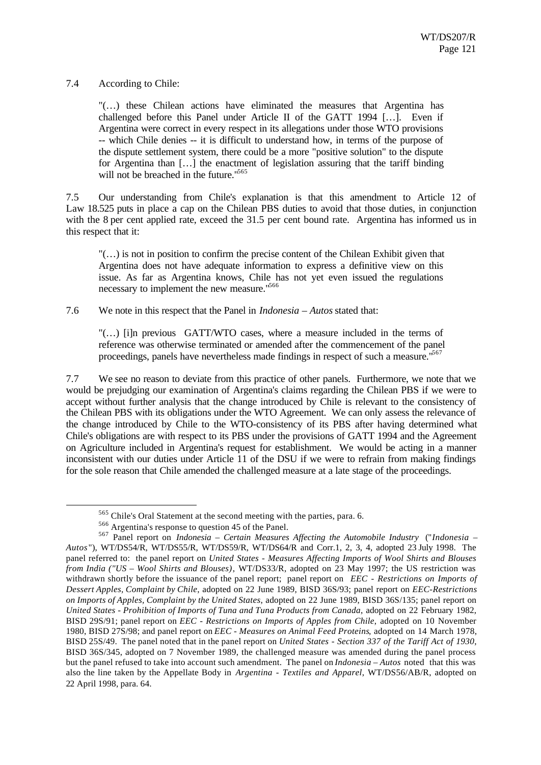7.4 According to Chile:

> "(…) these Chilean actions have eliminated the measures that Argentina has challenged before this Panel under Article II of the GATT 1994 […]. Even if Argentina were correct in every respect in its allegations under those WTO provisions -- which Chile denies -- it is difficult to understand how, in terms of the purpose of the dispute settlement system, there could be a more "positive solution" to the dispute for Argentina than […] the enactment of legislation assuring that the tariff binding will not be breached in the future."[565]

7.5 Our understanding from Chile's explanation is that this amendment to Article 12 of Law 18.525 puts in place a cap on the Chilean PBS duties to avoid that those duties, in conjunction with the 8 per cent applied rate, exceed the 31.5 per cent bound rate. Argentina has informed us in this respect that it:

> "(…) is not in position to confirm the precise content of the Chilean Exhibit given that Argentina does not have adequate information to express a definitive view on this issue. As far as Argentina knows, Chile has not yet even issued the regulations necessary to implement the new measure."[566]

7.6 We note in this respect that the Panel in *Indonesia – Autos* stated that:

> "(…) [i]n previous GATT/WTO cases, where a measure included in the terms of reference was otherwise terminated or amended after the commencement of the panel proceedings, panels have nevertheless made findings in respect of such a measure."[567]

7.7 We see no reason to deviate from this practice of other panels. Furthermore, we note that we would be prejudging our examination of Argentina's claims regarding the Chilean PBS if we were to accept without further analysis that the change introduced by Chile is relevant to the consistency of the Chilean PBS with its obligations under the WTO Agreement. We can only assess the relevance of the change introduced by Chile to the WTO-consistency of its PBS after having determined what Chile's obligations are with respect to its PBS under the provisions of GATT 1994 and the Agreement on Agriculture included in Argentina's request for establishment. We would be acting in a manner inconsistent with our duties under Article 11 of the DSU if we were to refrain from making findings for the sole reason that Chile amended the challenged measure at a late stage of the proceedings.

---

[565] Chile's Oral Statement at the second meeting with the parties, para. 6.

[566] Argentina's response to question 45 of the Panel.

[567] Panel report on *Indonesia – Certain Measures Affecting the Automobile Industry* ("*Indonesia – Autos*"), WT/DS54/R, WT/DS55/R, WT/DS59/R, WT/DS64/R and Corr.1, 2, 3, 4, adopted 23 July 1998. The panel referred to: the panel report on *United States - Measures Affecting Imports of Wool Shirts and Blouses from India ("US – Wool Shirts and Blouses)*, WT/DS33/R, adopted on 23 May 1997; the US restriction was withdrawn shortly before the issuance of the panel report; panel report on *EEC - Restrictions on Imports of Dessert Apples, Complaint by Chile*, adopted on 22 June 1989, BISD 36S/93; panel report on *EEC-Restrictions on Imports of Apples, Complaint by the United States*, adopted on 22 June 1989, BISD 36S/135; panel report on *United States - Prohibition of Imports of Tuna and Tuna Products from Canada*, adopted on 22 February 1982, BISD 29S/91; panel report on *EEC - Restrictions on Imports of Apples from Chile*, adopted on 10 November 1980, BISD 27S/98; and panel report on *EEC - Measures on Animal Feed Proteins*, adopted on 14 March 1978, BISD 25S/49. The panel noted that in the panel report on *United States - Section 337 of the Tariff Act of 1930*, BISD 36S/345, adopted on 7 November 1989, the challenged measure was amended during the panel process but the panel refused to take into account such amendment. The panel on *Indonesia – Autos* noted that this was also the line taken by the Appellate Body in *Argentina - Textiles and Apparel*, WT/DS56/AB/R, adopted on 22 April 1998, para. 64.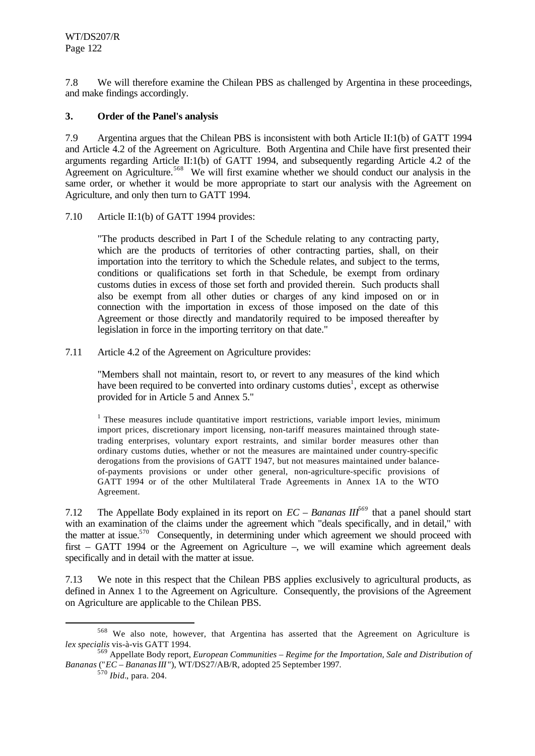7.8 We will therefore examine the Chilean PBS as challenged by Argentina in these proceedings, and make findings accordingly.

### 3. Order of the Panel's analysis

7.9 Argentina argues that the Chilean PBS is inconsistent with both Article II:1(b) of GATT 1994 and Article 4.2 of the Agreement on Agriculture. Both Argentina and Chile have first presented their arguments regarding Article II:1(b) of GATT 1994, and subsequently regarding Article 4.2 of the Agreement on Agriculture.[568] We will first examine whether we should conduct our analysis in the same order, or whether it would be more appropriate to start our analysis with the Agreement on Agriculture, and only then turn to GATT 1994.

7.10 Article II:1(b) of GATT 1994 provides:

> "The products described in Part I of the Schedule relating to any contracting party, which are the products of territories of other contracting parties, shall, on their importation into the territory to which the Schedule relates, and subject to the terms, conditions or qualifications set forth in that Schedule, be exempt from ordinary customs duties in excess of those set forth and provided therein. Such products shall also be exempt from all other duties or charges of any kind imposed on or in connection with the importation in excess of those imposed on the date of this Agreement or those directly and mandatorily required to be imposed thereafter by legislation in force in the importing territory on that date."

7.11 Article 4.2 of the Agreement on Agriculture provides:

> "Members shall not maintain, resort to, or revert to any measures of the kind which have been required to be converted into ordinary customs duties[1], except as otherwise provided for in Article 5 and Annex 5."
>
> [1] These measures include quantitative import restrictions, variable import levies, minimum import prices, discretionary import licensing, non-tariff measures maintained through state-trading enterprises, voluntary export restraints, and similar border measures other than ordinary customs duties, whether or not the measures are maintained under country-specific derogations from the provisions of GATT 1947, but not measures maintained under balance-of-payments provisions or under other general, non-agriculture-specific provisions of GATT 1994 or of the other Multilateral Trade Agreements in Annex 1A to the WTO Agreement.

7.12 The Appellate Body explained in its report on *EC – Bananas III*[569] that a panel should start with an examination of the claims under the agreement which "deals specifically, and in detail," with the matter at issue.[570] Consequently, in determining under which agreement we should proceed with first – GATT 1994 or the Agreement on Agriculture –, we will examine which agreement deals specifically and in detail with the matter at issue.

7.13 We note in this respect that the Chilean PBS applies exclusively to agricultural products, as defined in Annex 1 to the Agreement on Agriculture. Consequently, the provisions of the Agreement on Agriculture are applicable to the Chilean PBS.

---

[568] We also note, however, that Argentina has asserted that the Agreement on Agriculture is *lex specialis* vis-à-vis GATT 1994.

[569] Appellate Body report, *European Communities – Regime for the Importation, Sale and Distribution of Bananas* ("*EC – Bananas III*"), WT/DS27/AB/R, adopted 25 September 1997.

[570] *Ibid.*, para. 204.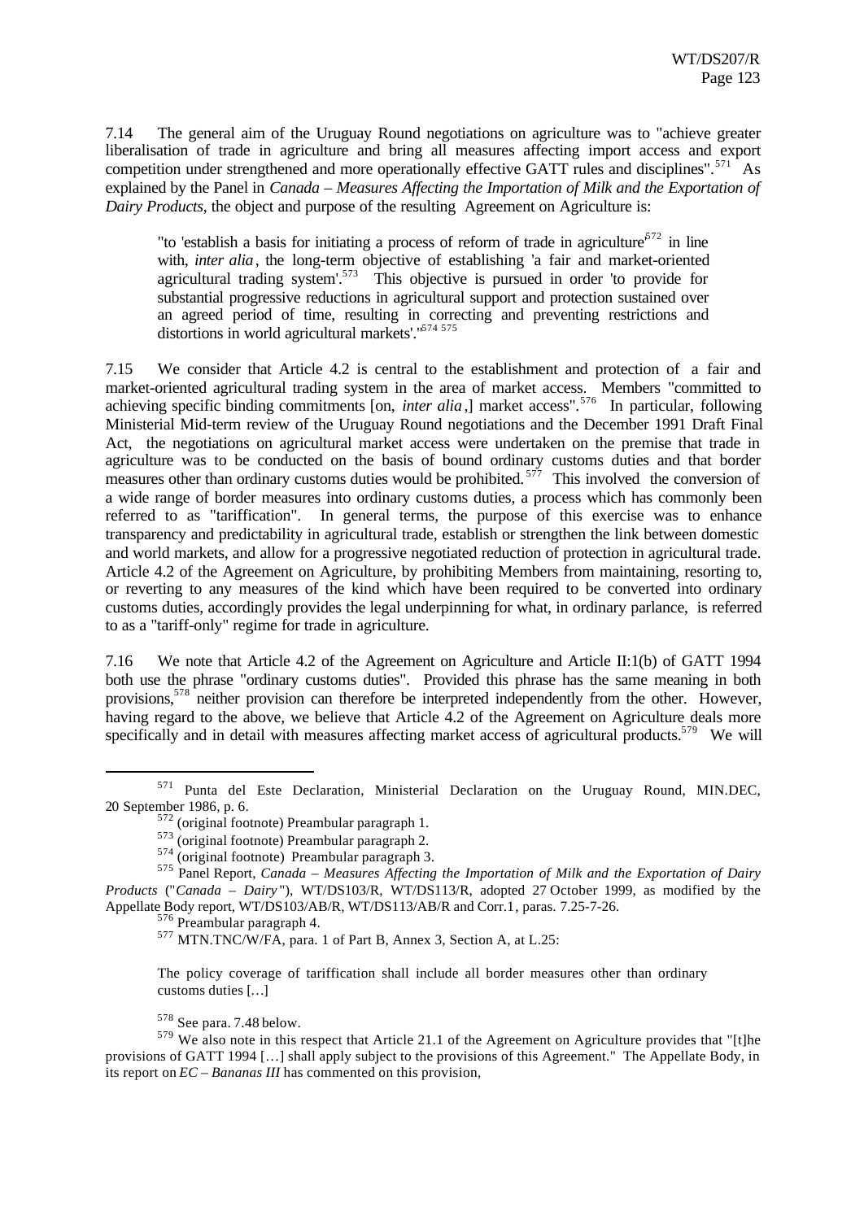7.14 The general aim of the Uruguay Round negotiations on agriculture was to "achieve greater liberalisation of trade in agriculture and bring all measures affecting import access and export competition under strengthened and more operationally effective GATT rules and disciplines".[571] As explained by the Panel in *Canada – Measures Affecting the Importation of Milk and the Exportation of Dairy Products*, the object and purpose of the resulting Agreement on Agriculture is:

> "to 'establish a basis for initiating a process of reform of trade in agriculture'[572] in line with, *inter alia*, the long-term objective of establishing 'a fair and market-oriented agricultural trading system'.[573] This objective is pursued in order 'to provide for substantial progressive reductions in agricultural support and protection sustained over an agreed period of time, resulting in correcting and preventing restrictions and distortions in world agricultural markets'."[574] [575]

7.15 We consider that Article 4.2 is central to the establishment and protection of a fair and market-oriented agricultural trading system in the area of market access. Members "committed to achieving specific binding commitments [on, *inter alia*,] market access".[576] In particular, following Ministerial Mid-term review of the Uruguay Round negotiations and the December 1991 Draft Final Act, the negotiations on agricultural market access were undertaken on the premise that trade in agriculture was to be conducted on the basis of bound ordinary customs duties and that border measures other than ordinary customs duties would be prohibited.[577] This involved the conversion of a wide range of border measures into ordinary customs duties, a process which has commonly been referred to as "tariffication". In general terms, the purpose of this exercise was to enhance transparency and predictability in agricultural trade, establish or strengthen the link between domestic and world markets, and allow for a progressive negotiated reduction of protection in agricultural trade. Article 4.2 of the Agreement on Agriculture, by prohibiting Members from maintaining, resorting to, or reverting to any measures of the kind which have been required to be converted into ordinary customs duties, accordingly provides the legal underpinning for what, in ordinary parlance, is referred to as a "tariff-only" regime for trade in agriculture.

7.16 We note that Article 4.2 of the Agreement on Agriculture and Article II:1(b) of GATT 1994 both use the phrase "ordinary customs duties". Provided this phrase has the same meaning in both provisions,[578] neither provision can therefore be interpreted independently from the other. However, having regard to the above, we believe that Article 4.2 of the Agreement on Agriculture deals more specifically and in detail with measures affecting market access of agricultural products.[579] We will

---

[571] Punta del Este Declaration, Ministerial Declaration on the Uruguay Round, MIN.DEC, 20 September 1986, p. 6.

[572] (original footnote) Preambular paragraph 1.

[573] (original footnote) Preambular paragraph 2.

[574] (original footnote) Preambular paragraph 3.

[575] Panel Report, *Canada – Measures Affecting the Importation of Milk and the Exportation of Dairy Products* ("*Canada – Dairy*"), WT/DS103/R, WT/DS113/R, adopted 27 October 1999, as modified by the Appellate Body report, WT/DS103/AB/R, WT/DS113/AB/R and Corr.1, paras. 7.25-7-26.

[576] Preambular paragraph 4.

[577] MTN.TNC/W/FA, para. 1 of Part B, Annex 3, Section A, at L.25:

> The policy coverage of tariffication shall include all border measures other than ordinary customs duties [...]

[578] See para. 7.48 below.

[579] We also note in this respect that Article 21.1 of the Agreement on Agriculture provides that "[t]he provisions of GATT 1994 [...] shall apply subject to the provisions of this Agreement." The Appellate Body, in its report on *EC – Bananas III* has commented on this provision,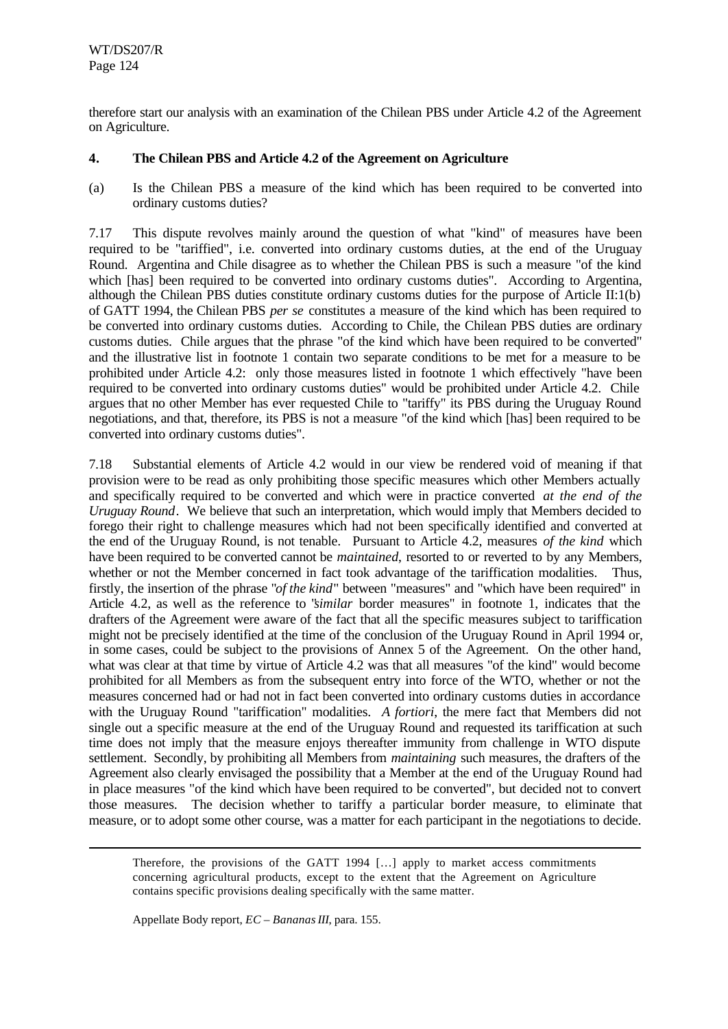therefore start our analysis with an examination of the Chilean PBS under Article 4.2 of the Agreement on Agriculture.

### 4. The Chilean PBS and Article 4.2 of the Agreement on Agriculture

(a) Is the Chilean PBS a measure of the kind which has been required to be converted into ordinary customs duties?

7.17 This dispute revolves mainly around the question of what "kind" of measures have been required to be "tariffied", i.e. converted into ordinary customs duties, at the end of the Uruguay Round. Argentina and Chile disagree as to whether the Chilean PBS is such a measure "of the kind which [has] been required to be converted into ordinary customs duties". According to Argentina, although the Chilean PBS duties constitute ordinary customs duties for the purpose of Article II:1(b) of GATT 1994, the Chilean PBS *per se* constitutes a measure of the kind which has been required to be converted into ordinary customs duties. According to Chile, the Chilean PBS duties are ordinary customs duties. Chile argues that the phrase "of the kind which have been required to be converted" and the illustrative list in footnote 1 contain two separate conditions to be met for a measure to be prohibited under Article 4.2: only those measures listed in footnote 1 which effectively "have been required to be converted into ordinary customs duties" would be prohibited under Article 4.2. Chile argues that no other Member has ever requested Chile to "tariffy" its PBS during the Uruguay Round negotiations, and that, therefore, its PBS is not a measure "of the kind which [has] been required to be converted into ordinary customs duties".

7.18 Substantial elements of Article 4.2 would in our view be rendered void of meaning if that provision were to be read as only prohibiting those specific measures which other Members actually and specifically required to be converted and which were in practice converted *at the end of the Uruguay Round*. We believe that such an interpretation, which would imply that Members decided to forego their right to challenge measures which had not been specifically identified and converted at the end of the Uruguay Round, is not tenable. Pursuant to Article 4.2, measures *of the kind* which have been required to be converted cannot be *maintained*, resorted to or reverted to by any Members, whether or not the Member concerned in fact took advantage of the tariffication modalities. Thus, firstly, the insertion of the phrase "*of the kind*" between "measures" and "which have been required" in Article 4.2, as well as the reference to "*similar* border measures" in footnote 1, indicates that the drafters of the Agreement were aware of the fact that all the specific measures subject to tariffication might not be precisely identified at the time of the conclusion of the Uruguay Round in April 1994 or, in some cases, could be subject to the provisions of Annex 5 of the Agreement. On the other hand, what was clear at that time by virtue of Article 4.2 was that all measures "of the kind" would become prohibited for all Members as from the subsequent entry into force of the WTO, whether or not the measures concerned had or had not in fact been converted into ordinary customs duties in accordance with the Uruguay Round "tariffication" modalities. *A fortiori*, the mere fact that Members did not single out a specific measure at the end of the Uruguay Round and requested its tariffication at such time does not imply that the measure enjoys thereafter immunity from challenge in WTO dispute settlement. Secondly, by prohibiting all Members from *maintaining* such measures, the drafters of the Agreement also clearly envisaged the possibility that a Member at the end of the Uruguay Round had in place measures "of the kind which have been required to be converted", but decided not to convert those measures. The decision whether to tariffy a particular border measure, to eliminate that measure, or to adopt some other course, was a matter for each participant in the negotiations to decide.

---

> Therefore, the provisions of the GATT 1994 […] apply to market access commitments concerning agricultural products, except to the extent that the Agreement on Agriculture contains specific provisions dealing specifically with the same matter.

Appellate Body report, *EC – Bananas III*, para. 155.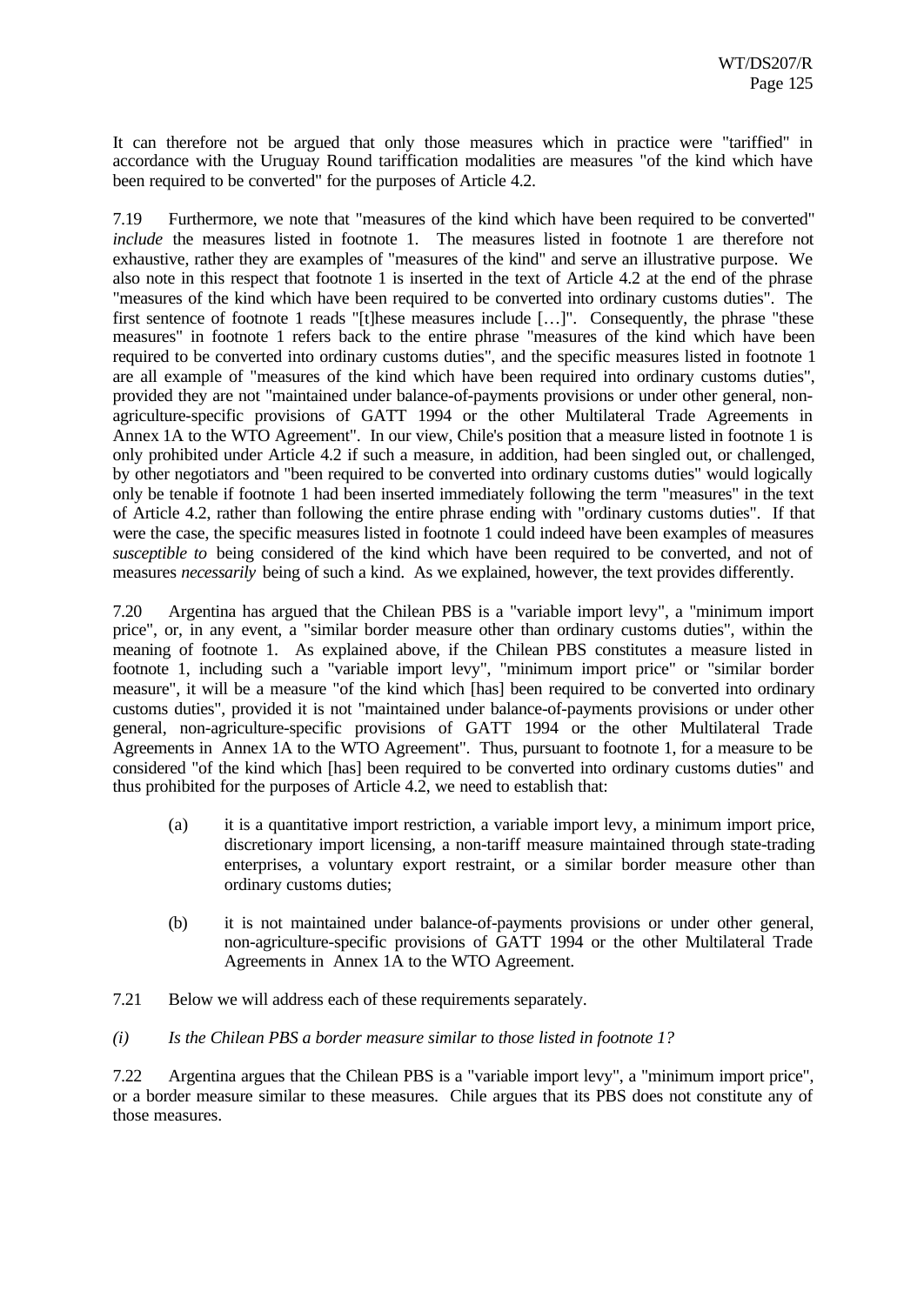It can therefore not be argued that only those measures which in practice were "tariffied" in accordance with the Uruguay Round tariffication modalities are measures "of the kind which have been required to be converted" for the purposes of Article 4.2.

7.19 Furthermore, we note that "measures of the kind which have been required to be converted" *include* the measures listed in footnote 1. The measures listed in footnote 1 are therefore not exhaustive, rather they are examples of "measures of the kind" and serve an illustrative purpose. We also note in this respect that footnote 1 is inserted in the text of Article 4.2 at the end of the phrase "measures of the kind which have been required to be converted into ordinary customs duties". The first sentence of footnote 1 reads "[t]hese measures include […]". Consequently, the phrase "these measures" in footnote 1 refers back to the entire phrase "measures of the kind which have been required to be converted into ordinary customs duties", and the specific measures listed in footnote 1 are all example of "measures of the kind which have been required into ordinary customs duties", provided they are not "maintained under balance-of-payments provisions or under other general, non-agriculture-specific provisions of GATT 1994 or the other Multilateral Trade Agreements in Annex 1A to the WTO Agreement". In our view, Chile's position that a measure listed in footnote 1 is only prohibited under Article 4.2 if such a measure, in addition, had been singled out, or challenged, by other negotiators and "been required to be converted into ordinary customs duties" would logically only be tenable if footnote 1 had been inserted immediately following the term "measures" in the text of Article 4.2, rather than following the entire phrase ending with "ordinary customs duties". If that were the case, the specific measures listed in footnote 1 could indeed have been examples of measures *susceptible to* being considered of the kind which have been required to be converted, and not of measures *necessarily* being of such a kind. As we explained, however, the text provides differently.

7.20 Argentina has argued that the Chilean PBS is a "variable import levy", a "minimum import price", or, in any event, a "similar border measure other than ordinary customs duties", within the meaning of footnote 1. As explained above, if the Chilean PBS constitutes a measure listed in footnote 1, including such a "variable import levy", "minimum import price" or "similar border measure", it will be a measure "of the kind which [has] been required to be converted into ordinary customs duties", provided it is not "maintained under balance-of-payments provisions or under other general, non-agriculture-specific provisions of GATT 1994 or the other Multilateral Trade Agreements in Annex 1A to the WTO Agreement". Thus, pursuant to footnote 1, for a measure to be considered "of the kind which [has] been required to be converted into ordinary customs duties" and thus prohibited for the purposes of Article 4.2, we need to establish that:

(a) it is a quantitative import restriction, a variable import levy, a minimum import price, discretionary import licensing, a non-tariff measure maintained through state-trading enterprises, a voluntary export restraint, or a similar border measure other than ordinary customs duties;

(b) it is not maintained under balance-of-payments provisions or under other general, non-agriculture-specific provisions of GATT 1994 or the other Multilateral Trade Agreements in Annex 1A to the WTO Agreement.

7.21 Below we will address each of these requirements separately.

*(i) Is the Chilean PBS a border measure similar to those listed in footnote 1?*

7.22 Argentina argues that the Chilean PBS is a "variable import levy", a "minimum import price", or a border measure similar to these measures. Chile argues that its PBS does not constitute any of those measures.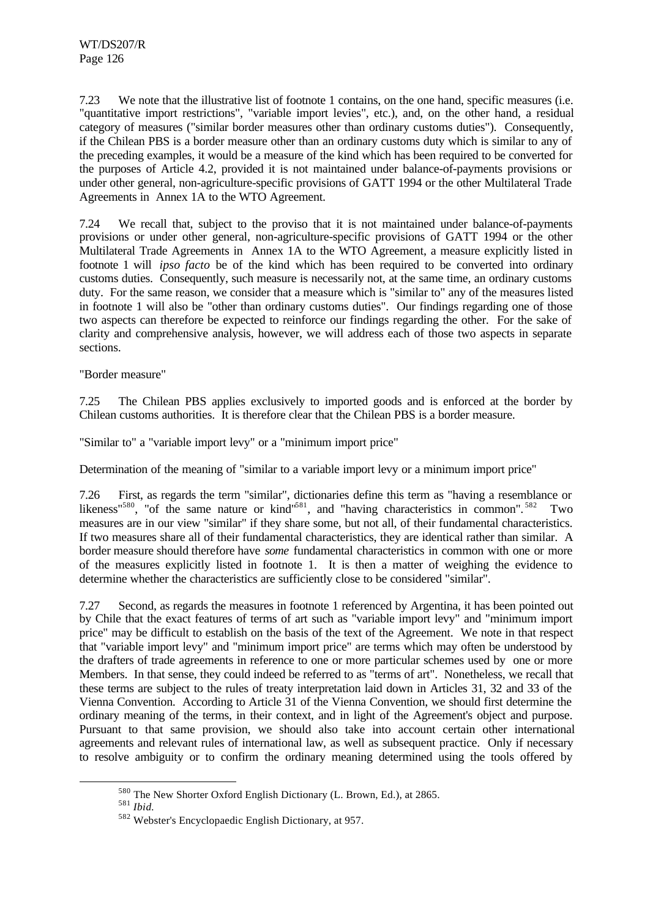7.23 We note that the illustrative list of footnote 1 contains, on the one hand, specific measures (i.e. "quantitative import restrictions", "variable import levies", etc.), and, on the other hand, a residual category of measures ("similar border measures other than ordinary customs duties"). Consequently, if the Chilean PBS is a border measure other than an ordinary customs duty which is similar to any of the preceding examples, it would be a measure of the kind which has been required to be converted for the purposes of Article 4.2, provided it is not maintained under balance-of-payments provisions or under other general, non-agriculture-specific provisions of GATT 1994 or the other Multilateral Trade Agreements in Annex 1A to the WTO Agreement.

7.24 We recall that, subject to the proviso that it is not maintained under balance-of-payments provisions or under other general, non-agriculture-specific provisions of GATT 1994 or the other Multilateral Trade Agreements in Annex 1A to the WTO Agreement, a measure explicitly listed in footnote 1 will *ipso facto* be of the kind which has been required to be converted into ordinary customs duties. Consequently, such measure is necessarily not, at the same time, an ordinary customs duty. For the same reason, we consider that a measure which is "similar to" any of the measures listed in footnote 1 will also be "other than ordinary customs duties". Our findings regarding one of those two aspects can therefore be expected to reinforce our findings regarding the other. For the sake of clarity and comprehensive analysis, however, we will address each of those two aspects in separate sections.

"Border measure"

7.25 The Chilean PBS applies exclusively to imported goods and is enforced at the border by Chilean customs authorities. It is therefore clear that the Chilean PBS is a border measure.

"Similar to" a "variable import levy" or a "minimum import price"

Determination of the meaning of "similar to a variable import levy or a minimum import price"

7.26 First, as regards the term "similar", dictionaries define this term as "having a resemblance or likeness"[580], "of the same nature or kind"[581], and "having characteristics in common".[582] Two measures are in our view "similar" if they share some, but not all, of their fundamental characteristics. If two measures share all of their fundamental characteristics, they are identical rather than similar. A border measure should therefore have *some* fundamental characteristics in common with one or more of the measures explicitly listed in footnote 1. It is then a matter of weighing the evidence to determine whether the characteristics are sufficiently close to be considered "similar".

7.27 Second, as regards the measures in footnote 1 referenced by Argentina, it has been pointed out by Chile that the exact features of terms of art such as "variable import levy" and "minimum import price" may be difficult to establish on the basis of the text of the Agreement. We note in that respect that "variable import levy" and "minimum import price" are terms which may often be understood by the drafters of trade agreements in reference to one or more particular schemes used by one or more Members. In that sense, they could indeed be referred to as "terms of art". Nonetheless, we recall that these terms are subject to the rules of treaty interpretation laid down in Articles 31, 32 and 33 of the Vienna Convention. According to Article 31 of the Vienna Convention, we should first determine the ordinary meaning of the terms, in their context, and in light of the Agreement's object and purpose. Pursuant to that same provision, we should also take into account certain other international agreements and relevant rules of international law, as well as subsequent practice. Only if necessary to resolve ambiguity or to confirm the ordinary meaning determined using the tools offered by

---

[580] The New Shorter Oxford English Dictionary (L. Brown, Ed.), at 2865.

[581] *Ibid.*

[582] Webster's Encyclopaedic English Dictionary, at 957.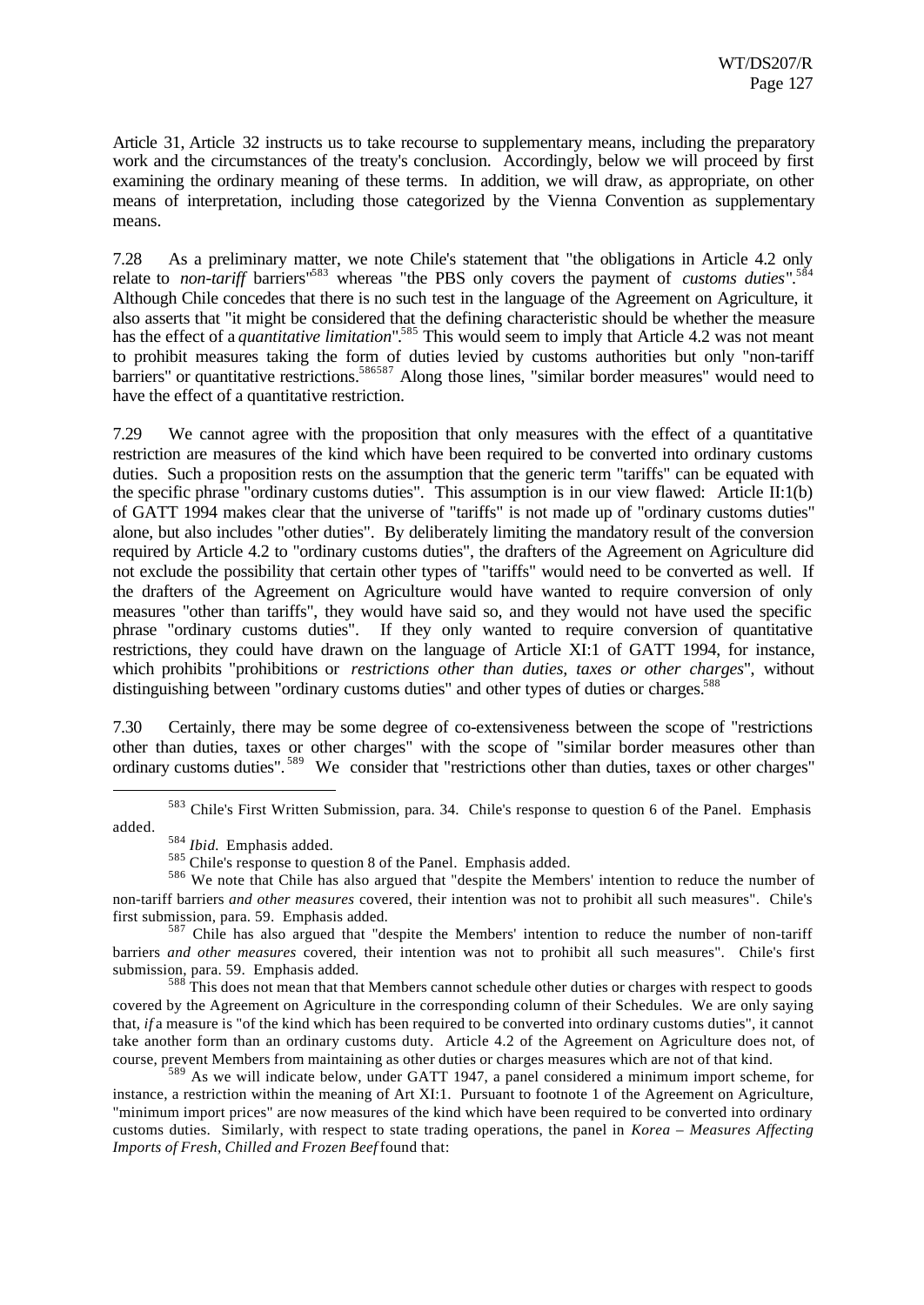Article 31, Article 32 instructs us to take recourse to supplementary means, including the preparatory work and the circumstances of the treaty's conclusion. Accordingly, below we will proceed by first examining the ordinary meaning of these terms. In addition, we will draw, as appropriate, on other means of interpretation, including those categorized by the Vienna Convention as supplementary means.

7.28 As a preliminary matter, we note Chile's statement that "the obligations in Article 4.2 only relate to *non-tariff* barriers"[583] whereas "the PBS only covers the payment of *customs duties*".[584] Although Chile concedes that there is no such test in the language of the Agreement on Agriculture, it also asserts that "it might be considered that the defining characteristic should be whether the measure has the effect of a *quantitative limitation*".[585] This would seem to imply that Article 4.2 was not meant to prohibit measures taking the form of duties levied by customs authorities but only "non-tariff barriers" or quantitative restrictions.[586][587] Along those lines, "similar border measures" would need to have the effect of a quantitative restriction.

7.29 We cannot agree with the proposition that only measures with the effect of a quantitative restriction are measures of the kind which have been required to be converted into ordinary customs duties. Such a proposition rests on the assumption that the generic term "tariffs" can be equated with the specific phrase "ordinary customs duties". This assumption is in our view flawed: Article II:1(b) of GATT 1994 makes clear that the universe of "tariffs" is not made up of "ordinary customs duties" alone, but also includes "other duties". By deliberately limiting the mandatory result of the conversion required by Article 4.2 to "ordinary customs duties", the drafters of the Agreement on Agriculture did not exclude the possibility that certain other types of "tariffs" would need to be converted as well. If the drafters of the Agreement on Agriculture would have wanted to require conversion of only measures "other than tariffs", they would have said so, and they would not have used the specific phrase "ordinary customs duties". If they only wanted to require conversion of quantitative restrictions, they could have drawn on the language of Article XI:1 of GATT 1994, for instance, which prohibits "prohibitions or *restrictions other than duties, taxes or other charges*", without distinguishing between "ordinary customs duties" and other types of duties or charges.[588]

7.30 Certainly, there may be some degree of co-extensiveness between the scope of "restrictions other than duties, taxes or other charges" with the scope of "similar border measures other than ordinary customs duties".[589] We consider that "restrictions other than duties, taxes or other charges"

---

[583] Chile's First Written Submission, para. 34. Chile's response to question 6 of the Panel. Emphasis added.

[584] *Ibid*. Emphasis added.

[585] Chile's response to question 8 of the Panel. Emphasis added.

[586] We note that Chile has also argued that "despite the Members' intention to reduce the number of non-tariff barriers *and other measures* covered, their intention was not to prohibit all such measures". Chile's first submission, para. 59. Emphasis added.

[587] Chile has also argued that "despite the Members' intention to reduce the number of non-tariff barriers *and other measures* covered, their intention was not to prohibit all such measures". Chile's first submission, para. 59. Emphasis added.

[588] This does not mean that that Members cannot schedule other duties or charges with respect to goods covered by the Agreement on Agriculture in the corresponding column of their Schedules. We are only saying that, *if* a measure is "of the kind which has been required to be converted into ordinary customs duties", it cannot take another form than an ordinary customs duty. Article 4.2 of the Agreement on Agriculture does not, of course, prevent Members from maintaining as other duties or charges measures which are not of that kind.

[589] As we will indicate below, under GATT 1947, a panel considered a minimum import scheme, for instance, a restriction within the meaning of Art XI:1. Pursuant to footnote 1 of the Agreement on Agriculture, "minimum import prices" are now measures of the kind which have been required to be converted into ordinary customs duties. Similarly, with respect to state trading operations, the panel in *Korea – Measures Affecting Imports of Fresh, Chilled and Frozen Beef* found that: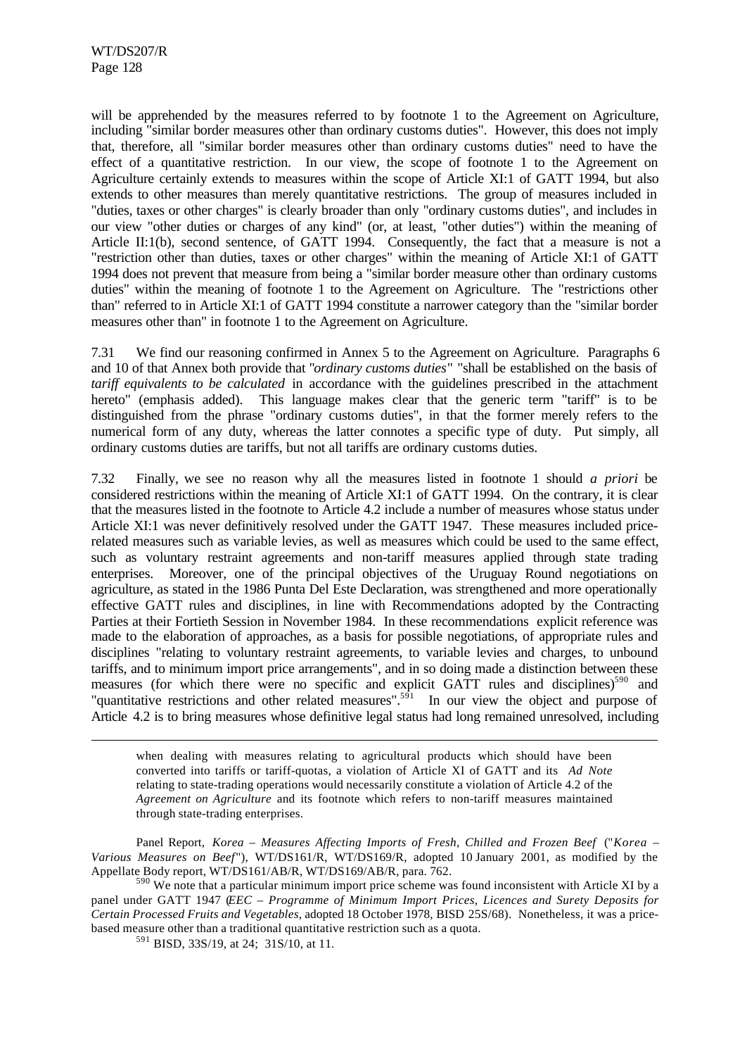will be apprehended by the measures referred to by footnote 1 to the Agreement on Agriculture, including "similar border measures other than ordinary customs duties". However, this does not imply that, therefore, all "similar border measures other than ordinary customs duties" need to have the effect of a quantitative restriction. In our view, the scope of footnote 1 to the Agreement on Agriculture certainly extends to measures within the scope of Article XI:1 of GATT 1994, but also extends to other measures than merely quantitative restrictions. The group of measures included in "duties, taxes or other charges" is clearly broader than only "ordinary customs duties", and includes in our view "other duties or charges of any kind" (or, at least, "other duties") within the meaning of Article II:1(b), second sentence, of GATT 1994. Consequently, the fact that a measure is not a "restriction other than duties, taxes or other charges" within the meaning of Article XI:1 of GATT 1994 does not prevent that measure from being a "similar border measure other than ordinary customs duties" within the meaning of footnote 1 to the Agreement on Agriculture. The "restrictions other than" referred to in Article XI:1 of GATT 1994 constitute a narrower category than the "similar border measures other than" in footnote 1 to the Agreement on Agriculture.

7.31 We find our reasoning confirmed in Annex 5 to the Agreement on Agriculture. Paragraphs 6 and 10 of that Annex both provide that "*ordinary customs duties*" "shall be established on the basis of *tariff equivalents to be calculated* in accordance with the guidelines prescribed in the attachment hereto" (emphasis added). This language makes clear that the generic term "tariff" is to be distinguished from the phrase "ordinary customs duties", in that the former merely refers to the numerical form of any duty, whereas the latter connotes a specific type of duty. Put simply, all ordinary customs duties are tariffs, but not all tariffs are ordinary customs duties.

7.32 Finally, we see no reason why all the measures listed in footnote 1 should *a priori* be considered restrictions within the meaning of Article XI:1 of GATT 1994. On the contrary, it is clear that the measures listed in the footnote to Article 4.2 include a number of measures whose status under Article XI:1 was never definitively resolved under the GATT 1947. These measures included price-related measures such as variable levies, as well as measures which could be used to the same effect, such as voluntary restraint agreements and non-tariff measures applied through state trading enterprises. Moreover, one of the principal objectives of the Uruguay Round negotiations on agriculture, as stated in the 1986 Punta Del Este Declaration, was strengthened and more operationally effective GATT rules and disciplines, in line with Recommendations adopted by the Contracting Parties at their Fortieth Session in November 1984. In these recommendations explicit reference was made to the elaboration of approaches, as a basis for possible negotiations, of appropriate rules and disciplines "relating to voluntary restraint agreements, to variable levies and charges, to unbound tariffs, and to minimum import price arrangements", and in so doing made a distinction between these measures (for which there were no specific and explicit GATT rules and disciplines)[590] and "quantitative restrictions and other related measures".[591] In our view the object and purpose of Article 4.2 is to bring measures whose definitive legal status had long remained unresolved, including

---

> when dealing with measures relating to agricultural products which should have been converted into tariffs or tariff-quotas, a violation of Article XI of GATT and its *Ad Note* relating to state-trading operations would necessarily constitute a violation of Article 4.2 of the *Agreement on Agriculture* and its footnote which refers to non-tariff measures maintained through state-trading enterprises.

Panel Report, *Korea – Measures Affecting Imports of Fresh, Chilled and Frozen Beef* ("*Korea – Various Measures on Beef*"), WT/DS161/R, WT/DS169/R, adopted 10 January 2001, as modified by the Appellate Body report, WT/DS161/AB/R, WT/DS169/AB/R, para. 762.

[590] We note that a particular minimum import price scheme was found inconsistent with Article XI by a panel under GATT 1947 (*EEC – Programme of Minimum Import Prices, Licences and Surety Deposits for Certain Processed Fruits and Vegetables*, adopted 18 October 1978, BISD 25S/68). Nonetheless, it was a price-based measure other than a traditional quantitative restriction such as a quota.

[591] BISD, 33S/19, at 24; 31S/10, at 11.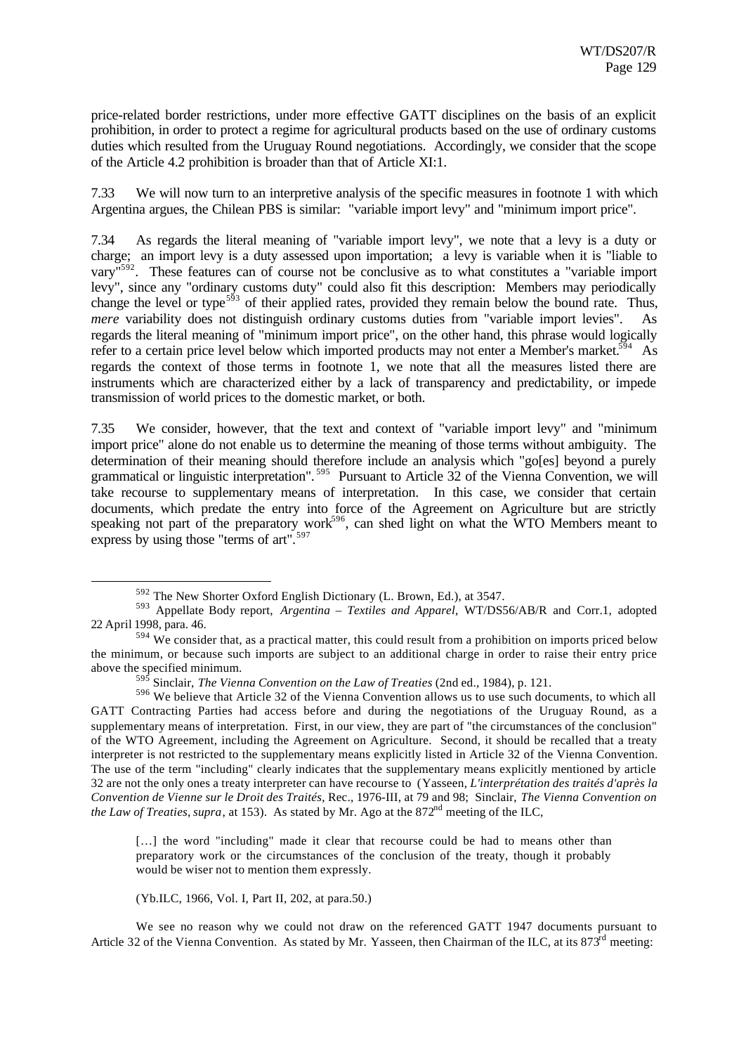price-related border restrictions, under more effective GATT disciplines on the basis of an explicit prohibition, in order to protect a regime for agricultural products based on the use of ordinary customs duties which resulted from the Uruguay Round negotiations. Accordingly, we consider that the scope of the Article 4.2 prohibition is broader than that of Article XI:1.

7.33 We will now turn to an interpretive analysis of the specific measures in footnote 1 with which Argentina argues, the Chilean PBS is similar: "variable import levy" and "minimum import price".

7.34 As regards the literal meaning of "variable import levy", we note that a levy is a duty or charge; an import levy is a duty assessed upon importation; a levy is variable when it is "liable to vary"[592]. These features can of course not be conclusive as to what constitutes a "variable import levy", since any "ordinary customs duty" could also fit this description: Members may periodically change the level or type[593] of their applied rates, provided they remain below the bound rate. Thus, *mere* variability does not distinguish ordinary customs duties from "variable import levies". As regards the literal meaning of "minimum import price", on the other hand, this phrase would logically refer to a certain price level below which imported products may not enter a Member's market.[594] As regards the context of those terms in footnote 1, we note that all the measures listed there are instruments which are characterized either by a lack of transparency and predictability, or impede transmission of world prices to the domestic market, or both.

7.35 We consider, however, that the text and context of "variable import levy" and "minimum import price" alone do not enable us to determine the meaning of those terms without ambiguity. The determination of their meaning should therefore include an analysis which "go[es] beyond a purely grammatical or linguistic interpretation".[595] Pursuant to Article 32 of the Vienna Convention, we will take recourse to supplementary means of interpretation. In this case, we consider that certain documents, which predate the entry into force of the Agreement on Agriculture but are strictly speaking not part of the preparatory work[596], can shed light on what the WTO Members meant to express by using those "terms of art".[597]

---

[592] The New Shorter Oxford English Dictionary (L. Brown, Ed.), at 3547.

[593] Appellate Body report, *Argentina – Textiles and Apparel*, WT/DS56/AB/R and Corr.1, adopted 22 April 1998, para. 46.

[594] We consider that, as a practical matter, this could result from a prohibition on imports priced below the minimum, or because such imports are subject to an additional charge in order to raise their entry price above the specified minimum.

[595] Sinclair, *The Vienna Convention on the Law of Treaties* (2nd ed., 1984), p. 121.

[596] We believe that Article 32 of the Vienna Convention allows us to use such documents, to which all GATT Contracting Parties had access before and during the negotiations of the Uruguay Round, as a supplementary means of interpretation. First, in our view, they are part of "the circumstances of the conclusion" of the WTO Agreement, including the Agreement on Agriculture. Second, it should be recalled that a treaty interpreter is not restricted to the supplementary means explicitly listed in Article 32 of the Vienna Convention. The use of the term "including" clearly indicates that the supplementary means explicitly mentioned by article 32 are not the only ones a treaty interpreter can have recourse to (Yasseen, *L'interprétation des traités d'après la Convention de Vienne sur le Droit des Traités*, Rec., 1976-III, at 79 and 98; Sinclair, *The Vienna Convention on the Law of Treaties*, *supra*, at 153). As stated by Mr. Ago at the 872nd meeting of the ILC,

> [...] the word "including" made it clear that recourse could be had to means other than preparatory work or the circumstances of the conclusion of the treaty, though it probably would be wiser not to mention them expressly.
>
> (Yb.ILC, 1966, Vol. I, Part II, 202, at para.50.)

We see no reason why we could not draw on the referenced GATT 1947 documents pursuant to Article 32 of the Vienna Convention. As stated by Mr. Yasseen, then Chairman of the ILC, at its 873rd meeting: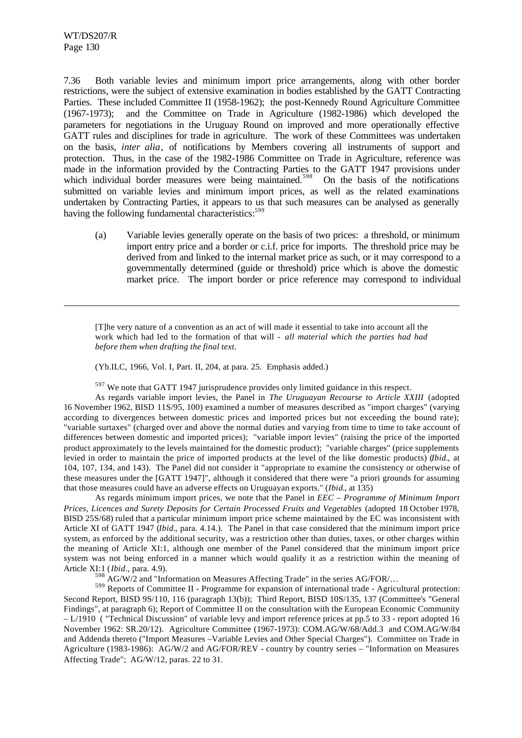7.36 Both variable levies and minimum import price arrangements, along with other border restrictions, were the subject of extensive examination in bodies established by the GATT Contracting Parties. These included Committee II (1958-1962); the post-Kennedy Round Agriculture Committee (1967-1973); and the Committee on Trade in Agriculture (1982-1986) which developed the parameters for negotiations in the Uruguay Round on improved and more operationally effective GATT rules and disciplines for trade in agriculture. The work of these Committees was undertaken on the basis, *inter alia*, of notifications by Members covering all instruments of support and protection. Thus, in the case of the 1982-1986 Committee on Trade in Agriculture, reference was made in the information provided by the Contracting Parties to the GATT 1947 provisions under which individual border measures were being maintained.[598] On the basis of the notifications submitted on variable levies and minimum import prices, as well as the related examinations undertaken by Contracting Parties, it appears to us that such measures can be analysed as generally having the following fundamental characteristics:[599]

(a) Variable levies generally operate on the basis of two prices: a threshold, or minimum import entry price and a border or c.i.f. price for imports. The threshold price may be derived from and linked to the internal market price as such, or it may correspond to a governmentally determined (guide or threshold) price which is above the domestic market price. The import border or price reference may correspond to individual

---

> [T]he very nature of a convention as an act of will made it essential to take into account all the work which had led to the formation of that will - *all material which the parties had had before them when drafting the final text*.
>
> (Yb.ILC, 1966, Vol. I, Part. II, 204, at para. 25. Emphasis added.)

[597] We note that GATT 1947 jurisprudence provides only limited guidance in this respect.

As regards variable import levies, the Panel in *The Uruguayan Recourse to Article XXIII* (adopted 16 November 1962, BISD 11S/95, 100) examined a number of measures described as "import charges" (varying according to divergences between domestic prices and imported prices but not exceeding the bound rate); "variable surtaxes" (charged over and above the normal duties and varying from time to time to take account of differences between domestic and imported prices); "variable import levies" (raising the price of the imported product approximately to the levels maintained for the domestic product); "variable charges" (price supplements levied in order to maintain the price of imported products at the level of the like domestic products) (*Ibid*., at 104, 107, 134, and 143). The Panel did not consider it "appropriate to examine the consistency or otherwise of these measures under the [GATT 1947]", although it considered that there were "a priori grounds for assuming that those measures could have an adverse effects on Uruguayan exports." (*Ibid*., at 135)

As regards minimum import prices, we note that the Panel in *EEC – Programme of Minimum Import Prices, Licences and Surety Deposits for Certain Processed Fruits and Vegetables* (adopted 18 October 1978, BISD 25S/68) ruled that a particular minimum import price scheme maintained by the EC was inconsistent with Article XI of GATT 1947 (*Ibid*., para. 4.14.). The Panel in that case considered that the minimum import price system, as enforced by the additional security, was a restriction other than duties, taxes, or other charges within the meaning of Article XI:1, although one member of the Panel considered that the minimum import price system was not being enforced in a manner which would qualify it as a restriction within the meaning of Article XI:1 (*Ibid*., para. 4.9).

[598] AG/W/2 and "Information on Measures Affecting Trade" in the series AG/FOR/…

[599] Reports of Committee II - Programme for expansion of international trade - Agricultural protection: Second Report, BISD 9S/110, 116 (paragraph 13(b)); Third Report, BISD 10S/135, 137 (Committee's "General Findings", at paragraph 6); Report of Committee II on the consultation with the European Economic Community – L/1910 ( "Technical Discussion" of variable levy and import reference prices at pp.5 to 33 - report adopted 16 November 1962: SR.20/12). Agriculture Committee (1967-1973): COM.AG/W/68/Add.3 and COM.AG/W/84 and Addenda thereto ("Import Measures –Variable Levies and Other Special Charges"). Committee on Trade in Agriculture (1983-1986): AG/W/2 and AG/FOR/REV - country by country series – "Information on Measures Affecting Trade"; AG/W/12, paras. 22 to 31.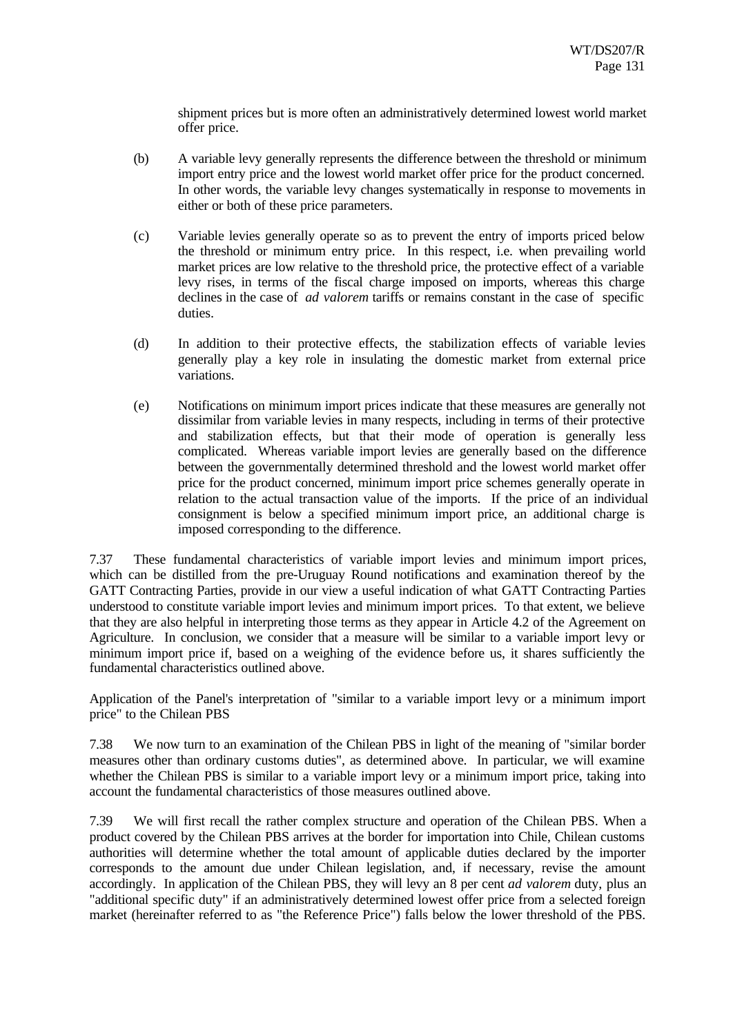shipment prices but is more often an administratively determined lowest world market offer price.

(b) A variable levy generally represents the difference between the threshold or minimum import entry price and the lowest world market offer price for the product concerned. In other words, the variable levy changes systematically in response to movements in either or both of these price parameters.

(c) Variable levies generally operate so as to prevent the entry of imports priced below the threshold or minimum entry price. In this respect, i.e. when prevailing world market prices are low relative to the threshold price, the protective effect of a variable levy rises, in terms of the fiscal charge imposed on imports, whereas this charge declines in the case of *ad valorem* tariffs or remains constant in the case of specific duties.

(d) In addition to their protective effects, the stabilization effects of variable levies generally play a key role in insulating the domestic market from external price variations.

(e) Notifications on minimum import prices indicate that these measures are generally not dissimilar from variable levies in many respects, including in terms of their protective and stabilization effects, but that their mode of operation is generally less complicated. Whereas variable import levies are generally based on the difference between the governmentally determined threshold and the lowest world market offer price for the product concerned, minimum import price schemes generally operate in relation to the actual transaction value of the imports. If the price of an individual consignment is below a specified minimum import price, an additional charge is imposed corresponding to the difference.

7.37 These fundamental characteristics of variable import levies and minimum import prices, which can be distilled from the pre-Uruguay Round notifications and examination thereof by the GATT Contracting Parties, provide in our view a useful indication of what GATT Contracting Parties understood to constitute variable import levies and minimum import prices. To that extent, we believe that they are also helpful in interpreting those terms as they appear in Article 4.2 of the Agreement on Agriculture. In conclusion, we consider that a measure will be similar to a variable import levy or minimum import price if, based on a weighing of the evidence before us, it shares sufficiently the fundamental characteristics outlined above.

Application of the Panel's interpretation of "similar to a variable import levy or a minimum import price" to the Chilean PBS

7.38 We now turn to an examination of the Chilean PBS in light of the meaning of "similar border measures other than ordinary customs duties", as determined above. In particular, we will examine whether the Chilean PBS is similar to a variable import levy or a minimum import price, taking into account the fundamental characteristics of those measures outlined above.

7.39 We will first recall the rather complex structure and operation of the Chilean PBS. When a product covered by the Chilean PBS arrives at the border for importation into Chile, Chilean customs authorities will determine whether the total amount of applicable duties declared by the importer corresponds to the amount due under Chilean legislation, and, if necessary, revise the amount accordingly. In application of the Chilean PBS, they will levy an 8 per cent *ad valorem* duty, plus an "additional specific duty" if an administratively determined lowest offer price from a selected foreign market (hereinafter referred to as "the Reference Price") falls below the lower threshold of the PBS.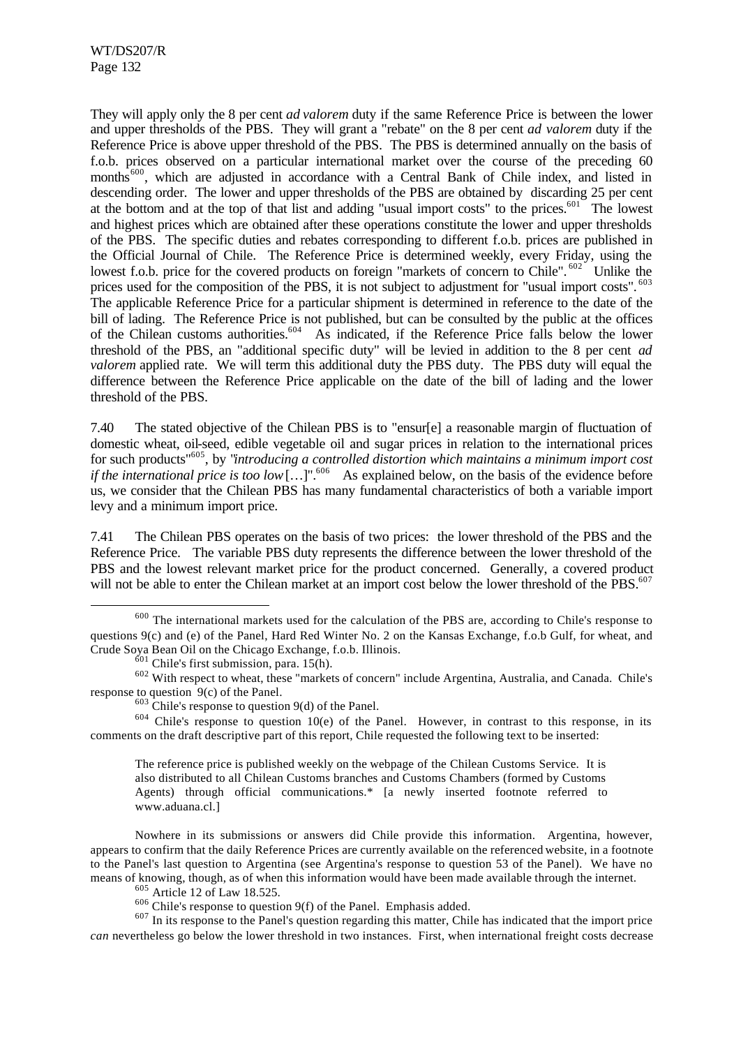They will apply only the 8 per cent *ad valorem* duty if the same Reference Price is between the lower and upper thresholds of the PBS. They will grant a "rebate" on the 8 per cent *ad valorem* duty if the Reference Price is above upper threshold of the PBS. The PBS is determined annually on the basis of f.o.b. prices observed on a particular international market over the course of the preceding 60 months[600], which are adjusted in accordance with a Central Bank of Chile index, and listed in descending order. The lower and upper thresholds of the PBS are obtained by discarding 25 per cent at the bottom and at the top of that list and adding "usual import costs" to the prices.[601] The lowest and highest prices which are obtained after these operations constitute the lower and upper thresholds of the PBS. The specific duties and rebates corresponding to different f.o.b. prices are published in the Official Journal of Chile. The Reference Price is determined weekly, every Friday, using the lowest f.o.b. price for the covered products on foreign "markets of concern to Chile".[602] Unlike the prices used for the composition of the PBS, it is not subject to adjustment for "usual import costs".[603] The applicable Reference Price for a particular shipment is determined in reference to the date of the bill of lading. The Reference Price is not published, but can be consulted by the public at the offices of the Chilean customs authorities.[604] As indicated, if the Reference Price falls below the lower threshold of the PBS, an "additional specific duty" will be levied in addition to the 8 per cent *ad valorem* applied rate. We will term this additional duty the PBS duty. The PBS duty will equal the difference between the Reference Price applicable on the date of the bill of lading and the lower threshold of the PBS.

7.40 The stated objective of the Chilean PBS is to "ensur[e] a reasonable margin of fluctuation of domestic wheat, oil-seed, edible vegetable oil and sugar prices in relation to the international prices for such products"[605], by "*introducing a controlled distortion which maintains a minimum import cost if the international price is too low* […]".[606] As explained below, on the basis of the evidence before us, we consider that the Chilean PBS has many fundamental characteristics of both a variable import levy and a minimum import price.

7.41 The Chilean PBS operates on the basis of two prices: the lower threshold of the PBS and the Reference Price. The variable PBS duty represents the difference between the lower threshold of the PBS and the lowest relevant market price for the product concerned. Generally, a covered product will not be able to enter the Chilean market at an import cost below the lower threshold of the PBS.[607]

---

[600] The international markets used for the calculation of the PBS are, according to Chile's response to questions 9(c) and (e) of the Panel, Hard Red Winter No. 2 on the Kansas Exchange, f.o.b Gulf, for wheat, and Crude Soya Bean Oil on the Chicago Exchange, f.o.b. Illinois.

[601] Chile's first submission, para. 15(h).

[602] With respect to wheat, these "markets of concern" include Argentina, Australia, and Canada. Chile's response to question 9(c) of the Panel.

[603] Chile's response to question 9(d) of the Panel.

[604] Chile's response to question 10(e) of the Panel. However, in contrast to this response, in its comments on the draft descriptive part of this report, Chile requested the following text to be inserted:

> The reference price is published weekly on the webpage of the Chilean Customs Service. It is also distributed to all Chilean Customs branches and Customs Chambers (formed by Customs Agents) through official communications.* [a newly inserted footnote referred to www.aduana.cl.]

Nowhere in its submissions or answers did Chile provide this information. Argentina, however, appears to confirm that the daily Reference Prices are currently available on the referenced website, in a footnote to the Panel's last question to Argentina (see Argentina's response to question 53 of the Panel). We have no means of knowing, though, as of when this information would have been made available through the internet.

[605] Article 12 of Law 18.525.

[606] Chile's response to question 9(f) of the Panel. Emphasis added.

[607] In its response to the Panel's question regarding this matter, Chile has indicated that the import price *can* nevertheless go below the lower threshold in two instances. First, when international freight costs decrease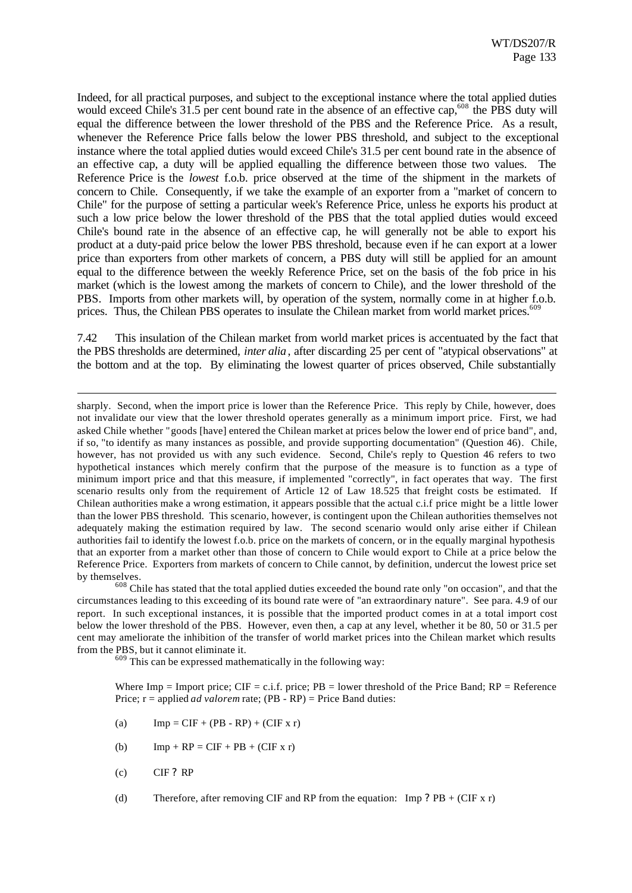Indeed, for all practical purposes, and subject to the exceptional instance where the total applied duties would exceed Chile's 31.5 per cent bound rate in the absence of an effective cap,[608] the PBS duty will equal the difference between the lower threshold of the PBS and the Reference Price. As a result, whenever the Reference Price falls below the lower PBS threshold, and subject to the exceptional instance where the total applied duties would exceed Chile's 31.5 per cent bound rate in the absence of an effective cap, a duty will be applied equalling the difference between those two values. The Reference Price is the *lowest* f.o.b. price observed at the time of the shipment in the markets of concern to Chile. Consequently, if we take the example of an exporter from a "market of concern to Chile" for the purpose of setting a particular week's Reference Price, unless he exports his product at such a low price below the lower threshold of the PBS that the total applied duties would exceed Chile's bound rate in the absence of an effective cap, he will generally not be able to export his product at a duty-paid price below the lower PBS threshold, because even if he can export at a lower price than exporters from other markets of concern, a PBS duty will still be applied for an amount equal to the difference between the weekly Reference Price, set on the basis of the fob price in his market (which is the lowest among the markets of concern to Chile), and the lower threshold of the PBS. Imports from other markets will, by operation of the system, normally come in at higher f.o.b. prices. Thus, the Chilean PBS operates to insulate the Chilean market from world market prices.[609]

7.42 This insulation of the Chilean market from world market prices is accentuated by the fact that the PBS thresholds are determined, *inter alia*, after discarding 25 per cent of "atypical observations" at the bottom and at the top. By eliminating the lowest quarter of prices observed, Chile substantially

---

sharply. Second, when the import price is lower than the Reference Price. This reply by Chile, however, does not invalidate our view that the lower threshold operates generally as a minimum import price. First, we had asked Chile whether "goods [have] entered the Chilean market at prices below the lower end of price band", and, if so, "to identify as many instances as possible, and provide supporting documentation" (Question 46). Chile, however, has not provided us with any such evidence. Second, Chile's reply to Question 46 refers to two hypothetical instances which merely confirm that the purpose of the measure is to function as a type of minimum import price and that this measure, if implemented "correctly", in fact operates that way. The first scenario results only from the requirement of Article 12 of Law 18.525 that freight costs be estimated. If Chilean authorities make a wrong estimation, it appears possible that the actual c.i.f price might be a little lower than the lower PBS threshold. This scenario, however, is contingent upon the Chilean authorities themselves not adequately making the estimation required by law. The second scenario would only arise either if Chilean authorities fail to identify the lowest f.o.b. price on the markets of concern, or in the equally marginal hypothesis that an exporter from a market other than those of concern to Chile would export to Chile at a price below the Reference Price. Exporters from markets of concern to Chile cannot, by definition, undercut the lowest price set by themselves.

[608] Chile has stated that the total applied duties exceeded the bound rate only "on occasion", and that the circumstances leading to this exceeding of its bound rate were of "an extraordinary nature". See para. 4.9 of our report. In such exceptional instances, it is possible that the imported product comes in at a total import cost below the lower threshold of the PBS. However, even then, a cap at any level, whether it be 80, 50 or 31.5 per cent may ameliorate the inhibition of the transfer of world market prices into the Chilean market which results from the PBS, but it cannot eliminate it.

[609] This can be expressed mathematically in the following way:

Where Imp = Import price; CIF = c.i.f. price; PB = lower threshold of the Price Band; RP = Reference Price; r = applied *ad valorem* rate; (PB - RP) = Price Band duties:

(a) $Imp = CIF + (PB - RP) + (CIF \times r)$

(b) $Imp + RP = CIF + PB + (CIF \times r)$

(c) CIF ? RP

(d) Therefore, after removing CIF and RP from the equation: Imp ? PB + (CIF x r)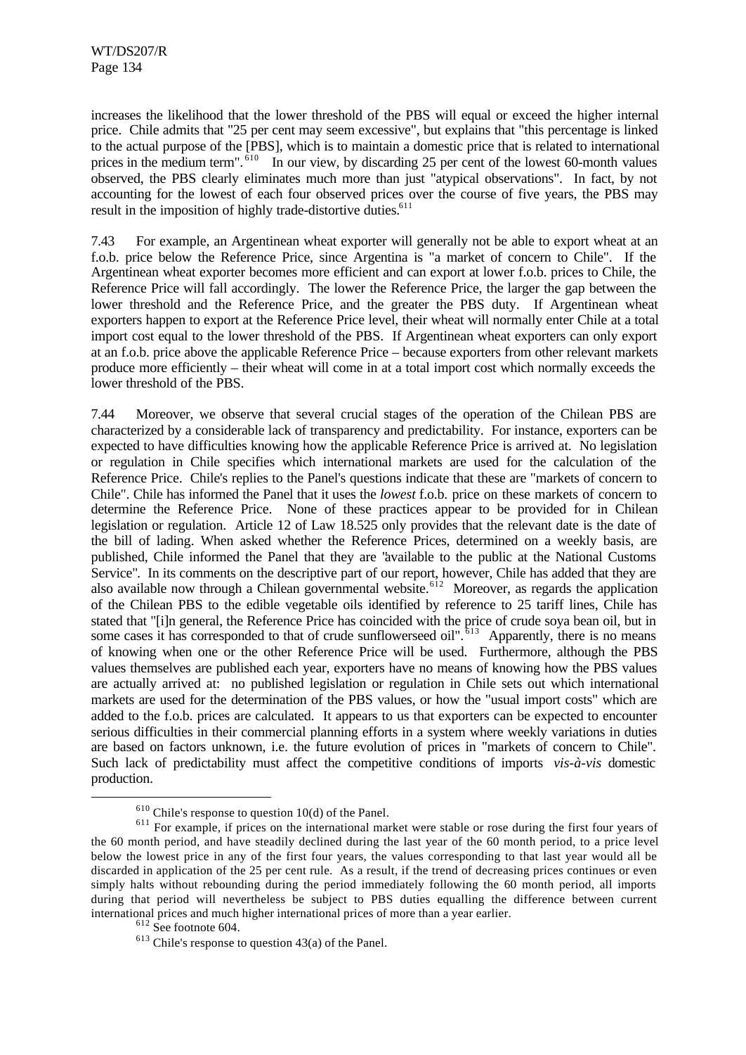increases the likelihood that the lower threshold of the PBS will equal or exceed the higher internal price. Chile admits that "25 per cent may seem excessive", but explains that "this percentage is linked to the actual purpose of the [PBS], which is to maintain a domestic price that is related to international prices in the medium term".[610] In our view, by discarding 25 per cent of the lowest 60-month values observed, the PBS clearly eliminates much more than just "atypical observations". In fact, by not accounting for the lowest of each four observed prices over the course of five years, the PBS may result in the imposition of highly trade-distortive duties.[611]

7.43 For example, an Argentinean wheat exporter will generally not be able to export wheat at an f.o.b. price below the Reference Price, since Argentina is "a market of concern to Chile". If the Argentinean wheat exporter becomes more efficient and can export at lower f.o.b. prices to Chile, the Reference Price will fall accordingly. The lower the Reference Price, the larger the gap between the lower threshold and the Reference Price, and the greater the PBS duty. If Argentinean wheat exporters happen to export at the Reference Price level, their wheat will normally enter Chile at a total import cost equal to the lower threshold of the PBS. If Argentinean wheat exporters can only export at an f.o.b. price above the applicable Reference Price – because exporters from other relevant markets produce more efficiently – their wheat will come in at a total import cost which normally exceeds the lower threshold of the PBS.

7.44 Moreover, we observe that several crucial stages of the operation of the Chilean PBS are characterized by a considerable lack of transparency and predictability. For instance, exporters can be expected to have difficulties knowing how the applicable Reference Price is arrived at. No legislation or regulation in Chile specifies which international markets are used for the calculation of the Reference Price. Chile's replies to the Panel's questions indicate that these are "markets of concern to Chile". Chile has informed the Panel that it uses the *lowest* f.o.b. price on these markets of concern to determine the Reference Price. None of these practices appear to be provided for in Chilean legislation or regulation. Article 12 of Law 18.525 only provides that the relevant date is the date of the bill of lading. When asked whether the Reference Prices, determined on a weekly basis, are published, Chile informed the Panel that they are "available to the public at the National Customs Service". In its comments on the descriptive part of our report, however, Chile has added that they are also available now through a Chilean governmental website.[612] Moreover, as regards the application of the Chilean PBS to the edible vegetable oils identified by reference to 25 tariff lines, Chile has stated that "[i]n general, the Reference Price has coincided with the price of crude soya bean oil, but in some cases it has corresponded to that of crude sunflowerseed oil".[613] Apparently, there is no means of knowing when one or the other Reference Price will be used. Furthermore, although the PBS values themselves are published each year, exporters have no means of knowing how the PBS values are actually arrived at: no published legislation or regulation in Chile sets out which international markets are used for the determination of the PBS values, or how the "usual import costs" which are added to the f.o.b. prices are calculated. It appears to us that exporters can be expected to encounter serious difficulties in their commercial planning efforts in a system where weekly variations in duties are based on factors unknown, i.e. the future evolution of prices in "markets of concern to Chile". Such lack of predictability must affect the competitive conditions of imports *vis-à-vis* domestic production.

---

[610] Chile's response to question 10(d) of the Panel.

[611] For example, if prices on the international market were stable or rose during the first four years of the 60 month period, and have steadily declined during the last year of the 60 month period, to a price level below the lowest price in any of the first four years, the values corresponding to that last year would all be discarded in application of the 25 per cent rule. As a result, if the trend of decreasing prices continues or even simply halts without rebounding during the period immediately following the 60 month period, all imports during that period will nevertheless be subject to PBS duties equalling the difference between current international prices and much higher international prices of more than a year earlier.

[612] See footnote 604.

[613] Chile's response to question 43(a) of the Panel.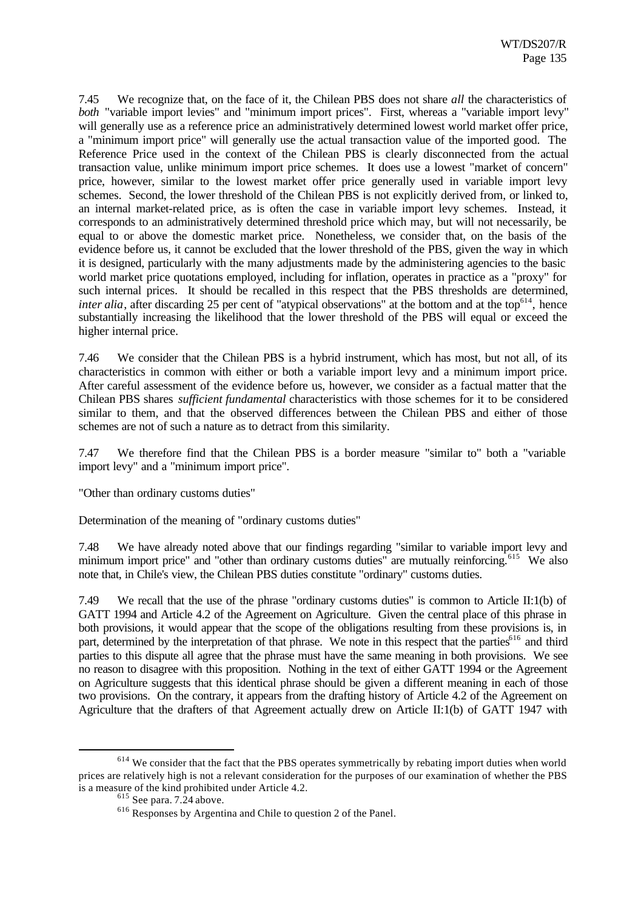7.45 We recognize that, on the face of it, the Chilean PBS does not share *all* the characteristics of *both* "variable import levies" and "minimum import prices". First, whereas a "variable import levy" will generally use as a reference price an administratively determined lowest world market offer price, a "minimum import price" will generally use the actual transaction value of the imported good. The Reference Price used in the context of the Chilean PBS is clearly disconnected from the actual transaction value, unlike minimum import price schemes. It does use a lowest "market of concern" price, however, similar to the lowest market offer price generally used in variable import levy schemes. Second, the lower threshold of the Chilean PBS is not explicitly derived from, or linked to, an internal market-related price, as is often the case in variable import levy schemes. Instead, it corresponds to an administratively determined threshold price which may, but will not necessarily, be equal to or above the domestic market price. Nonetheless, we consider that, on the basis of the evidence before us, it cannot be excluded that the lower threshold of the PBS, given the way in which it is designed, particularly with the many adjustments made by the administering agencies to the basic world market price quotations employed, including for inflation, operates in practice as a "proxy" for such internal prices. It should be recalled in this respect that the PBS thresholds are determined, *inter alia*, after discarding 25 per cent of "atypical observations" at the bottom and at the top[614], hence substantially increasing the likelihood that the lower threshold of the PBS will equal or exceed the higher internal price.

7.46 We consider that the Chilean PBS is a hybrid instrument, which has most, but not all, of its characteristics in common with either or both a variable import levy and a minimum import price. After careful assessment of the evidence before us, however, we consider as a factual matter that the Chilean PBS shares *sufficient fundamental* characteristics with those schemes for it to be considered similar to them, and that the observed differences between the Chilean PBS and either of those schemes are not of such a nature as to detract from this similarity.

7.47 We therefore find that the Chilean PBS is a border measure "similar to" both a "variable import levy" and a "minimum import price".

"Other than ordinary customs duties"

Determination of the meaning of "ordinary customs duties"

7.48 We have already noted above that our findings regarding "similar to variable import levy and minimum import price" and "other than ordinary customs duties" are mutually reinforcing.[615] We also note that, in Chile's view, the Chilean PBS duties constitute "ordinary" customs duties.

7.49 We recall that the use of the phrase "ordinary customs duties" is common to Article II:1(b) of GATT 1994 and Article 4.2 of the Agreement on Agriculture. Given the central place of this phrase in both provisions, it would appear that the scope of the obligations resulting from these provisions is, in part, determined by the interpretation of that phrase. We note in this respect that the parties[616] and third parties to this dispute all agree that the phrase must have the same meaning in both provisions. We see no reason to disagree with this proposition. Nothing in the text of either GATT 1994 or the Agreement on Agriculture suggests that this identical phrase should be given a different meaning in each of those two provisions. On the contrary, it appears from the drafting history of Article 4.2 of the Agreement on Agriculture that the drafters of that Agreement actually drew on Article II:1(b) of GATT 1947 with

---

[614] We consider that the fact that the PBS operates symmetrically by rebating import duties when world prices are relatively high is not a relevant consideration for the purposes of our examination of whether the PBS is a measure of the kind prohibited under Article 4.2.

[615] See para. 7.24 above.

[616] Responses by Argentina and Chile to question 2 of the Panel.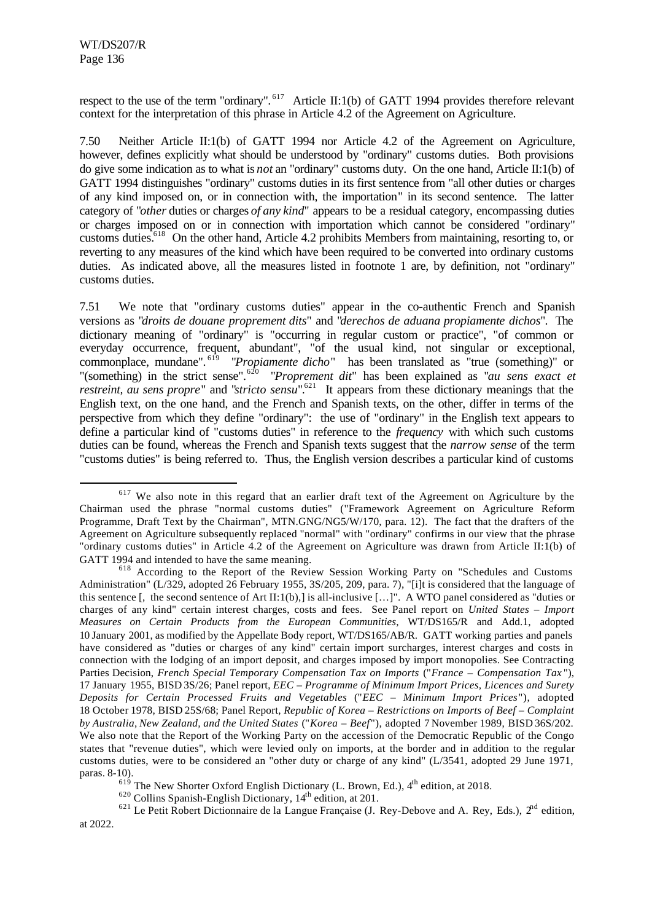respect to the use of the term "ordinary".[617] Article II:1(b) of GATT 1994 provides therefore relevant context for the interpretation of this phrase in Article 4.2 of the Agreement on Agriculture.

7.50 Neither Article II:1(b) of GATT 1994 nor Article 4.2 of the Agreement on Agriculture, however, defines explicitly what should be understood by "ordinary" customs duties. Both provisions do give some indication as to what is *not* an "ordinary" customs duty. On the one hand, Article II:1(b) of GATT 1994 distinguishes "ordinary" customs duties in its first sentence from "all other duties or charges of any kind imposed on, or in connection with, the importation" in its second sentence. The latter category of "*other* duties or charges *of any kind*" appears to be a residual category, encompassing duties or charges imposed on or in connection with importation which cannot be considered "ordinary" customs duties.[618] On the other hand, Article 4.2 prohibits Members from maintaining, resorting to, or reverting to any measures of the kind which have been required to be converted into ordinary customs duties. As indicated above, all the measures listed in footnote 1 are, by definition, not "ordinary" customs duties.

7.51 We note that "ordinary customs duties" appear in the co-authentic French and Spanish versions as "*droits de douane proprement dits*" and "*derechos de aduana propiamente dichos*". The dictionary meaning of "ordinary" is "occurring in regular custom or practice", "of common or everyday occurrence, frequent, abundant", "of the usual kind, not singular or exceptional, commonplace, mundane".[619] "*Propiamente dicho*" has been translated as "true (something)" or "(something) in the strict sense".[620] "*Proprement dit*" has been explained as "*au sens exact et restreint, au sens propre*" and "*stricto sensu*".[621] It appears from these dictionary meanings that the English text, on the one hand, and the French and Spanish texts, on the other, differ in terms of the perspective from which they define "ordinary": the use of "ordinary" in the English text appears to define a particular kind of "customs duties" in reference to the *frequency* with which such customs duties can be found, whereas the French and Spanish texts suggest that the *narrow sense* of the term "customs duties" is being referred to. Thus, the English version describes a particular kind of customs

---

[617] We also note in this regard that an earlier draft text of the Agreement on Agriculture by the Chairman used the phrase "normal customs duties" ("Framework Agreement on Agriculture Reform Programme, Draft Text by the Chairman", MTN.GNG/NG5/W/170, para. 12). The fact that the drafters of the Agreement on Agriculture subsequently replaced "normal" with "ordinary" confirms in our view that the phrase "ordinary customs duties" in Article 4.2 of the Agreement on Agriculture was drawn from Article II:1(b) of GATT 1994 and intended to have the same meaning.

[618] According to the Report of the Review Session Working Party on "Schedules and Customs Administration" (L/329, adopted 26 February 1955, 3S/205, 209, para. 7), "[i]t is considered that the language of this sentence [, the second sentence of Art II:1(b),] is all-inclusive […]". A WTO panel considered as "duties or charges of any kind" certain interest charges, costs and fees. See Panel report on *United States – Import Measures on Certain Products from the European Communities*, WT/DS165/R and Add.1, adopted 10 January 2001, as modified by the Appellate Body report, WT/DS165/AB/R. GATT working parties and panels have considered as "duties or charges of any kind" certain import surcharges, interest charges and costs in connection with the lodging of an import deposit, and charges imposed by import monopolies. See Contracting Parties Decision, *French Special Temporary Compensation Tax on Imports* ("*France – Compensation Tax*"), 17 January 1955, BISD 3S/26; Panel report, *EEC – Programme of Minimum Import Prices, Licences and Surety Deposits for Certain Processed Fruits and Vegetables* ("*EEC – Minimum Import Prices*"), adopted 18 October 1978, BISD 25S/68; Panel Report, *Republic of Korea – Restrictions on Imports of Beef – Complaint by Australia, New Zealand, and the United States* ("*Korea – Beef*"), adopted 7 November 1989, BISD 36S/202. We also note that the Report of the Working Party on the accession of the Democratic Republic of the Congo states that "revenue duties", which were levied only on imports, at the border and in addition to the regular customs duties, were to be considered an "other duty or charge of any kind" (L/3541, adopted 29 June 1971, paras. 8-10).

[619] The New Shorter Oxford English Dictionary (L. Brown, Ed.), 4th edition, at 2018.

[620] Collins Spanish-English Dictionary, 14th edition, at 201.

[621] Le Petit Robert Dictionnaire de la Langue Française (J. Rey-Debove and A. Rey, Eds.), 2nd edition, at 2022.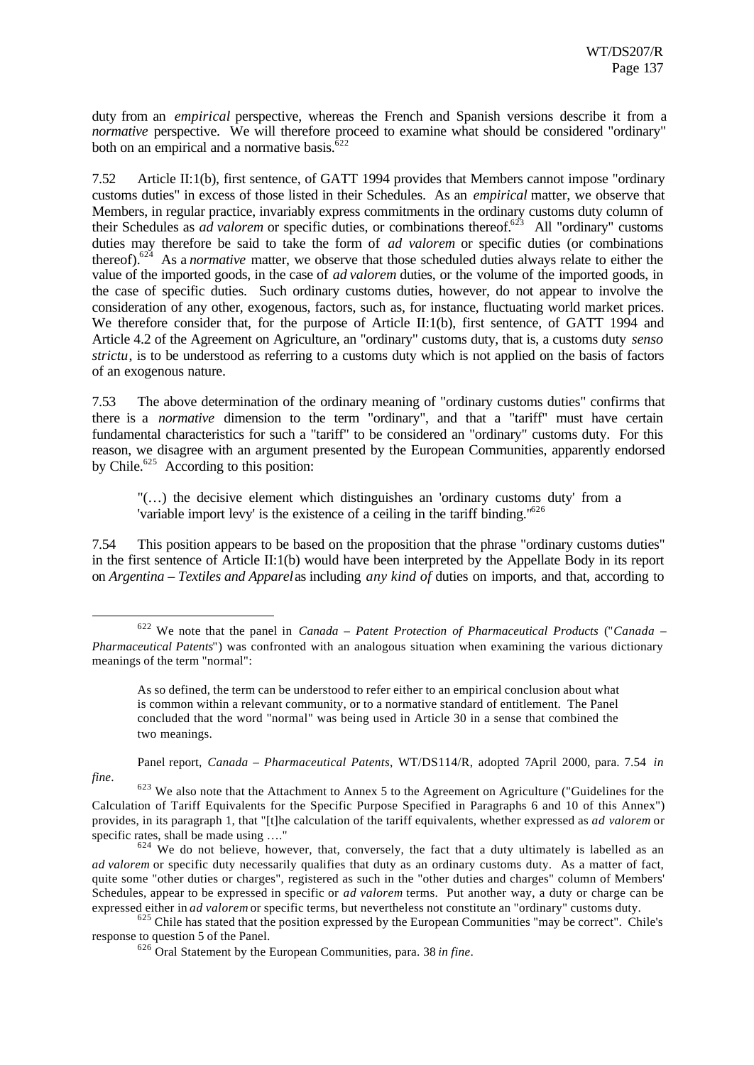duty from an *empirical* perspective, whereas the French and Spanish versions describe it from a *normative* perspective. We will therefore proceed to examine what should be considered "ordinary" both on an empirical and a normative basis.[622]

7.52 Article II:1(b), first sentence, of GATT 1994 provides that Members cannot impose "ordinary customs duties" in excess of those listed in their Schedules. As an *empirical* matter, we observe that Members, in regular practice, invariably express commitments in the ordinary customs duty column of their Schedules as *ad valorem* or specific duties, or combinations thereof.[623] All "ordinary" customs duties may therefore be said to take the form of *ad valorem* or specific duties (or combinations thereof).[624] As a *normative* matter, we observe that those scheduled duties always relate to either the value of the imported goods, in the case of *ad valorem* duties, or the volume of the imported goods, in the case of specific duties. Such ordinary customs duties, however, do not appear to involve the consideration of any other, exogenous, factors, such as, for instance, fluctuating world market prices. We therefore consider that, for the purpose of Article II:1(b), first sentence, of GATT 1994 and Article 4.2 of the Agreement on Agriculture, an "ordinary" customs duty, that is, a customs duty *senso strictu*, is to be understood as referring to a customs duty which is not applied on the basis of factors of an exogenous nature.

7.53 The above determination of the ordinary meaning of "ordinary customs duties" confirms that there is a *normative* dimension to the term "ordinary", and that a "tariff" must have certain fundamental characteristics for such a "tariff" to be considered an "ordinary" customs duty. For this reason, we disagree with an argument presented by the European Communities, apparently endorsed by Chile.[625] According to this position:

> "(…) the decisive element which distinguishes an 'ordinary customs duty' from a 'variable import levy' is the existence of a ceiling in the tariff binding."[626]

7.54 This position appears to be based on the proposition that the phrase "ordinary customs duties" in the first sentence of Article II:1(b) would have been interpreted by the Appellate Body in its report on *Argentina – Textiles and Apparel* as including *any kind of* duties on imports, and that, according to

---

[622] We note that the panel in *Canada – Patent Protection of Pharmaceutical Products* ("*Canada – Pharmaceutical Patents*") was confronted with an analogous situation when examining the various dictionary meanings of the term "normal":

> As so defined, the term can be understood to refer either to an empirical conclusion about what is common within a relevant community, or to a normative standard of entitlement. The Panel concluded that the word "normal" was being used in Article 30 in a sense that combined the two meanings.

Panel report, *Canada – Pharmaceutical Patents*, WT/DS114/R, adopted 7April 2000, para. 7.54 *in fine*.

[623] We also note that the Attachment to Annex 5 to the Agreement on Agriculture ("Guidelines for the Calculation of Tariff Equivalents for the Specific Purpose Specified in Paragraphs 6 and 10 of this Annex") provides, in its paragraph 1, that "[t]he calculation of the tariff equivalents, whether expressed as *ad valorem* or specific rates, shall be made using …."

[624] We do not believe, however, that, conversely, the fact that a duty ultimately is labelled as an *ad valorem* or specific duty necessarily qualifies that duty as an ordinary customs duty. As a matter of fact, quite some "other duties or charges", registered as such in the "other duties and charges" column of Members' Schedules, appear to be expressed in specific or *ad valorem* terms. Put another way, a duty or charge can be expressed either in *ad valorem* or specific terms, but nevertheless not constitute an "ordinary" customs duty.

[625] Chile has stated that the position expressed by the European Communities "may be correct". Chile's response to question 5 of the Panel.

[626] Oral Statement by the European Communities, para. 38 *in fine*.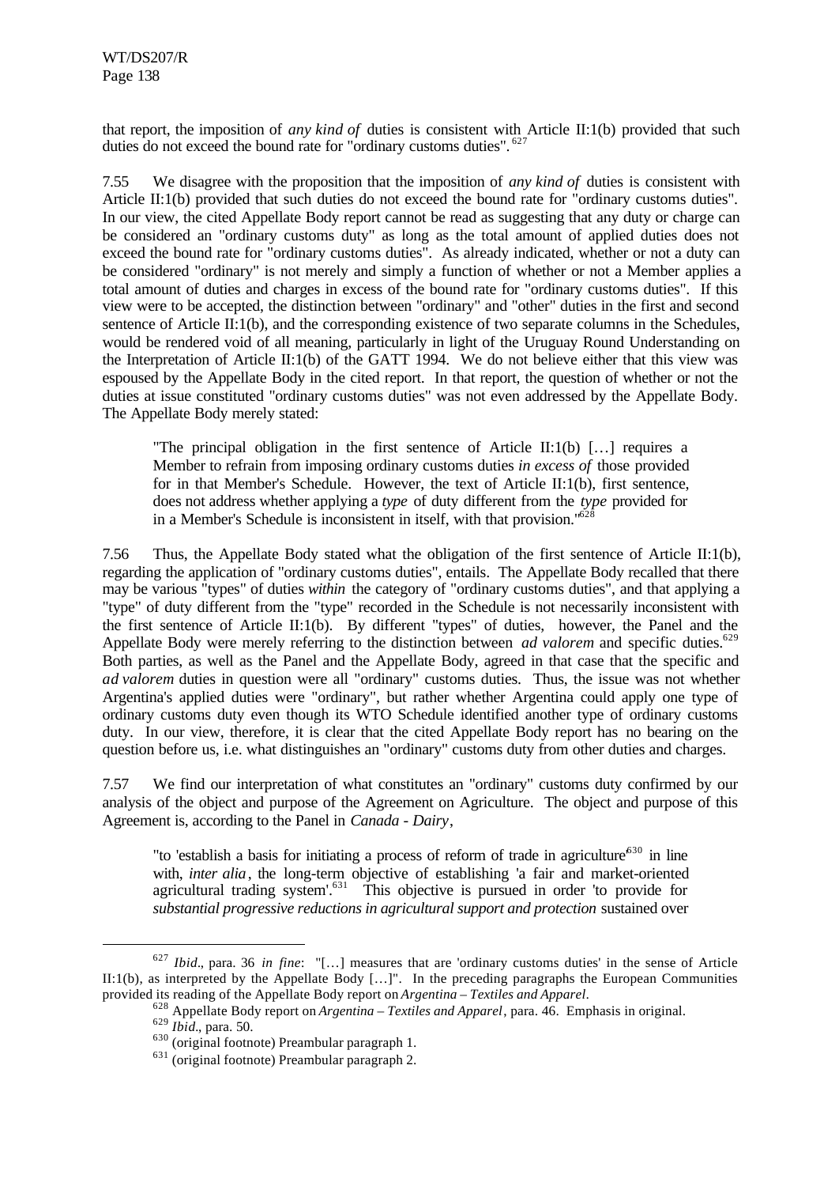that report, the imposition of *any kind of* duties is consistent with Article II:1(b) provided that such duties do not exceed the bound rate for "ordinary customs duties".[627]

7.55 We disagree with the proposition that the imposition of *any kind of* duties is consistent with Article II:1(b) provided that such duties do not exceed the bound rate for "ordinary customs duties". In our view, the cited Appellate Body report cannot be read as suggesting that any duty or charge can be considered an "ordinary customs duty" as long as the total amount of applied duties does not exceed the bound rate for "ordinary customs duties". As already indicated, whether or not a duty can be considered "ordinary" is not merely and simply a function of whether or not a Member applies a total amount of duties and charges in excess of the bound rate for "ordinary customs duties". If this view were to be accepted, the distinction between "ordinary" and "other" duties in the first and second sentence of Article II:1(b), and the corresponding existence of two separate columns in the Schedules, would be rendered void of all meaning, particularly in light of the Uruguay Round Understanding on the Interpretation of Article II:1(b) of the GATT 1994. We do not believe either that this view was espoused by the Appellate Body in the cited report. In that report, the question of whether or not the duties at issue constituted "ordinary customs duties" was not even addressed by the Appellate Body. The Appellate Body merely stated:

> "The principal obligation in the first sentence of Article II:1(b) […] requires a Member to refrain from imposing ordinary customs duties *in excess of* those provided for in that Member's Schedule. However, the text of Article II:1(b), first sentence, does not address whether applying a *type* of duty different from the *type* provided for in a Member's Schedule is inconsistent in itself, with that provision."[628]

7.56 Thus, the Appellate Body stated what the obligation of the first sentence of Article II:1(b), regarding the application of "ordinary customs duties", entails. The Appellate Body recalled that there may be various "types" of duties *within* the category of "ordinary customs duties", and that applying a "type" of duty different from the "type" recorded in the Schedule is not necessarily inconsistent with the first sentence of Article II:1(b). By different "types" of duties, however, the Panel and the Appellate Body were merely referring to the distinction between *ad valorem* and specific duties.[629] Both parties, as well as the Panel and the Appellate Body, agreed in that case that the specific and *ad valorem* duties in question were all "ordinary" customs duties. Thus, the issue was not whether Argentina's applied duties were "ordinary", but rather whether Argentina could apply one type of ordinary customs duty even though its WTO Schedule identified another type of ordinary customs duty. In our view, therefore, it is clear that the cited Appellate Body report has no bearing on the question before us, i.e. what distinguishes an "ordinary" customs duty from other duties and charges.

7.57 We find our interpretation of what constitutes an "ordinary" customs duty confirmed by our analysis of the object and purpose of the Agreement on Agriculture. The object and purpose of this Agreement is, according to the Panel in *Canada - Dairy*,

> "to 'establish a basis for initiating a process of reform of trade in agriculture'[630] in line with, *inter alia*, the long-term objective of establishing 'a fair and market-oriented agricultural trading system'.[631] This objective is pursued in order 'to provide for *substantial progressive reductions in agricultural support and protection* sustained over

---

[627] *Ibid*., para. 36 *in fine*: "[…] measures that are 'ordinary customs duties' in the sense of Article II:1(b), as interpreted by the Appellate Body […]". In the preceding paragraphs the European Communities provided its reading of the Appellate Body report on *Argentina – Textiles and Apparel*.

[628] Appellate Body report on *Argentina – Textiles and Apparel*, para. 46. Emphasis in original.

[629] *Ibid*., para. 50.

[630] (original footnote) Preambular paragraph 1.

[631] (original footnote) Preambular paragraph 2.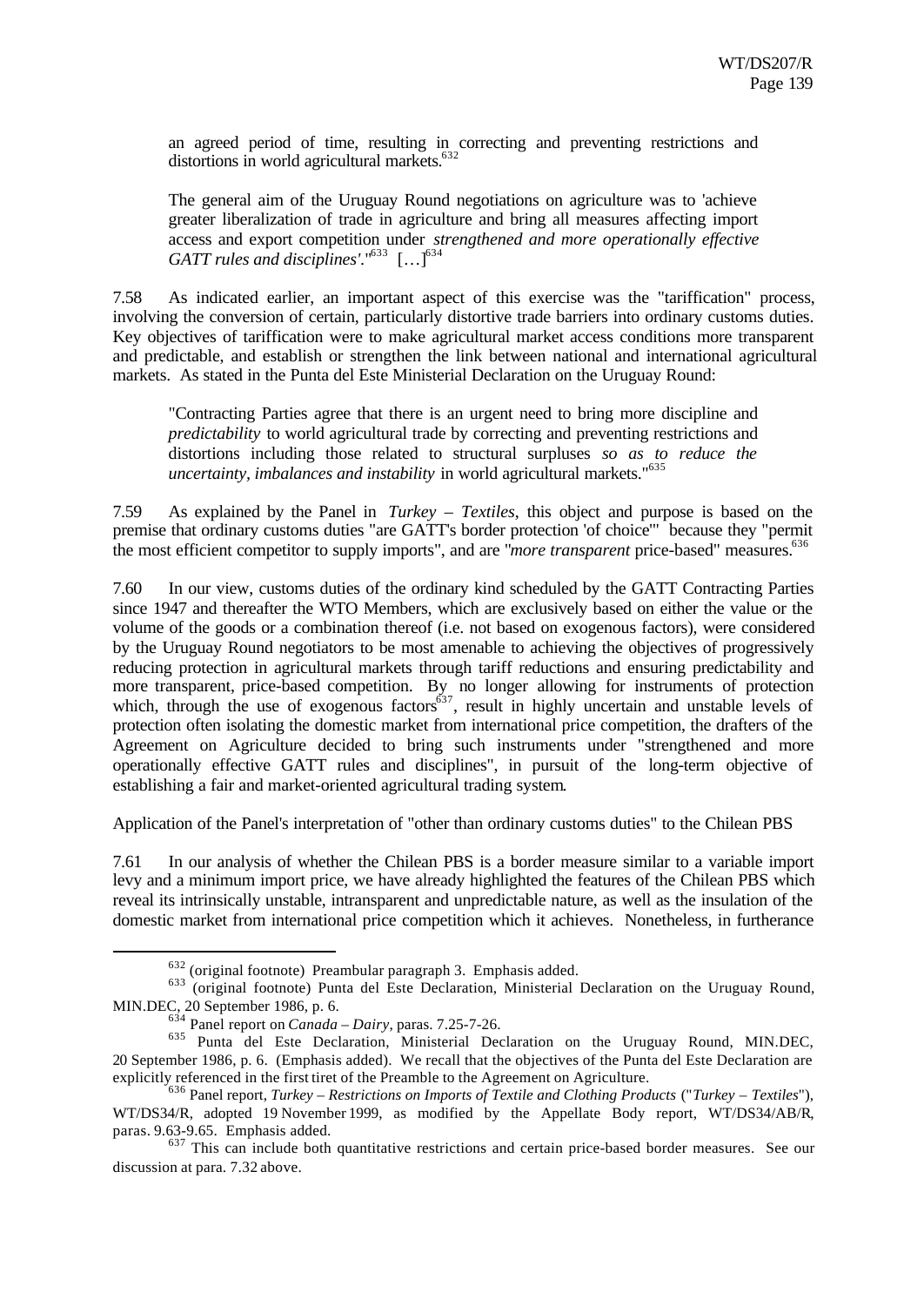an agreed period of time, resulting in correcting and preventing restrictions and distortions in world agricultural markets.[632]

The general aim of the Uruguay Round negotiations on agriculture was to 'achieve greater liberalization of trade in agriculture and bring all measures affecting import access and export competition under *strengthened and more operationally effective GATT rules and disciplines*'."[633] […][634]

7.58 As indicated earlier, an important aspect of this exercise was the "tariffication" process, involving the conversion of certain, particularly distortive trade barriers into ordinary customs duties. Key objectives of tariffication were to make agricultural market access conditions more transparent and predictable, and establish or strengthen the link between national and international agricultural markets. As stated in the Punta del Este Ministerial Declaration on the Uruguay Round:

"Contracting Parties agree that there is an urgent need to bring more discipline and *predictability* to world agricultural trade by correcting and preventing restrictions and distortions including those related to structural surpluses *so as to reduce the uncertainty, imbalances and instability* in world agricultural markets."[635]

7.59 As explained by the Panel in *Turkey – Textiles*, this object and purpose is based on the premise that ordinary customs duties "are GATT's border protection 'of choice'" because they "permit the most efficient competitor to supply imports", and are "*more transparent* price-based" measures.[636]

7.60 In our view, customs duties of the ordinary kind scheduled by the GATT Contracting Parties since 1947 and thereafter the WTO Members, which are exclusively based on either the value or the volume of the goods or a combination thereof (i.e. not based on exogenous factors), were considered by the Uruguay Round negotiators to be most amenable to achieving the objectives of progressively reducing protection in agricultural markets through tariff reductions and ensuring predictability and more transparent, price-based competition. By no longer allowing for instruments of protection which, through the use of exogenous factors[637], result in highly uncertain and unstable levels of protection often isolating the domestic market from international price competition, the drafters of the Agreement on Agriculture decided to bring such instruments under "strengthened and more operationally effective GATT rules and disciplines", in pursuit of the long-term objective of establishing a fair and market-oriented agricultural trading system.

Application of the Panel's interpretation of "other than ordinary customs duties" to the Chilean PBS

7.61 In our analysis of whether the Chilean PBS is a border measure similar to a variable import levy and a minimum import price, we have already highlighted the features of the Chilean PBS which reveal its intrinsically unstable, intransparent and unpredictable nature, as well as the insulation of the domestic market from international price competition which it achieves. Nonetheless, in furtherance

---

[632] (original footnote) Preambular paragraph 3. Emphasis added.

[633] (original footnote) Punta del Este Declaration, Ministerial Declaration on the Uruguay Round, MIN.DEC, 20 September 1986, p. 6.

[634] Panel report on *Canada – Dairy*, paras. 7.25-7-26.

[635] Punta del Este Declaration, Ministerial Declaration on the Uruguay Round, MIN.DEC, 20 September 1986, p. 6. (Emphasis added). We recall that the objectives of the Punta del Este Declaration are explicitly referenced in the first tiret of the Preamble to the Agreement on Agriculture.

[636] Panel report, *Turkey – Restrictions on Imports of Textile and Clothing Products* ("*Turkey – Textiles*"), WT/DS34/R, adopted 19 November 1999, as modified by the Appellate Body report, WT/DS34/AB/R, paras. 9.63-9.65. Emphasis added.

[637] This can include both quantitative restrictions and certain price-based border measures. See our discussion at para. 7.32 above.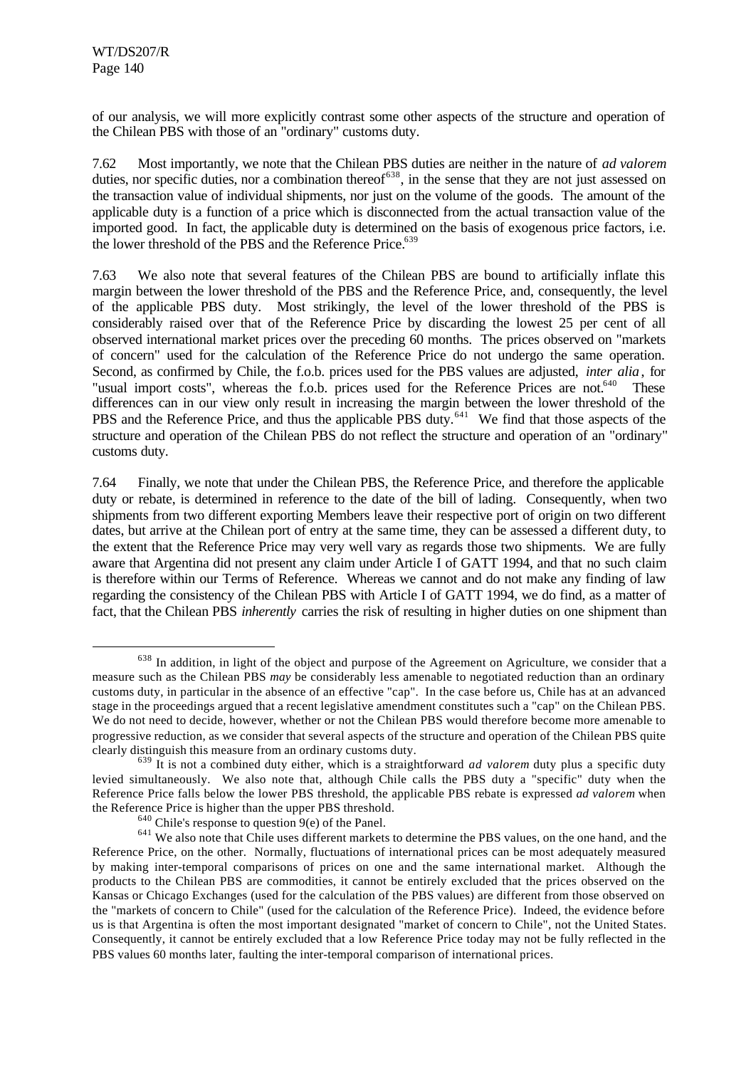of our analysis, we will more explicitly contrast some other aspects of the structure and operation of the Chilean PBS with those of an "ordinary" customs duty.

7.62 Most importantly, we note that the Chilean PBS duties are neither in the nature of *ad valorem* duties, nor specific duties, nor a combination thereof[638], in the sense that they are not just assessed on the transaction value of individual shipments, nor just on the volume of the goods. The amount of the applicable duty is a function of a price which is disconnected from the actual transaction value of the imported good. In fact, the applicable duty is determined on the basis of exogenous price factors, i.e. the lower threshold of the PBS and the Reference Price.[639]

7.63 We also note that several features of the Chilean PBS are bound to artificially inflate this margin between the lower threshold of the PBS and the Reference Price, and, consequently, the level of the applicable PBS duty. Most strikingly, the level of the lower threshold of the PBS is considerably raised over that of the Reference Price by discarding the lowest 25 per cent of all observed international market prices over the preceding 60 months. The prices observed on "markets of concern" used for the calculation of the Reference Price do not undergo the same operation. Second, as confirmed by Chile, the f.o.b. prices used for the PBS values are adjusted, *inter alia*, for "usual import costs", whereas the f.o.b. prices used for the Reference Prices are not.[640] These differences can in our view only result in increasing the margin between the lower threshold of the PBS and the Reference Price, and thus the applicable PBS duty.[641] We find that those aspects of the structure and operation of the Chilean PBS do not reflect the structure and operation of an "ordinary" customs duty.

7.64 Finally, we note that under the Chilean PBS, the Reference Price, and therefore the applicable duty or rebate, is determined in reference to the date of the bill of lading. Consequently, when two shipments from two different exporting Members leave their respective port of origin on two different dates, but arrive at the Chilean port of entry at the same time, they can be assessed a different duty, to the extent that the Reference Price may very well vary as regards those two shipments. We are fully aware that Argentina did not present any claim under Article I of GATT 1994, and that no such claim is therefore within our Terms of Reference. Whereas we cannot and do not make any finding of law regarding the consistency of the Chilean PBS with Article I of GATT 1994, we do find, as a matter of fact, that the Chilean PBS *inherently* carries the risk of resulting in higher duties on one shipment than

---

[638] In addition, in light of the object and purpose of the Agreement on Agriculture, we consider that a measure such as the Chilean PBS *may* be considerably less amenable to negotiated reduction than an ordinary customs duty, in particular in the absence of an effective "cap". In the case before us, Chile has at an advanced stage in the proceedings argued that a recent legislative amendment constitutes such a "cap" on the Chilean PBS. We do not need to decide, however, whether or not the Chilean PBS would therefore become more amenable to progressive reduction, as we consider that several aspects of the structure and operation of the Chilean PBS quite clearly distinguish this measure from an ordinary customs duty.

[639] It is not a combined duty either, which is a straightforward *ad valorem* duty plus a specific duty levied simultaneously. We also note that, although Chile calls the PBS duty a "specific" duty when the Reference Price falls below the lower PBS threshold, the applicable PBS rebate is expressed *ad valorem* when the Reference Price is higher than the upper PBS threshold.

[640] Chile's response to question 9(e) of the Panel.

[641] We also note that Chile uses different markets to determine the PBS values, on the one hand, and the Reference Price, on the other. Normally, fluctuations of international prices can be most adequately measured by making inter-temporal comparisons of prices on one and the same international market. Although the products to the Chilean PBS are commodities, it cannot be entirely excluded that the prices observed on the Kansas or Chicago Exchanges (used for the calculation of the PBS values) are different from those observed on the "markets of concern to Chile" (used for the calculation of the Reference Price). Indeed, the evidence before us is that Argentina is often the most important designated "market of concern to Chile", not the United States. Consequently, it cannot be entirely excluded that a low Reference Price today may not be fully reflected in the PBS values 60 months later, faulting the inter-temporal comparison of international prices.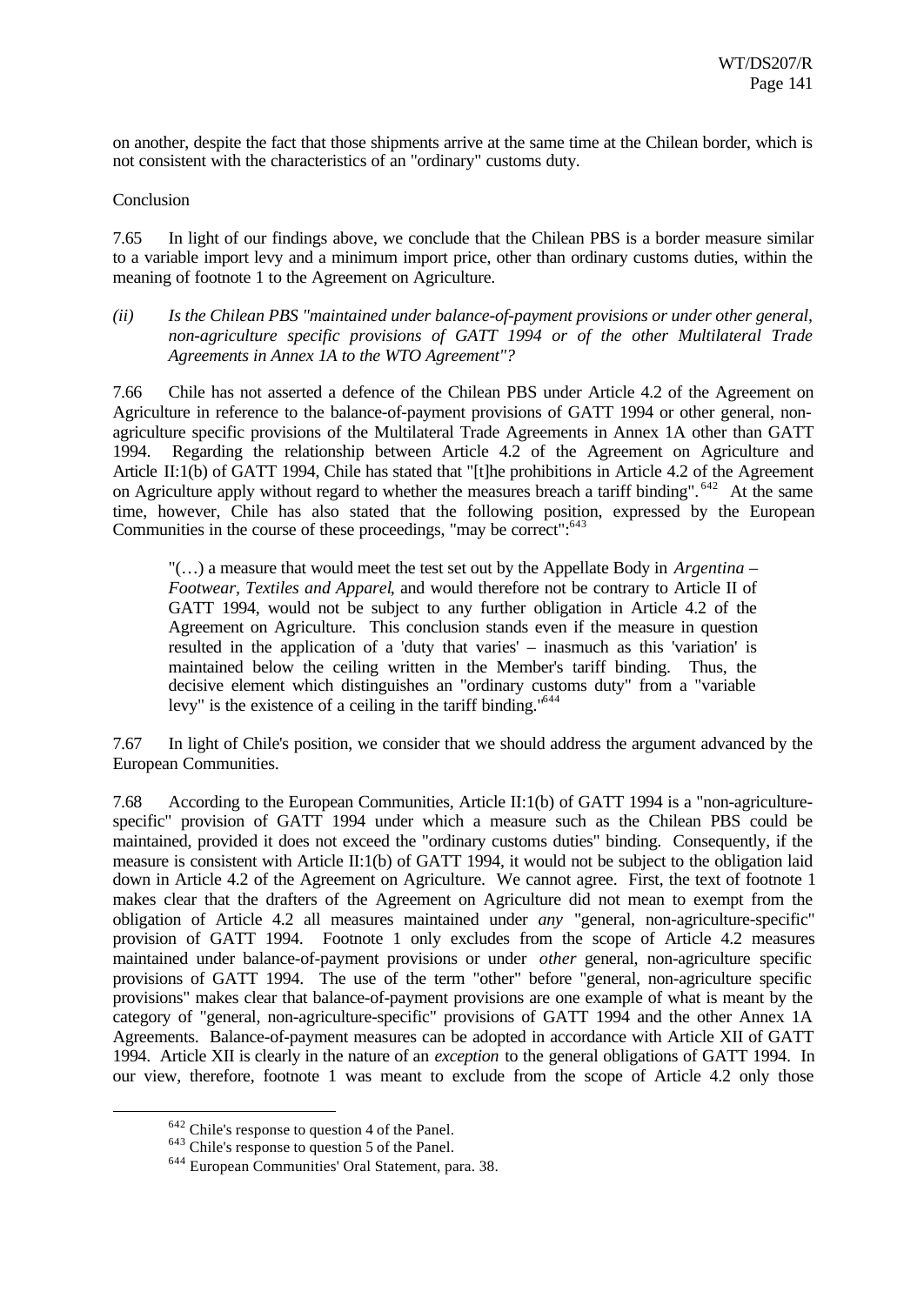on another, despite the fact that those shipments arrive at the same time at the Chilean border, which is not consistent with the characteristics of an "ordinary" customs duty.

Conclusion

7.65 In light of our findings above, we conclude that the Chilean PBS is a border measure similar to a variable import levy and a minimum import price, other than ordinary customs duties, within the meaning of footnote 1 to the Agreement on Agriculture.

*(ii) Is the Chilean PBS "maintained under balance-of-payment provisions or under other general, non-agriculture specific provisions of GATT 1994 or of the other Multilateral Trade Agreements in Annex 1A to the WTO Agreement"?*

7.66 Chile has not asserted a defence of the Chilean PBS under Article 4.2 of the Agreement on Agriculture in reference to the balance-of-payment provisions of GATT 1994 or other general, non-agriculture specific provisions of the Multilateral Trade Agreements in Annex 1A other than GATT 1994. Regarding the relationship between Article 4.2 of the Agreement on Agriculture and Article II:1(b) of GATT 1994, Chile has stated that "[t]he prohibitions in Article 4.2 of the Agreement on Agriculture apply without regard to whether the measures breach a tariff binding".[642] At the same time, however, Chile has also stated that the following position, expressed by the European Communities in the course of these proceedings, "may be correct":[643]

> "(…) a measure that would meet the test set out by the Appellate Body in *Argentina – Footwear, Textiles and Apparel*, and would therefore not be contrary to Article II of GATT 1994, would not be subject to any further obligation in Article 4.2 of the Agreement on Agriculture. This conclusion stands even if the measure in question resulted in the application of a 'duty that varies' – inasmuch as this 'variation' is maintained below the ceiling written in the Member's tariff binding. Thus, the decisive element which distinguishes an "ordinary customs duty" from a "variable levy" is the existence of a ceiling in the tariff binding."[644]

7.67 In light of Chile's position, we consider that we should address the argument advanced by the European Communities.

7.68 According to the European Communities, Article II:1(b) of GATT 1994 is a "non-agriculture-specific" provision of GATT 1994 under which a measure such as the Chilean PBS could be maintained, provided it does not exceed the "ordinary customs duties" binding. Consequently, if the measure is consistent with Article II:1(b) of GATT 1994, it would not be subject to the obligation laid down in Article 4.2 of the Agreement on Agriculture. We cannot agree. First, the text of footnote 1 makes clear that the drafters of the Agreement on Agriculture did not mean to exempt from the obligation of Article 4.2 all measures maintained under *any* "general, non-agriculture-specific" provision of GATT 1994. Footnote 1 only excludes from the scope of Article 4.2 measures maintained under balance-of-payment provisions or under *other* general, non-agriculture specific provisions of GATT 1994. The use of the term "other" before "general, non-agriculture specific provisions" makes clear that balance-of-payment provisions are one example of what is meant by the category of "general, non-agriculture-specific" provisions of GATT 1994 and the other Annex 1A Agreements. Balance-of-payment measures can be adopted in accordance with Article XII of GATT 1994. Article XII is clearly in the nature of an *exception* to the general obligations of GATT 1994. In our view, therefore, footnote 1 was meant to exclude from the scope of Article 4.2 only those

---

[642] Chile's response to question 4 of the Panel.

[643] Chile's response to question 5 of the Panel.

[644] European Communities' Oral Statement, para. 38.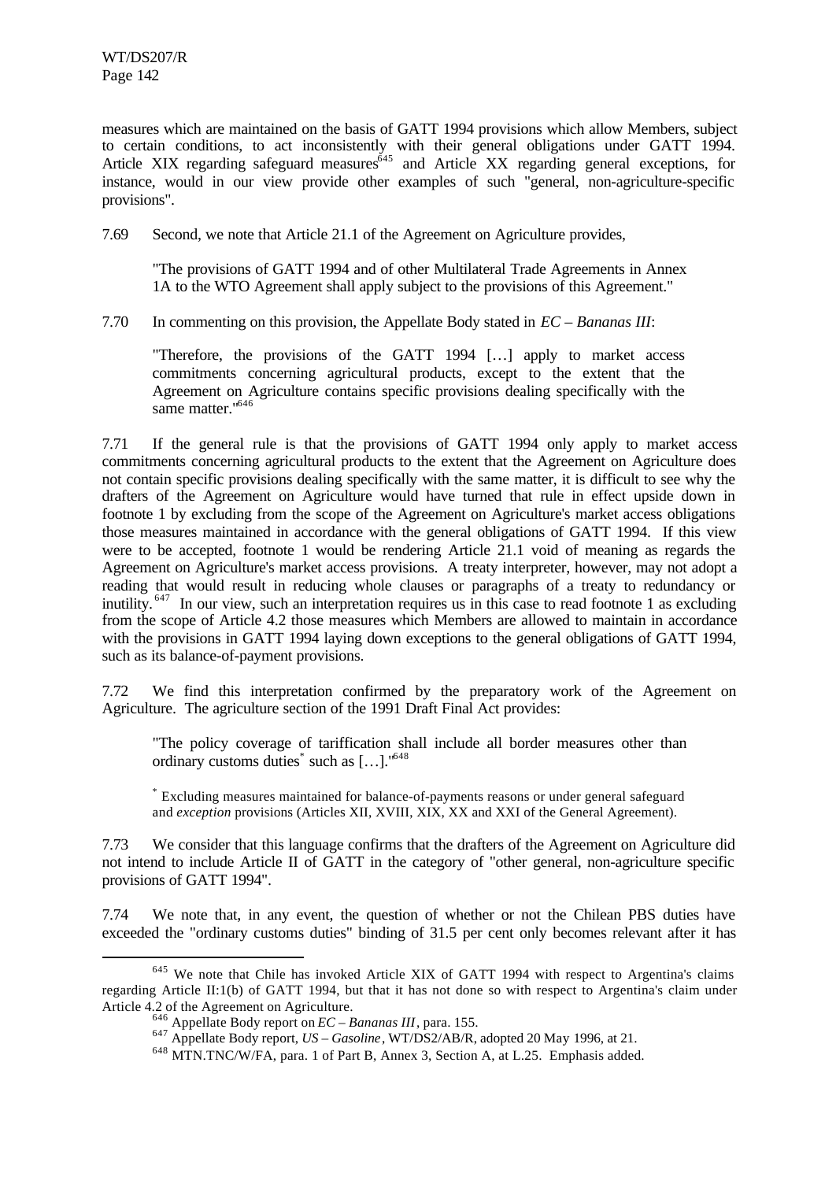measures which are maintained on the basis of GATT 1994 provisions which allow Members, subject to certain conditions, to act inconsistently with their general obligations under GATT 1994. Article XIX regarding safeguard measures[645] and Article XX regarding general exceptions, for instance, would in our view provide other examples of such "general, non-agriculture-specific provisions".

7.69 Second, we note that Article 21.1 of the Agreement on Agriculture provides,

> "The provisions of GATT 1994 and of other Multilateral Trade Agreements in Annex 1A to the WTO Agreement shall apply subject to the provisions of this Agreement."

7.70 In commenting on this provision, the Appellate Body stated in *EC – Bananas III*:

> "Therefore, the provisions of the GATT 1994 […] apply to market access commitments concerning agricultural products, except to the extent that the Agreement on Agriculture contains specific provisions dealing specifically with the same matter."[646]

7.71 If the general rule is that the provisions of GATT 1994 only apply to market access commitments concerning agricultural products to the extent that the Agreement on Agriculture does not contain specific provisions dealing specifically with the same matter, it is difficult to see why the drafters of the Agreement on Agriculture would have turned that rule in effect upside down in footnote 1 by excluding from the scope of the Agreement on Agriculture's market access obligations those measures maintained in accordance with the general obligations of GATT 1994. If this view were to be accepted, footnote 1 would be rendering Article 21.1 void of meaning as regards the Agreement on Agriculture's market access provisions. A treaty interpreter, however, may not adopt a reading that would result in reducing whole clauses or paragraphs of a treaty to redundancy or inutility.[647] In our view, such an interpretation requires us in this case to read footnote 1 as excluding from the scope of Article 4.2 those measures which Members are allowed to maintain in accordance with the provisions in GATT 1994 laying down exceptions to the general obligations of GATT 1994, such as its balance-of-payment provisions.

7.72 We find this interpretation confirmed by the preparatory work of the Agreement on Agriculture. The agriculture section of the 1991 Draft Final Act provides:

> "The policy coverage of tariffication shall include all border measures other than ordinary customs duties* such as […]."[648]
>
> \* Excluding measures maintained for balance-of-payments reasons or under general safeguard and *exception* provisions (Articles XII, XVIII, XIX, XX and XXI of the General Agreement).

7.73 We consider that this language confirms that the drafters of the Agreement on Agriculture did not intend to include Article II of GATT in the category of "other general, non-agriculture specific provisions of GATT 1994".

7.74 We note that, in any event, the question of whether or not the Chilean PBS duties have exceeded the "ordinary customs duties" binding of 31.5 per cent only becomes relevant after it has

---

[645] We note that Chile has invoked Article XIX of GATT 1994 with respect to Argentina's claims regarding Article II:1(b) of GATT 1994, but that it has not done so with respect to Argentina's claim under Article 4.2 of the Agreement on Agriculture.

[646] Appellate Body report on *EC – Bananas III*, para. 155.

[647] Appellate Body report, *US – Gasoline*, WT/DS2/AB/R, adopted 20 May 1996, at 21.

[648] MTN.TNC/W/FA, para. 1 of Part B, Annex 3, Section A, at L.25. Emphasis added.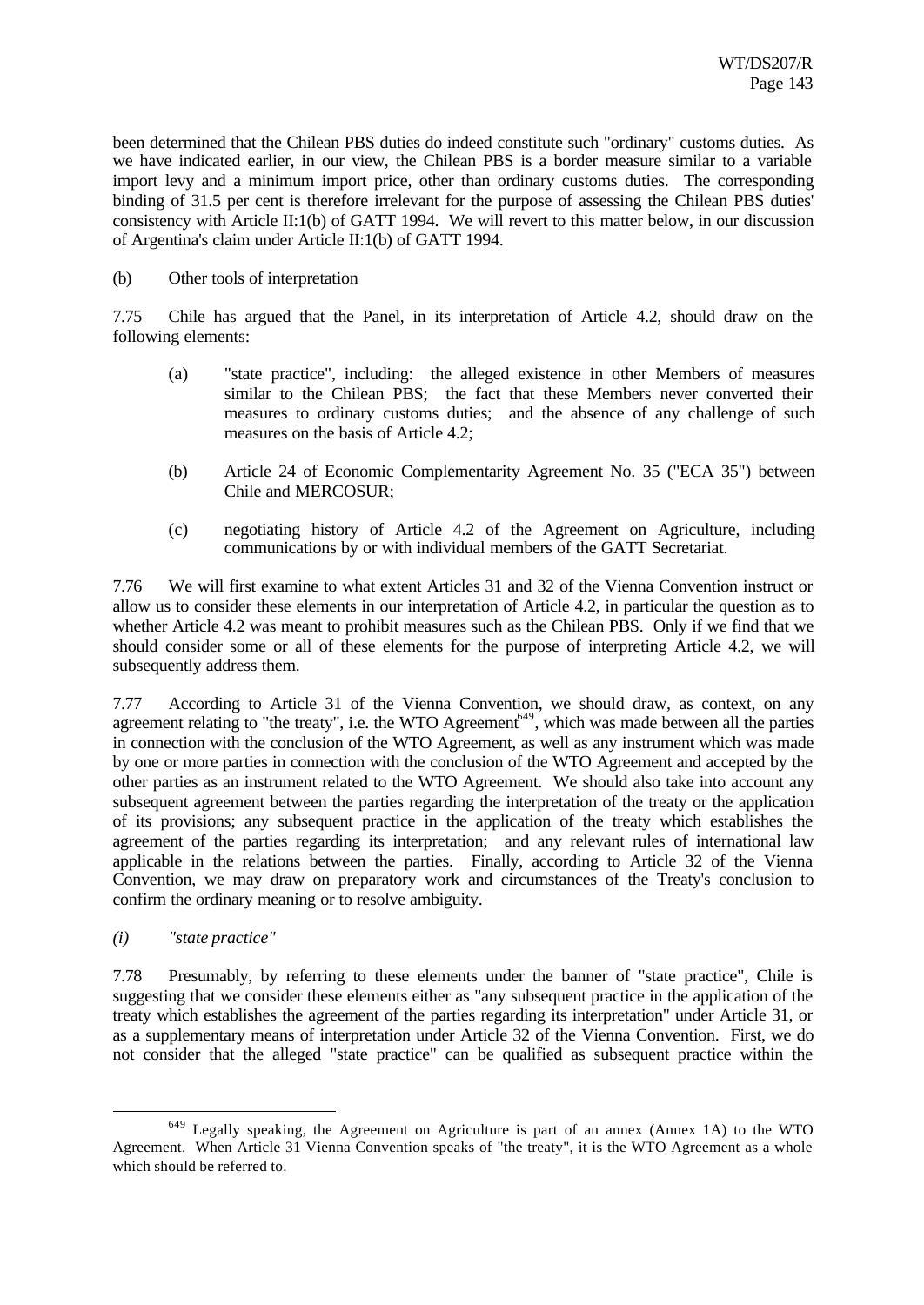been determined that the Chilean PBS duties do indeed constitute such "ordinary" customs duties. As we have indicated earlier, in our view, the Chilean PBS is a border measure similar to a variable import levy and a minimum import price, other than ordinary customs duties. The corresponding binding of 31.5 per cent is therefore irrelevant for the purpose of assessing the Chilean PBS duties' consistency with Article II:1(b) of GATT 1994. We will revert to this matter below, in our discussion of Argentina's claim under Article II:1(b) of GATT 1994.

(b) Other tools of interpretation

7.75 Chile has argued that the Panel, in its interpretation of Article 4.2, should draw on the following elements:

(a) "state practice", including: the alleged existence in other Members of measures similar to the Chilean PBS; the fact that these Members never converted their measures to ordinary customs duties; and the absence of any challenge of such measures on the basis of Article 4.2;

(b) Article 24 of Economic Complementarity Agreement No. 35 ("ECA 35") between Chile and MERCOSUR;

(c) negotiating history of Article 4.2 of the Agreement on Agriculture, including communications by or with individual members of the GATT Secretariat.

7.76 We will first examine to what extent Articles 31 and 32 of the Vienna Convention instruct or allow us to consider these elements in our interpretation of Article 4.2, in particular the question as to whether Article 4.2 was meant to prohibit measures such as the Chilean PBS. Only if we find that we should consider some or all of these elements for the purpose of interpreting Article 4.2, we will subsequently address them.

7.77 According to Article 31 of the Vienna Convention, we should draw, as context, on any agreement relating to "the treaty", i.e. the WTO Agreement[649], which was made between all the parties in connection with the conclusion of the WTO Agreement, as well as any instrument which was made by one or more parties in connection with the conclusion of the WTO Agreement and accepted by the other parties as an instrument related to the WTO Agreement. We should also take into account any subsequent agreement between the parties regarding the interpretation of the treaty or the application of its provisions; any subsequent practice in the application of the treaty which establishes the agreement of the parties regarding its interpretation; and any relevant rules of international law applicable in the relations between the parties. Finally, according to Article 32 of the Vienna Convention, we may draw on preparatory work and circumstances of the Treaty's conclusion to confirm the ordinary meaning or to resolve ambiguity.

*(i) "state practice"*

7.78 Presumably, by referring to these elements under the banner of "state practice", Chile is suggesting that we consider these elements either as "any subsequent practice in the application of the treaty which establishes the agreement of the parties regarding its interpretation" under Article 31, or as a supplementary means of interpretation under Article 32 of the Vienna Convention. First, we do not consider that the alleged "state practice" can be qualified as subsequent practice within the

---

[649] Legally speaking, the Agreement on Agriculture is part of an annex (Annex 1A) to the WTO Agreement. When Article 31 Vienna Convention speaks of "the treaty", it is the WTO Agreement as a whole which should be referred to.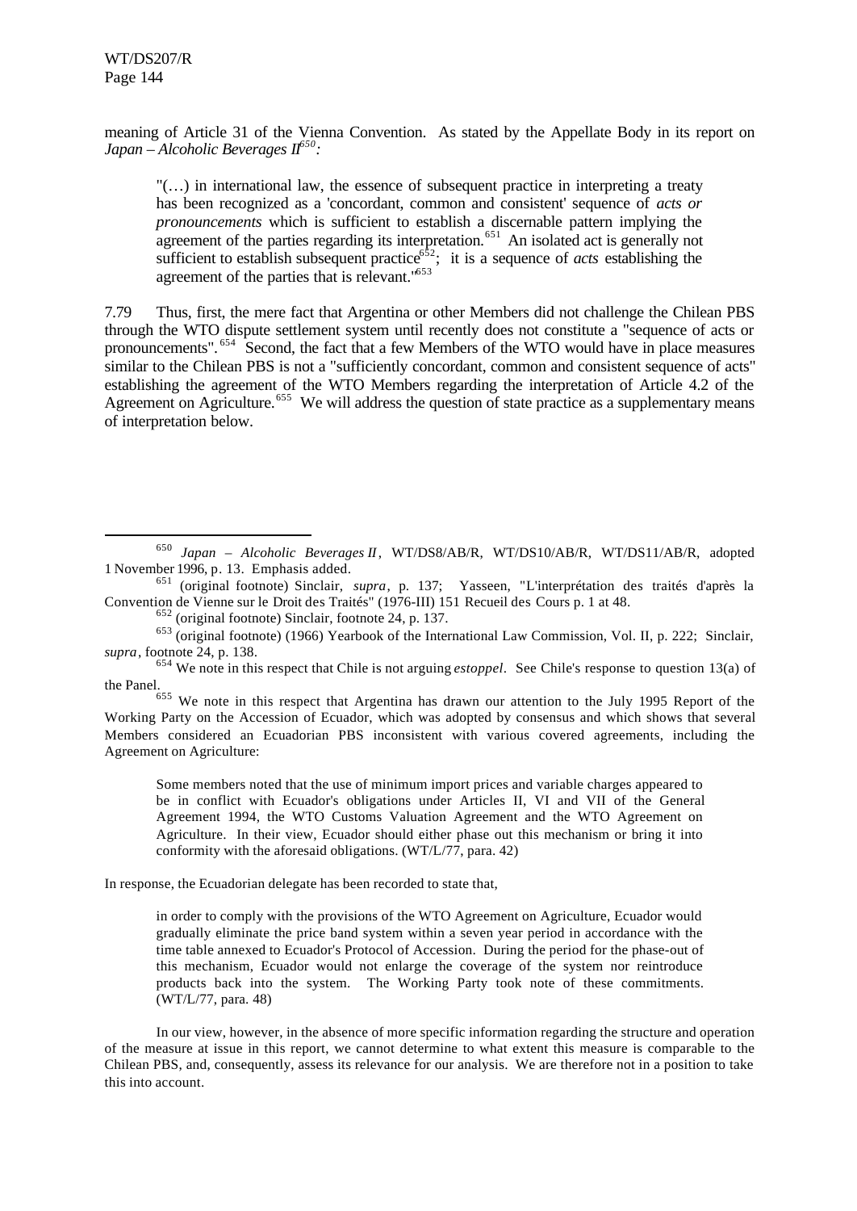meaning of Article 31 of the Vienna Convention. As stated by the Appellate Body in its report on *Japan – Alcoholic Beverages II*[650]:

> "(…) in international law, the essence of subsequent practice in interpreting a treaty has been recognized as a 'concordant, common and consistent' sequence of *acts or pronouncements* which is sufficient to establish a discernable pattern implying the agreement of the parties regarding its interpretation.[651] An isolated act is generally not sufficient to establish subsequent practice[652]; it is a sequence of *acts* establishing the agreement of the parties that is relevant."[653]

7.79 Thus, first, the mere fact that Argentina or other Members did not challenge the Chilean PBS through the WTO dispute settlement system until recently does not constitute a "sequence of acts or pronouncements".[654] Second, the fact that a few Members of the WTO would have in place measures similar to the Chilean PBS is not a "sufficiently concordant, common and consistent sequence of acts" establishing the agreement of the WTO Members regarding the interpretation of Article 4.2 of the Agreement on Agriculture.[655] We will address the question of state practice as a supplementary means of interpretation below.

---

[650] *Japan – Alcoholic Beverages II*, WT/DS8/AB/R, WT/DS10/AB/R, WT/DS11/AB/R, adopted 1 November 1996, p. 13. Emphasis added.

[651] (original footnote) Sinclair, *supra*, p. 137; Yasseen, "L'interprétation des traités d'après la Convention de Vienne sur le Droit des Traités" (1976-III) 151 Recueil des Cours p. 1 at 48.

[652] (original footnote) Sinclair, footnote 24, p. 137.

[653] (original footnote) (1966) Yearbook of the International Law Commission, Vol. II, p. 222; Sinclair, *supra*, footnote 24, p. 138.

[654] We note in this respect that Chile is not arguing *estoppel*. See Chile's response to question 13(a) of the Panel.

[655] We note in this respect that Argentina has drawn our attention to the July 1995 Report of the Working Party on the Accession of Ecuador, which was adopted by consensus and which shows that several Members considered an Ecuadorian PBS inconsistent with various covered agreements, including the Agreement on Agriculture:

> Some members noted that the use of minimum import prices and variable charges appeared to be in conflict with Ecuador's obligations under Articles II, VI and VII of the General Agreement 1994, the WTO Customs Valuation Agreement and the WTO Agreement on Agriculture. In their view, Ecuador should either phase out this mechanism or bring it into conformity with the aforesaid obligations. (WT/L/77, para. 42)

In response, the Ecuadorian delegate has been recorded to state that,

> in order to comply with the provisions of the WTO Agreement on Agriculture, Ecuador would gradually eliminate the price band system within a seven year period in accordance with the time table annexed to Ecuador's Protocol of Accession. During the period for the phase-out of this mechanism, Ecuador would not enlarge the coverage of the system nor reintroduce products back into the system. The Working Party took note of these commitments. (WT/L/77, para. 48)

In our view, however, in the absence of more specific information regarding the structure and operation of the measure at issue in this report, we cannot determine to what extent this measure is comparable to the Chilean PBS, and, consequently, assess its relevance for our analysis. We are therefore not in a position to take this into account.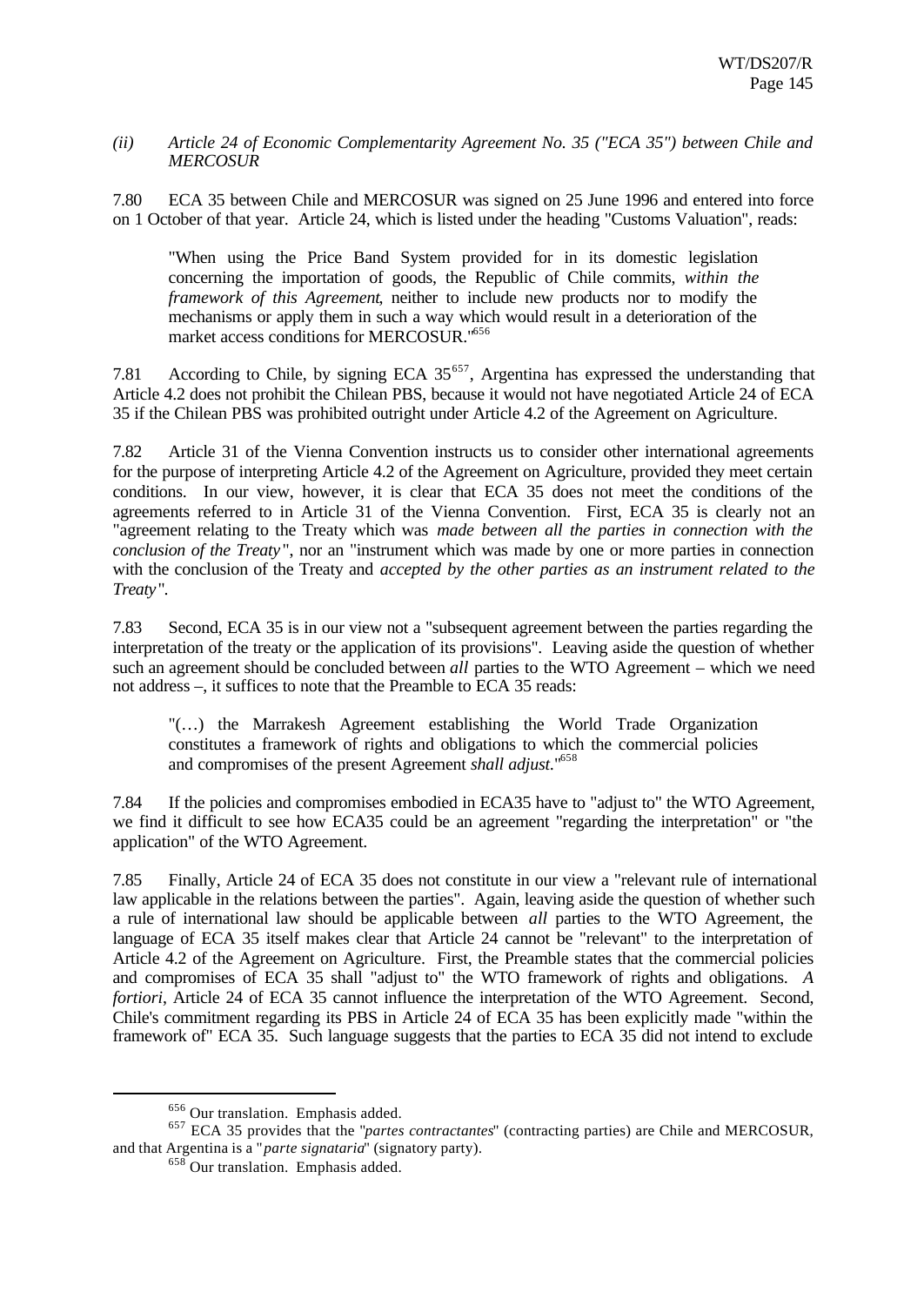*(ii) Article 24 of Economic Complementarity Agreement No. 35 ("ECA 35") between Chile and MERCOSUR*

7.80 ECA 35 between Chile and MERCOSUR was signed on 25 June 1996 and entered into force on 1 October of that year. Article 24, which is listed under the heading "Customs Valuation", reads:

> "When using the Price Band System provided for in its domestic legislation concerning the importation of goods, the Republic of Chile commits, *within the framework of this Agreement*, neither to include new products nor to modify the mechanisms or apply them in such a way which would result in a deterioration of the market access conditions for MERCOSUR."[656]

7.81 According to Chile, by signing ECA 35[657], Argentina has expressed the understanding that Article 4.2 does not prohibit the Chilean PBS, because it would not have negotiated Article 24 of ECA 35 if the Chilean PBS was prohibited outright under Article 4.2 of the Agreement on Agriculture.

7.82 Article 31 of the Vienna Convention instructs us to consider other international agreements for the purpose of interpreting Article 4.2 of the Agreement on Agriculture, provided they meet certain conditions. In our view, however, it is clear that ECA 35 does not meet the conditions of the agreements referred to in Article 31 of the Vienna Convention. First, ECA 35 is clearly not an "agreement relating to the Treaty which was *made between all the parties in connection with the conclusion of the Treaty*", nor an "instrument which was made by one or more parties in connection with the conclusion of the Treaty and *accepted by the other parties as an instrument related to the Treaty*".

7.83 Second, ECA 35 is in our view not a "subsequent agreement between the parties regarding the interpretation of the treaty or the application of its provisions". Leaving aside the question of whether such an agreement should be concluded between *all* parties to the WTO Agreement – which we need not address –, it suffices to note that the Preamble to ECA 35 reads:

> "(…) the Marrakesh Agreement establishing the World Trade Organization constitutes a framework of rights and obligations to which the commercial policies and compromises of the present Agreement *shall adjust*."[658]

7.84 If the policies and compromises embodied in ECA35 have to "adjust to" the WTO Agreement, we find it difficult to see how ECA35 could be an agreement "regarding the interpretation" or "the application" of the WTO Agreement.

7.85 Finally, Article 24 of ECA 35 does not constitute in our view a "relevant rule of international law applicable in the relations between the parties". Again, leaving aside the question of whether such a rule of international law should be applicable between *all* parties to the WTO Agreement, the language of ECA 35 itself makes clear that Article 24 cannot be "relevant" to the interpretation of Article 4.2 of the Agreement on Agriculture. First, the Preamble states that the commercial policies and compromises of ECA 35 shall "adjust to" the WTO framework of rights and obligations. *A fortiori*, Article 24 of ECA 35 cannot influence the interpretation of the WTO Agreement. Second, Chile's commitment regarding its PBS in Article 24 of ECA 35 has been explicitly made "within the framework of" ECA 35. Such language suggests that the parties to ECA 35 did not intend to exclude

---

[656] Our translation. Emphasis added.

[657] ECA 35 provides that the "*partes contractantes*" (contracting parties) are Chile and MERCOSUR, and that Argentina is a "*parte signataria*" (signatory party).

[658] Our translation. Emphasis added.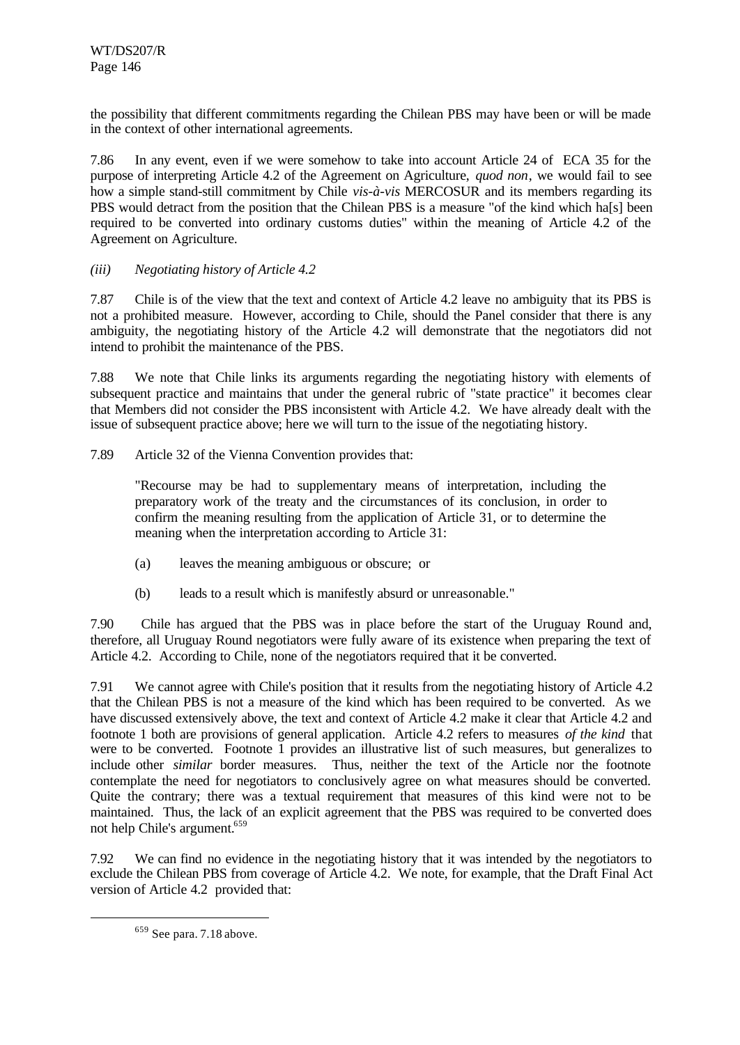the possibility that different commitments regarding the Chilean PBS may have been or will be made in the context of other international agreements.

7.86 In any event, even if we were somehow to take into account Article 24 of ECA 35 for the purpose of interpreting Article 4.2 of the Agreement on Agriculture, *quod non*, we would fail to see how a simple stand-still commitment by Chile *vis-à-vis* MERCOSUR and its members regarding its PBS would detract from the position that the Chilean PBS is a measure "of the kind which ha[s] been required to be converted into ordinary customs duties" within the meaning of Article 4.2 of the Agreement on Agriculture.

*(iii) Negotiating history of Article 4.2*

7.87 Chile is of the view that the text and context of Article 4.2 leave no ambiguity that its PBS is not a prohibited measure. However, according to Chile, should the Panel consider that there is any ambiguity, the negotiating history of the Article 4.2 will demonstrate that the negotiators did not intend to prohibit the maintenance of the PBS.

7.88 We note that Chile links its arguments regarding the negotiating history with elements of subsequent practice and maintains that under the general rubric of "state practice" it becomes clear that Members did not consider the PBS inconsistent with Article 4.2. We have already dealt with the issue of subsequent practice above; here we will turn to the issue of the negotiating history.

7.89 Article 32 of the Vienna Convention provides that:

> "Recourse may be had to supplementary means of interpretation, including the preparatory work of the treaty and the circumstances of its conclusion, in order to confirm the meaning resulting from the application of Article 31, or to determine the meaning when the interpretation according to Article 31:
>
> (a) leaves the meaning ambiguous or obscure; or
>
> (b) leads to a result which is manifestly absurd or unreasonable."

7.90 Chile has argued that the PBS was in place before the start of the Uruguay Round and, therefore, all Uruguay Round negotiators were fully aware of its existence when preparing the text of Article 4.2. According to Chile, none of the negotiators required that it be converted.

7.91 We cannot agree with Chile's position that it results from the negotiating history of Article 4.2 that the Chilean PBS is not a measure of the kind which has been required to be converted. As we have discussed extensively above, the text and context of Article 4.2 make it clear that Article 4.2 and footnote 1 both are provisions of general application. Article 4.2 refers to measures *of the kind* that were to be converted. Footnote 1 provides an illustrative list of such measures, but generalizes to include other *similar* border measures. Thus, neither the text of the Article nor the footnote contemplate the need for negotiators to conclusively agree on what measures should be converted. Quite the contrary; there was a textual requirement that measures of this kind were not to be maintained. Thus, the lack of an explicit agreement that the PBS was required to be converted does not help Chile's argument.[659]

7.92 We can find no evidence in the negotiating history that it was intended by the negotiators to exclude the Chilean PBS from coverage of Article 4.2. We note, for example, that the Draft Final Act version of Article 4.2 provided that:

---

[659] See para. 7.18 above.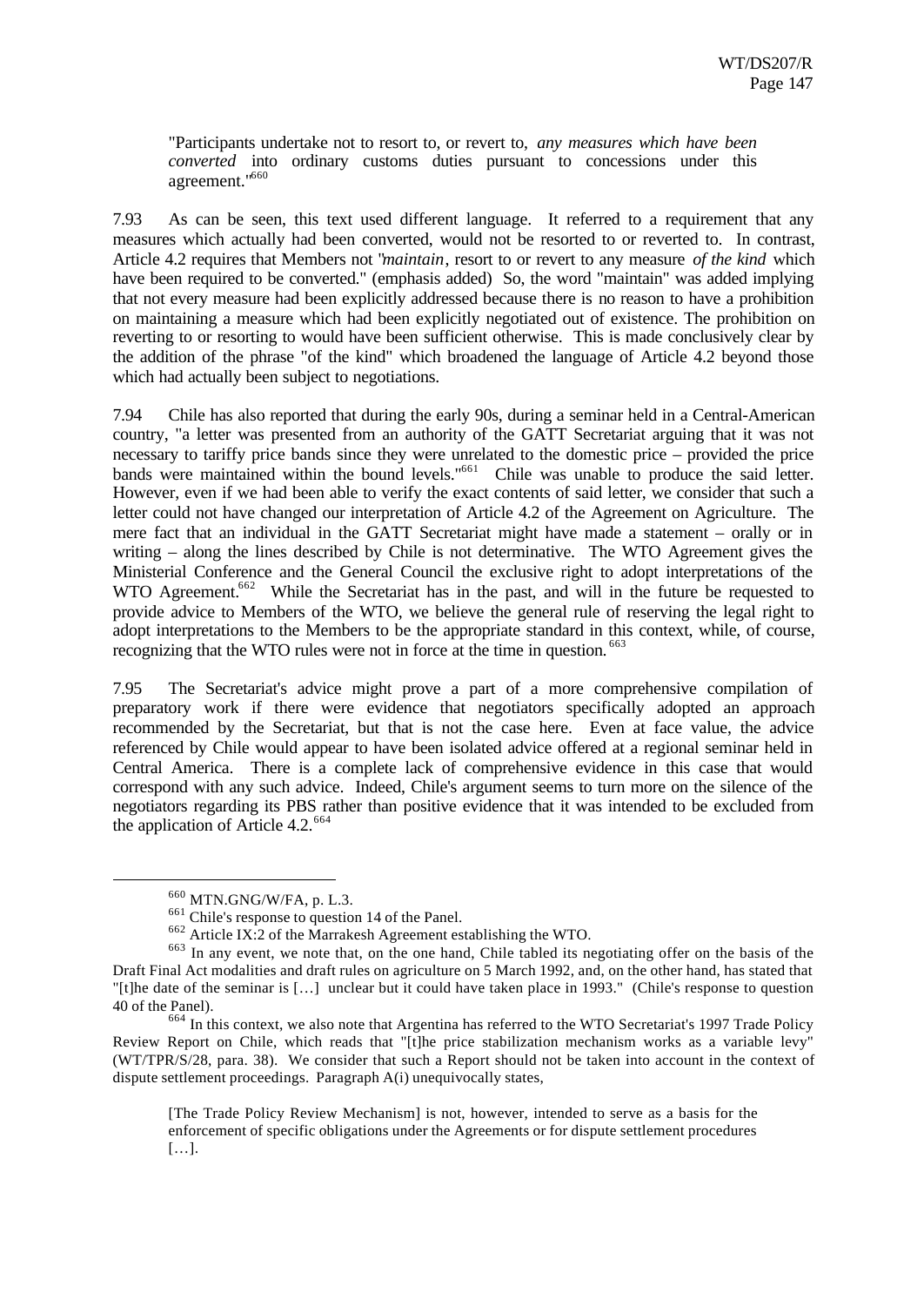"Participants undertake not to resort to, or revert to, *any measures which have been converted* into ordinary customs duties pursuant to concessions under this agreement."[660]

7.93 As can be seen, this text used different language. It referred to a requirement that any measures which actually had been converted, would not be resorted to or reverted to. In contrast, Article 4.2 requires that Members not "*maintain*, resort to or revert to any measure *of the kind* which have been required to be converted." (emphasis added) So, the word "maintain" was added implying that not every measure had been explicitly addressed because there is no reason to have a prohibition on maintaining a measure which had been explicitly negotiated out of existence. The prohibition on reverting to or resorting to would have been sufficient otherwise. This is made conclusively clear by the addition of the phrase "of the kind" which broadened the language of Article 4.2 beyond those which had actually been subject to negotiations.

7.94 Chile has also reported that during the early 90s, during a seminar held in a Central-American country, "a letter was presented from an authority of the GATT Secretariat arguing that it was not necessary to tariffy price bands since they were unrelated to the domestic price – provided the price bands were maintained within the bound levels."[661] Chile was unable to produce the said letter. However, even if we had been able to verify the exact contents of said letter, we consider that such a letter could not have changed our interpretation of Article 4.2 of the Agreement on Agriculture. The mere fact that an individual in the GATT Secretariat might have made a statement – orally or in writing – along the lines described by Chile is not determinative. The WTO Agreement gives the Ministerial Conference and the General Council the exclusive right to adopt interpretations of the WTO Agreement.[662] While the Secretariat has in the past, and will in the future be requested to provide advice to Members of the WTO, we believe the general rule of reserving the legal right to adopt interpretations to the Members to be the appropriate standard in this context, while, of course, recognizing that the WTO rules were not in force at the time in question.[663]

7.95 The Secretariat's advice might prove a part of a more comprehensive compilation of preparatory work if there were evidence that negotiators specifically adopted an approach recommended by the Secretariat, but that is not the case here. Even at face value, the advice referenced by Chile would appear to have been isolated advice offered at a regional seminar held in Central America. There is a complete lack of comprehensive evidence in this case that would correspond with any such advice. Indeed, Chile's argument seems to turn more on the silence of the negotiators regarding its PBS rather than positive evidence that it was intended to be excluded from the application of Article 4.2.[664]

---

[660] MTN.GNG/W/FA, p. L.3.

[661] Chile's response to question 14 of the Panel.

[662] Article IX:2 of the Marrakesh Agreement establishing the WTO.

[663] In any event, we note that, on the one hand, Chile tabled its negotiating offer on the basis of the Draft Final Act modalities and draft rules on agriculture on 5 March 1992, and, on the other hand, has stated that "[t]he date of the seminar is […] unclear but it could have taken place in 1993." (Chile's response to question 40 of the Panel).

[664] In this context, we also note that Argentina has referred to the WTO Secretariat's 1997 Trade Policy Review Report on Chile, which reads that "[t]he price stabilization mechanism works as a variable levy" (WT/TPR/S/28, para. 38). We consider that such a Report should not be taken into account in the context of dispute settlement proceedings. Paragraph A(i) unequivocally states,

> [The Trade Policy Review Mechanism] is not, however, intended to serve as a basis for the enforcement of specific obligations under the Agreements or for dispute settlement procedures […].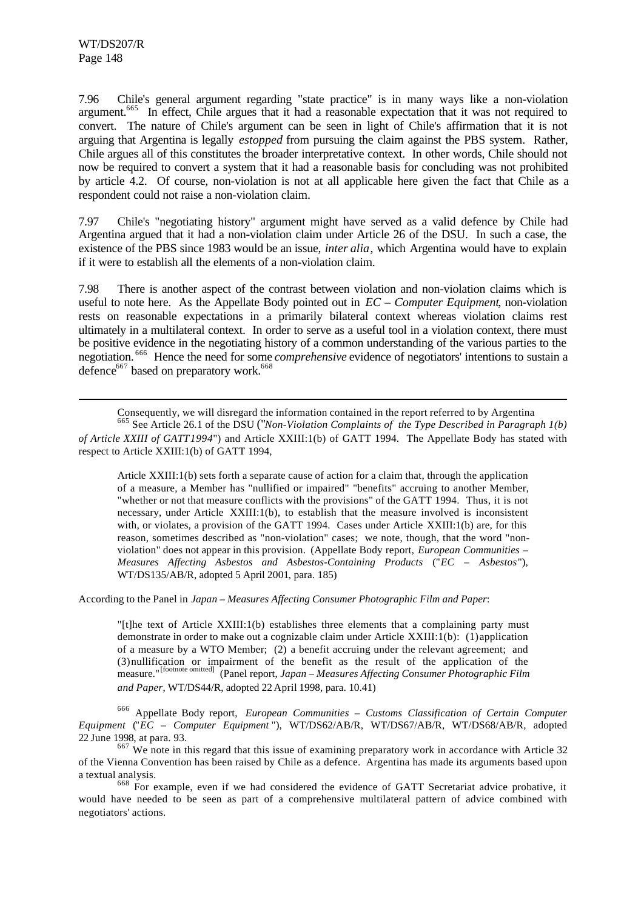7.96 Chile's general argument regarding "state practice" is in many ways like a non-violation argument.[665] In effect, Chile argues that it had a reasonable expectation that it was not required to convert. The nature of Chile's argument can be seen in light of Chile's affirmation that it is not arguing that Argentina is legally *estopped* from pursuing the claim against the PBS system. Rather, Chile argues all of this constitutes the broader interpretative context. In other words, Chile should not now be required to convert a system that it had a reasonable basis for concluding was not prohibited by article 4.2. Of course, non-violation is not at all applicable here given the fact that Chile as a respondent could not raise a non-violation claim.

7.97 Chile's "negotiating history" argument might have served as a valid defence by Chile had Argentina argued that it had a non-violation claim under Article 26 of the DSU. In such a case, the existence of the PBS since 1983 would be an issue, *inter alia*, which Argentina would have to explain if it were to establish all the elements of a non-violation claim.

7.98 There is another aspect of the contrast between violation and non-violation claims which is useful to note here. As the Appellate Body pointed out in *EC – Computer Equipment*, non-violation rests on reasonable expectations in a primarily bilateral context whereas violation claims rest ultimately in a multilateral context. In order to serve as a useful tool in a violation context, there must be positive evidence in the negotiating history of a common understanding of the various parties to the negotiation.[666] Hence the need for some *comprehensive* evidence of negotiators' intentions to sustain a defence[667] based on preparatory work.[668]

---

Consequently, we will disregard the information contained in the report referred to by Argentina

[665] See Article 26.1 of the DSU ("*Non-Violation Complaints of the Type Described in Paragraph 1(b) of Article XXIII of GATT1994*") and Article XXIII:1(b) of GATT 1994. The Appellate Body has stated with respect to Article XXIII:1(b) of GATT 1994,

> Article XXIII:1(b) sets forth a separate cause of action for a claim that, through the application of a measure, a Member has "nullified or impaired" "benefits" accruing to another Member, "whether or not that measure conflicts with the provisions" of the GATT 1994. Thus, it is not necessary, under Article XXIII:1(b), to establish that the measure involved is inconsistent with, or violates, a provision of the GATT 1994. Cases under Article XXIII:1(b) are, for this reason, sometimes described as "non-violation" cases; we note, though, that the word "non-violation" does not appear in this provision. (Appellate Body report, *European Communities – Measures Affecting Asbestos and Asbestos-Containing Products* ("*EC – Asbestos*"), WT/DS135/AB/R, adopted 5 April 2001, para. 185)

According to the Panel in *Japan – Measures Affecting Consumer Photographic Film and Paper*:

> "[t]he text of Article XXIII:1(b) establishes three elements that a complaining party must demonstrate in order to make out a cognizable claim under Article XXIII:1(b): (1) application of a measure by a WTO Member; (2) a benefit accruing under the relevant agreement; and (3) nullification or impairment of the benefit as the result of the application of the measure."[footnote omitted] (Panel report, *Japan – Measures Affecting Consumer Photographic Film and Paper*, WT/DS44/R, adopted 22 April 1998, para. 10.41)

[666] Appellate Body report, *European Communities – Customs Classification of Certain Computer Equipment* ("*EC – Computer Equipment*"), WT/DS62/AB/R, WT/DS67/AB/R, WT/DS68/AB/R, adopted 22 June 1998, at para. 93.

[667] We note in this regard that this issue of examining preparatory work in accordance with Article 32 of the Vienna Convention has been raised by Chile as a defence. Argentina has made its arguments based upon a textual analysis.

[668] For example, even if we had considered the evidence of GATT Secretariat advice probative, it would have needed to be seen as part of a comprehensive multilateral pattern of advice combined with negotiators' actions.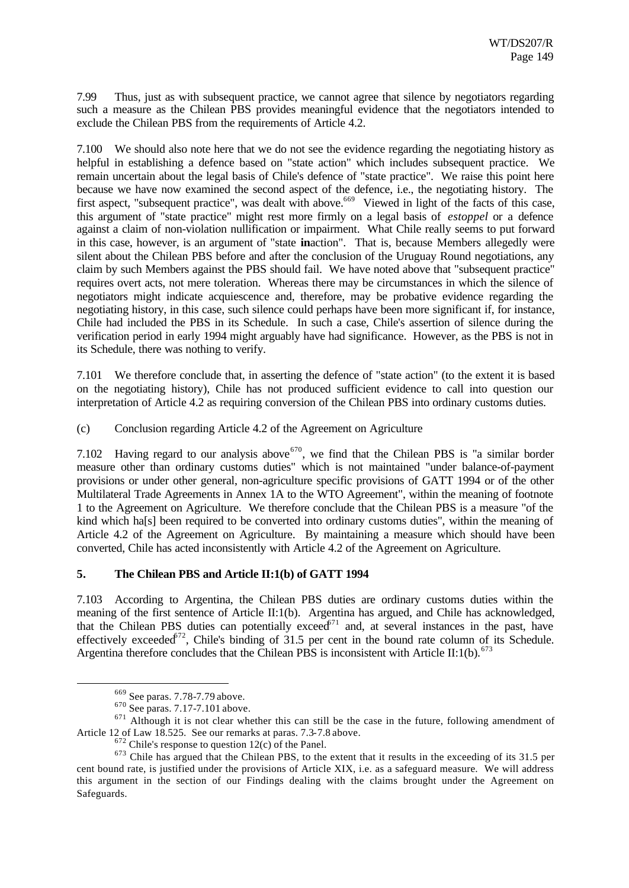7.99 Thus, just as with subsequent practice, we cannot agree that silence by negotiators regarding such a measure as the Chilean PBS provides meaningful evidence that the negotiators intended to exclude the Chilean PBS from the requirements of Article 4.2.

7.100 We should also note here that we do not see the evidence regarding the negotiating history as helpful in establishing a defence based on "state action" which includes subsequent practice. We remain uncertain about the legal basis of Chile's defence of "state practice". We raise this point here because we have now examined the second aspect of the defence, i.e., the negotiating history. The first aspect, "subsequent practice", was dealt with above.[669] Viewed in light of the facts of this case, this argument of "state practice" might rest more firmly on a legal basis of *estoppel* or a defence against a claim of non-violation nullification or impairment. What Chile really seems to put forward in this case, however, is an argument of "state **in**action". That is, because Members allegedly were silent about the Chilean PBS before and after the conclusion of the Uruguay Round negotiations, any claim by such Members against the PBS should fail. We have noted above that "subsequent practice" requires overt acts, not mere toleration. Whereas there may be circumstances in which the silence of negotiators might indicate acquiescence and, therefore, may be probative evidence regarding the negotiating history, in this case, such silence could perhaps have been more significant if, for instance, Chile had included the PBS in its Schedule. In such a case, Chile's assertion of silence during the verification period in early 1994 might arguably have had significance. However, as the PBS is not in its Schedule, there was nothing to verify.

7.101 We therefore conclude that, in asserting the defence of "state action" (to the extent it is based on the negotiating history), Chile has not produced sufficient evidence to call into question our interpretation of Article 4.2 as requiring conversion of the Chilean PBS into ordinary customs duties.

(c) Conclusion regarding Article 4.2 of the Agreement on Agriculture

7.102 Having regard to our analysis above[670], we find that the Chilean PBS is "a similar border measure other than ordinary customs duties" which is not maintained "under balance-of-payment provisions or under other general, non-agriculture specific provisions of GATT 1994 or of the other Multilateral Trade Agreements in Annex 1A to the WTO Agreement", within the meaning of footnote 1 to the Agreement on Agriculture. We therefore conclude that the Chilean PBS is a measure "of the kind which ha[s] been required to be converted into ordinary customs duties", within the meaning of Article 4.2 of the Agreement on Agriculture. By maintaining a measure which should have been converted, Chile has acted inconsistently with Article 4.2 of the Agreement on Agriculture.

### 5. The Chilean PBS and Article II:1(b) of GATT 1994

7.103 According to Argentina, the Chilean PBS duties are ordinary customs duties within the meaning of the first sentence of Article II:1(b). Argentina has argued, and Chile has acknowledged, that the Chilean PBS duties can potentially exceed[671] and, at several instances in the past, have effectively exceeded[672], Chile's binding of 31.5 per cent in the bound rate column of its Schedule. Argentina therefore concludes that the Chilean PBS is inconsistent with Article II:1(b).[673]

---

[669] See paras. 7.78-7.79 above.

[670] See paras. 7.17-7.101 above.

[671] Although it is not clear whether this can still be the case in the future, following amendment of Article 12 of Law 18.525. See our remarks at paras. 7.3-7.8 above.

[672] Chile's response to question 12(c) of the Panel.

[673] Chile has argued that the Chilean PBS, to the extent that it results in the exceeding of its 31.5 per cent bound rate, is justified under the provisions of Article XIX, i.e. as a safeguard measure. We will address this argument in the section of our Findings dealing with the claims brought under the Agreement on Safeguards.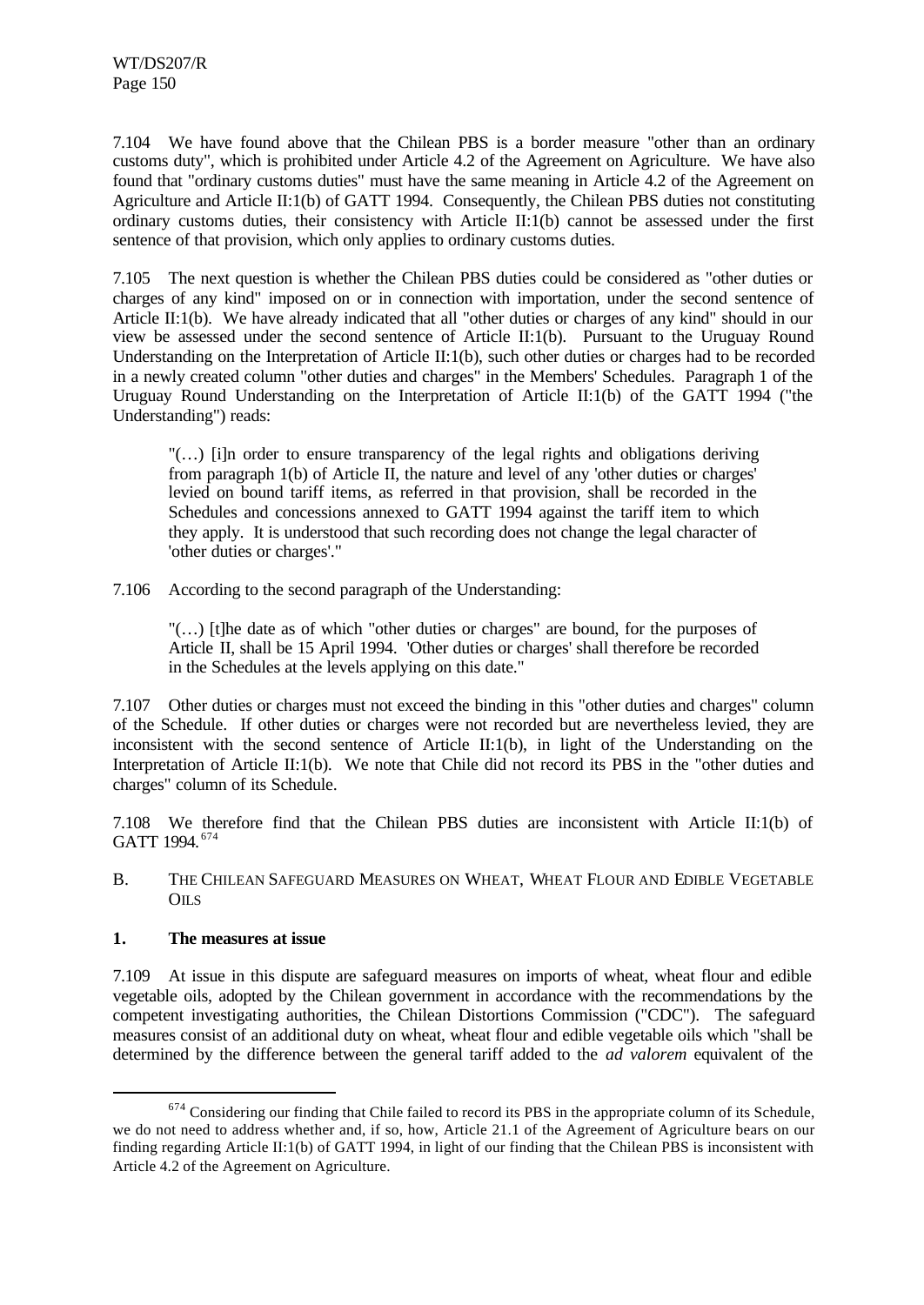7.104 We have found above that the Chilean PBS is a border measure "other than an ordinary customs duty", which is prohibited under Article 4.2 of the Agreement on Agriculture. We have also found that "ordinary customs duties" must have the same meaning in Article 4.2 of the Agreement on Agriculture and Article II:1(b) of GATT 1994. Consequently, the Chilean PBS duties not constituting ordinary customs duties, their consistency with Article II:1(b) cannot be assessed under the first sentence of that provision, which only applies to ordinary customs duties.

7.105 The next question is whether the Chilean PBS duties could be considered as "other duties or charges of any kind" imposed on or in connection with importation, under the second sentence of Article II:1(b). We have already indicated that all "other duties or charges of any kind" should in our view be assessed under the second sentence of Article II:1(b). Pursuant to the Uruguay Round Understanding on the Interpretation of Article II:1(b), such other duties or charges had to be recorded in a newly created column "other duties and charges" in the Members' Schedules. Paragraph 1 of the Uruguay Round Understanding on the Interpretation of Article II:1(b) of the GATT 1994 ("the Understanding") reads:

> "(…) [i]n order to ensure transparency of the legal rights and obligations deriving from paragraph 1(b) of Article II, the nature and level of any 'other duties or charges' levied on bound tariff items, as referred in that provision, shall be recorded in the Schedules and concessions annexed to GATT 1994 against the tariff item to which they apply. It is understood that such recording does not change the legal character of 'other duties or charges'."

7.106 According to the second paragraph of the Understanding:

> "(…) [t]he date as of which "other duties or charges" are bound, for the purposes of Article II, shall be 15 April 1994. 'Other duties or charges' shall therefore be recorded in the Schedules at the levels applying on this date."

7.107 Other duties or charges must not exceed the binding in this "other duties and charges" column of the Schedule. If other duties or charges were not recorded but are nevertheless levied, they are inconsistent with the second sentence of Article II:1(b), in light of the Understanding on the Interpretation of Article II:1(b). We note that Chile did not record its PBS in the "other duties and charges" column of its Schedule.

7.108 We therefore find that the Chilean PBS duties are inconsistent with Article II:1(b) of GATT 1994.[674]

B. THE CHILEAN SAFEGUARD MEASURES ON WHEAT, WHEAT FLOUR AND EDIBLE VEGETABLE OILS

**1. The measures at issue**

7.109 At issue in this dispute are safeguard measures on imports of wheat, wheat flour and edible vegetable oils, adopted by the Chilean government in accordance with the recommendations by the competent investigating authorities, the Chilean Distortions Commission ("CDC"). The safeguard measures consist of an additional duty on wheat, wheat flour and edible vegetable oils which "shall be determined by the difference between the general tariff added to the *ad valorem* equivalent of the

---

[674] Considering our finding that Chile failed to record its PBS in the appropriate column of its Schedule, we do not need to address whether and, if so, how, Article 21.1 of the Agreement of Agriculture bears on our finding regarding Article II:1(b) of GATT 1994, in light of our finding that the Chilean PBS is inconsistent with Article 4.2 of the Agreement on Agriculture.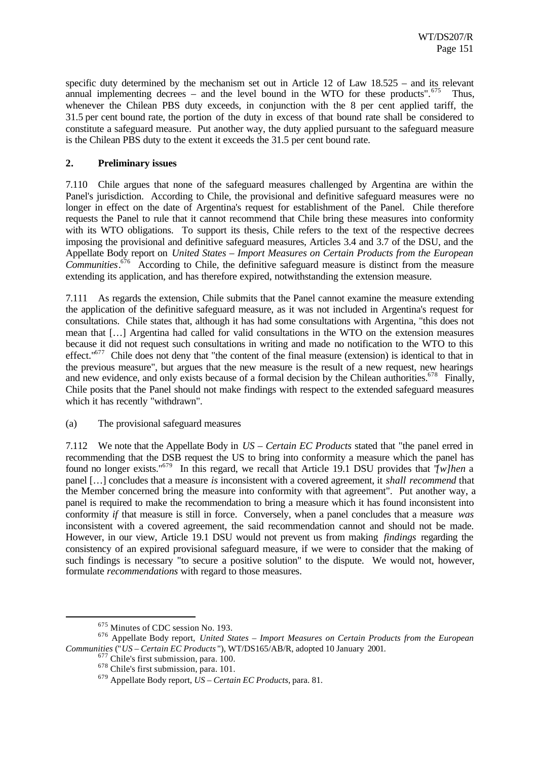specific duty determined by the mechanism set out in Article 12 of Law 18.525 – and its relevant annual implementing decrees – and the level bound in the WTO for these products".[675] Thus, whenever the Chilean PBS duty exceeds, in conjunction with the 8 per cent applied tariff, the 31.5 per cent bound rate, the portion of the duty in excess of that bound rate shall be considered to constitute a safeguard measure. Put another way, the duty applied pursuant to the safeguard measure is the Chilean PBS duty to the extent it exceeds the 31.5 per cent bound rate.

## 2. Preliminary issues

7.110 Chile argues that none of the safeguard measures challenged by Argentina are within the Panel's jurisdiction. According to Chile, the provisional and definitive safeguard measures were no longer in effect on the date of Argentina's request for establishment of the Panel. Chile therefore requests the Panel to rule that it cannot recommend that Chile bring these measures into conformity with its WTO obligations. To support its thesis, Chile refers to the text of the respective decrees imposing the provisional and definitive safeguard measures, Articles 3.4 and 3.7 of the DSU, and the Appellate Body report on *United States – Import Measures on Certain Products from the European Communities*.[676] According to Chile, the definitive safeguard measure is distinct from the measure extending its application, and has therefore expired, notwithstanding the extension measure.

7.111 As regards the extension, Chile submits that the Panel cannot examine the measure extending the application of the definitive safeguard measure, as it was not included in Argentina's request for consultations. Chile states that, although it has had some consultations with Argentina, "this does not mean that […] Argentina had called for valid consultations in the WTO on the extension measures because it did not request such consultations in writing and made no notification to the WTO to this effect."[677] Chile does not deny that "the content of the final measure (extension) is identical to that in the previous measure", but argues that the new measure is the result of a new request, new hearings and new evidence, and only exists because of a formal decision by the Chilean authorities.[678] Finally, Chile posits that the Panel should not make findings with respect to the extended safeguard measures which it has recently "withdrawn".

(a) The provisional safeguard measures

7.112 We note that the Appellate Body in *US – Certain EC Products* stated that "the panel erred in recommending that the DSB request the US to bring into conformity a measure which the panel has found no longer exists."[679] In this regard, we recall that Article 19.1 DSU provides that "*[w]hen* a panel […] concludes that a measure *is* inconsistent with a covered agreement, it *shall recommend* that the Member concerned bring the measure into conformity with that agreement". Put another way, a panel is required to make the recommendation to bring a measure which it has found inconsistent into conformity *if* that measure is still in force. Conversely, when a panel concludes that a measure *was* inconsistent with a covered agreement, the said recommendation cannot and should not be made. However, in our view, Article 19.1 DSU would not prevent us from making *findings* regarding the consistency of an expired provisional safeguard measure, if we were to consider that the making of such findings is necessary "to secure a positive solution" to the dispute. We would not, however, formulate *recommendations* with regard to those measures.

---

[675] Minutes of CDC session No. 193.

[676] Appellate Body report, *United States – Import Measures on Certain Products from the European Communities* ("*US – Certain EC Products*"), WT/DS165/AB/R, adopted 10 January 2001.

[677] Chile's first submission, para. 100.

[678] Chile's first submission, para. 101.

[679] Appellate Body report, *US – Certain EC Products*, para. 81.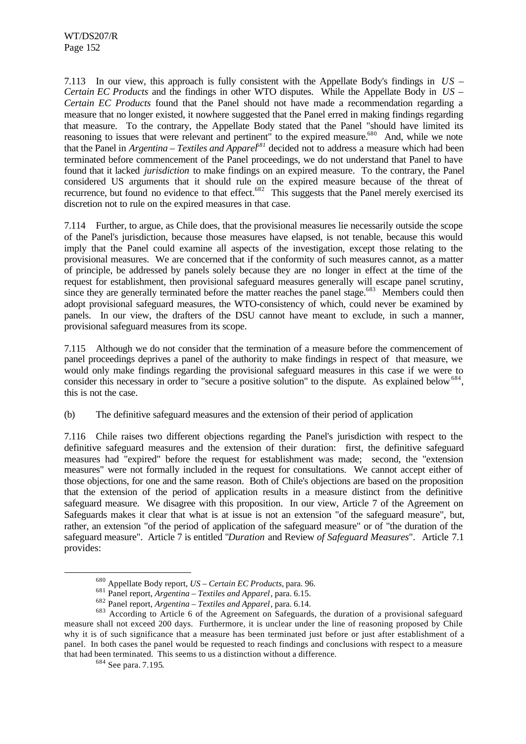7.113 In our view, this approach is fully consistent with the Appellate Body's findings in *US – Certain EC Products* and the findings in other WTO disputes. While the Appellate Body in *US – Certain EC Products* found that the Panel should not have made a recommendation regarding a measure that no longer existed, it nowhere suggested that the Panel erred in making findings regarding that measure. To the contrary, the Appellate Body stated that the Panel "should have limited its reasoning to issues that were relevant and pertinent" to the expired measure.[680] And, while we note that the Panel in *Argentina – Textiles and Apparel*[681] decided not to address a measure which had been terminated before commencement of the Panel proceedings, we do not understand that Panel to have found that it lacked *jurisdiction* to make findings on an expired measure. To the contrary, the Panel considered US arguments that it should rule on the expired measure because of the threat of recurrence, but found no evidence to that effect.[682] This suggests that the Panel merely exercised its discretion not to rule on the expired measures in that case.

7.114 Further, to argue, as Chile does, that the provisional measures lie necessarily outside the scope of the Panel's jurisdiction, because those measures have elapsed, is not tenable, because this would imply that the Panel could examine all aspects of the investigation, except those relating to the provisional measures. We are concerned that if the conformity of such measures cannot, as a matter of principle, be addressed by panels solely because they are no longer in effect at the time of the request for establishment, then provisional safeguard measures generally will escape panel scrutiny, since they are generally terminated before the matter reaches the panel stage.[683] Members could then adopt provisional safeguard measures, the WTO-consistency of which, could never be examined by panels. In our view, the drafters of the DSU cannot have meant to exclude, in such a manner, provisional safeguard measures from its scope.

7.115 Although we do not consider that the termination of a measure before the commencement of panel proceedings deprives a panel of the authority to make findings in respect of that measure, we would only make findings regarding the provisional safeguard measures in this case if we were to consider this necessary in order to "secure a positive solution" to the dispute. As explained below[684], this is not the case.

(b) The definitive safeguard measures and the extension of their period of application

7.116 Chile raises two different objections regarding the Panel's jurisdiction with respect to the definitive safeguard measures and the extension of their duration: first, the definitive safeguard measures had "expired" before the request for establishment was made; second, the "extension measures" were not formally included in the request for consultations. We cannot accept either of those objections, for one and the same reason. Both of Chile's objections are based on the proposition that the extension of the period of application results in a measure distinct from the definitive safeguard measure. We disagree with this proposition. In our view, Article 7 of the Agreement on Safeguards makes it clear that what is at issue is not an extension "of the safeguard measure", but, rather, an extension "of the period of application of the safeguard measure" or of "the duration of the safeguard measure". Article 7 is entitled "*Duration* and Review *of Safeguard Measures*". Article 7.1 provides:

---

[680] Appellate Body report, *US – Certain EC Products*, para. 96.

[681] Panel report, *Argentina – Textiles and Apparel*, para. 6.15.

[682] Panel report, *Argentina – Textiles and Apparel*, para. 6.14.

[683] According to Article 6 of the Agreement on Safeguards, the duration of a provisional safeguard measure shall not exceed 200 days. Furthermore, it is unclear under the line of reasoning proposed by Chile why it is of such significance that a measure has been terminated just before or just after establishment of a panel. In both cases the panel would be requested to reach findings and conclusions with respect to a measure that had been terminated. This seems to us a distinction without a difference.

[684] See para. 7.195.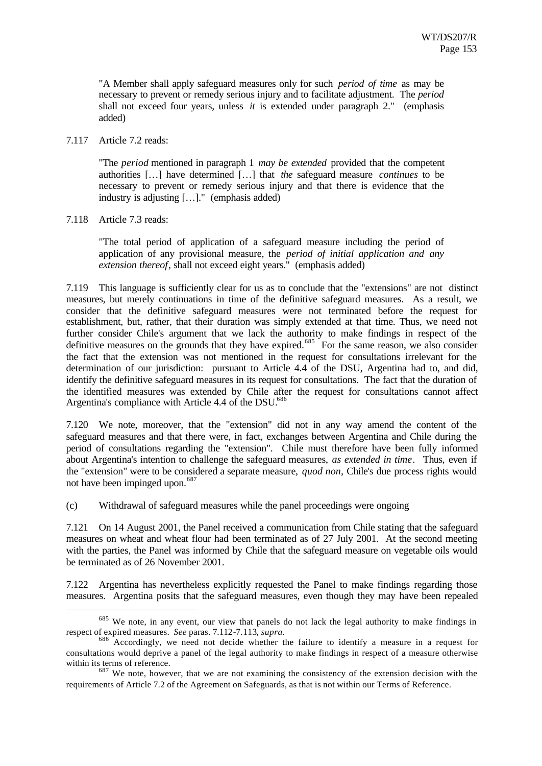"A Member shall apply safeguard measures only for such *period of time* as may be necessary to prevent or remedy serious injury and to facilitate adjustment. The *period* shall not exceed four years, unless *it* is extended under paragraph 2." (emphasis added)

7.117 Article 7.2 reads:

"The *period* mentioned in paragraph 1 *may be extended* provided that the competent authorities […] have determined […] that *the* safeguard measure *continues* to be necessary to prevent or remedy serious injury and that there is evidence that the industry is adjusting […]." (emphasis added)

7.118 Article 7.3 reads:

"The total period of application of a safeguard measure including the period of application of any provisional measure, the *period of initial application and any extension thereof*, shall not exceed eight years." (emphasis added)

7.119 This language is sufficiently clear for us as to conclude that the "extensions" are not distinct measures, but merely continuations in time of the definitive safeguard measures. As a result, we consider that the definitive safeguard measures were not terminated before the request for establishment, but, rather, that their duration was simply extended at that time. Thus, we need not further consider Chile's argument that we lack the authority to make findings in respect of the definitive measures on the grounds that they have expired.[685] For the same reason, we also consider the fact that the extension was not mentioned in the request for consultations irrelevant for the determination of our jurisdiction: pursuant to Article 4.4 of the DSU, Argentina had to, and did, identify the definitive safeguard measures in its request for consultations. The fact that the duration of the identified measures was extended by Chile after the request for consultations cannot affect Argentina's compliance with Article 4.4 of the DSU.[686]

7.120 We note, moreover, that the "extension" did not in any way amend the content of the safeguard measures and that there were, in fact, exchanges between Argentina and Chile during the period of consultations regarding the "extension". Chile must therefore have been fully informed about Argentina's intention to challenge the safeguard measures, *as extended in time*. Thus, even if the "extension" were to be considered a separate measure, *quod non*, Chile's due process rights would not have been impinged upon.[687]

(c) Withdrawal of safeguard measures while the panel proceedings were ongoing

7.121 On 14 August 2001, the Panel received a communication from Chile stating that the safeguard measures on wheat and wheat flour had been terminated as of 27 July 2001. At the second meeting with the parties, the Panel was informed by Chile that the safeguard measure on vegetable oils would be terminated as of 26 November 2001.

7.122 Argentina has nevertheless explicitly requested the Panel to make findings regarding those measures. Argentina posits that the safeguard measures, even though they may have been repealed

---

[685] We note, in any event, our view that panels do not lack the legal authority to make findings in respect of expired measures. *See* paras. 7.112-7.113, *supra*.

[686] Accordingly, we need not decide whether the failure to identify a measure in a request for consultations would deprive a panel of the legal authority to make findings in respect of a measure otherwise within its terms of reference.

[687] We note, however, that we are not examining the consistency of the extension decision with the requirements of Article 7.2 of the Agreement on Safeguards, as that is not within our Terms of Reference.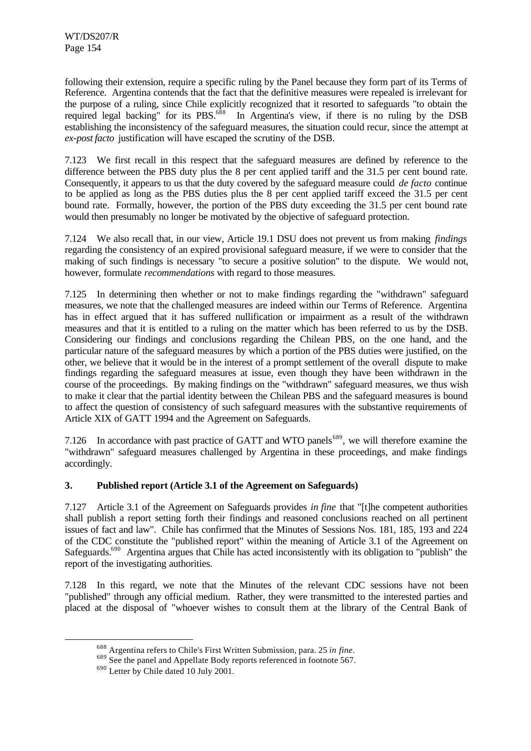following their extension, require a specific ruling by the Panel because they form part of its Terms of Reference. Argentina contends that the fact that the definitive measures were repealed is irrelevant for the purpose of a ruling, since Chile explicitly recognized that it resorted to safeguards "to obtain the required legal backing" for its PBS.[688] In Argentina's view, if there is no ruling by the DSB establishing the inconsistency of the safeguard measures, the situation could recur, since the attempt at *ex-post facto* justification will have escaped the scrutiny of the DSB.

7.123 We first recall in this respect that the safeguard measures are defined by reference to the difference between the PBS duty plus the 8 per cent applied tariff and the 31.5 per cent bound rate. Consequently, it appears to us that the duty covered by the safeguard measure could *de facto* continue to be applied as long as the PBS duties plus the 8 per cent applied tariff exceed the 31.5 per cent bound rate. Formally, however, the portion of the PBS duty exceeding the 31.5 per cent bound rate would then presumably no longer be motivated by the objective of safeguard protection.

7.124 We also recall that, in our view, Article 19.1 DSU does not prevent us from making *findings* regarding the consistency of an expired provisional safeguard measure, if we were to consider that the making of such findings is necessary "to secure a positive solution" to the dispute. We would not, however, formulate *recommendations* with regard to those measures.

7.125 In determining then whether or not to make findings regarding the "withdrawn" safeguard measures, we note that the challenged measures are indeed within our Terms of Reference. Argentina has in effect argued that it has suffered nullification or impairment as a result of the withdrawn measures and that it is entitled to a ruling on the matter which has been referred to us by the DSB. Considering our findings and conclusions regarding the Chilean PBS, on the one hand, and the particular nature of the safeguard measures by which a portion of the PBS duties were justified, on the other, we believe that it would be in the interest of a prompt settlement of the overall dispute to make findings regarding the safeguard measures at issue, even though they have been withdrawn in the course of the proceedings. By making findings on the "withdrawn" safeguard measures, we thus wish to make it clear that the partial identity between the Chilean PBS and the safeguard measures is bound to affect the question of consistency of such safeguard measures with the substantive requirements of Article XIX of GATT 1994 and the Agreement on Safeguards.

7.126 In accordance with past practice of GATT and WTO panels[689], we will therefore examine the "withdrawn" safeguard measures challenged by Argentina in these proceedings, and make findings accordingly.

### 3. Published report (Article 3.1 of the Agreement on Safeguards)

7.127 Article 3.1 of the Agreement on Safeguards provides *in fine* that "[t]he competent authorities shall publish a report setting forth their findings and reasoned conclusions reached on all pertinent issues of fact and law". Chile has confirmed that the Minutes of Sessions Nos. 181, 185, 193 and 224 of the CDC constitute the "published report" within the meaning of Article 3.1 of the Agreement on Safeguards.[690] Argentina argues that Chile has acted inconsistently with its obligation to "publish" the report of the investigating authorities.

7.128 In this regard, we note that the Minutes of the relevant CDC sessions have not been "published" through any official medium. Rather, they were transmitted to the interested parties and placed at the disposal of "whoever wishes to consult them at the library of the Central Bank of

---

[688] Argentina refers to Chile's First Written Submission, para. 25 *in fine*.

[689] See the panel and Appellate Body reports referenced in footnote 567.

[690] Letter by Chile dated 10 July 2001.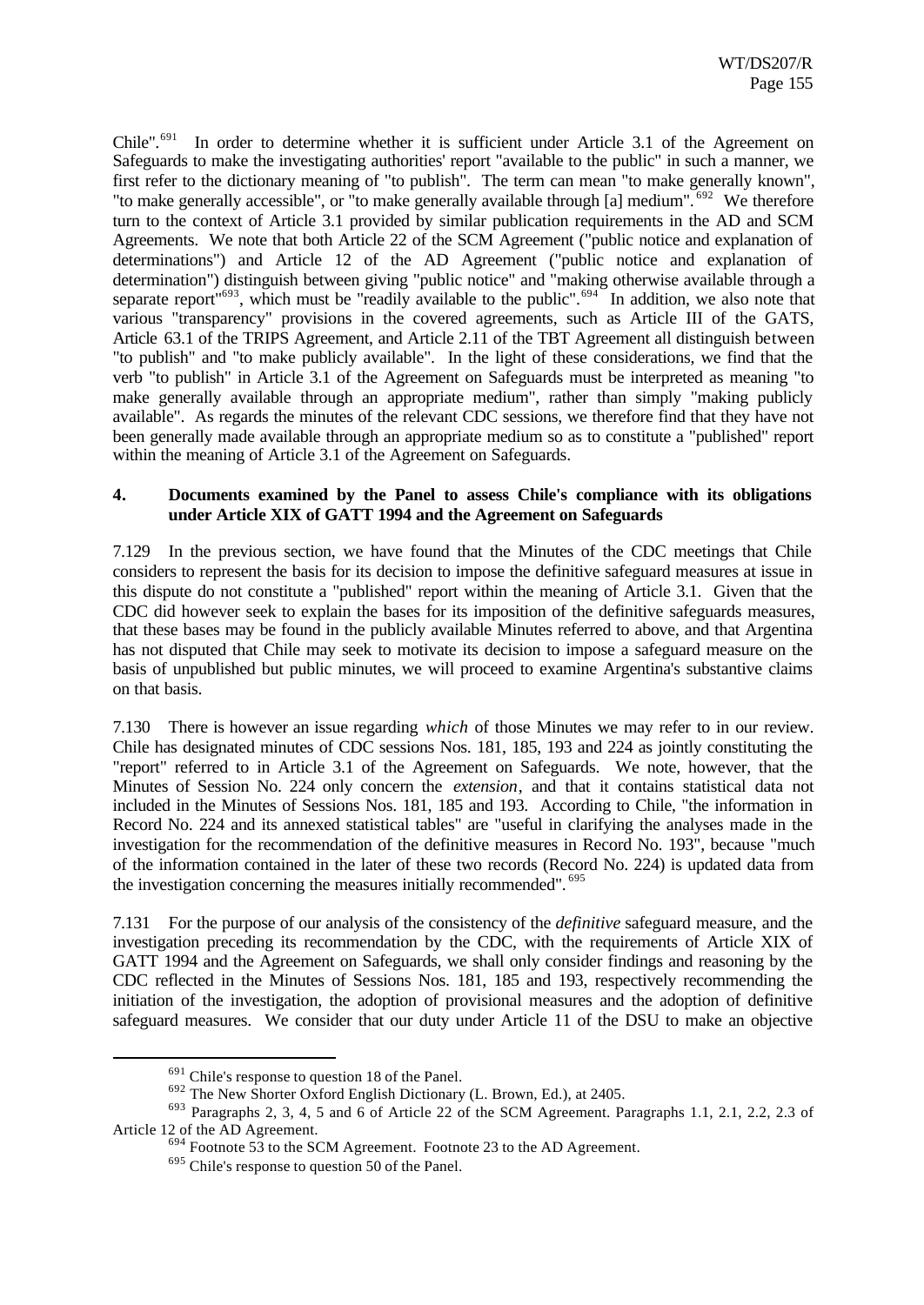Chile".[691] In order to determine whether it is sufficient under Article 3.1 of the Agreement on Safeguards to make the investigating authorities' report "available to the public" in such a manner, we first refer to the dictionary meaning of "to publish". The term can mean "to make generally known", "to make generally accessible", or "to make generally available through [a] medium".[692] We therefore turn to the context of Article 3.1 provided by similar publication requirements in the AD and SCM Agreements. We note that both Article 22 of the SCM Agreement ("public notice and explanation of determinations") and Article 12 of the AD Agreement ("public notice and explanation of determination") distinguish between giving "public notice" and "making otherwise available through a separate report"[693], which must be "readily available to the public".[694] In addition, we also note that various "transparency" provisions in the covered agreements, such as Article III of the GATS, Article 63.1 of the TRIPS Agreement, and Article 2.11 of the TBT Agreement all distinguish between "to publish" and "to make publicly available". In the light of these considerations, we find that the verb "to publish" in Article 3.1 of the Agreement on Safeguards must be interpreted as meaning "to make generally available through an appropriate medium", rather than simply "making publicly available". As regards the minutes of the relevant CDC sessions, we therefore find that they have not been generally made available through an appropriate medium so as to constitute a "published" report within the meaning of Article 3.1 of the Agreement on Safeguards.

### 4. Documents examined by the Panel to assess Chile's compliance with its obligations under Article XIX of GATT 1994 and the Agreement on Safeguards

7.129 In the previous section, we have found that the Minutes of the CDC meetings that Chile considers to represent the basis for its decision to impose the definitive safeguard measures at issue in this dispute do not constitute a "published" report within the meaning of Article 3.1. Given that the CDC did however seek to explain the bases for its imposition of the definitive safeguards measures, that these bases may be found in the publicly available Minutes referred to above, and that Argentina has not disputed that Chile may seek to motivate its decision to impose a safeguard measure on the basis of unpublished but public minutes, we will proceed to examine Argentina's substantive claims on that basis.

7.130 There is however an issue regarding *which* of those Minutes we may refer to in our review. Chile has designated minutes of CDC sessions Nos. 181, 185, 193 and 224 as jointly constituting the "report" referred to in Article 3.1 of the Agreement on Safeguards. We note, however, that the Minutes of Session No. 224 only concern the *extension*, and that it contains statistical data not included in the Minutes of Sessions Nos. 181, 185 and 193. According to Chile, "the information in Record No. 224 and its annexed statistical tables" are "useful in clarifying the analyses made in the investigation for the recommendation of the definitive measures in Record No. 193", because "much of the information contained in the later of these two records (Record No. 224) is updated data from the investigation concerning the measures initially recommended".[695]

7.131 For the purpose of our analysis of the consistency of the *definitive* safeguard measure, and the investigation preceding its recommendation by the CDC, with the requirements of Article XIX of GATT 1994 and the Agreement on Safeguards, we shall only consider findings and reasoning by the CDC reflected in the Minutes of Sessions Nos. 181, 185 and 193, respectively recommending the initiation of the investigation, the adoption of provisional measures and the adoption of definitive safeguard measures. We consider that our duty under Article 11 of the DSU to make an objective

---

[691] Chile's response to question 18 of the Panel.

[692] The New Shorter Oxford English Dictionary (L. Brown, Ed.), at 2405.

[693] Paragraphs 2, 3, 4, 5 and 6 of Article 22 of the SCM Agreement. Paragraphs 1.1, 2.1, 2.2, 2.3 of Article 12 of the AD Agreement.

[694] Footnote 53 to the SCM Agreement. Footnote 23 to the AD Agreement.

[695] Chile's response to question 50 of the Panel.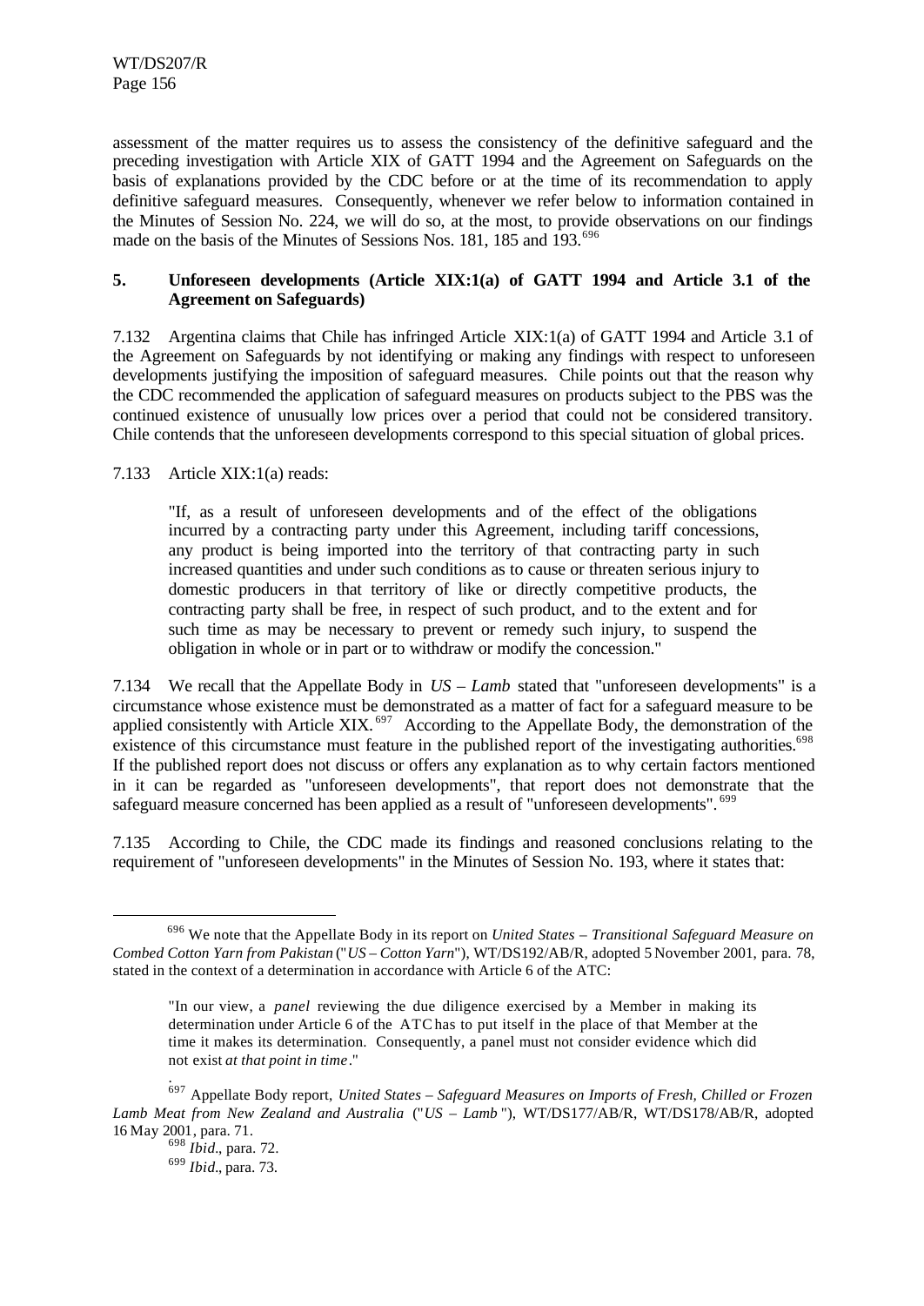assessment of the matter requires us to assess the consistency of the definitive safeguard and the preceding investigation with Article XIX of GATT 1994 and the Agreement on Safeguards on the basis of explanations provided by the CDC before or at the time of its recommendation to apply definitive safeguard measures. Consequently, whenever we refer below to information contained in the Minutes of Session No. 224, we will do so, at the most, to provide observations on our findings made on the basis of the Minutes of Sessions Nos. 181, 185 and 193.[696]

### 5. Unforeseen developments (Article XIX:1(a) of GATT 1994 and Article 3.1 of the Agreement on Safeguards)

7.132 Argentina claims that Chile has infringed Article XIX:1(a) of GATT 1994 and Article 3.1 of the Agreement on Safeguards by not identifying or making any findings with respect to unforeseen developments justifying the imposition of safeguard measures. Chile points out that the reason why the CDC recommended the application of safeguard measures on products subject to the PBS was the continued existence of unusually low prices over a period that could not be considered transitory. Chile contends that the unforeseen developments correspond to this special situation of global prices.

7.133 Article XIX:1(a) reads:

> "If, as a result of unforeseen developments and of the effect of the obligations incurred by a contracting party under this Agreement, including tariff concessions, any product is being imported into the territory of that contracting party in such increased quantities and under such conditions as to cause or threaten serious injury to domestic producers in that territory of like or directly competitive products, the contracting party shall be free, in respect of such product, and to the extent and for such time as may be necessary to prevent or remedy such injury, to suspend the obligation in whole or in part or to withdraw or modify the concession."

7.134 We recall that the Appellate Body in *US – Lamb* stated that "unforeseen developments" is a circumstance whose existence must be demonstrated as a matter of fact for a safeguard measure to be applied consistently with Article XIX.[697] According to the Appellate Body, the demonstration of the existence of this circumstance must feature in the published report of the investigating authorities.[698] If the published report does not discuss or offers any explanation as to why certain factors mentioned in it can be regarded as "unforeseen developments", that report does not demonstrate that the safeguard measure concerned has been applied as a result of "unforeseen developments".[699]

7.135 According to Chile, the CDC made its findings and reasoned conclusions relating to the requirement of "unforeseen developments" in the Minutes of Session No. 193, where it states that:

---

[696] We note that the Appellate Body in its report on *United States – Transitional Safeguard Measure on Combed Cotton Yarn from Pakistan* ("*US – Cotton Yarn*"), WT/DS192/AB/R, adopted 5 November 2001, para. 78, stated in the context of a determination in accordance with Article 6 of the ATC:

> "In our view, a *panel* reviewing the due diligence exercised by a Member in making its determination under Article 6 of the ATC has to put itself in the place of that Member at the time it makes its determination. Consequently, a panel must not consider evidence which did not exist *at that point in time*."

[697] Appellate Body report, *United States – Safeguard Measures on Imports of Fresh, Chilled or Frozen Lamb Meat from New Zealand and Australia* ("*US – Lamb*"), WT/DS177/AB/R, WT/DS178/AB/R, adopted 16 May 2001, para. 71.

[698] *Ibid*., para. 72.

[699] *Ibid*., para. 73.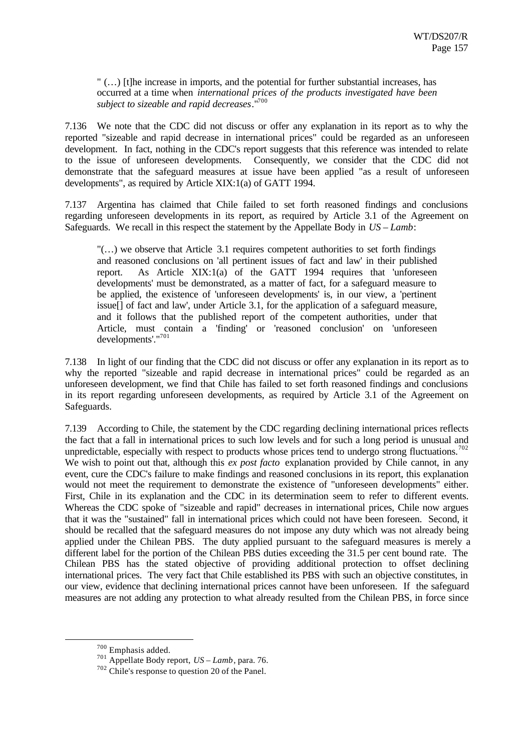> " (…) [t]he increase in imports, and the potential for further substantial increases, has occurred at a time when *international prices of the products investigated have been subject to sizeable and rapid decreases*."[700]

7.136 We note that the CDC did not discuss or offer any explanation in its report as to why the reported "sizeable and rapid decrease in international prices" could be regarded as an unforeseen development. In fact, nothing in the CDC's report suggests that this reference was intended to relate to the issue of unforeseen developments. Consequently, we consider that the CDC did not demonstrate that the safeguard measures at issue have been applied "as a result of unforeseen developments", as required by Article XIX:1(a) of GATT 1994.

7.137 Argentina has claimed that Chile failed to set forth reasoned findings and conclusions regarding unforeseen developments in its report, as required by Article 3.1 of the Agreement on Safeguards. We recall in this respect the statement by the Appellate Body in *US – Lamb*:

> "(…) we observe that Article 3.1 requires competent authorities to set forth findings and reasoned conclusions on 'all pertinent issues of fact and law' in their published report. As Article XIX:1(a) of the GATT 1994 requires that 'unforeseen developments' must be demonstrated, as a matter of fact, for a safeguard measure to be applied, the existence of 'unforeseen developments' is, in our view, a 'pertinent issue[] of fact and law', under Article 3.1, for the application of a safeguard measure, and it follows that the published report of the competent authorities, under that Article, must contain a 'finding' or 'reasoned conclusion' on 'unforeseen developments'."[701]

7.138 In light of our finding that the CDC did not discuss or offer any explanation in its report as to why the reported "sizeable and rapid decrease in international prices" could be regarded as an unforeseen development, we find that Chile has failed to set forth reasoned findings and conclusions in its report regarding unforeseen developments, as required by Article 3.1 of the Agreement on Safeguards.

7.139 According to Chile, the statement by the CDC regarding declining international prices reflects the fact that a fall in international prices to such low levels and for such a long period is unusual and unpredictable, especially with respect to products whose prices tend to undergo strong fluctuations.[702] We wish to point out that, although this *ex post facto* explanation provided by Chile cannot, in any event, cure the CDC's failure to make findings and reasoned conclusions in its report, this explanation would not meet the requirement to demonstrate the existence of "unforeseen developments" either. First, Chile in its explanation and the CDC in its determination seem to refer to different events. Whereas the CDC spoke of "sizeable and rapid" decreases in international prices, Chile now argues that it was the "sustained" fall in international prices which could not have been foreseen. Second, it should be recalled that the safeguard measures do not impose any duty which was not already being applied under the Chilean PBS. The duty applied pursuant to the safeguard measures is merely a different label for the portion of the Chilean PBS duties exceeding the 31.5 per cent bound rate. The Chilean PBS has the stated objective of providing additional protection to offset declining international prices. The very fact that Chile established its PBS with such an objective constitutes, in our view, evidence that declining international prices cannot have been unforeseen. If the safeguard measures are not adding any protection to what already resulted from the Chilean PBS, in force since

---

[700] Emphasis added.

[701] Appellate Body report, *US – Lamb*, para. 76.

[702] Chile's response to question 20 of the Panel.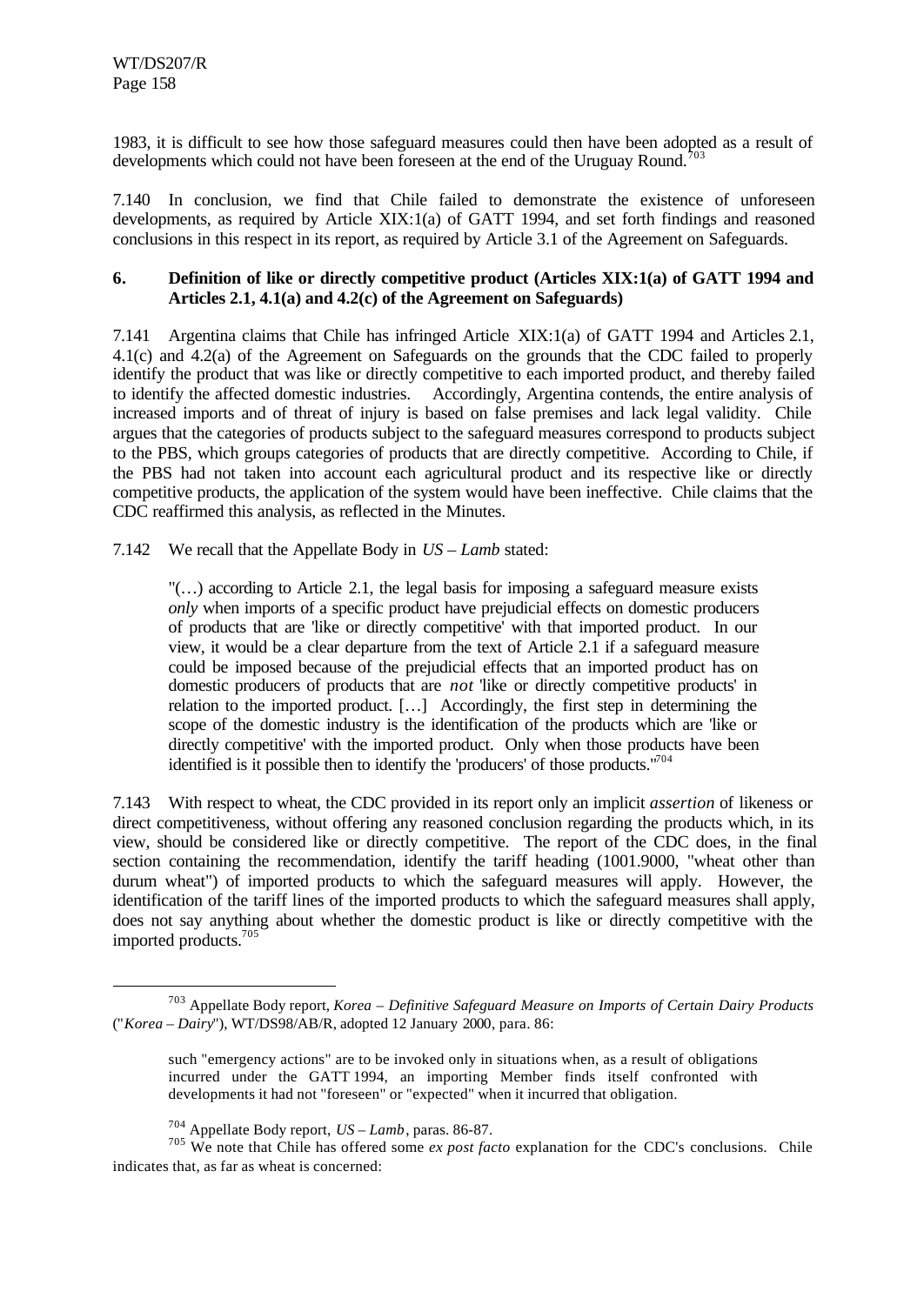1983, it is difficult to see how those safeguard measures could then have been adopted as a result of developments which could not have been foreseen at the end of the Uruguay Round.[703]

7.140 In conclusion, we find that Chile failed to demonstrate the existence of unforeseen developments, as required by Article XIX:1(a) of GATT 1994, and set forth findings and reasoned conclusions in this respect in its report, as required by Article 3.1 of the Agreement on Safeguards.

### 6. Definition of like or directly competitive product (Articles XIX:1(a) of GATT 1994 and Articles 2.1, 4.1(a) and 4.2(c) of the Agreement on Safeguards)

7.141 Argentina claims that Chile has infringed Article XIX:1(a) of GATT 1994 and Articles 2.1, 4.1(c) and 4.2(a) of the Agreement on Safeguards on the grounds that the CDC failed to properly identify the product that was like or directly competitive to each imported product, and thereby failed to identify the affected domestic industries. Accordingly, Argentina contends, the entire analysis of increased imports and of threat of injury is based on false premises and lack legal validity. Chile argues that the categories of products subject to the safeguard measures correspond to products subject to the PBS, which groups categories of products that are directly competitive. According to Chile, if the PBS had not taken into account each agricultural product and its respective like or directly competitive products, the application of the system would have been ineffective. Chile claims that the CDC reaffirmed this analysis, as reflected in the Minutes.

7.142 We recall that the Appellate Body in *US – Lamb* stated:

> "(…) according to Article 2.1, the legal basis for imposing a safeguard measure exists *only* when imports of a specific product have prejudicial effects on domestic producers of products that are 'like or directly competitive' with that imported product. In our view, it would be a clear departure from the text of Article 2.1 if a safeguard measure could be imposed because of the prejudicial effects that an imported product has on domestic producers of products that are *not* 'like or directly competitive products' in relation to the imported product. […] Accordingly, the first step in determining the scope of the domestic industry is the identification of the products which are 'like or directly competitive' with the imported product. Only when those products have been identified is it possible then to identify the 'producers' of those products."[704]

7.143 With respect to wheat, the CDC provided in its report only an implicit *assertion* of likeness or direct competitiveness, without offering any reasoned conclusion regarding the products which, in its view, should be considered like or directly competitive. The report of the CDC does, in the final section containing the recommendation, identify the tariff heading (1001.9000, "wheat other than durum wheat") of imported products to which the safeguard measures will apply. However, the identification of the tariff lines of the imported products to which the safeguard measures shall apply, does not say anything about whether the domestic product is like or directly competitive with the imported products.[705]

---

[703] Appellate Body report, *Korea – Definitive Safeguard Measure on Imports of Certain Dairy Products* ("*Korea – Dairy*"), WT/DS98/AB/R, adopted 12 January 2000, para. 86:

> such "emergency actions" are to be invoked only in situations when, as a result of obligations incurred under the GATT 1994, an importing Member finds itself confronted with developments it had not "foreseen" or "expected" when it incurred that obligation.

[704] Appellate Body report, *US – Lamb*, paras. 86-87.

[705] We note that Chile has offered some *ex post facto* explanation for the CDC's conclusions. Chile indicates that, as far as wheat is concerned: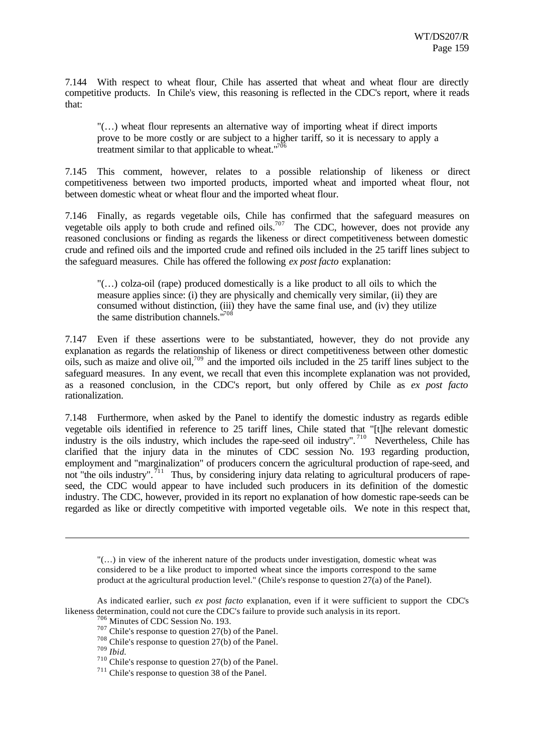7.144 With respect to wheat flour, Chile has asserted that wheat and wheat flour are directly competitive products. In Chile's view, this reasoning is reflected in the CDC's report, where it reads that:

> "(…) wheat flour represents an alternative way of importing wheat if direct imports prove to be more costly or are subject to a higher tariff, so it is necessary to apply a treatment similar to that applicable to wheat."[706]

7.145 This comment, however, relates to a possible relationship of likeness or direct competitiveness between two imported products, imported wheat and imported wheat flour, not between domestic wheat or wheat flour and the imported wheat flour.

7.146 Finally, as regards vegetable oils, Chile has confirmed that the safeguard measures on vegetable oils apply to both crude and refined oils.[707] The CDC, however, does not provide any reasoned conclusions or finding as regards the likeness or direct competitiveness between domestic crude and refined oils and the imported crude and refined oils included in the 25 tariff lines subject to the safeguard measures. Chile has offered the following *ex post facto* explanation:

> "(…) colza-oil (rape) produced domestically is a like product to all oils to which the measure applies since: (i) they are physically and chemically very similar, (ii) they are consumed without distinction, (iii) they have the same final use, and (iv) they utilize the same distribution channels."[708]

7.147 Even if these assertions were to be substantiated, however, they do not provide any explanation as regards the relationship of likeness or direct competitiveness between other domestic oils, such as maize and olive oil,[709] and the imported oils included in the 25 tariff lines subject to the safeguard measures. In any event, we recall that even this incomplete explanation was not provided, as a reasoned conclusion, in the CDC's report, but only offered by Chile as *ex post facto* rationalization.

7.148 Furthermore, when asked by the Panel to identify the domestic industry as regards edible vegetable oils identified in reference to 25 tariff lines, Chile stated that "[t]he relevant domestic industry is the oils industry, which includes the rape-seed oil industry".[710] Nevertheless, Chile has clarified that the injury data in the minutes of CDC session No. 193 regarding production, employment and "marginalization" of producers concern the agricultural production of rape-seed, and not "the oils industry".[711] Thus, by considering injury data relating to agricultural producers of rape-seed, the CDC would appear to have included such producers in its definition of the domestic industry. The CDC, however, provided in its report no explanation of how domestic rape-seeds can be regarded as like or directly competitive with imported vegetable oils. We note in this respect that,

---

> "(…) in view of the inherent nature of the products under investigation, domestic wheat was considered to be a like product to imported wheat since the imports correspond to the same product at the agricultural production level." (Chile's response to question 27(a) of the Panel).

As indicated earlier, such *ex post facto* explanation, even if it were sufficient to support the CDC's likeness determination, could not cure the CDC's failure to provide such analysis in its report.

[706] Minutes of CDC Session No. 193.

[707] Chile's response to question 27(b) of the Panel.

[708] Chile's response to question 27(b) of the Panel.

[709] *Ibid.*

[710] Chile's response to question 27(b) of the Panel.

[711] Chile's response to question 38 of the Panel.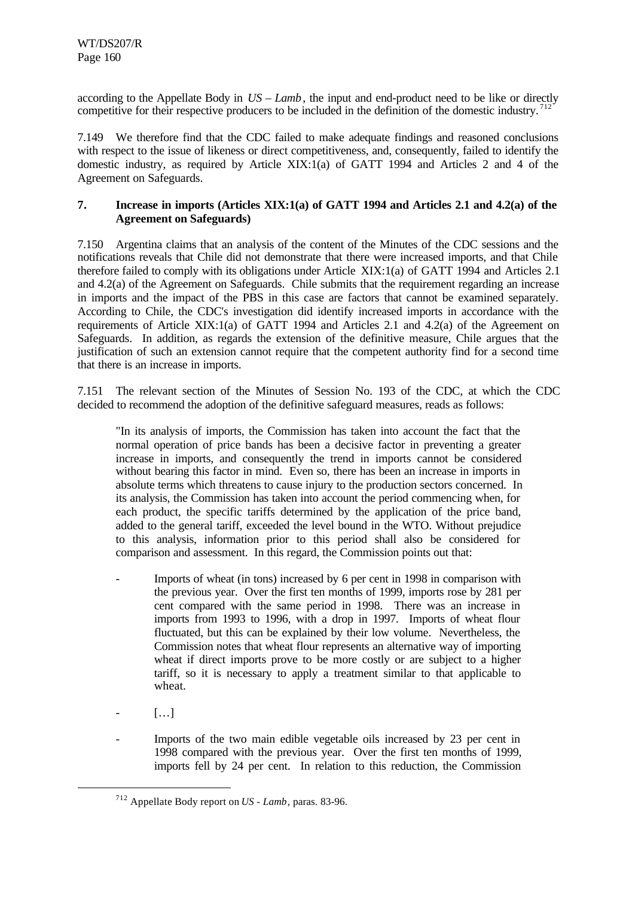according to the Appellate Body in *US – Lamb*, the input and end-product need to be like or directly competitive for their respective producers to be included in the definition of the domestic industry.[712]

7.149 We therefore find that the CDC failed to make adequate findings and reasoned conclusions with respect to the issue of likeness or direct competitiveness, and, consequently, failed to identify the domestic industry, as required by Article XIX:1(a) of GATT 1994 and Articles 2 and 4 of the Agreement on Safeguards.

### 7. Increase in imports (Articles XIX:1(a) of GATT 1994 and Articles 2.1 and 4.2(a) of the Agreement on Safeguards)

7.150 Argentina claims that an analysis of the content of the Minutes of the CDC sessions and the notifications reveals that Chile did not demonstrate that there were increased imports, and that Chile therefore failed to comply with its obligations under Article XIX:1(a) of GATT 1994 and Articles 2.1 and 4.2(a) of the Agreement on Safeguards. Chile submits that the requirement regarding an increase in imports and the impact of the PBS in this case are factors that cannot be examined separately. According to Chile, the CDC's investigation did identify increased imports in accordance with the requirements of Article XIX:1(a) of GATT 1994 and Articles 2.1 and 4.2(a) of the Agreement on Safeguards. In addition, as regards the extension of the definitive measure, Chile argues that the justification of such an extension cannot require that the competent authority find for a second time that there is an increase in imports.

7.151 The relevant section of the Minutes of Session No. 193 of the CDC, at which the CDC decided to recommend the adoption of the definitive safeguard measures, reads as follows:

> "In its analysis of imports, the Commission has taken into account the fact that the normal operation of price bands has been a decisive factor in preventing a greater increase in imports, and consequently the trend in imports cannot be considered without bearing this factor in mind. Even so, there has been an increase in imports in absolute terms which threatens to cause injury to the production sectors concerned. In its analysis, the Commission has taken into account the period commencing when, for each product, the specific tariffs determined by the application of the price band, added to the general tariff, exceeded the level bound in the WTO. Without prejudice to this analysis, information prior to this period shall also be considered for comparison and assessment. In this regard, the Commission points out that:
>
> - Imports of wheat (in tons) increased by 6 per cent in 1998 in comparison with the previous year. Over the first ten months of 1999, imports rose by 281 per cent compared with the same period in 1998. There was an increase in imports from 1993 to 1996, with a drop in 1997. Imports of wheat flour fluctuated, but this can be explained by their low volume. Nevertheless, the Commission notes that wheat flour represents an alternative way of importing wheat if direct imports prove to be more costly or are subject to a higher tariff, so it is necessary to apply a treatment similar to that applicable to wheat.
>
> - […]
>
> - Imports of the two main edible vegetable oils increased by 23 per cent in 1998 compared with the previous year. Over the first ten months of 1999, imports fell by 24 per cent. In relation to this reduction, the Commission

[712] Appellate Body report on *US - Lamb*, paras. 83-96.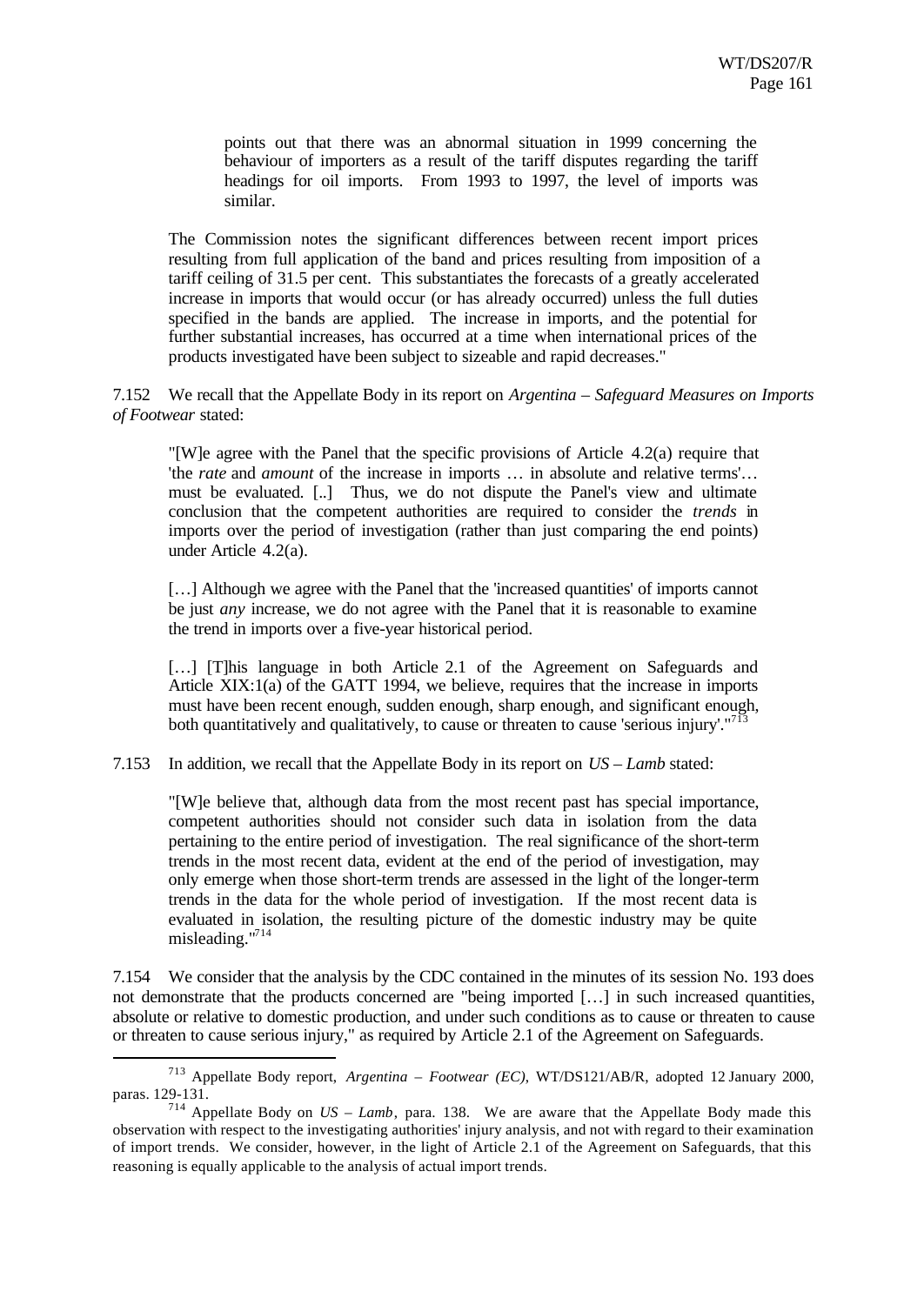> points out that there was an abnormal situation in 1999 concerning the behaviour of importers as a result of the tariff disputes regarding the tariff headings for oil imports. From 1993 to 1997, the level of imports was similar.

The Commission notes the significant differences between recent import prices resulting from full application of the band and prices resulting from imposition of a tariff ceiling of 31.5 per cent. This substantiates the forecasts of a greatly accelerated increase in imports that would occur (or has already occurred) unless the full duties specified in the bands are applied. The increase in imports, and the potential for further substantial increases, has occurred at a time when international prices of the products investigated have been subject to sizeable and rapid decreases."

7.152 We recall that the Appellate Body in its report on *Argentina – Safeguard Measures on Imports of Footwear* stated:

> "[W]e agree with the Panel that the specific provisions of Article 4.2(a) require that 'the *rate* and *amount* of the increase in imports … in absolute and relative terms'… must be evaluated. [..] Thus, we do not dispute the Panel's view and ultimate conclusion that the competent authorities are required to consider the *trends* in imports over the period of investigation (rather than just comparing the end points) under Article 4.2(a).
>
> […] Although we agree with the Panel that the 'increased quantities' of imports cannot be just *any* increase, we do not agree with the Panel that it is reasonable to examine the trend in imports over a five-year historical period.
>
> […] [T]his language in both Article 2.1 of the Agreement on Safeguards and Article XIX:1(a) of the GATT 1994, we believe, requires that the increase in imports must have been recent enough, sudden enough, sharp enough, and significant enough, both quantitatively and qualitatively, to cause or threaten to cause 'serious injury'."[713]

7.153 In addition, we recall that the Appellate Body in its report on *US – Lamb* stated:

> "[W]e believe that, although data from the most recent past has special importance, competent authorities should not consider such data in isolation from the data pertaining to the entire period of investigation. The real significance of the short-term trends in the most recent data, evident at the end of the period of investigation, may only emerge when those short-term trends are assessed in the light of the longer-term trends in the data for the whole period of investigation. If the most recent data is evaluated in isolation, the resulting picture of the domestic industry may be quite misleading."[714]

7.154 We consider that the analysis by the CDC contained in the minutes of its session No. 193 does not demonstrate that the products concerned are "being imported […] in such increased quantities, absolute or relative to domestic production, and under such conditions as to cause or threaten to cause or threaten to cause serious injury," as required by Article 2.1 of the Agreement on Safeguards.

---

[713] Appellate Body report, *Argentina – Footwear (EC)*, WT/DS121/AB/R, adopted 12 January 2000, paras. 129-131.

[714] Appellate Body on *US – Lamb*, para. 138. We are aware that the Appellate Body made this observation with respect to the investigating authorities' injury analysis, and not with regard to their examination of import trends. We consider, however, in the light of Article 2.1 of the Agreement on Safeguards, that this reasoning is equally applicable to the analysis of actual import trends.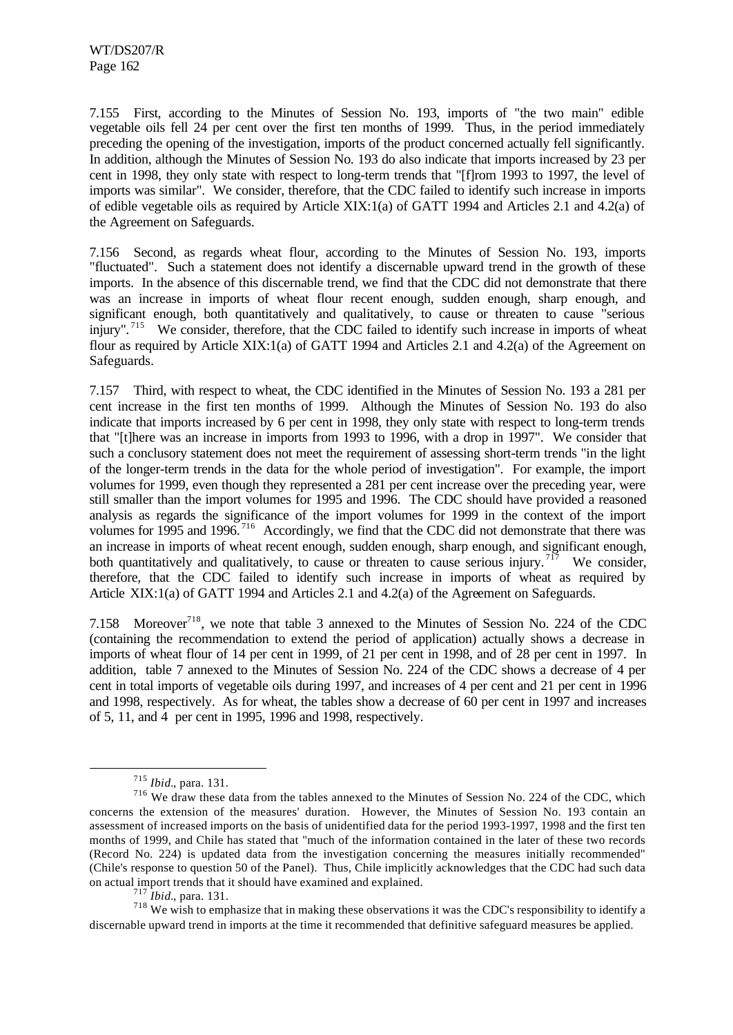7.155 First, according to the Minutes of Session No. 193, imports of "the two main" edible vegetable oils fell 24 per cent over the first ten months of 1999. Thus, in the period immediately preceding the opening of the investigation, imports of the product concerned actually fell significantly. In addition, although the Minutes of Session No. 193 do also indicate that imports increased by 23 per cent in 1998, they only state with respect to long-term trends that "[f]rom 1993 to 1997, the level of imports was similar". We consider, therefore, that the CDC failed to identify such increase in imports of edible vegetable oils as required by Article XIX:1(a) of GATT 1994 and Articles 2.1 and 4.2(a) of the Agreement on Safeguards.

7.156 Second, as regards wheat flour, according to the Minutes of Session No. 193, imports "fluctuated". Such a statement does not identify a discernable upward trend in the growth of these imports. In the absence of this discernable trend, we find that the CDC did not demonstrate that there was an increase in imports of wheat flour recent enough, sudden enough, sharp enough, and significant enough, both quantitatively and qualitatively, to cause or threaten to cause "serious injury".[715] We consider, therefore, that the CDC failed to identify such increase in imports of wheat flour as required by Article XIX:1(a) of GATT 1994 and Articles 2.1 and 4.2(a) of the Agreement on Safeguards.

7.157 Third, with respect to wheat, the CDC identified in the Minutes of Session No. 193 a 281 per cent increase in the first ten months of 1999. Although the Minutes of Session No. 193 do also indicate that imports increased by 6 per cent in 1998, they only state with respect to long-term trends that "[t]here was an increase in imports from 1993 to 1996, with a drop in 1997". We consider that such a conclusory statement does not meet the requirement of assessing short-term trends "in the light of the longer-term trends in the data for the whole period of investigation". For example, the import volumes for 1999, even though they represented a 281 per cent increase over the preceding year, were still smaller than the import volumes for 1995 and 1996. The CDC should have provided a reasoned analysis as regards the significance of the import volumes for 1999 in the context of the import volumes for 1995 and 1996.[716] Accordingly, we find that the CDC did not demonstrate that there was an increase in imports of wheat recent enough, sudden enough, sharp enough, and significant enough, both quantitatively and qualitatively, to cause or threaten to cause serious injury.[717] We consider, therefore, that the CDC failed to identify such increase in imports of wheat as required by Article XIX:1(a) of GATT 1994 and Articles 2.1 and 4.2(a) of the Agreement on Safeguards.

7.158 Moreover[718], we note that table 3 annexed to the Minutes of Session No. 224 of the CDC (containing the recommendation to extend the period of application) actually shows a decrease in imports of wheat flour of 14 per cent in 1999, of 21 per cent in 1998, and of 28 per cent in 1997. In addition, table 7 annexed to the Minutes of Session No. 224 of the CDC shows a decrease of 4 per cent in total imports of vegetable oils during 1997, and increases of 4 per cent and 21 per cent in 1996 and 1998, respectively. As for wheat, the tables show a decrease of 60 per cent in 1997 and increases of 5, 11, and 4 per cent in 1995, 1996 and 1998, respectively.

---

[715] *Ibid.*, para. 131.

[716] We draw these data from the tables annexed to the Minutes of Session No. 224 of the CDC, which concerns the extension of the measures' duration. However, the Minutes of Session No. 193 contain an assessment of increased imports on the basis of unidentified data for the period 1993-1997, 1998 and the first ten months of 1999, and Chile has stated that "much of the information contained in the later of these two records (Record No. 224) is updated data from the investigation concerning the measures initially recommended" (Chile's response to question 50 of the Panel). Thus, Chile implicitly acknowledges that the CDC had such data on actual import trends that it should have examined and explained.

[717] *Ibid.*, para. 131.

[718] We wish to emphasize that in making these observations it was the CDC's responsibility to identify a discernable upward trend in imports at the time it recommended that definitive safeguard measures be applied.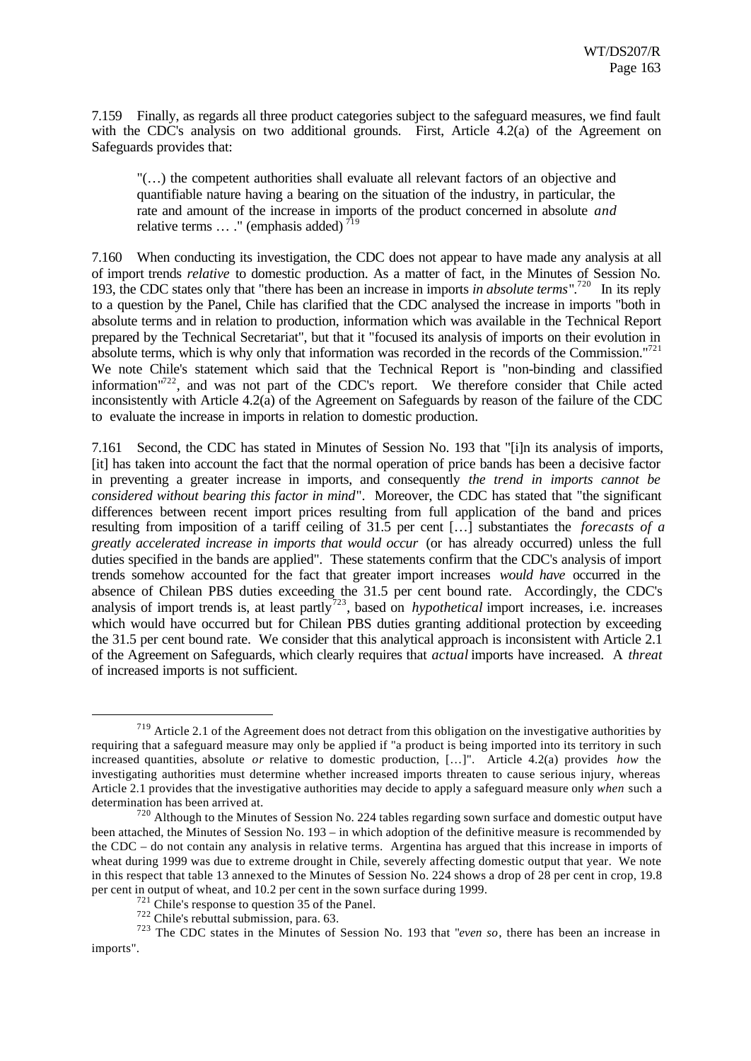7.159 Finally, as regards all three product categories subject to the safeguard measures, we find fault with the CDC's analysis on two additional grounds. First, Article 4.2(a) of the Agreement on Safeguards provides that:

> "(…) the competent authorities shall evaluate all relevant factors of an objective and quantifiable nature having a bearing on the situation of the industry, in particular, the rate and amount of the increase in imports of the product concerned in absolute *and* relative terms … ." (emphasis added) [719]

7.160 When conducting its investigation, the CDC does not appear to have made any analysis at all of import trends *relative* to domestic production. As a matter of fact, in the Minutes of Session No. 193, the CDC states only that "there has been an increase in imports *in absolute terms*".[720] In its reply to a question by the Panel, Chile has clarified that the CDC analysed the increase in imports "both in absolute terms and in relation to production, information which was available in the Technical Report prepared by the Technical Secretariat", but that it "focused its analysis of imports on their evolution in absolute terms, which is why only that information was recorded in the records of the Commission."[721] We note Chile's statement which said that the Technical Report is "non-binding and classified information"[722], and was not part of the CDC's report. We therefore consider that Chile acted inconsistently with Article 4.2(a) of the Agreement on Safeguards by reason of the failure of the CDC to evaluate the increase in imports in relation to domestic production.

7.161 Second, the CDC has stated in Minutes of Session No. 193 that "[i]n its analysis of imports, [it] has taken into account the fact that the normal operation of price bands has been a decisive factor in preventing a greater increase in imports, and consequently *the trend in imports cannot be considered without bearing this factor in mind*". Moreover, the CDC has stated that "the significant differences between recent import prices resulting from full application of the band and prices resulting from imposition of a tariff ceiling of 31.5 per cent […] substantiates the *forecasts of a greatly accelerated increase in imports that would occur* (or has already occurred) unless the full duties specified in the bands are applied". These statements confirm that the CDC's analysis of import trends somehow accounted for the fact that greater import increases *would have* occurred in the absence of Chilean PBS duties exceeding the 31.5 per cent bound rate. Accordingly, the CDC's analysis of import trends is, at least partly[723], based on *hypothetical* import increases, i.e. increases which would have occurred but for Chilean PBS duties granting additional protection by exceeding the 31.5 per cent bound rate. We consider that this analytical approach is inconsistent with Article 2.1 of the Agreement on Safeguards, which clearly requires that *actual* imports have increased. A *threat* of increased imports is not sufficient.

---

[719] Article 2.1 of the Agreement does not detract from this obligation on the investigative authorities by requiring that a safeguard measure may only be applied if "a product is being imported into its territory in such increased quantities, absolute *or* relative to domestic production, […]". Article 4.2(a) provides *how* the investigating authorities must determine whether increased imports threaten to cause serious injury, whereas Article 2.1 provides that the investigative authorities may decide to apply a safeguard measure only *when* such a determination has been arrived at.

[720] Although to the Minutes of Session No. 224 tables regarding sown surface and domestic output have been attached, the Minutes of Session No. 193 – in which adoption of the definitive measure is recommended by the CDC – do not contain any analysis in relative terms. Argentina has argued that this increase in imports of wheat during 1999 was due to extreme drought in Chile, severely affecting domestic output that year. We note in this respect that table 13 annexed to the Minutes of Session No. 224 shows a drop of 28 per cent in crop, 19.8 per cent in output of wheat, and 10.2 per cent in the sown surface during 1999.

[721] Chile's response to question 35 of the Panel.

[722] Chile's rebuttal submission, para. 63.

[723] The CDC states in the Minutes of Session No. 193 that "*even so*, there has been an increase in imports".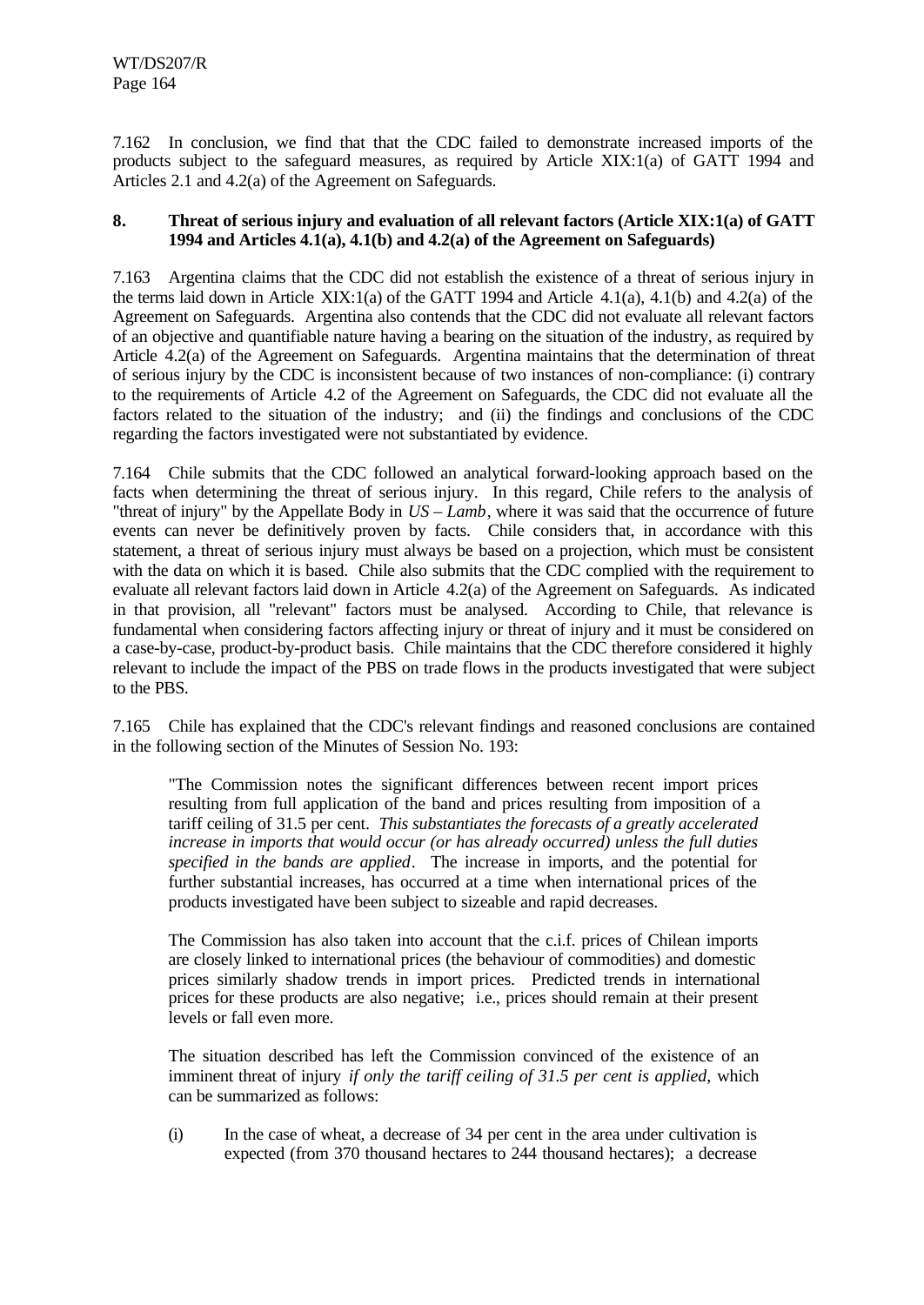7.162 In conclusion, we find that that the CDC failed to demonstrate increased imports of the products subject to the safeguard measures, as required by Article XIX:1(a) of GATT 1994 and Articles 2.1 and 4.2(a) of the Agreement on Safeguards.

## 8. Threat of serious injury and evaluation of all relevant factors (Article XIX:1(a) of GATT 1994 and Articles 4.1(a), 4.1(b) and 4.2(a) of the Agreement on Safeguards)

7.163 Argentina claims that the CDC did not establish the existence of a threat of serious injury in the terms laid down in Article XIX:1(a) of the GATT 1994 and Article 4.1(a), 4.1(b) and 4.2(a) of the Agreement on Safeguards. Argentina also contends that the CDC did not evaluate all relevant factors of an objective and quantifiable nature having a bearing on the situation of the industry, as required by Article 4.2(a) of the Agreement on Safeguards. Argentina maintains that the determination of threat of serious injury by the CDC is inconsistent because of two instances of non-compliance: (i) contrary to the requirements of Article 4.2 of the Agreement on Safeguards, the CDC did not evaluate all the factors related to the situation of the industry; and (ii) the findings and conclusions of the CDC regarding the factors investigated were not substantiated by evidence.

7.164 Chile submits that the CDC followed an analytical forward-looking approach based on the facts when determining the threat of serious injury. In this regard, Chile refers to the analysis of "threat of injury" by the Appellate Body in *US – Lamb*, where it was said that the occurrence of future events can never be definitively proven by facts. Chile considers that, in accordance with this statement, a threat of serious injury must always be based on a projection, which must be consistent with the data on which it is based. Chile also submits that the CDC complied with the requirement to evaluate all relevant factors laid down in Article 4.2(a) of the Agreement on Safeguards. As indicated in that provision, all "relevant" factors must be analysed. According to Chile, that relevance is fundamental when considering factors affecting injury or threat of injury and it must be considered on a case-by-case, product-by-product basis. Chile maintains that the CDC therefore considered it highly relevant to include the impact of the PBS on trade flows in the products investigated that were subject to the PBS.

7.165 Chile has explained that the CDC's relevant findings and reasoned conclusions are contained in the following section of the Minutes of Session No. 193:

> "The Commission notes the significant differences between recent import prices resulting from full application of the band and prices resulting from imposition of a tariff ceiling of 31.5 per cent. *This substantiates the forecasts of a greatly accelerated increase in imports that would occur (or has already occurred) unless the full duties specified in the bands are applied*. The increase in imports, and the potential for further substantial increases, has occurred at a time when international prices of the products investigated have been subject to sizeable and rapid decreases.
>
> The Commission has also taken into account that the c.i.f. prices of Chilean imports are closely linked to international prices (the behaviour of commodities) and domestic prices similarly shadow trends in import prices. Predicted trends in international prices for these products are also negative; i.e., prices should remain at their present levels or fall even more.
>
> The situation described has left the Commission convinced of the existence of an imminent threat of injury *if only the tariff ceiling of 31.5 per cent is applied*, which can be summarized as follows:
>
> (i) In the case of wheat, a decrease of 34 per cent in the area under cultivation is expected (from 370 thousand hectares to 244 thousand hectares); a decrease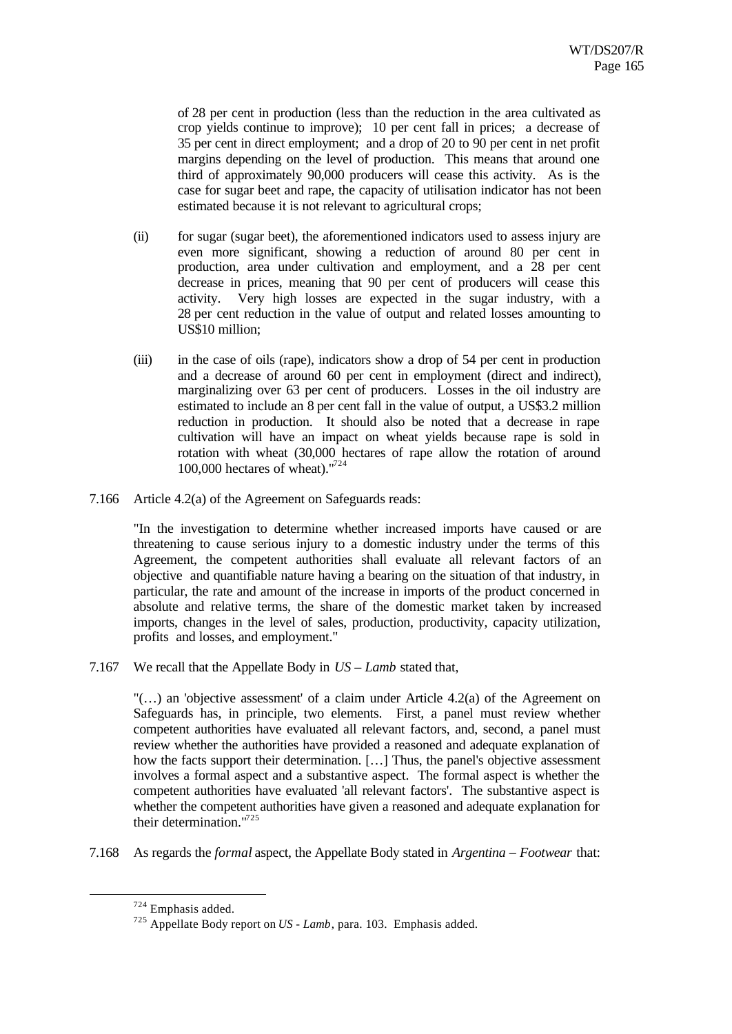of 28 per cent in production (less than the reduction in the area cultivated as crop yields continue to improve); 10 per cent fall in prices; a decrease of 35 per cent in direct employment; and a drop of 20 to 90 per cent in net profit margins depending on the level of production. This means that around one third of approximately 90,000 producers will cease this activity. As is the case for sugar beet and rape, the capacity of utilisation indicator has not been estimated because it is not relevant to agricultural crops;

(ii) for sugar (sugar beet), the aforementioned indicators used to assess injury are even more significant, showing a reduction of around 80 per cent in production, area under cultivation and employment, and a 28 per cent decrease in prices, meaning that 90 per cent of producers will cease this activity. Very high losses are expected in the sugar industry, with a 28 per cent reduction in the value of output and related losses amounting to US$10 million;

(iii) in the case of oils (rape), indicators show a drop of 54 per cent in production and a decrease of around 60 per cent in employment (direct and indirect), marginalizing over 63 per cent of producers. Losses in the oil industry are estimated to include an 8 per cent fall in the value of output, a US$3.2 million reduction in production. It should also be noted that a decrease in rape cultivation will have an impact on wheat yields because rape is sold in rotation with wheat (30,000 hectares of rape allow the rotation of around 100,000 hectares of wheat)."[724]

7.166 Article 4.2(a) of the Agreement on Safeguards reads:

"In the investigation to determine whether increased imports have caused or are threatening to cause serious injury to a domestic industry under the terms of this Agreement, the competent authorities shall evaluate all relevant factors of an objective and quantifiable nature having a bearing on the situation of that industry, in particular, the rate and amount of the increase in imports of the product concerned in absolute and relative terms, the share of the domestic market taken by increased imports, changes in the level of sales, production, productivity, capacity utilization, profits and losses, and employment."

7.167 We recall that the Appellate Body in *US – Lamb* stated that,

"(…) an 'objective assessment' of a claim under Article 4.2(a) of the Agreement on Safeguards has, in principle, two elements. First, a panel must review whether competent authorities have evaluated all relevant factors, and, second, a panel must review whether the authorities have provided a reasoned and adequate explanation of how the facts support their determination. […] Thus, the panel's objective assessment involves a formal aspect and a substantive aspect. The formal aspect is whether the competent authorities have evaluated 'all relevant factors'. The substantive aspect is whether the competent authorities have given a reasoned and adequate explanation for their determination."[725]

7.168 As regards the *formal* aspect, the Appellate Body stated in *Argentina – Footwear* that:

---

[724] Emphasis added.

[725] Appellate Body report on *US - Lamb*, para. 103. Emphasis added.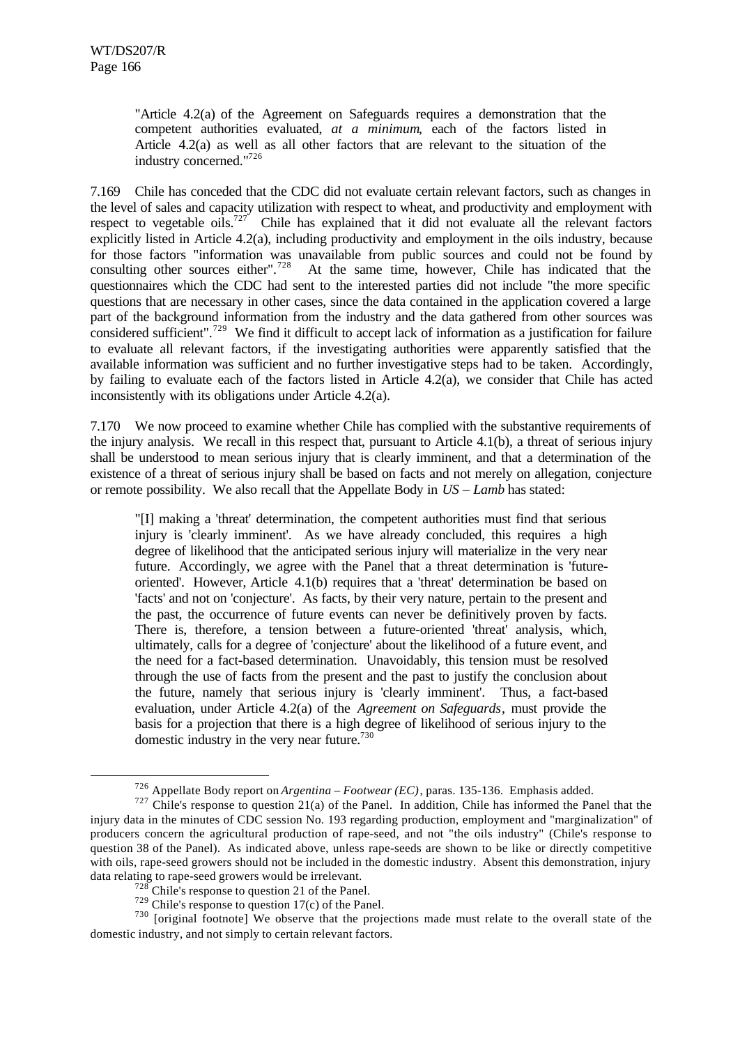"Article 4.2(a) of the Agreement on Safeguards requires a demonstration that the competent authorities evaluated, *at a minimum*, each of the factors listed in Article 4.2(a) as well as all other factors that are relevant to the situation of the industry concerned."[726]

7.169 Chile has conceded that the CDC did not evaluate certain relevant factors, such as changes in the level of sales and capacity utilization with respect to wheat, and productivity and employment with respect to vegetable oils.[727] Chile has explained that it did not evaluate all the relevant factors explicitly listed in Article 4.2(a), including productivity and employment in the oils industry, because for those factors "information was unavailable from public sources and could not be found by consulting other sources either".[728] At the same time, however, Chile has indicated that the questionnaires which the CDC had sent to the interested parties did not include "the more specific questions that are necessary in other cases, since the data contained in the application covered a large part of the background information from the industry and the data gathered from other sources was considered sufficient".[729] We find it difficult to accept lack of information as a justification for failure to evaluate all relevant factors, if the investigating authorities were apparently satisfied that the available information was sufficient and no further investigative steps had to be taken. Accordingly, by failing to evaluate each of the factors listed in Article 4.2(a), we consider that Chile has acted inconsistently with its obligations under Article 4.2(a).

7.170 We now proceed to examine whether Chile has complied with the substantive requirements of the injury analysis. We recall in this respect that, pursuant to Article 4.1(b), a threat of serious injury shall be understood to mean serious injury that is clearly imminent, and that a determination of the existence of a threat of serious injury shall be based on facts and not merely on allegation, conjecture or remote possibility. We also recall that the Appellate Body in *US – Lamb* has stated:

"[I] making a 'threat' determination, the competent authorities must find that serious injury is 'clearly imminent'. As we have already concluded, this requires a high degree of likelihood that the anticipated serious injury will materialize in the very near future. Accordingly, we agree with the Panel that a threat determination is 'future-oriented'. However, Article 4.1(b) requires that a 'threat' determination be based on 'facts' and not on 'conjecture'. As facts, by their very nature, pertain to the present and the past, the occurrence of future events can never be definitively proven by facts. There is, therefore, a tension between a future-oriented 'threat' analysis, which, ultimately, calls for a degree of 'conjecture' about the likelihood of a future event, and the need for a fact-based determination. Unavoidably, this tension must be resolved through the use of facts from the present and the past to justify the conclusion about the future, namely that serious injury is 'clearly imminent'. Thus, a fact-based evaluation, under Article 4.2(a) of the *Agreement on Safeguards*, must provide the basis for a projection that there is a high degree of likelihood of serious injury to the domestic industry in the very near future.[730]

---

[726] Appellate Body report on *Argentina – Footwear (EC)*, paras. 135-136. Emphasis added.

[727] Chile's response to question 21(a) of the Panel. In addition, Chile has informed the Panel that the injury data in the minutes of CDC session No. 193 regarding production, employment and "marginalization" of producers concern the agricultural production of rape-seed, and not "the oils industry" (Chile's response to question 38 of the Panel). As indicated above, unless rape-seeds are shown to be like or directly competitive with oils, rape-seed growers should not be included in the domestic industry. Absent this demonstration, injury data relating to rape-seed growers would be irrelevant.

[728] Chile's response to question 21 of the Panel.

[729] Chile's response to question 17(c) of the Panel.

[730] [original footnote] We observe that the projections made must relate to the overall state of the domestic industry, and not simply to certain relevant factors.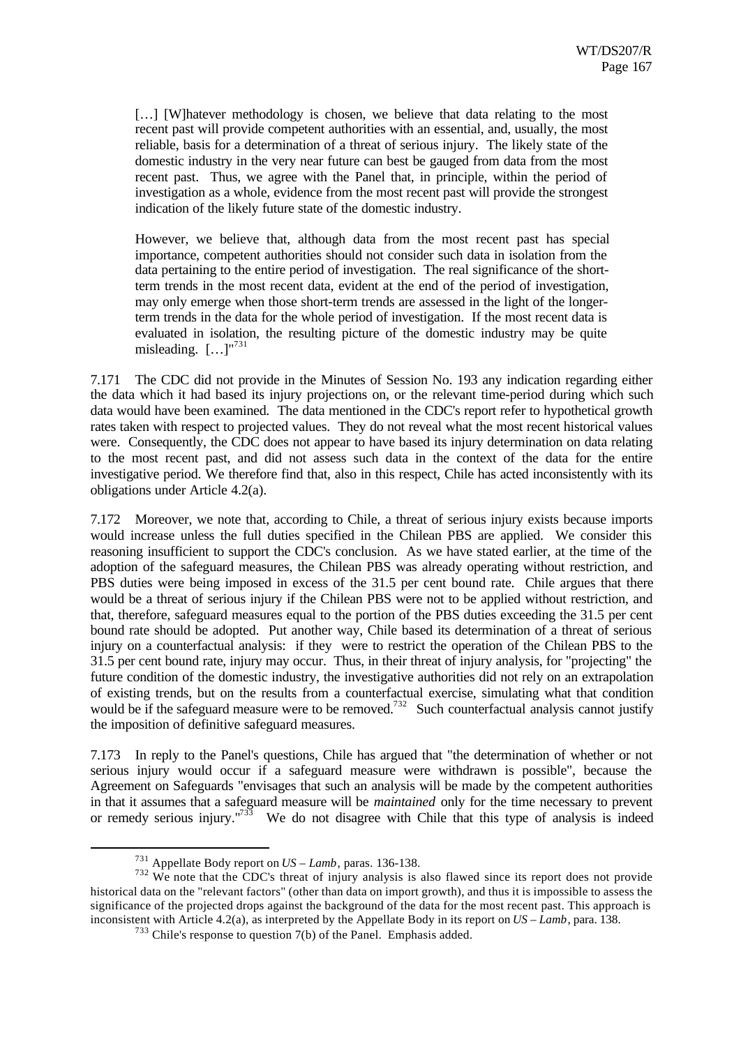> […] [W]hatever methodology is chosen, we believe that data relating to the most recent past will provide competent authorities with an essential, and, usually, the most reliable, basis for a determination of a threat of serious injury. The likely state of the domestic industry in the very near future can best be gauged from data from the most recent past. Thus, we agree with the Panel that, in principle, within the period of investigation as a whole, evidence from the most recent past will provide the strongest indication of the likely future state of the domestic industry.
>
> However, we believe that, although data from the most recent past has special importance, competent authorities should not consider such data in isolation from the data pertaining to the entire period of investigation. The real significance of the short-term trends in the most recent data, evident at the end of the period of investigation, may only emerge when those short-term trends are assessed in the light of the longer-term trends in the data for the whole period of investigation. If the most recent data is evaluated in isolation, the resulting picture of the domestic industry may be quite misleading. […]"[731]

7.171 The CDC did not provide in the Minutes of Session No. 193 any indication regarding either the data which it had based its injury projections on, or the relevant time-period during which such data would have been examined. The data mentioned in the CDC's report refer to hypothetical growth rates taken with respect to projected values. They do not reveal what the most recent historical values were. Consequently, the CDC does not appear to have based its injury determination on data relating to the most recent past, and did not assess such data in the context of the data for the entire investigative period. We therefore find that, also in this respect, Chile has acted inconsistently with its obligations under Article 4.2(a).

7.172 Moreover, we note that, according to Chile, a threat of serious injury exists because imports would increase unless the full duties specified in the Chilean PBS are applied. We consider this reasoning insufficient to support the CDC's conclusion. As we have stated earlier, at the time of the adoption of the safeguard measures, the Chilean PBS was already operating without restriction, and PBS duties were being imposed in excess of the 31.5 per cent bound rate. Chile argues that there would be a threat of serious injury if the Chilean PBS were not to be applied without restriction, and that, therefore, safeguard measures equal to the portion of the PBS duties exceeding the 31.5 per cent bound rate should be adopted. Put another way, Chile based its determination of a threat of serious injury on a counterfactual analysis: if they were to restrict the operation of the Chilean PBS to the 31.5 per cent bound rate, injury may occur. Thus, in their threat of injury analysis, for "projecting" the future condition of the domestic industry, the investigative authorities did not rely on an extrapolation of existing trends, but on the results from a counterfactual exercise, simulating what that condition would be if the safeguard measure were to be removed.[732] Such counterfactual analysis cannot justify the imposition of definitive safeguard measures.

7.173 In reply to the Panel's questions, Chile has argued that "the determination of whether or not serious injury would occur if a safeguard measure were withdrawn is possible", because the Agreement on Safeguards "envisages that such an analysis will be made by the competent authorities in that it assumes that a safeguard measure will be *maintained* only for the time necessary to prevent or remedy serious injury."[733] We do not disagree with Chile that this type of analysis is indeed

---

[731] Appellate Body report on *US – Lamb*, paras. 136-138.

[732] We note that the CDC's threat of injury analysis is also flawed since its report does not provide historical data on the "relevant factors" (other than data on import growth), and thus it is impossible to assess the significance of the projected drops against the background of the data for the most recent past. This approach is inconsistent with Article 4.2(a), as interpreted by the Appellate Body in its report on *US – Lamb*, para. 138.

[733] Chile's response to question 7(b) of the Panel. Emphasis added.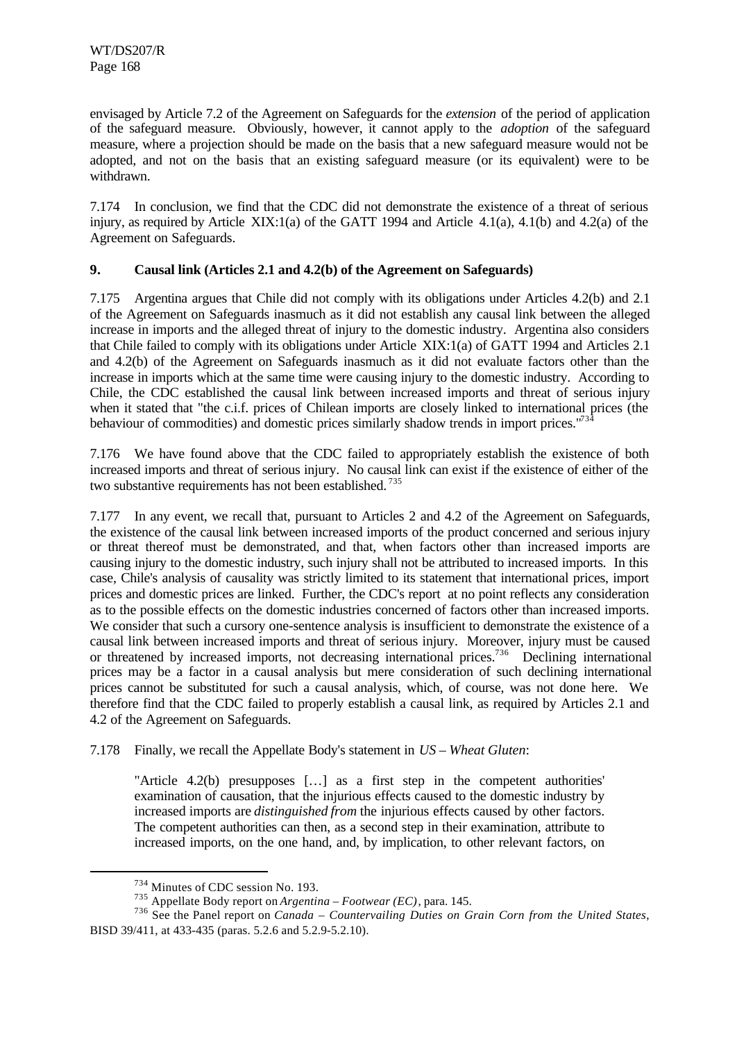envisaged by Article 7.2 of the Agreement on Safeguards for the *extension* of the period of application of the safeguard measure. Obviously, however, it cannot apply to the *adoption* of the safeguard measure, where a projection should be made on the basis that a new safeguard measure would not be adopted, and not on the basis that an existing safeguard measure (or its equivalent) were to be withdrawn.

7.174 In conclusion, we find that the CDC did not demonstrate the existence of a threat of serious injury, as required by Article XIX:1(a) of the GATT 1994 and Article 4.1(a), 4.1(b) and 4.2(a) of the Agreement on Safeguards.

## 9. Causal link (Articles 2.1 and 4.2(b) of the Agreement on Safeguards)

7.175 Argentina argues that Chile did not comply with its obligations under Articles 4.2(b) and 2.1 of the Agreement on Safeguards inasmuch as it did not establish any causal link between the alleged increase in imports and the alleged threat of injury to the domestic industry. Argentina also considers that Chile failed to comply with its obligations under Article XIX:1(a) of GATT 1994 and Articles 2.1 and 4.2(b) of the Agreement on Safeguards inasmuch as it did not evaluate factors other than the increase in imports which at the same time were causing injury to the domestic industry. According to Chile, the CDC established the causal link between increased imports and threat of serious injury when it stated that "the c.i.f. prices of Chilean imports are closely linked to international prices (the behaviour of commodities) and domestic prices similarly shadow trends in import prices."[734]

7.176 We have found above that the CDC failed to appropriately establish the existence of both increased imports and threat of serious injury. No causal link can exist if the existence of either of the two substantive requirements has not been established.[735]

7.177 In any event, we recall that, pursuant to Articles 2 and 4.2 of the Agreement on Safeguards, the existence of the causal link between increased imports of the product concerned and serious injury or threat thereof must be demonstrated, and that, when factors other than increased imports are causing injury to the domestic industry, such injury shall not be attributed to increased imports. In this case, Chile's analysis of causality was strictly limited to its statement that international prices, import prices and domestic prices are linked. Further, the CDC's report at no point reflects any consideration as to the possible effects on the domestic industries concerned of factors other than increased imports. We consider that such a cursory one-sentence analysis is insufficient to demonstrate the existence of a causal link between increased imports and threat of serious injury. Moreover, injury must be caused or threatened by increased imports, not decreasing international prices.[736] Declining international prices may be a factor in a causal analysis but mere consideration of such declining international prices cannot be substituted for such a causal analysis, which, of course, was not done here. We therefore find that the CDC failed to properly establish a causal link, as required by Articles 2.1 and 4.2 of the Agreement on Safeguards.

7.178 Finally, we recall the Appellate Body's statement in *US – Wheat Gluten*:

> "Article 4.2(b) presupposes […] as a first step in the competent authorities' examination of causation, that the injurious effects caused to the domestic industry by increased imports are *distinguished from* the injurious effects caused by other factors. The competent authorities can then, as a second step in their examination, attribute to increased imports, on the one hand, and, by implication, to other relevant factors, on

---

[734] Minutes of CDC session No. 193.

[735] Appellate Body report on *Argentina – Footwear (EC)*, para. 145.

[736] See the Panel report on *Canada – Countervailing Duties on Grain Corn from the United States*, BISD 39/411, at 433-435 (paras. 5.2.6 and 5.2.9-5.2.10).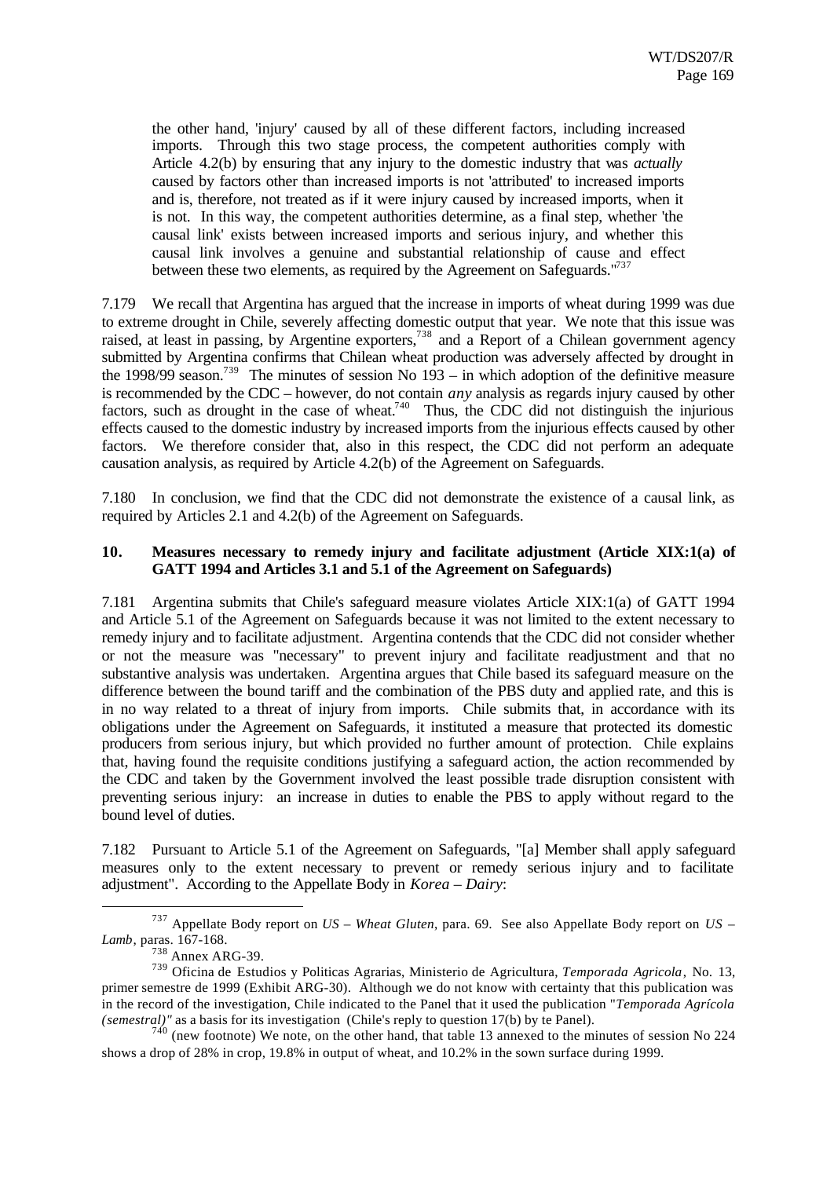the other hand, 'injury' caused by all of these different factors, including increased imports. Through this two stage process, the competent authorities comply with Article 4.2(b) by ensuring that any injury to the domestic industry that was *actually* caused by factors other than increased imports is not 'attributed' to increased imports and is, therefore, not treated as if it were injury caused by increased imports, when it is not. In this way, the competent authorities determine, as a final step, whether 'the causal link' exists between increased imports and serious injury, and whether this causal link involves a genuine and substantial relationship of cause and effect between these two elements, as required by the Agreement on Safeguards."[737]

7.179 We recall that Argentina has argued that the increase in imports of wheat during 1999 was due to extreme drought in Chile, severely affecting domestic output that year. We note that this issue was raised, at least in passing, by Argentine exporters,[738] and a Report of a Chilean government agency submitted by Argentina confirms that Chilean wheat production was adversely affected by drought in the 1998/99 season.[739] The minutes of session No 193 – in which adoption of the definitive measure is recommended by the CDC – however, do not contain *any* analysis as regards injury caused by other factors, such as drought in the case of wheat.[740] Thus, the CDC did not distinguish the injurious effects caused to the domestic industry by increased imports from the injurious effects caused by other factors. We therefore consider that, also in this respect, the CDC did not perform an adequate causation analysis, as required by Article 4.2(b) of the Agreement on Safeguards.

7.180 In conclusion, we find that the CDC did not demonstrate the existence of a causal link, as required by Articles 2.1 and 4.2(b) of the Agreement on Safeguards.

## 10. Measures necessary to remedy injury and facilitate adjustment (Article XIX:1(a) of GATT 1994 and Articles 3.1 and 5.1 of the Agreement on Safeguards)

7.181 Argentina submits that Chile's safeguard measure violates Article XIX:1(a) of GATT 1994 and Article 5.1 of the Agreement on Safeguards because it was not limited to the extent necessary to remedy injury and to facilitate adjustment. Argentina contends that the CDC did not consider whether or not the measure was "necessary" to prevent injury and facilitate readjustment and that no substantive analysis was undertaken. Argentina argues that Chile based its safeguard measure on the difference between the bound tariff and the combination of the PBS duty and applied rate, and this is in no way related to a threat of injury from imports. Chile submits that, in accordance with its obligations under the Agreement on Safeguards, it instituted a measure that protected its domestic producers from serious injury, but which provided no further amount of protection. Chile explains that, having found the requisite conditions justifying a safeguard action, the action recommended by the CDC and taken by the Government involved the least possible trade disruption consistent with preventing serious injury: an increase in duties to enable the PBS to apply without regard to the bound level of duties.

7.182 Pursuant to Article 5.1 of the Agreement on Safeguards, "[a] Member shall apply safeguard measures only to the extent necessary to prevent or remedy serious injury and to facilitate adjustment". According to the Appellate Body in *Korea – Dairy*:

---

[737] Appellate Body report on *US – Wheat Gluten*, para. 69. See also Appellate Body report on *US – Lamb*, paras. 167-168.

[738] Annex ARG-39.

[739] Oficina de Estudios y Politicas Agrarias, Ministerio de Agricultura, *Temporada Agricola*, No. 13, primer semestre de 1999 (Exhibit ARG-30). Although we do not know with certainty that this publication was in the record of the investigation, Chile indicated to the Panel that it used the publication "*Temporada Agrícola (semestral)*" as a basis for its investigation (Chile's reply to question 17(b) by te Panel).

[740] (new footnote) We note, on the other hand, that table 13 annexed to the minutes of session No 224 shows a drop of 28% in crop, 19.8% in output of wheat, and 10.2% in the sown surface during 1999.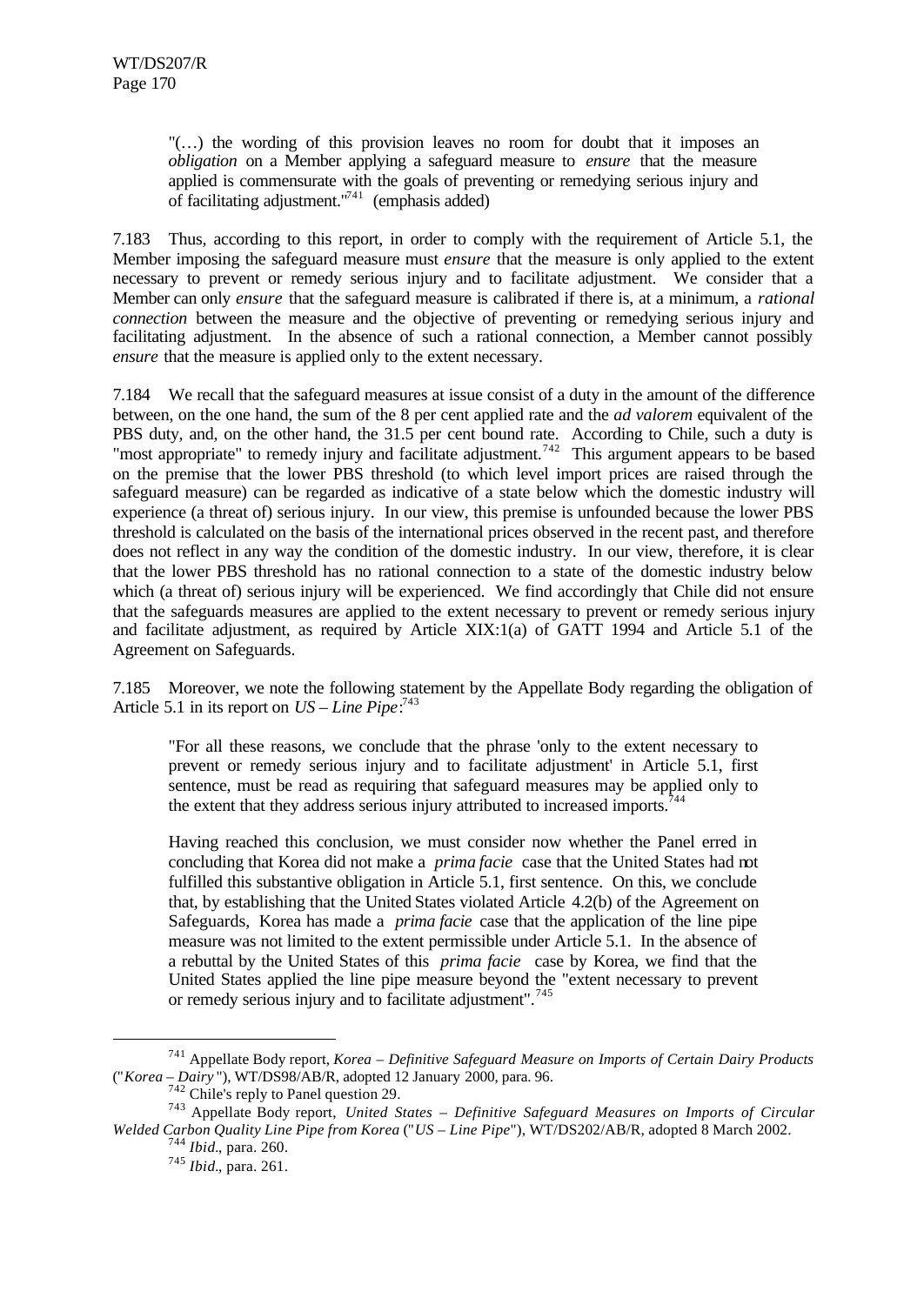"(…) the wording of this provision leaves no room for doubt that it imposes an *obligation* on a Member applying a safeguard measure to *ensure* that the measure applied is commensurate with the goals of preventing or remedying serious injury and of facilitating adjustment."[741] (emphasis added)

7.183 Thus, according to this report, in order to comply with the requirement of Article 5.1, the Member imposing the safeguard measure must *ensure* that the measure is only applied to the extent necessary to prevent or remedy serious injury and to facilitate adjustment. We consider that a Member can only *ensure* that the safeguard measure is calibrated if there is, at a minimum, a *rational connection* between the measure and the objective of preventing or remedying serious injury and facilitating adjustment. In the absence of such a rational connection, a Member cannot possibly *ensure* that the measure is applied only to the extent necessary.

7.184 We recall that the safeguard measures at issue consist of a duty in the amount of the difference between, on the one hand, the sum of the 8 per cent applied rate and the *ad valorem* equivalent of the PBS duty, and, on the other hand, the 31.5 per cent bound rate. According to Chile, such a duty is "most appropriate" to remedy injury and facilitate adjustment.[742] This argument appears to be based on the premise that the lower PBS threshold (to which level import prices are raised through the safeguard measure) can be regarded as indicative of a state below which the domestic industry will experience (a threat of) serious injury. In our view, this premise is unfounded because the lower PBS threshold is calculated on the basis of the international prices observed in the recent past, and therefore does not reflect in any way the condition of the domestic industry. In our view, therefore, it is clear that the lower PBS threshold has no rational connection to a state of the domestic industry below which (a threat of) serious injury will be experienced. We find accordingly that Chile did not ensure that the safeguards measures are applied to the extent necessary to prevent or remedy serious injury and facilitate adjustment, as required by Article XIX:1(a) of GATT 1994 and Article 5.1 of the Agreement on Safeguards.

7.185 Moreover, we note the following statement by the Appellate Body regarding the obligation of Article 5.1 in its report on *US – Line Pipe*:[743]

"For all these reasons, we conclude that the phrase 'only to the extent necessary to prevent or remedy serious injury and to facilitate adjustment' in Article 5.1, first sentence, must be read as requiring that safeguard measures may be applied only to the extent that they address serious injury attributed to increased imports.[744]

Having reached this conclusion, we must consider now whether the Panel erred in concluding that Korea did not make a *prima facie* case that the United States had not fulfilled this substantive obligation in Article 5.1, first sentence. On this, we conclude that, by establishing that the United States violated Article 4.2(b) of the Agreement on Safeguards, Korea has made a *prima facie* case that the application of the line pipe measure was not limited to the extent permissible under Article 5.1. In the absence of a rebuttal by the United States of this *prima facie* case by Korea, we find that the United States applied the line pipe measure beyond the "extent necessary to prevent or remedy serious injury and to facilitate adjustment".[745]

---

[741] Appellate Body report, *Korea – Definitive Safeguard Measure on Imports of Certain Dairy Products* ("*Korea – Dairy*"), WT/DS98/AB/R, adopted 12 January 2000, para. 96.

[742] Chile's reply to Panel question 29.

[743] Appellate Body report, *United States – Definitive Safeguard Measures on Imports of Circular Welded Carbon Quality Line Pipe from Korea* ("*US – Line Pipe*"), WT/DS202/AB/R, adopted 8 March 2002.

[744] *Ibid*., para. 260.

[745] *Ibid*., para. 261.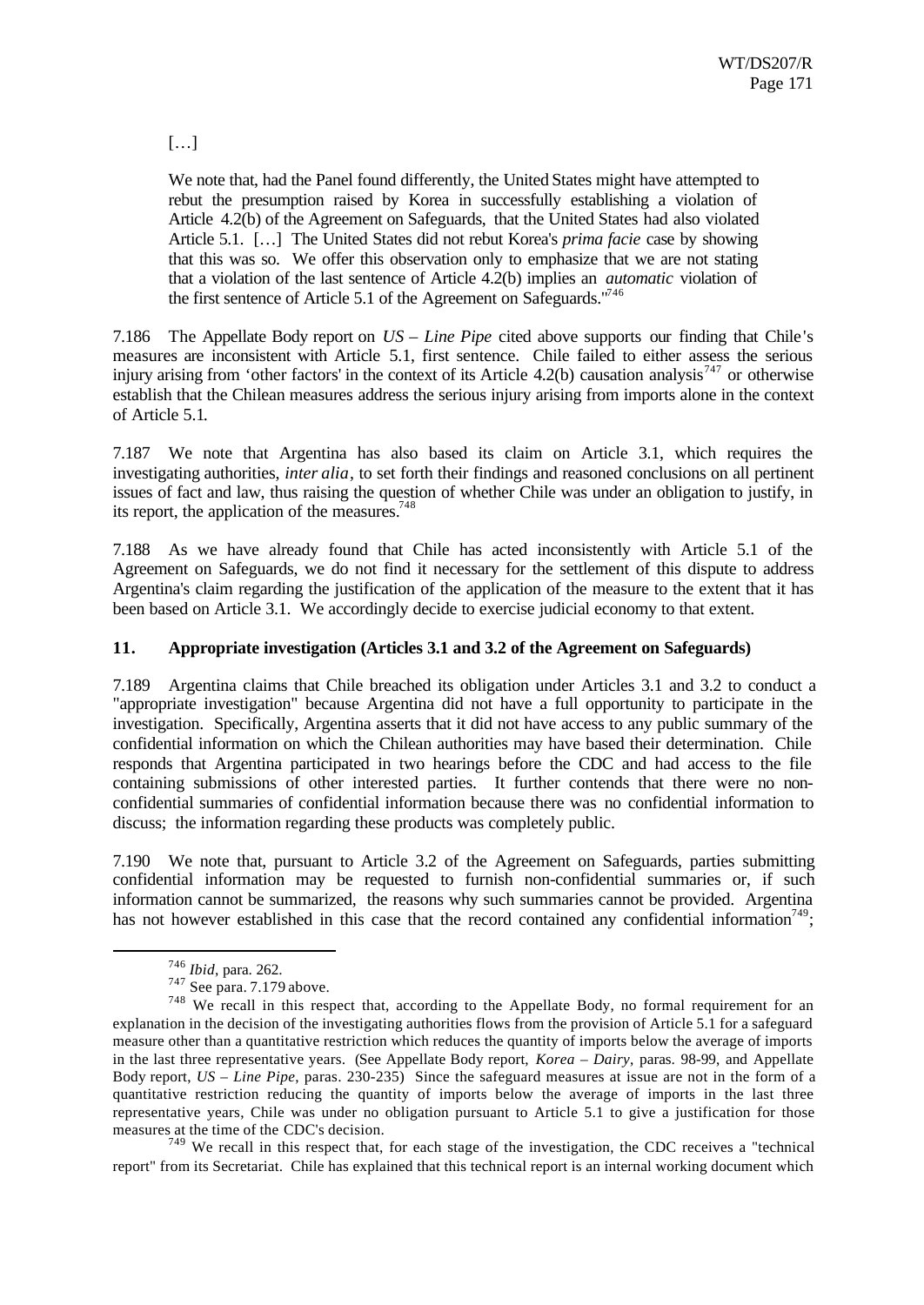[…]

> We note that, had the Panel found differently, the United States might have attempted to rebut the presumption raised by Korea in successfully establishing a violation of Article 4.2(b) of the Agreement on Safeguards, that the United States had also violated Article 5.1. […] The United States did not rebut Korea's *prima facie* case by showing that this was so. We offer this observation only to emphasize that we are not stating that a violation of the last sentence of Article 4.2(b) implies an *automatic* violation of the first sentence of Article 5.1 of the Agreement on Safeguards."[746]

7.186 The Appellate Body report on *US – Line Pipe* cited above supports our finding that Chile's measures are inconsistent with Article 5.1, first sentence. Chile failed to either assess the serious injury arising from 'other factors' in the context of its Article 4.2(b) causation analysis[747] or otherwise establish that the Chilean measures address the serious injury arising from imports alone in the context of Article 5.1.

7.187 We note that Argentina has also based its claim on Article 3.1, which requires the investigating authorities, *inter alia*, to set forth their findings and reasoned conclusions on all pertinent issues of fact and law, thus raising the question of whether Chile was under an obligation to justify, in its report, the application of the measures.[748]

7.188 As we have already found that Chile has acted inconsistently with Article 5.1 of the Agreement on Safeguards, we do not find it necessary for the settlement of this dispute to address Argentina's claim regarding the justification of the application of the measure to the extent that it has been based on Article 3.1. We accordingly decide to exercise judicial economy to that extent.

### 11. Appropriate investigation (Articles 3.1 and 3.2 of the Agreement on Safeguards)

7.189 Argentina claims that Chile breached its obligation under Articles 3.1 and 3.2 to conduct a "appropriate investigation" because Argentina did not have a full opportunity to participate in the investigation. Specifically, Argentina asserts that it did not have access to any public summary of the confidential information on which the Chilean authorities may have based their determination. Chile responds that Argentina participated in two hearings before the CDC and had access to the file containing submissions of other interested parties. It further contends that there were no non-confidential summaries of confidential information because there was no confidential information to discuss; the information regarding these products was completely public.

7.190 We note that, pursuant to Article 3.2 of the Agreement on Safeguards, parties submitting confidential information may be requested to furnish non-confidential summaries or, if such information cannot be summarized, the reasons why such summaries cannot be provided. Argentina has not however established in this case that the record contained any confidential information[749];

---

[746] *Ibid*, para. 262.

[747] See para. 7.179 above.

[748] We recall in this respect that, according to the Appellate Body, no formal requirement for an explanation in the decision of the investigating authorities flows from the provision of Article 5.1 for a safeguard measure other than a quantitative restriction which reduces the quantity of imports below the average of imports in the last three representative years. (See Appellate Body report, *Korea – Dairy*, paras. 98-99, and Appellate Body report, *US – Line Pipe*, paras. 230-235) Since the safeguard measures at issue are not in the form of a quantitative restriction reducing the quantity of imports below the average of imports in the last three representative years, Chile was under no obligation pursuant to Article 5.1 to give a justification for those measures at the time of the CDC's decision.

[749] We recall in this respect that, for each stage of the investigation, the CDC receives a "technical report" from its Secretariat. Chile has explained that this technical report is an internal working document which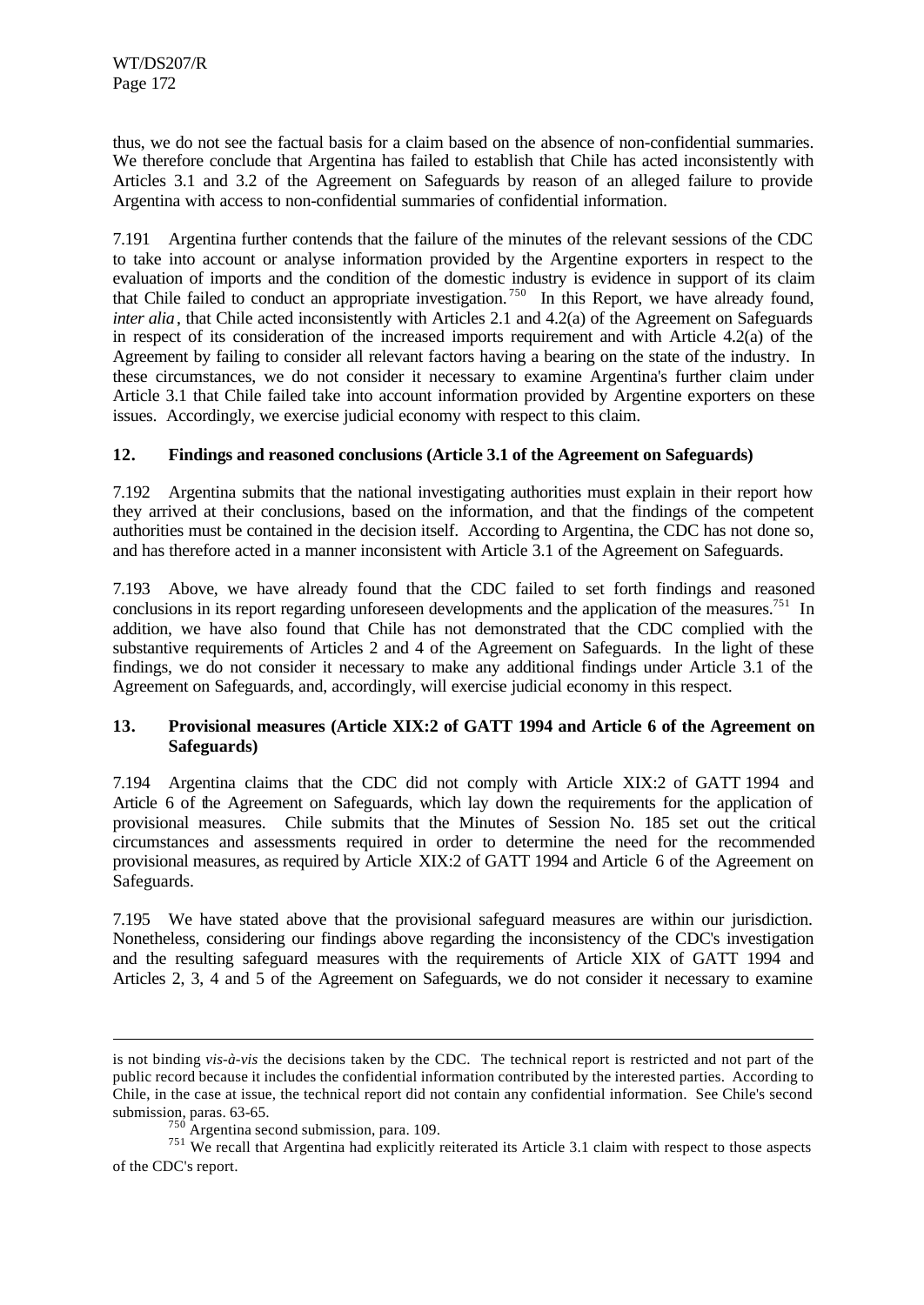thus, we do not see the factual basis for a claim based on the absence of non-confidential summaries. We therefore conclude that Argentina has failed to establish that Chile has acted inconsistently with Articles 3.1 and 3.2 of the Agreement on Safeguards by reason of an alleged failure to provide Argentina with access to non-confidential summaries of confidential information.

7.191 Argentina further contends that the failure of the minutes of the relevant sessions of the CDC to take into account or analyse information provided by the Argentine exporters in respect to the evaluation of imports and the condition of the domestic industry is evidence in support of its claim that Chile failed to conduct an appropriate investigation.[750] In this Report, we have already found, *inter alia*, that Chile acted inconsistently with Articles 2.1 and 4.2(a) of the Agreement on Safeguards in respect of its consideration of the increased imports requirement and with Article 4.2(a) of the Agreement by failing to consider all relevant factors having a bearing on the state of the industry. In these circumstances, we do not consider it necessary to examine Argentina's further claim under Article 3.1 that Chile failed take into account information provided by Argentine exporters on these issues. Accordingly, we exercise judicial economy with respect to this claim.

### 12. Findings and reasoned conclusions (Article 3.1 of the Agreement on Safeguards)

7.192 Argentina submits that the national investigating authorities must explain in their report how they arrived at their conclusions, based on the information, and that the findings of the competent authorities must be contained in the decision itself. According to Argentina, the CDC has not done so, and has therefore acted in a manner inconsistent with Article 3.1 of the Agreement on Safeguards.

7.193 Above, we have already found that the CDC failed to set forth findings and reasoned conclusions in its report regarding unforeseen developments and the application of the measures.[751] In addition, we have also found that Chile has not demonstrated that the CDC complied with the substantive requirements of Articles 2 and 4 of the Agreement on Safeguards. In the light of these findings, we do not consider it necessary to make any additional findings under Article 3.1 of the Agreement on Safeguards, and, accordingly, will exercise judicial economy in this respect.

### 13. Provisional measures (Article XIX:2 of GATT 1994 and Article 6 of the Agreement on Safeguards)

7.194 Argentina claims that the CDC did not comply with Article XIX:2 of GATT 1994 and Article 6 of the Agreement on Safeguards, which lay down the requirements for the application of provisional measures. Chile submits that the Minutes of Session No. 185 set out the critical circumstances and assessments required in order to determine the need for the recommended provisional measures, as required by Article XIX:2 of GATT 1994 and Article 6 of the Agreement on Safeguards.

7.195 We have stated above that the provisional safeguard measures are within our jurisdiction. Nonetheless, considering our findings above regarding the inconsistency of the CDC's investigation and the resulting safeguard measures with the requirements of Article XIX of GATT 1994 and Articles 2, 3, 4 and 5 of the Agreement on Safeguards, we do not consider it necessary to examine

---

is not binding *vis-à-vis* the decisions taken by the CDC. The technical report is restricted and not part of the public record because it includes the confidential information contributed by the interested parties. According to Chile, in the case at issue, the technical report did not contain any confidential information. See Chile's second submission, paras. 63-65.

[750] Argentina second submission, para. 109.

[751] We recall that Argentina had explicitly reiterated its Article 3.1 claim with respect to those aspects of the CDC's report.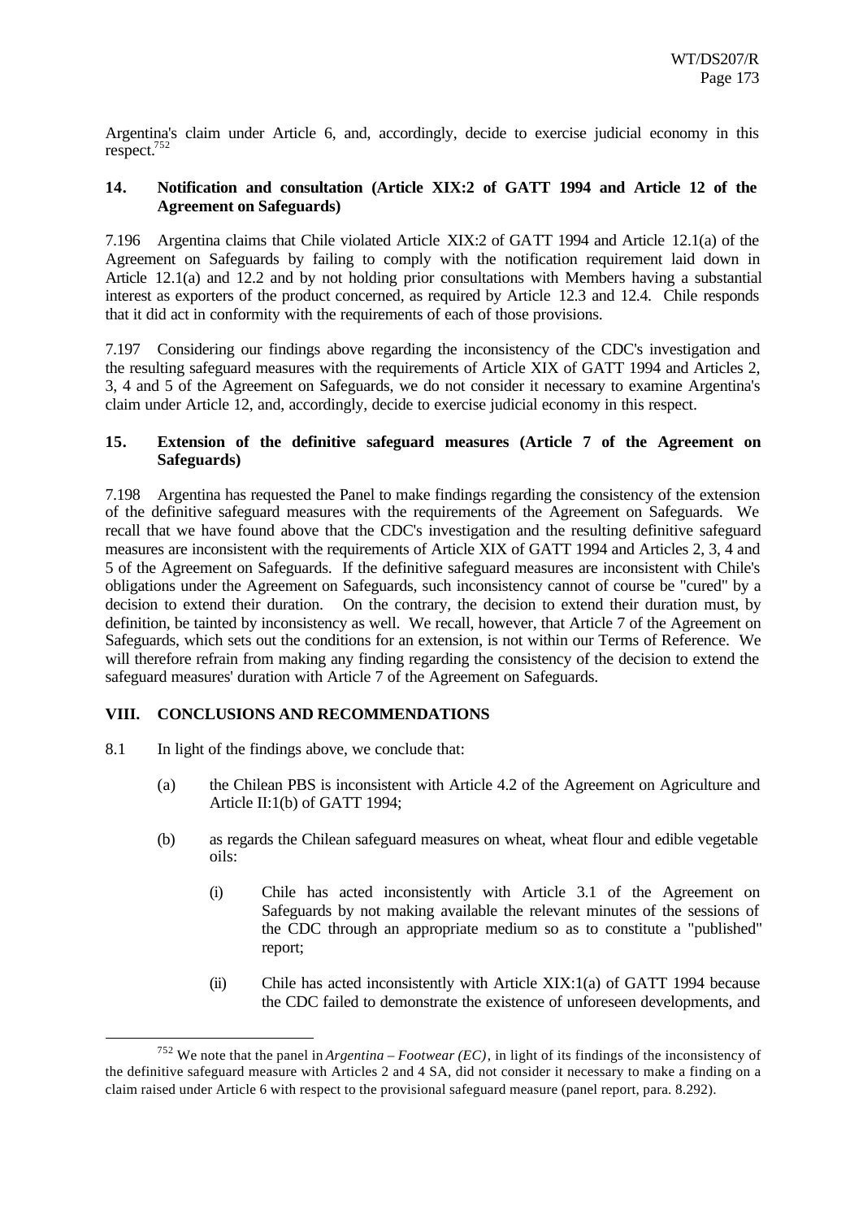Argentina's claim under Article 6, and, accordingly, decide to exercise judicial economy in this respect.[752]

### 14. Notification and consultation (Article XIX:2 of GATT 1994 and Article 12 of the Agreement on Safeguards)

7.196 Argentina claims that Chile violated Article XIX:2 of GATT 1994 and Article 12.1(a) of the Agreement on Safeguards by failing to comply with the notification requirement laid down in Article 12.1(a) and 12.2 and by not holding prior consultations with Members having a substantial interest as exporters of the product concerned, as required by Article 12.3 and 12.4. Chile responds that it did act in conformity with the requirements of each of those provisions.

7.197 Considering our findings above regarding the inconsistency of the CDC's investigation and the resulting safeguard measures with the requirements of Article XIX of GATT 1994 and Articles 2, 3, 4 and 5 of the Agreement on Safeguards, we do not consider it necessary to examine Argentina's claim under Article 12, and, accordingly, decide to exercise judicial economy in this respect.

### 15. Extension of the definitive safeguard measures (Article 7 of the Agreement on Safeguards)

7.198 Argentina has requested the Panel to make findings regarding the consistency of the extension of the definitive safeguard measures with the requirements of the Agreement on Safeguards. We recall that we have found above that the CDC's investigation and the resulting definitive safeguard measures are inconsistent with the requirements of Article XIX of GATT 1994 and Articles 2, 3, 4 and 5 of the Agreement on Safeguards. If the definitive safeguard measures are inconsistent with Chile's obligations under the Agreement on Safeguards, such inconsistency cannot of course be "cured" by a decision to extend their duration. On the contrary, the decision to extend their duration must, by definition, be tainted by inconsistency as well. We recall, however, that Article 7 of the Agreement on Safeguards, which sets out the conditions for an extension, is not within our Terms of Reference. We will therefore refrain from making any finding regarding the consistency of the decision to extend the safeguard measures' duration with Article 7 of the Agreement on Safeguards.

## VIII. CONCLUSIONS AND RECOMMENDATIONS

8.1 In light of the findings above, we conclude that:

(a) the Chilean PBS is inconsistent with Article 4.2 of the Agreement on Agriculture and Article II:1(b) of GATT 1994;

(b) as regards the Chilean safeguard measures on wheat, wheat flour and edible vegetable oils:

(i) Chile has acted inconsistently with Article 3.1 of the Agreement on Safeguards by not making available the relevant minutes of the sessions of the CDC through an appropriate medium so as to constitute a "published" report;

(ii) Chile has acted inconsistently with Article XIX:1(a) of GATT 1994 because the CDC failed to demonstrate the existence of unforeseen developments, and

---

[752] We note that the panel in *Argentina – Footwear (EC)*, in light of its findings of the inconsistency of the definitive safeguard measure with Articles 2 and 4 SA, did not consider it necessary to make a finding on a claim raised under Article 6 with respect to the provisional safeguard measure (panel report, para. 8.292).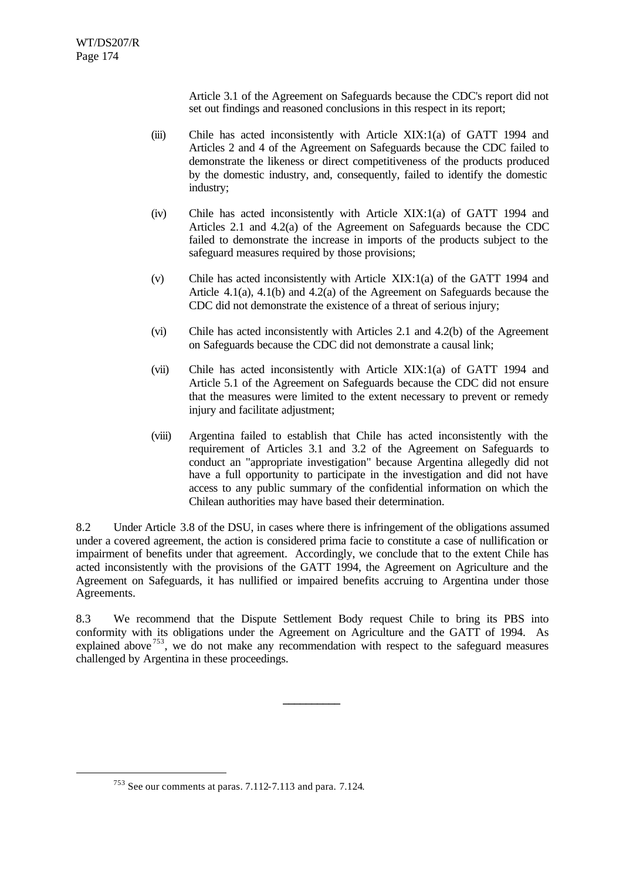Article 3.1 of the Agreement on Safeguards because the CDC's report did not set out findings and reasoned conclusions in this respect in its report;

(iii) Chile has acted inconsistently with Article XIX:1(a) of GATT 1994 and Articles 2 and 4 of the Agreement on Safeguards because the CDC failed to demonstrate the likeness or direct competitiveness of the products produced by the domestic industry, and, consequently, failed to identify the domestic industry;

(iv) Chile has acted inconsistently with Article XIX:1(a) of GATT 1994 and Articles 2.1 and 4.2(a) of the Agreement on Safeguards because the CDC failed to demonstrate the increase in imports of the products subject to the safeguard measures required by those provisions;

(v) Chile has acted inconsistently with Article XIX:1(a) of the GATT 1994 and Article 4.1(a), 4.1(b) and 4.2(a) of the Agreement on Safeguards because the CDC did not demonstrate the existence of a threat of serious injury;

(vi) Chile has acted inconsistently with Articles 2.1 and 4.2(b) of the Agreement on Safeguards because the CDC did not demonstrate a causal link;

(vii) Chile has acted inconsistently with Article XIX:1(a) of GATT 1994 and Article 5.1 of the Agreement on Safeguards because the CDC did not ensure that the measures were limited to the extent necessary to prevent or remedy injury and facilitate adjustment;

(viii) Argentina failed to establish that Chile has acted inconsistently with the requirement of Articles 3.1 and 3.2 of the Agreement on Safeguards to conduct an "appropriate investigation" because Argentina allegedly did not have a full opportunity to participate in the investigation and did not have access to any public summary of the confidential information on which the Chilean authorities may have based their determination.

8.2 Under Article 3.8 of the DSU, in cases where there is infringement of the obligations assumed under a covered agreement, the action is considered prima facie to constitute a case of nullification or impairment of benefits under that agreement. Accordingly, we conclude that to the extent Chile has acted inconsistently with the provisions of the GATT 1994, the Agreement on Agriculture and the Agreement on Safeguards, it has nullified or impaired benefits accruing to Argentina under those Agreements.

8.3 We recommend that the Dispute Settlement Body request Chile to bring its PBS into conformity with its obligations under the Agreement on Agriculture and the GATT of 1994. As explained above[753], we do not make any recommendation with respect to the safeguard measures challenged by Argentina in these proceedings.

---

[753] See our comments at paras. 7.112-7.113 and para. 7.124.